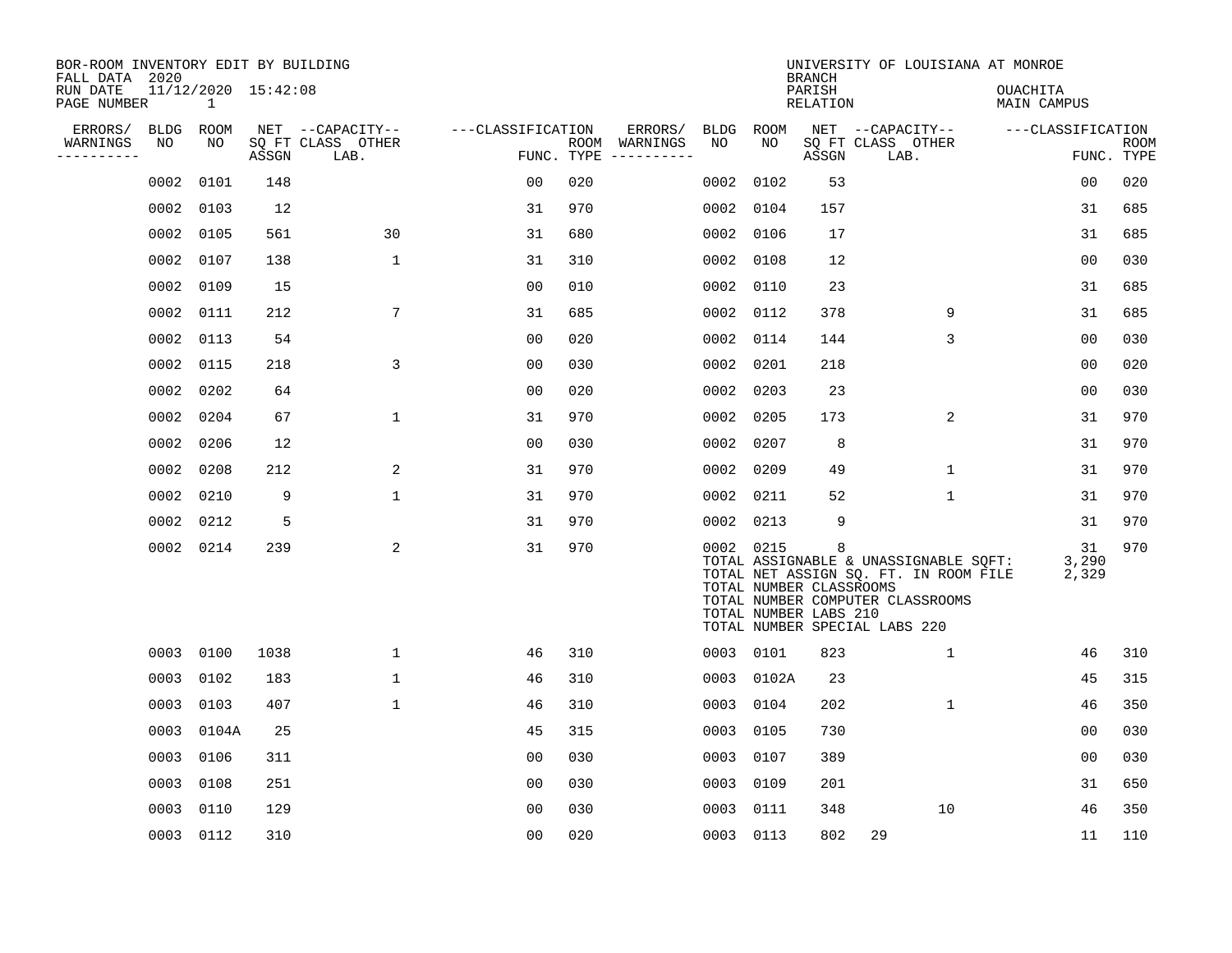BOR-ROOM INVENTORY EDIT BY BUILDING
FALL DATA 2020
RUN DATE 11/12/2020 15:42:08
PAGE NUMBER 1

UNIVERSITY OF LOUISIANA AT MONROE
BRANCH
PARISH OUACHITA
RELATION MAIN CAMPUS

| ERRORS/ WARNINGS | BLDG NO | ROOM NO | NET SQ FT ASSGN | CAPACITY CLASS | CAPACITY OTHER LAB. | CLASSIFICATION FUNC. | ROOM TYPE | ERRORS/ WARNINGS | BLDG NO | ROOM NO | NET SQ FT ASSGN | CAPACITY CLASS | CAPACITY OTHER LAB. | CLASSIFICATION FUNC. | ROOM TYPE |
|---|---|---|---|---|---|---|---|---|---|---|---|---|---|---|---|
| | 0002 | 0101 | 148 | | | 00 | 020 | | 0002 | 0102 | 53 | | | 00 | 020 |
| | 0002 | 0103 | 12 | | | 31 | 970 | | 0002 | 0104 | 157 | | | 31 | 685 |
| | 0002 | 0105 | 561 | | 30 | 31 | 680 | | 0002 | 0106 | 17 | | | 31 | 685 |
| | 0002 | 0107 | 138 | | 1 | 31 | 310 | | 0002 | 0108 | 12 | | | 00 | 030 |
| | 0002 | 0109 | 15 | | | 00 | 010 | | 0002 | 0110 | 23 | | | 31 | 685 |
| | 0002 | 0111 | 212 | | 7 | 31 | 685 | | 0002 | 0112 | 378 | | 9 | 31 | 685 |
| | 0002 | 0113 | 54 | | | 00 | 020 | | 0002 | 0114 | 144 | | 3 | 00 | 030 |
| | 0002 | 0115 | 218 | | 3 | 00 | 030 | | 0002 | 0201 | 218 | | | 00 | 020 |
| | 0002 | 0202 | 64 | | | 00 | 020 | | 0002 | 0203 | 23 | | | 00 | 030 |
| | 0002 | 0204 | 67 | | 1 | 31 | 970 | | 0002 | 0205 | 173 | | 2 | 31 | 970 |
| | 0002 | 0206 | 12 | | | 00 | 030 | | 0002 | 0207 | 8 | | | 31 | 970 |
| | 0002 | 0208 | 212 | | 2 | 31 | 970 | | 0002 | 0209 | 49 | | 1 | 31 | 970 |
| | 0002 | 0210 | 9 | | 1 | 31 | 970 | | 0002 | 0211 | 52 | | 1 | 31 | 970 |
| | 0002 | 0212 | 5 | | | 31 | 970 | | 0002 | 0213 | 9 | | | 31 | 970 |
| | 0002 | 0214 | 239 | | 2 | 31 | 970 | | 0002 | 0215 | 8 | | | 31 | 970 |
| | | | | | | | | | TOTAL ASSIGNABLE & UNASSIGNABLE SQFT: | | | | | 3,290 | |
| | | | | | | | | | TOTAL NET ASSIGN SQ. FT. IN ROOM FILE | | | | | 2,329 | |
| | | | | | | | | | TOTAL NUMBER CLASSROOMS | | | | | | |
| | | | | | | | | | TOTAL NUMBER COMPUTER CLASSROOMS | | | | | | |
| | | | | | | | | | TOTAL NUMBER LABS 210 | | | | | | |
| | | | | | | | | | TOTAL NUMBER SPECIAL LABS 220 | | | | | | |
| | 0003 | 0100 | 1038 | | 1 | 46 | 310 | | 0003 | 0101 | 823 | | 1 | 46 | 310 |
| | 0003 | 0102 | 183 | | 1 | 46 | 310 | | 0003 | 0102A | 23 | | | 45 | 315 |
| | 0003 | 0103 | 407 | | 1 | 46 | 310 | | 0003 | 0104 | 202 | | 1 | 46 | 350 |
| | 0003 | 0104A | 25 | | | 45 | 315 | | 0003 | 0105 | 730 | | | 00 | 030 |
| | 0003 | 0106 | 311 | | | 00 | 030 | | 0003 | 0107 | 389 | | | 00 | 030 |
| | 0003 | 0108 | 251 | | | 00 | 030 | | 0003 | 0109 | 201 | | | 31 | 650 |
| | 0003 | 0110 | 129 | | | 00 | 030 | | 0003 | 0111 | 348 | | 10 | 46 | 350 |
| | 0003 | 0112 | 310 | | | 00 | 020 | | 0003 | 0113 | 802 | 29 | | 11 | 110 |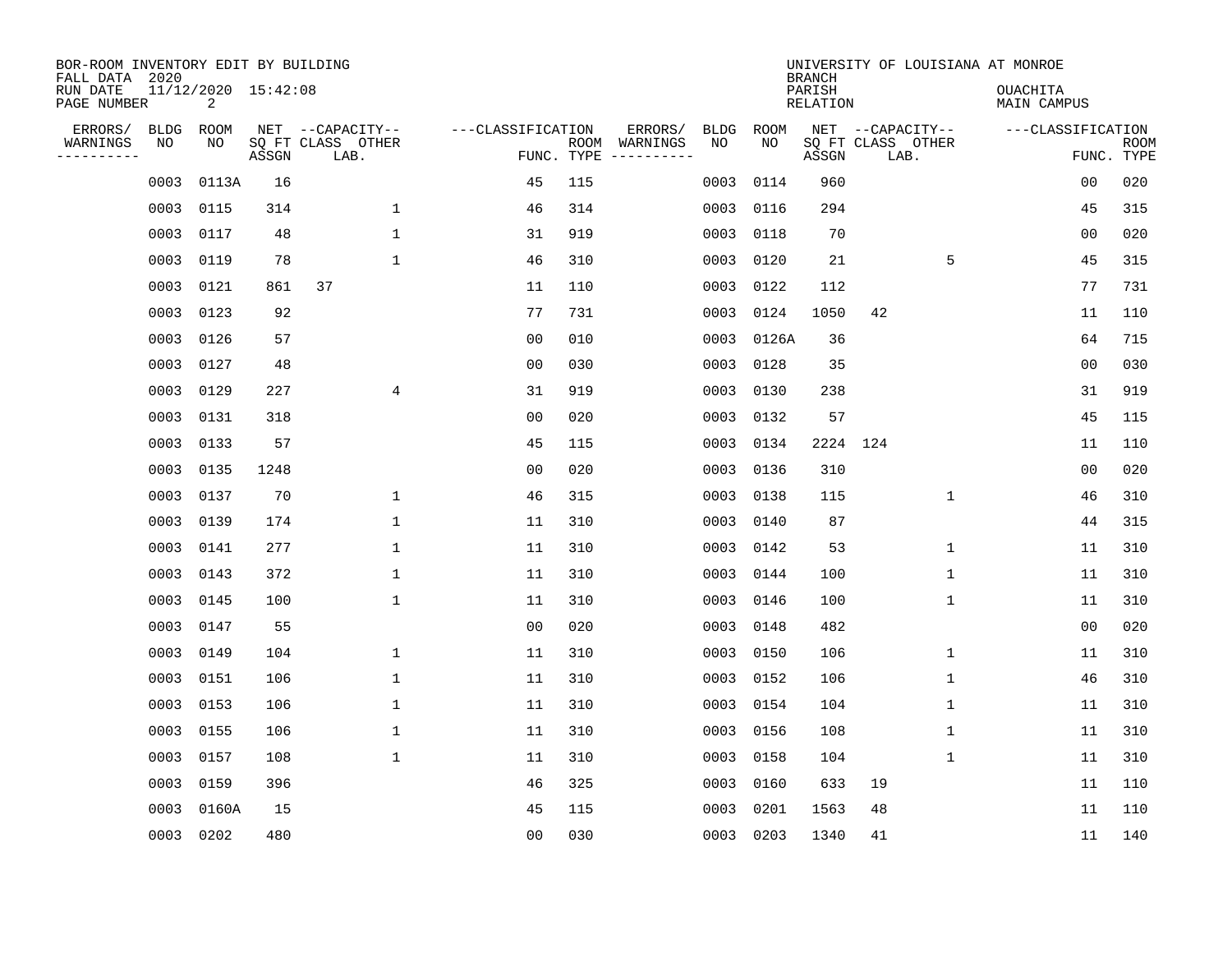BOR-ROOM INVENTORY EDIT BY BUILDING
FALL DATA 2020
RUN DATE 11/12/2020 15:42:08
PAGE NUMBER 2

UNIVERSITY OF LOUISIANA AT MONROE
BRANCH
PARISH OUACHITA
RELATION MAIN CAMPUS

| ERRORS/ WARNINGS | BLDG NO | ROOM NO | NET SQ FT ASSGN | CAPACITY CLASS LAB. | CAPACITY OTHER | CLASSIFICATION FUNC. | ROOM TYPE | ERRORS/ WARNINGS | BLDG NO | ROOM NO | NET SQ FT ASSGN | CAPACITY CLASS LAB. | CAPACITY OTHER | CLASSIFICATION FUNC. | ROOM TYPE |
|---|---|---|---|---|---|---|---|---|---|---|---|---|---|---|---|
| | 0003 | 0113A | 16 | | | 45 | 115 | | 0003 | 0114 | 960 | | | 00 | 020 |
| | 0003 | 0115 | 314 | | 1 | 46 | 314 | | 0003 | 0116 | 294 | | | 45 | 315 |
| | 0003 | 0117 | 48 | | 1 | 31 | 919 | | 0003 | 0118 | 70 | | | 00 | 020 |
| | 0003 | 0119 | 78 | | 1 | 46 | 310 | | 0003 | 0120 | 21 | | 5 | 45 | 315 |
| | 0003 | 0121 | 861 | 37 | | 11 | 110 | | 0003 | 0122 | 112 | | | 77 | 731 |
| | 0003 | 0123 | 92 | | | 77 | 731 | | 0003 | 0124 | 1050 | 42 | | 11 | 110 |
| | 0003 | 0126 | 57 | | | 00 | 010 | | 0003 | 0126A | 36 | | | 64 | 715 |
| | 0003 | 0127 | 48 | | | 00 | 030 | | 0003 | 0128 | 35 | | | 00 | 030 |
| | 0003 | 0129 | 227 | | 4 | 31 | 919 | | 0003 | 0130 | 238 | | | 31 | 919 |
| | 0003 | 0131 | 318 | | | 00 | 020 | | 0003 | 0132 | 57 | | | 45 | 115 |
| | 0003 | 0133 | 57 | | | 45 | 115 | | 0003 | 0134 | 2224 | 124 | | 11 | 110 |
| | 0003 | 0135 | 1248 | | | 00 | 020 | | 0003 | 0136 | 310 | | | 00 | 020 |
| | 0003 | 0137 | 70 | | 1 | 46 | 315 | | 0003 | 0138 | 115 | | 1 | 46 | 310 |
| | 0003 | 0139 | 174 | | 1 | 11 | 310 | | 0003 | 0140 | 87 | | | 44 | 315 |
| | 0003 | 0141 | 277 | | 1 | 11 | 310 | | 0003 | 0142 | 53 | | 1 | 11 | 310 |
| | 0003 | 0143 | 372 | | 1 | 11 | 310 | | 0003 | 0144 | 100 | | 1 | 11 | 310 |
| | 0003 | 0145 | 100 | | 1 | 11 | 310 | | 0003 | 0146 | 100 | | 1 | 11 | 310 |
| | 0003 | 0147 | 55 | | | 00 | 020 | | 0003 | 0148 | 482 | | | 00 | 020 |
| | 0003 | 0149 | 104 | | 1 | 11 | 310 | | 0003 | 0150 | 106 | | 1 | 11 | 310 |
| | 0003 | 0151 | 106 | | 1 | 11 | 310 | | 0003 | 0152 | 106 | | 1 | 46 | 310 |
| | 0003 | 0153 | 106 | | 1 | 11 | 310 | | 0003 | 0154 | 104 | | 1 | 11 | 310 |
| | 0003 | 0155 | 106 | | 1 | 11 | 310 | | 0003 | 0156 | 108 | | 1 | 11 | 310 |
| | 0003 | 0157 | 108 | | 1 | 11 | 310 | | 0003 | 0158 | 104 | | 1 | 11 | 310 |
| | 0003 | 0159 | 396 | | | 46 | 325 | | 0003 | 0160 | 633 | 19 | | 11 | 110 |
| | 0003 | 0160A | 15 | | | 45 | 115 | | 0003 | 0201 | 1563 | 48 | | 11 | 110 |
| | 0003 | 0202 | 480 | | | 00 | 030 | | 0003 | 0203 | 1340 | 41 | | 11 | 140 |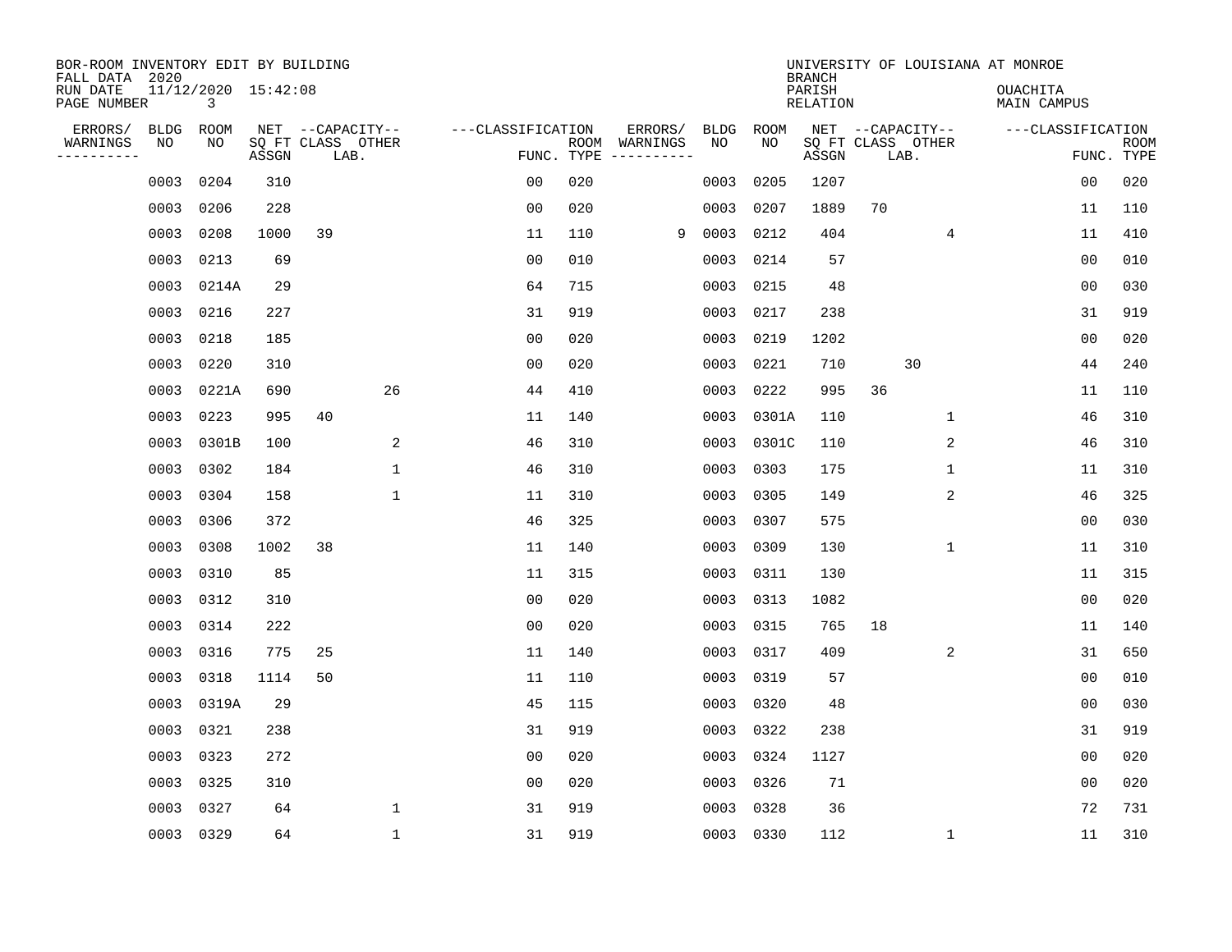BOR-ROOM INVENTORY EDIT BY BUILDING
FALL DATA 2020
RUN DATE 11/12/2020 15:42:08

UNIVERSITY OF LOUISIANA AT MONROE
BRANCH
PARISH OUACHITA
RELATION MAIN CAMPUS

| ERRORS/ WARNINGS | BLDG NO | ROOM NO | NET SQ FT ASSGN | CAPACITY CLASS LAB. | CAPACITY OTHER | CLASSIFICATION FUNC. | ROOM TYPE | ERRORS/ WARNINGS | BLDG NO | ROOM NO | NET SQ FT ASSGN | CAPACITY CLASS LAB. | CAPACITY OTHER | CLASSIFICATION FUNC. | ROOM TYPE |
|---|---|---|---|---|---|---|---|---|---|---|---|---|---|---|---|
| | 0003 | 0204 | 310 | | | 00 | 020 | | 0003 | 0205 | 1207 | | | 00 | 020 |
| | 0003 | 0206 | 228 | | | 00 | 020 | | 0003 | 0207 | 1889 | 70 | | 11 | 110 |
| | 0003 | 0208 | 1000 | 39 | | 11 | 110 | 9 | 0003 | 0212 | 404 | | 4 | 11 | 410 |
| | 0003 | 0213 | 69 | | | 00 | 010 | | 0003 | 0214 | 57 | | | 00 | 010 |
| | 0003 | 0214A | 29 | | | 64 | 715 | | 0003 | 0215 | 48 | | | 00 | 030 |
| | 0003 | 0216 | 227 | | | 31 | 919 | | 0003 | 0217 | 238 | | | 31 | 919 |
| | 0003 | 0218 | 185 | | | 00 | 020 | | 0003 | 0219 | 1202 | | | 00 | 020 |
| | 0003 | 0220 | 310 | | | 00 | 020 | | 0003 | 0221 | 710 | 30 | | 44 | 240 |
| | 0003 | 0221A | 690 | | 26 | 44 | 410 | | 0003 | 0222 | 995 | 36 | | 11 | 110 |
| | 0003 | 0223 | 995 | 40 | | 11 | 140 | | 0003 | 0301A | 110 | | 1 | 46 | 310 |
| | 0003 | 0301B | 100 | | 2 | 46 | 310 | | 0003 | 0301C | 110 | | 2 | 46 | 310 |
| | 0003 | 0302 | 184 | | 1 | 46 | 310 | | 0003 | 0303 | 175 | | 1 | 11 | 310 |
| | 0003 | 0304 | 158 | | 1 | 11 | 310 | | 0003 | 0305 | 149 | | 2 | 46 | 325 |
| | 0003 | 0306 | 372 | | | 46 | 325 | | 0003 | 0307 | 575 | | | 00 | 030 |
| | 0003 | 0308 | 1002 | 38 | | 11 | 140 | | 0003 | 0309 | 130 | | 1 | 11 | 310 |
| | 0003 | 0310 | 85 | | | 11 | 315 | | 0003 | 0311 | 130 | | | 11 | 315 |
| | 0003 | 0312 | 310 | | | 00 | 020 | | 0003 | 0313 | 1082 | | | 00 | 020 |
| | 0003 | 0314 | 222 | | | 00 | 020 | | 0003 | 0315 | 765 | 18 | | 11 | 140 |
| | 0003 | 0316 | 775 | 25 | | 11 | 140 | | 0003 | 0317 | 409 | | 2 | 31 | 650 |
| | 0003 | 0318 | 1114 | 50 | | 11 | 110 | | 0003 | 0319 | 57 | | | 00 | 010 |
| | 0003 | 0319A | 29 | | | 45 | 115 | | 0003 | 0320 | 48 | | | 00 | 030 |
| | 0003 | 0321 | 238 | | | 31 | 919 | | 0003 | 0322 | 238 | | | 31 | 919 |
| | 0003 | 0323 | 272 | | | 00 | 020 | | 0003 | 0324 | 1127 | | | 00 | 020 |
| | 0003 | 0325 | 310 | | | 00 | 020 | | 0003 | 0326 | 71 | | | 00 | 020 |
| | 0003 | 0327 | 64 | | 1 | 31 | 919 | | 0003 | 0328 | 36 | | | 72 | 731 |
| | 0003 | 0329 | 64 | | 1 | 31 | 919 | | 0003 | 0330 | 112 | | 1 | 11 | 310 |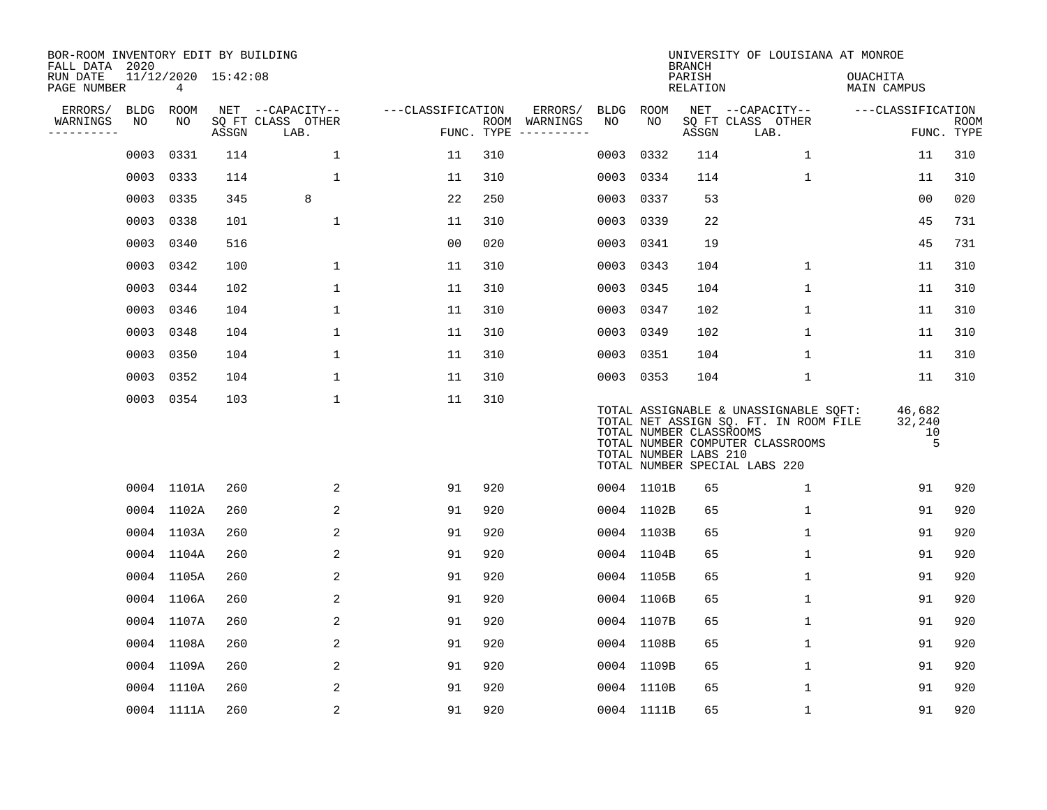BOR-ROOM INVENTORY EDIT BY BUILDING
FALL DATA 2020
RUN DATE 11/12/2020 15:42:08

UNIVERSITY OF LOUISIANA AT MONROE
BRANCH
PARISH OUACHITA
RELATION MAIN CAMPUS

| ERRORS/ WARNINGS | BLDG NO | ROOM NO | NET SQ FT ASSGN | CAPACITY CLASS LAB. | CAPACITY OTHER | CLASSIFICATION FUNC. | ROOM TYPE | ERRORS/ WARNINGS | BLDG NO | ROOM NO | NET SQ FT ASSGN | CAPACITY CLASS LAB. | CAPACITY OTHER | CLASSIFICATION FUNC. | ROOM TYPE |
|---|---|---|---|---|---|---|---|---|---|---|---|---|---|---|---|
| | 0003 | 0331 | 114 | | 1 | 11 | 310 | | 0003 | 0332 | 114 | | 1 | 11 | 310 |
| | 0003 | 0333 | 114 | | 1 | 11 | 310 | | 0003 | 0334 | 114 | | 1 | 11 | 310 |
| | 0003 | 0335 | 345 | 8 | | 22 | 250 | | 0003 | 0337 | 53 | | | 00 | 020 |
| | 0003 | 0338 | 101 | | 1 | 11 | 310 | | 0003 | 0339 | 22 | | | 45 | 731 |
| | 0003 | 0340 | 516 | | | 00 | 020 | | 0003 | 0341 | 19 | | | 45 | 731 |
| | 0003 | 0342 | 100 | | 1 | 11 | 310 | | 0003 | 0343 | 104 | | 1 | 11 | 310 |
| | 0003 | 0344 | 102 | | 1 | 11 | 310 | | 0003 | 0345 | 104 | | 1 | 11 | 310 |
| | 0003 | 0346 | 104 | | 1 | 11 | 310 | | 0003 | 0347 | 102 | | 1 | 11 | 310 |
| | 0003 | 0348 | 104 | | 1 | 11 | 310 | | 0003 | 0349 | 102 | | 1 | 11 | 310 |
| | 0003 | 0350 | 104 | | 1 | 11 | 310 | | 0003 | 0351 | 104 | | 1 | 11 | 310 |
| | 0003 | 0352 | 104 | | 1 | 11 | 310 | | 0003 | 0353 | 104 | | 1 | 11 | 310 |
| | 0003 | 0354 | 103 | | 1 | 11 | 310 | | | | | | | | |

TOTAL ASSIGNABLE & UNASSIGNABLE SQFT: 46,682
TOTAL NET ASSIGN SQ. FT. IN ROOM FILE 32,240
TOTAL NUMBER CLASSROOMS 10
TOTAL NUMBER COMPUTER CLASSROOMS 5
TOTAL NUMBER LABS 210
TOTAL NUMBER SPECIAL LABS 220

| ERRORS/ WARNINGS | BLDG NO | ROOM NO | NET SQ FT ASSGN | CAPACITY CLASS LAB. | CAPACITY OTHER | CLASSIFICATION FUNC. | ROOM TYPE | ERRORS/ WARNINGS | BLDG NO | ROOM NO | NET SQ FT ASSGN | CAPACITY CLASS LAB. | CAPACITY OTHER | CLASSIFICATION FUNC. | ROOM TYPE |
|---|---|---|---|---|---|---|---|---|---|---|---|---|---|---|---|
| | 0004 | 1101A | 260 | | 2 | 91 | 920 | | 0004 | 1101B | 65 | | 1 | 91 | 920 |
| | 0004 | 1102A | 260 | | 2 | 91 | 920 | | 0004 | 1102B | 65 | | 1 | 91 | 920 |
| | 0004 | 1103A | 260 | | 2 | 91 | 920 | | 0004 | 1103B | 65 | | 1 | 91 | 920 |
| | 0004 | 1104A | 260 | | 2 | 91 | 920 | | 0004 | 1104B | 65 | | 1 | 91 | 920 |
| | 0004 | 1105A | 260 | | 2 | 91 | 920 | | 0004 | 1105B | 65 | | 1 | 91 | 920 |
| | 0004 | 1106A | 260 | | 2 | 91 | 920 | | 0004 | 1106B | 65 | | 1 | 91 | 920 |
| | 0004 | 1107A | 260 | | 2 | 91 | 920 | | 0004 | 1107B | 65 | | 1 | 91 | 920 |
| | 0004 | 1108A | 260 | | 2 | 91 | 920 | | 0004 | 1108B | 65 | | 1 | 91 | 920 |
| | 0004 | 1109A | 260 | | 2 | 91 | 920 | | 0004 | 1109B | 65 | | 1 | 91 | 920 |
| | 0004 | 1110A | 260 | | 2 | 91 | 920 | | 0004 | 1110B | 65 | | 1 | 91 | 920 |
| | 0004 | 1111A | 260 | | 2 | 91 | 920 | | 0004 | 1111B | 65 | | 1 | 91 | 920 |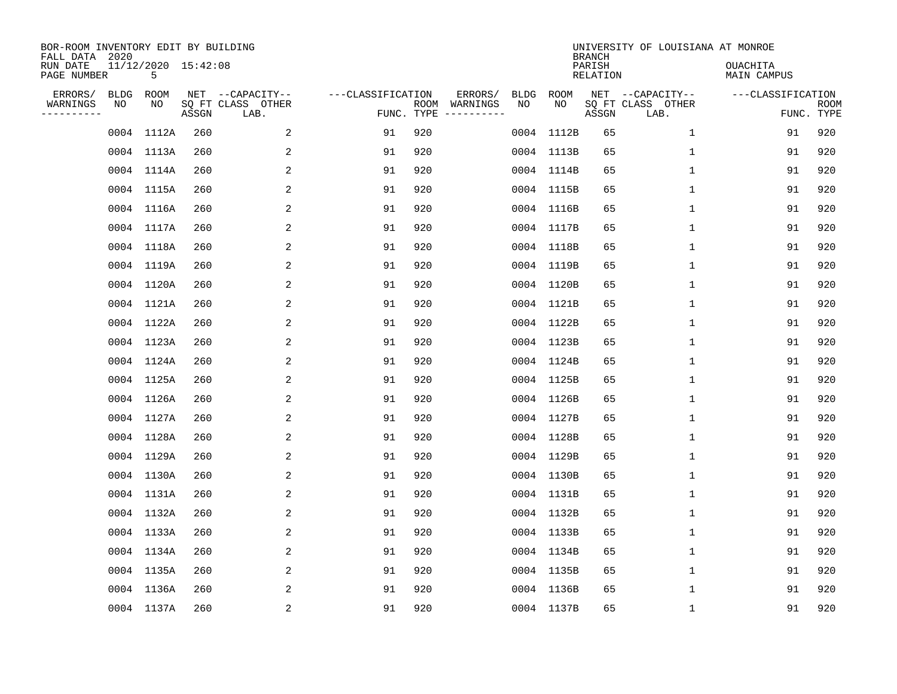BOR-ROOM INVENTORY EDIT BY BUILDING
FALL DATA 2020
RUN DATE 11/12/2020 15:42:08

UNIVERSITY OF LOUISIANA AT MONROE
BRANCH
PARISH OUACHITA
RELATION MAIN CAMPUS

| ERRORS/ WARNINGS | BLDG NO | ROOM NO | NET SQ FT ASSGN | CAPACITY CLASS LAB. | CAPACITY OTHER | CLASSIFICATION FUNC. | ROOM TYPE | ERRORS/ WARNINGS | BLDG NO | ROOM NO | NET SQ FT ASSGN | CAPACITY CLASS LAB. | CAPACITY OTHER | CLASSIFICATION FUNC. | ROOM TYPE |
|---|---|---|---|---|---|---|---|---|---|---|---|---|---|---|---|
| | 0004 | 1112A | 260 | | 2 | 91 | 920 | | 0004 | 1112B | 65 | | 1 | 91 | 920 |
| | 0004 | 1113A | 260 | | 2 | 91 | 920 | | 0004 | 1113B | 65 | | 1 | 91 | 920 |
| | 0004 | 1114A | 260 | | 2 | 91 | 920 | | 0004 | 1114B | 65 | | 1 | 91 | 920 |
| | 0004 | 1115A | 260 | | 2 | 91 | 920 | | 0004 | 1115B | 65 | | 1 | 91 | 920 |
| | 0004 | 1116A | 260 | | 2 | 91 | 920 | | 0004 | 1116B | 65 | | 1 | 91 | 920 |
| | 0004 | 1117A | 260 | | 2 | 91 | 920 | | 0004 | 1117B | 65 | | 1 | 91 | 920 |
| | 0004 | 1118A | 260 | | 2 | 91 | 920 | | 0004 | 1118B | 65 | | 1 | 91 | 920 |
| | 0004 | 1119A | 260 | | 2 | 91 | 920 | | 0004 | 1119B | 65 | | 1 | 91 | 920 |
| | 0004 | 1120A | 260 | | 2 | 91 | 920 | | 0004 | 1120B | 65 | | 1 | 91 | 920 |
| | 0004 | 1121A | 260 | | 2 | 91 | 920 | | 0004 | 1121B | 65 | | 1 | 91 | 920 |
| | 0004 | 1122A | 260 | | 2 | 91 | 920 | | 0004 | 1122B | 65 | | 1 | 91 | 920 |
| | 0004 | 1123A | 260 | | 2 | 91 | 920 | | 0004 | 1123B | 65 | | 1 | 91 | 920 |
| | 0004 | 1124A | 260 | | 2 | 91 | 920 | | 0004 | 1124B | 65 | | 1 | 91 | 920 |
| | 0004 | 1125A | 260 | | 2 | 91 | 920 | | 0004 | 1125B | 65 | | 1 | 91 | 920 |
| | 0004 | 1126A | 260 | | 2 | 91 | 920 | | 0004 | 1126B | 65 | | 1 | 91 | 920 |
| | 0004 | 1127A | 260 | | 2 | 91 | 920 | | 0004 | 1127B | 65 | | 1 | 91 | 920 |
| | 0004 | 1128A | 260 | | 2 | 91 | 920 | | 0004 | 1128B | 65 | | 1 | 91 | 920 |
| | 0004 | 1129A | 260 | | 2 | 91 | 920 | | 0004 | 1129B | 65 | | 1 | 91 | 920 |
| | 0004 | 1130A | 260 | | 2 | 91 | 920 | | 0004 | 1130B | 65 | | 1 | 91 | 920 |
| | 0004 | 1131A | 260 | | 2 | 91 | 920 | | 0004 | 1131B | 65 | | 1 | 91 | 920 |
| | 0004 | 1132A | 260 | | 2 | 91 | 920 | | 0004 | 1132B | 65 | | 1 | 91 | 920 |
| | 0004 | 1133A | 260 | | 2 | 91 | 920 | | 0004 | 1133B | 65 | | 1 | 91 | 920 |
| | 0004 | 1134A | 260 | | 2 | 91 | 920 | | 0004 | 1134B | 65 | | 1 | 91 | 920 |
| | 0004 | 1135A | 260 | | 2 | 91 | 920 | | 0004 | 1135B | 65 | | 1 | 91 | 920 |
| | 0004 | 1136A | 260 | | 2 | 91 | 920 | | 0004 | 1136B | 65 | | 1 | 91 | 920 |
| | 0004 | 1137A | 260 | | 2 | 91 | 920 | | 0004 | 1137B | 65 | | 1 | 91 | 920 |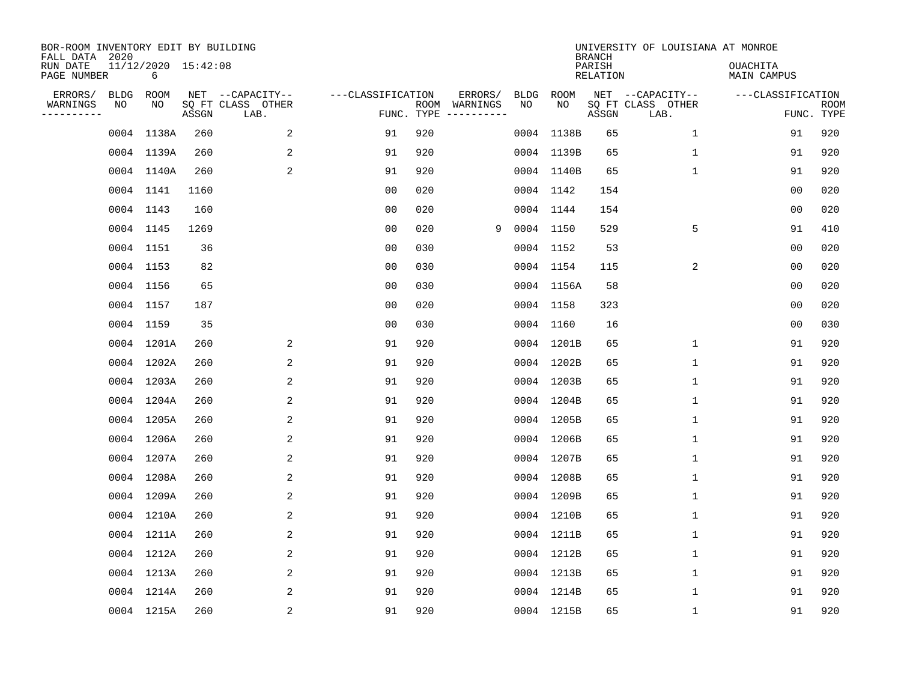BOR-ROOM INVENTORY EDIT BY BUILDING
FALL DATA 2020
RUN DATE 11/12/2020 15:42:08
PAGE NUMBER 6

UNIVERSITY OF LOUISIANA AT MONROE
BRANCH
PARISH OUACHITA
RELATION MAIN CAMPUS

| ERRORS/ WARNINGS | BLDG NO | ROOM NO | NET SQ FT ASSGN | CAPACITY CLASS LAB. | CAPACITY OTHER | CLASSIFICATION FUNC. | ROOM TYPE | ERRORS/ WARNINGS | BLDG NO | ROOM NO | NET SQ FT ASSGN | CAPACITY CLASS LAB. | CAPACITY OTHER | CLASSIFICATION FUNC. | ROOM TYPE |
|---|---|---|---|---|---|---|---|---|---|---|---|---|---|---|---|
| | 0004 | 1138A | 260 | | 2 | 91 | 920 | | 0004 | 1138B | 65 | | 1 | 91 | 920 |
| | 0004 | 1139A | 260 | | 2 | 91 | 920 | | 0004 | 1139B | 65 | | 1 | 91 | 920 |
| | 0004 | 1140A | 260 | | 2 | 91 | 920 | | 0004 | 1140B | 65 | | 1 | 91 | 920 |
| | 0004 | 1141 | 1160 | | | 00 | 020 | | 0004 | 1142 | 154 | | | 00 | 020 |
| | 0004 | 1143 | 160 | | | 00 | 020 | | 0004 | 1144 | 154 | | | 00 | 020 |
| | 0004 | 1145 | 1269 | | | 00 | 020 | 9 | 0004 | 1150 | 529 | | 5 | 91 | 410 |
| | 0004 | 1151 | 36 | | | 00 | 030 | | 0004 | 1152 | 53 | | | 00 | 020 |
| | 0004 | 1153 | 82 | | | 00 | 030 | | 0004 | 1154 | 115 | | 2 | 00 | 020 |
| | 0004 | 1156 | 65 | | | 00 | 030 | | 0004 | 1156A | 58 | | | 00 | 020 |
| | 0004 | 1157 | 187 | | | 00 | 020 | | 0004 | 1158 | 323 | | | 00 | 020 |
| | 0004 | 1159 | 35 | | | 00 | 030 | | 0004 | 1160 | 16 | | | 00 | 030 |
| | 0004 | 1201A | 260 | | 2 | 91 | 920 | | 0004 | 1201B | 65 | | 1 | 91 | 920 |
| | 0004 | 1202A | 260 | | 2 | 91 | 920 | | 0004 | 1202B | 65 | | 1 | 91 | 920 |
| | 0004 | 1203A | 260 | | 2 | 91 | 920 | | 0004 | 1203B | 65 | | 1 | 91 | 920 |
| | 0004 | 1204A | 260 | | 2 | 91 | 920 | | 0004 | 1204B | 65 | | 1 | 91 | 920 |
| | 0004 | 1205A | 260 | | 2 | 91 | 920 | | 0004 | 1205B | 65 | | 1 | 91 | 920 |
| | 0004 | 1206A | 260 | | 2 | 91 | 920 | | 0004 | 1206B | 65 | | 1 | 91 | 920 |
| | 0004 | 1207A | 260 | | 2 | 91 | 920 | | 0004 | 1207B | 65 | | 1 | 91 | 920 |
| | 0004 | 1208A | 260 | | 2 | 91 | 920 | | 0004 | 1208B | 65 | | 1 | 91 | 920 |
| | 0004 | 1209A | 260 | | 2 | 91 | 920 | | 0004 | 1209B | 65 | | 1 | 91 | 920 |
| | 0004 | 1210A | 260 | | 2 | 91 | 920 | | 0004 | 1210B | 65 | | 1 | 91 | 920 |
| | 0004 | 1211A | 260 | | 2 | 91 | 920 | | 0004 | 1211B | 65 | | 1 | 91 | 920 |
| | 0004 | 1212A | 260 | | 2 | 91 | 920 | | 0004 | 1212B | 65 | | 1 | 91 | 920 |
| | 0004 | 1213A | 260 | | 2 | 91 | 920 | | 0004 | 1213B | 65 | | 1 | 91 | 920 |
| | 0004 | 1214A | 260 | | 2 | 91 | 920 | | 0004 | 1214B | 65 | | 1 | 91 | 920 |
| | 0004 | 1215A | 260 | | 2 | 91 | 920 | | 0004 | 1215B | 65 | | 1 | 91 | 920 |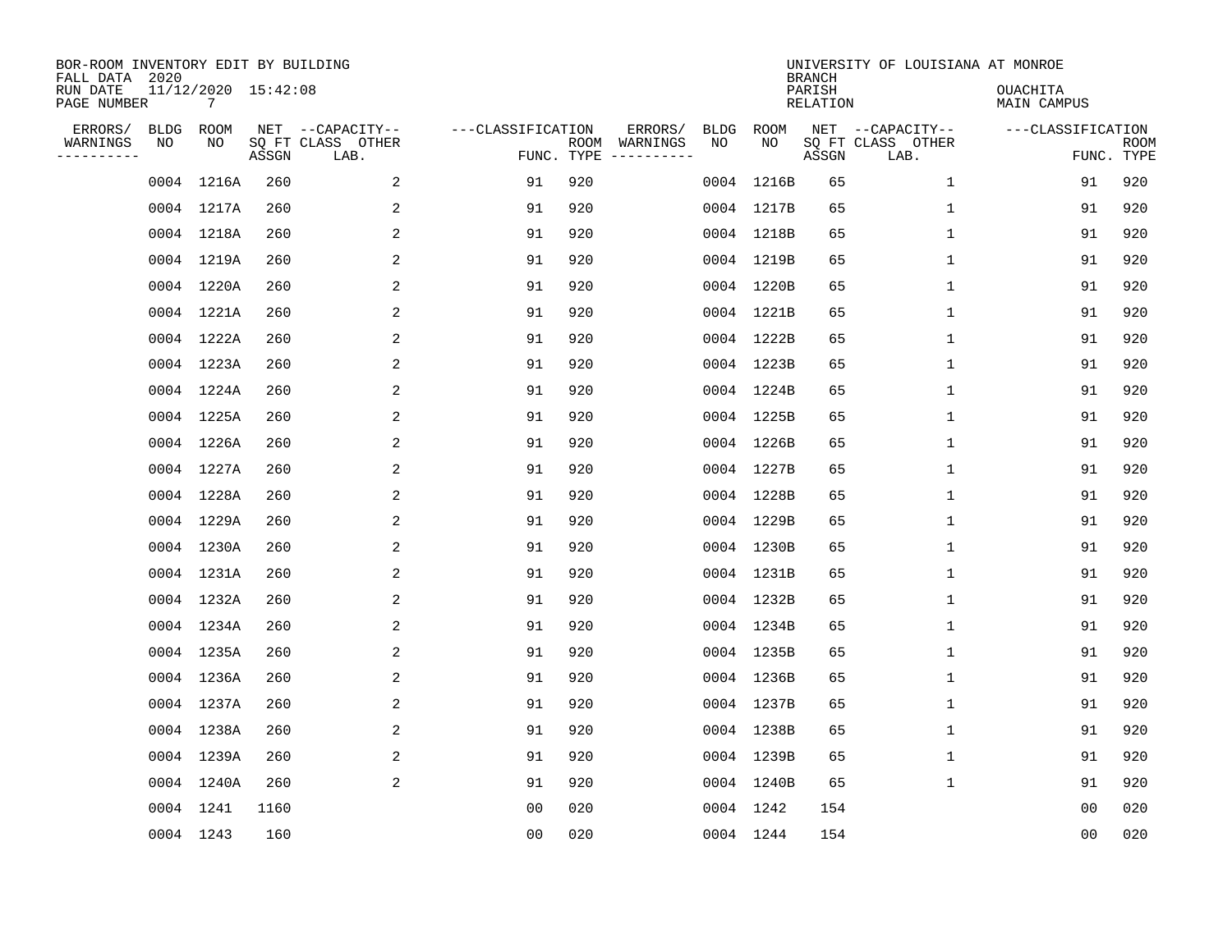BOR-ROOM INVENTORY EDIT BY BUILDING
FALL DATA 2020
RUN DATE 11/12/2020 15:42:08
PAGE NUMBER 7

UNIVERSITY OF LOUISIANA AT MONROE
BRANCH
PARISH OUACHITA
RELATION MAIN CAMPUS

| ERRORS/ WARNINGS | BLDG NO | ROOM NO | NET SQ FT ASSGN | CAPACITY CLASS LAB. | CAPACITY OTHER | CLASSIFICATION FUNC. | ROOM TYPE | ERRORS/ WARNINGS | BLDG NO | ROOM NO | NET SQ FT ASSGN | CAPACITY CLASS LAB. | CAPACITY OTHER | CLASSIFICATION FUNC. | ROOM TYPE |
|---|---|---|---|---|---|---|---|---|---|---|---|---|---|---|---|
| | 0004 | 1216A | 260 | | 2 | 91 | 920 | | 0004 | 1216B | 65 | | 1 | 91 | 920 |
| | 0004 | 1217A | 260 | | 2 | 91 | 920 | | 0004 | 1217B | 65 | | 1 | 91 | 920 |
| | 0004 | 1218A | 260 | | 2 | 91 | 920 | | 0004 | 1218B | 65 | | 1 | 91 | 920 |
| | 0004 | 1219A | 260 | | 2 | 91 | 920 | | 0004 | 1219B | 65 | | 1 | 91 | 920 |
| | 0004 | 1220A | 260 | | 2 | 91 | 920 | | 0004 | 1220B | 65 | | 1 | 91 | 920 |
| | 0004 | 1221A | 260 | | 2 | 91 | 920 | | 0004 | 1221B | 65 | | 1 | 91 | 920 |
| | 0004 | 1222A | 260 | | 2 | 91 | 920 | | 0004 | 1222B | 65 | | 1 | 91 | 920 |
| | 0004 | 1223A | 260 | | 2 | 91 | 920 | | 0004 | 1223B | 65 | | 1 | 91 | 920 |
| | 0004 | 1224A | 260 | | 2 | 91 | 920 | | 0004 | 1224B | 65 | | 1 | 91 | 920 |
| | 0004 | 1225A | 260 | | 2 | 91 | 920 | | 0004 | 1225B | 65 | | 1 | 91 | 920 |
| | 0004 | 1226A | 260 | | 2 | 91 | 920 | | 0004 | 1226B | 65 | | 1 | 91 | 920 |
| | 0004 | 1227A | 260 | | 2 | 91 | 920 | | 0004 | 1227B | 65 | | 1 | 91 | 920 |
| | 0004 | 1228A | 260 | | 2 | 91 | 920 | | 0004 | 1228B | 65 | | 1 | 91 | 920 |
| | 0004 | 1229A | 260 | | 2 | 91 | 920 | | 0004 | 1229B | 65 | | 1 | 91 | 920 |
| | 0004 | 1230A | 260 | | 2 | 91 | 920 | | 0004 | 1230B | 65 | | 1 | 91 | 920 |
| | 0004 | 1231A | 260 | | 2 | 91 | 920 | | 0004 | 1231B | 65 | | 1 | 91 | 920 |
| | 0004 | 1232A | 260 | | 2 | 91 | 920 | | 0004 | 1232B | 65 | | 1 | 91 | 920 |
| | 0004 | 1234A | 260 | | 2 | 91 | 920 | | 0004 | 1234B | 65 | | 1 | 91 | 920 |
| | 0004 | 1235A | 260 | | 2 | 91 | 920 | | 0004 | 1235B | 65 | | 1 | 91 | 920 |
| | 0004 | 1236A | 260 | | 2 | 91 | 920 | | 0004 | 1236B | 65 | | 1 | 91 | 920 |
| | 0004 | 1237A | 260 | | 2 | 91 | 920 | | 0004 | 1237B | 65 | | 1 | 91 | 920 |
| | 0004 | 1238A | 260 | | 2 | 91 | 920 | | 0004 | 1238B | 65 | | 1 | 91 | 920 |
| | 0004 | 1239A | 260 | | 2 | 91 | 920 | | 0004 | 1239B | 65 | | 1 | 91 | 920 |
| | 0004 | 1240A | 260 | | 2 | 91 | 920 | | 0004 | 1240B | 65 | | 1 | 91 | 920 |
| | 0004 | 1241 | 1160 | | | 00 | 020 | | 0004 | 1242 | 154 | | | 00 | 020 |
| | 0004 | 1243 | 160 | | | 00 | 020 | | 0004 | 1244 | 154 | | | 00 | 020 |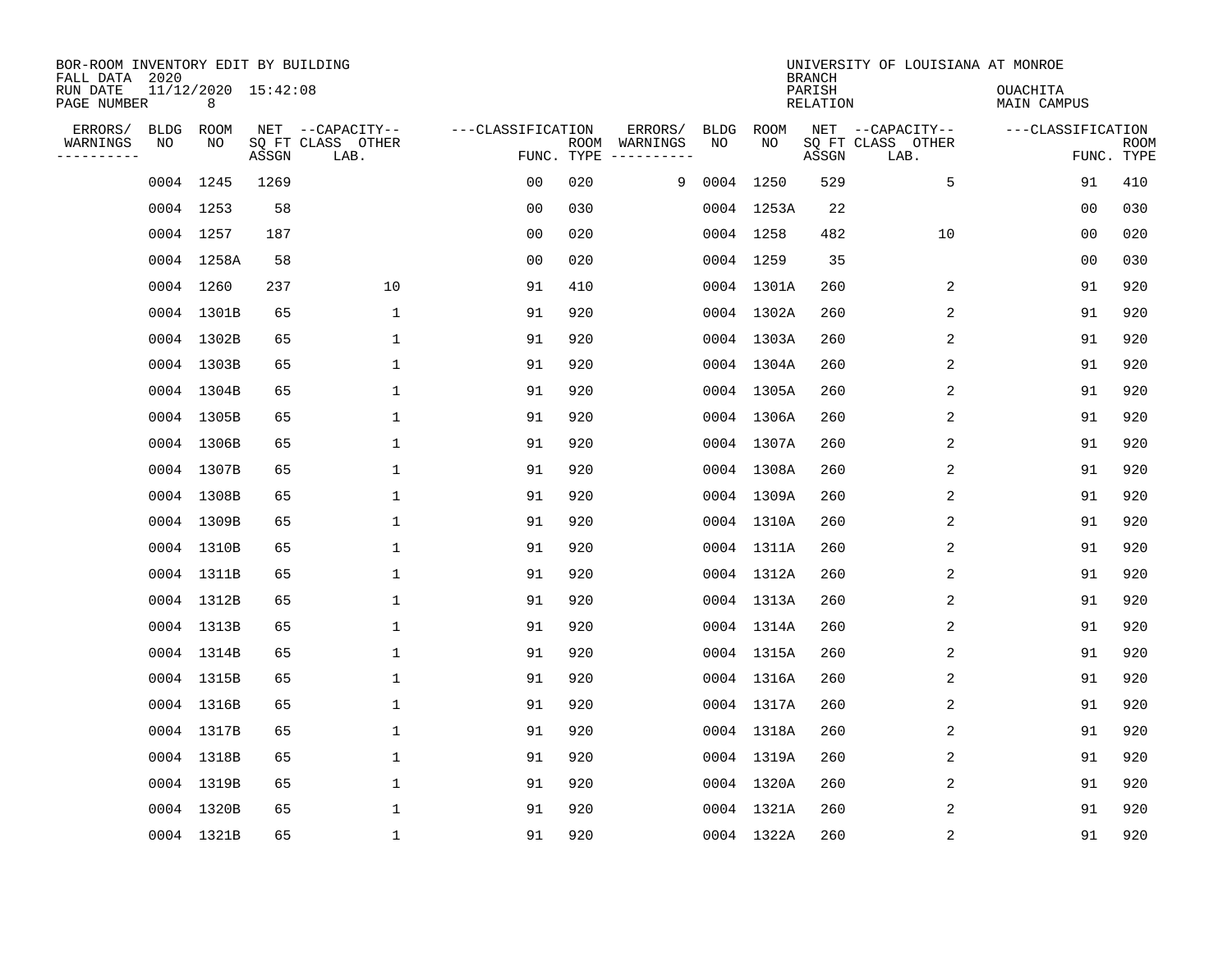BOR-ROOM INVENTORY EDIT BY BUILDING
FALL DATA 2020
RUN DATE 11/12/2020 15:42:08
PAGE NUMBER 8

UNIVERSITY OF LOUISIANA AT MONROE
BRANCH
PARISH OUACHITA
RELATION MAIN CAMPUS

| ERRORS/ WARNINGS | BLDG NO | ROOM NO | NET SQ FT ASSGN | CAPACITY CLASS LAB. | CAPACITY OTHER | FUNC. | ROOM TYPE | ERRORS/ WARNINGS | BLDG NO | ROOM NO | NET SQ FT ASSGN | CAPACITY CLASS LAB. | CAPACITY OTHER | FUNC. | ROOM TYPE |
|---|---|---|---|---|---|---|---|---|---|---|---|---|---|---|---|
| | 0004 | 1245 | 1269 | | | 00 | 020 | 9 | 0004 | 1250 | 529 | | 5 | 91 | 410 |
| | 0004 | 1253 | 58 | | | 00 | 030 | | 0004 | 1253A | 22 | | | 00 | 030 |
| | 0004 | 1257 | 187 | | | 00 | 020 | | 0004 | 1258 | 482 | | 10 | 00 | 020 |
| | 0004 | 1258A | 58 | | | 00 | 020 | | 0004 | 1259 | 35 | | | 00 | 030 |
| | 0004 | 1260 | 237 | | 10 | 91 | 410 | | 0004 | 1301A | 260 | | 2 | 91 | 920 |
| | 0004 | 1301B | 65 | | 1 | 91 | 920 | | 0004 | 1302A | 260 | | 2 | 91 | 920 |
| | 0004 | 1302B | 65 | | 1 | 91 | 920 | | 0004 | 1303A | 260 | | 2 | 91 | 920 |
| | 0004 | 1303B | 65 | | 1 | 91 | 920 | | 0004 | 1304A | 260 | | 2 | 91 | 920 |
| | 0004 | 1304B | 65 | | 1 | 91 | 920 | | 0004 | 1305A | 260 | | 2 | 91 | 920 |
| | 0004 | 1305B | 65 | | 1 | 91 | 920 | | 0004 | 1306A | 260 | | 2 | 91 | 920 |
| | 0004 | 1306B | 65 | | 1 | 91 | 920 | | 0004 | 1307A | 260 | | 2 | 91 | 920 |
| | 0004 | 1307B | 65 | | 1 | 91 | 920 | | 0004 | 1308A | 260 | | 2 | 91 | 920 |
| | 0004 | 1308B | 65 | | 1 | 91 | 920 | | 0004 | 1309A | 260 | | 2 | 91 | 920 |
| | 0004 | 1309B | 65 | | 1 | 91 | 920 | | 0004 | 1310A | 260 | | 2 | 91 | 920 |
| | 0004 | 1310B | 65 | | 1 | 91 | 920 | | 0004 | 1311A | 260 | | 2 | 91 | 920 |
| | 0004 | 1311B | 65 | | 1 | 91 | 920 | | 0004 | 1312A | 260 | | 2 | 91 | 920 |
| | 0004 | 1312B | 65 | | 1 | 91 | 920 | | 0004 | 1313A | 260 | | 2 | 91 | 920 |
| | 0004 | 1313B | 65 | | 1 | 91 | 920 | | 0004 | 1314A | 260 | | 2 | 91 | 920 |
| | 0004 | 1314B | 65 | | 1 | 91 | 920 | | 0004 | 1315A | 260 | | 2 | 91 | 920 |
| | 0004 | 1315B | 65 | | 1 | 91 | 920 | | 0004 | 1316A | 260 | | 2 | 91 | 920 |
| | 0004 | 1316B | 65 | | 1 | 91 | 920 | | 0004 | 1317A | 260 | | 2 | 91 | 920 |
| | 0004 | 1317B | 65 | | 1 | 91 | 920 | | 0004 | 1318A | 260 | | 2 | 91 | 920 |
| | 0004 | 1318B | 65 | | 1 | 91 | 920 | | 0004 | 1319A | 260 | | 2 | 91 | 920 |
| | 0004 | 1319B | 65 | | 1 | 91 | 920 | | 0004 | 1320A | 260 | | 2 | 91 | 920 |
| | 0004 | 1320B | 65 | | 1 | 91 | 920 | | 0004 | 1321A | 260 | | 2 | 91 | 920 |
| | 0004 | 1321B | 65 | | 1 | 91 | 920 | | 0004 | 1322A | 260 | | 2 | 91 | 920 |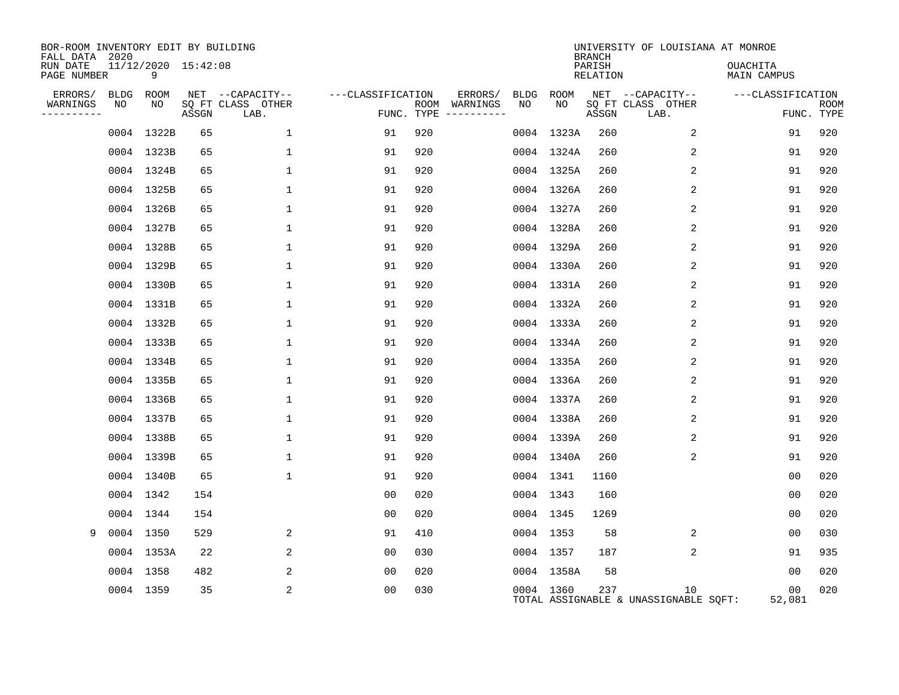BOR-ROOM INVENTORY EDIT BY BUILDING
FALL DATA 2020
RUN DATE 11/12/2020 15:42:08
PAGE NUMBER 9

UNIVERSITY OF LOUISIANA AT MONROE
BRANCH
PARISH OUACHITA
RELATION MAIN CAMPUS

| ERRORS/ WARNINGS | BLDG NO | ROOM NO | NET SQ FT ASSGN | CAPACITY-- CLASS LAB. | OTHER | ---CLASSIFICATION FUNC. | ROOM TYPE | ERRORS/ WARNINGS | BLDG NO | ROOM NO | NET SQ FT ASSGN | CAPACITY-- CLASS LAB. | OTHER | ---CLASSIFICATION FUNC. | ROOM TYPE |
|---|---|---|---|---|---|---|---|---|---|---|---|---|---|---|---|
| | 0004 | 1322B | 65 | | 1 | 91 | 920 | | 0004 | 1323A | 260 | | 2 | 91 | 920 |
| | 0004 | 1323B | 65 | | 1 | 91 | 920 | | 0004 | 1324A | 260 | | 2 | 91 | 920 |
| | 0004 | 1324B | 65 | | 1 | 91 | 920 | | 0004 | 1325A | 260 | | 2 | 91 | 920 |
| | 0004 | 1325B | 65 | | 1 | 91 | 920 | | 0004 | 1326A | 260 | | 2 | 91 | 920 |
| | 0004 | 1326B | 65 | | 1 | 91 | 920 | | 0004 | 1327A | 260 | | 2 | 91 | 920 |
| | 0004 | 1327B | 65 | | 1 | 91 | 920 | | 0004 | 1328A | 260 | | 2 | 91 | 920 |
| | 0004 | 1328B | 65 | | 1 | 91 | 920 | | 0004 | 1329A | 260 | | 2 | 91 | 920 |
| | 0004 | 1329B | 65 | | 1 | 91 | 920 | | 0004 | 1330A | 260 | | 2 | 91 | 920 |
| | 0004 | 1330B | 65 | | 1 | 91 | 920 | | 0004 | 1331A | 260 | | 2 | 91 | 920 |
| | 0004 | 1331B | 65 | | 1 | 91 | 920 | | 0004 | 1332A | 260 | | 2 | 91 | 920 |
| | 0004 | 1332B | 65 | | 1 | 91 | 920 | | 0004 | 1333A | 260 | | 2 | 91 | 920 |
| | 0004 | 1333B | 65 | | 1 | 91 | 920 | | 0004 | 1334A | 260 | | 2 | 91 | 920 |
| | 0004 | 1334B | 65 | | 1 | 91 | 920 | | 0004 | 1335A | 260 | | 2 | 91 | 920 |
| | 0004 | 1335B | 65 | | 1 | 91 | 920 | | 0004 | 1336A | 260 | | 2 | 91 | 920 |
| | 0004 | 1336B | 65 | | 1 | 91 | 920 | | 0004 | 1337A | 260 | | 2 | 91 | 920 |
| | 0004 | 1337B | 65 | | 1 | 91 | 920 | | 0004 | 1338A | 260 | | 2 | 91 | 920 |
| | 0004 | 1338B | 65 | | 1 | 91 | 920 | | 0004 | 1339A | 260 | | 2 | 91 | 920 |
| | 0004 | 1339B | 65 | | 1 | 91 | 920 | | 0004 | 1340A | 260 | | 2 | 91 | 920 |
| | 0004 | 1340B | 65 | | 1 | 91 | 920 | | 0004 | 1341 | 1160 | | | 00 | 020 |
| | 0004 | 1342 | 154 | | | 00 | 020 | | 0004 | 1343 | 160 | | | 00 | 020 |
| | 0004 | 1344 | 154 | | | 00 | 020 | | 0004 | 1345 | 1269 | | | 00 | 020 |
| 9 | 0004 | 1350 | 529 | | 2 | 91 | 410 | | 0004 | 1353 | 58 | | 2 | 00 | 030 |
| | 0004 | 1353A | 22 | | 2 | 00 | 030 | | 0004 | 1357 | 187 | | 2 | 91 | 935 |
| | 0004 | 1358 | 482 | | 2 | 00 | 020 | | 0004 | 1358A | 58 | | | 00 | 020 |
| | 0004 | 1359 | 35 | | 2 | 00 | 030 | | 0004 | 1360 | 237 | | 10 | 00 | 020 |

TOTAL ASSIGNABLE & UNASSIGNABLE SQFT: 52,081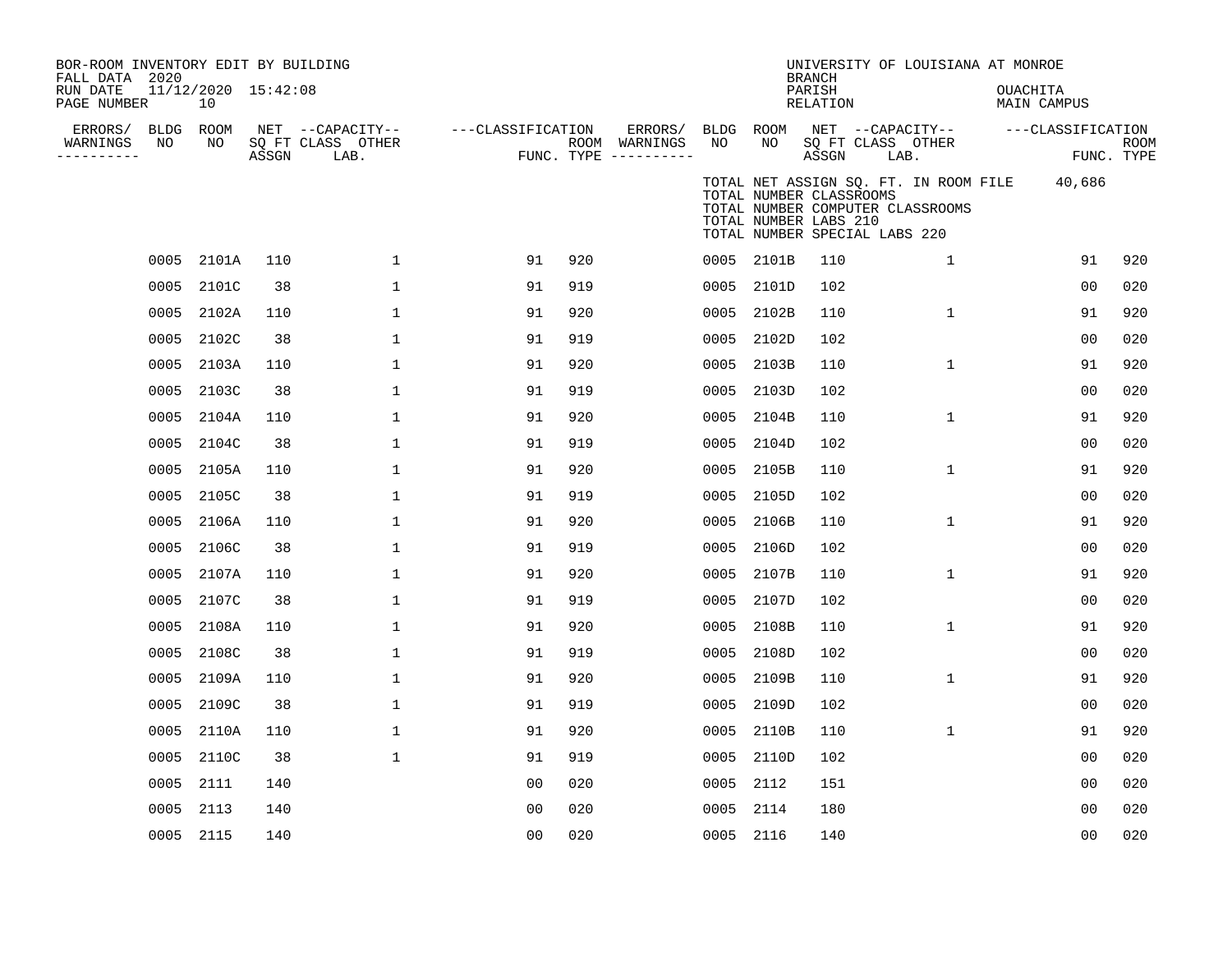BOR-ROOM INVENTORY EDIT BY BUILDING
FALL DATA 2020
RUN DATE 11/12/2020 15:42:08
PAGE NUMBER 10

UNIVERSITY OF LOUISIANA AT MONROE
BRANCH
PARISH OUACHITA
RELATION MAIN CAMPUS

TOTAL NET ASSIGN SQ. FT. IN ROOM FILE 40,686
TOTAL NUMBER CLASSROOMS
TOTAL NUMBER COMPUTER CLASSROOMS
TOTAL NUMBER LABS 210
TOTAL NUMBER SPECIAL LABS 220

| ERRORS/ WARNINGS | BLDG NO | ROOM NO | NET SQ FT ASSGN | CAPACITY CLASS | CAPACITY OTHER LAB. | CLASSIFICATION FUNC. | ROOM TYPE | ERRORS/ WARNINGS | BLDG NO | ROOM NO | NET SQ FT ASSGN | CAPACITY CLASS | CAPACITY OTHER LAB. | CLASSIFICATION FUNC. | ROOM TYPE |
|---|---|---|---|---|---|---|---|---|---|---|---|---|---|---|---|
| | 0005 | 2101A | 110 | | 1 | 91 | 920 | | 0005 | 2101B | 110 | | 1 | 91 | 920 |
| | 0005 | 2101C | 38 | | 1 | 91 | 919 | | 0005 | 2101D | 102 | | | 00 | 020 |
| | 0005 | 2102A | 110 | | 1 | 91 | 920 | | 0005 | 2102B | 110 | | 1 | 91 | 920 |
| | 0005 | 2102C | 38 | | 1 | 91 | 919 | | 0005 | 2102D | 102 | | | 00 | 020 |
| | 0005 | 2103A | 110 | | 1 | 91 | 920 | | 0005 | 2103B | 110 | | 1 | 91 | 920 |
| | 0005 | 2103C | 38 | | 1 | 91 | 919 | | 0005 | 2103D | 102 | | | 00 | 020 |
| | 0005 | 2104A | 110 | | 1 | 91 | 920 | | 0005 | 2104B | 110 | | 1 | 91 | 920 |
| | 0005 | 2104C | 38 | | 1 | 91 | 919 | | 0005 | 2104D | 102 | | | 00 | 020 |
| | 0005 | 2105A | 110 | | 1 | 91 | 920 | | 0005 | 2105B | 110 | | 1 | 91 | 920 |
| | 0005 | 2105C | 38 | | 1 | 91 | 919 | | 0005 | 2105D | 102 | | | 00 | 020 |
| | 0005 | 2106A | 110 | | 1 | 91 | 920 | | 0005 | 2106B | 110 | | 1 | 91 | 920 |
| | 0005 | 2106C | 38 | | 1 | 91 | 919 | | 0005 | 2106D | 102 | | | 00 | 020 |
| | 0005 | 2107A | 110 | | 1 | 91 | 920 | | 0005 | 2107B | 110 | | 1 | 91 | 920 |
| | 0005 | 2107C | 38 | | 1 | 91 | 919 | | 0005 | 2107D | 102 | | | 00 | 020 |
| | 0005 | 2108A | 110 | | 1 | 91 | 920 | | 0005 | 2108B | 110 | | 1 | 91 | 920 |
| | 0005 | 2108C | 38 | | 1 | 91 | 919 | | 0005 | 2108D | 102 | | | 00 | 020 |
| | 0005 | 2109A | 110 | | 1 | 91 | 920 | | 0005 | 2109B | 110 | | 1 | 91 | 920 |
| | 0005 | 2109C | 38 | | 1 | 91 | 919 | | 0005 | 2109D | 102 | | | 00 | 020 |
| | 0005 | 2110A | 110 | | 1 | 91 | 920 | | 0005 | 2110B | 110 | | 1 | 91 | 920 |
| | 0005 | 2110C | 38 | | 1 | 91 | 919 | | 0005 | 2110D | 102 | | | 00 | 020 |
| | 0005 | 2111 | 140 | | | 00 | 020 | | 0005 | 2112 | 151 | | | 00 | 020 |
| | 0005 | 2113 | 140 | | | 00 | 020 | | 0005 | 2114 | 180 | | | 00 | 020 |
| | 0005 | 2115 | 140 | | | 00 | 020 | | 0005 | 2116 | 140 | | | 00 | 020 |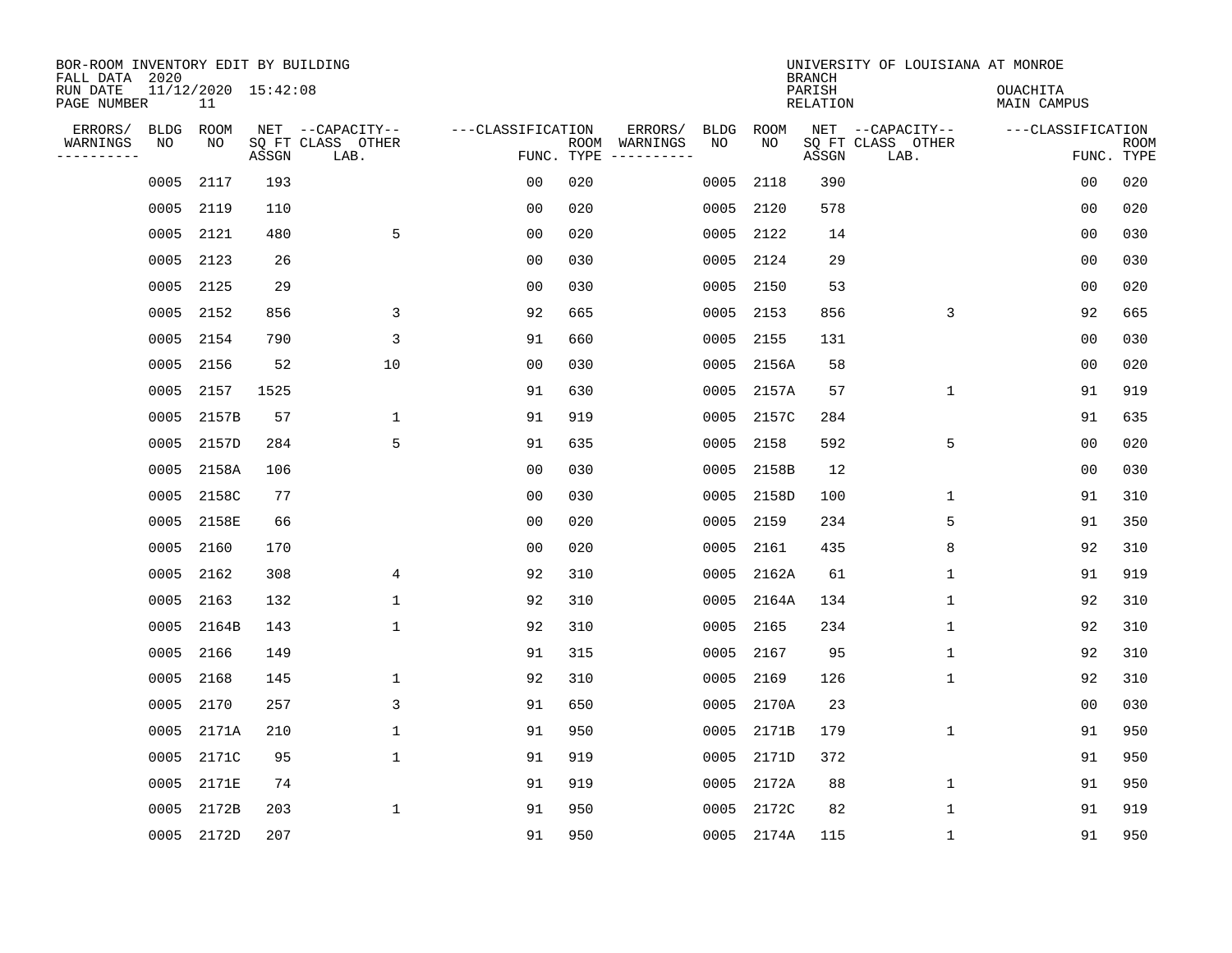BOR-ROOM INVENTORY EDIT BY BUILDING
FALL DATA 2020
RUN DATE 11/12/2020 15:42:08
PAGE NUMBER 11

UNIVERSITY OF LOUISIANA AT MONROE
BRANCH
PARISH OUACHITA
RELATION MAIN CAMPUS

| ERRORS/ WARNINGS | BLDG NO | ROOM NO | NET SQ FT ASSGN | CAPACITY-- CLASS LAB. | OTHER | FUNC. | ROOM TYPE | ERRORS/ WARNINGS | BLDG NO | ROOM NO | NET SQ FT ASSGN | CAPACITY-- CLASS LAB. | OTHER | FUNC. | ROOM TYPE |
|---|---|---|---|---|---|---|---|---|---|---|---|---|---|---|---|
| | 0005 | 2117 | 193 | | | 00 | 020 | | 0005 | 2118 | 390 | | | 00 | 020 |
| | 0005 | 2119 | 110 | | | 00 | 020 | | 0005 | 2120 | 578 | | | 00 | 020 |
| | 0005 | 2121 | 480 | | 5 | 00 | 020 | | 0005 | 2122 | 14 | | | 00 | 030 |
| | 0005 | 2123 | 26 | | | 00 | 030 | | 0005 | 2124 | 29 | | | 00 | 030 |
| | 0005 | 2125 | 29 | | | 00 | 030 | | 0005 | 2150 | 53 | | | 00 | 020 |
| | 0005 | 2152 | 856 | | 3 | 92 | 665 | | 0005 | 2153 | 856 | | 3 | 92 | 665 |
| | 0005 | 2154 | 790 | | 3 | 91 | 660 | | 0005 | 2155 | 131 | | | 00 | 030 |
| | 0005 | 2156 | 52 | | 10 | 00 | 030 | | 0005 | 2156A | 58 | | | 00 | 020 |
| | 0005 | 2157 | 1525 | | | 91 | 630 | | 0005 | 2157A | 57 | | 1 | 91 | 919 |
| | 0005 | 2157B | 57 | | 1 | 91 | 919 | | 0005 | 2157C | 284 | | | 91 | 635 |
| | 0005 | 2157D | 284 | | 5 | 91 | 635 | | 0005 | 2158 | 592 | | 5 | 00 | 020 |
| | 0005 | 2158A | 106 | | | 00 | 030 | | 0005 | 2158B | 12 | | | 00 | 030 |
| | 0005 | 2158C | 77 | | | 00 | 030 | | 0005 | 2158D | 100 | | 1 | 91 | 310 |
| | 0005 | 2158E | 66 | | | 00 | 020 | | 0005 | 2159 | 234 | | 5 | 91 | 350 |
| | 0005 | 2160 | 170 | | | 00 | 020 | | 0005 | 2161 | 435 | | 8 | 92 | 310 |
| | 0005 | 2162 | 308 | | 4 | 92 | 310 | | 0005 | 2162A | 61 | | 1 | 91 | 919 |
| | 0005 | 2163 | 132 | | 1 | 92 | 310 | | 0005 | 2164A | 134 | | 1 | 92 | 310 |
| | 0005 | 2164B | 143 | | 1 | 92 | 310 | | 0005 | 2165 | 234 | | 1 | 92 | 310 |
| | 0005 | 2166 | 149 | | | 91 | 315 | | 0005 | 2167 | 95 | | 1 | 92 | 310 |
| | 0005 | 2168 | 145 | | 1 | 92 | 310 | | 0005 | 2169 | 126 | | 1 | 92 | 310 |
| | 0005 | 2170 | 257 | | 3 | 91 | 650 | | 0005 | 2170A | 23 | | | 00 | 030 |
| | 0005 | 2171A | 210 | | 1 | 91 | 950 | | 0005 | 2171B | 179 | | 1 | 91 | 950 |
| | 0005 | 2171C | 95 | | 1 | 91 | 919 | | 0005 | 2171D | 372 | | | 91 | 950 |
| | 0005 | 2171E | 74 | | | 91 | 919 | | 0005 | 2172A | 88 | | 1 | 91 | 950 |
| | 0005 | 2172B | 203 | | 1 | 91 | 950 | | 0005 | 2172C | 82 | | 1 | 91 | 919 |
| | 0005 | 2172D | 207 | | | 91 | 950 | | 0005 | 2174A | 115 | | 1 | 91 | 950 |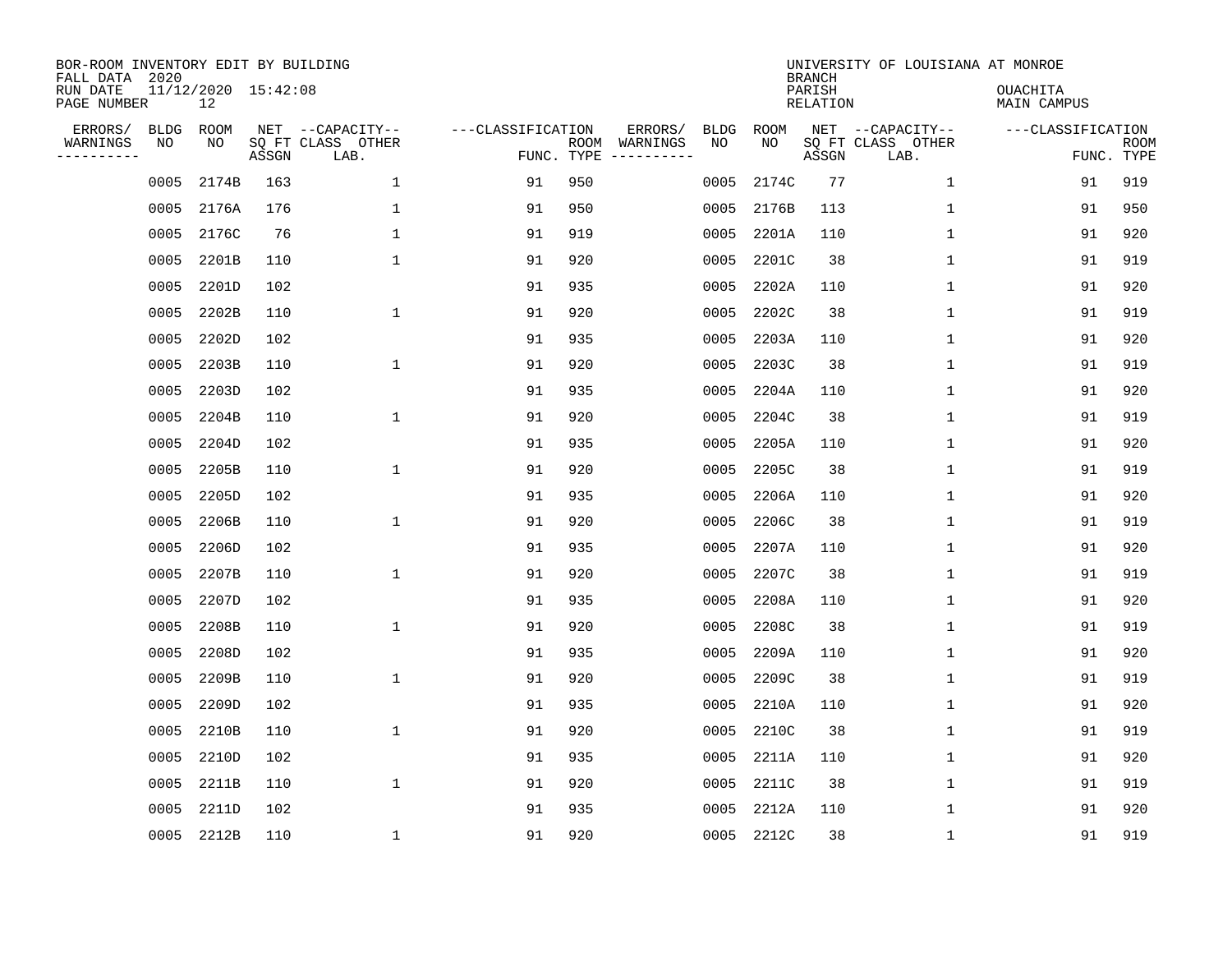BOR-ROOM INVENTORY EDIT BY BUILDING
FALL DATA 2020
RUN DATE 11/12/2020 15:42:08
PAGE NUMBER 12

UNIVERSITY OF LOUISIANA AT MONROE
BRANCH
PARISH OUACHITA
RELATION MAIN CAMPUS

| ERRORS/ WARNINGS | BLDG NO | ROOM NO | NET SQ FT ASSGN | --CAPACITY-- CLASS LAB. | OTHER | ---CLASSIFICATION FUNC. | ROOM TYPE | ERRORS/ WARNINGS | BLDG NO | ROOM NO | NET SQ FT ASSGN | --CAPACITY-- CLASS LAB. | OTHER | ---CLASSIFICATION FUNC. | ROOM TYPE |
|---|---|---|---|---|---|---|---|---|---|---|---|---|---|---|---|
| | 0005 | 2174B | 163 | | 1 | 91 | 950 | | 0005 | 2174C | 77 | | 1 | 91 | 919 |
| | 0005 | 2176A | 176 | | 1 | 91 | 950 | | 0005 | 2176B | 113 | | 1 | 91 | 950 |
| | 0005 | 2176C | 76 | | 1 | 91 | 919 | | 0005 | 2201A | 110 | | 1 | 91 | 920 |
| | 0005 | 2201B | 110 | | 1 | 91 | 920 | | 0005 | 2201C | 38 | | 1 | 91 | 919 |
| | 0005 | 2201D | 102 | | | 91 | 935 | | 0005 | 2202A | 110 | | 1 | 91 | 920 |
| | 0005 | 2202B | 110 | | 1 | 91 | 920 | | 0005 | 2202C | 38 | | 1 | 91 | 919 |
| | 0005 | 2202D | 102 | | | 91 | 935 | | 0005 | 2203A | 110 | | 1 | 91 | 920 |
| | 0005 | 2203B | 110 | | 1 | 91 | 920 | | 0005 | 2203C | 38 | | 1 | 91 | 919 |
| | 0005 | 2203D | 102 | | | 91 | 935 | | 0005 | 2204A | 110 | | 1 | 91 | 920 |
| | 0005 | 2204B | 110 | | 1 | 91 | 920 | | 0005 | 2204C | 38 | | 1 | 91 | 919 |
| | 0005 | 2204D | 102 | | | 91 | 935 | | 0005 | 2205A | 110 | | 1 | 91 | 920 |
| | 0005 | 2205B | 110 | | 1 | 91 | 920 | | 0005 | 2205C | 38 | | 1 | 91 | 919 |
| | 0005 | 2205D | 102 | | | 91 | 935 | | 0005 | 2206A | 110 | | 1 | 91 | 920 |
| | 0005 | 2206B | 110 | | 1 | 91 | 920 | | 0005 | 2206C | 38 | | 1 | 91 | 919 |
| | 0005 | 2206D | 102 | | | 91 | 935 | | 0005 | 2207A | 110 | | 1 | 91 | 920 |
| | 0005 | 2207B | 110 | | 1 | 91 | 920 | | 0005 | 2207C | 38 | | 1 | 91 | 919 |
| | 0005 | 2207D | 102 | | | 91 | 935 | | 0005 | 2208A | 110 | | 1 | 91 | 920 |
| | 0005 | 2208B | 110 | | 1 | 91 | 920 | | 0005 | 2208C | 38 | | 1 | 91 | 919 |
| | 0005 | 2208D | 102 | | | 91 | 935 | | 0005 | 2209A | 110 | | 1 | 91 | 920 |
| | 0005 | 2209B | 110 | | 1 | 91 | 920 | | 0005 | 2209C | 38 | | 1 | 91 | 919 |
| | 0005 | 2209D | 102 | | | 91 | 935 | | 0005 | 2210A | 110 | | 1 | 91 | 920 |
| | 0005 | 2210B | 110 | | 1 | 91 | 920 | | 0005 | 2210C | 38 | | 1 | 91 | 919 |
| | 0005 | 2210D | 102 | | | 91 | 935 | | 0005 | 2211A | 110 | | 1 | 91 | 920 |
| | 0005 | 2211B | 110 | | 1 | 91 | 920 | | 0005 | 2211C | 38 | | 1 | 91 | 919 |
| | 0005 | 2211D | 102 | | | 91 | 935 | | 0005 | 2212A | 110 | | 1 | 91 | 920 |
| | 0005 | 2212B | 110 | | 1 | 91 | 920 | | 0005 | 2212C | 38 | | 1 | 91 | 919 |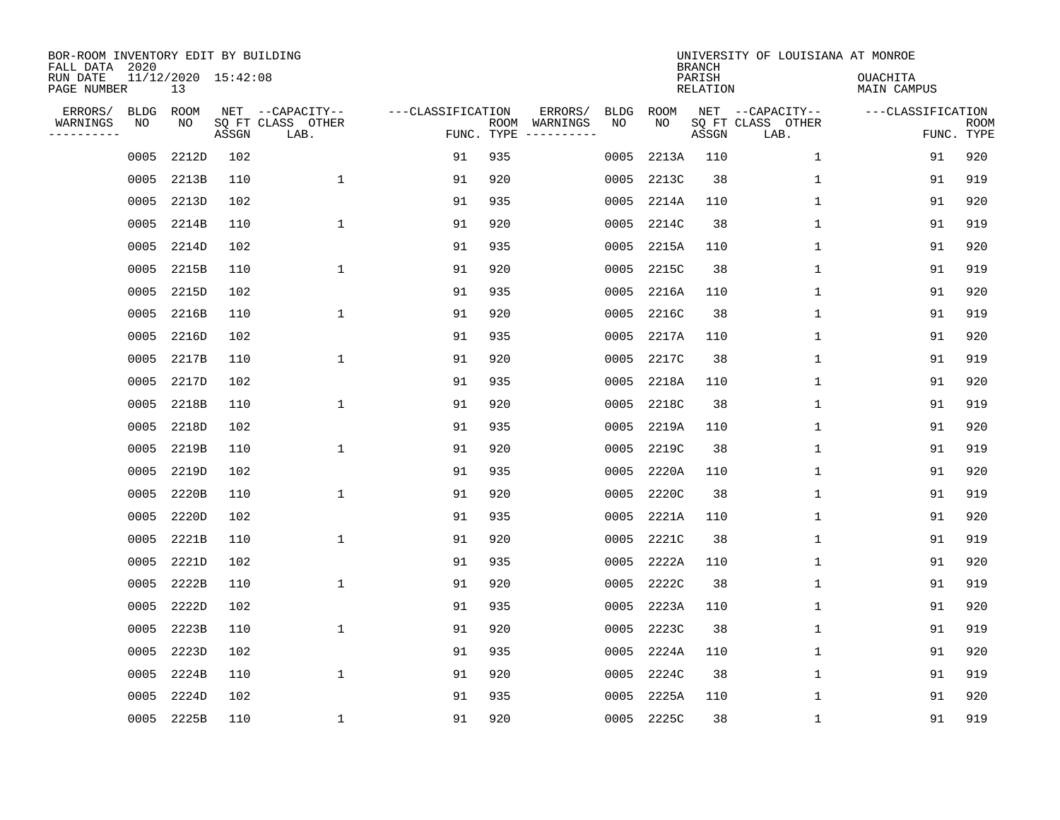BOR-ROOM INVENTORY EDIT BY BUILDING
FALL DATA 2020
RUN DATE 11/12/2020 15:42:08
PAGE NUMBER 13

UNIVERSITY OF LOUISIANA AT MONROE
BRANCH
PARISH OUACHITA
RELATION MAIN CAMPUS

| ERRORS/ WARNINGS | BLDG NO | ROOM NO | NET SQ FT ASSGN | --CAPACITY-- CLASS LAB. | OTHER | ---CLASSIFICATION FUNC. | ROOM TYPE | ERRORS/ WARNINGS | BLDG NO | ROOM NO | NET SQ FT ASSGN | --CAPACITY-- CLASS LAB. | OTHER | ---CLASSIFICATION FUNC. | ROOM TYPE |
|---|---|---|---|---|---|---|---|---|---|---|---|---|---|---|---|
| | 0005 | 2212D | 102 | | | 91 | 935 | | 0005 | 2213A | 110 | | 1 | 91 | 920 |
| | 0005 | 2213B | 110 | | 1 | 91 | 920 | | 0005 | 2213C | 38 | | 1 | 91 | 919 |
| | 0005 | 2213D | 102 | | | 91 | 935 | | 0005 | 2214A | 110 | | 1 | 91 | 920 |
| | 0005 | 2214B | 110 | | 1 | 91 | 920 | | 0005 | 2214C | 38 | | 1 | 91 | 919 |
| | 0005 | 2214D | 102 | | | 91 | 935 | | 0005 | 2215A | 110 | | 1 | 91 | 920 |
| | 0005 | 2215B | 110 | | 1 | 91 | 920 | | 0005 | 2215C | 38 | | 1 | 91 | 919 |
| | 0005 | 2215D | 102 | | | 91 | 935 | | 0005 | 2216A | 110 | | 1 | 91 | 920 |
| | 0005 | 2216B | 110 | | 1 | 91 | 920 | | 0005 | 2216C | 38 | | 1 | 91 | 919 |
| | 0005 | 2216D | 102 | | | 91 | 935 | | 0005 | 2217A | 110 | | 1 | 91 | 920 |
| | 0005 | 2217B | 110 | | 1 | 91 | 920 | | 0005 | 2217C | 38 | | 1 | 91 | 919 |
| | 0005 | 2217D | 102 | | | 91 | 935 | | 0005 | 2218A | 110 | | 1 | 91 | 920 |
| | 0005 | 2218B | 110 | | 1 | 91 | 920 | | 0005 | 2218C | 38 | | 1 | 91 | 919 |
| | 0005 | 2218D | 102 | | | 91 | 935 | | 0005 | 2219A | 110 | | 1 | 91 | 920 |
| | 0005 | 2219B | 110 | | 1 | 91 | 920 | | 0005 | 2219C | 38 | | 1 | 91 | 919 |
| | 0005 | 2219D | 102 | | | 91 | 935 | | 0005 | 2220A | 110 | | 1 | 91 | 920 |
| | 0005 | 2220B | 110 | | 1 | 91 | 920 | | 0005 | 2220C | 38 | | 1 | 91 | 919 |
| | 0005 | 2220D | 102 | | | 91 | 935 | | 0005 | 2221A | 110 | | 1 | 91 | 920 |
| | 0005 | 2221B | 110 | | 1 | 91 | 920 | | 0005 | 2221C | 38 | | 1 | 91 | 919 |
| | 0005 | 2221D | 102 | | | 91 | 935 | | 0005 | 2222A | 110 | | 1 | 91 | 920 |
| | 0005 | 2222B | 110 | | 1 | 91 | 920 | | 0005 | 2222C | 38 | | 1 | 91 | 919 |
| | 0005 | 2222D | 102 | | | 91 | 935 | | 0005 | 2223A | 110 | | 1 | 91 | 920 |
| | 0005 | 2223B | 110 | | 1 | 91 | 920 | | 0005 | 2223C | 38 | | 1 | 91 | 919 |
| | 0005 | 2223D | 102 | | | 91 | 935 | | 0005 | 2224A | 110 | | 1 | 91 | 920 |
| | 0005 | 2224B | 110 | | 1 | 91 | 920 | | 0005 | 2224C | 38 | | 1 | 91 | 919 |
| | 0005 | 2224D | 102 | | | 91 | 935 | | 0005 | 2225A | 110 | | 1 | 91 | 920 |
| | 0005 | 2225B | 110 | | 1 | 91 | 920 | | 0005 | 2225C | 38 | | 1 | 91 | 919 |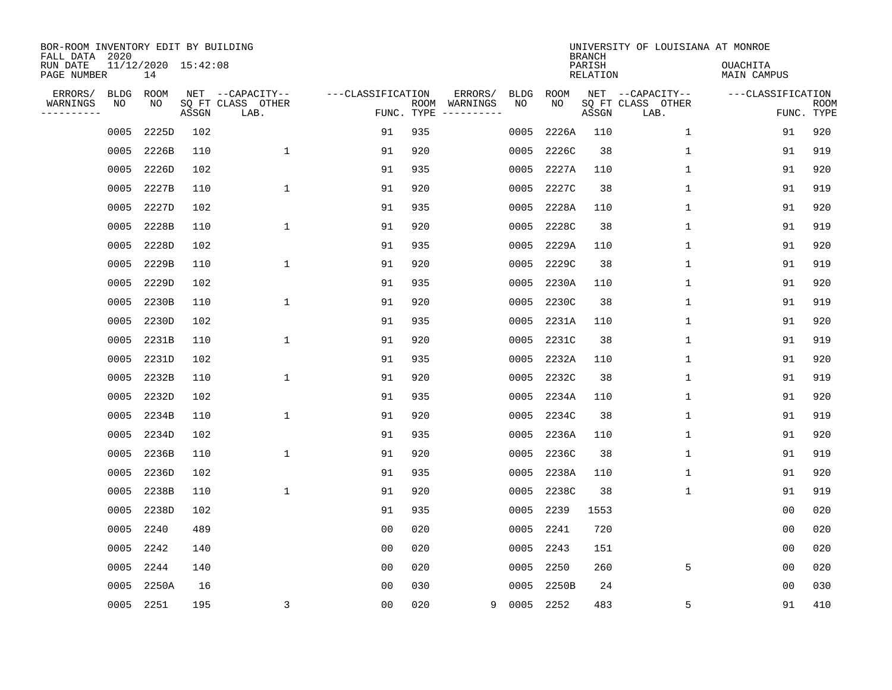BOR-ROOM INVENTORY EDIT BY BUILDING
FALL DATA 2020
RUN DATE 11/12/2020 15:42:08
PAGE NUMBER 14

UNIVERSITY OF LOUISIANA AT MONROE
BRANCH
PARISH OUACHITA
RELATION MAIN CAMPUS

| ERRORS/ WARNINGS | BLDG NO | ROOM NO | NET SQ FT ASSGN | CAPACITY CLASS LAB. | CAPACITY OTHER | CLASSIFICATION FUNC. | ROOM TYPE | ERRORS/ WARNINGS | BLDG NO | ROOM NO | NET SQ FT ASSGN | CAPACITY CLASS LAB. | CAPACITY OTHER | CLASSIFICATION FUNC. | ROOM TYPE |
|---|---|---|---|---|---|---|---|---|---|---|---|---|---|---|---|
| | 0005 | 2225D | 102 | | | 91 | 935 | | 0005 | 2226A | 110 | | 1 | 91 | 920 |
| | 0005 | 2226B | 110 | | 1 | 91 | 920 | | 0005 | 2226C | 38 | | 1 | 91 | 919 |
| | 0005 | 2226D | 102 | | | 91 | 935 | | 0005 | 2227A | 110 | | 1 | 91 | 920 |
| | 0005 | 2227B | 110 | | 1 | 91 | 920 | | 0005 | 2227C | 38 | | 1 | 91 | 919 |
| | 0005 | 2227D | 102 | | | 91 | 935 | | 0005 | 2228A | 110 | | 1 | 91 | 920 |
| | 0005 | 2228B | 110 | | 1 | 91 | 920 | | 0005 | 2228C | 38 | | 1 | 91 | 919 |
| | 0005 | 2228D | 102 | | | 91 | 935 | | 0005 | 2229A | 110 | | 1 | 91 | 920 |
| | 0005 | 2229B | 110 | | 1 | 91 | 920 | | 0005 | 2229C | 38 | | 1 | 91 | 919 |
| | 0005 | 2229D | 102 | | | 91 | 935 | | 0005 | 2230A | 110 | | 1 | 91 | 920 |
| | 0005 | 2230B | 110 | | 1 | 91 | 920 | | 0005 | 2230C | 38 | | 1 | 91 | 919 |
| | 0005 | 2230D | 102 | | | 91 | 935 | | 0005 | 2231A | 110 | | 1 | 91 | 920 |
| | 0005 | 2231B | 110 | | 1 | 91 | 920 | | 0005 | 2231C | 38 | | 1 | 91 | 919 |
| | 0005 | 2231D | 102 | | | 91 | 935 | | 0005 | 2232A | 110 | | 1 | 91 | 920 |
| | 0005 | 2232B | 110 | | 1 | 91 | 920 | | 0005 | 2232C | 38 | | 1 | 91 | 919 |
| | 0005 | 2232D | 102 | | | 91 | 935 | | 0005 | 2234A | 110 | | 1 | 91 | 920 |
| | 0005 | 2234B | 110 | | 1 | 91 | 920 | | 0005 | 2234C | 38 | | 1 | 91 | 919 |
| | 0005 | 2234D | 102 | | | 91 | 935 | | 0005 | 2236A | 110 | | 1 | 91 | 920 |
| | 0005 | 2236B | 110 | | 1 | 91 | 920 | | 0005 | 2236C | 38 | | 1 | 91 | 919 |
| | 0005 | 2236D | 102 | | | 91 | 935 | | 0005 | 2238A | 110 | | 1 | 91 | 920 |
| | 0005 | 2238B | 110 | | 1 | 91 | 920 | | 0005 | 2238C | 38 | | 1 | 91 | 919 |
| | 0005 | 2238D | 102 | | | 91 | 935 | | 0005 | 2239 | 1553 | | | 00 | 020 |
| | 0005 | 2240 | 489 | | | 00 | 020 | | 0005 | 2241 | 720 | | | 00 | 020 |
| | 0005 | 2242 | 140 | | | 00 | 020 | | 0005 | 2243 | 151 | | | 00 | 020 |
| | 0005 | 2244 | 140 | | | 00 | 020 | | 0005 | 2250 | 260 | | 5 | 00 | 020 |
| | 0005 | 2250A | 16 | | | 00 | 030 | | 0005 | 2250B | 24 | | | 00 | 030 |
| | 0005 | 2251 | 195 | | 3 | 00 | 020 | 9 | 0005 | 2252 | 483 | | 5 | 91 | 410 |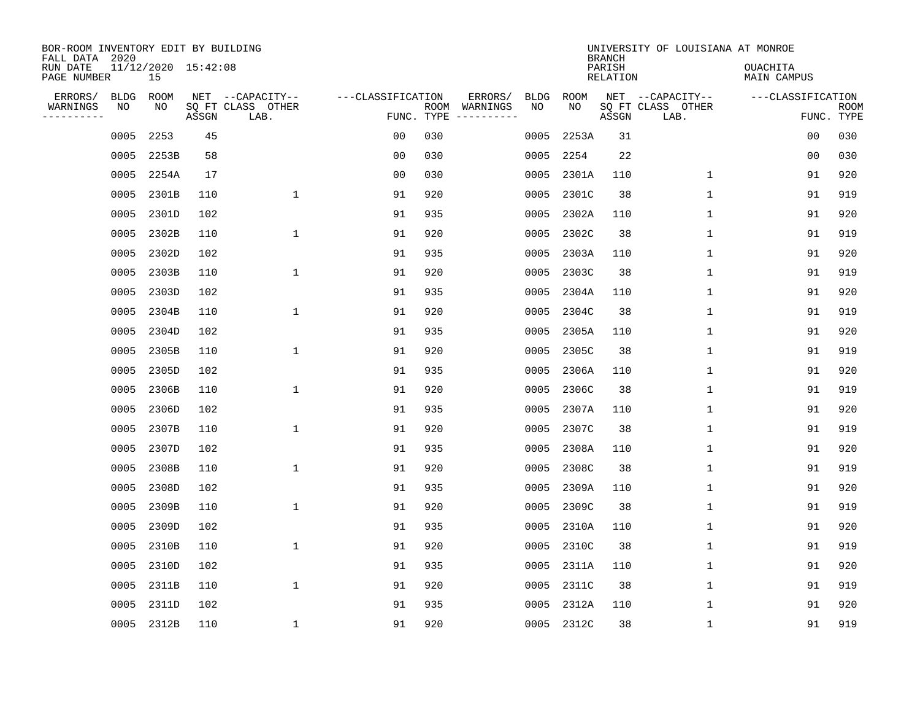BOR-ROOM INVENTORY EDIT BY BUILDING
FALL DATA 2020
RUN DATE 11/12/2020 15:42:08
PAGE NUMBER 15

UNIVERSITY OF LOUISIANA AT MONROE
BRANCH
PARISH OUACHITA
RELATION MAIN CAMPUS

| ERRORS/ WARNINGS | BLDG NO | ROOM NO | NET SQ FT ASSGN | CAPACITY CLASS LAB. | CAPACITY OTHER | CLASSIFICATION FUNC. | ROOM TYPE | ERRORS/ WARNINGS | BLDG NO | ROOM NO | NET SQ FT ASSGN | CAPACITY CLASS LAB. | CAPACITY OTHER | CLASSIFICATION FUNC. | ROOM TYPE |
|---|---|---|---|---|---|---|---|---|---|---|---|---|---|---|---|
| | 0005 | 2253 | 45 | | | 00 | 030 | | 0005 | 2253A | 31 | | | 00 | 030 |
| | 0005 | 2253B | 58 | | | 00 | 030 | | 0005 | 2254 | 22 | | | 00 | 030 |
| | 0005 | 2254A | 17 | | | 00 | 030 | | 0005 | 2301A | 110 | | 1 | 91 | 920 |
| | 0005 | 2301B | 110 | | 1 | 91 | 920 | | 0005 | 2301C | 38 | | 1 | 91 | 919 |
| | 0005 | 2301D | 102 | | | 91 | 935 | | 0005 | 2302A | 110 | | 1 | 91 | 920 |
| | 0005 | 2302B | 110 | | 1 | 91 | 920 | | 0005 | 2302C | 38 | | 1 | 91 | 919 |
| | 0005 | 2302D | 102 | | | 91 | 935 | | 0005 | 2303A | 110 | | 1 | 91 | 920 |
| | 0005 | 2303B | 110 | | 1 | 91 | 920 | | 0005 | 2303C | 38 | | 1 | 91 | 919 |
| | 0005 | 2303D | 102 | | | 91 | 935 | | 0005 | 2304A | 110 | | 1 | 91 | 920 |
| | 0005 | 2304B | 110 | | 1 | 91 | 920 | | 0005 | 2304C | 38 | | 1 | 91 | 919 |
| | 0005 | 2304D | 102 | | | 91 | 935 | | 0005 | 2305A | 110 | | 1 | 91 | 920 |
| | 0005 | 2305B | 110 | | 1 | 91 | 920 | | 0005 | 2305C | 38 | | 1 | 91 | 919 |
| | 0005 | 2305D | 102 | | | 91 | 935 | | 0005 | 2306A | 110 | | 1 | 91 | 920 |
| | 0005 | 2306B | 110 | | 1 | 91 | 920 | | 0005 | 2306C | 38 | | 1 | 91 | 919 |
| | 0005 | 2306D | 102 | | | 91 | 935 | | 0005 | 2307A | 110 | | 1 | 91 | 920 |
| | 0005 | 2307B | 110 | | 1 | 91 | 920 | | 0005 | 2307C | 38 | | 1 | 91 | 919 |
| | 0005 | 2307D | 102 | | | 91 | 935 | | 0005 | 2308A | 110 | | 1 | 91 | 920 |
| | 0005 | 2308B | 110 | | 1 | 91 | 920 | | 0005 | 2308C | 38 | | 1 | 91 | 919 |
| | 0005 | 2308D | 102 | | | 91 | 935 | | 0005 | 2309A | 110 | | 1 | 91 | 920 |
| | 0005 | 2309B | 110 | | 1 | 91 | 920 | | 0005 | 2309C | 38 | | 1 | 91 | 919 |
| | 0005 | 2309D | 102 | | | 91 | 935 | | 0005 | 2310A | 110 | | 1 | 91 | 920 |
| | 0005 | 2310B | 110 | | 1 | 91 | 920 | | 0005 | 2310C | 38 | | 1 | 91 | 919 |
| | 0005 | 2310D | 102 | | | 91 | 935 | | 0005 | 2311A | 110 | | 1 | 91 | 920 |
| | 0005 | 2311B | 110 | | 1 | 91 | 920 | | 0005 | 2311C | 38 | | 1 | 91 | 919 |
| | 0005 | 2311D | 102 | | | 91 | 935 | | 0005 | 2312A | 110 | | 1 | 91 | 920 |
| | 0005 | 2312B | 110 | | 1 | 91 | 920 | | 0005 | 2312C | 38 | | 1 | 91 | 919 |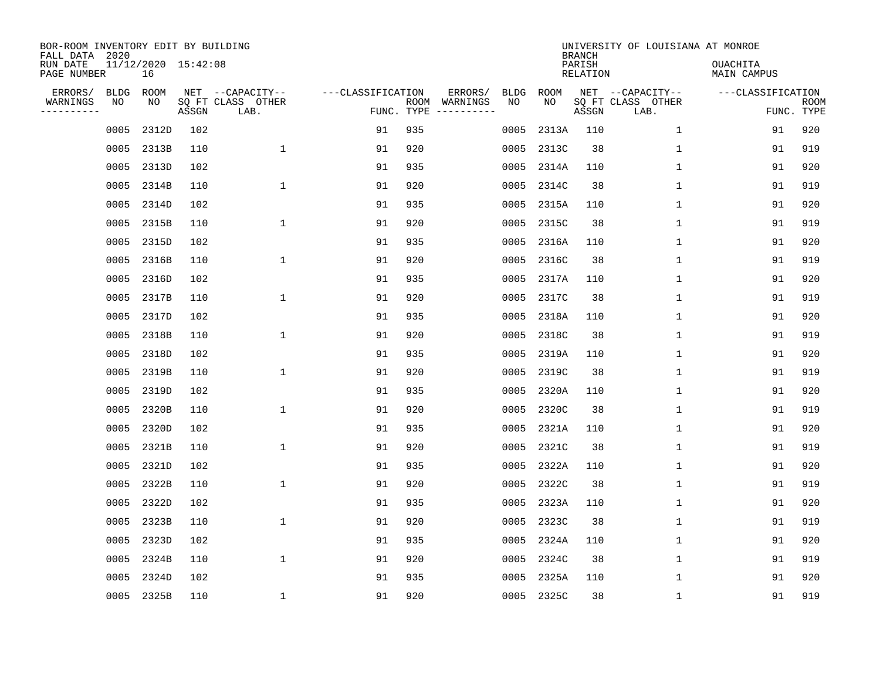BOR-ROOM INVENTORY EDIT BY BUILDING
FALL DATA 2020
RUN DATE 11/12/2020 15:42:08
PAGE NUMBER 16

UNIVERSITY OF LOUISIANA AT MONROE
BRANCH
PARISH OUACHITA
RELATION MAIN CAMPUS

| ERRORS/ WARNINGS | BLDG NO | ROOM NO | NET SQ FT ASSGN | CAPACITY CLASS LAB. | CAPACITY OTHER | CLASSIFICATION FUNC. | ROOM TYPE | ERRORS/ WARNINGS | BLDG NO | ROOM NO | NET SQ FT ASSGN | CAPACITY CLASS LAB. | CAPACITY OTHER | CLASSIFICATION FUNC. | ROOM TYPE |
|---|---|---|---|---|---|---|---|---|---|---|---|---|---|---|---|
| | 0005 | 2312D | 102 | | | 91 | 935 | | 0005 | 2313A | 110 | | 1 | 91 | 920 |
| | 0005 | 2313B | 110 | | 1 | 91 | 920 | | 0005 | 2313C | 38 | | 1 | 91 | 919 |
| | 0005 | 2313D | 102 | | | 91 | 935 | | 0005 | 2314A | 110 | | 1 | 91 | 920 |
| | 0005 | 2314B | 110 | | 1 | 91 | 920 | | 0005 | 2314C | 38 | | 1 | 91 | 919 |
| | 0005 | 2314D | 102 | | | 91 | 935 | | 0005 | 2315A | 110 | | 1 | 91 | 920 |
| | 0005 | 2315B | 110 | | 1 | 91 | 920 | | 0005 | 2315C | 38 | | 1 | 91 | 919 |
| | 0005 | 2315D | 102 | | | 91 | 935 | | 0005 | 2316A | 110 | | 1 | 91 | 920 |
| | 0005 | 2316B | 110 | | 1 | 91 | 920 | | 0005 | 2316C | 38 | | 1 | 91 | 919 |
| | 0005 | 2316D | 102 | | | 91 | 935 | | 0005 | 2317A | 110 | | 1 | 91 | 920 |
| | 0005 | 2317B | 110 | | 1 | 91 | 920 | | 0005 | 2317C | 38 | | 1 | 91 | 919 |
| | 0005 | 2317D | 102 | | | 91 | 935 | | 0005 | 2318A | 110 | | 1 | 91 | 920 |
| | 0005 | 2318B | 110 | | 1 | 91 | 920 | | 0005 | 2318C | 38 | | 1 | 91 | 919 |
| | 0005 | 2318D | 102 | | | 91 | 935 | | 0005 | 2319A | 110 | | 1 | 91 | 920 |
| | 0005 | 2319B | 110 | | 1 | 91 | 920 | | 0005 | 2319C | 38 | | 1 | 91 | 919 |
| | 0005 | 2319D | 102 | | | 91 | 935 | | 0005 | 2320A | 110 | | 1 | 91 | 920 |
| | 0005 | 2320B | 110 | | 1 | 91 | 920 | | 0005 | 2320C | 38 | | 1 | 91 | 919 |
| | 0005 | 2320D | 102 | | | 91 | 935 | | 0005 | 2321A | 110 | | 1 | 91 | 920 |
| | 0005 | 2321B | 110 | | 1 | 91 | 920 | | 0005 | 2321C | 38 | | 1 | 91 | 919 |
| | 0005 | 2321D | 102 | | | 91 | 935 | | 0005 | 2322A | 110 | | 1 | 91 | 920 |
| | 0005 | 2322B | 110 | | 1 | 91 | 920 | | 0005 | 2322C | 38 | | 1 | 91 | 919 |
| | 0005 | 2322D | 102 | | | 91 | 935 | | 0005 | 2323A | 110 | | 1 | 91 | 920 |
| | 0005 | 2323B | 110 | | 1 | 91 | 920 | | 0005 | 2323C | 38 | | 1 | 91 | 919 |
| | 0005 | 2323D | 102 | | | 91 | 935 | | 0005 | 2324A | 110 | | 1 | 91 | 920 |
| | 0005 | 2324B | 110 | | 1 | 91 | 920 | | 0005 | 2324C | 38 | | 1 | 91 | 919 |
| | 0005 | 2324D | 102 | | | 91 | 935 | | 0005 | 2325A | 110 | | 1 | 91 | 920 |
| | 0005 | 2325B | 110 | | 1 | 91 | 920 | | 0005 | 2325C | 38 | | 1 | 91 | 919 |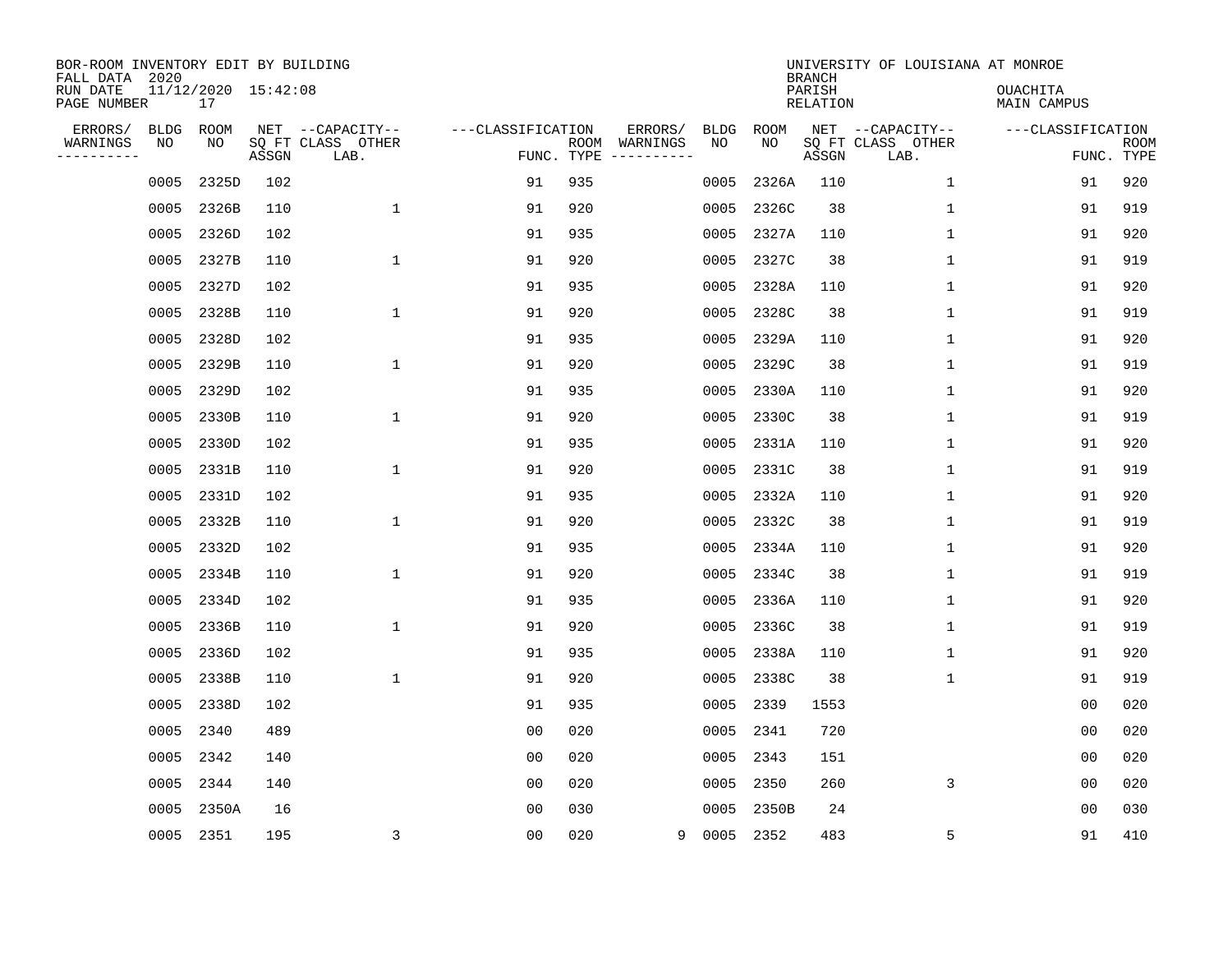BOR-ROOM INVENTORY EDIT BY BUILDING
FALL DATA 2020
RUN DATE 11/12/2020 15:42:08
PAGE NUMBER 17

UNIVERSITY OF LOUISIANA AT MONROE
BRANCH
PARISH OUACHITA
RELATION MAIN CAMPUS

| ERRORS/ WARNINGS | BLDG NO | ROOM NO | NET SQ FT ASSGN | CAPACITY CLASS LAB. | CAPACITY OTHER | CLASSIFICATION FUNC. | ROOM TYPE | ERRORS/ WARNINGS | BLDG NO | ROOM NO | NET SQ FT ASSGN | CAPACITY CLASS LAB. | CAPACITY OTHER | CLASSIFICATION FUNC. | ROOM TYPE |
|---|---|---|---|---|---|---|---|---|---|---|---|---|---|---|---|
| | 0005 | 2325D | 102 | | | 91 | 935 | | 0005 | 2326A | 110 | | 1 | 91 | 920 |
| | 0005 | 2326B | 110 | | 1 | 91 | 920 | | 0005 | 2326C | 38 | | 1 | 91 | 919 |
| | 0005 | 2326D | 102 | | | 91 | 935 | | 0005 | 2327A | 110 | | 1 | 91 | 920 |
| | 0005 | 2327B | 110 | | 1 | 91 | 920 | | 0005 | 2327C | 38 | | 1 | 91 | 919 |
| | 0005 | 2327D | 102 | | | 91 | 935 | | 0005 | 2328A | 110 | | 1 | 91 | 920 |
| | 0005 | 2328B | 110 | | 1 | 91 | 920 | | 0005 | 2328C | 38 | | 1 | 91 | 919 |
| | 0005 | 2328D | 102 | | | 91 | 935 | | 0005 | 2329A | 110 | | 1 | 91 | 920 |
| | 0005 | 2329B | 110 | | 1 | 91 | 920 | | 0005 | 2329C | 38 | | 1 | 91 | 919 |
| | 0005 | 2329D | 102 | | | 91 | 935 | | 0005 | 2330A | 110 | | 1 | 91 | 920 |
| | 0005 | 2330B | 110 | | 1 | 91 | 920 | | 0005 | 2330C | 38 | | 1 | 91 | 919 |
| | 0005 | 2330D | 102 | | | 91 | 935 | | 0005 | 2331A | 110 | | 1 | 91 | 920 |
| | 0005 | 2331B | 110 | | 1 | 91 | 920 | | 0005 | 2331C | 38 | | 1 | 91 | 919 |
| | 0005 | 2331D | 102 | | | 91 | 935 | | 0005 | 2332A | 110 | | 1 | 91 | 920 |
| | 0005 | 2332B | 110 | | 1 | 91 | 920 | | 0005 | 2332C | 38 | | 1 | 91 | 919 |
| | 0005 | 2332D | 102 | | | 91 | 935 | | 0005 | 2334A | 110 | | 1 | 91 | 920 |
| | 0005 | 2334B | 110 | | 1 | 91 | 920 | | 0005 | 2334C | 38 | | 1 | 91 | 919 |
| | 0005 | 2334D | 102 | | | 91 | 935 | | 0005 | 2336A | 110 | | 1 | 91 | 920 |
| | 0005 | 2336B | 110 | | 1 | 91 | 920 | | 0005 | 2336C | 38 | | 1 | 91 | 919 |
| | 0005 | 2336D | 102 | | | 91 | 935 | | 0005 | 2338A | 110 | | 1 | 91 | 920 |
| | 0005 | 2338B | 110 | | 1 | 91 | 920 | | 0005 | 2338C | 38 | | 1 | 91 | 919 |
| | 0005 | 2338D | 102 | | | 91 | 935 | | 0005 | 2339 | 1553 | | | 00 | 020 |
| | 0005 | 2340 | 489 | | | 00 | 020 | | 0005 | 2341 | 720 | | | 00 | 020 |
| | 0005 | 2342 | 140 | | | 00 | 020 | | 0005 | 2343 | 151 | | | 00 | 020 |
| | 0005 | 2344 | 140 | | | 00 | 020 | | 0005 | 2350 | 260 | | 3 | 00 | 020 |
| | 0005 | 2350A | 16 | | | 00 | 030 | | 0005 | 2350B | 24 | | | 00 | 030 |
| | 0005 | 2351 | 195 | | 3 | 00 | 020 | 9 | 0005 | 2352 | 483 | | 5 | 91 | 410 |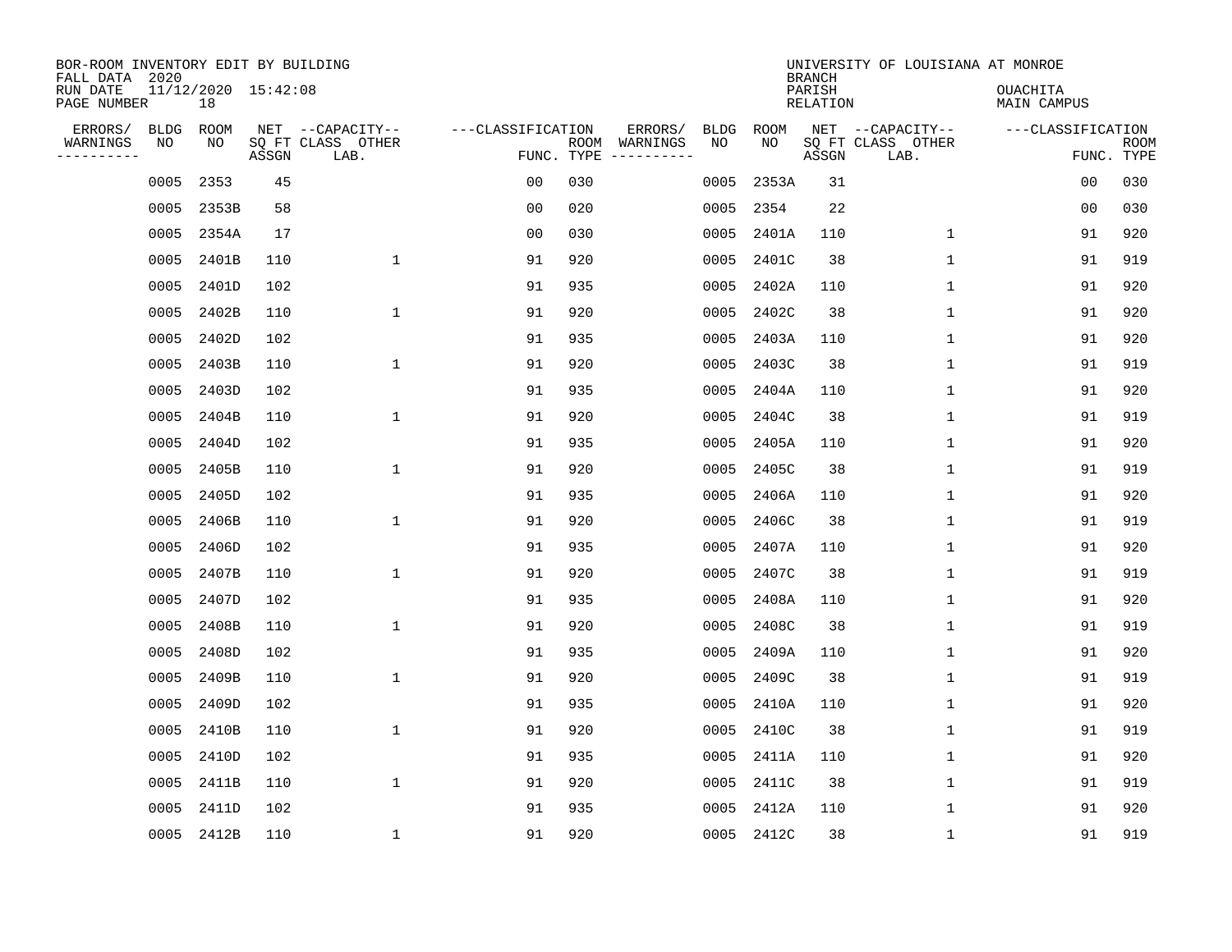BOR-ROOM INVENTORY EDIT BY BUILDING
FALL DATA 2020
RUN DATE 11/12/2020 15:42:08
PAGE NUMBER 18

UNIVERSITY OF LOUISIANA AT MONROE
BRANCH
PARISH OUACHITA
RELATION MAIN CAMPUS

| ERRORS/ WARNINGS | BLDG NO | ROOM NO | NET SQ FT ASSGN | CAPACITY CLASS LAB. | CAPACITY OTHER | CLASSIFICATION FUNC. | ROOM TYPE | ERRORS/ WARNINGS | BLDG NO | ROOM NO | NET SQ FT ASSGN | CAPACITY CLASS LAB. | CAPACITY OTHER | CLASSIFICATION FUNC. | ROOM TYPE |
|---|---|---|---|---|---|---|---|---|---|---|---|---|---|---|---|
| | 0005 | 2353 | 45 | | | 00 | 030 | | 0005 | 2353A | 31 | | | 00 | 030 |
| | 0005 | 2353B | 58 | | | 00 | 020 | | 0005 | 2354 | 22 | | | 00 | 030 |
| | 0005 | 2354A | 17 | | | 00 | 030 | | 0005 | 2401A | 110 | | 1 | 91 | 920 |
| | 0005 | 2401B | 110 | | 1 | 91 | 920 | | 0005 | 2401C | 38 | | 1 | 91 | 919 |
| | 0005 | 2401D | 102 | | | 91 | 935 | | 0005 | 2402A | 110 | | 1 | 91 | 920 |
| | 0005 | 2402B | 110 | | 1 | 91 | 920 | | 0005 | 2402C | 38 | | 1 | 91 | 920 |
| | 0005 | 2402D | 102 | | | 91 | 935 | | 0005 | 2403A | 110 | | 1 | 91 | 920 |
| | 0005 | 2403B | 110 | | 1 | 91 | 920 | | 0005 | 2403C | 38 | | 1 | 91 | 919 |
| | 0005 | 2403D | 102 | | | 91 | 935 | | 0005 | 2404A | 110 | | 1 | 91 | 920 |
| | 0005 | 2404B | 110 | | 1 | 91 | 920 | | 0005 | 2404C | 38 | | 1 | 91 | 919 |
| | 0005 | 2404D | 102 | | | 91 | 935 | | 0005 | 2405A | 110 | | 1 | 91 | 920 |
| | 0005 | 2405B | 110 | | 1 | 91 | 920 | | 0005 | 2405C | 38 | | 1 | 91 | 919 |
| | 0005 | 2405D | 102 | | | 91 | 935 | | 0005 | 2406A | 110 | | 1 | 91 | 920 |
| | 0005 | 2406B | 110 | | 1 | 91 | 920 | | 0005 | 2406C | 38 | | 1 | 91 | 919 |
| | 0005 | 2406D | 102 | | | 91 | 935 | | 0005 | 2407A | 110 | | 1 | 91 | 920 |
| | 0005 | 2407B | 110 | | 1 | 91 | 920 | | 0005 | 2407C | 38 | | 1 | 91 | 919 |
| | 0005 | 2407D | 102 | | | 91 | 935 | | 0005 | 2408A | 110 | | 1 | 91 | 920 |
| | 0005 | 2408B | 110 | | 1 | 91 | 920 | | 0005 | 2408C | 38 | | 1 | 91 | 919 |
| | 0005 | 2408D | 102 | | | 91 | 935 | | 0005 | 2409A | 110 | | 1 | 91 | 920 |
| | 0005 | 2409B | 110 | | 1 | 91 | 920 | | 0005 | 2409C | 38 | | 1 | 91 | 919 |
| | 0005 | 2409D | 102 | | | 91 | 935 | | 0005 | 2410A | 110 | | 1 | 91 | 920 |
| | 0005 | 2410B | 110 | | 1 | 91 | 920 | | 0005 | 2410C | 38 | | 1 | 91 | 919 |
| | 0005 | 2410D | 102 | | | 91 | 935 | | 0005 | 2411A | 110 | | 1 | 91 | 920 |
| | 0005 | 2411B | 110 | | 1 | 91 | 920 | | 0005 | 2411C | 38 | | 1 | 91 | 919 |
| | 0005 | 2411D | 102 | | | 91 | 935 | | 0005 | 2412A | 110 | | 1 | 91 | 920 |
| | 0005 | 2412B | 110 | | 1 | 91 | 920 | | 0005 | 2412C | 38 | | 1 | 91 | 919 |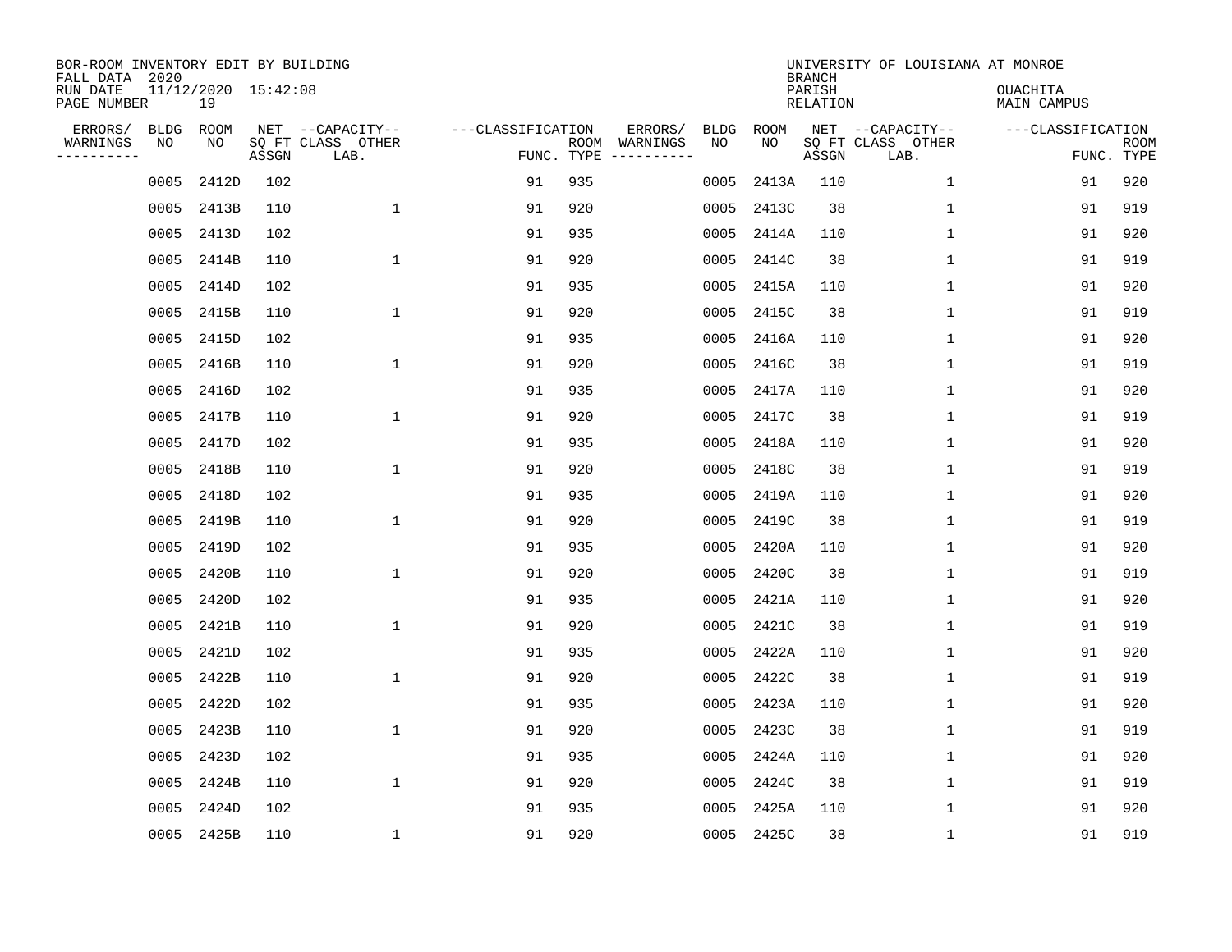BOR-ROOM INVENTORY EDIT BY BUILDING
FALL DATA 2020
RUN DATE 11/12/2020 15:42:08
PAGE NUMBER 19

UNIVERSITY OF LOUISIANA AT MONROE
BRANCH
PARISH OUACHITA
RELATION MAIN CAMPUS

| ERRORS/ WARNINGS | BLDG NO | ROOM NO | NET SQ FT ASSGN | CAPACITY CLASS LAB. | CAPACITY OTHER | CLASSIFICATION FUNC. | ROOM TYPE | ERRORS/ WARNINGS | BLDG NO | ROOM NO | NET SQ FT ASSGN | CAPACITY CLASS LAB. | CAPACITY OTHER | CLASSIFICATION FUNC. | ROOM TYPE |
|---|---|---|---|---|---|---|---|---|---|---|---|---|---|---|---|
| | 0005 | 2412D | 102 | | | 91 | 935 | | 0005 | 2413A | 110 | | 1 | 91 | 920 |
| | 0005 | 2413B | 110 | | 1 | 91 | 920 | | 0005 | 2413C | 38 | | 1 | 91 | 919 |
| | 0005 | 2413D | 102 | | | 91 | 935 | | 0005 | 2414A | 110 | | 1 | 91 | 920 |
| | 0005 | 2414B | 110 | | 1 | 91 | 920 | | 0005 | 2414C | 38 | | 1 | 91 | 919 |
| | 0005 | 2414D | 102 | | | 91 | 935 | | 0005 | 2415A | 110 | | 1 | 91 | 920 |
| | 0005 | 2415B | 110 | | 1 | 91 | 920 | | 0005 | 2415C | 38 | | 1 | 91 | 919 |
| | 0005 | 2415D | 102 | | | 91 | 935 | | 0005 | 2416A | 110 | | 1 | 91 | 920 |
| | 0005 | 2416B | 110 | | 1 | 91 | 920 | | 0005 | 2416C | 38 | | 1 | 91 | 919 |
| | 0005 | 2416D | 102 | | | 91 | 935 | | 0005 | 2417A | 110 | | 1 | 91 | 920 |
| | 0005 | 2417B | 110 | | 1 | 91 | 920 | | 0005 | 2417C | 38 | | 1 | 91 | 919 |
| | 0005 | 2417D | 102 | | | 91 | 935 | | 0005 | 2418A | 110 | | 1 | 91 | 920 |
| | 0005 | 2418B | 110 | | 1 | 91 | 920 | | 0005 | 2418C | 38 | | 1 | 91 | 919 |
| | 0005 | 2418D | 102 | | | 91 | 935 | | 0005 | 2419A | 110 | | 1 | 91 | 920 |
| | 0005 | 2419B | 110 | | 1 | 91 | 920 | | 0005 | 2419C | 38 | | 1 | 91 | 919 |
| | 0005 | 2419D | 102 | | | 91 | 935 | | 0005 | 2420A | 110 | | 1 | 91 | 920 |
| | 0005 | 2420B | 110 | | 1 | 91 | 920 | | 0005 | 2420C | 38 | | 1 | 91 | 919 |
| | 0005 | 2420D | 102 | | | 91 | 935 | | 0005 | 2421A | 110 | | 1 | 91 | 920 |
| | 0005 | 2421B | 110 | | 1 | 91 | 920 | | 0005 | 2421C | 38 | | 1 | 91 | 919 |
| | 0005 | 2421D | 102 | | | 91 | 935 | | 0005 | 2422A | 110 | | 1 | 91 | 920 |
| | 0005 | 2422B | 110 | | 1 | 91 | 920 | | 0005 | 2422C | 38 | | 1 | 91 | 919 |
| | 0005 | 2422D | 102 | | | 91 | 935 | | 0005 | 2423A | 110 | | 1 | 91 | 920 |
| | 0005 | 2423B | 110 | | 1 | 91 | 920 | | 0005 | 2423C | 38 | | 1 | 91 | 919 |
| | 0005 | 2423D | 102 | | | 91 | 935 | | 0005 | 2424A | 110 | | 1 | 91 | 920 |
| | 0005 | 2424B | 110 | | 1 | 91 | 920 | | 0005 | 2424C | 38 | | 1 | 91 | 919 |
| | 0005 | 2424D | 102 | | | 91 | 935 | | 0005 | 2425A | 110 | | 1 | 91 | 920 |
| | 0005 | 2425B | 110 | | 1 | 91 | 920 | | 0005 | 2425C | 38 | | 1 | 91 | 919 |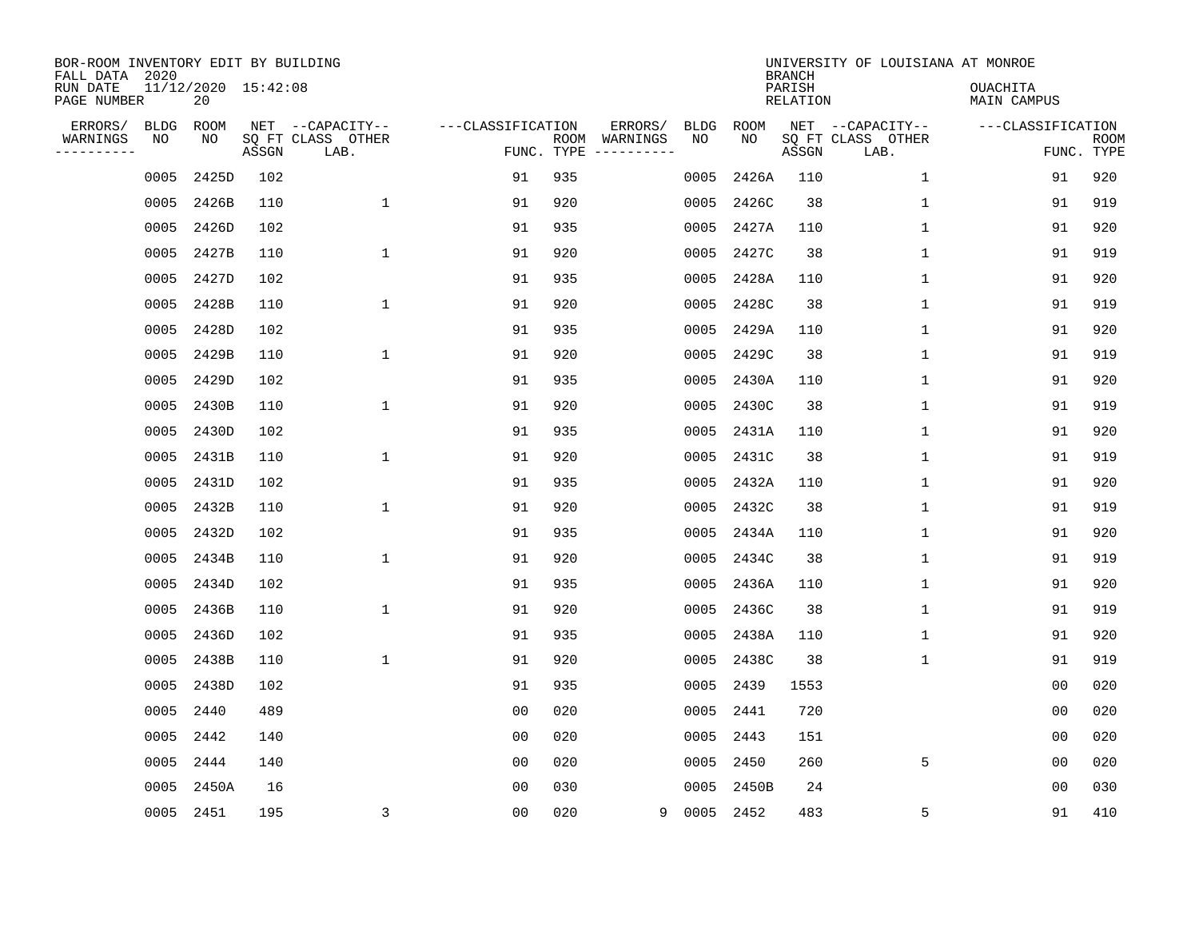BOR-ROOM INVENTORY EDIT BY BUILDING
FALL DATA 2020
RUN DATE 11/12/2020 15:42:08
PAGE NUMBER 20

UNIVERSITY OF LOUISIANA AT MONROE
BRANCH
PARISH OUACHITA
RELATION MAIN CAMPUS

| ERRORS/ WARNINGS | BLDG NO | ROOM NO | NET SQ FT ASSGN | CAPACITY CLASS LAB. | CAPACITY OTHER | CLASSIFICATION FUNC. | ROOM TYPE | ERRORS/ WARNINGS | BLDG NO | ROOM NO | NET SQ FT ASSGN | CAPACITY CLASS LAB. | CAPACITY OTHER | CLASSIFICATION FUNC. | ROOM TYPE |
|---|---|---|---|---|---|---|---|---|---|---|---|---|---|---|---|
| | 0005 | 2425D | 102 | | | 91 | 935 | | 0005 | 2426A | 110 | | 1 | 91 | 920 |
| | 0005 | 2426B | 110 | | 1 | 91 | 920 | | 0005 | 2426C | 38 | | 1 | 91 | 919 |
| | 0005 | 2426D | 102 | | | 91 | 935 | | 0005 | 2427A | 110 | | 1 | 91 | 920 |
| | 0005 | 2427B | 110 | | 1 | 91 | 920 | | 0005 | 2427C | 38 | | 1 | 91 | 919 |
| | 0005 | 2427D | 102 | | | 91 | 935 | | 0005 | 2428A | 110 | | 1 | 91 | 920 |
| | 0005 | 2428B | 110 | | 1 | 91 | 920 | | 0005 | 2428C | 38 | | 1 | 91 | 919 |
| | 0005 | 2428D | 102 | | | 91 | 935 | | 0005 | 2429A | 110 | | 1 | 91 | 920 |
| | 0005 | 2429B | 110 | | 1 | 91 | 920 | | 0005 | 2429C | 38 | | 1 | 91 | 919 |
| | 0005 | 2429D | 102 | | | 91 | 935 | | 0005 | 2430A | 110 | | 1 | 91 | 920 |
| | 0005 | 2430B | 110 | | 1 | 91 | 920 | | 0005 | 2430C | 38 | | 1 | 91 | 919 |
| | 0005 | 2430D | 102 | | | 91 | 935 | | 0005 | 2431A | 110 | | 1 | 91 | 920 |
| | 0005 | 2431B | 110 | | 1 | 91 | 920 | | 0005 | 2431C | 38 | | 1 | 91 | 919 |
| | 0005 | 2431D | 102 | | | 91 | 935 | | 0005 | 2432A | 110 | | 1 | 91 | 920 |
| | 0005 | 2432B | 110 | | 1 | 91 | 920 | | 0005 | 2432C | 38 | | 1 | 91 | 919 |
| | 0005 | 2432D | 102 | | | 91 | 935 | | 0005 | 2434A | 110 | | 1 | 91 | 920 |
| | 0005 | 2434B | 110 | | 1 | 91 | 920 | | 0005 | 2434C | 38 | | 1 | 91 | 919 |
| | 0005 | 2434D | 102 | | | 91 | 935 | | 0005 | 2436A | 110 | | 1 | 91 | 920 |
| | 0005 | 2436B | 110 | | 1 | 91 | 920 | | 0005 | 2436C | 38 | | 1 | 91 | 919 |
| | 0005 | 2436D | 102 | | | 91 | 935 | | 0005 | 2438A | 110 | | 1 | 91 | 920 |
| | 0005 | 2438B | 110 | | 1 | 91 | 920 | | 0005 | 2438C | 38 | | 1 | 91 | 919 |
| | 0005 | 2438D | 102 | | | 91 | 935 | | 0005 | 2439 | 1553 | | | 00 | 020 |
| | 0005 | 2440 | 489 | | | 00 | 020 | | 0005 | 2441 | 720 | | | 00 | 020 |
| | 0005 | 2442 | 140 | | | 00 | 020 | | 0005 | 2443 | 151 | | | 00 | 020 |
| | 0005 | 2444 | 140 | | | 00 | 020 | | 0005 | 2450 | 260 | | 5 | 00 | 020 |
| | 0005 | 2450A | 16 | | | 00 | 030 | | 0005 | 2450B | 24 | | | 00 | 030 |
| | 0005 | 2451 | 195 | | 3 | 00 | 020 | 9 | 0005 | 2452 | 483 | | 5 | 91 | 410 |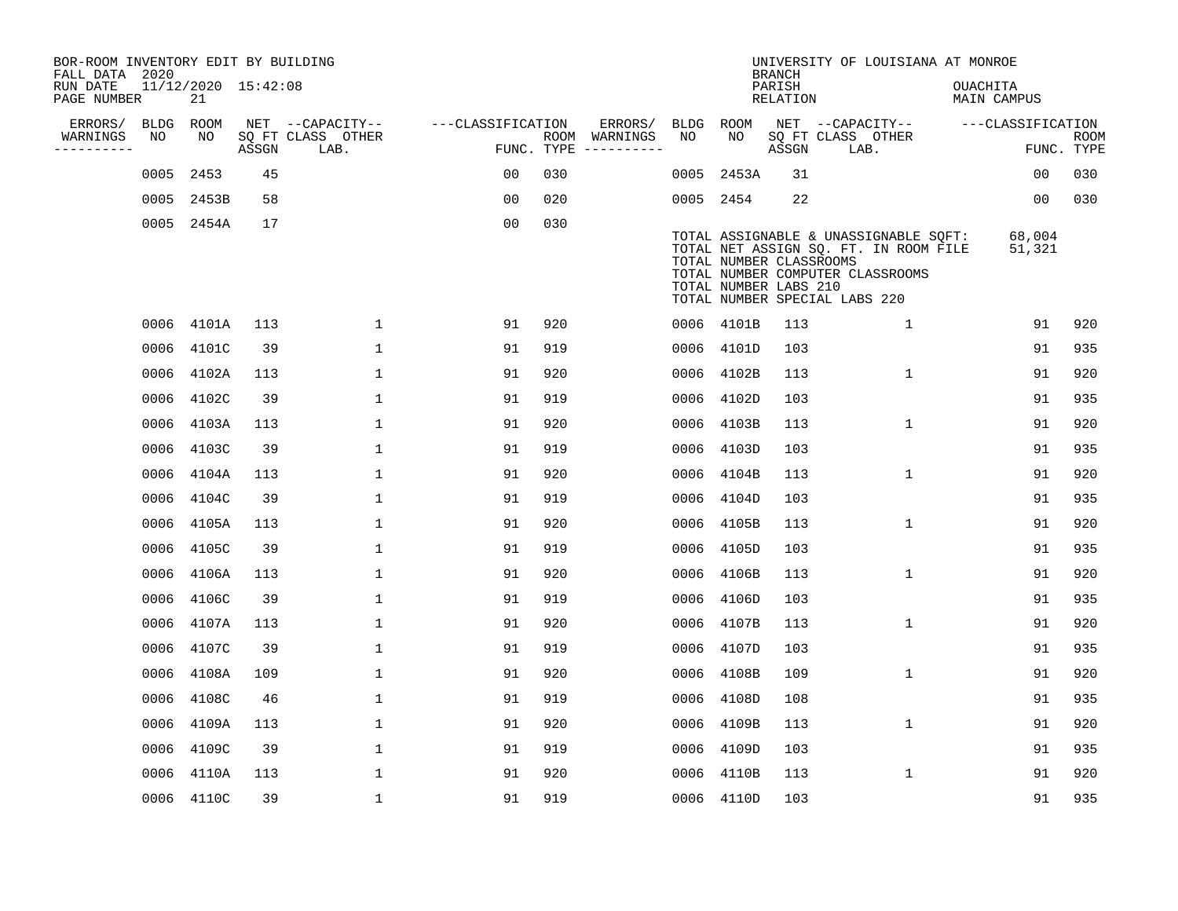BOR-ROOM INVENTORY EDIT BY BUILDING
FALL DATA 2020
RUN DATE 11/12/2020 15:42:08
PAGE NUMBER 21

UNIVERSITY OF LOUISIANA AT MONROE
BRANCH
PARISH OUACHITA
RELATION MAIN CAMPUS

| ERRORS/ WARNINGS | BLDG NO | ROOM NO | NET SQ FT ASSGN | CAPACITY CLASS | CAPACITY OTHER LAB. | CLASSIFICATION FUNC. | ROOM TYPE | ERRORS/ WARNINGS | BLDG NO | ROOM NO | NET SQ FT ASSGN | CAPACITY CLASS | CAPACITY OTHER LAB. | CLASSIFICATION FUNC. | ROOM TYPE |
|---|---|---|---|---|---|---|---|---|---|---|---|---|---|---|---|
| | 0005 | 2453 | 45 | | | 00 | 030 | | 0005 | 2453A | 31 | | | 00 | 030 |
| | 0005 | 2453B | 58 | | | 00 | 020 | | 0005 | 2454 | 22 | | | 00 | 030 |
| | 0005 | 2454A | 17 | | | 00 | 030 | | | | | | | | |

TOTAL ASSIGNABLE & UNASSIGNABLE SQFT: 68,004
TOTAL NET ASSIGN SQ. FT. IN ROOM FILE 51,321
TOTAL NUMBER CLASSROOMS
TOTAL NUMBER COMPUTER CLASSROOMS
TOTAL NUMBER LABS 210
TOTAL NUMBER SPECIAL LABS 220

| ERRORS/ WARNINGS | BLDG NO | ROOM NO | NET SQ FT ASSGN | CAPACITY CLASS | CAPACITY OTHER LAB. | CLASSIFICATION FUNC. | ROOM TYPE | ERRORS/ WARNINGS | BLDG NO | ROOM NO | NET SQ FT ASSGN | CAPACITY CLASS | CAPACITY OTHER LAB. | CLASSIFICATION FUNC. | ROOM TYPE |
|---|---|---|---|---|---|---|---|---|---|---|---|---|---|---|---|
| | 0006 | 4101A | 113 | | 1 | 91 | 920 | | 0006 | 4101B | 113 | | 1 | 91 | 920 |
| | 0006 | 4101C | 39 | | 1 | 91 | 919 | | 0006 | 4101D | 103 | | | 91 | 935 |
| | 0006 | 4102A | 113 | | 1 | 91 | 920 | | 0006 | 4102B | 113 | | 1 | 91 | 920 |
| | 0006 | 4102C | 39 | | 1 | 91 | 919 | | 0006 | 4102D | 103 | | | 91 | 935 |
| | 0006 | 4103A | 113 | | 1 | 91 | 920 | | 0006 | 4103B | 113 | | 1 | 91 | 920 |
| | 0006 | 4103C | 39 | | 1 | 91 | 919 | | 0006 | 4103D | 103 | | | 91 | 935 |
| | 0006 | 4104A | 113 | | 1 | 91 | 920 | | 0006 | 4104B | 113 | | 1 | 91 | 920 |
| | 0006 | 4104C | 39 | | 1 | 91 | 919 | | 0006 | 4104D | 103 | | | 91 | 935 |
| | 0006 | 4105A | 113 | | 1 | 91 | 920 | | 0006 | 4105B | 113 | | 1 | 91 | 920 |
| | 0006 | 4105C | 39 | | 1 | 91 | 919 | | 0006 | 4105D | 103 | | | 91 | 935 |
| | 0006 | 4106A | 113 | | 1 | 91 | 920 | | 0006 | 4106B | 113 | | 1 | 91 | 920 |
| | 0006 | 4106C | 39 | | 1 | 91 | 919 | | 0006 | 4106D | 103 | | | 91 | 935 |
| | 0006 | 4107A | 113 | | 1 | 91 | 920 | | 0006 | 4107B | 113 | | 1 | 91 | 920 |
| | 0006 | 4107C | 39 | | 1 | 91 | 919 | | 0006 | 4107D | 103 | | | 91 | 935 |
| | 0006 | 4108A | 109 | | 1 | 91 | 920 | | 0006 | 4108B | 109 | | 1 | 91 | 920 |
| | 0006 | 4108C | 46 | | 1 | 91 | 919 | | 0006 | 4108D | 108 | | | 91 | 935 |
| | 0006 | 4109A | 113 | | 1 | 91 | 920 | | 0006 | 4109B | 113 | | 1 | 91 | 920 |
| | 0006 | 4109C | 39 | | 1 | 91 | 919 | | 0006 | 4109D | 103 | | | 91 | 935 |
| | 0006 | 4110A | 113 | | 1 | 91 | 920 | | 0006 | 4110B | 113 | | 1 | 91 | 920 |
| | 0006 | 4110C | 39 | | 1 | 91 | 919 | | 0006 | 4110D | 103 | | | 91 | 935 |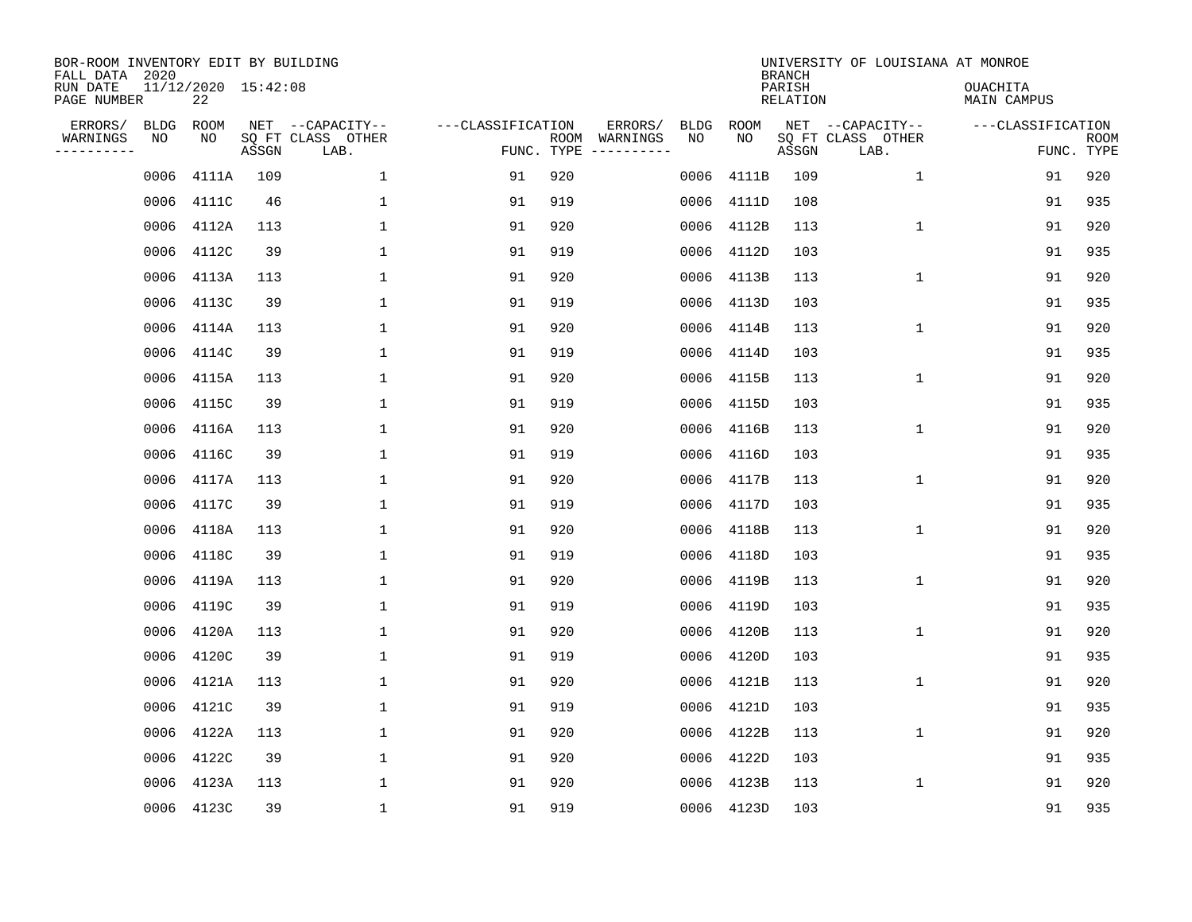BOR-ROOM INVENTORY EDIT BY BUILDING
FALL DATA 2020
RUN DATE 11/12/2020 15:42:08
PAGE NUMBER 22

UNIVERSITY OF LOUISIANA AT MONROE
BRANCH
PARISH OUACHITA
RELATION MAIN CAMPUS

| ERRORS/ WARNINGS | BLDG NO | ROOM NO | NET SQ FT ASSGN | --CAPACITY-- CLASS LAB. | OTHER | ---CLASSIFICATION FUNC. | ROOM TYPE | ERRORS/ WARNINGS | BLDG NO | ROOM NO | NET SQ FT ASSGN | --CAPACITY-- CLASS LAB. | OTHER | ---CLASSIFICATION FUNC. | ROOM TYPE |
|---|---|---|---|---|---|---|---|---|---|---|---|---|---|---|---|
| | 0006 | 4111A | 109 | | 1 | 91 | 920 | | 0006 | 4111B | 109 | | 1 | 91 | 920 |
| | 0006 | 4111C | 46 | | 1 | 91 | 919 | | 0006 | 4111D | 108 | | | 91 | 935 |
| | 0006 | 4112A | 113 | | 1 | 91 | 920 | | 0006 | 4112B | 113 | | 1 | 91 | 920 |
| | 0006 | 4112C | 39 | | 1 | 91 | 919 | | 0006 | 4112D | 103 | | | 91 | 935 |
| | 0006 | 4113A | 113 | | 1 | 91 | 920 | | 0006 | 4113B | 113 | | 1 | 91 | 920 |
| | 0006 | 4113C | 39 | | 1 | 91 | 919 | | 0006 | 4113D | 103 | | | 91 | 935 |
| | 0006 | 4114A | 113 | | 1 | 91 | 920 | | 0006 | 4114B | 113 | | 1 | 91 | 920 |
| | 0006 | 4114C | 39 | | 1 | 91 | 919 | | 0006 | 4114D | 103 | | | 91 | 935 |
| | 0006 | 4115A | 113 | | 1 | 91 | 920 | | 0006 | 4115B | 113 | | 1 | 91 | 920 |
| | 0006 | 4115C | 39 | | 1 | 91 | 919 | | 0006 | 4115D | 103 | | | 91 | 935 |
| | 0006 | 4116A | 113 | | 1 | 91 | 920 | | 0006 | 4116B | 113 | | 1 | 91 | 920 |
| | 0006 | 4116C | 39 | | 1 | 91 | 919 | | 0006 | 4116D | 103 | | | 91 | 935 |
| | 0006 | 4117A | 113 | | 1 | 91 | 920 | | 0006 | 4117B | 113 | | 1 | 91 | 920 |
| | 0006 | 4117C | 39 | | 1 | 91 | 919 | | 0006 | 4117D | 103 | | | 91 | 935 |
| | 0006 | 4118A | 113 | | 1 | 91 | 920 | | 0006 | 4118B | 113 | | 1 | 91 | 920 |
| | 0006 | 4118C | 39 | | 1 | 91 | 919 | | 0006 | 4118D | 103 | | | 91 | 935 |
| | 0006 | 4119A | 113 | | 1 | 91 | 920 | | 0006 | 4119B | 113 | | 1 | 91 | 920 |
| | 0006 | 4119C | 39 | | 1 | 91 | 919 | | 0006 | 4119D | 103 | | | 91 | 935 |
| | 0006 | 4120A | 113 | | 1 | 91 | 920 | | 0006 | 4120B | 113 | | 1 | 91 | 920 |
| | 0006 | 4120C | 39 | | 1 | 91 | 919 | | 0006 | 4120D | 103 | | | 91 | 935 |
| | 0006 | 4121A | 113 | | 1 | 91 | 920 | | 0006 | 4121B | 113 | | 1 | 91 | 920 |
| | 0006 | 4121C | 39 | | 1 | 91 | 919 | | 0006 | 4121D | 103 | | | 91 | 935 |
| | 0006 | 4122A | 113 | | 1 | 91 | 920 | | 0006 | 4122B | 113 | | 1 | 91 | 920 |
| | 0006 | 4122C | 39 | | 1 | 91 | 920 | | 0006 | 4122D | 103 | | | 91 | 935 |
| | 0006 | 4123A | 113 | | 1 | 91 | 920 | | 0006 | 4123B | 113 | | 1 | 91 | 920 |
| | 0006 | 4123C | 39 | | 1 | 91 | 919 | | 0006 | 4123D | 103 | | | 91 | 935 |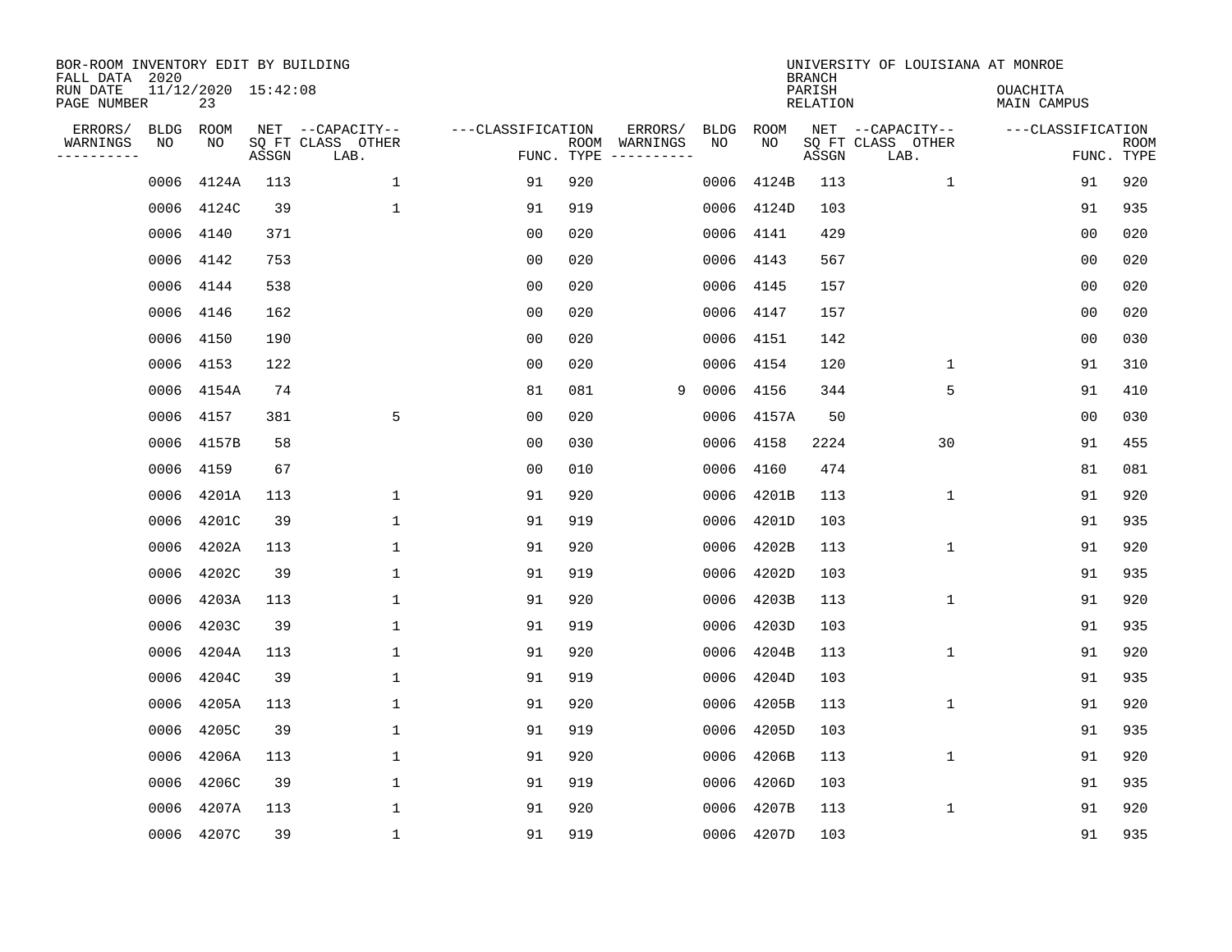BOR-ROOM INVENTORY EDIT BY BUILDING
FALL DATA 2020
RUN DATE 11/12/2020 15:42:08
PAGE NUMBER 23

UNIVERSITY OF LOUISIANA AT MONROE
BRANCH
PARISH OUACHITA
RELATION MAIN CAMPUS

| ERRORS/ WARNINGS | BLDG NO | ROOM NO | NET SQ FT ASSGN | CAPACITY CLASS LAB. | CAPACITY OTHER | CLASSIFICATION FUNC. | ROOM TYPE | ERRORS/ WARNINGS | BLDG NO | ROOM NO | NET SQ FT ASSGN | CAPACITY CLASS LAB. | CAPACITY OTHER | CLASSIFICATION FUNC. | ROOM TYPE |
|---|---|---|---|---|---|---|---|---|---|---|---|---|---|---|---|
| | 0006 | 4124A | 113 | | 1 | 91 | 920 | | 0006 | 4124B | 113 | | 1 | 91 | 920 |
| | 0006 | 4124C | 39 | | 1 | 91 | 919 | | 0006 | 4124D | 103 | | | 91 | 935 |
| | 0006 | 4140 | 371 | | | 00 | 020 | | 0006 | 4141 | 429 | | | 00 | 020 |
| | 0006 | 4142 | 753 | | | 00 | 020 | | 0006 | 4143 | 567 | | | 00 | 020 |
| | 0006 | 4144 | 538 | | | 00 | 020 | | 0006 | 4145 | 157 | | | 00 | 020 |
| | 0006 | 4146 | 162 | | | 00 | 020 | | 0006 | 4147 | 157 | | | 00 | 020 |
| | 0006 | 4150 | 190 | | | 00 | 020 | | 0006 | 4151 | 142 | | | 00 | 030 |
| | 0006 | 4153 | 122 | | | 00 | 020 | | 0006 | 4154 | 120 | | 1 | 91 | 310 |
| | 0006 | 4154A | 74 | | | 81 | 081 | 9 | 0006 | 4156 | 344 | | 5 | 91 | 410 |
| | 0006 | 4157 | 381 | | 5 | 00 | 020 | | 0006 | 4157A | 50 | | | 00 | 030 |
| | 0006 | 4157B | 58 | | | 00 | 030 | | 0006 | 4158 | 2224 | | 30 | 91 | 455 |
| | 0006 | 4159 | 67 | | | 00 | 010 | | 0006 | 4160 | 474 | | | 81 | 081 |
| | 0006 | 4201A | 113 | | 1 | 91 | 920 | | 0006 | 4201B | 113 | | 1 | 91 | 920 |
| | 0006 | 4201C | 39 | | 1 | 91 | 919 | | 0006 | 4201D | 103 | | | 91 | 935 |
| | 0006 | 4202A | 113 | | 1 | 91 | 920 | | 0006 | 4202B | 113 | | 1 | 91 | 920 |
| | 0006 | 4202C | 39 | | 1 | 91 | 919 | | 0006 | 4202D | 103 | | | 91 | 935 |
| | 0006 | 4203A | 113 | | 1 | 91 | 920 | | 0006 | 4203B | 113 | | 1 | 91 | 920 |
| | 0006 | 4203C | 39 | | 1 | 91 | 919 | | 0006 | 4203D | 103 | | | 91 | 935 |
| | 0006 | 4204A | 113 | | 1 | 91 | 920 | | 0006 | 4204B | 113 | | 1 | 91 | 920 |
| | 0006 | 4204C | 39 | | 1 | 91 | 919 | | 0006 | 4204D | 103 | | | 91 | 935 |
| | 0006 | 4205A | 113 | | 1 | 91 | 920 | | 0006 | 4205B | 113 | | 1 | 91 | 920 |
| | 0006 | 4205C | 39 | | 1 | 91 | 919 | | 0006 | 4205D | 103 | | | 91 | 935 |
| | 0006 | 4206A | 113 | | 1 | 91 | 920 | | 0006 | 4206B | 113 | | 1 | 91 | 920 |
| | 0006 | 4206C | 39 | | 1 | 91 | 919 | | 0006 | 4206D | 103 | | | 91 | 935 |
| | 0006 | 4207A | 113 | | 1 | 91 | 920 | | 0006 | 4207B | 113 | | 1 | 91 | 920 |
| | 0006 | 4207C | 39 | | 1 | 91 | 919 | | 0006 | 4207D | 103 | | | 91 | 935 |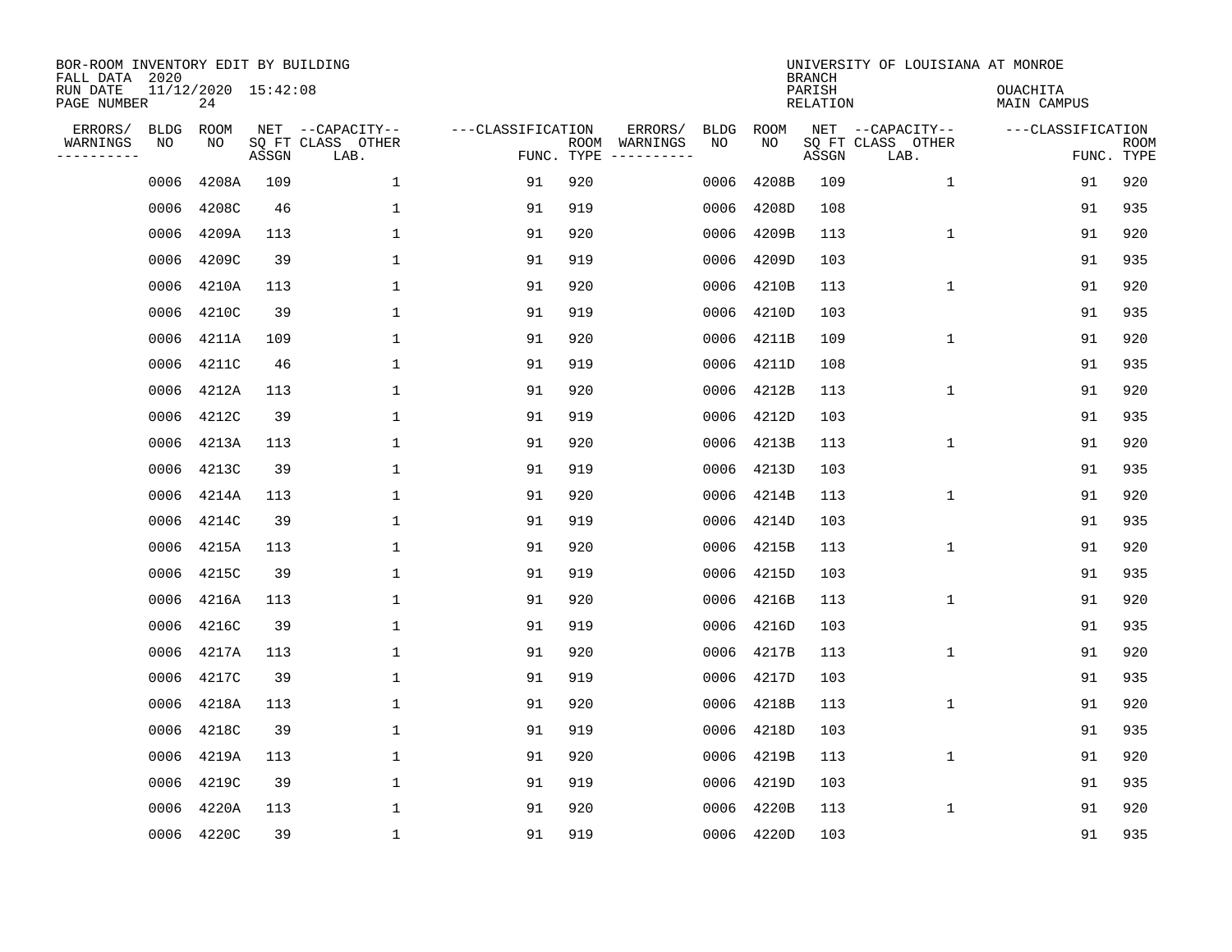BOR-ROOM INVENTORY EDIT BY BUILDING
FALL DATA 2020
RUN DATE 11/12/2020 15:42:08
PAGE NUMBER 24

UNIVERSITY OF LOUISIANA AT MONROE
BRANCH
PARISH OUACHITA
RELATION MAIN CAMPUS

| ERRORS/ WARNINGS | BLDG NO | ROOM NO | NET SQ FT ASSGN | --CAPACITY-- CLASS LAB. | OTHER | ---CLASSIFICATION FUNC. | ROOM TYPE | ERRORS/ WARNINGS | BLDG NO | ROOM NO | NET SQ FT ASSGN | --CAPACITY-- CLASS LAB. | OTHER | ---CLASSIFICATION FUNC. | ROOM TYPE |
|---|---|---|---|---|---|---|---|---|---|---|---|---|---|---|---|
| | 0006 | 4208A | 109 | | 1 | 91 | 920 | | 0006 | 4208B | 109 | | 1 | 91 | 920 |
| | 0006 | 4208C | 46 | | 1 | 91 | 919 | | 0006 | 4208D | 108 | | | 91 | 935 |
| | 0006 | 4209A | 113 | | 1 | 91 | 920 | | 0006 | 4209B | 113 | | 1 | 91 | 920 |
| | 0006 | 4209C | 39 | | 1 | 91 | 919 | | 0006 | 4209D | 103 | | | 91 | 935 |
| | 0006 | 4210A | 113 | | 1 | 91 | 920 | | 0006 | 4210B | 113 | | 1 | 91 | 920 |
| | 0006 | 4210C | 39 | | 1 | 91 | 919 | | 0006 | 4210D | 103 | | | 91 | 935 |
| | 0006 | 4211A | 109 | | 1 | 91 | 920 | | 0006 | 4211B | 109 | | 1 | 91 | 920 |
| | 0006 | 4211C | 46 | | 1 | 91 | 919 | | 0006 | 4211D | 108 | | | 91 | 935 |
| | 0006 | 4212A | 113 | | 1 | 91 | 920 | | 0006 | 4212B | 113 | | 1 | 91 | 920 |
| | 0006 | 4212C | 39 | | 1 | 91 | 919 | | 0006 | 4212D | 103 | | | 91 | 935 |
| | 0006 | 4213A | 113 | | 1 | 91 | 920 | | 0006 | 4213B | 113 | | 1 | 91 | 920 |
| | 0006 | 4213C | 39 | | 1 | 91 | 919 | | 0006 | 4213D | 103 | | | 91 | 935 |
| | 0006 | 4214A | 113 | | 1 | 91 | 920 | | 0006 | 4214B | 113 | | 1 | 91 | 920 |
| | 0006 | 4214C | 39 | | 1 | 91 | 919 | | 0006 | 4214D | 103 | | | 91 | 935 |
| | 0006 | 4215A | 113 | | 1 | 91 | 920 | | 0006 | 4215B | 113 | | 1 | 91 | 920 |
| | 0006 | 4215C | 39 | | 1 | 91 | 919 | | 0006 | 4215D | 103 | | | 91 | 935 |
| | 0006 | 4216A | 113 | | 1 | 91 | 920 | | 0006 | 4216B | 113 | | 1 | 91 | 920 |
| | 0006 | 4216C | 39 | | 1 | 91 | 919 | | 0006 | 4216D | 103 | | | 91 | 935 |
| | 0006 | 4217A | 113 | | 1 | 91 | 920 | | 0006 | 4217B | 113 | | 1 | 91 | 920 |
| | 0006 | 4217C | 39 | | 1 | 91 | 919 | | 0006 | 4217D | 103 | | | 91 | 935 |
| | 0006 | 4218A | 113 | | 1 | 91 | 920 | | 0006 | 4218B | 113 | | 1 | 91 | 920 |
| | 0006 | 4218C | 39 | | 1 | 91 | 919 | | 0006 | 4218D | 103 | | | 91 | 935 |
| | 0006 | 4219A | 113 | | 1 | 91 | 920 | | 0006 | 4219B | 113 | | 1 | 91 | 920 |
| | 0006 | 4219C | 39 | | 1 | 91 | 919 | | 0006 | 4219D | 103 | | | 91 | 935 |
| | 0006 | 4220A | 113 | | 1 | 91 | 920 | | 0006 | 4220B | 113 | | 1 | 91 | 920 |
| | 0006 | 4220C | 39 | | 1 | 91 | 919 | | 0006 | 4220D | 103 | | | 91 | 935 |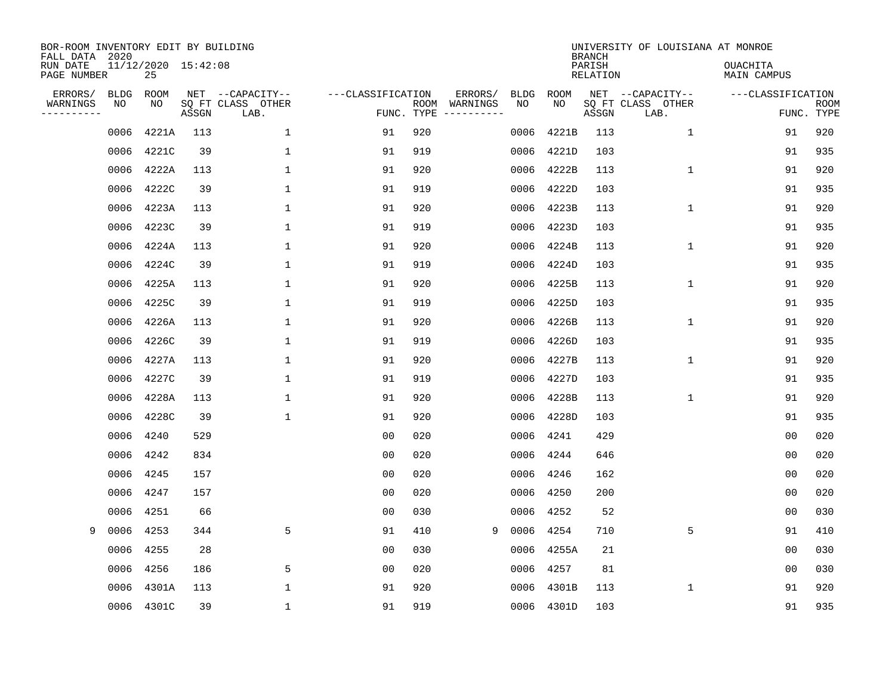BOR-ROOM INVENTORY EDIT BY BUILDING
FALL DATA 2020
RUN DATE 11/12/2020 15:42:08
PAGE NUMBER 25

UNIVERSITY OF LOUISIANA AT MONROE
BRANCH
PARISH OUACHITA
RELATION MAIN CAMPUS

| ERRORS/ WARNINGS | BLDG NO | ROOM NO | NET SQ FT ASSGN | --CAPACITY-- CLASS LAB. | OTHER | ---CLASSIFICATION FUNC. | ROOM TYPE | ERRORS/ WARNINGS | BLDG NO | ROOM NO | NET SQ FT ASSGN | --CAPACITY-- CLASS LAB. | OTHER | ---CLASSIFICATION FUNC. | ROOM TYPE |
|---|---|---|---|---|---|---|---|---|---|---|---|---|---|---|---|
| | 0006 | 4221A | 113 | | 1 | 91 | 920 | | 0006 | 4221B | 113 | | 1 | 91 | 920 |
| | 0006 | 4221C | 39 | | 1 | 91 | 919 | | 0006 | 4221D | 103 | | | 91 | 935 |
| | 0006 | 4222A | 113 | | 1 | 91 | 920 | | 0006 | 4222B | 113 | | 1 | 91 | 920 |
| | 0006 | 4222C | 39 | | 1 | 91 | 919 | | 0006 | 4222D | 103 | | | 91 | 935 |
| | 0006 | 4223A | 113 | | 1 | 91 | 920 | | 0006 | 4223B | 113 | | 1 | 91 | 920 |
| | 0006 | 4223C | 39 | | 1 | 91 | 919 | | 0006 | 4223D | 103 | | | 91 | 935 |
| | 0006 | 4224A | 113 | | 1 | 91 | 920 | | 0006 | 4224B | 113 | | 1 | 91 | 920 |
| | 0006 | 4224C | 39 | | 1 | 91 | 919 | | 0006 | 4224D | 103 | | | 91 | 935 |
| | 0006 | 4225A | 113 | | 1 | 91 | 920 | | 0006 | 4225B | 113 | | 1 | 91 | 920 |
| | 0006 | 4225C | 39 | | 1 | 91 | 919 | | 0006 | 4225D | 103 | | | 91 | 935 |
| | 0006 | 4226A | 113 | | 1 | 91 | 920 | | 0006 | 4226B | 113 | | 1 | 91 | 920 |
| | 0006 | 4226C | 39 | | 1 | 91 | 919 | | 0006 | 4226D | 103 | | | 91 | 935 |
| | 0006 | 4227A | 113 | | 1 | 91 | 920 | | 0006 | 4227B | 113 | | 1 | 91 | 920 |
| | 0006 | 4227C | 39 | | 1 | 91 | 919 | | 0006 | 4227D | 103 | | | 91 | 935 |
| | 0006 | 4228A | 113 | | 1 | 91 | 920 | | 0006 | 4228B | 113 | | 1 | 91 | 920 |
| | 0006 | 4228C | 39 | | 1 | 91 | 920 | | 0006 | 4228D | 103 | | | 91 | 935 |
| | 0006 | 4240 | 529 | | | 00 | 020 | | 0006 | 4241 | 429 | | | 00 | 020 |
| | 0006 | 4242 | 834 | | | 00 | 020 | | 0006 | 4244 | 646 | | | 00 | 020 |
| | 0006 | 4245 | 157 | | | 00 | 020 | | 0006 | 4246 | 162 | | | 00 | 020 |
| | 0006 | 4247 | 157 | | | 00 | 020 | | 0006 | 4250 | 200 | | | 00 | 020 |
| | 0006 | 4251 | 66 | | | 00 | 030 | | 0006 | 4252 | 52 | | | 00 | 030 |
| 9 | 0006 | 4253 | 344 | | 5 | 91 | 410 | 9 | 0006 | 4254 | 710 | | 5 | 91 | 410 |
| | 0006 | 4255 | 28 | | | 00 | 030 | | 0006 | 4255A | 21 | | | 00 | 030 |
| | 0006 | 4256 | 186 | | 5 | 00 | 020 | | 0006 | 4257 | 81 | | | 00 | 030 |
| | 0006 | 4301A | 113 | | 1 | 91 | 920 | | 0006 | 4301B | 113 | | 1 | 91 | 920 |
| | 0006 | 4301C | 39 | | 1 | 91 | 919 | | 0006 | 4301D | 103 | | | 91 | 935 |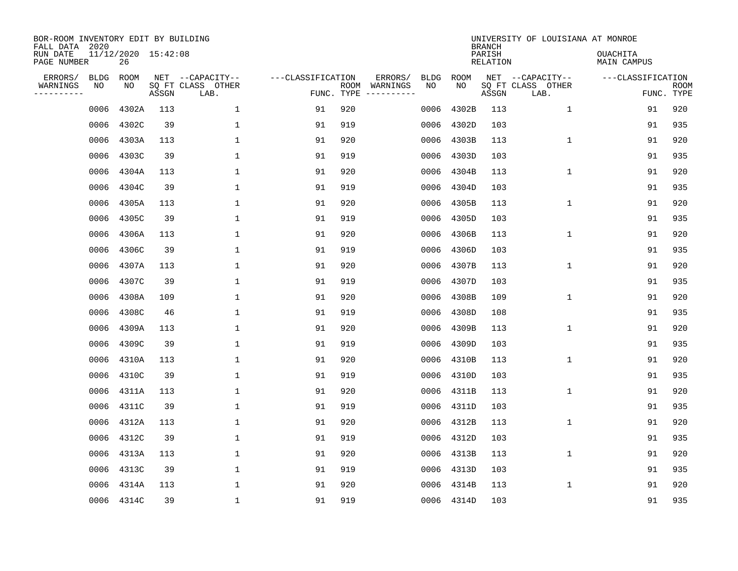BOR-ROOM INVENTORY EDIT BY BUILDING
FALL DATA 2020
RUN DATE 11/12/2020 15:42:08
PAGE NUMBER 26

UNIVERSITY OF LOUISIANA AT MONROE
BRANCH
PARISH OUACHITA
RELATION MAIN CAMPUS

| ERRORS/ WARNINGS | BLDG NO | ROOM NO | NET SQ FT ASSGN | CAPACITY CLASS LAB. | CAPACITY OTHER | CLASSIFICATION FUNC. | ROOM TYPE | ERRORS/ WARNINGS | BLDG NO | ROOM NO | NET SQ FT ASSGN | CAPACITY CLASS LAB. | CAPACITY OTHER | CLASSIFICATION FUNC. | ROOM TYPE |
|---|---|---|---|---|---|---|---|---|---|---|---|---|---|---|---|
| | 0006 | 4302A | 113 | | 1 | 91 | 920 | | 0006 | 4302B | 113 | | 1 | 91 | 920 |
| | 0006 | 4302C | 39 | | 1 | 91 | 919 | | 0006 | 4302D | 103 | | | 91 | 935 |
| | 0006 | 4303A | 113 | | 1 | 91 | 920 | | 0006 | 4303B | 113 | | 1 | 91 | 920 |
| | 0006 | 4303C | 39 | | 1 | 91 | 919 | | 0006 | 4303D | 103 | | | 91 | 935 |
| | 0006 | 4304A | 113 | | 1 | 91 | 920 | | 0006 | 4304B | 113 | | 1 | 91 | 920 |
| | 0006 | 4304C | 39 | | 1 | 91 | 919 | | 0006 | 4304D | 103 | | | 91 | 935 |
| | 0006 | 4305A | 113 | | 1 | 91 | 920 | | 0006 | 4305B | 113 | | 1 | 91 | 920 |
| | 0006 | 4305C | 39 | | 1 | 91 | 919 | | 0006 | 4305D | 103 | | | 91 | 935 |
| | 0006 | 4306A | 113 | | 1 | 91 | 920 | | 0006 | 4306B | 113 | | 1 | 91 | 920 |
| | 0006 | 4306C | 39 | | 1 | 91 | 919 | | 0006 | 4306D | 103 | | | 91 | 935 |
| | 0006 | 4307A | 113 | | 1 | 91 | 920 | | 0006 | 4307B | 113 | | 1 | 91 | 920 |
| | 0006 | 4307C | 39 | | 1 | 91 | 919 | | 0006 | 4307D | 103 | | | 91 | 935 |
| | 0006 | 4308A | 109 | | 1 | 91 | 920 | | 0006 | 4308B | 109 | | 1 | 91 | 920 |
| | 0006 | 4308C | 46 | | 1 | 91 | 919 | | 0006 | 4308D | 108 | | | 91 | 935 |
| | 0006 | 4309A | 113 | | 1 | 91 | 920 | | 0006 | 4309B | 113 | | 1 | 91 | 920 |
| | 0006 | 4309C | 39 | | 1 | 91 | 919 | | 0006 | 4309D | 103 | | | 91 | 935 |
| | 0006 | 4310A | 113 | | 1 | 91 | 920 | | 0006 | 4310B | 113 | | 1 | 91 | 920 |
| | 0006 | 4310C | 39 | | 1 | 91 | 919 | | 0006 | 4310D | 103 | | | 91 | 935 |
| | 0006 | 4311A | 113 | | 1 | 91 | 920 | | 0006 | 4311B | 113 | | 1 | 91 | 920 |
| | 0006 | 4311C | 39 | | 1 | 91 | 919 | | 0006 | 4311D | 103 | | | 91 | 935 |
| | 0006 | 4312A | 113 | | 1 | 91 | 920 | | 0006 | 4312B | 113 | | 1 | 91 | 920 |
| | 0006 | 4312C | 39 | | 1 | 91 | 919 | | 0006 | 4312D | 103 | | | 91 | 935 |
| | 0006 | 4313A | 113 | | 1 | 91 | 920 | | 0006 | 4313B | 113 | | 1 | 91 | 920 |
| | 0006 | 4313C | 39 | | 1 | 91 | 919 | | 0006 | 4313D | 103 | | | 91 | 935 |
| | 0006 | 4314A | 113 | | 1 | 91 | 920 | | 0006 | 4314B | 113 | | 1 | 91 | 920 |
| | 0006 | 4314C | 39 | | 1 | 91 | 919 | | 0006 | 4314D | 103 | | | 91 | 935 |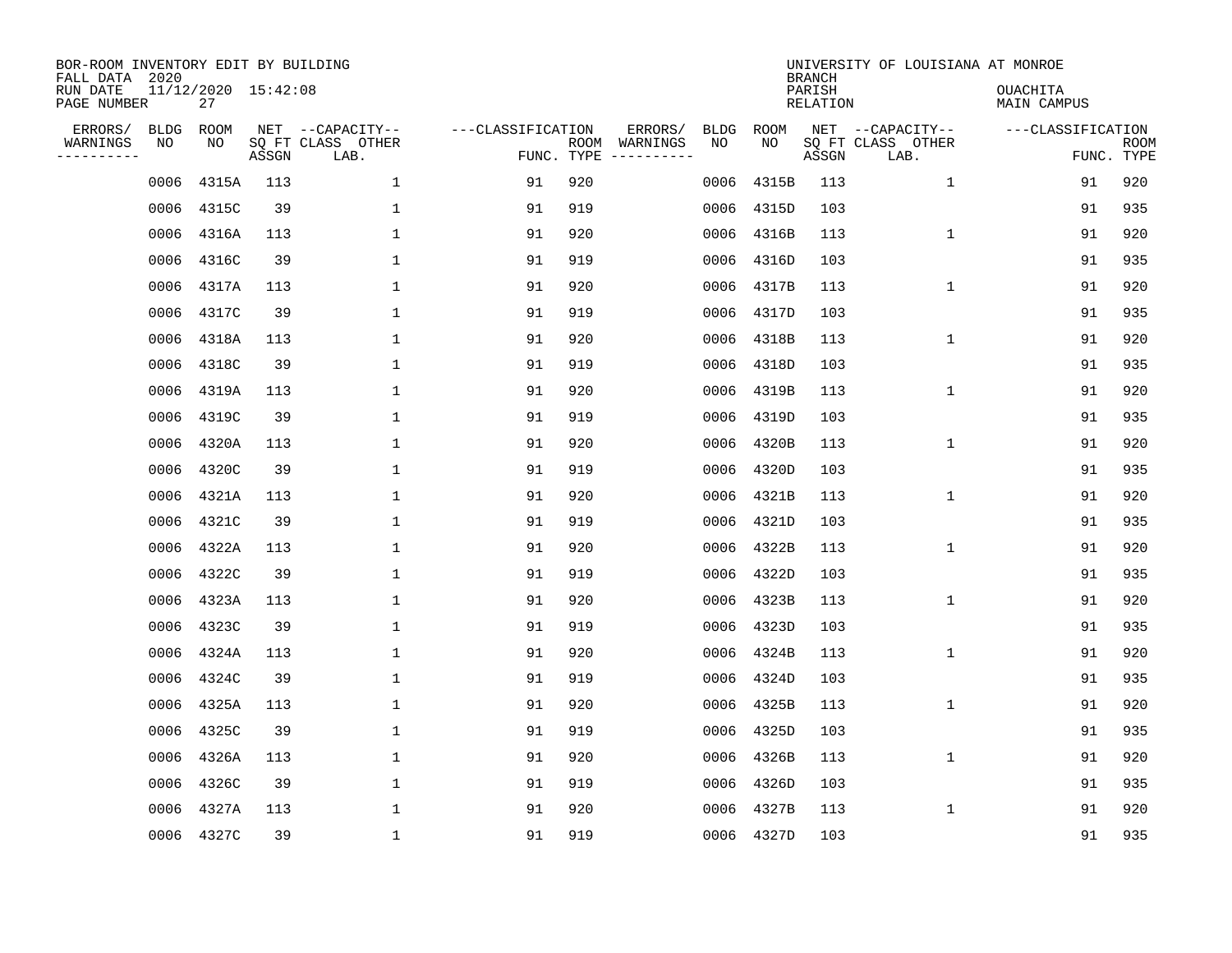BOR-ROOM INVENTORY EDIT BY BUILDING
FALL DATA 2020
RUN DATE 11/12/2020 15:42:08
PAGE NUMBER 27

UNIVERSITY OF LOUISIANA AT MONROE
BRANCH
PARISH OUACHITA
RELATION MAIN CAMPUS

| ERRORS/ WARNINGS | BLDG NO | ROOM NO | NET SQ FT ASSGN | CAPACITY CLASS LAB. | CAPACITY OTHER | CLASSIFICATION FUNC. | ROOM TYPE | ERRORS/ WARNINGS | BLDG NO | ROOM NO | NET SQ FT ASSGN | CAPACITY CLASS LAB. | CAPACITY OTHER | CLASSIFICATION FUNC. | ROOM TYPE |
|---|---|---|---|---|---|---|---|---|---|---|---|---|---|---|---|
| | 0006 | 4315A | 113 | | 1 | 91 | 920 | | 0006 | 4315B | 113 | | 1 | 91 | 920 |
| | 0006 | 4315C | 39 | | 1 | 91 | 919 | | 0006 | 4315D | 103 | | | 91 | 935 |
| | 0006 | 4316A | 113 | | 1 | 91 | 920 | | 0006 | 4316B | 113 | | 1 | 91 | 920 |
| | 0006 | 4316C | 39 | | 1 | 91 | 919 | | 0006 | 4316D | 103 | | | 91 | 935 |
| | 0006 | 4317A | 113 | | 1 | 91 | 920 | | 0006 | 4317B | 113 | | 1 | 91 | 920 |
| | 0006 | 4317C | 39 | | 1 | 91 | 919 | | 0006 | 4317D | 103 | | | 91 | 935 |
| | 0006 | 4318A | 113 | | 1 | 91 | 920 | | 0006 | 4318B | 113 | | 1 | 91 | 920 |
| | 0006 | 4318C | 39 | | 1 | 91 | 919 | | 0006 | 4318D | 103 | | | 91 | 935 |
| | 0006 | 4319A | 113 | | 1 | 91 | 920 | | 0006 | 4319B | 113 | | 1 | 91 | 920 |
| | 0006 | 4319C | 39 | | 1 | 91 | 919 | | 0006 | 4319D | 103 | | | 91 | 935 |
| | 0006 | 4320A | 113 | | 1 | 91 | 920 | | 0006 | 4320B | 113 | | 1 | 91 | 920 |
| | 0006 | 4320C | 39 | | 1 | 91 | 919 | | 0006 | 4320D | 103 | | | 91 | 935 |
| | 0006 | 4321A | 113 | | 1 | 91 | 920 | | 0006 | 4321B | 113 | | 1 | 91 | 920 |
| | 0006 | 4321C | 39 | | 1 | 91 | 919 | | 0006 | 4321D | 103 | | | 91 | 935 |
| | 0006 | 4322A | 113 | | 1 | 91 | 920 | | 0006 | 4322B | 113 | | 1 | 91 | 920 |
| | 0006 | 4322C | 39 | | 1 | 91 | 919 | | 0006 | 4322D | 103 | | | 91 | 935 |
| | 0006 | 4323A | 113 | | 1 | 91 | 920 | | 0006 | 4323B | 113 | | 1 | 91 | 920 |
| | 0006 | 4323C | 39 | | 1 | 91 | 919 | | 0006 | 4323D | 103 | | | 91 | 935 |
| | 0006 | 4324A | 113 | | 1 | 91 | 920 | | 0006 | 4324B | 113 | | 1 | 91 | 920 |
| | 0006 | 4324C | 39 | | 1 | 91 | 919 | | 0006 | 4324D | 103 | | | 91 | 935 |
| | 0006 | 4325A | 113 | | 1 | 91 | 920 | | 0006 | 4325B | 113 | | 1 | 91 | 920 |
| | 0006 | 4325C | 39 | | 1 | 91 | 919 | | 0006 | 4325D | 103 | | | 91 | 935 |
| | 0006 | 4326A | 113 | | 1 | 91 | 920 | | 0006 | 4326B | 113 | | 1 | 91 | 920 |
| | 0006 | 4326C | 39 | | 1 | 91 | 919 | | 0006 | 4326D | 103 | | | 91 | 935 |
| | 0006 | 4327A | 113 | | 1 | 91 | 920 | | 0006 | 4327B | 113 | | 1 | 91 | 920 |
| | 0006 | 4327C | 39 | | 1 | 91 | 919 | | 0006 | 4327D | 103 | | | 91 | 935 |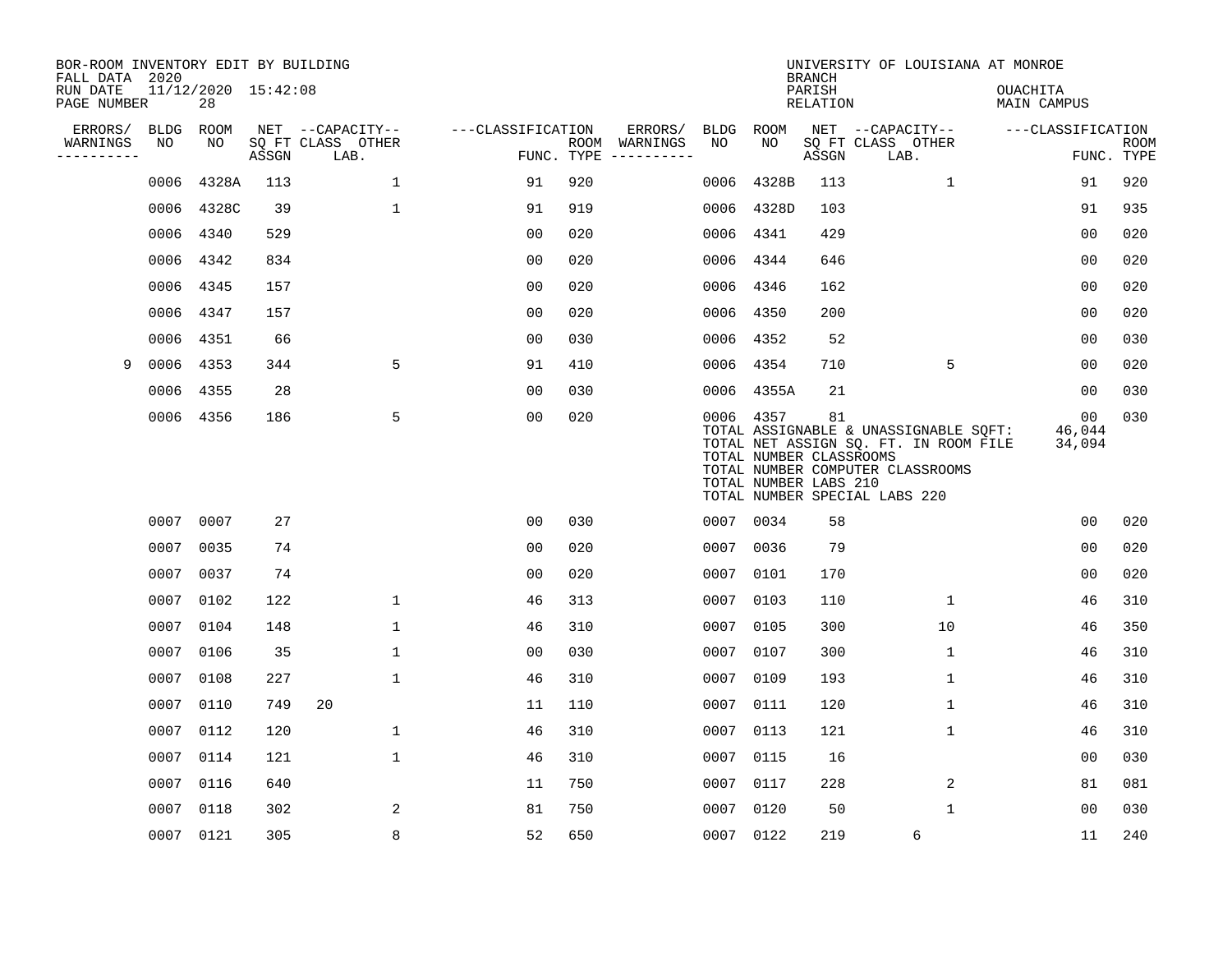BOR-ROOM INVENTORY EDIT BY BUILDING
FALL DATA 2020
RUN DATE 11/12/2020 15:42:08
PAGE NUMBER 28

UNIVERSITY OF LOUISIANA AT MONROE
BRANCH
PARISH OUACHITA
RELATION MAIN CAMPUS

| ERRORS/ WARNINGS | BLDG NO | ROOM NO | NET SQ FT ASSGN | CAPACITY CLASS | CAPACITY OTHER LAB. | CLASSIFICATION FUNC. | ROOM TYPE | ERRORS/ WARNINGS | BLDG NO | ROOM NO | NET SQ FT ASSGN | CAPACITY CLASS | CAPACITY OTHER LAB. | CLASSIFICATION FUNC. | ROOM TYPE |
|---|---|---|---|---|---|---|---|---|---|---|---|---|---|---|---|
| | 0006 | 4328A | 113 | | 1 | 91 | 920 | | 0006 | 4328B | 113 | | 1 | 91 | 920 |
| | 0006 | 4328C | 39 | | 1 | 91 | 919 | | 0006 | 4328D | 103 | | | 91 | 935 |
| | 0006 | 4340 | 529 | | | 00 | 020 | | 0006 | 4341 | 429 | | | 00 | 020 |
| | 0006 | 4342 | 834 | | | 00 | 020 | | 0006 | 4344 | 646 | | | 00 | 020 |
| | 0006 | 4345 | 157 | | | 00 | 020 | | 0006 | 4346 | 162 | | | 00 | 020 |
| | 0006 | 4347 | 157 | | | 00 | 020 | | 0006 | 4350 | 200 | | | 00 | 020 |
| | 0006 | 4351 | 66 | | | 00 | 030 | | 0006 | 4352 | 52 | | | 00 | 030 |
| 9 | 0006 | 4353 | 344 | | 5 | 91 | 410 | | 0006 | 4354 | 710 | | 5 | 00 | 020 |
| | 0006 | 4355 | 28 | | | 00 | 030 | | 0006 | 4355A | 21 | | | 00 | 030 |
| | 0006 | 4356 | 186 | | 5 | 00 | 020 | | 0006 | 4357 | 81 | | | 00 | 030 |

TOTAL ASSIGNABLE & UNASSIGNABLE SQFT: 46,044
TOTAL NET ASSIGN SQ. FT. IN ROOM FILE 34,094
TOTAL NUMBER CLASSROOMS
TOTAL NUMBER COMPUTER CLASSROOMS
TOTAL NUMBER LABS 210
TOTAL NUMBER SPECIAL LABS 220

| ERRORS/ WARNINGS | BLDG NO | ROOM NO | NET SQ FT ASSGN | CAPACITY CLASS | CAPACITY OTHER LAB. | CLASSIFICATION FUNC. | ROOM TYPE | ERRORS/ WARNINGS | BLDG NO | ROOM NO | NET SQ FT ASSGN | CAPACITY CLASS | CAPACITY OTHER LAB. | CLASSIFICATION FUNC. | ROOM TYPE |
|---|---|---|---|---|---|---|---|---|---|---|---|---|---|---|---|
| | 0007 | 0007 | 27 | | | 00 | 030 | | 0007 | 0034 | 58 | | | 00 | 020 |
| | 0007 | 0035 | 74 | | | 00 | 020 | | 0007 | 0036 | 79 | | | 00 | 020 |
| | 0007 | 0037 | 74 | | | 00 | 020 | | 0007 | 0101 | 170 | | | 00 | 020 |
| | 0007 | 0102 | 122 | | 1 | 46 | 313 | | 0007 | 0103 | 110 | | 1 | 46 | 310 |
| | 0007 | 0104 | 148 | | 1 | 46 | 310 | | 0007 | 0105 | 300 | | 10 | 46 | 350 |
| | 0007 | 0106 | 35 | | 1 | 00 | 030 | | 0007 | 0107 | 300 | | 1 | 46 | 310 |
| | 0007 | 0108 | 227 | | 1 | 46 | 310 | | 0007 | 0109 | 193 | | 1 | 46 | 310 |
| | 0007 | 0110 | 749 | 20 | | 11 | 110 | | 0007 | 0111 | 120 | | 1 | 46 | 310 |
| | 0007 | 0112 | 120 | | 1 | 46 | 310 | | 0007 | 0113 | 121 | | 1 | 46 | 310 |
| | 0007 | 0114 | 121 | | 1 | 46 | 310 | | 0007 | 0115 | 16 | | | 00 | 030 |
| | 0007 | 0116 | 640 | | | 11 | 750 | | 0007 | 0117 | 228 | | 2 | 81 | 081 |
| | 0007 | 0118 | 302 | | 2 | 81 | 750 | | 0007 | 0120 | 50 | | 1 | 00 | 030 |
| | 0007 | 0121 | 305 | | 8 | 52 | 650 | | 0007 | 0122 | 219 | 6 | | 11 | 240 |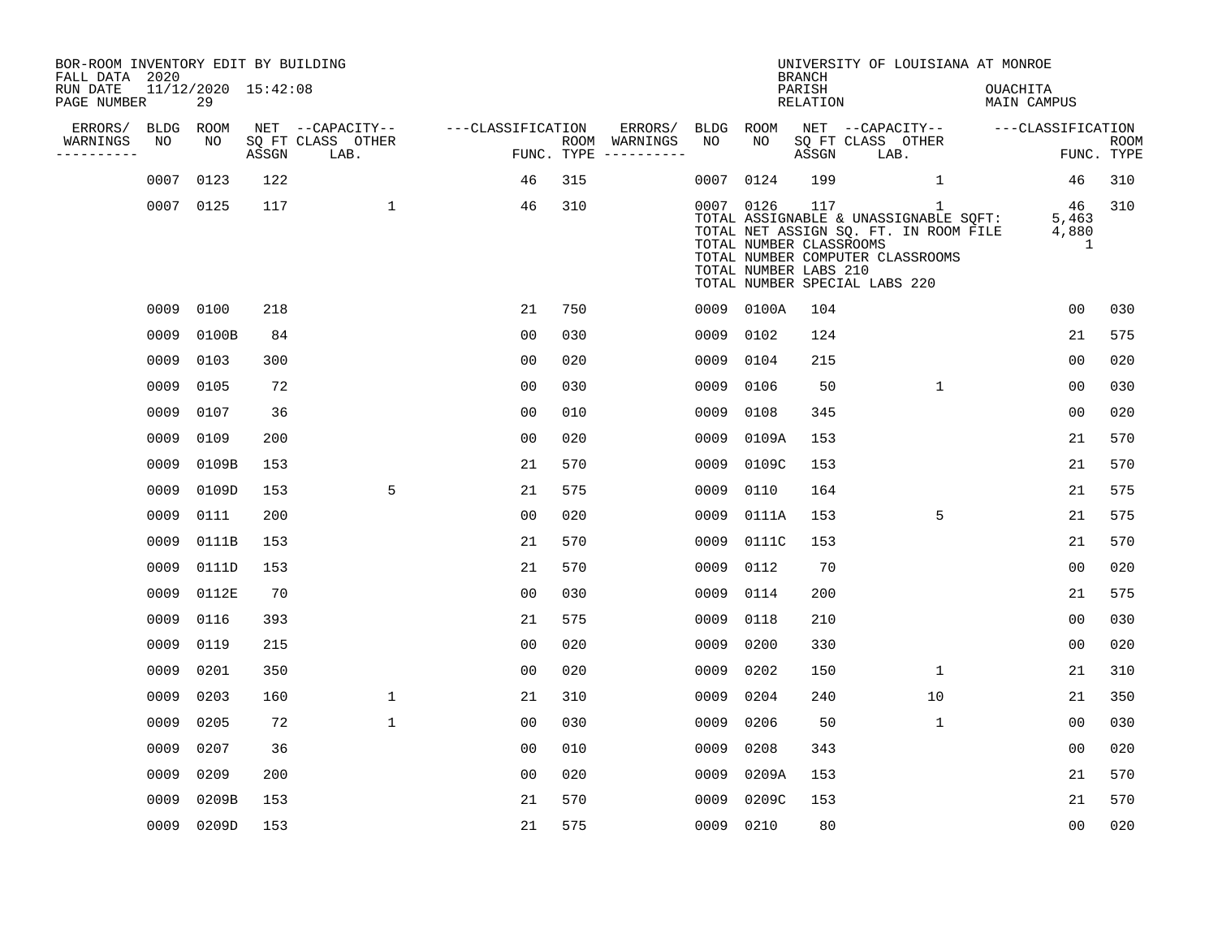BOR-ROOM INVENTORY EDIT BY BUILDING
FALL DATA 2020
RUN DATE 11/12/2020 15:42:08
PAGE NUMBER 29

UNIVERSITY OF LOUISIANA AT MONROE
BRANCH
PARISH OUACHITA
RELATION MAIN CAMPUS

| ERRORS/ WARNINGS | BLDG NO | ROOM NO | NET SQ FT ASSGN | CAPACITY CLASS LAB. | CAPACITY OTHER | CLASSIFICATION FUNC. | ROOM TYPE | ERRORS/ WARNINGS | BLDG NO | ROOM NO | NET SQ FT ASSGN | CAPACITY CLASS LAB. | CAPACITY OTHER | CLASSIFICATION FUNC. | ROOM TYPE |
|---|---|---|---|---|---|---|---|---|---|---|---|---|---|---|---|
| | 0007 | 0123 | 122 | | | 46 | 315 | | 0007 | 0124 | 199 | | 1 | 46 | 310 |
| | 0007 | 0125 | 117 | | 1 | 46 | 310 | | 0007 | 0126 | 117 | | 1 | 46 | 310 |
| | | | | | | | | | TOTAL ASSIGNABLE & UNASSIGNABLE SQFT: | | | | | 5,463 | |
| | | | | | | | | | TOTAL NET ASSIGN SQ. FT. IN ROOM FILE | | | | | 4,880 | |
| | | | | | | | | | TOTAL NUMBER CLASSROOMS | | | | | 1 | |
| | | | | | | | | | TOTAL NUMBER COMPUTER CLASSROOMS | | | | | | |
| | | | | | | | | | TOTAL NUMBER LABS 210 | | | | | | |
| | | | | | | | | | TOTAL NUMBER SPECIAL LABS 220 | | | | | | |
| | 0009 | 0100 | 218 | | | 21 | 750 | | 0009 | 0100A | 104 | | | 00 | 030 |
| | 0009 | 0100B | 84 | | | 00 | 030 | | 0009 | 0102 | 124 | | | 21 | 575 |
| | 0009 | 0103 | 300 | | | 00 | 020 | | 0009 | 0104 | 215 | | | 00 | 020 |
| | 0009 | 0105 | 72 | | | 00 | 030 | | 0009 | 0106 | 50 | | 1 | 00 | 030 |
| | 0009 | 0107 | 36 | | | 00 | 010 | | 0009 | 0108 | 345 | | | 00 | 020 |
| | 0009 | 0109 | 200 | | | 00 | 020 | | 0009 | 0109A | 153 | | | 21 | 570 |
| | 0009 | 0109B | 153 | | | 21 | 570 | | 0009 | 0109C | 153 | | | 21 | 570 |
| | 0009 | 0109D | 153 | | 5 | 21 | 575 | | 0009 | 0110 | 164 | | | 21 | 575 |
| | 0009 | 0111 | 200 | | | 00 | 020 | | 0009 | 0111A | 153 | | 5 | 21 | 575 |
| | 0009 | 0111B | 153 | | | 21 | 570 | | 0009 | 0111C | 153 | | | 21 | 570 |
| | 0009 | 0111D | 153 | | | 21 | 570 | | 0009 | 0112 | 70 | | | 00 | 020 |
| | 0009 | 0112E | 70 | | | 00 | 030 | | 0009 | 0114 | 200 | | | 21 | 575 |
| | 0009 | 0116 | 393 | | | 21 | 575 | | 0009 | 0118 | 210 | | | 00 | 030 |
| | 0009 | 0119 | 215 | | | 00 | 020 | | 0009 | 0200 | 330 | | | 00 | 020 |
| | 0009 | 0201 | 350 | | | 00 | 020 | | 0009 | 0202 | 150 | | 1 | 21 | 310 |
| | 0009 | 0203 | 160 | | 1 | 21 | 310 | | 0009 | 0204 | 240 | | 10 | 21 | 350 |
| | 0009 | 0205 | 72 | | 1 | 00 | 030 | | 0009 | 0206 | 50 | | 1 | 00 | 030 |
| | 0009 | 0207 | 36 | | | 00 | 010 | | 0009 | 0208 | 343 | | | 00 | 020 |
| | 0009 | 0209 | 200 | | | 00 | 020 | | 0009 | 0209A | 153 | | | 21 | 570 |
| | 0009 | 0209B | 153 | | | 21 | 570 | | 0009 | 0209C | 153 | | | 21 | 570 |
| | 0009 | 0209D | 153 | | | 21 | 575 | | 0009 | 0210 | 80 | | | 00 | 020 |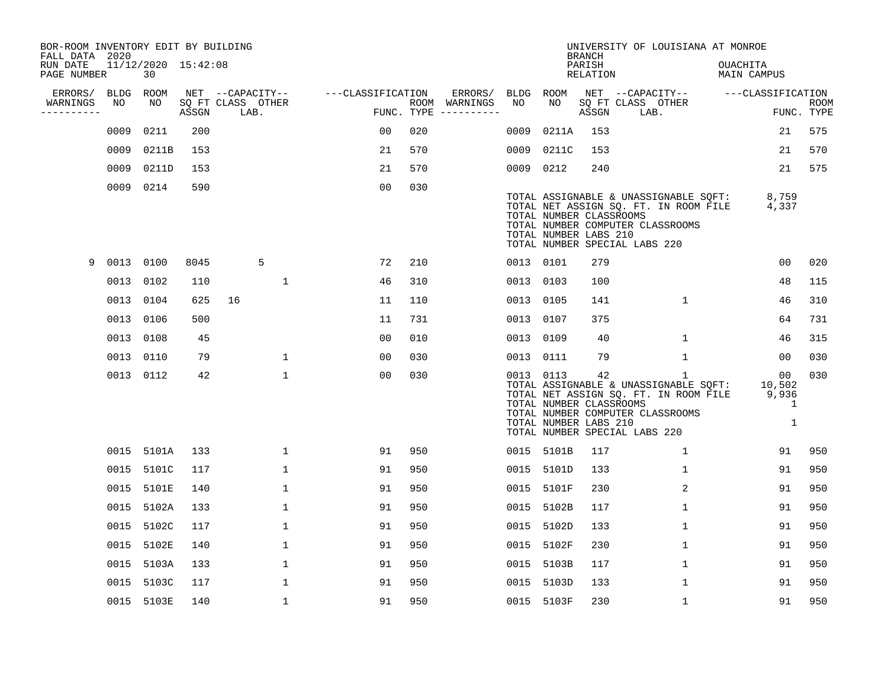BOR-ROOM INVENTORY EDIT BY BUILDING
FALL DATA 2020
RUN DATE 11/12/2020 15:42:08
PAGE NUMBER 30

UNIVERSITY OF LOUISIANA AT MONROE
BRANCH
PARISH OUACHITA
RELATION MAIN CAMPUS

| ERRORS/ WARNINGS | BLDG NO | ROOM NO | NET SQ FT ASSGN | CAPACITY CLASS LAB. | CAPACITY OTHER | CLASSIFICATION FUNC. | ROOM TYPE | ERRORS/ WARNINGS | BLDG NO | ROOM NO | NET SQ FT ASSGN | CAPACITY CLASS LAB. | CAPACITY OTHER | CLASSIFICATION FUNC. | ROOM TYPE |
|---|---|---|---|---|---|---|---|---|---|---|---|---|---|---|---|
| | 0009 | 0211 | 200 | | | 00 | 020 | | 0009 | 0211A | 153 | | | 21 | 575 |
| | 0009 | 0211B | 153 | | | 21 | 570 | | 0009 | 0211C | 153 | | | 21 | 570 |
| | 0009 | 0211D | 153 | | | 21 | 570 | | 0009 | 0212 | 240 | | | 21 | 575 |
| | 0009 | 0214 | 590 | | | 00 | 030 | | | | | | | | |

TOTAL ASSIGNABLE & UNASSIGNABLE SQFT: 8,759
TOTAL NET ASSIGN SQ. FT. IN ROOM FILE 4,337
TOTAL NUMBER CLASSROOMS
TOTAL NUMBER COMPUTER CLASSROOMS
TOTAL NUMBER LABS 210
TOTAL NUMBER SPECIAL LABS 220

| ERRORS/ WARNINGS | BLDG NO | ROOM NO | NET SQ FT ASSGN | CAPACITY CLASS LAB. | CAPACITY OTHER | CLASSIFICATION FUNC. | ROOM TYPE | ERRORS/ WARNINGS | BLDG NO | ROOM NO | NET SQ FT ASSGN | CAPACITY CLASS LAB. | CAPACITY OTHER | CLASSIFICATION FUNC. | ROOM TYPE |
|---|---|---|---|---|---|---|---|---|---|---|---|---|---|---|---|
| 9 | 0013 | 0100 | 8045 | 5 | | 72 | 210 | | 0013 | 0101 | 279 | | | 00 | 020 |
| | 0013 | 0102 | 110 | | 1 | 46 | 310 | | 0013 | 0103 | 100 | | | 48 | 115 |
| | 0013 | 0104 | 625 | 16 | | 11 | 110 | | 0013 | 0105 | 141 | | 1 | 46 | 310 |
| | 0013 | 0106 | 500 | | | 11 | 731 | | 0013 | 0107 | 375 | | | 64 | 731 |
| | 0013 | 0108 | 45 | | | 00 | 010 | | 0013 | 0109 | 40 | | 1 | 46 | 315 |
| | 0013 | 0110 | 79 | | 1 | 00 | 030 | | 0013 | 0111 | 79 | | 1 | 00 | 030 |
| | 0013 | 0112 | 42 | | 1 | 00 | 030 | | 0013 | 0113 | 42 | | 1 | 00 | 030 |

TOTAL ASSIGNABLE & UNASSIGNABLE SQFT: 10,502
TOTAL NET ASSIGN SQ. FT. IN ROOM FILE 9,936
TOTAL NUMBER CLASSROOMS 1
TOTAL NUMBER COMPUTER CLASSROOMS
TOTAL NUMBER LABS 210 1
TOTAL NUMBER SPECIAL LABS 220

| ERRORS/ WARNINGS | BLDG NO | ROOM NO | NET SQ FT ASSGN | CAPACITY CLASS LAB. | CAPACITY OTHER | CLASSIFICATION FUNC. | ROOM TYPE | ERRORS/ WARNINGS | BLDG NO | ROOM NO | NET SQ FT ASSGN | CAPACITY CLASS LAB. | CAPACITY OTHER | CLASSIFICATION FUNC. | ROOM TYPE |
|---|---|---|---|---|---|---|---|---|---|---|---|---|---|---|---|
| | 0015 | 5101A | 133 | | 1 | 91 | 950 | | 0015 | 5101B | 117 | | 1 | 91 | 950 |
| | 0015 | 5101C | 117 | | 1 | 91 | 950 | | 0015 | 5101D | 133 | | 1 | 91 | 950 |
| | 0015 | 5101E | 140 | | 1 | 91 | 950 | | 0015 | 5101F | 230 | | 2 | 91 | 950 |
| | 0015 | 5102A | 133 | | 1 | 91 | 950 | | 0015 | 5102B | 117 | | 1 | 91 | 950 |
| | 0015 | 5102C | 117 | | 1 | 91 | 950 | | 0015 | 5102D | 133 | | 1 | 91 | 950 |
| | 0015 | 5102E | 140 | | 1 | 91 | 950 | | 0015 | 5102F | 230 | | 1 | 91 | 950 |
| | 0015 | 5103A | 133 | | 1 | 91 | 950 | | 0015 | 5103B | 117 | | 1 | 91 | 950 |
| | 0015 | 5103C | 117 | | 1 | 91 | 950 | | 0015 | 5103D | 133 | | 1 | 91 | 950 |
| | 0015 | 5103E | 140 | | 1 | 91 | 950 | | 0015 | 5103F | 230 | | 1 | 91 | 950 |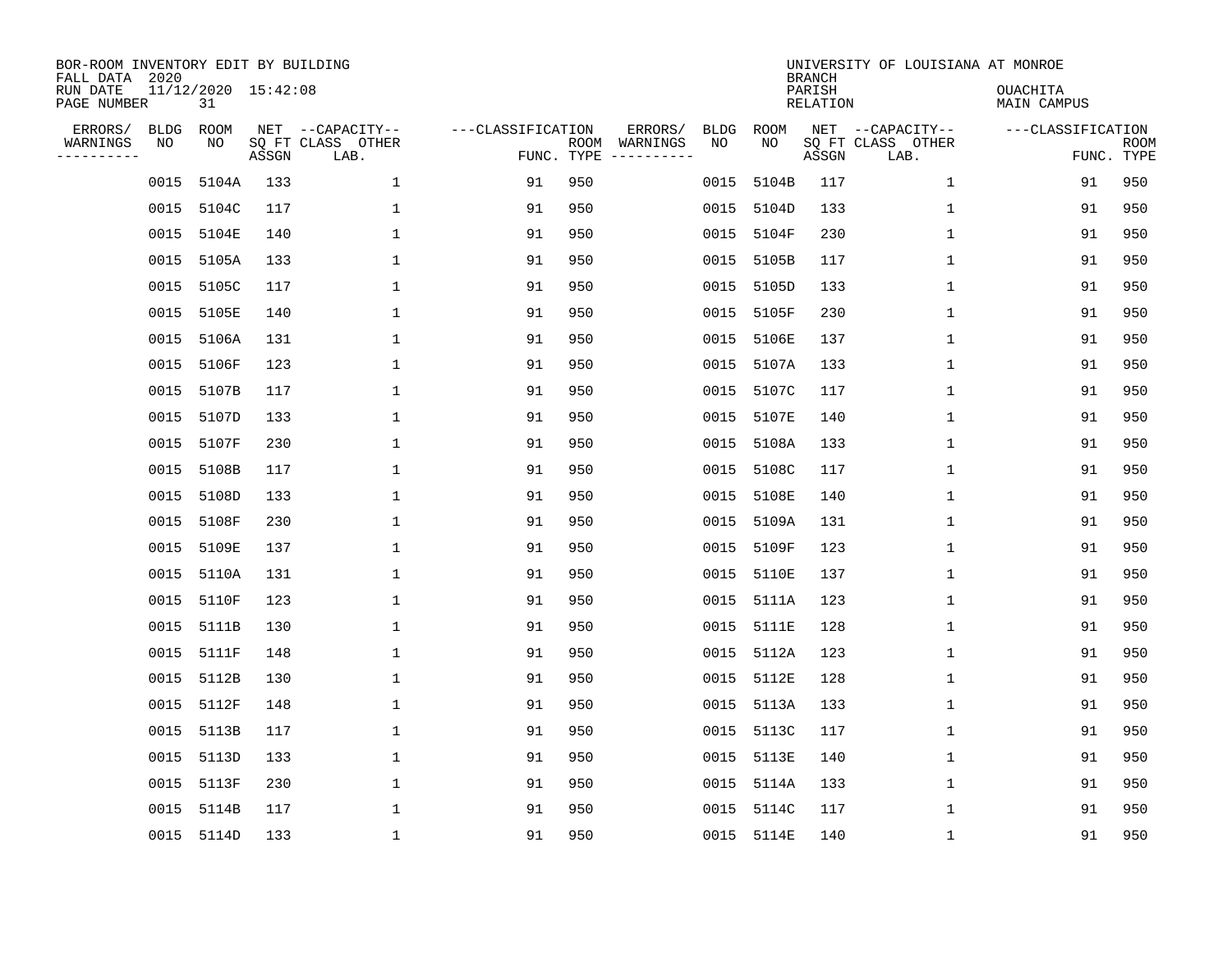BOR-ROOM INVENTORY EDIT BY BUILDING
FALL DATA 2020
RUN DATE 11/12/2020 15:42:08
PAGE NUMBER 31

UNIVERSITY OF LOUISIANA AT MONROE
BRANCH
PARISH OUACHITA
RELATION MAIN CAMPUS

| ERRORS/ WARNINGS | BLDG NO | ROOM NO | NET SQ FT ASSGN | CAPACITY-- CLASS LAB. | OTHER | CLASSIFICATION FUNC. | ROOM TYPE | ERRORS/ WARNINGS | BLDG NO | ROOM NO | NET SQ FT ASSGN | CAPACITY-- CLASS LAB. | OTHER | CLASSIFICATION FUNC. | ROOM TYPE |
|---|---|---|---|---|---|---|---|---|---|---|---|---|---|---|---|
| | 0015 | 5104A | 133 | | 1 | 91 | 950 | | 0015 | 5104B | 117 | | 1 | 91 | 950 |
| | 0015 | 5104C | 117 | | 1 | 91 | 950 | | 0015 | 5104D | 133 | | 1 | 91 | 950 |
| | 0015 | 5104E | 140 | | 1 | 91 | 950 | | 0015 | 5104F | 230 | | 1 | 91 | 950 |
| | 0015 | 5105A | 133 | | 1 | 91 | 950 | | 0015 | 5105B | 117 | | 1 | 91 | 950 |
| | 0015 | 5105C | 117 | | 1 | 91 | 950 | | 0015 | 5105D | 133 | | 1 | 91 | 950 |
| | 0015 | 5105E | 140 | | 1 | 91 | 950 | | 0015 | 5105F | 230 | | 1 | 91 | 950 |
| | 0015 | 5106A | 131 | | 1 | 91 | 950 | | 0015 | 5106E | 137 | | 1 | 91 | 950 |
| | 0015 | 5106F | 123 | | 1 | 91 | 950 | | 0015 | 5107A | 133 | | 1 | 91 | 950 |
| | 0015 | 5107B | 117 | | 1 | 91 | 950 | | 0015 | 5107C | 117 | | 1 | 91 | 950 |
| | 0015 | 5107D | 133 | | 1 | 91 | 950 | | 0015 | 5107E | 140 | | 1 | 91 | 950 |
| | 0015 | 5107F | 230 | | 1 | 91 | 950 | | 0015 | 5108A | 133 | | 1 | 91 | 950 |
| | 0015 | 5108B | 117 | | 1 | 91 | 950 | | 0015 | 5108C | 117 | | 1 | 91 | 950 |
| | 0015 | 5108D | 133 | | 1 | 91 | 950 | | 0015 | 5108E | 140 | | 1 | 91 | 950 |
| | 0015 | 5108F | 230 | | 1 | 91 | 950 | | 0015 | 5109A | 131 | | 1 | 91 | 950 |
| | 0015 | 5109E | 137 | | 1 | 91 | 950 | | 0015 | 5109F | 123 | | 1 | 91 | 950 |
| | 0015 | 5110A | 131 | | 1 | 91 | 950 | | 0015 | 5110E | 137 | | 1 | 91 | 950 |
| | 0015 | 5110F | 123 | | 1 | 91 | 950 | | 0015 | 5111A | 123 | | 1 | 91 | 950 |
| | 0015 | 5111B | 130 | | 1 | 91 | 950 | | 0015 | 5111E | 128 | | 1 | 91 | 950 |
| | 0015 | 5111F | 148 | | 1 | 91 | 950 | | 0015 | 5112A | 123 | | 1 | 91 | 950 |
| | 0015 | 5112B | 130 | | 1 | 91 | 950 | | 0015 | 5112E | 128 | | 1 | 91 | 950 |
| | 0015 | 5112F | 148 | | 1 | 91 | 950 | | 0015 | 5113A | 133 | | 1 | 91 | 950 |
| | 0015 | 5113B | 117 | | 1 | 91 | 950 | | 0015 | 5113C | 117 | | 1 | 91 | 950 |
| | 0015 | 5113D | 133 | | 1 | 91 | 950 | | 0015 | 5113E | 140 | | 1 | 91 | 950 |
| | 0015 | 5113F | 230 | | 1 | 91 | 950 | | 0015 | 5114A | 133 | | 1 | 91 | 950 |
| | 0015 | 5114B | 117 | | 1 | 91 | 950 | | 0015 | 5114C | 117 | | 1 | 91 | 950 |
| | 0015 | 5114D | 133 | | 1 | 91 | 950 | | 0015 | 5114E | 140 | | 1 | 91 | 950 |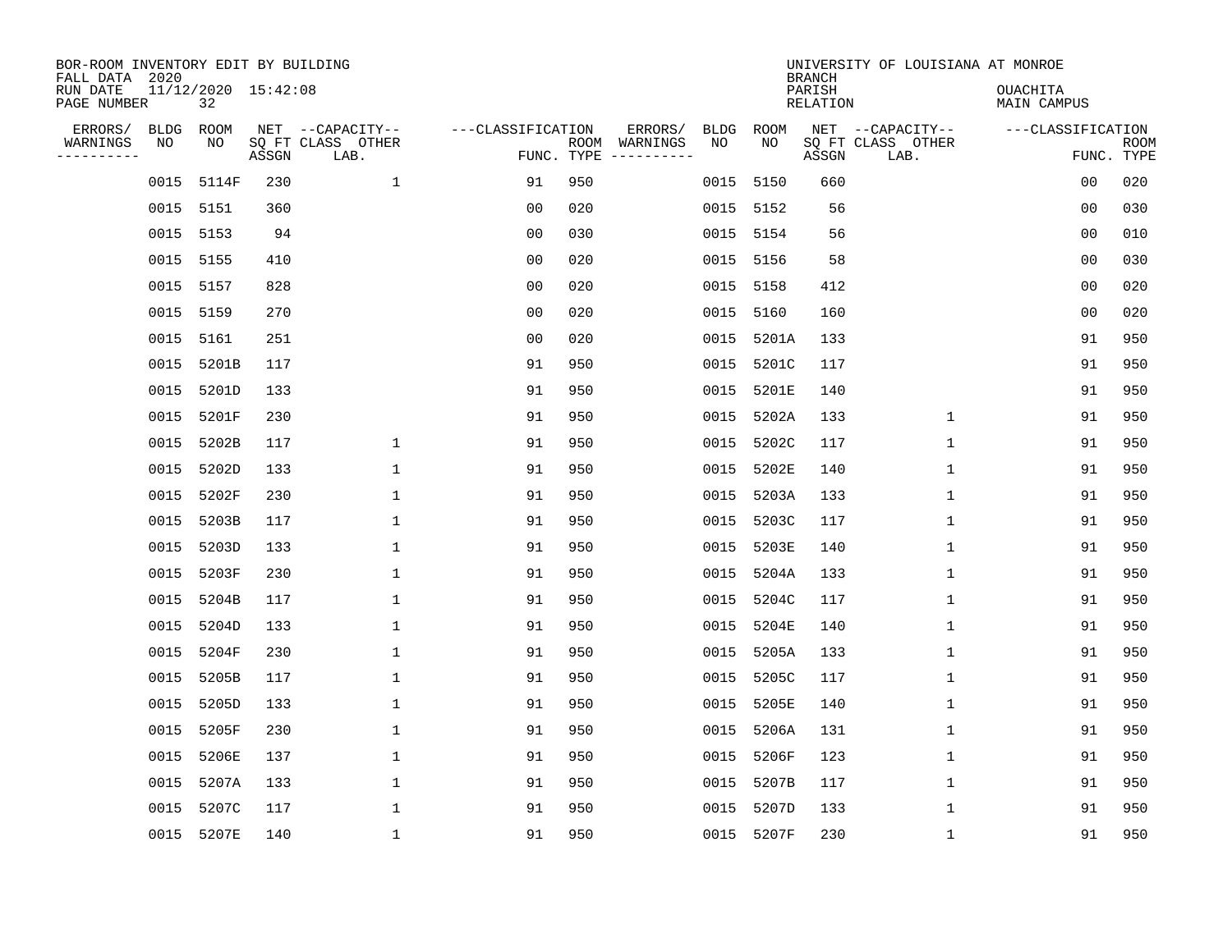BOR-ROOM INVENTORY EDIT BY BUILDING
FALL DATA 2020
RUN DATE 11/12/2020 15:42:08
PAGE NUMBER 32

UNIVERSITY OF LOUISIANA AT MONROE
BRANCH
PARISH OUACHITA
RELATION MAIN CAMPUS

| ERRORS/ WARNINGS | BLDG NO | ROOM NO | NET SQ FT ASSGN | CAPACITY CLASS LAB. | CAPACITY OTHER | CLASSIFICATION FUNC. | ROOM TYPE | ERRORS/ WARNINGS | BLDG NO | ROOM NO | NET SQ FT ASSGN | CAPACITY CLASS LAB. | CAPACITY OTHER | CLASSIFICATION FUNC. | ROOM TYPE |
|---|---|---|---|---|---|---|---|---|---|---|---|---|---|---|---|
| | 0015 | 5114F | 230 | | 1 | 91 | 950 | | 0015 | 5150 | 660 | | | 00 | 020 |
| | 0015 | 5151 | 360 | | | 00 | 020 | | 0015 | 5152 | 56 | | | 00 | 030 |
| | 0015 | 5153 | 94 | | | 00 | 030 | | 0015 | 5154 | 56 | | | 00 | 010 |
| | 0015 | 5155 | 410 | | | 00 | 020 | | 0015 | 5156 | 58 | | | 00 | 030 |
| | 0015 | 5157 | 828 | | | 00 | 020 | | 0015 | 5158 | 412 | | | 00 | 020 |
| | 0015 | 5159 | 270 | | | 00 | 020 | | 0015 | 5160 | 160 | | | 00 | 020 |
| | 0015 | 5161 | 251 | | | 00 | 020 | | 0015 | 5201A | 133 | | | 91 | 950 |
| | 0015 | 5201B | 117 | | | 91 | 950 | | 0015 | 5201C | 117 | | | 91 | 950 |
| | 0015 | 5201D | 133 | | | 91 | 950 | | 0015 | 5201E | 140 | | | 91 | 950 |
| | 0015 | 5201F | 230 | | | 91 | 950 | | 0015 | 5202A | 133 | | 1 | 91 | 950 |
| | 0015 | 5202B | 117 | | 1 | 91 | 950 | | 0015 | 5202C | 117 | | 1 | 91 | 950 |
| | 0015 | 5202D | 133 | | 1 | 91 | 950 | | 0015 | 5202E | 140 | | 1 | 91 | 950 |
| | 0015 | 5202F | 230 | | 1 | 91 | 950 | | 0015 | 5203A | 133 | | 1 | 91 | 950 |
| | 0015 | 5203B | 117 | | 1 | 91 | 950 | | 0015 | 5203C | 117 | | 1 | 91 | 950 |
| | 0015 | 5203D | 133 | | 1 | 91 | 950 | | 0015 | 5203E | 140 | | 1 | 91 | 950 |
| | 0015 | 5203F | 230 | | 1 | 91 | 950 | | 0015 | 5204A | 133 | | 1 | 91 | 950 |
| | 0015 | 5204B | 117 | | 1 | 91 | 950 | | 0015 | 5204C | 117 | | 1 | 91 | 950 |
| | 0015 | 5204D | 133 | | 1 | 91 | 950 | | 0015 | 5204E | 140 | | 1 | 91 | 950 |
| | 0015 | 5204F | 230 | | 1 | 91 | 950 | | 0015 | 5205A | 133 | | 1 | 91 | 950 |
| | 0015 | 5205B | 117 | | 1 | 91 | 950 | | 0015 | 5205C | 117 | | 1 | 91 | 950 |
| | 0015 | 5205D | 133 | | 1 | 91 | 950 | | 0015 | 5205E | 140 | | 1 | 91 | 950 |
| | 0015 | 5205F | 230 | | 1 | 91 | 950 | | 0015 | 5206A | 131 | | 1 | 91 | 950 |
| | 0015 | 5206E | 137 | | 1 | 91 | 950 | | 0015 | 5206F | 123 | | 1 | 91 | 950 |
| | 0015 | 5207A | 133 | | 1 | 91 | 950 | | 0015 | 5207B | 117 | | 1 | 91 | 950 |
| | 0015 | 5207C | 117 | | 1 | 91 | 950 | | 0015 | 5207D | 133 | | 1 | 91 | 950 |
| | 0015 | 5207E | 140 | | 1 | 91 | 950 | | 0015 | 5207F | 230 | | 1 | 91 | 950 |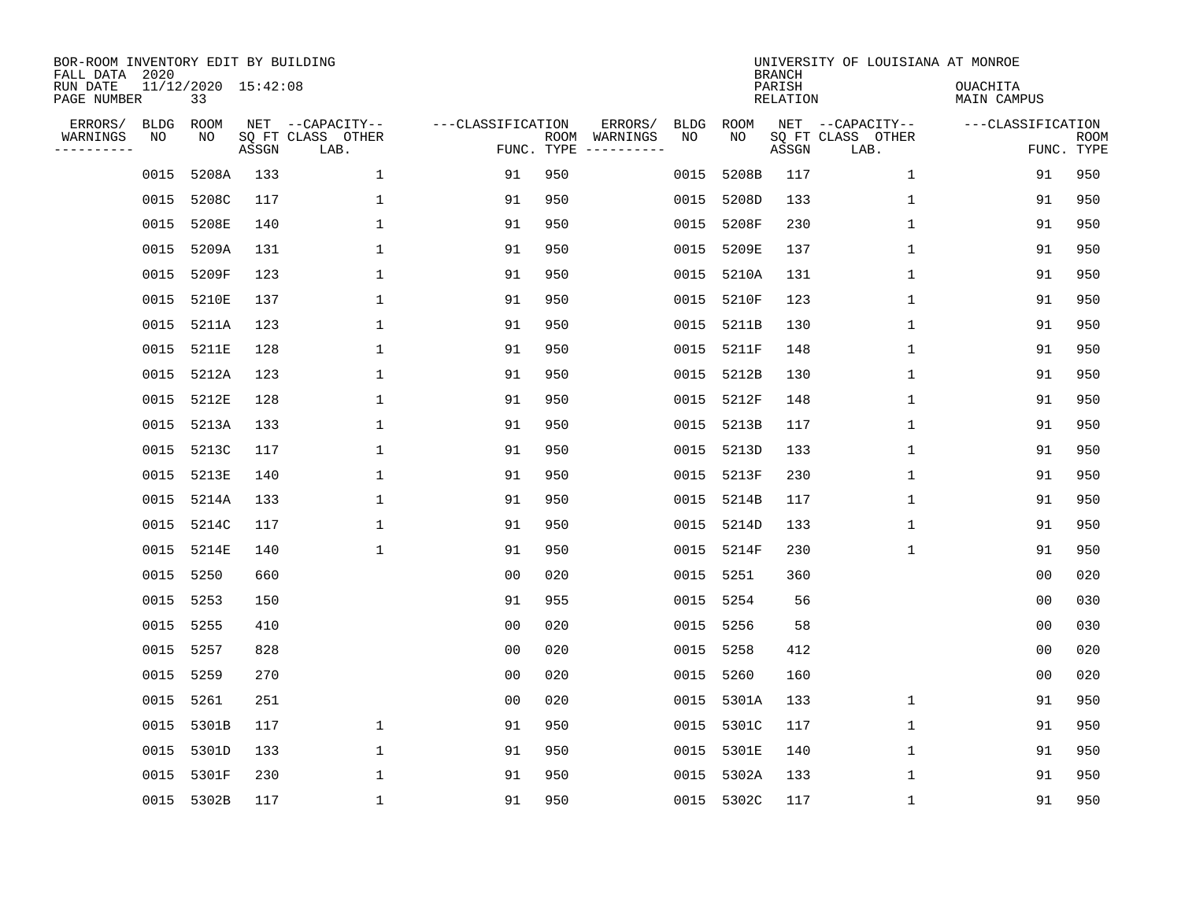BOR-ROOM INVENTORY EDIT BY BUILDING
FALL DATA 2020
RUN DATE 11/12/2020 15:42:08
PAGE NUMBER 33

UNIVERSITY OF LOUISIANA AT MONROE
BRANCH
PARISH OUACHITA
RELATION MAIN CAMPUS

| ERRORS/ WARNINGS | BLDG NO | ROOM NO | NET SQ FT ASSGN | --CAPACITY-- CLASS LAB. | OTHER | ---CLASSIFICATION FUNC. | ROOM TYPE | ERRORS/ WARNINGS | BLDG NO | ROOM NO | NET SQ FT ASSGN | --CAPACITY-- CLASS LAB. | OTHER | ---CLASSIFICATION FUNC. | ROOM TYPE |
|---|---|---|---|---|---|---|---|---|---|---|---|---|---|---|---|
| | 0015 | 5208A | 133 | | 1 | 91 | 950 | | 0015 | 5208B | 117 | | 1 | 91 | 950 |
| | 0015 | 5208C | 117 | | 1 | 91 | 950 | | 0015 | 5208D | 133 | | 1 | 91 | 950 |
| | 0015 | 5208E | 140 | | 1 | 91 | 950 | | 0015 | 5208F | 230 | | 1 | 91 | 950 |
| | 0015 | 5209A | 131 | | 1 | 91 | 950 | | 0015 | 5209E | 137 | | 1 | 91 | 950 |
| | 0015 | 5209F | 123 | | 1 | 91 | 950 | | 0015 | 5210A | 131 | | 1 | 91 | 950 |
| | 0015 | 5210E | 137 | | 1 | 91 | 950 | | 0015 | 5210F | 123 | | 1 | 91 | 950 |
| | 0015 | 5211A | 123 | | 1 | 91 | 950 | | 0015 | 5211B | 130 | | 1 | 91 | 950 |
| | 0015 | 5211E | 128 | | 1 | 91 | 950 | | 0015 | 5211F | 148 | | 1 | 91 | 950 |
| | 0015 | 5212A | 123 | | 1 | 91 | 950 | | 0015 | 5212B | 130 | | 1 | 91 | 950 |
| | 0015 | 5212E | 128 | | 1 | 91 | 950 | | 0015 | 5212F | 148 | | 1 | 91 | 950 |
| | 0015 | 5213A | 133 | | 1 | 91 | 950 | | 0015 | 5213B | 117 | | 1 | 91 | 950 |
| | 0015 | 5213C | 117 | | 1 | 91 | 950 | | 0015 | 5213D | 133 | | 1 | 91 | 950 |
| | 0015 | 5213E | 140 | | 1 | 91 | 950 | | 0015 | 5213F | 230 | | 1 | 91 | 950 |
| | 0015 | 5214A | 133 | | 1 | 91 | 950 | | 0015 | 5214B | 117 | | 1 | 91 | 950 |
| | 0015 | 5214C | 117 | | 1 | 91 | 950 | | 0015 | 5214D | 133 | | 1 | 91 | 950 |
| | 0015 | 5214E | 140 | | 1 | 91 | 950 | | 0015 | 5214F | 230 | | 1 | 91 | 950 |
| | 0015 | 5250 | 660 | | | 00 | 020 | | 0015 | 5251 | 360 | | | 00 | 020 |
| | 0015 | 5253 | 150 | | | 91 | 955 | | 0015 | 5254 | 56 | | | 00 | 030 |
| | 0015 | 5255 | 410 | | | 00 | 020 | | 0015 | 5256 | 58 | | | 00 | 030 |
| | 0015 | 5257 | 828 | | | 00 | 020 | | 0015 | 5258 | 412 | | | 00 | 020 |
| | 0015 | 5259 | 270 | | | 00 | 020 | | 0015 | 5260 | 160 | | | 00 | 020 |
| | 0015 | 5261 | 251 | | | 00 | 020 | | 0015 | 5301A | 133 | | 1 | 91 | 950 |
| | 0015 | 5301B | 117 | | 1 | 91 | 950 | | 0015 | 5301C | 117 | | 1 | 91 | 950 |
| | 0015 | 5301D | 133 | | 1 | 91 | 950 | | 0015 | 5301E | 140 | | 1 | 91 | 950 |
| | 0015 | 5301F | 230 | | 1 | 91 | 950 | | 0015 | 5302A | 133 | | 1 | 91 | 950 |
| | 0015 | 5302B | 117 | | 1 | 91 | 950 | | 0015 | 5302C | 117 | | 1 | 91 | 950 |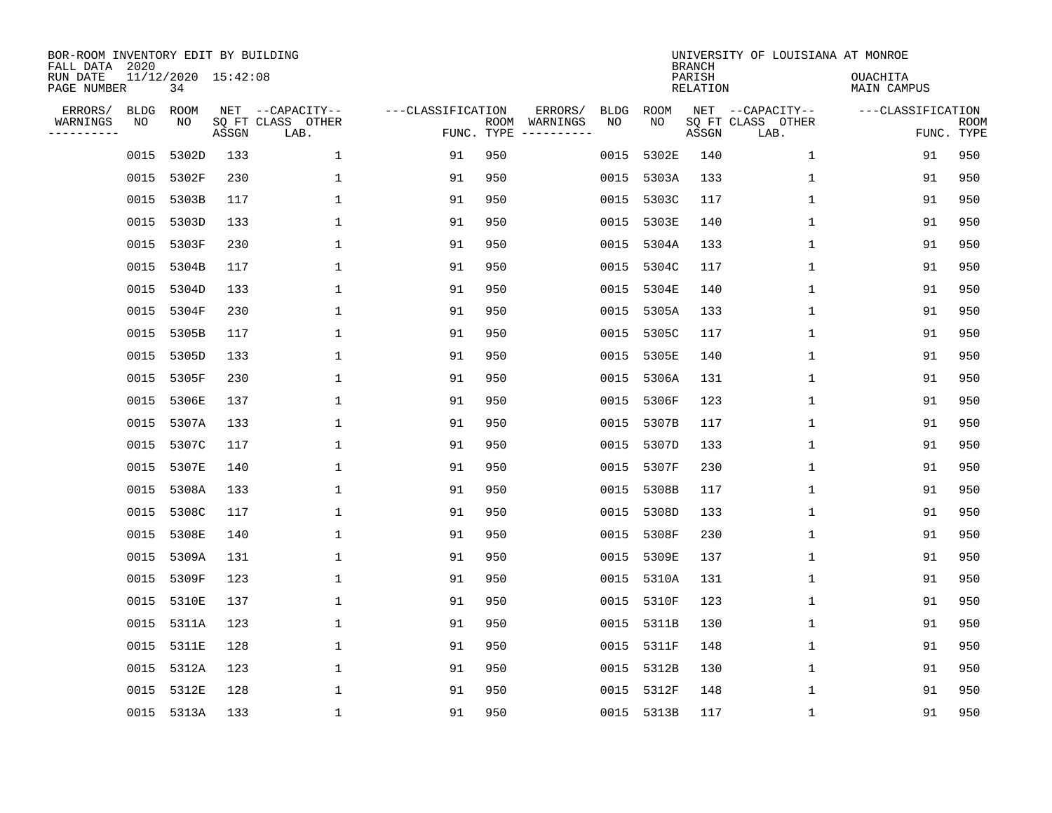BOR-ROOM INVENTORY EDIT BY BUILDING
FALL DATA 2020
RUN DATE 11/12/2020 15:42:08
PAGE NUMBER 34

UNIVERSITY OF LOUISIANA AT MONROE
BRANCH
PARISH OUACHITA
RELATION MAIN CAMPUS

| ERRORS/ WARNINGS | BLDG NO | ROOM NO | NET SQ FT ASSGN | CAPACITY CLASS LAB. | CAPACITY OTHER | CLASSIFICATION FUNC. | ROOM TYPE | ERRORS/ WARNINGS | BLDG NO | ROOM NO | NET SQ FT ASSGN | CAPACITY CLASS LAB. | CAPACITY OTHER | CLASSIFICATION FUNC. | ROOM TYPE |
|---|---|---|---|---|---|---|---|---|---|---|---|---|---|---|---|
| | 0015 | 5302D | 133 | | 1 | 91 | 950 | | 0015 | 5302E | 140 | | 1 | 91 | 950 |
| | 0015 | 5302F | 230 | | 1 | 91 | 950 | | 0015 | 5303A | 133 | | 1 | 91 | 950 |
| | 0015 | 5303B | 117 | | 1 | 91 | 950 | | 0015 | 5303C | 117 | | 1 | 91 | 950 |
| | 0015 | 5303D | 133 | | 1 | 91 | 950 | | 0015 | 5303E | 140 | | 1 | 91 | 950 |
| | 0015 | 5303F | 230 | | 1 | 91 | 950 | | 0015 | 5304A | 133 | | 1 | 91 | 950 |
| | 0015 | 5304B | 117 | | 1 | 91 | 950 | | 0015 | 5304C | 117 | | 1 | 91 | 950 |
| | 0015 | 5304D | 133 | | 1 | 91 | 950 | | 0015 | 5304E | 140 | | 1 | 91 | 950 |
| | 0015 | 5304F | 230 | | 1 | 91 | 950 | | 0015 | 5305A | 133 | | 1 | 91 | 950 |
| | 0015 | 5305B | 117 | | 1 | 91 | 950 | | 0015 | 5305C | 117 | | 1 | 91 | 950 |
| | 0015 | 5305D | 133 | | 1 | 91 | 950 | | 0015 | 5305E | 140 | | 1 | 91 | 950 |
| | 0015 | 5305F | 230 | | 1 | 91 | 950 | | 0015 | 5306A | 131 | | 1 | 91 | 950 |
| | 0015 | 5306E | 137 | | 1 | 91 | 950 | | 0015 | 5306F | 123 | | 1 | 91 | 950 |
| | 0015 | 5307A | 133 | | 1 | 91 | 950 | | 0015 | 5307B | 117 | | 1 | 91 | 950 |
| | 0015 | 5307C | 117 | | 1 | 91 | 950 | | 0015 | 5307D | 133 | | 1 | 91 | 950 |
| | 0015 | 5307E | 140 | | 1 | 91 | 950 | | 0015 | 5307F | 230 | | 1 | 91 | 950 |
| | 0015 | 5308A | 133 | | 1 | 91 | 950 | | 0015 | 5308B | 117 | | 1 | 91 | 950 |
| | 0015 | 5308C | 117 | | 1 | 91 | 950 | | 0015 | 5308D | 133 | | 1 | 91 | 950 |
| | 0015 | 5308E | 140 | | 1 | 91 | 950 | | 0015 | 5308F | 230 | | 1 | 91 | 950 |
| | 0015 | 5309A | 131 | | 1 | 91 | 950 | | 0015 | 5309E | 137 | | 1 | 91 | 950 |
| | 0015 | 5309F | 123 | | 1 | 91 | 950 | | 0015 | 5310A | 131 | | 1 | 91 | 950 |
| | 0015 | 5310E | 137 | | 1 | 91 | 950 | | 0015 | 5310F | 123 | | 1 | 91 | 950 |
| | 0015 | 5311A | 123 | | 1 | 91 | 950 | | 0015 | 5311B | 130 | | 1 | 91 | 950 |
| | 0015 | 5311E | 128 | | 1 | 91 | 950 | | 0015 | 5311F | 148 | | 1 | 91 | 950 |
| | 0015 | 5312A | 123 | | 1 | 91 | 950 | | 0015 | 5312B | 130 | | 1 | 91 | 950 |
| | 0015 | 5312E | 128 | | 1 | 91 | 950 | | 0015 | 5312F | 148 | | 1 | 91 | 950 |
| | 0015 | 5313A | 133 | | 1 | 91 | 950 | | 0015 | 5313B | 117 | | 1 | 91 | 950 |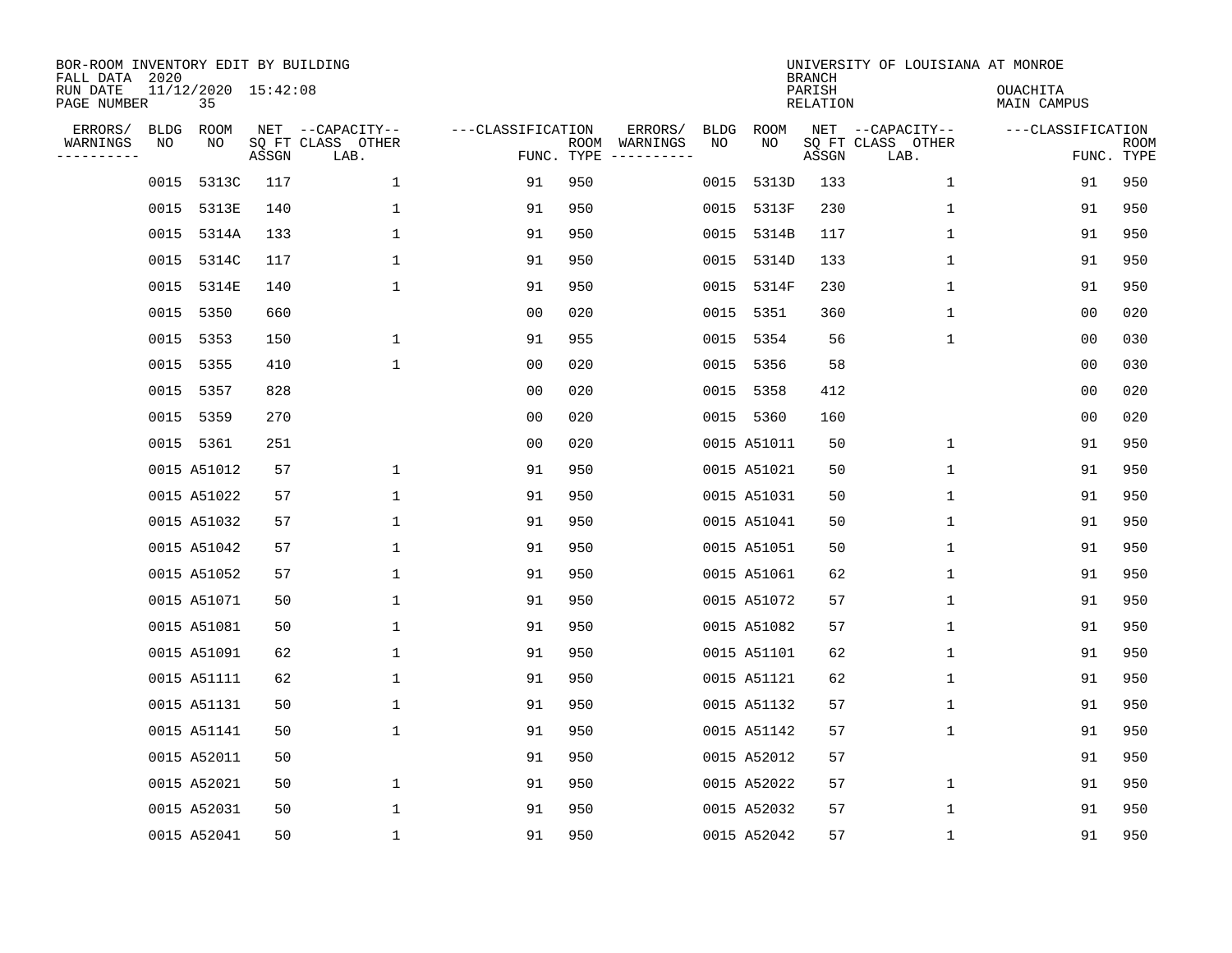BOR-ROOM INVENTORY EDIT BY BUILDING
FALL DATA 2020
RUN DATE 11/12/2020 15:42:08
PAGE NUMBER 35

UNIVERSITY OF LOUISIANA AT MONROE
BRANCH
PARISH OUACHITA
RELATION MAIN CAMPUS

| ERRORS/ WARNINGS | BLDG NO | ROOM NO | NET SQ FT ASSGN | CAPACITY CLASS LAB. | CAPACITY OTHER | CLASSIFICATION FUNC. | ROOM TYPE | ERRORS/ WARNINGS | BLDG NO | ROOM NO | NET SQ FT ASSGN | CAPACITY CLASS LAB. | CAPACITY OTHER | CLASSIFICATION FUNC. | ROOM TYPE |
|---|---|---|---|---|---|---|---|---|---|---|---|---|---|---|---|
| | 0015 | 5313C | 117 | | 1 | 91 | 950 | | 0015 | 5313D | 133 | | 1 | 91 | 950 |
| | 0015 | 5313E | 140 | | 1 | 91 | 950 | | 0015 | 5313F | 230 | | 1 | 91 | 950 |
| | 0015 | 5314A | 133 | | 1 | 91 | 950 | | 0015 | 5314B | 117 | | 1 | 91 | 950 |
| | 0015 | 5314C | 117 | | 1 | 91 | 950 | | 0015 | 5314D | 133 | | 1 | 91 | 950 |
| | 0015 | 5314E | 140 | | 1 | 91 | 950 | | 0015 | 5314F | 230 | | 1 | 91 | 950 |
| | 0015 | 5350 | 660 | | | 00 | 020 | | 0015 | 5351 | 360 | | 1 | 00 | 020 |
| | 0015 | 5353 | 150 | | 1 | 91 | 955 | | 0015 | 5354 | 56 | | 1 | 00 | 030 |
| | 0015 | 5355 | 410 | | 1 | 00 | 020 | | 0015 | 5356 | 58 | | | 00 | 030 |
| | 0015 | 5357 | 828 | | | 00 | 020 | | 0015 | 5358 | 412 | | | 00 | 020 |
| | 0015 | 5359 | 270 | | | 00 | 020 | | 0015 | 5360 | 160 | | | 00 | 020 |
| | 0015 | 5361 | 251 | | | 00 | 020 | | 0015 | A51011 | 50 | | 1 | 91 | 950 |
| | 0015 | A51012 | 57 | | 1 | 91 | 950 | | 0015 | A51021 | 50 | | 1 | 91 | 950 |
| | 0015 | A51022 | 57 | | 1 | 91 | 950 | | 0015 | A51031 | 50 | | 1 | 91 | 950 |
| | 0015 | A51032 | 57 | | 1 | 91 | 950 | | 0015 | A51041 | 50 | | 1 | 91 | 950 |
| | 0015 | A51042 | 57 | | 1 | 91 | 950 | | 0015 | A51051 | 50 | | 1 | 91 | 950 |
| | 0015 | A51052 | 57 | | 1 | 91 | 950 | | 0015 | A51061 | 62 | | 1 | 91 | 950 |
| | 0015 | A51071 | 50 | | 1 | 91 | 950 | | 0015 | A51072 | 57 | | 1 | 91 | 950 |
| | 0015 | A51081 | 50 | | 1 | 91 | 950 | | 0015 | A51082 | 57 | | 1 | 91 | 950 |
| | 0015 | A51091 | 62 | | 1 | 91 | 950 | | 0015 | A51101 | 62 | | 1 | 91 | 950 |
| | 0015 | A51111 | 62 | | 1 | 91 | 950 | | 0015 | A51121 | 62 | | 1 | 91 | 950 |
| | 0015 | A51131 | 50 | | 1 | 91 | 950 | | 0015 | A51132 | 57 | | 1 | 91 | 950 |
| | 0015 | A51141 | 50 | | 1 | 91 | 950 | | 0015 | A51142 | 57 | | 1 | 91 | 950 |
| | 0015 | A52011 | 50 | | | 91 | 950 | | 0015 | A52012 | 57 | | | 91 | 950 |
| | 0015 | A52021 | 50 | | 1 | 91 | 950 | | 0015 | A52022 | 57 | | 1 | 91 | 950 |
| | 0015 | A52031 | 50 | | 1 | 91 | 950 | | 0015 | A52032 | 57 | | 1 | 91 | 950 |
| | 0015 | A52041 | 50 | | 1 | 91 | 950 | | 0015 | A52042 | 57 | | 1 | 91 | 950 |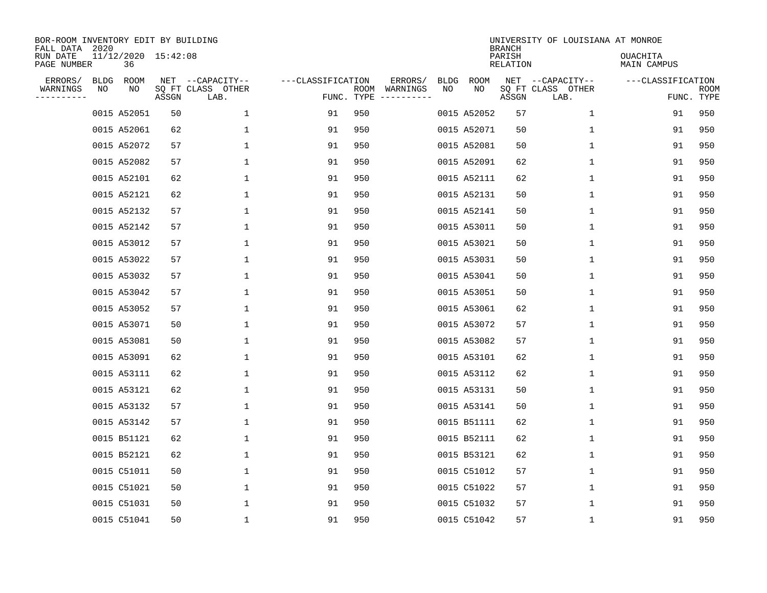BOR-ROOM INVENTORY EDIT BY BUILDING
FALL DATA 2020
RUN DATE 11/12/2020 15:42:08
PAGE NUMBER 36

UNIVERSITY OF LOUISIANA AT MONROE
BRANCH
PARISH OUACHITA
RELATION MAIN CAMPUS

| ERRORS/ WARNINGS | BLDG NO | ROOM NO | NET SQ FT ASSGN | --CAPACITY-- CLASS LAB. | OTHER | ---CLASSIFICATION FUNC. | ROOM TYPE | ERRORS/ WARNINGS | BLDG NO | ROOM NO | NET SQ FT ASSGN | --CAPACITY-- CLASS LAB. | OTHER | ---CLASSIFICATION FUNC. | ROOM TYPE |
|---|---|---|---|---|---|---|---|---|---|---|---|---|---|---|---|
| | 0015 | A52051 | 50 | | 1 | 91 | 950 | | 0015 | A52052 | 57 | | 1 | 91 | 950 |
| | 0015 | A52061 | 62 | | 1 | 91 | 950 | | 0015 | A52071 | 50 | | 1 | 91 | 950 |
| | 0015 | A52072 | 57 | | 1 | 91 | 950 | | 0015 | A52081 | 50 | | 1 | 91 | 950 |
| | 0015 | A52082 | 57 | | 1 | 91 | 950 | | 0015 | A52091 | 62 | | 1 | 91 | 950 |
| | 0015 | A52101 | 62 | | 1 | 91 | 950 | | 0015 | A52111 | 62 | | 1 | 91 | 950 |
| | 0015 | A52121 | 62 | | 1 | 91 | 950 | | 0015 | A52131 | 50 | | 1 | 91 | 950 |
| | 0015 | A52132 | 57 | | 1 | 91 | 950 | | 0015 | A52141 | 50 | | 1 | 91 | 950 |
| | 0015 | A52142 | 57 | | 1 | 91 | 950 | | 0015 | A53011 | 50 | | 1 | 91 | 950 |
| | 0015 | A53012 | 57 | | 1 | 91 | 950 | | 0015 | A53021 | 50 | | 1 | 91 | 950 |
| | 0015 | A53022 | 57 | | 1 | 91 | 950 | | 0015 | A53031 | 50 | | 1 | 91 | 950 |
| | 0015 | A53032 | 57 | | 1 | 91 | 950 | | 0015 | A53041 | 50 | | 1 | 91 | 950 |
| | 0015 | A53042 | 57 | | 1 | 91 | 950 | | 0015 | A53051 | 50 | | 1 | 91 | 950 |
| | 0015 | A53052 | 57 | | 1 | 91 | 950 | | 0015 | A53061 | 62 | | 1 | 91 | 950 |
| | 0015 | A53071 | 50 | | 1 | 91 | 950 | | 0015 | A53072 | 57 | | 1 | 91 | 950 |
| | 0015 | A53081 | 50 | | 1 | 91 | 950 | | 0015 | A53082 | 57 | | 1 | 91 | 950 |
| | 0015 | A53091 | 62 | | 1 | 91 | 950 | | 0015 | A53101 | 62 | | 1 | 91 | 950 |
| | 0015 | A53111 | 62 | | 1 | 91 | 950 | | 0015 | A53112 | 62 | | 1 | 91 | 950 |
| | 0015 | A53121 | 62 | | 1 | 91 | 950 | | 0015 | A53131 | 50 | | 1 | 91 | 950 |
| | 0015 | A53132 | 57 | | 1 | 91 | 950 | | 0015 | A53141 | 50 | | 1 | 91 | 950 |
| | 0015 | A53142 | 57 | | 1 | 91 | 950 | | 0015 | B51111 | 62 | | 1 | 91 | 950 |
| | 0015 | B51121 | 62 | | 1 | 91 | 950 | | 0015 | B52111 | 62 | | 1 | 91 | 950 |
| | 0015 | B52121 | 62 | | 1 | 91 | 950 | | 0015 | B53121 | 62 | | 1 | 91 | 950 |
| | 0015 | C51011 | 50 | | 1 | 91 | 950 | | 0015 | C51012 | 57 | | 1 | 91 | 950 |
| | 0015 | C51021 | 50 | | 1 | 91 | 950 | | 0015 | C51022 | 57 | | 1 | 91 | 950 |
| | 0015 | C51031 | 50 | | 1 | 91 | 950 | | 0015 | C51032 | 57 | | 1 | 91 | 950 |
| | 0015 | C51041 | 50 | | 1 | 91 | 950 | | 0015 | C51042 | 57 | | 1 | 91 | 950 |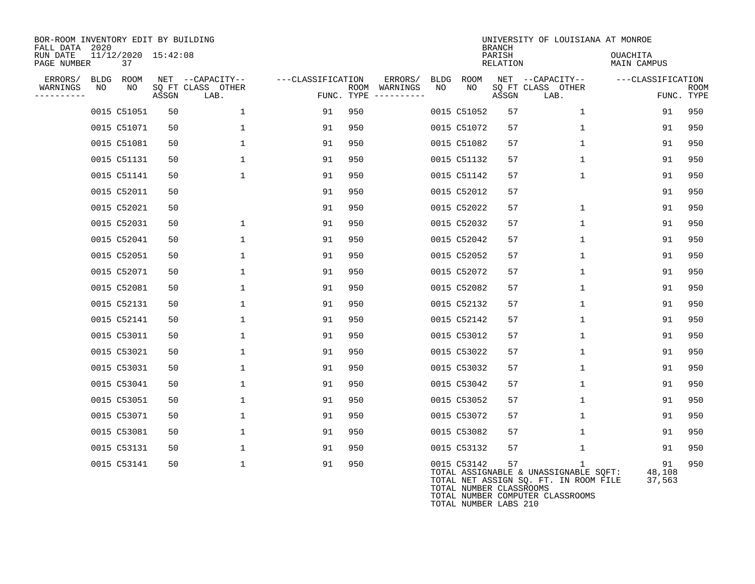BOR-ROOM INVENTORY EDIT BY BUILDING
FALL DATA 2020
RUN DATE 11/12/2020 15:42:08
PAGE NUMBER 37

UNIVERSITY OF LOUISIANA AT MONROE
BRANCH
PARISH OUACHITA
RELATION MAIN CAMPUS

| ERRORS/ WARNINGS | BLDG NO | ROOM NO | NET SQ FT ASSGN | CAPACITY CLASS LAB. | CAPACITY OTHER | CLASSIFICATION FUNC. | ROOM TYPE | ERRORS/ WARNINGS | BLDG NO | ROOM NO | NET SQ FT ASSGN | CAPACITY CLASS LAB. | CAPACITY OTHER | CLASSIFICATION FUNC. | ROOM TYPE |
|---|---|---|---|---|---|---|---|---|---|---|---|---|---|---|---|
| | 0015 | C51051 | 50 | | 1 | 91 | 950 | | 0015 | C51052 | 57 | | 1 | 91 | 950 |
| | 0015 | C51071 | 50 | | 1 | 91 | 950 | | 0015 | C51072 | 57 | | 1 | 91 | 950 |
| | 0015 | C51081 | 50 | | 1 | 91 | 950 | | 0015 | C51082 | 57 | | 1 | 91 | 950 |
| | 0015 | C51131 | 50 | | 1 | 91 | 950 | | 0015 | C51132 | 57 | | 1 | 91 | 950 |
| | 0015 | C51141 | 50 | | 1 | 91 | 950 | | 0015 | C51142 | 57 | | 1 | 91 | 950 |
| | 0015 | C52011 | 50 | | | 91 | 950 | | 0015 | C52012 | 57 | | | 91 | 950 |
| | 0015 | C52021 | 50 | | | 91 | 950 | | 0015 | C52022 | 57 | | 1 | 91 | 950 |
| | 0015 | C52031 | 50 | | 1 | 91 | 950 | | 0015 | C52032 | 57 | | 1 | 91 | 950 |
| | 0015 | C52041 | 50 | | 1 | 91 | 950 | | 0015 | C52042 | 57 | | 1 | 91 | 950 |
| | 0015 | C52051 | 50 | | 1 | 91 | 950 | | 0015 | C52052 | 57 | | 1 | 91 | 950 |
| | 0015 | C52071 | 50 | | 1 | 91 | 950 | | 0015 | C52072 | 57 | | 1 | 91 | 950 |
| | 0015 | C52081 | 50 | | 1 | 91 | 950 | | 0015 | C52082 | 57 | | 1 | 91 | 950 |
| | 0015 | C52131 | 50 | | 1 | 91 | 950 | | 0015 | C52132 | 57 | | 1 | 91 | 950 |
| | 0015 | C52141 | 50 | | 1 | 91 | 950 | | 0015 | C52142 | 57 | | 1 | 91 | 950 |
| | 0015 | C53011 | 50 | | 1 | 91 | 950 | | 0015 | C53012 | 57 | | 1 | 91 | 950 |
| | 0015 | C53021 | 50 | | 1 | 91 | 950 | | 0015 | C53022 | 57 | | 1 | 91 | 950 |
| | 0015 | C53031 | 50 | | 1 | 91 | 950 | | 0015 | C53032 | 57 | | 1 | 91 | 950 |
| | 0015 | C53041 | 50 | | 1 | 91 | 950 | | 0015 | C53042 | 57 | | 1 | 91 | 950 |
| | 0015 | C53051 | 50 | | 1 | 91 | 950 | | 0015 | C53052 | 57 | | 1 | 91 | 950 |
| | 0015 | C53071 | 50 | | 1 | 91 | 950 | | 0015 | C53072 | 57 | | 1 | 91 | 950 |
| | 0015 | C53081 | 50 | | 1 | 91 | 950 | | 0015 | C53082 | 57 | | 1 | 91 | 950 |
| | 0015 | C53131 | 50 | | 1 | 91 | 950 | | 0015 | C53132 | 57 | | 1 | 91 | 950 |
| | 0015 | C53141 | 50 | | 1 | 91 | 950 | | 0015 | C53142 | 57 | | 1 | 91 | 950 |

TOTAL ASSIGNABLE & UNASSIGNABLE SQFT: 48,108
TOTAL NET ASSIGN SQ. FT. IN ROOM FILE 37,563
TOTAL NUMBER CLASSROOMS
TOTAL NUMBER COMPUTER CLASSROOMS
TOTAL NUMBER LABS 210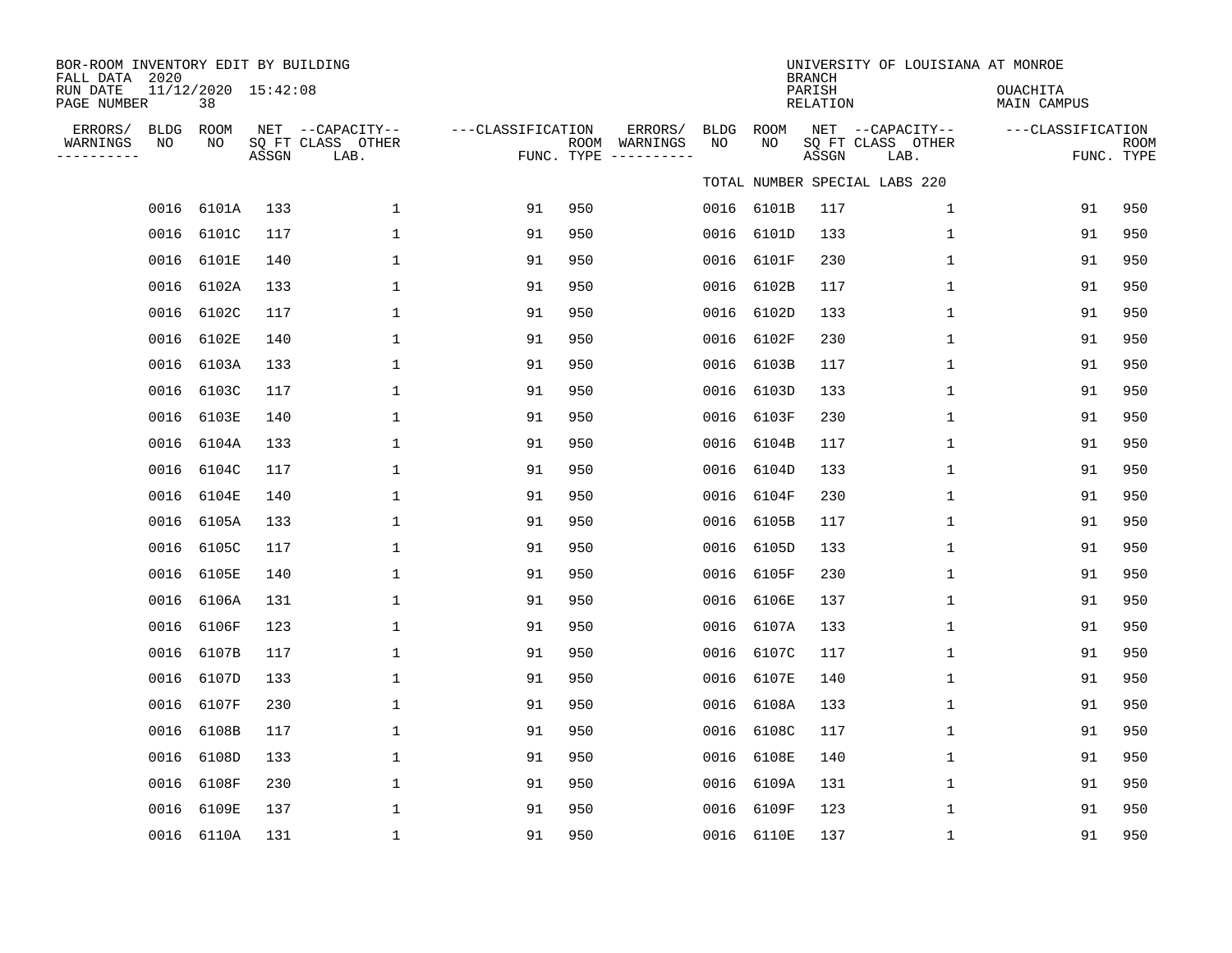BOR-ROOM INVENTORY EDIT BY BUILDING
FALL DATA 2020
RUN DATE 11/12/2020 15:42:08
PAGE NUMBER 38

UNIVERSITY OF LOUISIANA AT MONROE
BRANCH
PARISH OUACHITA
RELATION MAIN CAMPUS

TOTAL NUMBER SPECIAL LABS 220

| ERRORS/ WARNINGS | BLDG NO | ROOM NO | NET SQ FT ASSGN | --CAPACITY-- CLASS LAB. | OTHER | ---CLASSIFICATION FUNC. | ROOM TYPE | ERRORS/ WARNINGS | BLDG NO | ROOM NO | NET SQ FT ASSGN | --CAPACITY-- CLASS LAB. | OTHER | ---CLASSIFICATION FUNC. | ROOM TYPE |
|---|---|---|---|---|---|---|---|---|---|---|---|---|---|---|---|
| | 0016 | 6101A | 133 | | 1 | 91 | 950 | | 0016 | 6101B | 117 | | 1 | 91 | 950 |
| | 0016 | 6101C | 117 | | 1 | 91 | 950 | | 0016 | 6101D | 133 | | 1 | 91 | 950 |
| | 0016 | 6101E | 140 | | 1 | 91 | 950 | | 0016 | 6101F | 230 | | 1 | 91 | 950 |
| | 0016 | 6102A | 133 | | 1 | 91 | 950 | | 0016 | 6102B | 117 | | 1 | 91 | 950 |
| | 0016 | 6102C | 117 | | 1 | 91 | 950 | | 0016 | 6102D | 133 | | 1 | 91 | 950 |
| | 0016 | 6102E | 140 | | 1 | 91 | 950 | | 0016 | 6102F | 230 | | 1 | 91 | 950 |
| | 0016 | 6103A | 133 | | 1 | 91 | 950 | | 0016 | 6103B | 117 | | 1 | 91 | 950 |
| | 0016 | 6103C | 117 | | 1 | 91 | 950 | | 0016 | 6103D | 133 | | 1 | 91 | 950 |
| | 0016 | 6103E | 140 | | 1 | 91 | 950 | | 0016 | 6103F | 230 | | 1 | 91 | 950 |
| | 0016 | 6104A | 133 | | 1 | 91 | 950 | | 0016 | 6104B | 117 | | 1 | 91 | 950 |
| | 0016 | 6104C | 117 | | 1 | 91 | 950 | | 0016 | 6104D | 133 | | 1 | 91 | 950 |
| | 0016 | 6104E | 140 | | 1 | 91 | 950 | | 0016 | 6104F | 230 | | 1 | 91 | 950 |
| | 0016 | 6105A | 133 | | 1 | 91 | 950 | | 0016 | 6105B | 117 | | 1 | 91 | 950 |
| | 0016 | 6105C | 117 | | 1 | 91 | 950 | | 0016 | 6105D | 133 | | 1 | 91 | 950 |
| | 0016 | 6105E | 140 | | 1 | 91 | 950 | | 0016 | 6105F | 230 | | 1 | 91 | 950 |
| | 0016 | 6106A | 131 | | 1 | 91 | 950 | | 0016 | 6106E | 137 | | 1 | 91 | 950 |
| | 0016 | 6106F | 123 | | 1 | 91 | 950 | | 0016 | 6107A | 133 | | 1 | 91 | 950 |
| | 0016 | 6107B | 117 | | 1 | 91 | 950 | | 0016 | 6107C | 117 | | 1 | 91 | 950 |
| | 0016 | 6107D | 133 | | 1 | 91 | 950 | | 0016 | 6107E | 140 | | 1 | 91 | 950 |
| | 0016 | 6107F | 230 | | 1 | 91 | 950 | | 0016 | 6108A | 133 | | 1 | 91 | 950 |
| | 0016 | 6108B | 117 | | 1 | 91 | 950 | | 0016 | 6108C | 117 | | 1 | 91 | 950 |
| | 0016 | 6108D | 133 | | 1 | 91 | 950 | | 0016 | 6108E | 140 | | 1 | 91 | 950 |
| | 0016 | 6108F | 230 | | 1 | 91 | 950 | | 0016 | 6109A | 131 | | 1 | 91 | 950 |
| | 0016 | 6109E | 137 | | 1 | 91 | 950 | | 0016 | 6109F | 123 | | 1 | 91 | 950 |
| | 0016 | 6110A | 131 | | 1 | 91 | 950 | | 0016 | 6110E | 137 | | 1 | 91 | 950 |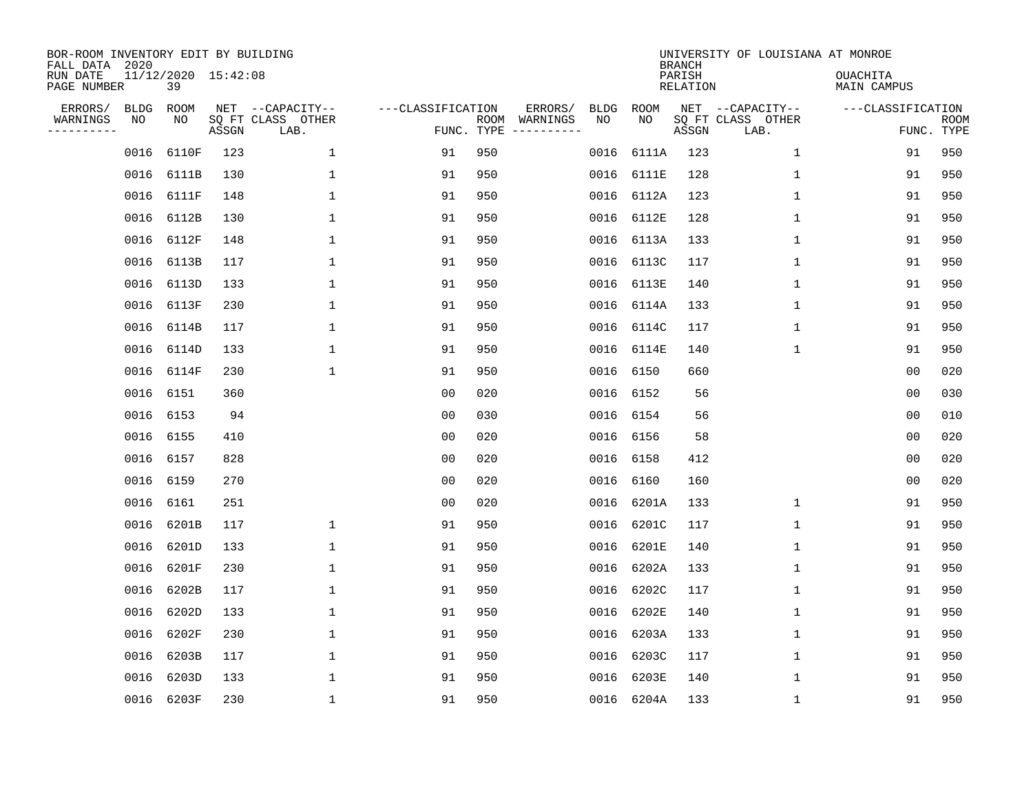BOR-ROOM INVENTORY EDIT BY BUILDING
FALL DATA 2020
RUN DATE 11/12/2020 15:42:08
PAGE NUMBER 39

UNIVERSITY OF LOUISIANA AT MONROE
BRANCH
PARISH OUACHITA
RELATION MAIN CAMPUS

| ERRORS/ WARNINGS | BLDG NO | ROOM NO | NET SQ FT ASSGN | CAPACITY CLASS | CAPACITY LAB. | CAPACITY OTHER | CLASSIFICATION FUNC. | ROOM TYPE | ERRORS/ WARNINGS | BLDG NO | ROOM NO | NET SQ FT ASSGN | CAPACITY CLASS | CAPACITY LAB. | CAPACITY OTHER | CLASSIFICATION FUNC. | ROOM TYPE |
|---|---|---|---|---|---|---|---|---|---|---|---|---|---|---|---|---|---|
| | 0016 | 6110F | 123 | | | 1 | 91 | 950 | | 0016 | 6111A | 123 | | | 1 | 91 | 950 |
| | 0016 | 6111B | 130 | | | 1 | 91 | 950 | | 0016 | 6111E | 128 | | | 1 | 91 | 950 |
| | 0016 | 6111F | 148 | | | 1 | 91 | 950 | | 0016 | 6112A | 123 | | | 1 | 91 | 950 |
| | 0016 | 6112B | 130 | | | 1 | 91 | 950 | | 0016 | 6112E | 128 | | | 1 | 91 | 950 |
| | 0016 | 6112F | 148 | | | 1 | 91 | 950 | | 0016 | 6113A | 133 | | | 1 | 91 | 950 |
| | 0016 | 6113B | 117 | | | 1 | 91 | 950 | | 0016 | 6113C | 117 | | | 1 | 91 | 950 |
| | 0016 | 6113D | 133 | | | 1 | 91 | 950 | | 0016 | 6113E | 140 | | | 1 | 91 | 950 |
| | 0016 | 6113F | 230 | | | 1 | 91 | 950 | | 0016 | 6114A | 133 | | | 1 | 91 | 950 |
| | 0016 | 6114B | 117 | | | 1 | 91 | 950 | | 0016 | 6114C | 117 | | | 1 | 91 | 950 |
| | 0016 | 6114D | 133 | | | 1 | 91 | 950 | | 0016 | 6114E | 140 | | | 1 | 91 | 950 |
| | 0016 | 6114F | 230 | | | 1 | 91 | 950 | | 0016 | 6150 | 660 | | | | 00 | 020 |
| | 0016 | 6151 | 360 | | | | 00 | 020 | | 0016 | 6152 | 56 | | | | 00 | 030 |
| | 0016 | 6153 | 94 | | | | 00 | 030 | | 0016 | 6154 | 56 | | | | 00 | 010 |
| | 0016 | 6155 | 410 | | | | 00 | 020 | | 0016 | 6156 | 58 | | | | 00 | 020 |
| | 0016 | 6157 | 828 | | | | 00 | 020 | | 0016 | 6158 | 412 | | | | 00 | 020 |
| | 0016 | 6159 | 270 | | | | 00 | 020 | | 0016 | 6160 | 160 | | | | 00 | 020 |
| | 0016 | 6161 | 251 | | | | 00 | 020 | | 0016 | 6201A | 133 | | | 1 | 91 | 950 |
| | 0016 | 6201B | 117 | | | 1 | 91 | 950 | | 0016 | 6201C | 117 | | | 1 | 91 | 950 |
| | 0016 | 6201D | 133 | | | 1 | 91 | 950 | | 0016 | 6201E | 140 | | | 1 | 91 | 950 |
| | 0016 | 6201F | 230 | | | 1 | 91 | 950 | | 0016 | 6202A | 133 | | | 1 | 91 | 950 |
| | 0016 | 6202B | 117 | | | 1 | 91 | 950 | | 0016 | 6202C | 117 | | | 1 | 91 | 950 |
| | 0016 | 6202D | 133 | | | 1 | 91 | 950 | | 0016 | 6202E | 140 | | | 1 | 91 | 950 |
| | 0016 | 6202F | 230 | | | 1 | 91 | 950 | | 0016 | 6203A | 133 | | | 1 | 91 | 950 |
| | 0016 | 6203B | 117 | | | 1 | 91 | 950 | | 0016 | 6203C | 117 | | | 1 | 91 | 950 |
| | 0016 | 6203D | 133 | | | 1 | 91 | 950 | | 0016 | 6203E | 140 | | | 1 | 91 | 950 |
| | 0016 | 6203F | 230 | | | 1 | 91 | 950 | | 0016 | 6204A | 133 | | | 1 | 91 | 950 |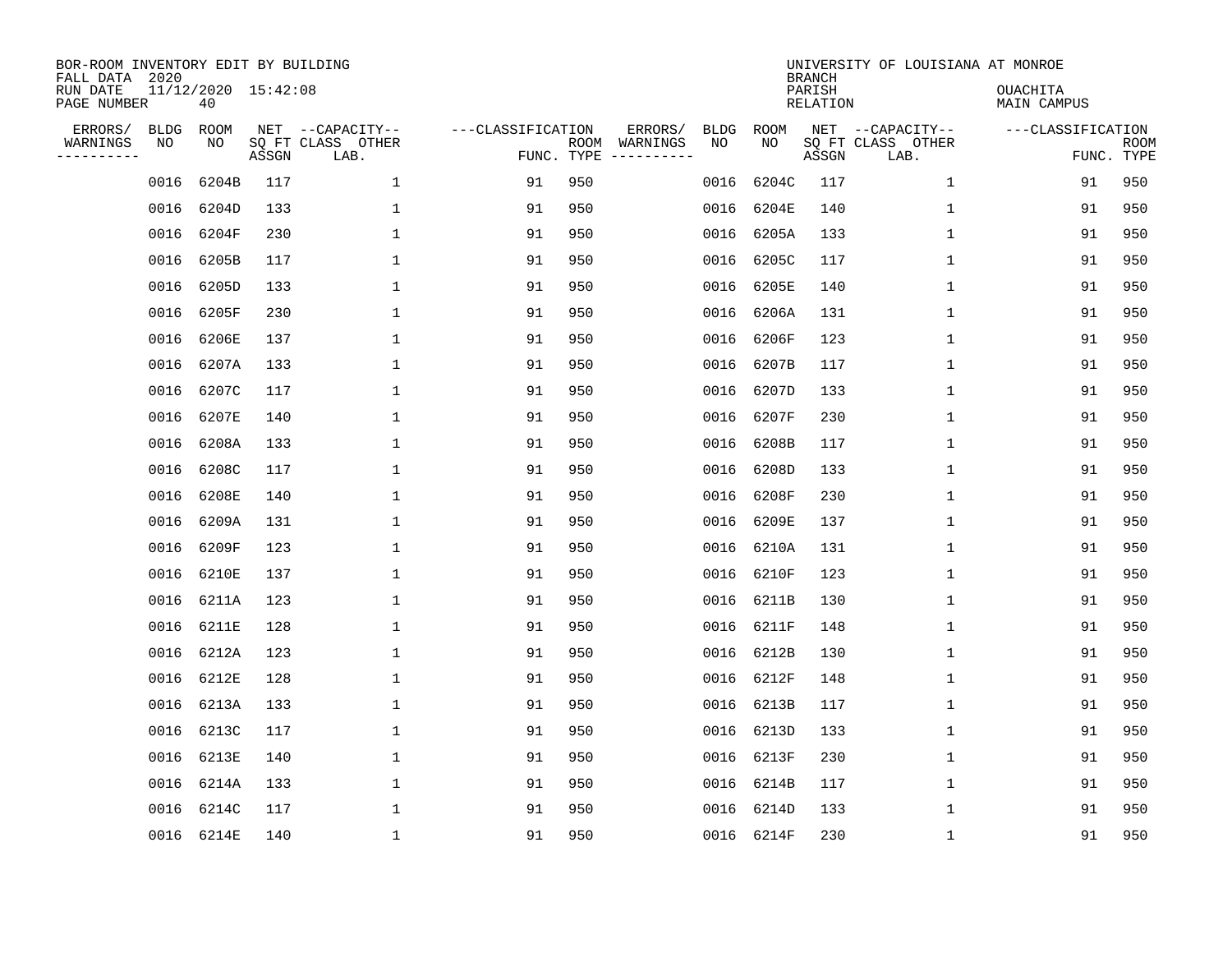BOR-ROOM INVENTORY EDIT BY BUILDING
FALL DATA 2020
RUN DATE 11/12/2020 15:42:08
PAGE NUMBER 40

UNIVERSITY OF LOUISIANA AT MONROE
BRANCH
PARISH OUACHITA
RELATION MAIN CAMPUS

| ERRORS/ WARNINGS | BLDG NO | ROOM NO | NET SQ FT ASSGN | --CAPACITY-- CLASS LAB. | OTHER | ---CLASSIFICATION FUNC. | ROOM TYPE | ERRORS/ WARNINGS | BLDG NO | ROOM NO | NET SQ FT ASSGN | --CAPACITY-- CLASS LAB. | OTHER | ---CLASSIFICATION FUNC. | ROOM TYPE |
|---|---|---|---|---|---|---|---|---|---|---|---|---|---|---|---|
| | 0016 | 6204B | 117 | | 1 | 91 | 950 | | 0016 | 6204C | 117 | | 1 | 91 | 950 |
| | 0016 | 6204D | 133 | | 1 | 91 | 950 | | 0016 | 6204E | 140 | | 1 | 91 | 950 |
| | 0016 | 6204F | 230 | | 1 | 91 | 950 | | 0016 | 6205A | 133 | | 1 | 91 | 950 |
| | 0016 | 6205B | 117 | | 1 | 91 | 950 | | 0016 | 6205C | 117 | | 1 | 91 | 950 |
| | 0016 | 6205D | 133 | | 1 | 91 | 950 | | 0016 | 6205E | 140 | | 1 | 91 | 950 |
| | 0016 | 6205F | 230 | | 1 | 91 | 950 | | 0016 | 6206A | 131 | | 1 | 91 | 950 |
| | 0016 | 6206E | 137 | | 1 | 91 | 950 | | 0016 | 6206F | 123 | | 1 | 91 | 950 |
| | 0016 | 6207A | 133 | | 1 | 91 | 950 | | 0016 | 6207B | 117 | | 1 | 91 | 950 |
| | 0016 | 6207C | 117 | | 1 | 91 | 950 | | 0016 | 6207D | 133 | | 1 | 91 | 950 |
| | 0016 | 6207E | 140 | | 1 | 91 | 950 | | 0016 | 6207F | 230 | | 1 | 91 | 950 |
| | 0016 | 6208A | 133 | | 1 | 91 | 950 | | 0016 | 6208B | 117 | | 1 | 91 | 950 |
| | 0016 | 6208C | 117 | | 1 | 91 | 950 | | 0016 | 6208D | 133 | | 1 | 91 | 950 |
| | 0016 | 6208E | 140 | | 1 | 91 | 950 | | 0016 | 6208F | 230 | | 1 | 91 | 950 |
| | 0016 | 6209A | 131 | | 1 | 91 | 950 | | 0016 | 6209E | 137 | | 1 | 91 | 950 |
| | 0016 | 6209F | 123 | | 1 | 91 | 950 | | 0016 | 6210A | 131 | | 1 | 91 | 950 |
| | 0016 | 6210E | 137 | | 1 | 91 | 950 | | 0016 | 6210F | 123 | | 1 | 91 | 950 |
| | 0016 | 6211A | 123 | | 1 | 91 | 950 | | 0016 | 6211B | 130 | | 1 | 91 | 950 |
| | 0016 | 6211E | 128 | | 1 | 91 | 950 | | 0016 | 6211F | 148 | | 1 | 91 | 950 |
| | 0016 | 6212A | 123 | | 1 | 91 | 950 | | 0016 | 6212B | 130 | | 1 | 91 | 950 |
| | 0016 | 6212E | 128 | | 1 | 91 | 950 | | 0016 | 6212F | 148 | | 1 | 91 | 950 |
| | 0016 | 6213A | 133 | | 1 | 91 | 950 | | 0016 | 6213B | 117 | | 1 | 91 | 950 |
| | 0016 | 6213C | 117 | | 1 | 91 | 950 | | 0016 | 6213D | 133 | | 1 | 91 | 950 |
| | 0016 | 6213E | 140 | | 1 | 91 | 950 | | 0016 | 6213F | 230 | | 1 | 91 | 950 |
| | 0016 | 6214A | 133 | | 1 | 91 | 950 | | 0016 | 6214B | 117 | | 1 | 91 | 950 |
| | 0016 | 6214C | 117 | | 1 | 91 | 950 | | 0016 | 6214D | 133 | | 1 | 91 | 950 |
| | 0016 | 6214E | 140 | | 1 | 91 | 950 | | 0016 | 6214F | 230 | | 1 | 91 | 950 |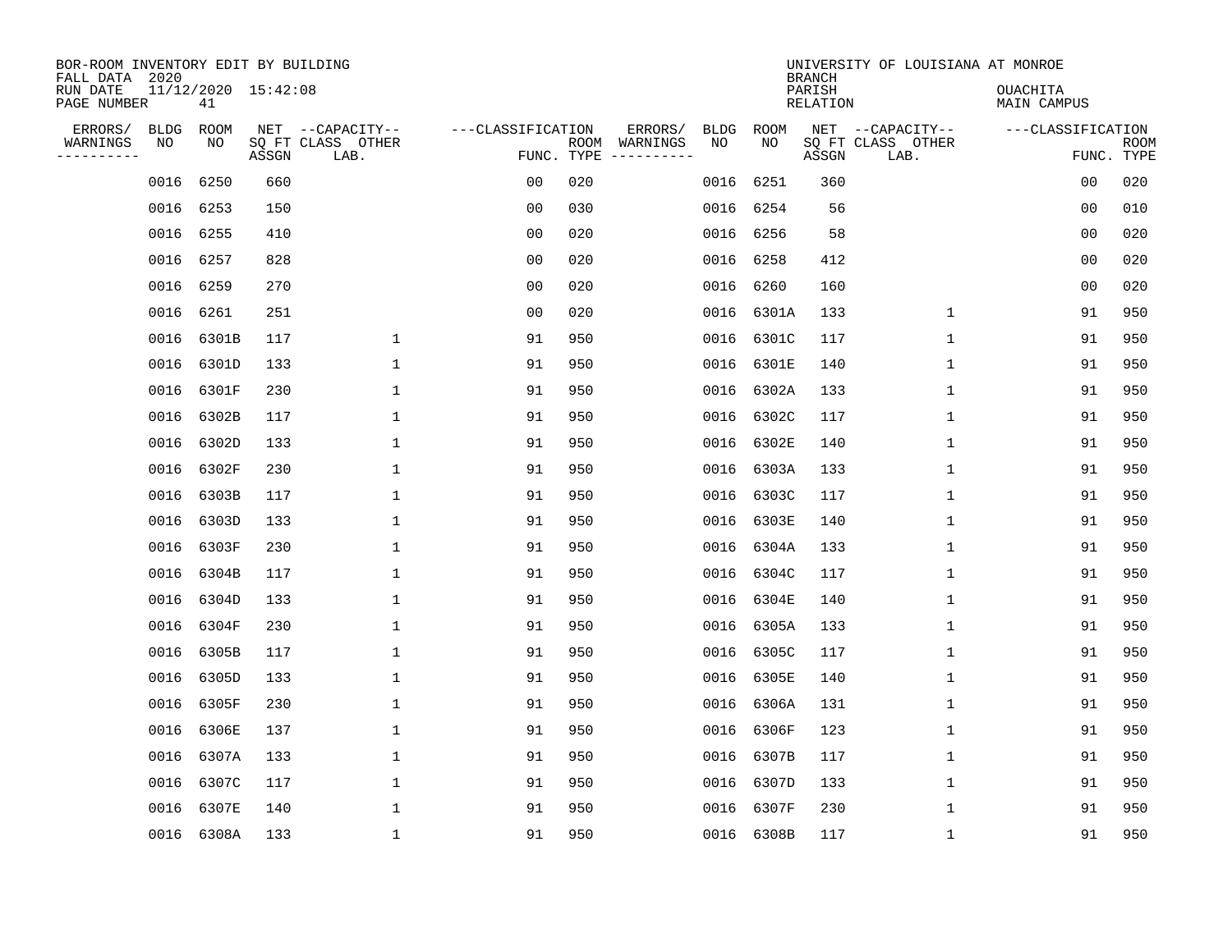BOR-ROOM INVENTORY EDIT BY BUILDING
FALL DATA 2020
RUN DATE 11/12/2020 15:42:08
PAGE NUMBER 41

UNIVERSITY OF LOUISIANA AT MONROE
BRANCH
PARISH OUACHITA
RELATION MAIN CAMPUS

| ERRORS/ WARNINGS | BLDG NO | ROOM NO | NET SQ FT ASSGN | CAPACITY CLASS LAB. | CAPACITY OTHER | CLASSIFICATION FUNC. | ROOM TYPE | ERRORS/ WARNINGS | BLDG NO | ROOM NO | NET SQ FT ASSGN | CAPACITY CLASS LAB. | CAPACITY OTHER | CLASSIFICATION FUNC. | ROOM TYPE |
|---|---|---|---|---|---|---|---|---|---|---|---|---|---|---|---|
| | 0016 | 6250 | 660 | | | 00 | 020 | | 0016 | 6251 | 360 | | | 00 | 020 |
| | 0016 | 6253 | 150 | | | 00 | 030 | | 0016 | 6254 | 56 | | | 00 | 010 |
| | 0016 | 6255 | 410 | | | 00 | 020 | | 0016 | 6256 | 58 | | | 00 | 020 |
| | 0016 | 6257 | 828 | | | 00 | 020 | | 0016 | 6258 | 412 | | | 00 | 020 |
| | 0016 | 6259 | 270 | | | 00 | 020 | | 0016 | 6260 | 160 | | | 00 | 020 |
| | 0016 | 6261 | 251 | | | 00 | 020 | | 0016 | 6301A | 133 | | 1 | 91 | 950 |
| | 0016 | 6301B | 117 | | 1 | 91 | 950 | | 0016 | 6301C | 117 | | 1 | 91 | 950 |
| | 0016 | 6301D | 133 | | 1 | 91 | 950 | | 0016 | 6301E | 140 | | 1 | 91 | 950 |
| | 0016 | 6301F | 230 | | 1 | 91 | 950 | | 0016 | 6302A | 133 | | 1 | 91 | 950 |
| | 0016 | 6302B | 117 | | 1 | 91 | 950 | | 0016 | 6302C | 117 | | 1 | 91 | 950 |
| | 0016 | 6302D | 133 | | 1 | 91 | 950 | | 0016 | 6302E | 140 | | 1 | 91 | 950 |
| | 0016 | 6302F | 230 | | 1 | 91 | 950 | | 0016 | 6303A | 133 | | 1 | 91 | 950 |
| | 0016 | 6303B | 117 | | 1 | 91 | 950 | | 0016 | 6303C | 117 | | 1 | 91 | 950 |
| | 0016 | 6303D | 133 | | 1 | 91 | 950 | | 0016 | 6303E | 140 | | 1 | 91 | 950 |
| | 0016 | 6303F | 230 | | 1 | 91 | 950 | | 0016 | 6304A | 133 | | 1 | 91 | 950 |
| | 0016 | 6304B | 117 | | 1 | 91 | 950 | | 0016 | 6304C | 117 | | 1 | 91 | 950 |
| | 0016 | 6304D | 133 | | 1 | 91 | 950 | | 0016 | 6304E | 140 | | 1 | 91 | 950 |
| | 0016 | 6304F | 230 | | 1 | 91 | 950 | | 0016 | 6305A | 133 | | 1 | 91 | 950 |
| | 0016 | 6305B | 117 | | 1 | 91 | 950 | | 0016 | 6305C | 117 | | 1 | 91 | 950 |
| | 0016 | 6305D | 133 | | 1 | 91 | 950 | | 0016 | 6305E | 140 | | 1 | 91 | 950 |
| | 0016 | 6305F | 230 | | 1 | 91 | 950 | | 0016 | 6306A | 131 | | 1 | 91 | 950 |
| | 0016 | 6306E | 137 | | 1 | 91 | 950 | | 0016 | 6306F | 123 | | 1 | 91 | 950 |
| | 0016 | 6307A | 133 | | 1 | 91 | 950 | | 0016 | 6307B | 117 | | 1 | 91 | 950 |
| | 0016 | 6307C | 117 | | 1 | 91 | 950 | | 0016 | 6307D | 133 | | 1 | 91 | 950 |
| | 0016 | 6307E | 140 | | 1 | 91 | 950 | | 0016 | 6307F | 230 | | 1 | 91 | 950 |
| | 0016 | 6308A | 133 | | 1 | 91 | 950 | | 0016 | 6308B | 117 | | 1 | 91 | 950 |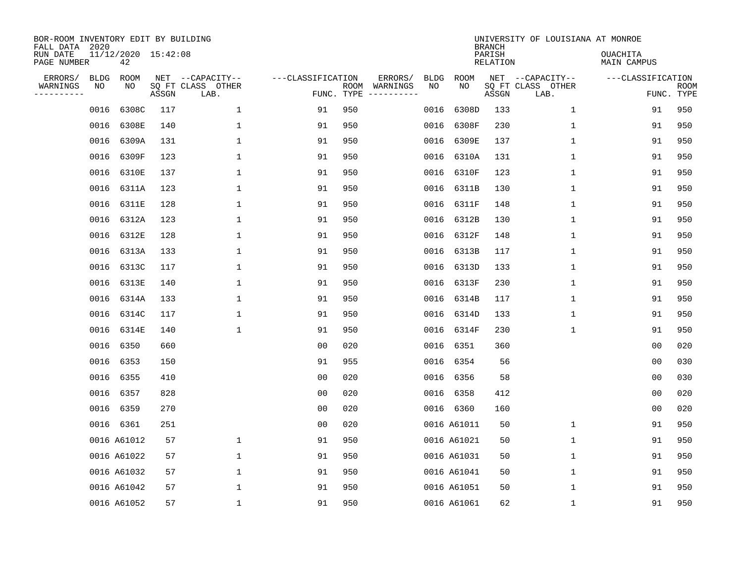BOR-ROOM INVENTORY EDIT BY BUILDING
FALL DATA 2020
RUN DATE 11/12/2020 15:42:08
PAGE NUMBER 42

UNIVERSITY OF LOUISIANA AT MONROE
BRANCH
PARISH OUACHITA
RELATION MAIN CAMPUS

| ERRORS/ WARNINGS | BLDG NO | ROOM NO | NET SQ FT ASSGN | --CAPACITY-- CLASS | OTHER LAB. | ---CLASSIFICATION FUNC. | ROOM TYPE | ERRORS/ WARNINGS | BLDG NO | ROOM NO | NET SQ FT ASSGN | --CAPACITY-- CLASS | OTHER LAB. | ---CLASSIFICATION FUNC. | ROOM TYPE |
|---|---|---|---|---|---|---|---|---|---|---|---|---|---|---|---|
| | 0016 | 6308C | 117 | | 1 | 91 | 950 | | 0016 | 6308D | 133 | | 1 | 91 | 950 |
| | 0016 | 6308E | 140 | | 1 | 91 | 950 | | 0016 | 6308F | 230 | | 1 | 91 | 950 |
| | 0016 | 6309A | 131 | | 1 | 91 | 950 | | 0016 | 6309E | 137 | | 1 | 91 | 950 |
| | 0016 | 6309F | 123 | | 1 | 91 | 950 | | 0016 | 6310A | 131 | | 1 | 91 | 950 |
| | 0016 | 6310E | 137 | | 1 | 91 | 950 | | 0016 | 6310F | 123 | | 1 | 91 | 950 |
| | 0016 | 6311A | 123 | | 1 | 91 | 950 | | 0016 | 6311B | 130 | | 1 | 91 | 950 |
| | 0016 | 6311E | 128 | | 1 | 91 | 950 | | 0016 | 6311F | 148 | | 1 | 91 | 950 |
| | 0016 | 6312A | 123 | | 1 | 91 | 950 | | 0016 | 6312B | 130 | | 1 | 91 | 950 |
| | 0016 | 6312E | 128 | | 1 | 91 | 950 | | 0016 | 6312F | 148 | | 1 | 91 | 950 |
| | 0016 | 6313A | 133 | | 1 | 91 | 950 | | 0016 | 6313B | 117 | | 1 | 91 | 950 |
| | 0016 | 6313C | 117 | | 1 | 91 | 950 | | 0016 | 6313D | 133 | | 1 | 91 | 950 |
| | 0016 | 6313E | 140 | | 1 | 91 | 950 | | 0016 | 6313F | 230 | | 1 | 91 | 950 |
| | 0016 | 6314A | 133 | | 1 | 91 | 950 | | 0016 | 6314B | 117 | | 1 | 91 | 950 |
| | 0016 | 6314C | 117 | | 1 | 91 | 950 | | 0016 | 6314D | 133 | | 1 | 91 | 950 |
| | 0016 | 6314E | 140 | | 1 | 91 | 950 | | 0016 | 6314F | 230 | | 1 | 91 | 950 |
| | 0016 | 6350 | 660 | | | 00 | 020 | | 0016 | 6351 | 360 | | | 00 | 020 |
| | 0016 | 6353 | 150 | | | 91 | 955 | | 0016 | 6354 | 56 | | | 00 | 030 |
| | 0016 | 6355 | 410 | | | 00 | 020 | | 0016 | 6356 | 58 | | | 00 | 030 |
| | 0016 | 6357 | 828 | | | 00 | 020 | | 0016 | 6358 | 412 | | | 00 | 020 |
| | 0016 | 6359 | 270 | | | 00 | 020 | | 0016 | 6360 | 160 | | | 00 | 020 |
| | 0016 | 6361 | 251 | | | 00 | 020 | | 0016 | A61011 | 50 | | 1 | 91 | 950 |
| | 0016 | A61012 | 57 | | 1 | 91 | 950 | | 0016 | A61021 | 50 | | 1 | 91 | 950 |
| | 0016 | A61022 | 57 | | 1 | 91 | 950 | | 0016 | A61031 | 50 | | 1 | 91 | 950 |
| | 0016 | A61032 | 57 | | 1 | 91 | 950 | | 0016 | A61041 | 50 | | 1 | 91 | 950 |
| | 0016 | A61042 | 57 | | 1 | 91 | 950 | | 0016 | A61051 | 50 | | 1 | 91 | 950 |
| | 0016 | A61052 | 57 | | 1 | 91 | 950 | | 0016 | A61061 | 62 | | 1 | 91 | 950 |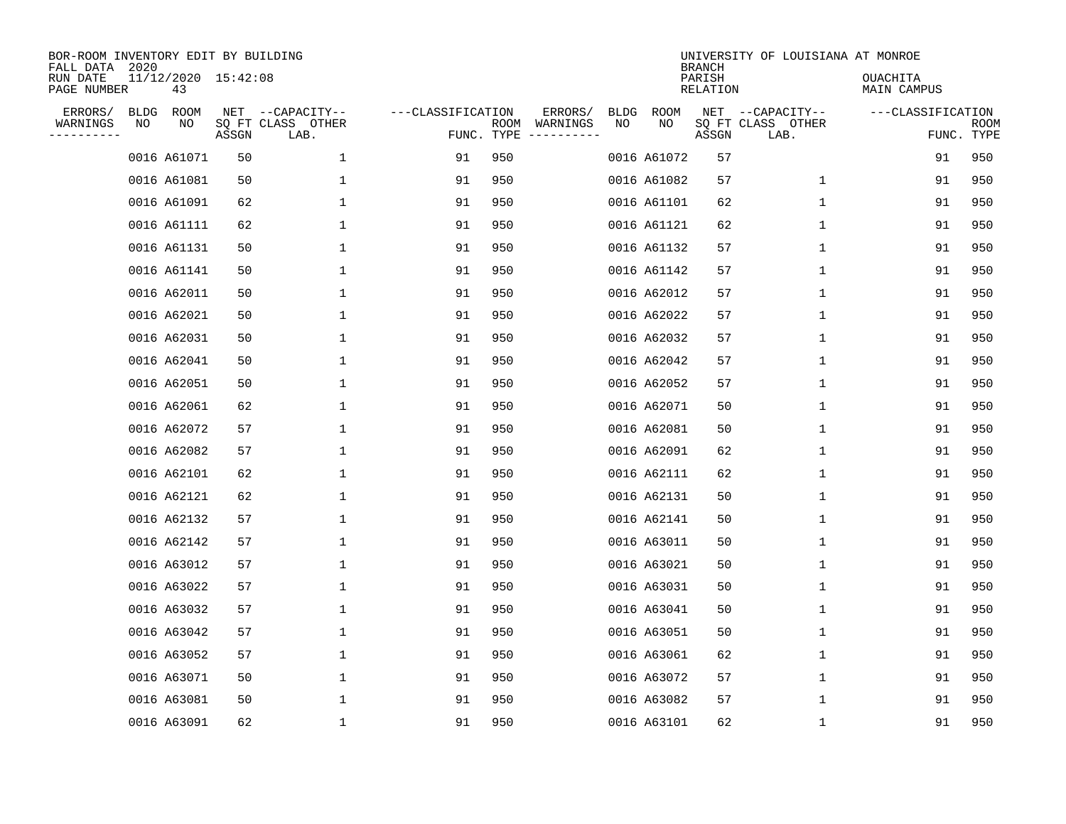BOR-ROOM INVENTORY EDIT BY BUILDING
FALL DATA 2020
RUN DATE 11/12/2020 15:42:08
PAGE NUMBER 43

UNIVERSITY OF LOUISIANA AT MONROE
BRANCH
PARISH OUACHITA
RELATION MAIN CAMPUS

| ERRORS/ WARNINGS | BLDG NO | ROOM NO | NET SQ FT ASSGN | --CAPACITY-- CLASS LAB. | OTHER | ---CLASSIFICATION FUNC. | ROOM TYPE | ERRORS/ WARNINGS | BLDG NO | ROOM NO | NET SQ FT ASSGN | --CAPACITY-- CLASS LAB. | OTHER | ---CLASSIFICATION FUNC. | ROOM TYPE |
|---|---|---|---|---|---|---|---|---|---|---|---|---|---|---|---|
| | 0016 | A61071 | 50 | | 1 | 91 | 950 | | 0016 | A61072 | 57 | | | 91 | 950 |
| | 0016 | A61081 | 50 | | 1 | 91 | 950 | | 0016 | A61082 | 57 | | 1 | 91 | 950 |
| | 0016 | A61091 | 62 | | 1 | 91 | 950 | | 0016 | A61101 | 62 | | 1 | 91 | 950 |
| | 0016 | A61111 | 62 | | 1 | 91 | 950 | | 0016 | A61121 | 62 | | 1 | 91 | 950 |
| | 0016 | A61131 | 50 | | 1 | 91 | 950 | | 0016 | A61132 | 57 | | 1 | 91 | 950 |
| | 0016 | A61141 | 50 | | 1 | 91 | 950 | | 0016 | A61142 | 57 | | 1 | 91 | 950 |
| | 0016 | A62011 | 50 | | 1 | 91 | 950 | | 0016 | A62012 | 57 | | 1 | 91 | 950 |
| | 0016 | A62021 | 50 | | 1 | 91 | 950 | | 0016 | A62022 | 57 | | 1 | 91 | 950 |
| | 0016 | A62031 | 50 | | 1 | 91 | 950 | | 0016 | A62032 | 57 | | 1 | 91 | 950 |
| | 0016 | A62041 | 50 | | 1 | 91 | 950 | | 0016 | A62042 | 57 | | 1 | 91 | 950 |
| | 0016 | A62051 | 50 | | 1 | 91 | 950 | | 0016 | A62052 | 57 | | 1 | 91 | 950 |
| | 0016 | A62061 | 62 | | 1 | 91 | 950 | | 0016 | A62071 | 50 | | 1 | 91 | 950 |
| | 0016 | A62072 | 57 | | 1 | 91 | 950 | | 0016 | A62081 | 50 | | 1 | 91 | 950 |
| | 0016 | A62082 | 57 | | 1 | 91 | 950 | | 0016 | A62091 | 62 | | 1 | 91 | 950 |
| | 0016 | A62101 | 62 | | 1 | 91 | 950 | | 0016 | A62111 | 62 | | 1 | 91 | 950 |
| | 0016 | A62121 | 62 | | 1 | 91 | 950 | | 0016 | A62131 | 50 | | 1 | 91 | 950 |
| | 0016 | A62132 | 57 | | 1 | 91 | 950 | | 0016 | A62141 | 50 | | 1 | 91 | 950 |
| | 0016 | A62142 | 57 | | 1 | 91 | 950 | | 0016 | A63011 | 50 | | 1 | 91 | 950 |
| | 0016 | A63012 | 57 | | 1 | 91 | 950 | | 0016 | A63021 | 50 | | 1 | 91 | 950 |
| | 0016 | A63022 | 57 | | 1 | 91 | 950 | | 0016 | A63031 | 50 | | 1 | 91 | 950 |
| | 0016 | A63032 | 57 | | 1 | 91 | 950 | | 0016 | A63041 | 50 | | 1 | 91 | 950 |
| | 0016 | A63042 | 57 | | 1 | 91 | 950 | | 0016 | A63051 | 50 | | 1 | 91 | 950 |
| | 0016 | A63052 | 57 | | 1 | 91 | 950 | | 0016 | A63061 | 62 | | 1 | 91 | 950 |
| | 0016 | A63071 | 50 | | 1 | 91 | 950 | | 0016 | A63072 | 57 | | 1 | 91 | 950 |
| | 0016 | A63081 | 50 | | 1 | 91 | 950 | | 0016 | A63082 | 57 | | 1 | 91 | 950 |
| | 0016 | A63091 | 62 | | 1 | 91 | 950 | | 0016 | A63101 | 62 | | 1 | 91 | 950 |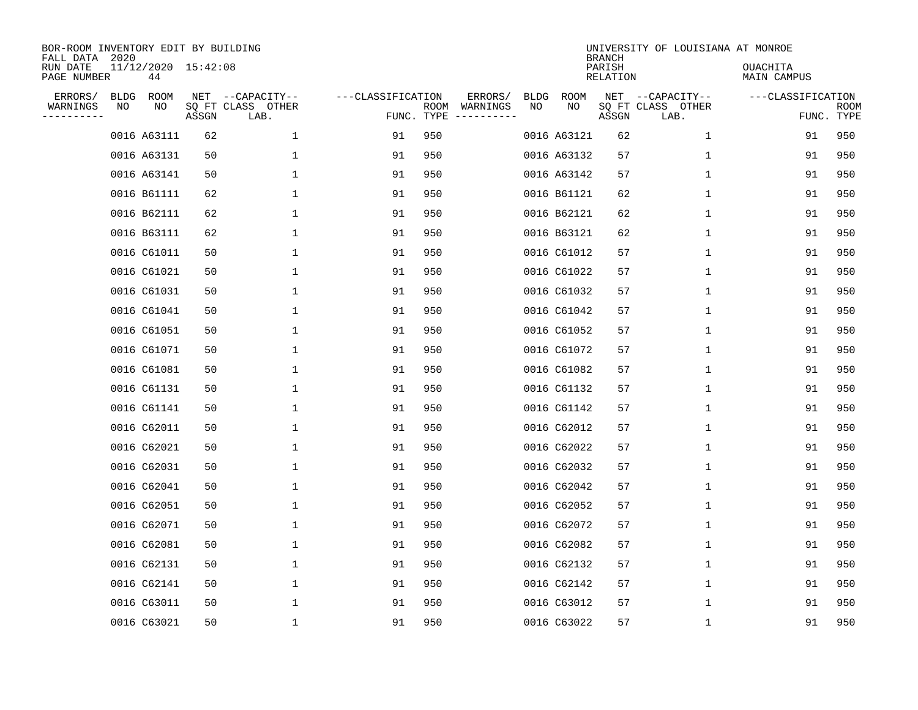BOR-ROOM INVENTORY EDIT BY BUILDING
FALL DATA 2020
RUN DATE 11/12/2020 15:42:08
PAGE NUMBER 44

UNIVERSITY OF LOUISIANA AT MONROE
BRANCH
PARISH OUACHITA
RELATION MAIN CAMPUS

| ERRORS/ WARNINGS | BLDG NO | ROOM NO | NET SQ FT ASSGN | CAPACITY CLASS | CAPACITY OTHER LAB. | FUNC. | ROOM TYPE | ERRORS/ WARNINGS | BLDG NO | ROOM NO | NET SQ FT ASSGN | CAPACITY CLASS | CAPACITY OTHER LAB. | FUNC. | ROOM TYPE |
|---|---|---|---|---|---|---|---|---|---|---|---|---|---|---|---|
| | 0016 | A63111 | 62 | | 1 | 91 | 950 | | 0016 | A63121 | 62 | | 1 | 91 | 950 |
| | 0016 | A63131 | 50 | | 1 | 91 | 950 | | 0016 | A63132 | 57 | | 1 | 91 | 950 |
| | 0016 | A63141 | 50 | | 1 | 91 | 950 | | 0016 | A63142 | 57 | | 1 | 91 | 950 |
| | 0016 | B61111 | 62 | | 1 | 91 | 950 | | 0016 | B61121 | 62 | | 1 | 91 | 950 |
| | 0016 | B62111 | 62 | | 1 | 91 | 950 | | 0016 | B62121 | 62 | | 1 | 91 | 950 |
| | 0016 | B63111 | 62 | | 1 | 91 | 950 | | 0016 | B63121 | 62 | | 1 | 91 | 950 |
| | 0016 | C61011 | 50 | | 1 | 91 | 950 | | 0016 | C61012 | 57 | | 1 | 91 | 950 |
| | 0016 | C61021 | 50 | | 1 | 91 | 950 | | 0016 | C61022 | 57 | | 1 | 91 | 950 |
| | 0016 | C61031 | 50 | | 1 | 91 | 950 | | 0016 | C61032 | 57 | | 1 | 91 | 950 |
| | 0016 | C61041 | 50 | | 1 | 91 | 950 | | 0016 | C61042 | 57 | | 1 | 91 | 950 |
| | 0016 | C61051 | 50 | | 1 | 91 | 950 | | 0016 | C61052 | 57 | | 1 | 91 | 950 |
| | 0016 | C61071 | 50 | | 1 | 91 | 950 | | 0016 | C61072 | 57 | | 1 | 91 | 950 |
| | 0016 | C61081 | 50 | | 1 | 91 | 950 | | 0016 | C61082 | 57 | | 1 | 91 | 950 |
| | 0016 | C61131 | 50 | | 1 | 91 | 950 | | 0016 | C61132 | 57 | | 1 | 91 | 950 |
| | 0016 | C61141 | 50 | | 1 | 91 | 950 | | 0016 | C61142 | 57 | | 1 | 91 | 950 |
| | 0016 | C62011 | 50 | | 1 | 91 | 950 | | 0016 | C62012 | 57 | | 1 | 91 | 950 |
| | 0016 | C62021 | 50 | | 1 | 91 | 950 | | 0016 | C62022 | 57 | | 1 | 91 | 950 |
| | 0016 | C62031 | 50 | | 1 | 91 | 950 | | 0016 | C62032 | 57 | | 1 | 91 | 950 |
| | 0016 | C62041 | 50 | | 1 | 91 | 950 | | 0016 | C62042 | 57 | | 1 | 91 | 950 |
| | 0016 | C62051 | 50 | | 1 | 91 | 950 | | 0016 | C62052 | 57 | | 1 | 91 | 950 |
| | 0016 | C62071 | 50 | | 1 | 91 | 950 | | 0016 | C62072 | 57 | | 1 | 91 | 950 |
| | 0016 | C62081 | 50 | | 1 | 91 | 950 | | 0016 | C62082 | 57 | | 1 | 91 | 950 |
| | 0016 | C62131 | 50 | | 1 | 91 | 950 | | 0016 | C62132 | 57 | | 1 | 91 | 950 |
| | 0016 | C62141 | 50 | | 1 | 91 | 950 | | 0016 | C62142 | 57 | | 1 | 91 | 950 |
| | 0016 | C63011 | 50 | | 1 | 91 | 950 | | 0016 | C63012 | 57 | | 1 | 91 | 950 |
| | 0016 | C63021 | 50 | | 1 | 91 | 950 | | 0016 | C63022 | 57 | | 1 | 91 | 950 |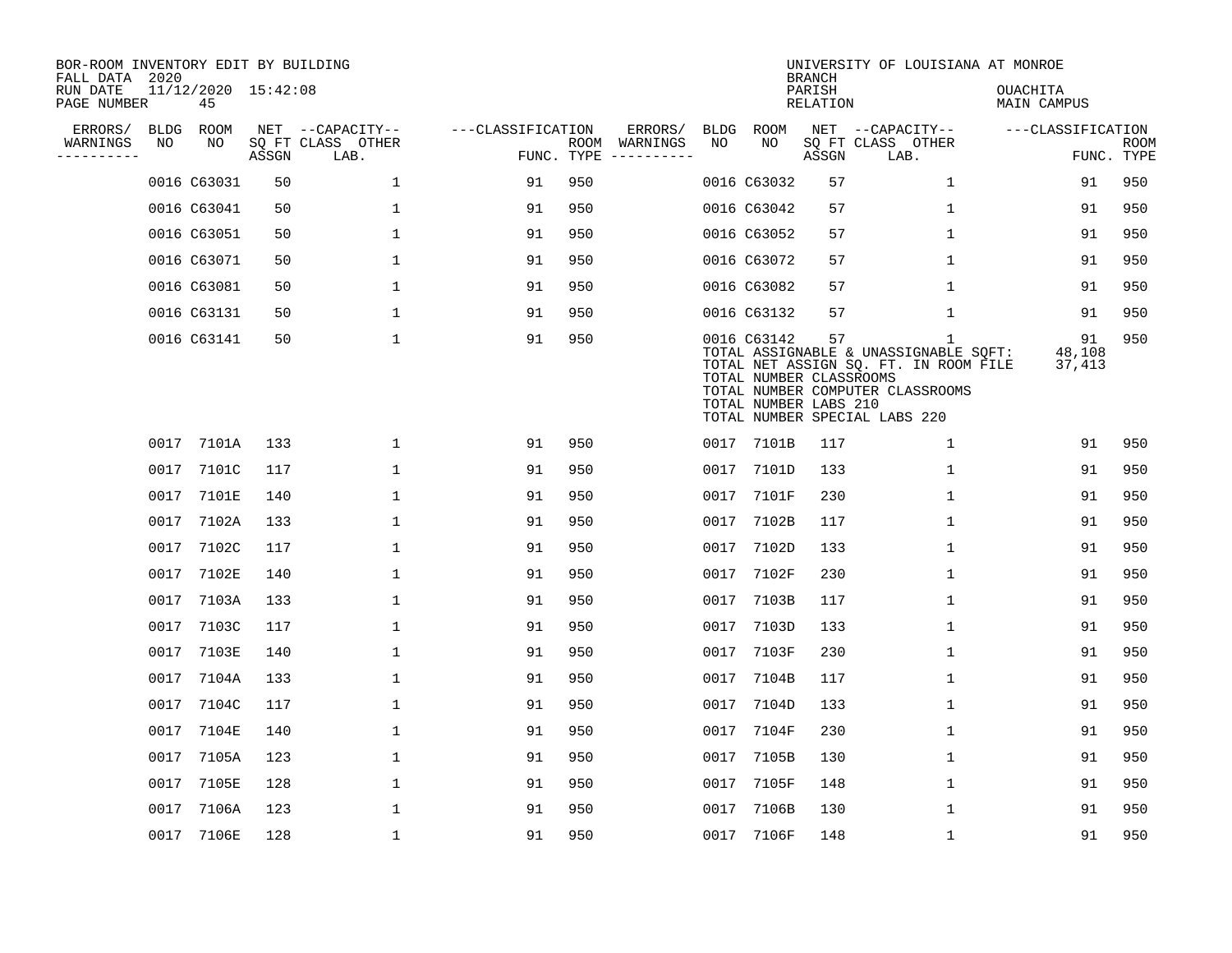BOR-ROOM INVENTORY EDIT BY BUILDING
FALL DATA 2020
RUN DATE 11/12/2020 15:42:08
PAGE NUMBER 45

UNIVERSITY OF LOUISIANA AT MONROE
BRANCH
PARISH OUACHITA
RELATION MAIN CAMPUS

| ERRORS/ WARNINGS | BLDG NO | ROOM NO | NET SQ FT ASSGN | --CAPACITY-- CLASS LAB. | OTHER | ---CLASSIFICATION FUNC. | ROOM TYPE | ERRORS/ WARNINGS | BLDG NO | ROOM NO | NET SQ FT ASSGN | --CAPACITY-- CLASS LAB. | OTHER | ---CLASSIFICATION FUNC. | ROOM TYPE |
|---|---|---|---|---|---|---|---|---|---|---|---|---|---|---|---|
| | 0016 | C63031 | 50 | | 1 | 91 | 950 | | 0016 | C63032 | 57 | | 1 | 91 | 950 |
| | 0016 | C63041 | 50 | | 1 | 91 | 950 | | 0016 | C63042 | 57 | | 1 | 91 | 950 |
| | 0016 | C63051 | 50 | | 1 | 91 | 950 | | 0016 | C63052 | 57 | | 1 | 91 | 950 |
| | 0016 | C63071 | 50 | | 1 | 91 | 950 | | 0016 | C63072 | 57 | | 1 | 91 | 950 |
| | 0016 | C63081 | 50 | | 1 | 91 | 950 | | 0016 | C63082 | 57 | | 1 | 91 | 950 |
| | 0016 | C63131 | 50 | | 1 | 91 | 950 | | 0016 | C63132 | 57 | | 1 | 91 | 950 |
| | 0016 | C63141 | 50 | | 1 | 91 | 950 | | 0016 | C63142 | 57 | | 1 | 91 | 950 |

TOTAL ASSIGNABLE & UNASSIGNABLE SQFT: 48,108
TOTAL NET ASSIGN SQ. FT. IN ROOM FILE 37,413
TOTAL NUMBER CLASSROOMS
TOTAL NUMBER COMPUTER CLASSROOMS
TOTAL NUMBER LABS 210
TOTAL NUMBER SPECIAL LABS 220

| ERRORS/ WARNINGS | BLDG NO | ROOM NO | NET SQ FT ASSGN | --CAPACITY-- CLASS LAB. | OTHER | ---CLASSIFICATION FUNC. | ROOM TYPE | ERRORS/ WARNINGS | BLDG NO | ROOM NO | NET SQ FT ASSGN | --CAPACITY-- CLASS LAB. | OTHER | ---CLASSIFICATION FUNC. | ROOM TYPE |
|---|---|---|---|---|---|---|---|---|---|---|---|---|---|---|---|
| | 0017 | 7101A | 133 | | 1 | 91 | 950 | | 0017 | 7101B | 117 | | 1 | 91 | 950 |
| | 0017 | 7101C | 117 | | 1 | 91 | 950 | | 0017 | 7101D | 133 | | 1 | 91 | 950 |
| | 0017 | 7101E | 140 | | 1 | 91 | 950 | | 0017 | 7101F | 230 | | 1 | 91 | 950 |
| | 0017 | 7102A | 133 | | 1 | 91 | 950 | | 0017 | 7102B | 117 | | 1 | 91 | 950 |
| | 0017 | 7102C | 117 | | 1 | 91 | 950 | | 0017 | 7102D | 133 | | 1 | 91 | 950 |
| | 0017 | 7102E | 140 | | 1 | 91 | 950 | | 0017 | 7102F | 230 | | 1 | 91 | 950 |
| | 0017 | 7103A | 133 | | 1 | 91 | 950 | | 0017 | 7103B | 117 | | 1 | 91 | 950 |
| | 0017 | 7103C | 117 | | 1 | 91 | 950 | | 0017 | 7103D | 133 | | 1 | 91 | 950 |
| | 0017 | 7103E | 140 | | 1 | 91 | 950 | | 0017 | 7103F | 230 | | 1 | 91 | 950 |
| | 0017 | 7104A | 133 | | 1 | 91 | 950 | | 0017 | 7104B | 117 | | 1 | 91 | 950 |
| | 0017 | 7104C | 117 | | 1 | 91 | 950 | | 0017 | 7104D | 133 | | 1 | 91 | 950 |
| | 0017 | 7104E | 140 | | 1 | 91 | 950 | | 0017 | 7104F | 230 | | 1 | 91 | 950 |
| | 0017 | 7105A | 123 | | 1 | 91 | 950 | | 0017 | 7105B | 130 | | 1 | 91 | 950 |
| | 0017 | 7105E | 128 | | 1 | 91 | 950 | | 0017 | 7105F | 148 | | 1 | 91 | 950 |
| | 0017 | 7106A | 123 | | 1 | 91 | 950 | | 0017 | 7106B | 130 | | 1 | 91 | 950 |
| | 0017 | 7106E | 128 | | 1 | 91 | 950 | | 0017 | 7106F | 148 | | 1 | 91 | 950 |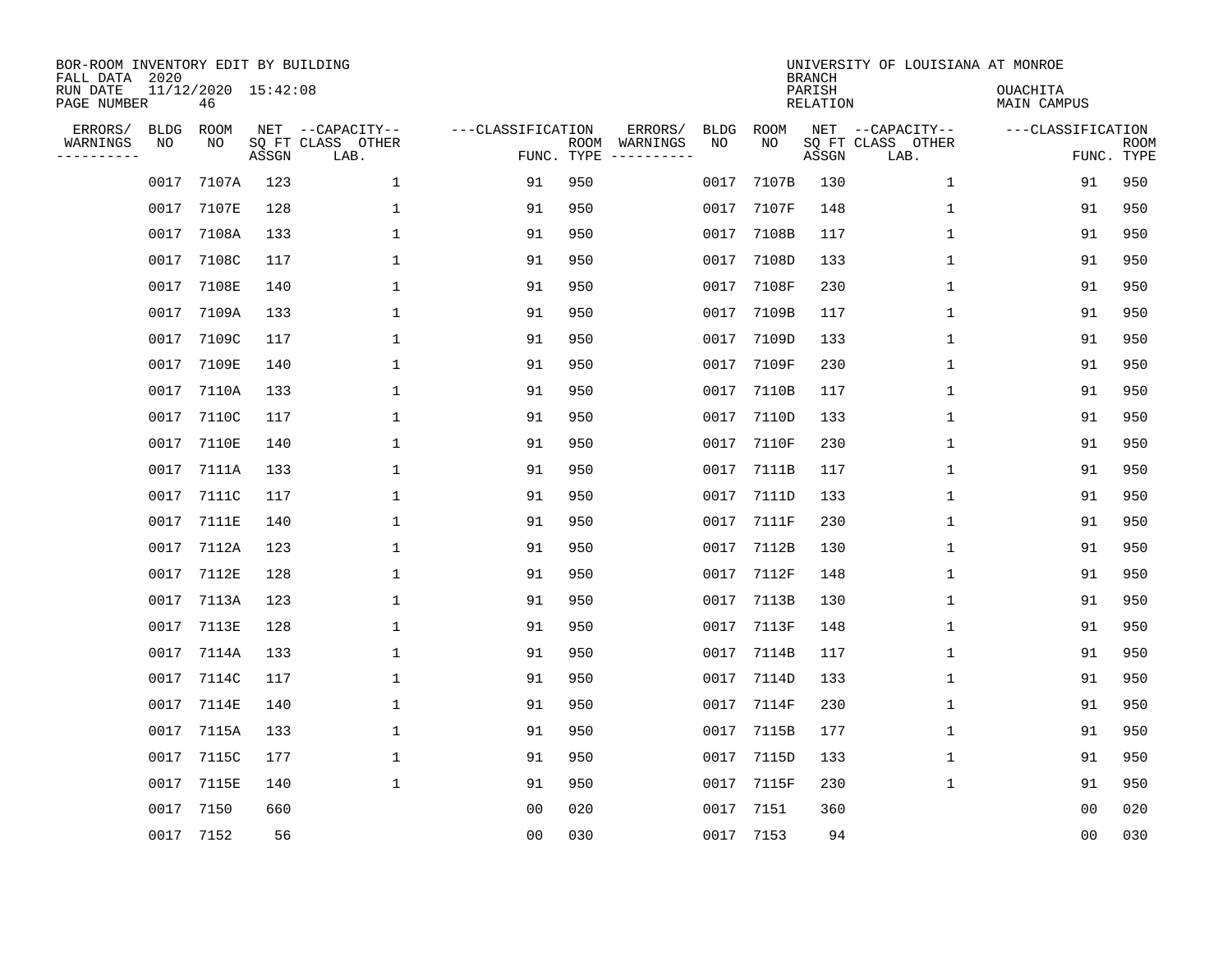BOR-ROOM INVENTORY EDIT BY BUILDING
FALL DATA 2020
RUN DATE 11/12/2020 15:42:08
PAGE NUMBER 46

UNIVERSITY OF LOUISIANA AT MONROE
BRANCH
PARISH OUACHITA
RELATION MAIN CAMPUS

| ERRORS/ WARNINGS | BLDG NO | ROOM NO | NET SQ FT ASSGN | --CAPACITY-- CLASS LAB. | OTHER | ---CLASSIFICATION FUNC. | ROOM TYPE | ERRORS/ WARNINGS | BLDG NO | ROOM NO | NET SQ FT ASSGN | --CAPACITY-- CLASS LAB. | OTHER | ---CLASSIFICATION FUNC. | ROOM TYPE |
|---|---|---|---|---|---|---|---|---|---|---|---|---|---|---|---|
| | 0017 | 7107A | 123 | | 1 | 91 | 950 | | 0017 | 7107B | 130 | | 1 | 91 | 950 |
| | 0017 | 7107E | 128 | | 1 | 91 | 950 | | 0017 | 7107F | 148 | | 1 | 91 | 950 |
| | 0017 | 7108A | 133 | | 1 | 91 | 950 | | 0017 | 7108B | 117 | | 1 | 91 | 950 |
| | 0017 | 7108C | 117 | | 1 | 91 | 950 | | 0017 | 7108D | 133 | | 1 | 91 | 950 |
| | 0017 | 7108E | 140 | | 1 | 91 | 950 | | 0017 | 7108F | 230 | | 1 | 91 | 950 |
| | 0017 | 7109A | 133 | | 1 | 91 | 950 | | 0017 | 7109B | 117 | | 1 | 91 | 950 |
| | 0017 | 7109C | 117 | | 1 | 91 | 950 | | 0017 | 7109D | 133 | | 1 | 91 | 950 |
| | 0017 | 7109E | 140 | | 1 | 91 | 950 | | 0017 | 7109F | 230 | | 1 | 91 | 950 |
| | 0017 | 7110A | 133 | | 1 | 91 | 950 | | 0017 | 7110B | 117 | | 1 | 91 | 950 |
| | 0017 | 7110C | 117 | | 1 | 91 | 950 | | 0017 | 7110D | 133 | | 1 | 91 | 950 |
| | 0017 | 7110E | 140 | | 1 | 91 | 950 | | 0017 | 7110F | 230 | | 1 | 91 | 950 |
| | 0017 | 7111A | 133 | | 1 | 91 | 950 | | 0017 | 7111B | 117 | | 1 | 91 | 950 |
| | 0017 | 7111C | 117 | | 1 | 91 | 950 | | 0017 | 7111D | 133 | | 1 | 91 | 950 |
| | 0017 | 7111E | 140 | | 1 | 91 | 950 | | 0017 | 7111F | 230 | | 1 | 91 | 950 |
| | 0017 | 7112A | 123 | | 1 | 91 | 950 | | 0017 | 7112B | 130 | | 1 | 91 | 950 |
| | 0017 | 7112E | 128 | | 1 | 91 | 950 | | 0017 | 7112F | 148 | | 1 | 91 | 950 |
| | 0017 | 7113A | 123 | | 1 | 91 | 950 | | 0017 | 7113B | 130 | | 1 | 91 | 950 |
| | 0017 | 7113E | 128 | | 1 | 91 | 950 | | 0017 | 7113F | 148 | | 1 | 91 | 950 |
| | 0017 | 7114A | 133 | | 1 | 91 | 950 | | 0017 | 7114B | 117 | | 1 | 91 | 950 |
| | 0017 | 7114C | 117 | | 1 | 91 | 950 | | 0017 | 7114D | 133 | | 1 | 91 | 950 |
| | 0017 | 7114E | 140 | | 1 | 91 | 950 | | 0017 | 7114F | 230 | | 1 | 91 | 950 |
| | 0017 | 7115A | 133 | | 1 | 91 | 950 | | 0017 | 7115B | 177 | | 1 | 91 | 950 |
| | 0017 | 7115C | 177 | | 1 | 91 | 950 | | 0017 | 7115D | 133 | | 1 | 91 | 950 |
| | 0017 | 7115E | 140 | | 1 | 91 | 950 | | 0017 | 7115F | 230 | | 1 | 91 | 950 |
| | 0017 | 7150 | 660 | | | 00 | 020 | | 0017 | 7151 | 360 | | | 00 | 020 |
| | 0017 | 7152 | 56 | | | 00 | 030 | | 0017 | 7153 | 94 | | | 00 | 030 |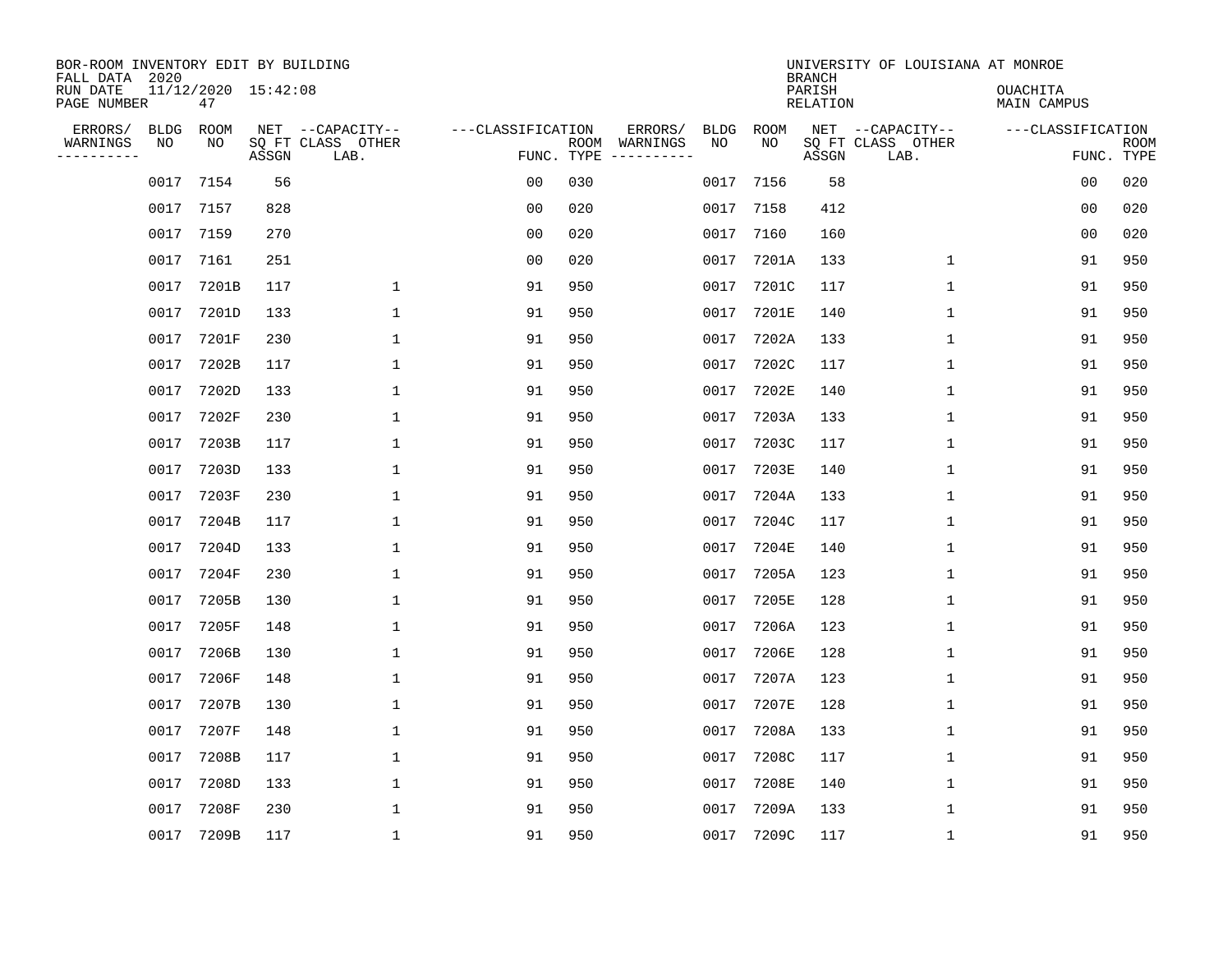BOR-ROOM INVENTORY EDIT BY BUILDING
FALL DATA 2020
RUN DATE 11/12/2020 15:42:08
PAGE NUMBER 47

UNIVERSITY OF LOUISIANA AT MONROE
BRANCH
PARISH OUACHITA
RELATION MAIN CAMPUS

| ERRORS/ WARNINGS | BLDG NO | ROOM NO | NET SQ FT ASSGN | CAPACITY CLASS LAB. | CAPACITY OTHER | CLASSIFICATION FUNC. | ROOM TYPE | ERRORS/ WARNINGS | BLDG NO | ROOM NO | NET SQ FT ASSGN | CAPACITY CLASS LAB. | CAPACITY OTHER | CLASSIFICATION FUNC. | ROOM TYPE |
|---|---|---|---|---|---|---|---|---|---|---|---|---|---|---|---|
| | 0017 | 7154 | 56 | | | 00 | 030 | | 0017 | 7156 | 58 | | | 00 | 020 |
| | 0017 | 7157 | 828 | | | 00 | 020 | | 0017 | 7158 | 412 | | | 00 | 020 |
| | 0017 | 7159 | 270 | | | 00 | 020 | | 0017 | 7160 | 160 | | | 00 | 020 |
| | 0017 | 7161 | 251 | | | 00 | 020 | | 0017 | 7201A | 133 | | 1 | 91 | 950 |
| | 0017 | 7201B | 117 | | 1 | 91 | 950 | | 0017 | 7201C | 117 | | 1 | 91 | 950 |
| | 0017 | 7201D | 133 | | 1 | 91 | 950 | | 0017 | 7201E | 140 | | 1 | 91 | 950 |
| | 0017 | 7201F | 230 | | 1 | 91 | 950 | | 0017 | 7202A | 133 | | 1 | 91 | 950 |
| | 0017 | 7202B | 117 | | 1 | 91 | 950 | | 0017 | 7202C | 117 | | 1 | 91 | 950 |
| | 0017 | 7202D | 133 | | 1 | 91 | 950 | | 0017 | 7202E | 140 | | 1 | 91 | 950 |
| | 0017 | 7202F | 230 | | 1 | 91 | 950 | | 0017 | 7203A | 133 | | 1 | 91 | 950 |
| | 0017 | 7203B | 117 | | 1 | 91 | 950 | | 0017 | 7203C | 117 | | 1 | 91 | 950 |
| | 0017 | 7203D | 133 | | 1 | 91 | 950 | | 0017 | 7203E | 140 | | 1 | 91 | 950 |
| | 0017 | 7203F | 230 | | 1 | 91 | 950 | | 0017 | 7204A | 133 | | 1 | 91 | 950 |
| | 0017 | 7204B | 117 | | 1 | 91 | 950 | | 0017 | 7204C | 117 | | 1 | 91 | 950 |
| | 0017 | 7204D | 133 | | 1 | 91 | 950 | | 0017 | 7204E | 140 | | 1 | 91 | 950 |
| | 0017 | 7204F | 230 | | 1 | 91 | 950 | | 0017 | 7205A | 123 | | 1 | 91 | 950 |
| | 0017 | 7205B | 130 | | 1 | 91 | 950 | | 0017 | 7205E | 128 | | 1 | 91 | 950 |
| | 0017 | 7205F | 148 | | 1 | 91 | 950 | | 0017 | 7206A | 123 | | 1 | 91 | 950 |
| | 0017 | 7206B | 130 | | 1 | 91 | 950 | | 0017 | 7206E | 128 | | 1 | 91 | 950 |
| | 0017 | 7206F | 148 | | 1 | 91 | 950 | | 0017 | 7207A | 123 | | 1 | 91 | 950 |
| | 0017 | 7207B | 130 | | 1 | 91 | 950 | | 0017 | 7207E | 128 | | 1 | 91 | 950 |
| | 0017 | 7207F | 148 | | 1 | 91 | 950 | | 0017 | 7208A | 133 | | 1 | 91 | 950 |
| | 0017 | 7208B | 117 | | 1 | 91 | 950 | | 0017 | 7208C | 117 | | 1 | 91 | 950 |
| | 0017 | 7208D | 133 | | 1 | 91 | 950 | | 0017 | 7208E | 140 | | 1 | 91 | 950 |
| | 0017 | 7208F | 230 | | 1 | 91 | 950 | | 0017 | 7209A | 133 | | 1 | 91 | 950 |
| | 0017 | 7209B | 117 | | 1 | 91 | 950 | | 0017 | 7209C | 117 | | 1 | 91 | 950 |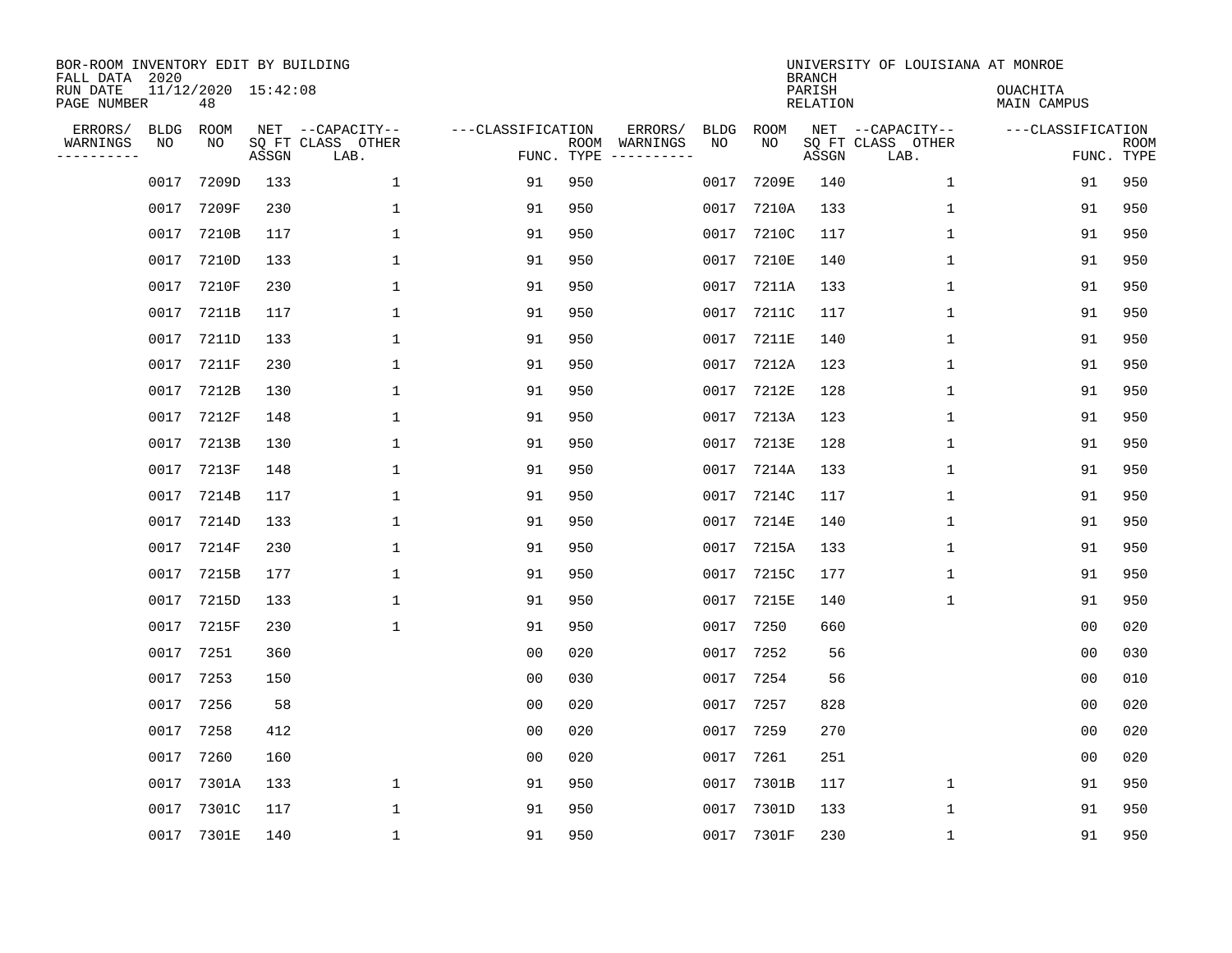BOR-ROOM INVENTORY EDIT BY BUILDING
FALL DATA 2020
RUN DATE 11/12/2020 15:42:08
PAGE NUMBER 48

UNIVERSITY OF LOUISIANA AT MONROE
BRANCH
PARISH OUACHITA
RELATION MAIN CAMPUS

| ERRORS/ WARNINGS | BLDG NO | ROOM NO | NET SQ FT ASSGN | CAPACITY CLASS LAB. | CAPACITY OTHER | CLASSIFICATION FUNC. | ROOM TYPE | ERRORS/ WARNINGS | BLDG NO | ROOM NO | NET SQ FT ASSGN | CAPACITY CLASS LAB. | CAPACITY OTHER | CLASSIFICATION FUNC. | ROOM TYPE |
|---|---|---|---|---|---|---|---|---|---|---|---|---|---|---|---|
| | 0017 | 7209D | 133 | | 1 | 91 | 950 | | 0017 | 7209E | 140 | | 1 | 91 | 950 |
| | 0017 | 7209F | 230 | | 1 | 91 | 950 | | 0017 | 7210A | 133 | | 1 | 91 | 950 |
| | 0017 | 7210B | 117 | | 1 | 91 | 950 | | 0017 | 7210C | 117 | | 1 | 91 | 950 |
| | 0017 | 7210D | 133 | | 1 | 91 | 950 | | 0017 | 7210E | 140 | | 1 | 91 | 950 |
| | 0017 | 7210F | 230 | | 1 | 91 | 950 | | 0017 | 7211A | 133 | | 1 | 91 | 950 |
| | 0017 | 7211B | 117 | | 1 | 91 | 950 | | 0017 | 7211C | 117 | | 1 | 91 | 950 |
| | 0017 | 7211D | 133 | | 1 | 91 | 950 | | 0017 | 7211E | 140 | | 1 | 91 | 950 |
| | 0017 | 7211F | 230 | | 1 | 91 | 950 | | 0017 | 7212A | 123 | | 1 | 91 | 950 |
| | 0017 | 7212B | 130 | | 1 | 91 | 950 | | 0017 | 7212E | 128 | | 1 | 91 | 950 |
| | 0017 | 7212F | 148 | | 1 | 91 | 950 | | 0017 | 7213A | 123 | | 1 | 91 | 950 |
| | 0017 | 7213B | 130 | | 1 | 91 | 950 | | 0017 | 7213E | 128 | | 1 | 91 | 950 |
| | 0017 | 7213F | 148 | | 1 | 91 | 950 | | 0017 | 7214A | 133 | | 1 | 91 | 950 |
| | 0017 | 7214B | 117 | | 1 | 91 | 950 | | 0017 | 7214C | 117 | | 1 | 91 | 950 |
| | 0017 | 7214D | 133 | | 1 | 91 | 950 | | 0017 | 7214E | 140 | | 1 | 91 | 950 |
| | 0017 | 7214F | 230 | | 1 | 91 | 950 | | 0017 | 7215A | 133 | | 1 | 91 | 950 |
| | 0017 | 7215B | 177 | | 1 | 91 | 950 | | 0017 | 7215C | 177 | | 1 | 91 | 950 |
| | 0017 | 7215D | 133 | | 1 | 91 | 950 | | 0017 | 7215E | 140 | | 1 | 91 | 950 |
| | 0017 | 7215F | 230 | | 1 | 91 | 950 | | 0017 | 7250 | 660 | | | 00 | 020 |
| | 0017 | 7251 | 360 | | | 00 | 020 | | 0017 | 7252 | 56 | | | 00 | 030 |
| | 0017 | 7253 | 150 | | | 00 | 030 | | 0017 | 7254 | 56 | | | 00 | 010 |
| | 0017 | 7256 | 58 | | | 00 | 020 | | 0017 | 7257 | 828 | | | 00 | 020 |
| | 0017 | 7258 | 412 | | | 00 | 020 | | 0017 | 7259 | 270 | | | 00 | 020 |
| | 0017 | 7260 | 160 | | | 00 | 020 | | 0017 | 7261 | 251 | | | 00 | 020 |
| | 0017 | 7301A | 133 | | 1 | 91 | 950 | | 0017 | 7301B | 117 | | 1 | 91 | 950 |
| | 0017 | 7301C | 117 | | 1 | 91 | 950 | | 0017 | 7301D | 133 | | 1 | 91 | 950 |
| | 0017 | 7301E | 140 | | 1 | 91 | 950 | | 0017 | 7301F | 230 | | 1 | 91 | 950 |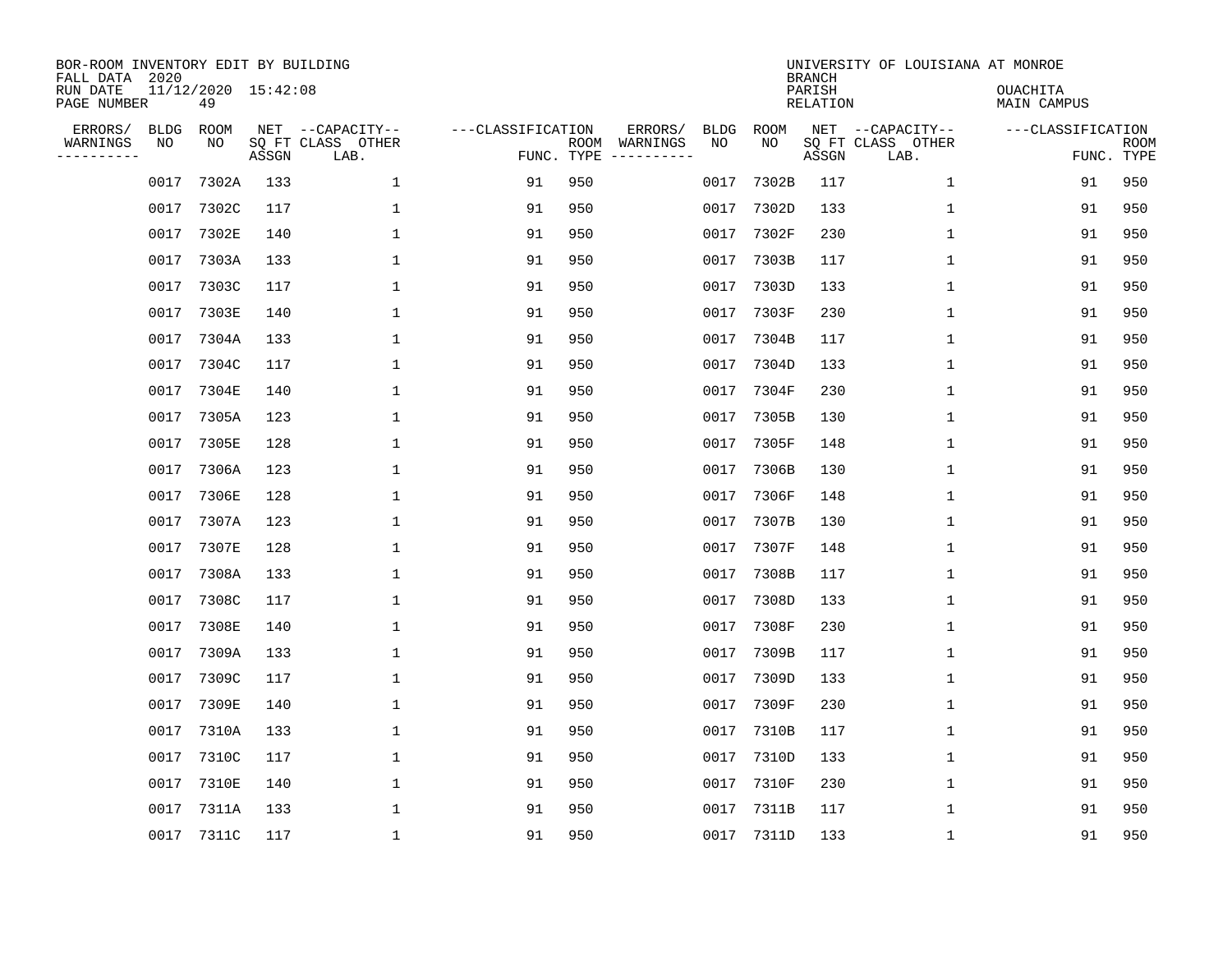BOR-ROOM INVENTORY EDIT BY BUILDING
FALL DATA 2020
RUN DATE 11/12/2020 15:42:08
PAGE NUMBER 49

UNIVERSITY OF LOUISIANA AT MONROE
BRANCH
PARISH OUACHITA
RELATION MAIN CAMPUS

| ERRORS/ WARNINGS | BLDG NO | ROOM NO | NET SQ FT ASSGN | CAPACITY CLASS LAB. | CAPACITY OTHER | CLASSIFICATION FUNC. | ROOM TYPE | ERRORS/ WARNINGS | BLDG NO | ROOM NO | NET SQ FT ASSGN | CAPACITY CLASS LAB. | CAPACITY OTHER | CLASSIFICATION FUNC. | ROOM TYPE |
|---|---|---|---|---|---|---|---|---|---|---|---|---|---|---|---|
| | 0017 | 7302A | 133 | | 1 | 91 | 950 | | 0017 | 7302B | 117 | | 1 | 91 | 950 |
| | 0017 | 7302C | 117 | | 1 | 91 | 950 | | 0017 | 7302D | 133 | | 1 | 91 | 950 |
| | 0017 | 7302E | 140 | | 1 | 91 | 950 | | 0017 | 7302F | 230 | | 1 | 91 | 950 |
| | 0017 | 7303A | 133 | | 1 | 91 | 950 | | 0017 | 7303B | 117 | | 1 | 91 | 950 |
| | 0017 | 7303C | 117 | | 1 | 91 | 950 | | 0017 | 7303D | 133 | | 1 | 91 | 950 |
| | 0017 | 7303E | 140 | | 1 | 91 | 950 | | 0017 | 7303F | 230 | | 1 | 91 | 950 |
| | 0017 | 7304A | 133 | | 1 | 91 | 950 | | 0017 | 7304B | 117 | | 1 | 91 | 950 |
| | 0017 | 7304C | 117 | | 1 | 91 | 950 | | 0017 | 7304D | 133 | | 1 | 91 | 950 |
| | 0017 | 7304E | 140 | | 1 | 91 | 950 | | 0017 | 7304F | 230 | | 1 | 91 | 950 |
| | 0017 | 7305A | 123 | | 1 | 91 | 950 | | 0017 | 7305B | 130 | | 1 | 91 | 950 |
| | 0017 | 7305E | 128 | | 1 | 91 | 950 | | 0017 | 7305F | 148 | | 1 | 91 | 950 |
| | 0017 | 7306A | 123 | | 1 | 91 | 950 | | 0017 | 7306B | 130 | | 1 | 91 | 950 |
| | 0017 | 7306E | 128 | | 1 | 91 | 950 | | 0017 | 7306F | 148 | | 1 | 91 | 950 |
| | 0017 | 7307A | 123 | | 1 | 91 | 950 | | 0017 | 7307B | 130 | | 1 | 91 | 950 |
| | 0017 | 7307E | 128 | | 1 | 91 | 950 | | 0017 | 7307F | 148 | | 1 | 91 | 950 |
| | 0017 | 7308A | 133 | | 1 | 91 | 950 | | 0017 | 7308B | 117 | | 1 | 91 | 950 |
| | 0017 | 7308C | 117 | | 1 | 91 | 950 | | 0017 | 7308D | 133 | | 1 | 91 | 950 |
| | 0017 | 7308E | 140 | | 1 | 91 | 950 | | 0017 | 7308F | 230 | | 1 | 91 | 950 |
| | 0017 | 7309A | 133 | | 1 | 91 | 950 | | 0017 | 7309B | 117 | | 1 | 91 | 950 |
| | 0017 | 7309C | 117 | | 1 | 91 | 950 | | 0017 | 7309D | 133 | | 1 | 91 | 950 |
| | 0017 | 7309E | 140 | | 1 | 91 | 950 | | 0017 | 7309F | 230 | | 1 | 91 | 950 |
| | 0017 | 7310A | 133 | | 1 | 91 | 950 | | 0017 | 7310B | 117 | | 1 | 91 | 950 |
| | 0017 | 7310C | 117 | | 1 | 91 | 950 | | 0017 | 7310D | 133 | | 1 | 91 | 950 |
| | 0017 | 7310E | 140 | | 1 | 91 | 950 | | 0017 | 7310F | 230 | | 1 | 91 | 950 |
| | 0017 | 7311A | 133 | | 1 | 91 | 950 | | 0017 | 7311B | 117 | | 1 | 91 | 950 |
| | 0017 | 7311C | 117 | | 1 | 91 | 950 | | 0017 | 7311D | 133 | | 1 | 91 | 950 |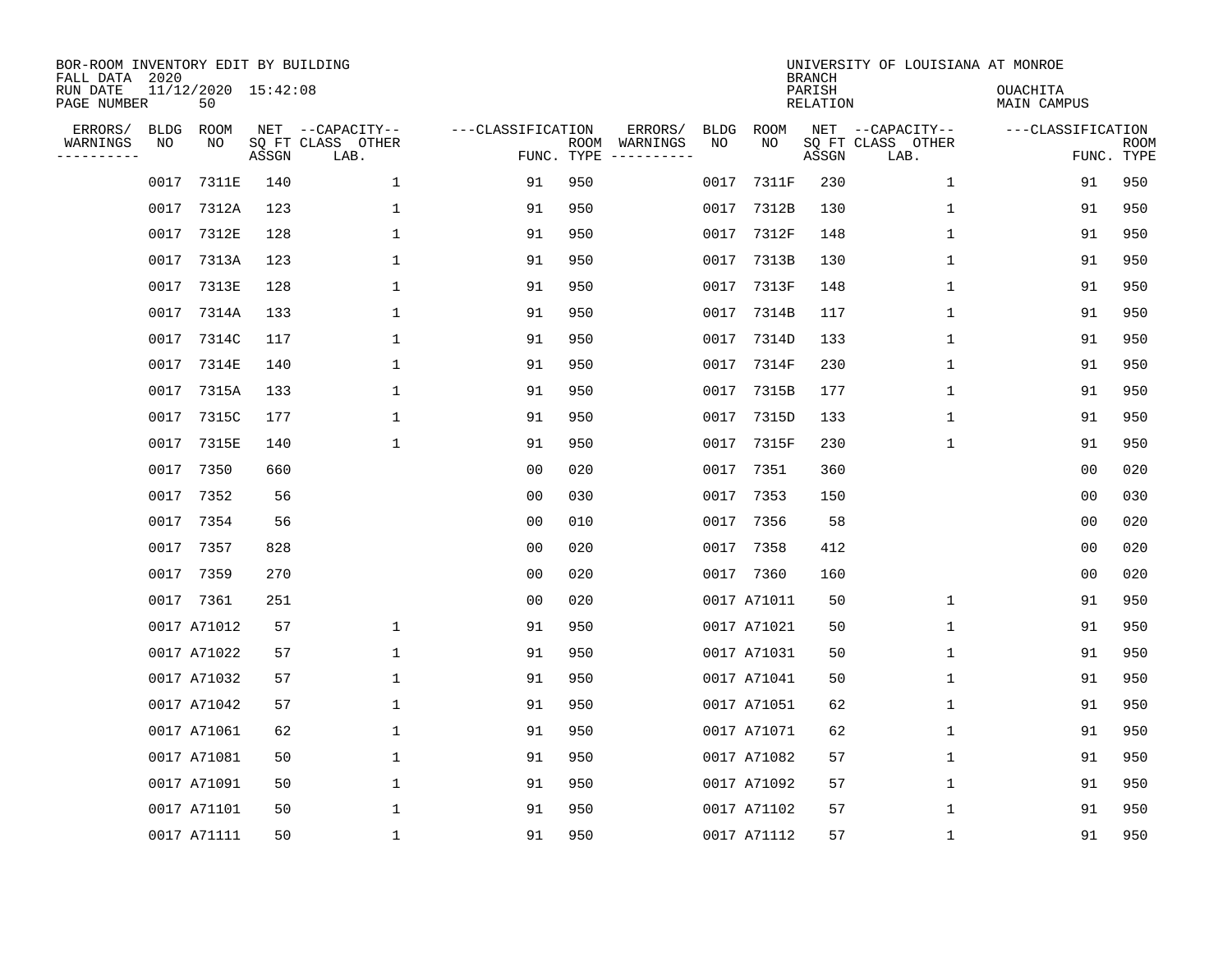BOR-ROOM INVENTORY EDIT BY BUILDING
FALL DATA 2020
RUN DATE 11/12/2020 15:42:08
PAGE NUMBER 50

UNIVERSITY OF LOUISIANA AT MONROE
BRANCH
PARISH OUACHITA
RELATION MAIN CAMPUS

| ERRORS/ WARNINGS | BLDG NO | ROOM NO | NET SQ FT ASSGN | --CAPACITY-- CLASS LAB. | OTHER | ---CLASSIFICATION FUNC. | ROOM TYPE | ERRORS/ WARNINGS | BLDG NO | ROOM NO | NET SQ FT ASSGN | --CAPACITY-- CLASS LAB. | OTHER | ---CLASSIFICATION FUNC. | ROOM TYPE |
|---|---|---|---|---|---|---|---|---|---|---|---|---|---|---|---|
| | 0017 | 7311E | 140 | | 1 | 91 | 950 | | 0017 | 7311F | 230 | | 1 | 91 | 950 |
| | 0017 | 7312A | 123 | | 1 | 91 | 950 | | 0017 | 7312B | 130 | | 1 | 91 | 950 |
| | 0017 | 7312E | 128 | | 1 | 91 | 950 | | 0017 | 7312F | 148 | | 1 | 91 | 950 |
| | 0017 | 7313A | 123 | | 1 | 91 | 950 | | 0017 | 7313B | 130 | | 1 | 91 | 950 |
| | 0017 | 7313E | 128 | | 1 | 91 | 950 | | 0017 | 7313F | 148 | | 1 | 91 | 950 |
| | 0017 | 7314A | 133 | | 1 | 91 | 950 | | 0017 | 7314B | 117 | | 1 | 91 | 950 |
| | 0017 | 7314C | 117 | | 1 | 91 | 950 | | 0017 | 7314D | 133 | | 1 | 91 | 950 |
| | 0017 | 7314E | 140 | | 1 | 91 | 950 | | 0017 | 7314F | 230 | | 1 | 91 | 950 |
| | 0017 | 7315A | 133 | | 1 | 91 | 950 | | 0017 | 7315B | 177 | | 1 | 91 | 950 |
| | 0017 | 7315C | 177 | | 1 | 91 | 950 | | 0017 | 7315D | 133 | | 1 | 91 | 950 |
| | 0017 | 7315E | 140 | | 1 | 91 | 950 | | 0017 | 7315F | 230 | | 1 | 91 | 950 |
| | 0017 | 7350 | 660 | | | 00 | 020 | | 0017 | 7351 | 360 | | | 00 | 020 |
| | 0017 | 7352 | 56 | | | 00 | 030 | | 0017 | 7353 | 150 | | | 00 | 030 |
| | 0017 | 7354 | 56 | | | 00 | 010 | | 0017 | 7356 | 58 | | | 00 | 020 |
| | 0017 | 7357 | 828 | | | 00 | 020 | | 0017 | 7358 | 412 | | | 00 | 020 |
| | 0017 | 7359 | 270 | | | 00 | 020 | | 0017 | 7360 | 160 | | | 00 | 020 |
| | 0017 | 7361 | 251 | | | 00 | 020 | | 0017 | A71011 | 50 | | 1 | 91 | 950 |
| | 0017 | A71012 | 57 | | 1 | 91 | 950 | | 0017 | A71021 | 50 | | 1 | 91 | 950 |
| | 0017 | A71022 | 57 | | 1 | 91 | 950 | | 0017 | A71031 | 50 | | 1 | 91 | 950 |
| | 0017 | A71032 | 57 | | 1 | 91 | 950 | | 0017 | A71041 | 50 | | 1 | 91 | 950 |
| | 0017 | A71042 | 57 | | 1 | 91 | 950 | | 0017 | A71051 | 62 | | 1 | 91 | 950 |
| | 0017 | A71061 | 62 | | 1 | 91 | 950 | | 0017 | A71071 | 62 | | 1 | 91 | 950 |
| | 0017 | A71081 | 50 | | 1 | 91 | 950 | | 0017 | A71082 | 57 | | 1 | 91 | 950 |
| | 0017 | A71091 | 50 | | 1 | 91 | 950 | | 0017 | A71092 | 57 | | 1 | 91 | 950 |
| | 0017 | A71101 | 50 | | 1 | 91 | 950 | | 0017 | A71102 | 57 | | 1 | 91 | 950 |
| | 0017 | A71111 | 50 | | 1 | 91 | 950 | | 0017 | A71112 | 57 | | 1 | 91 | 950 |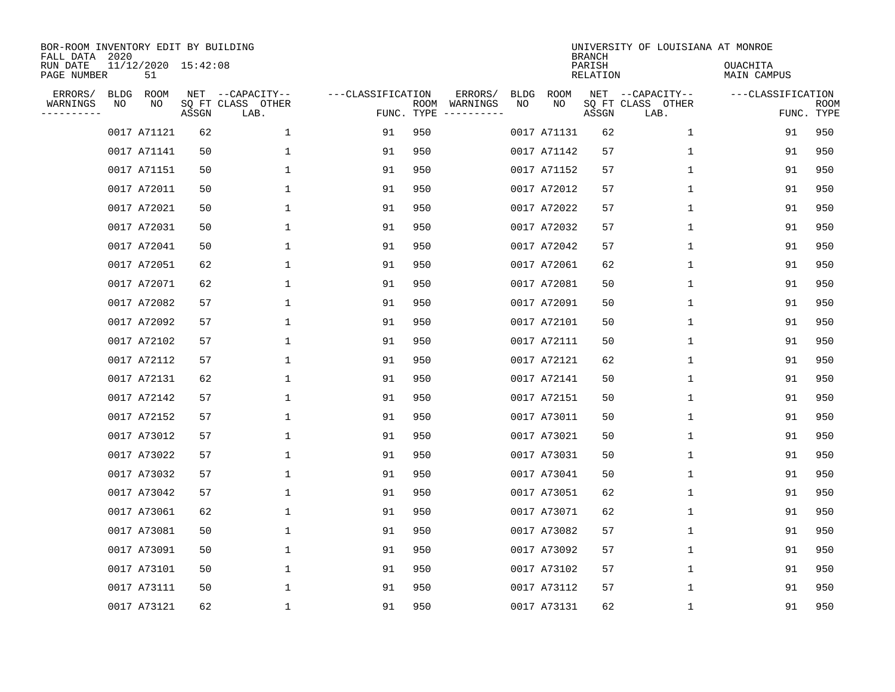BOR-ROOM INVENTORY EDIT BY BUILDING
FALL DATA 2020
RUN DATE 11/12/2020 15:42:08
PAGE NUMBER 51

UNIVERSITY OF LOUISIANA AT MONROE
BRANCH
PARISH OUACHITA
RELATION MAIN CAMPUS

| ERRORS/ WARNINGS | BLDG NO | ROOM NO | NET SQ FT ASSGN | CAPACITY CLASS LAB. | CAPACITY OTHER | CLASSIFICATION FUNC. | ROOM TYPE | ERRORS/ WARNINGS | BLDG NO | ROOM NO | NET SQ FT ASSGN | CAPACITY CLASS LAB. | CAPACITY OTHER | CLASSIFICATION FUNC. | ROOM TYPE |
|---|---|---|---|---|---|---|---|---|---|---|---|---|---|---|---|
| | 0017 | A71121 | 62 | | 1 | 91 | 950 | | 0017 | A71131 | 62 | | 1 | 91 | 950 |
| | 0017 | A71141 | 50 | | 1 | 91 | 950 | | 0017 | A71142 | 57 | | 1 | 91 | 950 |
| | 0017 | A71151 | 50 | | 1 | 91 | 950 | | 0017 | A71152 | 57 | | 1 | 91 | 950 |
| | 0017 | A72011 | 50 | | 1 | 91 | 950 | | 0017 | A72012 | 57 | | 1 | 91 | 950 |
| | 0017 | A72021 | 50 | | 1 | 91 | 950 | | 0017 | A72022 | 57 | | 1 | 91 | 950 |
| | 0017 | A72031 | 50 | | 1 | 91 | 950 | | 0017 | A72032 | 57 | | 1 | 91 | 950 |
| | 0017 | A72041 | 50 | | 1 | 91 | 950 | | 0017 | A72042 | 57 | | 1 | 91 | 950 |
| | 0017 | A72051 | 62 | | 1 | 91 | 950 | | 0017 | A72061 | 62 | | 1 | 91 | 950 |
| | 0017 | A72071 | 62 | | 1 | 91 | 950 | | 0017 | A72081 | 50 | | 1 | 91 | 950 |
| | 0017 | A72082 | 57 | | 1 | 91 | 950 | | 0017 | A72091 | 50 | | 1 | 91 | 950 |
| | 0017 | A72092 | 57 | | 1 | 91 | 950 | | 0017 | A72101 | 50 | | 1 | 91 | 950 |
| | 0017 | A72102 | 57 | | 1 | 91 | 950 | | 0017 | A72111 | 50 | | 1 | 91 | 950 |
| | 0017 | A72112 | 57 | | 1 | 91 | 950 | | 0017 | A72121 | 62 | | 1 | 91 | 950 |
| | 0017 | A72131 | 62 | | 1 | 91 | 950 | | 0017 | A72141 | 50 | | 1 | 91 | 950 |
| | 0017 | A72142 | 57 | | 1 | 91 | 950 | | 0017 | A72151 | 50 | | 1 | 91 | 950 |
| | 0017 | A72152 | 57 | | 1 | 91 | 950 | | 0017 | A73011 | 50 | | 1 | 91 | 950 |
| | 0017 | A73012 | 57 | | 1 | 91 | 950 | | 0017 | A73021 | 50 | | 1 | 91 | 950 |
| | 0017 | A73022 | 57 | | 1 | 91 | 950 | | 0017 | A73031 | 50 | | 1 | 91 | 950 |
| | 0017 | A73032 | 57 | | 1 | 91 | 950 | | 0017 | A73041 | 50 | | 1 | 91 | 950 |
| | 0017 | A73042 | 57 | | 1 | 91 | 950 | | 0017 | A73051 | 62 | | 1 | 91 | 950 |
| | 0017 | A73061 | 62 | | 1 | 91 | 950 | | 0017 | A73071 | 62 | | 1 | 91 | 950 |
| | 0017 | A73081 | 50 | | 1 | 91 | 950 | | 0017 | A73082 | 57 | | 1 | 91 | 950 |
| | 0017 | A73091 | 50 | | 1 | 91 | 950 | | 0017 | A73092 | 57 | | 1 | 91 | 950 |
| | 0017 | A73101 | 50 | | 1 | 91 | 950 | | 0017 | A73102 | 57 | | 1 | 91 | 950 |
| | 0017 | A73111 | 50 | | 1 | 91 | 950 | | 0017 | A73112 | 57 | | 1 | 91 | 950 |
| | 0017 | A73121 | 62 | | 1 | 91 | 950 | | 0017 | A73131 | 62 | | 1 | 91 | 950 |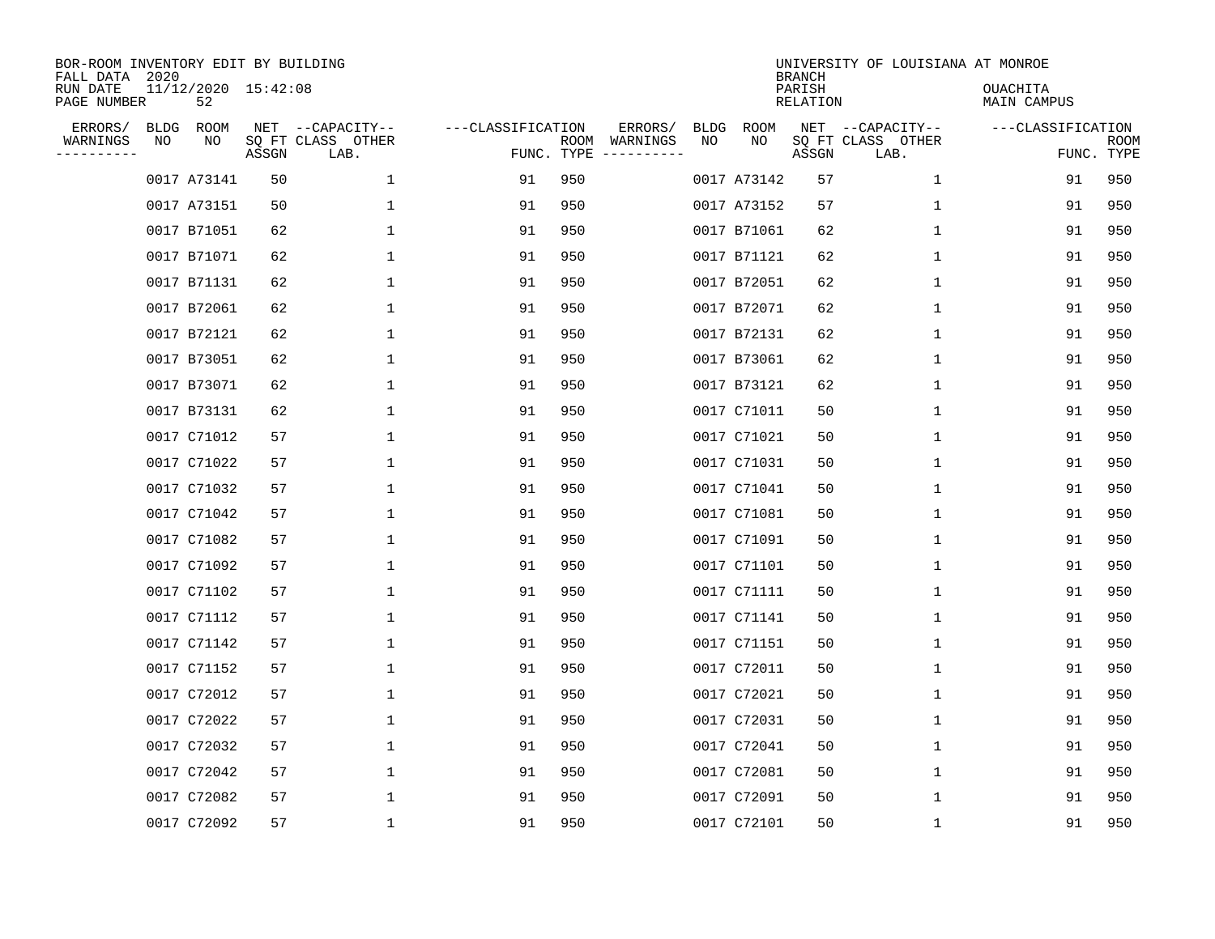BOR-ROOM INVENTORY EDIT BY BUILDING
FALL DATA 2020
RUN DATE 11/12/2020 15:42:08
PAGE NUMBER 52

UNIVERSITY OF LOUISIANA AT MONROE
BRANCH
PARISH OUACHITA
RELATION MAIN CAMPUS

| ERRORS/ WARNINGS | BLDG NO | ROOM NO | NET SQ FT ASSGN | --CAPACITY-- CLASS LAB. | OTHER | ---CLASSIFICATION FUNC. | ROOM TYPE | ERRORS/ WARNINGS | BLDG NO | ROOM NO | NET SQ FT ASSGN | --CAPACITY-- CLASS LAB. | OTHER | ---CLASSIFICATION FUNC. | ROOM TYPE |
|---|---|---|---|---|---|---|---|---|---|---|---|---|---|---|---|
| | 0017 | A73141 | 50 | | 1 | 91 | 950 | | 0017 | A73142 | 57 | | 1 | 91 | 950 |
| | 0017 | A73151 | 50 | | 1 | 91 | 950 | | 0017 | A73152 | 57 | | 1 | 91 | 950 |
| | 0017 | B71051 | 62 | | 1 | 91 | 950 | | 0017 | B71061 | 62 | | 1 | 91 | 950 |
| | 0017 | B71071 | 62 | | 1 | 91 | 950 | | 0017 | B71121 | 62 | | 1 | 91 | 950 |
| | 0017 | B71131 | 62 | | 1 | 91 | 950 | | 0017 | B72051 | 62 | | 1 | 91 | 950 |
| | 0017 | B72061 | 62 | | 1 | 91 | 950 | | 0017 | B72071 | 62 | | 1 | 91 | 950 |
| | 0017 | B72121 | 62 | | 1 | 91 | 950 | | 0017 | B72131 | 62 | | 1 | 91 | 950 |
| | 0017 | B73051 | 62 | | 1 | 91 | 950 | | 0017 | B73061 | 62 | | 1 | 91 | 950 |
| | 0017 | B73071 | 62 | | 1 | 91 | 950 | | 0017 | B73121 | 62 | | 1 | 91 | 950 |
| | 0017 | B73131 | 62 | | 1 | 91 | 950 | | 0017 | C71011 | 50 | | 1 | 91 | 950 |
| | 0017 | C71012 | 57 | | 1 | 91 | 950 | | 0017 | C71021 | 50 | | 1 | 91 | 950 |
| | 0017 | C71022 | 57 | | 1 | 91 | 950 | | 0017 | C71031 | 50 | | 1 | 91 | 950 |
| | 0017 | C71032 | 57 | | 1 | 91 | 950 | | 0017 | C71041 | 50 | | 1 | 91 | 950 |
| | 0017 | C71042 | 57 | | 1 | 91 | 950 | | 0017 | C71081 | 50 | | 1 | 91 | 950 |
| | 0017 | C71082 | 57 | | 1 | 91 | 950 | | 0017 | C71091 | 50 | | 1 | 91 | 950 |
| | 0017 | C71092 | 57 | | 1 | 91 | 950 | | 0017 | C71101 | 50 | | 1 | 91 | 950 |
| | 0017 | C71102 | 57 | | 1 | 91 | 950 | | 0017 | C71111 | 50 | | 1 | 91 | 950 |
| | 0017 | C71112 | 57 | | 1 | 91 | 950 | | 0017 | C71141 | 50 | | 1 | 91 | 950 |
| | 0017 | C71142 | 57 | | 1 | 91 | 950 | | 0017 | C71151 | 50 | | 1 | 91 | 950 |
| | 0017 | C71152 | 57 | | 1 | 91 | 950 | | 0017 | C72011 | 50 | | 1 | 91 | 950 |
| | 0017 | C72012 | 57 | | 1 | 91 | 950 | | 0017 | C72021 | 50 | | 1 | 91 | 950 |
| | 0017 | C72022 | 57 | | 1 | 91 | 950 | | 0017 | C72031 | 50 | | 1 | 91 | 950 |
| | 0017 | C72032 | 57 | | 1 | 91 | 950 | | 0017 | C72041 | 50 | | 1 | 91 | 950 |
| | 0017 | C72042 | 57 | | 1 | 91 | 950 | | 0017 | C72081 | 50 | | 1 | 91 | 950 |
| | 0017 | C72082 | 57 | | 1 | 91 | 950 | | 0017 | C72091 | 50 | | 1 | 91 | 950 |
| | 0017 | C72092 | 57 | | 1 | 91 | 950 | | 0017 | C72101 | 50 | | 1 | 91 | 950 |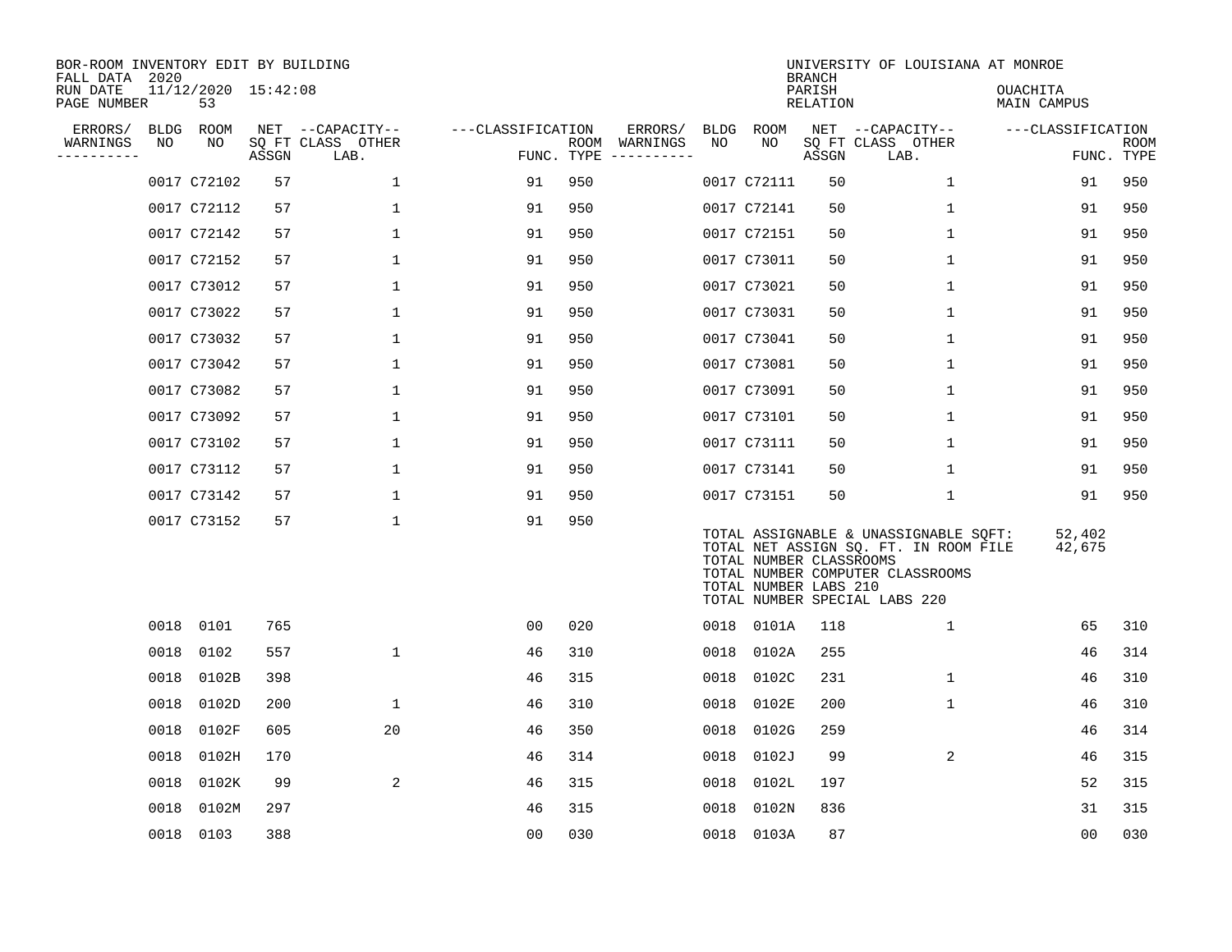BOR-ROOM INVENTORY EDIT BY BUILDING
FALL DATA 2020
RUN DATE 11/12/2020 15:42:08
PAGE NUMBER 53

UNIVERSITY OF LOUISIANA AT MONROE
BRANCH
PARISH OUACHITA
RELATION MAIN CAMPUS

| ERRORS/ WARNINGS | BLDG NO | ROOM NO | NET SQ FT ASSGN | CAPACITY CLASS LAB. | CAPACITY OTHER | CLASSIFICATION FUNC. | ROOM TYPE | ERRORS/ WARNINGS | BLDG NO | ROOM NO | NET SQ FT ASSGN | CAPACITY CLASS LAB. | CAPACITY OTHER | CLASSIFICATION FUNC. | ROOM TYPE |
|---|---|---|---|---|---|---|---|---|---|---|---|---|---|---|---|
| | 0017 | C72102 | 57 | | 1 | 91 | 950 | | 0017 | C72111 | 50 | | 1 | 91 | 950 |
| | 0017 | C72112 | 57 | | 1 | 91 | 950 | | 0017 | C72141 | 50 | | 1 | 91 | 950 |
| | 0017 | C72142 | 57 | | 1 | 91 | 950 | | 0017 | C72151 | 50 | | 1 | 91 | 950 |
| | 0017 | C72152 | 57 | | 1 | 91 | 950 | | 0017 | C73011 | 50 | | 1 | 91 | 950 |
| | 0017 | C73012 | 57 | | 1 | 91 | 950 | | 0017 | C73021 | 50 | | 1 | 91 | 950 |
| | 0017 | C73022 | 57 | | 1 | 91 | 950 | | 0017 | C73031 | 50 | | 1 | 91 | 950 |
| | 0017 | C73032 | 57 | | 1 | 91 | 950 | | 0017 | C73041 | 50 | | 1 | 91 | 950 |
| | 0017 | C73042 | 57 | | 1 | 91 | 950 | | 0017 | C73081 | 50 | | 1 | 91 | 950 |
| | 0017 | C73082 | 57 | | 1 | 91 | 950 | | 0017 | C73091 | 50 | | 1 | 91 | 950 |
| | 0017 | C73092 | 57 | | 1 | 91 | 950 | | 0017 | C73101 | 50 | | 1 | 91 | 950 |
| | 0017 | C73102 | 57 | | 1 | 91 | 950 | | 0017 | C73111 | 50 | | 1 | 91 | 950 |
| | 0017 | C73112 | 57 | | 1 | 91 | 950 | | 0017 | C73141 | 50 | | 1 | 91 | 950 |
| | 0017 | C73142 | 57 | | 1 | 91 | 950 | | 0017 | C73151 | 50 | | 1 | 91 | 950 |
| | 0017 | C73152 | 57 | | 1 | 91 | 950 | | | | | | | | |

TOTAL ASSIGNABLE & UNASSIGNABLE SQFT: 52,402
TOTAL NET ASSIGN SQ. FT. IN ROOM FILE 42,675
TOTAL NUMBER CLASSROOMS
TOTAL NUMBER COMPUTER CLASSROOMS
TOTAL NUMBER LABS 210
TOTAL NUMBER SPECIAL LABS 220

| ERRORS/ WARNINGS | BLDG NO | ROOM NO | NET SQ FT ASSGN | CAPACITY CLASS LAB. | CAPACITY OTHER | CLASSIFICATION FUNC. | ROOM TYPE | ERRORS/ WARNINGS | BLDG NO | ROOM NO | NET SQ FT ASSGN | CAPACITY CLASS LAB. | CAPACITY OTHER | CLASSIFICATION FUNC. | ROOM TYPE |
|---|---|---|---|---|---|---|---|---|---|---|---|---|---|---|---|
| | 0018 | 0101 | 765 | | | 00 | 020 | | 0018 | 0101A | 118 | | 1 | 65 | 310 |
| | 0018 | 0102 | 557 | | 1 | 46 | 310 | | 0018 | 0102A | 255 | | | 46 | 314 |
| | 0018 | 0102B | 398 | | | 46 | 315 | | 0018 | 0102C | 231 | | 1 | 46 | 310 |
| | 0018 | 0102D | 200 | | 1 | 46 | 310 | | 0018 | 0102E | 200 | | 1 | 46 | 310 |
| | 0018 | 0102F | 605 | | 20 | 46 | 350 | | 0018 | 0102G | 259 | | | 46 | 314 |
| | 0018 | 0102H | 170 | | | 46 | 314 | | 0018 | 0102J | 99 | | 2 | 46 | 315 |
| | 0018 | 0102K | 99 | | 2 | 46 | 315 | | 0018 | 0102L | 197 | | | 52 | 315 |
| | 0018 | 0102M | 297 | | | 46 | 315 | | 0018 | 0102N | 836 | | | 31 | 315 |
| | 0018 | 0103 | 388 | | | 00 | 030 | | 0018 | 0103A | 87 | | | 00 | 030 |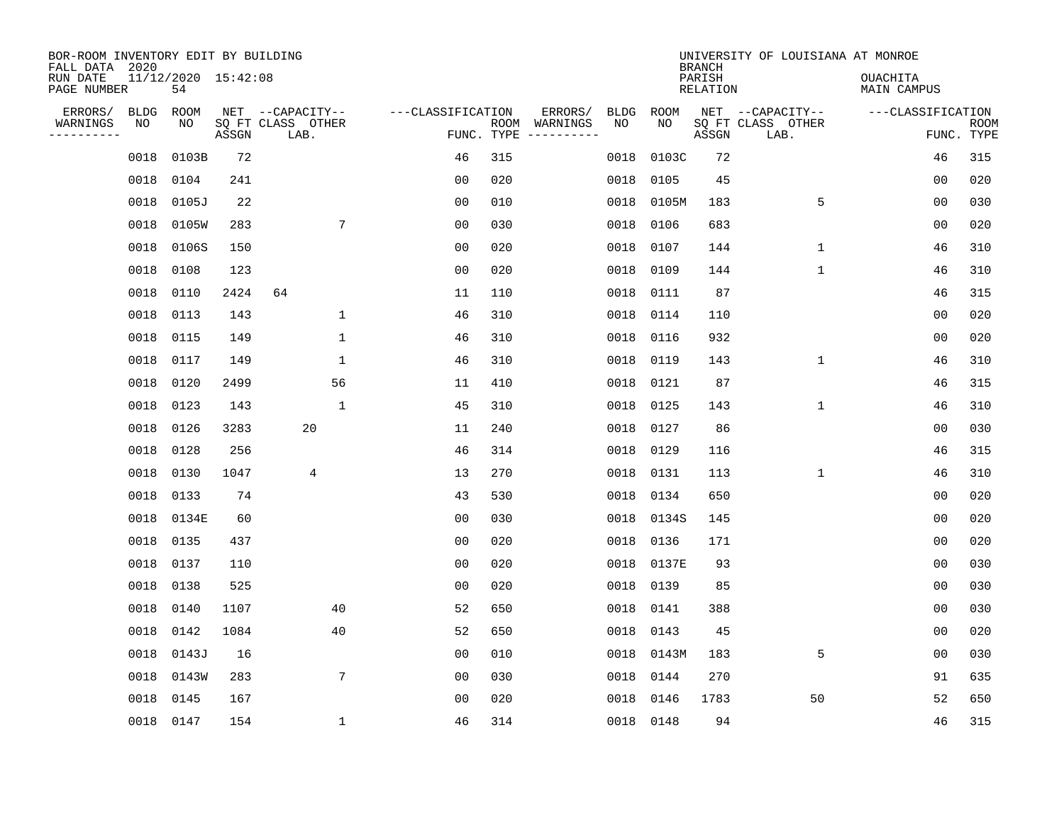BOR-ROOM INVENTORY EDIT BY BUILDING
FALL DATA 2020
RUN DATE 11/12/2020 15:42:08
PAGE NUMBER 54

UNIVERSITY OF LOUISIANA AT MONROE
BRANCH
PARISH OUACHITA
RELATION MAIN CAMPUS

| ERRORS/ WARNINGS | BLDG NO | ROOM NO | NET SQ FT ASSGN | CAPACITY-- CLASS LAB. | OTHER | CLASSIFICATION FUNC. | ROOM TYPE | ERRORS/ WARNINGS | BLDG NO | ROOM NO | NET SQ FT ASSGN | CAPACITY-- CLASS LAB. | OTHER | CLASSIFICATION FUNC. | ROOM TYPE |
|---|---|---|---|---|---|---|---|---|---|---|---|---|---|---|---|
| | 0018 | 0103B | 72 | | | 46 | 315 | | 0018 | 0103C | 72 | | | 46 | 315 |
| | 0018 | 0104 | 241 | | | 00 | 020 | | 0018 | 0105 | 45 | | | 00 | 020 |
| | 0018 | 0105J | 22 | | | 00 | 010 | | 0018 | 0105M | 183 | | 5 | 00 | 030 |
| | 0018 | 0105W | 283 | | 7 | 00 | 030 | | 0018 | 0106 | 683 | | | 00 | 020 |
| | 0018 | 0106S | 150 | | | 00 | 020 | | 0018 | 0107 | 144 | | 1 | 46 | 310 |
| | 0018 | 0108 | 123 | | | 00 | 020 | | 0018 | 0109 | 144 | | 1 | 46 | 310 |
| | 0018 | 0110 | 2424 | 64 | | 11 | 110 | | 0018 | 0111 | 87 | | | 46 | 315 |
| | 0018 | 0113 | 143 | | 1 | 46 | 310 | | 0018 | 0114 | 110 | | | 00 | 020 |
| | 0018 | 0115 | 149 | | 1 | 46 | 310 | | 0018 | 0116 | 932 | | | 00 | 020 |
| | 0018 | 0117 | 149 | | 1 | 46 | 310 | | 0018 | 0119 | 143 | | 1 | 46 | 310 |
| | 0018 | 0120 | 2499 | | 56 | 11 | 410 | | 0018 | 0121 | 87 | | | 46 | 315 |
| | 0018 | 0123 | 143 | | 1 | 45 | 310 | | 0018 | 0125 | 143 | | 1 | 46 | 310 |
| | 0018 | 0126 | 3283 | 20 | | 11 | 240 | | 0018 | 0127 | 86 | | | 00 | 030 |
| | 0018 | 0128 | 256 | | | 46 | 314 | | 0018 | 0129 | 116 | | | 46 | 315 |
| | 0018 | 0130 | 1047 | 4 | | 13 | 270 | | 0018 | 0131 | 113 | | 1 | 46 | 310 |
| | 0018 | 0133 | 74 | | | 43 | 530 | | 0018 | 0134 | 650 | | | 00 | 020 |
| | 0018 | 0134E | 60 | | | 00 | 030 | | 0018 | 0134S | 145 | | | 00 | 020 |
| | 0018 | 0135 | 437 | | | 00 | 020 | | 0018 | 0136 | 171 | | | 00 | 020 |
| | 0018 | 0137 | 110 | | | 00 | 020 | | 0018 | 0137E | 93 | | | 00 | 030 |
| | 0018 | 0138 | 525 | | | 00 | 020 | | 0018 | 0139 | 85 | | | 00 | 030 |
| | 0018 | 0140 | 1107 | | 40 | 52 | 650 | | 0018 | 0141 | 388 | | | 00 | 030 |
| | 0018 | 0142 | 1084 | | 40 | 52 | 650 | | 0018 | 0143 | 45 | | | 00 | 020 |
| | 0018 | 0143J | 16 | | | 00 | 010 | | 0018 | 0143M | 183 | | 5 | 00 | 030 |
| | 0018 | 0143W | 283 | | 7 | 00 | 030 | | 0018 | 0144 | 270 | | | 91 | 635 |
| | 0018 | 0145 | 167 | | | 00 | 020 | | 0018 | 0146 | 1783 | | 50 | 52 | 650 |
| | 0018 | 0147 | 154 | | 1 | 46 | 314 | | 0018 | 0148 | 94 | | | 46 | 315 |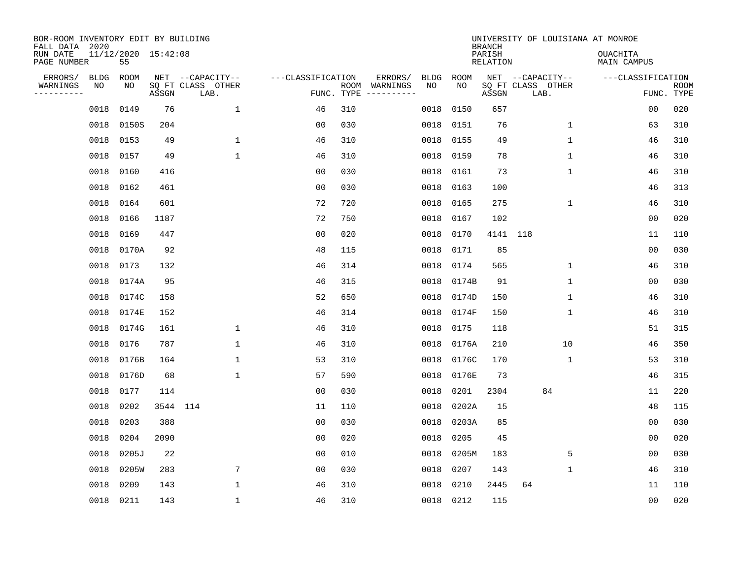BOR-ROOM INVENTORY EDIT BY BUILDING
FALL DATA 2020
RUN DATE 11/12/2020 15:42:08
PAGE NUMBER 55

UNIVERSITY OF LOUISIANA AT MONROE
BRANCH
PARISH OUACHITA
RELATION MAIN CAMPUS

| ERRORS/ WARNINGS | BLDG NO | ROOM NO | NET SQ FT ASSGN | CAPACITY CLASS | CAPACITY OTHER LAB. | CLASSIFICATION FUNC. | ROOM TYPE | ERRORS/ WARNINGS | BLDG NO | ROOM NO | NET SQ FT ASSGN | CAPACITY CLASS | CAPACITY OTHER LAB. | CLASSIFICATION FUNC. | ROOM TYPE |
|---|---|---|---|---|---|---|---|---|---|---|---|---|---|---|---|
| | 0018 | 0149 | 76 | | 1 | 46 | 310 | | 0018 | 0150 | 657 | | | 00 | 020 |
| | 0018 | 0150S | 204 | | | 00 | 030 | | 0018 | 0151 | 76 | | 1 | 63 | 310 |
| | 0018 | 0153 | 49 | | 1 | 46 | 310 | | 0018 | 0155 | 49 | | 1 | 46 | 310 |
| | 0018 | 0157 | 49 | | 1 | 46 | 310 | | 0018 | 0159 | 78 | | 1 | 46 | 310 |
| | 0018 | 0160 | 416 | | | 00 | 030 | | 0018 | 0161 | 73 | | 1 | 46 | 310 |
| | 0018 | 0162 | 461 | | | 00 | 030 | | 0018 | 0163 | 100 | | | 46 | 313 |
| | 0018 | 0164 | 601 | | | 72 | 720 | | 0018 | 0165 | 275 | | 1 | 46 | 310 |
| | 0018 | 0166 | 1187 | | | 72 | 750 | | 0018 | 0167 | 102 | | | 00 | 020 |
| | 0018 | 0169 | 447 | | | 00 | 020 | | 0018 | 0170 | 4141 | 118 | | 11 | 110 |
| | 0018 | 0170A | 92 | | | 48 | 115 | | 0018 | 0171 | 85 | | | 00 | 030 |
| | 0018 | 0173 | 132 | | | 46 | 314 | | 0018 | 0174 | 565 | | 1 | 46 | 310 |
| | 0018 | 0174A | 95 | | | 46 | 315 | | 0018 | 0174B | 91 | | 1 | 00 | 030 |
| | 0018 | 0174C | 158 | | | 52 | 650 | | 0018 | 0174D | 150 | | 1 | 46 | 310 |
| | 0018 | 0174E | 152 | | | 46 | 314 | | 0018 | 0174F | 150 | | 1 | 46 | 310 |
| | 0018 | 0174G | 161 | | 1 | 46 | 310 | | 0018 | 0175 | 118 | | | 51 | 315 |
| | 0018 | 0176 | 787 | | 1 | 46 | 310 | | 0018 | 0176A | 210 | | 10 | 46 | 350 |
| | 0018 | 0176B | 164 | | 1 | 53 | 310 | | 0018 | 0176C | 170 | | 1 | 53 | 310 |
| | 0018 | 0176D | 68 | | 1 | 57 | 590 | | 0018 | 0176E | 73 | | | 46 | 315 |
| | 0018 | 0177 | 114 | | | 00 | 030 | | 0018 | 0201 | 2304 | | 84 | 11 | 220 |
| | 0018 | 0202 | 3544 | 114 | | 11 | 110 | | 0018 | 0202A | 15 | | | 48 | 115 |
| | 0018 | 0203 | 388 | | | 00 | 030 | | 0018 | 0203A | 85 | | | 00 | 030 |
| | 0018 | 0204 | 2090 | | | 00 | 020 | | 0018 | 0205 | 45 | | | 00 | 020 |
| | 0018 | 0205J | 22 | | | 00 | 010 | | 0018 | 0205M | 183 | | 5 | 00 | 030 |
| | 0018 | 0205W | 283 | | 7 | 00 | 030 | | 0018 | 0207 | 143 | | 1 | 46 | 310 |
| | 0018 | 0209 | 143 | | 1 | 46 | 310 | | 0018 | 0210 | 2445 | 64 | | 11 | 110 |
| | 0018 | 0211 | 143 | | 1 | 46 | 310 | | 0018 | 0212 | 115 | | | 00 | 020 |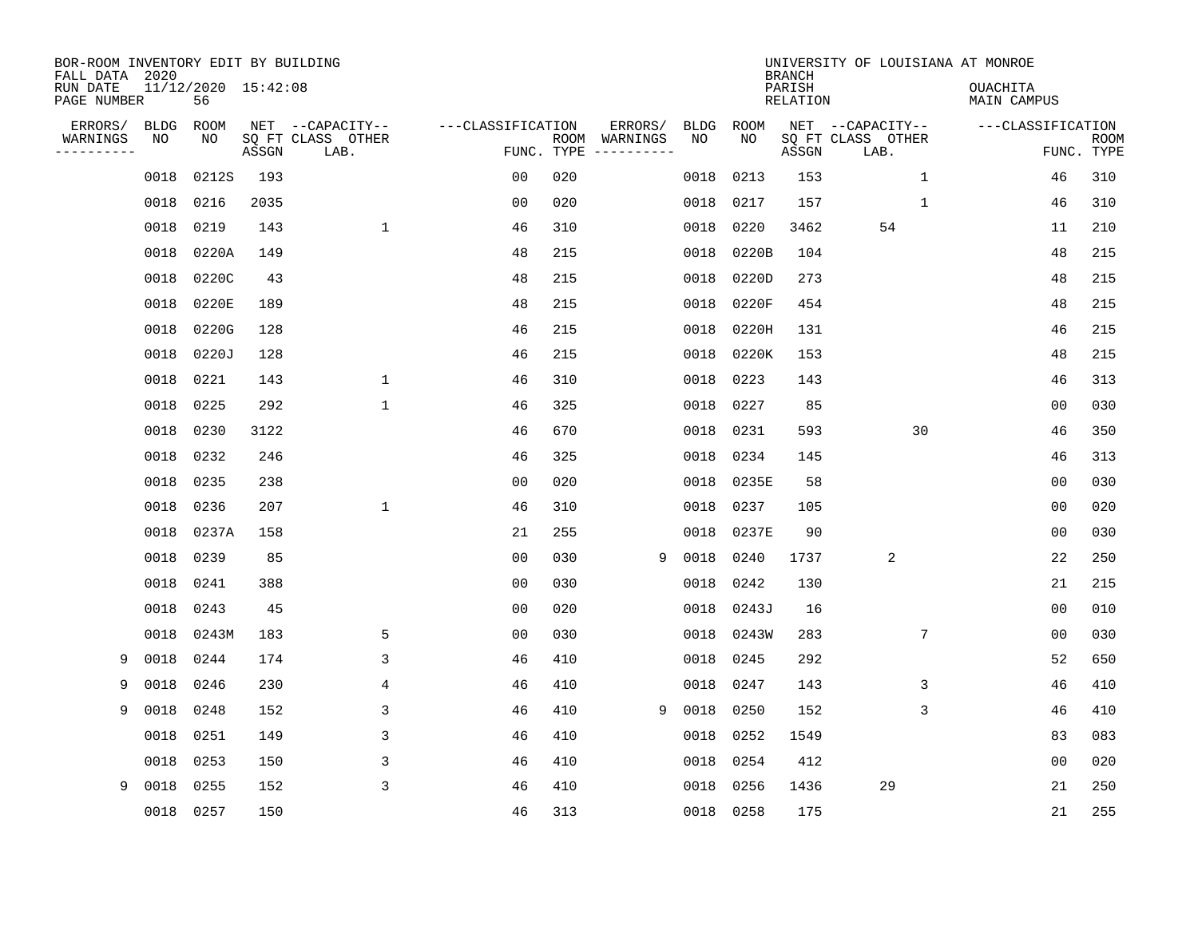BOR-ROOM INVENTORY EDIT BY BUILDING
FALL DATA 2020
RUN DATE 11/12/2020 15:42:08
PAGE NUMBER 56

UNIVERSITY OF LOUISIANA AT MONROE
BRANCH
PARISH OUACHITA
RELATION MAIN CAMPUS

| ERRORS/ WARNINGS | BLDG NO | ROOM NO | NET SQ FT ASSGN | CAPACITY CLASS LAB. | CAPACITY OTHER | FUNC. | ROOM TYPE | ERRORS/ WARNINGS | BLDG NO | ROOM NO | NET SQ FT ASSGN | CAPACITY CLASS LAB. | CAPACITY OTHER | FUNC. | ROOM TYPE |
|---|---|---|---|---|---|---|---|---|---|---|---|---|---|---|---|
| | 0018 | 0212S | 193 | | | 00 | 020 | | 0018 | 0213 | 153 | | 1 | 46 | 310 |
| | 0018 | 0216 | 2035 | | | 00 | 020 | | 0018 | 0217 | 157 | | 1 | 46 | 310 |
| | 0018 | 0219 | 143 | | 1 | 46 | 310 | | 0018 | 0220 | 3462 | 54 | | 11 | 210 |
| | 0018 | 0220A | 149 | | | 48 | 215 | | 0018 | 0220B | 104 | | | 48 | 215 |
| | 0018 | 0220C | 43 | | | 48 | 215 | | 0018 | 0220D | 273 | | | 48 | 215 |
| | 0018 | 0220E | 189 | | | 48 | 215 | | 0018 | 0220F | 454 | | | 48 | 215 |
| | 0018 | 0220G | 128 | | | 46 | 215 | | 0018 | 0220H | 131 | | | 46 | 215 |
| | 0018 | 0220J | 128 | | | 46 | 215 | | 0018 | 0220K | 153 | | | 48 | 215 |
| | 0018 | 0221 | 143 | | 1 | 46 | 310 | | 0018 | 0223 | 143 | | | 46 | 313 |
| | 0018 | 0225 | 292 | | 1 | 46 | 325 | | 0018 | 0227 | 85 | | | 00 | 030 |
| | 0018 | 0230 | 3122 | | | 46 | 670 | | 0018 | 0231 | 593 | | 30 | 46 | 350 |
| | 0018 | 0232 | 246 | | | 46 | 325 | | 0018 | 0234 | 145 | | | 46 | 313 |
| | 0018 | 0235 | 238 | | | 00 | 020 | | 0018 | 0235E | 58 | | | 00 | 030 |
| | 0018 | 0236 | 207 | | 1 | 46 | 310 | | 0018 | 0237 | 105 | | | 00 | 020 |
| | 0018 | 0237A | 158 | | | 21 | 255 | | 0018 | 0237E | 90 | | | 00 | 030 |
| | 0018 | 0239 | 85 | | | 00 | 030 | 9 | 0018 | 0240 | 1737 | 2 | | 22 | 250 |
| | 0018 | 0241 | 388 | | | 00 | 030 | | 0018 | 0242 | 130 | | | 21 | 215 |
| | 0018 | 0243 | 45 | | | 00 | 020 | | 0018 | 0243J | 16 | | | 00 | 010 |
| | 0018 | 0243M | 183 | | 5 | 00 | 030 | | 0018 | 0243W | 283 | | 7 | 00 | 030 |
| 9 | 0018 | 0244 | 174 | | 3 | 46 | 410 | | 0018 | 0245 | 292 | | | 52 | 650 |
| 9 | 0018 | 0246 | 230 | | 4 | 46 | 410 | | 0018 | 0247 | 143 | | 3 | 46 | 410 |
| 9 | 0018 | 0248 | 152 | | 3 | 46 | 410 | 9 | 0018 | 0250 | 152 | | 3 | 46 | 410 |
| | 0018 | 0251 | 149 | | 3 | 46 | 410 | | 0018 | 0252 | 1549 | | | 83 | 083 |
| | 0018 | 0253 | 150 | | 3 | 46 | 410 | | 0018 | 0254 | 412 | | | 00 | 020 |
| 9 | 0018 | 0255 | 152 | | 3 | 46 | 410 | | 0018 | 0256 | 1436 | 29 | | 21 | 250 |
| | 0018 | 0257 | 150 | | | 46 | 313 | | 0018 | 0258 | 175 | | | 21 | 255 |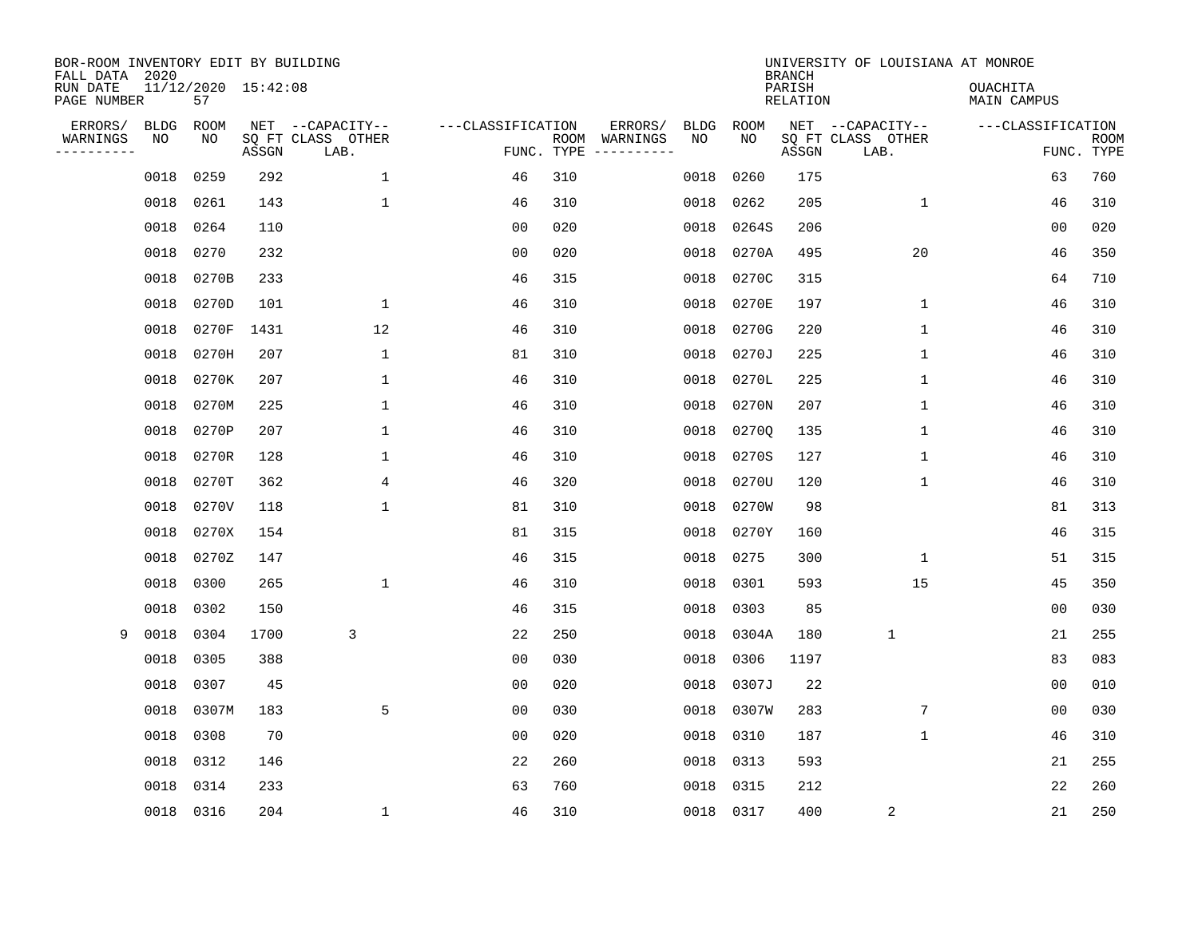BOR-ROOM INVENTORY EDIT BY BUILDING
FALL DATA 2020
RUN DATE 11/12/2020 15:42:08
PAGE NUMBER 57

UNIVERSITY OF LOUISIANA AT MONROE
BRANCH
PARISH OUACHITA
RELATION MAIN CAMPUS

| ERRORS/ WARNINGS | BLDG NO | ROOM NO | NET SQ FT ASSGN | --CAPACITY-- CLASS LAB. | OTHER | ---CLASSIFICATION FUNC. | ROOM TYPE | ERRORS/ WARNINGS | BLDG NO | ROOM NO | NET SQ FT ASSGN | --CAPACITY-- CLASS LAB. | OTHER | ---CLASSIFICATION FUNC. | ROOM TYPE |
|---|---|---|---|---|---|---|---|---|---|---|---|---|---|---|---|
| | 0018 | 0259 | 292 | | 1 | 46 | 310 | | 0018 | 0260 | 175 | | | 63 | 760 |
| | 0018 | 0261 | 143 | | 1 | 46 | 310 | | 0018 | 0262 | 205 | | 1 | 46 | 310 |
| | 0018 | 0264 | 110 | | | 00 | 020 | | 0018 | 0264S | 206 | | | 00 | 020 |
| | 0018 | 0270 | 232 | | | 00 | 020 | | 0018 | 0270A | 495 | | 20 | 46 | 350 |
| | 0018 | 0270B | 233 | | | 46 | 315 | | 0018 | 0270C | 315 | | | 64 | 710 |
| | 0018 | 0270D | 101 | | 1 | 46 | 310 | | 0018 | 0270E | 197 | | 1 | 46 | 310 |
| | 0018 | 0270F | 1431 | | 12 | 46 | 310 | | 0018 | 0270G | 220 | | 1 | 46 | 310 |
| | 0018 | 0270H | 207 | | 1 | 81 | 310 | | 0018 | 0270J | 225 | | 1 | 46 | 310 |
| | 0018 | 0270K | 207 | | 1 | 46 | 310 | | 0018 | 0270L | 225 | | 1 | 46 | 310 |
| | 0018 | 0270M | 225 | | 1 | 46 | 310 | | 0018 | 0270N | 207 | | 1 | 46 | 310 |
| | 0018 | 0270P | 207 | | 1 | 46 | 310 | | 0018 | 0270Q | 135 | | 1 | 46 | 310 |
| | 0018 | 0270R | 128 | | 1 | 46 | 310 | | 0018 | 0270S | 127 | | 1 | 46 | 310 |
| | 0018 | 0270T | 362 | | 4 | 46 | 320 | | 0018 | 0270U | 120 | | 1 | 46 | 310 |
| | 0018 | 0270V | 118 | | 1 | 81 | 310 | | 0018 | 0270W | 98 | | | 81 | 313 |
| | 0018 | 0270X | 154 | | | 81 | 315 | | 0018 | 0270Y | 160 | | | 46 | 315 |
| | 0018 | 0270Z | 147 | | | 46 | 315 | | 0018 | 0275 | 300 | | 1 | 51 | 315 |
| | 0018 | 0300 | 265 | | 1 | 46 | 310 | | 0018 | 0301 | 593 | | 15 | 45 | 350 |
| | 0018 | 0302 | 150 | | | 46 | 315 | | 0018 | 0303 | 85 | | | 00 | 030 |
| 9 | 0018 | 0304 | 1700 | 3 | | 22 | 250 | | 0018 | 0304A | 180 | 1 | | 21 | 255 |
| | 0018 | 0305 | 388 | | | 00 | 030 | | 0018 | 0306 | 1197 | | | 83 | 083 |
| | 0018 | 0307 | 45 | | | 00 | 020 | | 0018 | 0307J | 22 | | | 00 | 010 |
| | 0018 | 0307M | 183 | | 5 | 00 | 030 | | 0018 | 0307W | 283 | | 7 | 00 | 030 |
| | 0018 | 0308 | 70 | | | 00 | 020 | | 0018 | 0310 | 187 | | 1 | 46 | 310 |
| | 0018 | 0312 | 146 | | | 22 | 260 | | 0018 | 0313 | 593 | | | 21 | 255 |
| | 0018 | 0314 | 233 | | | 63 | 760 | | 0018 | 0315 | 212 | | | 22 | 260 |
| | 0018 | 0316 | 204 | | 1 | 46 | 310 | | 0018 | 0317 | 400 | 2 | | 21 | 250 |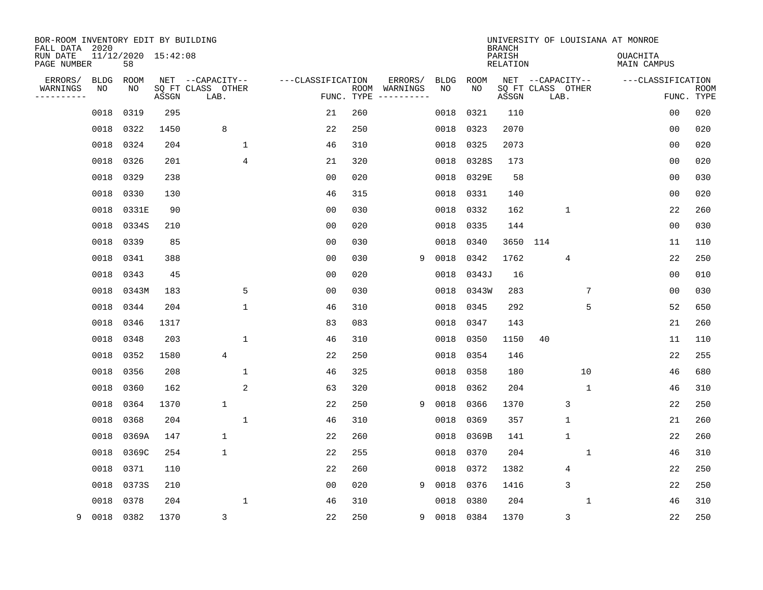BOR-ROOM INVENTORY EDIT BY BUILDING
FALL DATA 2020
RUN DATE 11/12/2020 15:42:08
PAGE NUMBER 58

UNIVERSITY OF LOUISIANA AT MONROE
BRANCH
PARISH OUACHITA
RELATION MAIN CAMPUS

| ERRORS/ WARNINGS | BLDG NO | ROOM NO | NET SQ FT ASSGN | CAPACITY CLASS LAB. | CAPACITY OTHER | FUNC. | ROOM TYPE | ERRORS/ WARNINGS | BLDG NO | ROOM NO | NET SQ FT ASSGN | CAPACITY CLASS LAB. | CAPACITY OTHER | FUNC. | ROOM TYPE |
|---|---|---|---|---|---|---|---|---|---|---|---|---|---|---|---|
| | 0018 | 0319 | 295 | | | 21 | 260 | | 0018 | 0321 | 110 | | | 00 | 020 |
| | 0018 | 0322 | 1450 | 8 | | 22 | 250 | | 0018 | 0323 | 2070 | | | 00 | 020 |
| | 0018 | 0324 | 204 | | 1 | 46 | 310 | | 0018 | 0325 | 2073 | | | 00 | 020 |
| | 0018 | 0326 | 201 | | 4 | 21 | 320 | | 0018 | 0328S | 173 | | | 00 | 020 |
| | 0018 | 0329 | 238 | | | 00 | 020 | | 0018 | 0329E | 58 | | | 00 | 030 |
| | 0018 | 0330 | 130 | | | 46 | 315 | | 0018 | 0331 | 140 | | | 00 | 020 |
| | 0018 | 0331E | 90 | | | 00 | 030 | | 0018 | 0332 | 162 | 1 | | 22 | 260 |
| | 0018 | 0334S | 210 | | | 00 | 020 | | 0018 | 0335 | 144 | | | 00 | 030 |
| | 0018 | 0339 | 85 | | | 00 | 030 | | 0018 | 0340 | 3650 114 | | | 11 | 110 |
| | 0018 | 0341 | 388 | | | 00 | 030 | 9 | 0018 | 0342 | 1762 | 4 | | 22 | 250 |
| | 0018 | 0343 | 45 | | | 00 | 020 | | 0018 | 0343J | 16 | | | 00 | 010 |
| | 0018 | 0343M | 183 | | 5 | 00 | 030 | | 0018 | 0343W | 283 | | 7 | 00 | 030 |
| | 0018 | 0344 | 204 | | 1 | 46 | 310 | | 0018 | 0345 | 292 | | 5 | 52 | 650 |
| | 0018 | 0346 | 1317 | | | 83 | 083 | | 0018 | 0347 | 143 | | | 21 | 260 |
| | 0018 | 0348 | 203 | | 1 | 46 | 310 | | 0018 | 0350 | 1150 40 | | | 11 | 110 |
| | 0018 | 0352 | 1580 | 4 | | 22 | 250 | | 0018 | 0354 | 146 | | | 22 | 255 |
| | 0018 | 0356 | 208 | | 1 | 46 | 325 | | 0018 | 0358 | 180 | | 10 | 46 | 680 |
| | 0018 | 0360 | 162 | | 2 | 63 | 320 | | 0018 | 0362 | 204 | | 1 | 46 | 310 |
| | 0018 | 0364 | 1370 | 1 | | 22 | 250 | 9 | 0018 | 0366 | 1370 | 3 | | 22 | 250 |
| | 0018 | 0368 | 204 | | 1 | 46 | 310 | | 0018 | 0369 | 357 | 1 | | 21 | 260 |
| | 0018 | 0369A | 147 | 1 | | 22 | 260 | | 0018 | 0369B | 141 | 1 | | 22 | 260 |
| | 0018 | 0369C | 254 | 1 | | 22 | 255 | | 0018 | 0370 | 204 | | 1 | 46 | 310 |
| | 0018 | 0371 | 110 | | | 22 | 260 | | 0018 | 0372 | 1382 | 4 | | 22 | 250 |
| | 0018 | 0373S | 210 | | | 00 | 020 | 9 | 0018 | 0376 | 1416 | 3 | | 22 | 250 |
| | 0018 | 0378 | 204 | | 1 | 46 | 310 | | 0018 | 0380 | 204 | | 1 | 46 | 310 |
| 9 | 0018 | 0382 | 1370 | 3 | | 22 | 250 | 9 | 0018 | 0384 | 1370 | 3 | | 22 | 250 |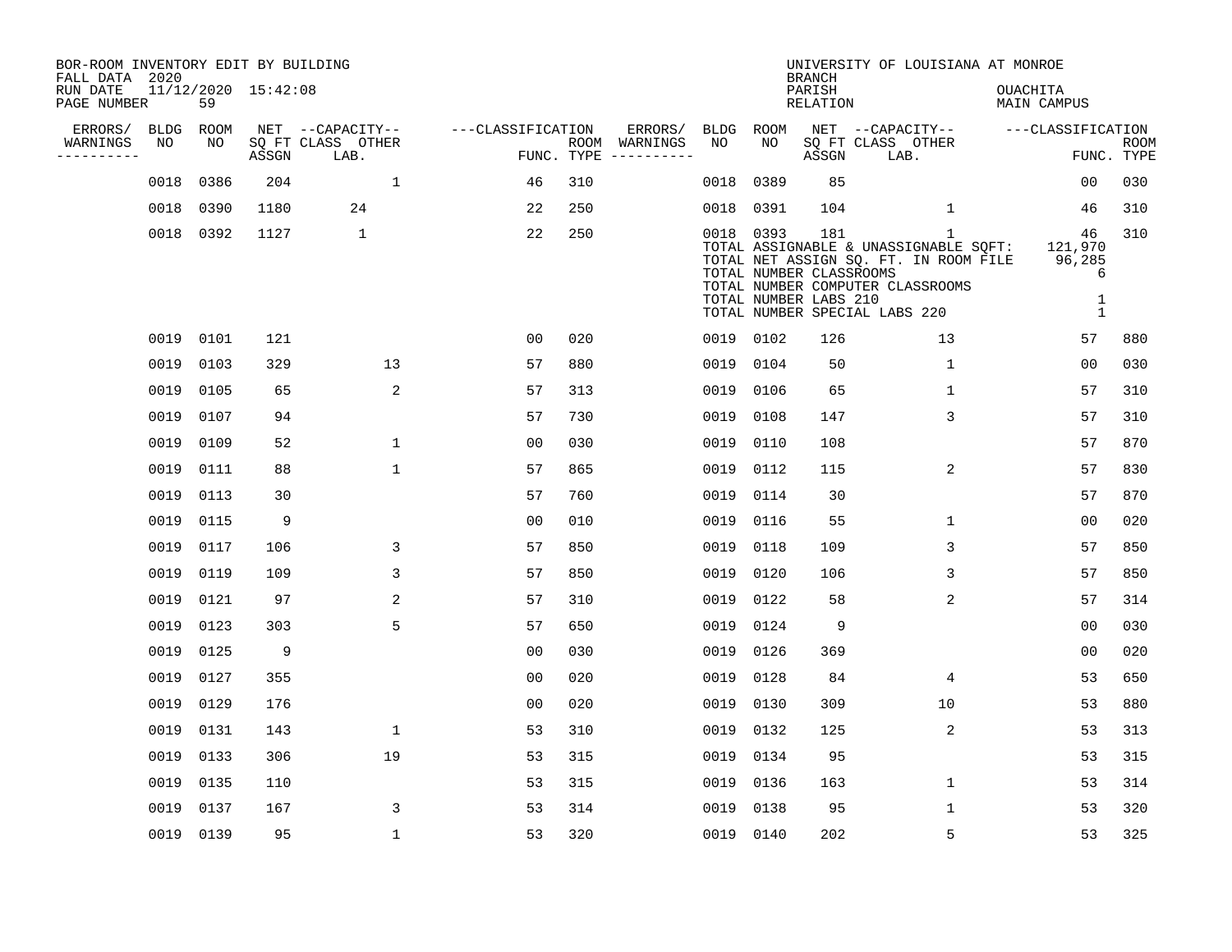BOR-ROOM INVENTORY EDIT BY BUILDING
FALL DATA 2020
RUN DATE 11/12/2020 15:42:08
PAGE NUMBER 59

UNIVERSITY OF LOUISIANA AT MONROE
BRANCH
PARISH OUACHITA
RELATION MAIN CAMPUS

| ERRORS/ WARNINGS | BLDG NO | ROOM NO | NET SQ FT ASSGN | CAPACITY CLASS LAB. | CAPACITY OTHER | CLASSIFICATION FUNC. | ROOM TYPE | ERRORS/ WARNINGS | BLDG NO | ROOM NO | NET SQ FT ASSGN | CAPACITY CLASS LAB. | CAPACITY OTHER | CLASSIFICATION FUNC. | ROOM TYPE |
|---|---|---|---|---|---|---|---|---|---|---|---|---|---|---|---|
| | 0018 | 0386 | 204 | | 1 | 46 | 310 | | 0018 | 0389 | 85 | | | 00 | 030 |
| | 0018 | 0390 | 1180 | 24 | | 22 | 250 | | 0018 | 0391 | 104 | | 1 | 46 | 310 |
| | 0018 | 0392 | 1127 | 1 | | 22 | 250 | | 0018 | 0393 | 181 | | 1 | 46 | 310 |

TOTAL ASSIGNABLE & UNASSIGNABLE SQFT: 121,970
TOTAL NET ASSIGN SQ. FT. IN ROOM FILE 96,285
TOTAL NUMBER CLASSROOMS 6
TOTAL NUMBER COMPUTER CLASSROOMS
TOTAL NUMBER LABS 210 1
TOTAL NUMBER SPECIAL LABS 220 1

| ERRORS/ WARNINGS | BLDG NO | ROOM NO | NET SQ FT ASSGN | CAPACITY CLASS LAB. | CAPACITY OTHER | CLASSIFICATION FUNC. | ROOM TYPE | ERRORS/ WARNINGS | BLDG NO | ROOM NO | NET SQ FT ASSGN | CAPACITY CLASS LAB. | CAPACITY OTHER | CLASSIFICATION FUNC. | ROOM TYPE |
|---|---|---|---|---|---|---|---|---|---|---|---|---|---|---|---|
| | 0019 | 0101 | 121 | | | 00 | 020 | | 0019 | 0102 | 126 | | 13 | 57 | 880 |
| | 0019 | 0103 | 329 | | 13 | 57 | 880 | | 0019 | 0104 | 50 | | 1 | 00 | 030 |
| | 0019 | 0105 | 65 | | 2 | 57 | 313 | | 0019 | 0106 | 65 | | 1 | 57 | 310 |
| | 0019 | 0107 | 94 | | | 57 | 730 | | 0019 | 0108 | 147 | | 3 | 57 | 310 |
| | 0019 | 0109 | 52 | | 1 | 00 | 030 | | 0019 | 0110 | 108 | | | 57 | 870 |
| | 0019 | 0111 | 88 | | 1 | 57 | 865 | | 0019 | 0112 | 115 | | 2 | 57 | 830 |
| | 0019 | 0113 | 30 | | | 57 | 760 | | 0019 | 0114 | 30 | | | 57 | 870 |
| | 0019 | 0115 | 9 | | | 00 | 010 | | 0019 | 0116 | 55 | | 1 | 00 | 020 |
| | 0019 | 0117 | 106 | | 3 | 57 | 850 | | 0019 | 0118 | 109 | | 3 | 57 | 850 |
| | 0019 | 0119 | 109 | | 3 | 57 | 850 | | 0019 | 0120 | 106 | | 3 | 57 | 850 |
| | 0019 | 0121 | 97 | | 2 | 57 | 310 | | 0019 | 0122 | 58 | | 2 | 57 | 314 |
| | 0019 | 0123 | 303 | | 5 | 57 | 650 | | 0019 | 0124 | 9 | | | 00 | 030 |
| | 0019 | 0125 | 9 | | | 00 | 030 | | 0019 | 0126 | 369 | | | 00 | 020 |
| | 0019 | 0127 | 355 | | | 00 | 020 | | 0019 | 0128 | 84 | | 4 | 53 | 650 |
| | 0019 | 0129 | 176 | | | 00 | 020 | | 0019 | 0130 | 309 | | 10 | 53 | 880 |
| | 0019 | 0131 | 143 | | 1 | 53 | 310 | | 0019 | 0132 | 125 | | 2 | 53 | 313 |
| | 0019 | 0133 | 306 | | 19 | 53 | 315 | | 0019 | 0134 | 95 | | | 53 | 315 |
| | 0019 | 0135 | 110 | | | 53 | 315 | | 0019 | 0136 | 163 | | 1 | 53 | 314 |
| | 0019 | 0137 | 167 | | 3 | 53 | 314 | | 0019 | 0138 | 95 | | 1 | 53 | 320 |
| | 0019 | 0139 | 95 | | 1 | 53 | 320 | | 0019 | 0140 | 202 | | 5 | 53 | 325 |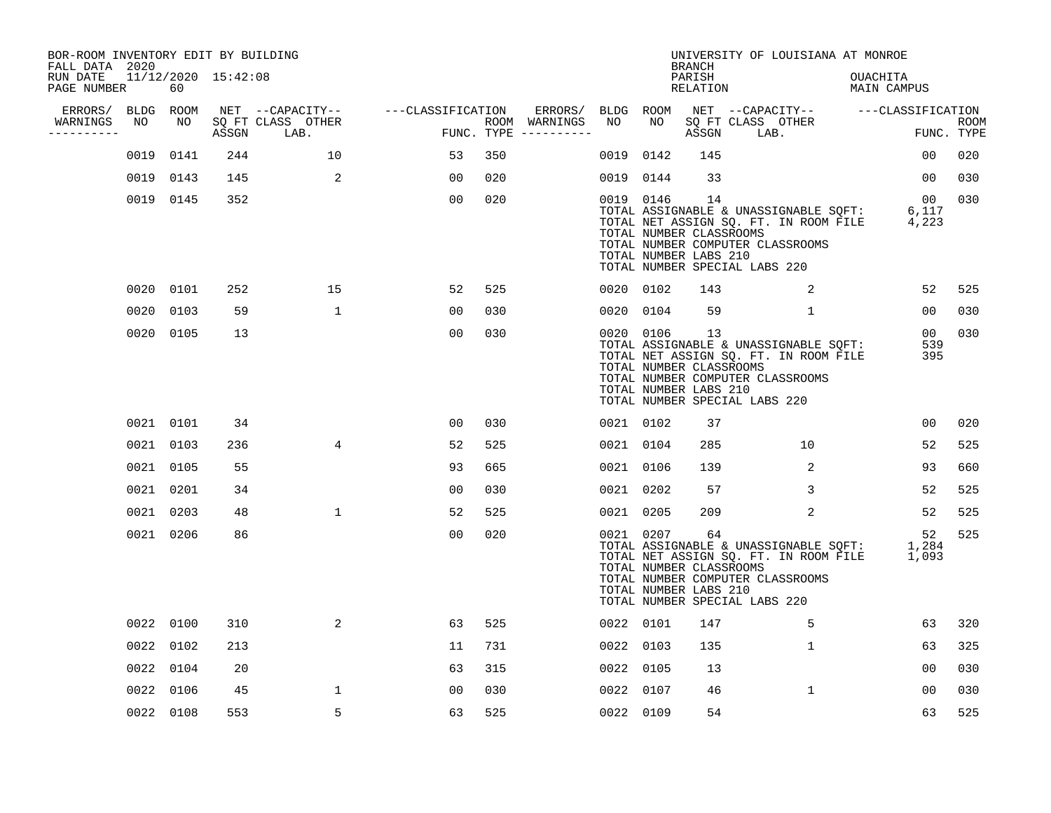BOR-ROOM INVENTORY EDIT BY BUILDING
FALL DATA 2020
RUN DATE 11/12/2020 15:42:08
PAGE NUMBER 60

UNIVERSITY OF LOUISIANA AT MONROE
BRANCH
PARISH OUACHITA
RELATION MAIN CAMPUS

| ERRORS/ WARNINGS | BLDG NO | ROOM NO | NET SQ FT ASSGN | CAPACITY CLASS LAB. | CAPACITY OTHER | CLASSIFICATION FUNC. | ROOM TYPE | ERRORS/ WARNINGS | BLDG NO | ROOM NO | NET SQ FT ASSGN | CAPACITY CLASS LAB. | CAPACITY OTHER | CLASSIFICATION FUNC. | ROOM TYPE |
|---|---|---|---|---|---|---|---|---|---|---|---|---|---|---|---|
| | 0019 | 0141 | 244 | | 10 | 53 | 350 | | 0019 | 0142 | 145 | | | 00 | 020 |
| | 0019 | 0143 | 145 | | 2 | 00 | 020 | | 0019 | 0144 | 33 | | | 00 | 030 |
| | 0019 | 0145 | 352 | | | 00 | 020 | | 0019 | 0146 | 14 | | | 00 | 030 |

TOTAL ASSIGNABLE & UNASSIGNABLE SQFT: 6,117
TOTAL NET ASSIGN SQ. FT. IN ROOM FILE 4,223
TOTAL NUMBER CLASSROOMS
TOTAL NUMBER COMPUTER CLASSROOMS
TOTAL NUMBER LABS 210
TOTAL NUMBER SPECIAL LABS 220

| ERRORS/ WARNINGS | BLDG NO | ROOM NO | NET SQ FT ASSGN | CAPACITY CLASS LAB. | CAPACITY OTHER | CLASSIFICATION FUNC. | ROOM TYPE | ERRORS/ WARNINGS | BLDG NO | ROOM NO | NET SQ FT ASSGN | CAPACITY CLASS LAB. | CAPACITY OTHER | CLASSIFICATION FUNC. | ROOM TYPE |
|---|---|---|---|---|---|---|---|---|---|---|---|---|---|---|---|
| | 0020 | 0101 | 252 | | 15 | 52 | 525 | | 0020 | 0102 | 143 | | 2 | 52 | 525 |
| | 0020 | 0103 | 59 | | 1 | 00 | 030 | | 0020 | 0104 | 59 | | 1 | 00 | 030 |
| | 0020 | 0105 | 13 | | | 00 | 030 | | 0020 | 0106 | 13 | | | 00 | 030 |

TOTAL ASSIGNABLE & UNASSIGNABLE SQFT: 539
TOTAL NET ASSIGN SQ. FT. IN ROOM FILE 395
TOTAL NUMBER CLASSROOMS
TOTAL NUMBER COMPUTER CLASSROOMS
TOTAL NUMBER LABS 210
TOTAL NUMBER SPECIAL LABS 220

| ERRORS/ WARNINGS | BLDG NO | ROOM NO | NET SQ FT ASSGN | CAPACITY CLASS LAB. | CAPACITY OTHER | CLASSIFICATION FUNC. | ROOM TYPE | ERRORS/ WARNINGS | BLDG NO | ROOM NO | NET SQ FT ASSGN | CAPACITY CLASS LAB. | CAPACITY OTHER | CLASSIFICATION FUNC. | ROOM TYPE |
|---|---|---|---|---|---|---|---|---|---|---|---|---|---|---|---|
| | 0021 | 0101 | 34 | | | 00 | 030 | | 0021 | 0102 | 37 | | | 00 | 020 |
| | 0021 | 0103 | 236 | | 4 | 52 | 525 | | 0021 | 0104 | 285 | | 10 | 52 | 525 |
| | 0021 | 0105 | 55 | | | 93 | 665 | | 0021 | 0106 | 139 | | 2 | 93 | 660 |
| | 0021 | 0201 | 34 | | | 00 | 030 | | 0021 | 0202 | 57 | | 3 | 52 | 525 |
| | 0021 | 0203 | 48 | | 1 | 52 | 525 | | 0021 | 0205 | 209 | | 2 | 52 | 525 |
| | 0021 | 0206 | 86 | | | 00 | 020 | | 0021 | 0207 | 64 | | | 52 | 525 |

TOTAL ASSIGNABLE & UNASSIGNABLE SQFT: 1,284
TOTAL NET ASSIGN SQ. FT. IN ROOM FILE 1,093
TOTAL NUMBER CLASSROOMS
TOTAL NUMBER COMPUTER CLASSROOMS
TOTAL NUMBER LABS 210
TOTAL NUMBER SPECIAL LABS 220

| ERRORS/ WARNINGS | BLDG NO | ROOM NO | NET SQ FT ASSGN | CAPACITY CLASS LAB. | CAPACITY OTHER | CLASSIFICATION FUNC. | ROOM TYPE | ERRORS/ WARNINGS | BLDG NO | ROOM NO | NET SQ FT ASSGN | CAPACITY CLASS LAB. | CAPACITY OTHER | CLASSIFICATION FUNC. | ROOM TYPE |
|---|---|---|---|---|---|---|---|---|---|---|---|---|---|---|---|
| | 0022 | 0100 | 310 | | 2 | 63 | 525 | | 0022 | 0101 | 147 | | 5 | 63 | 320 |
| | 0022 | 0102 | 213 | | | 11 | 731 | | 0022 | 0103 | 135 | | 1 | 63 | 325 |
| | 0022 | 0104 | 20 | | | 63 | 315 | | 0022 | 0105 | 13 | | | 00 | 030 |
| | 0022 | 0106 | 45 | | 1 | 00 | 030 | | 0022 | 0107 | 46 | | 1 | 00 | 030 |
| | 0022 | 0108 | 553 | | 5 | 63 | 525 | | 0022 | 0109 | 54 | | | 63 | 525 |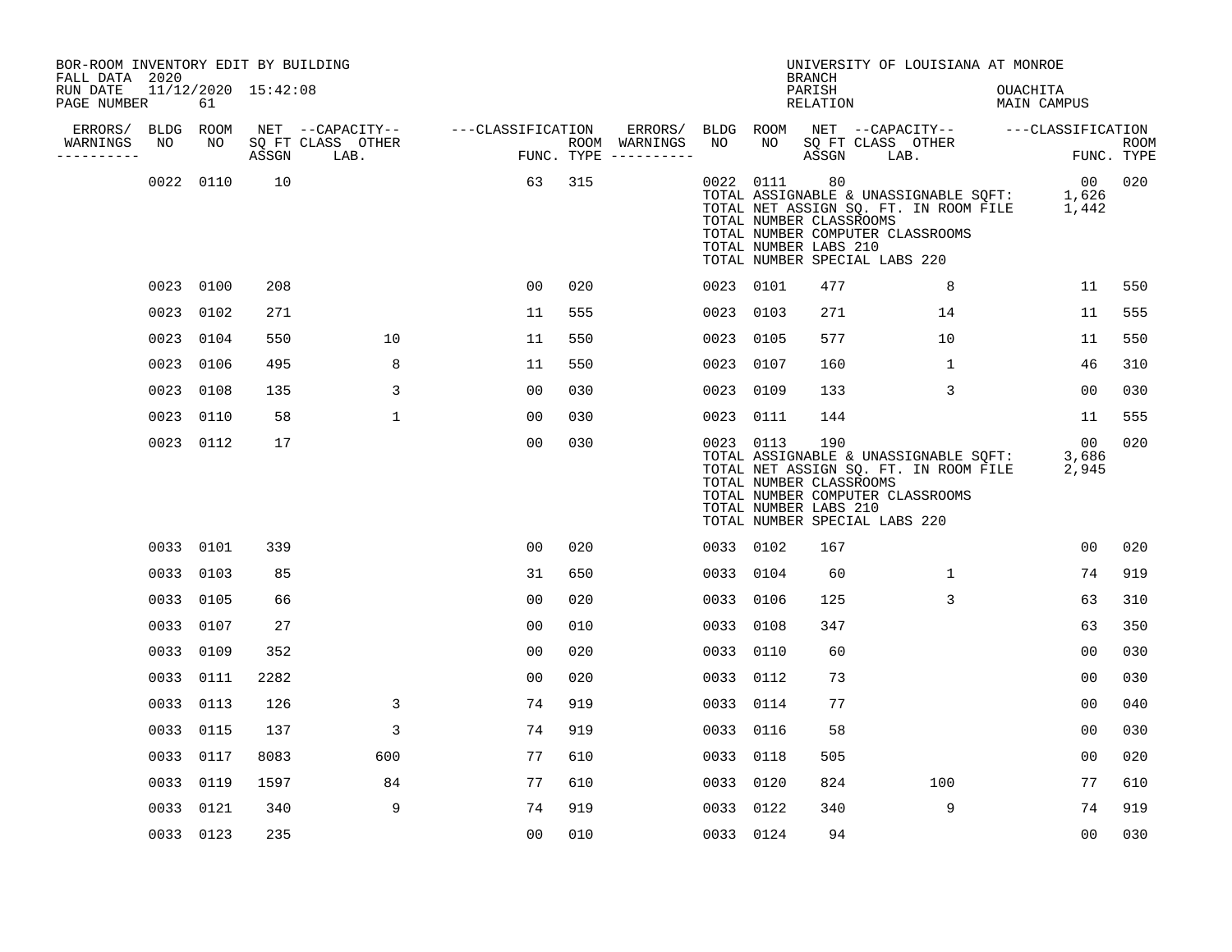BOR-ROOM INVENTORY EDIT BY BUILDING
FALL DATA 2020
RUN DATE 11/12/2020 15:42:08
PAGE NUMBER 61

UNIVERSITY OF LOUISIANA AT MONROE
BRANCH
PARISH OUACHITA
RELATION MAIN CAMPUS

| ERRORS/ WARNINGS | BLDG NO | ROOM NO | NET SQ FT ASSGN | CAPACITY CLASS LAB. | CAPACITY OTHER | CLASSIFICATION FUNC. | ROOM TYPE | ERRORS/ WARNINGS | BLDG NO | ROOM NO | NET SQ FT ASSGN | CAPACITY CLASS LAB. | CAPACITY OTHER | CLASSIFICATION FUNC. | ROOM TYPE |
|---|---|---|---|---|---|---|---|---|---|---|---|---|---|---|---|
| | 0022 | 0110 | 10 | | | 63 | 315 | | 0022 | 0111 | 80 | | | 00 | 020 |

TOTAL ASSIGNABLE & UNASSIGNABLE SQFT: 1,626
TOTAL NET ASSIGN SQ. FT. IN ROOM FILE 1,442
TOTAL NUMBER CLASSROOMS
TOTAL NUMBER COMPUTER CLASSROOMS
TOTAL NUMBER LABS 210
TOTAL NUMBER SPECIAL LABS 220

| ERRORS/ WARNINGS | BLDG NO | ROOM NO | NET SQ FT ASSGN | CAPACITY CLASS LAB. | CAPACITY OTHER | CLASSIFICATION FUNC. | ROOM TYPE | ERRORS/ WARNINGS | BLDG NO | ROOM NO | NET SQ FT ASSGN | CAPACITY CLASS LAB. | CAPACITY OTHER | CLASSIFICATION FUNC. | ROOM TYPE |
|---|---|---|---|---|---|---|---|---|---|---|---|---|---|---|---|
| | 0023 | 0100 | 208 | | | 00 | 020 | | 0023 | 0101 | 477 | | 8 | 11 | 550 |
| | 0023 | 0102 | 271 | | | 11 | 555 | | 0023 | 0103 | 271 | | 14 | 11 | 555 |
| | 0023 | 0104 | 550 | | 10 | 11 | 550 | | 0023 | 0105 | 577 | | 10 | 11 | 550 |
| | 0023 | 0106 | 495 | | 8 | 11 | 550 | | 0023 | 0107 | 160 | | 1 | 46 | 310 |
| | 0023 | 0108 | 135 | | 3 | 00 | 030 | | 0023 | 0109 | 133 | | 3 | 00 | 030 |
| | 0023 | 0110 | 58 | | 1 | 00 | 030 | | 0023 | 0111 | 144 | | | 11 | 555 |
| | 0023 | 0112 | 17 | | | 00 | 030 | | 0023 | 0113 | 190 | | | 00 | 020 |

TOTAL ASSIGNABLE & UNASSIGNABLE SQFT: 3,686
TOTAL NET ASSIGN SQ. FT. IN ROOM FILE 2,945
TOTAL NUMBER CLASSROOMS
TOTAL NUMBER COMPUTER CLASSROOMS
TOTAL NUMBER LABS 210
TOTAL NUMBER SPECIAL LABS 220

| ERRORS/ WARNINGS | BLDG NO | ROOM NO | NET SQ FT ASSGN | CAPACITY CLASS LAB. | CAPACITY OTHER | CLASSIFICATION FUNC. | ROOM TYPE | ERRORS/ WARNINGS | BLDG NO | ROOM NO | NET SQ FT ASSGN | CAPACITY CLASS LAB. | CAPACITY OTHER | CLASSIFICATION FUNC. | ROOM TYPE |
|---|---|---|---|---|---|---|---|---|---|---|---|---|---|---|---|
| | 0033 | 0101 | 339 | | | 00 | 020 | | 0033 | 0102 | 167 | | | 00 | 020 |
| | 0033 | 0103 | 85 | | | 31 | 650 | | 0033 | 0104 | 60 | | 1 | 74 | 919 |
| | 0033 | 0105 | 66 | | | 00 | 020 | | 0033 | 0106 | 125 | | 3 | 63 | 310 |
| | 0033 | 0107 | 27 | | | 00 | 010 | | 0033 | 0108 | 347 | | | 63 | 350 |
| | 0033 | 0109 | 352 | | | 00 | 020 | | 0033 | 0110 | 60 | | | 00 | 030 |
| | 0033 | 0111 | 2282 | | | 00 | 020 | | 0033 | 0112 | 73 | | | 00 | 030 |
| | 0033 | 0113 | 126 | | 3 | 74 | 919 | | 0033 | 0114 | 77 | | | 00 | 040 |
| | 0033 | 0115 | 137 | | 3 | 74 | 919 | | 0033 | 0116 | 58 | | | 00 | 030 |
| | 0033 | 0117 | 8083 | | 600 | 77 | 610 | | 0033 | 0118 | 505 | | | 00 | 020 |
| | 0033 | 0119 | 1597 | | 84 | 77 | 610 | | 0033 | 0120 | 824 | | 100 | 77 | 610 |
| | 0033 | 0121 | 340 | | 9 | 74 | 919 | | 0033 | 0122 | 340 | | 9 | 74 | 919 |
| | 0033 | 0123 | 235 | | | 00 | 010 | | 0033 | 0124 | 94 | | | 00 | 030 |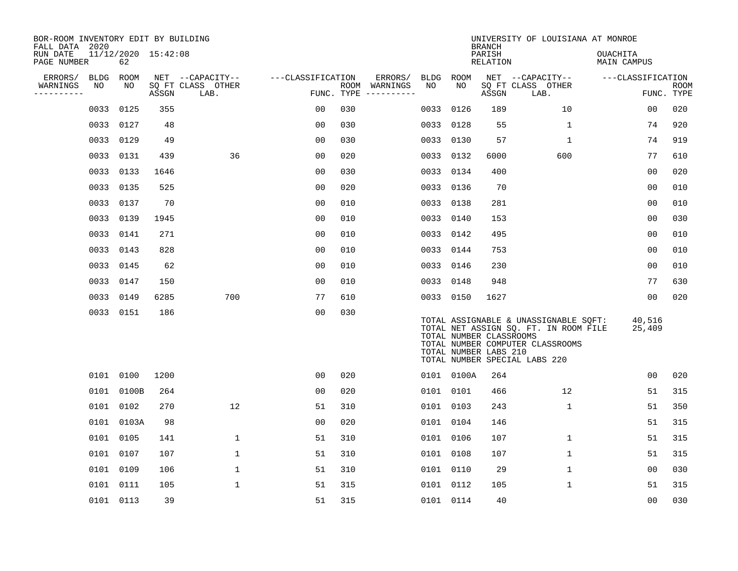BOR-ROOM INVENTORY EDIT BY BUILDING
FALL DATA 2020
RUN DATE 11/12/2020 15:42:08
PAGE NUMBER 62

UNIVERSITY OF LOUISIANA AT MONROE
BRANCH
PARISH OUACHITA
RELATION MAIN CAMPUS

| ERRORS/ WARNINGS | BLDG NO | ROOM NO | NET SQ FT ASSGN | CAPACITY CLASS LAB. | CAPACITY OTHER | CLASSIFICATION FUNC. | ROOM TYPE | ERRORS/ WARNINGS | BLDG NO | ROOM NO | NET SQ FT ASSGN | CAPACITY CLASS LAB. | CAPACITY OTHER | CLASSIFICATION FUNC. | ROOM TYPE |
|---|---|---|---|---|---|---|---|---|---|---|---|---|---|---|---|
| | 0033 | 0125 | 355 | | | 00 | 030 | | 0033 | 0126 | 189 | | 10 | 00 | 020 |
| | 0033 | 0127 | 48 | | | 00 | 030 | | 0033 | 0128 | 55 | | 1 | 74 | 920 |
| | 0033 | 0129 | 49 | | | 00 | 030 | | 0033 | 0130 | 57 | | 1 | 74 | 919 |
| | 0033 | 0131 | 439 | | 36 | 00 | 020 | | 0033 | 0132 | 6000 | | 600 | 77 | 610 |
| | 0033 | 0133 | 1646 | | | 00 | 030 | | 0033 | 0134 | 400 | | | 00 | 020 |
| | 0033 | 0135 | 525 | | | 00 | 020 | | 0033 | 0136 | 70 | | | 00 | 010 |
| | 0033 | 0137 | 70 | | | 00 | 010 | | 0033 | 0138 | 281 | | | 00 | 010 |
| | 0033 | 0139 | 1945 | | | 00 | 010 | | 0033 | 0140 | 153 | | | 00 | 030 |
| | 0033 | 0141 | 271 | | | 00 | 010 | | 0033 | 0142 | 495 | | | 00 | 010 |
| | 0033 | 0143 | 828 | | | 00 | 010 | | 0033 | 0144 | 753 | | | 00 | 010 |
| | 0033 | 0145 | 62 | | | 00 | 010 | | 0033 | 0146 | 230 | | | 00 | 010 |
| | 0033 | 0147 | 150 | | | 00 | 010 | | 0033 | 0148 | 948 | | | 77 | 630 |
| | 0033 | 0149 | 6285 | | 700 | 77 | 610 | | 0033 | 0150 | 1627 | | | 00 | 020 |
| | 0033 | 0151 | 186 | | | 00 | 030 | | | | | | | | |

TOTAL ASSIGNABLE & UNASSIGNABLE SQFT: 40,516
TOTAL NET ASSIGN SQ. FT. IN ROOM FILE 25,409
TOTAL NUMBER CLASSROOMS
TOTAL NUMBER COMPUTER CLASSROOMS
TOTAL NUMBER LABS 210
TOTAL NUMBER SPECIAL LABS 220

| ERRORS/ WARNINGS | BLDG NO | ROOM NO | NET SQ FT ASSGN | CAPACITY CLASS LAB. | CAPACITY OTHER | CLASSIFICATION FUNC. | ROOM TYPE | ERRORS/ WARNINGS | BLDG NO | ROOM NO | NET SQ FT ASSGN | CAPACITY CLASS LAB. | CAPACITY OTHER | CLASSIFICATION FUNC. | ROOM TYPE |
|---|---|---|---|---|---|---|---|---|---|---|---|---|---|---|---|
| | 0101 | 0100 | 1200 | | | 00 | 020 | | 0101 | 0100A | 264 | | | 00 | 020 |
| | 0101 | 0100B | 264 | | | 00 | 020 | | 0101 | 0101 | 466 | | 12 | 51 | 315 |
| | 0101 | 0102 | 270 | | 12 | 51 | 310 | | 0101 | 0103 | 243 | | 1 | 51 | 350 |
| | 0101 | 0103A | 98 | | | 00 | 020 | | 0101 | 0104 | 146 | | | 51 | 315 |
| | 0101 | 0105 | 141 | | 1 | 51 | 310 | | 0101 | 0106 | 107 | | 1 | 51 | 315 |
| | 0101 | 0107 | 107 | | 1 | 51 | 310 | | 0101 | 0108 | 107 | | 1 | 51 | 315 |
| | 0101 | 0109 | 106 | | 1 | 51 | 310 | | 0101 | 0110 | 29 | | 1 | 00 | 030 |
| | 0101 | 0111 | 105 | | 1 | 51 | 315 | | 0101 | 0112 | 105 | | 1 | 51 | 315 |
| | 0101 | 0113 | 39 | | | 51 | 315 | | 0101 | 0114 | 40 | | | 00 | 030 |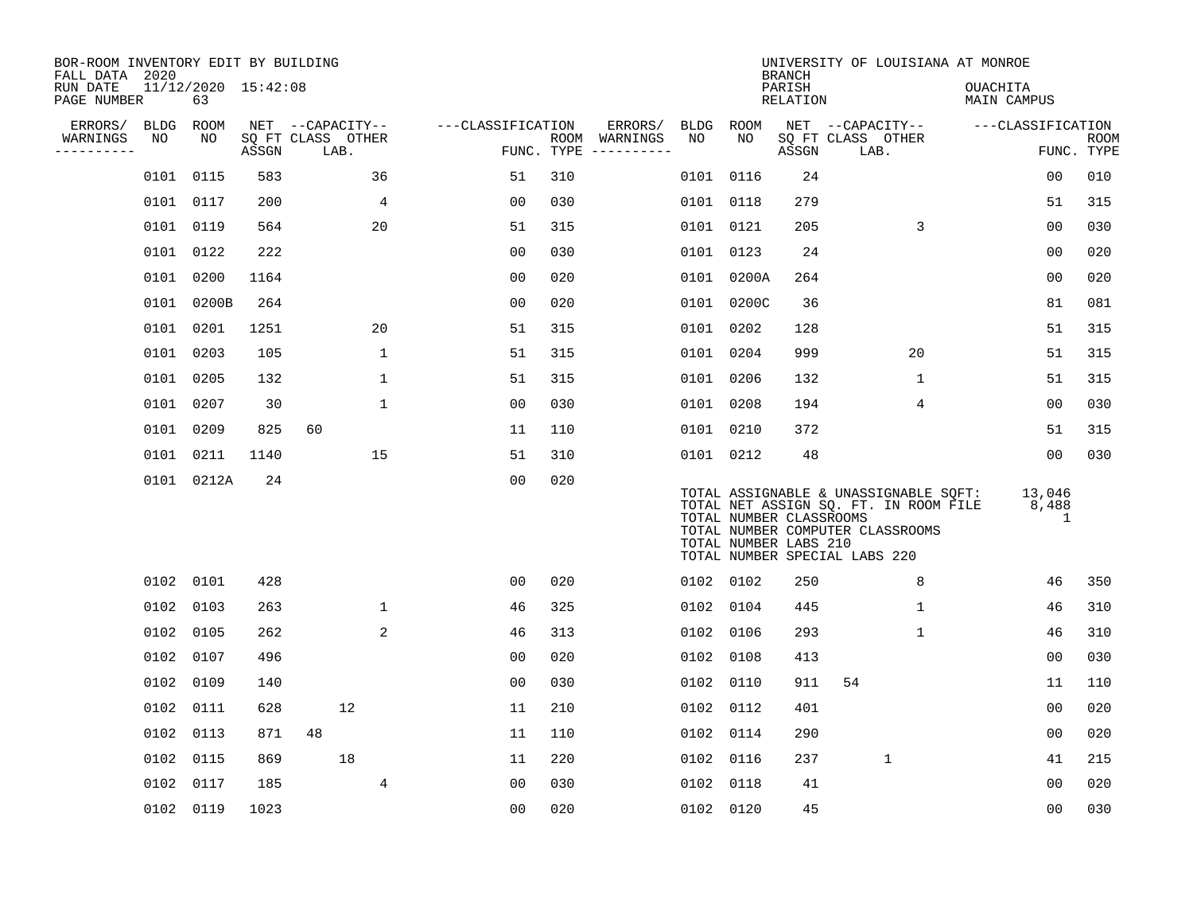BOR-ROOM INVENTORY EDIT BY BUILDING
FALL DATA 2020
RUN DATE 11/12/2020 15:42:08
PAGE NUMBER 63

UNIVERSITY OF LOUISIANA AT MONROE
BRANCH
PARISH OUACHITA
RELATION MAIN CAMPUS

| ERRORS/ WARNINGS | BLDG NO | ROOM NO | NET SQ FT ASSGN | CAPACITY CLASS LAB. | CAPACITY OTHER | CLASSIFICATION FUNC. | ROOM TYPE | ERRORS/ WARNINGS | BLDG NO | ROOM NO | NET SQ FT ASSGN | CAPACITY CLASS LAB. | CAPACITY OTHER | CLASSIFICATION FUNC. | ROOM TYPE |
|---|---|---|---|---|---|---|---|---|---|---|---|---|---|---|---|
| | 0101 | 0115 | 583 | | 36 | 51 | 310 | | 0101 | 0116 | 24 | | | 00 | 010 |
| | 0101 | 0117 | 200 | | 4 | 00 | 030 | | 0101 | 0118 | 279 | | | 51 | 315 |
| | 0101 | 0119 | 564 | | 20 | 51 | 315 | | 0101 | 0121 | 205 | | 3 | 00 | 030 |
| | 0101 | 0122 | 222 | | | 00 | 030 | | 0101 | 0123 | 24 | | | 00 | 020 |
| | 0101 | 0200 | 1164 | | | 00 | 020 | | 0101 | 0200A | 264 | | | 00 | 020 |
| | 0101 | 0200B | 264 | | | 00 | 020 | | 0101 | 0200C | 36 | | | 81 | 081 |
| | 0101 | 0201 | 1251 | | 20 | 51 | 315 | | 0101 | 0202 | 128 | | | 51 | 315 |
| | 0101 | 0203 | 105 | | 1 | 51 | 315 | | 0101 | 0204 | 999 | | 20 | 51 | 315 |
| | 0101 | 0205 | 132 | | 1 | 51 | 315 | | 0101 | 0206 | 132 | | 1 | 51 | 315 |
| | 0101 | 0207 | 30 | | 1 | 00 | 030 | | 0101 | 0208 | 194 | | 4 | 00 | 030 |
| | 0101 | 0209 | 825 | 60 | | 11 | 110 | | 0101 | 0210 | 372 | | | 51 | 315 |
| | 0101 | 0211 | 1140 | | 15 | 51 | 310 | | 0101 | 0212 | 48 | | | 00 | 030 |
| | 0101 | 0212A | 24 | | | 00 | 020 | | | | | | | | |

TOTAL ASSIGNABLE & UNASSIGNABLE SQFT: 13,046
TOTAL NET ASSIGN SQ. FT. IN ROOM FILE 8,488
TOTAL NUMBER CLASSROOMS 1
TOTAL NUMBER COMPUTER CLASSROOMS
TOTAL NUMBER LABS 210
TOTAL NUMBER SPECIAL LABS 220

| ERRORS/ WARNINGS | BLDG NO | ROOM NO | NET SQ FT ASSGN | CAPACITY CLASS LAB. | CAPACITY OTHER | CLASSIFICATION FUNC. | ROOM TYPE | ERRORS/ WARNINGS | BLDG NO | ROOM NO | NET SQ FT ASSGN | CAPACITY CLASS LAB. | CAPACITY OTHER | CLASSIFICATION FUNC. | ROOM TYPE |
|---|---|---|---|---|---|---|---|---|---|---|---|---|---|---|---|
| | 0102 | 0101 | 428 | | | 00 | 020 | | 0102 | 0102 | 250 | | 8 | 46 | 350 |
| | 0102 | 0103 | 263 | | 1 | 46 | 325 | | 0102 | 0104 | 445 | | 1 | 46 | 310 |
| | 0102 | 0105 | 262 | | 2 | 46 | 313 | | 0102 | 0106 | 293 | | 1 | 46 | 310 |
| | 0102 | 0107 | 496 | | | 00 | 020 | | 0102 | 0108 | 413 | | | 00 | 030 |
| | 0102 | 0109 | 140 | | | 00 | 030 | | 0102 | 0110 | 911 | 54 | | 11 | 110 |
| | 0102 | 0111 | 628 | 12 | | 11 | 210 | | 0102 | 0112 | 401 | | | 00 | 020 |
| | 0102 | 0113 | 871 | 48 | | 11 | 110 | | 0102 | 0114 | 290 | | | 00 | 020 |
| | 0102 | 0115 | 869 | 18 | | 11 | 220 | | 0102 | 0116 | 237 | 1 | | 41 | 215 |
| | 0102 | 0117 | 185 | | 4 | 00 | 030 | | 0102 | 0118 | 41 | | | 00 | 020 |
| | 0102 | 0119 | 1023 | | | 00 | 020 | | 0102 | 0120 | 45 | | | 00 | 030 |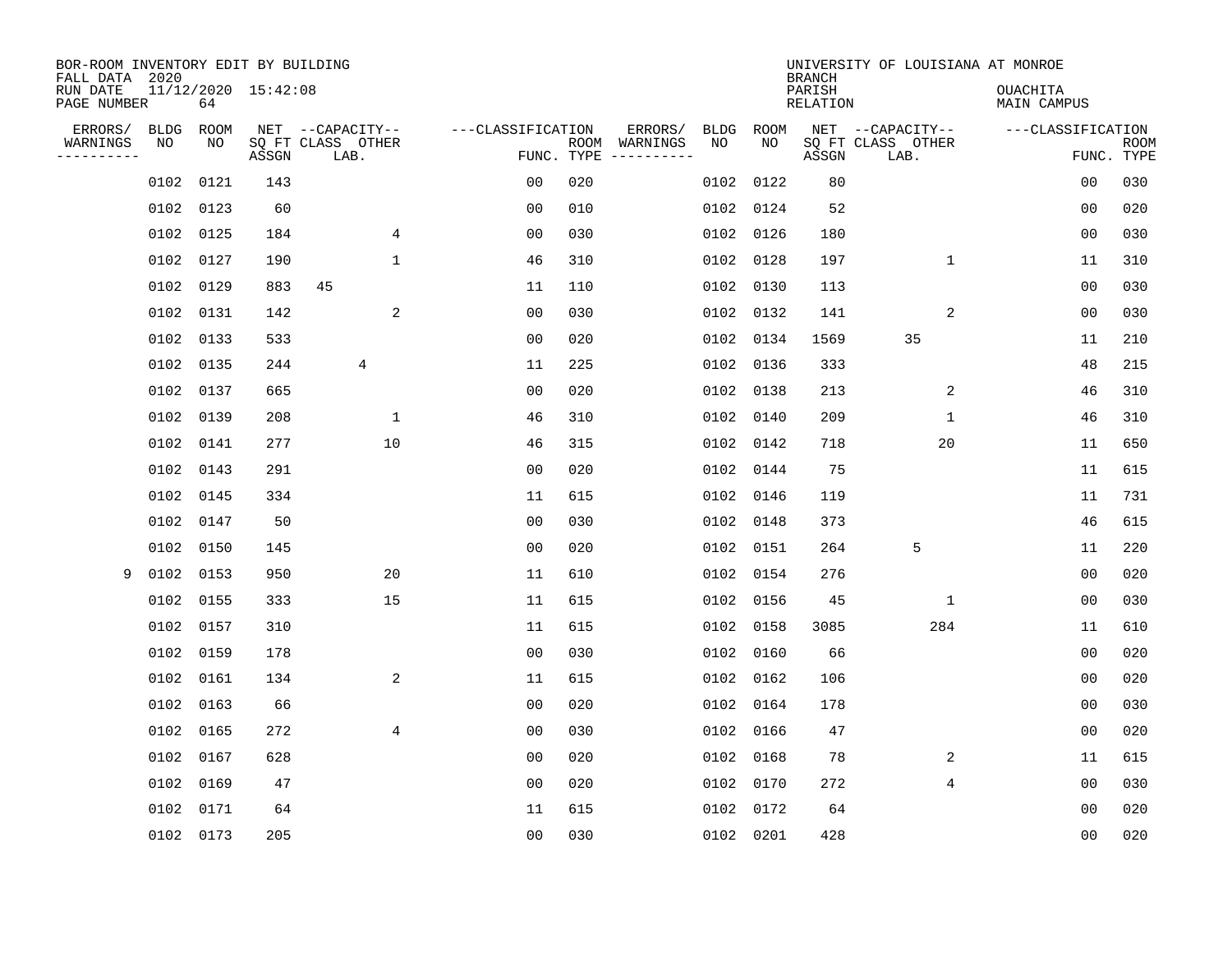BOR-ROOM INVENTORY EDIT BY BUILDING
FALL DATA 2020
RUN DATE 11/12/2020 15:42:08
PAGE NUMBER 64

UNIVERSITY OF LOUISIANA AT MONROE
BRANCH
PARISH OUACHITA
RELATION MAIN CAMPUS

| ERRORS/ WARNINGS | BLDG NO | ROOM NO | NET SQ FT ASSGN | CAPACITY CLASS | CAPACITY OTHER LAB. | CLASSIFICATION FUNC. | ROOM TYPE | ERRORS/ WARNINGS | BLDG NO | ROOM NO | NET SQ FT ASSGN | CAPACITY CLASS | CAPACITY OTHER LAB. | CLASSIFICATION FUNC. | ROOM TYPE |
|---|---|---|---|---|---|---|---|---|---|---|---|---|---|---|---|
| | 0102 | 0121 | 143 | | | 00 | 020 | | 0102 | 0122 | 80 | | | 00 | 030 |
| | 0102 | 0123 | 60 | | | 00 | 010 | | 0102 | 0124 | 52 | | | 00 | 020 |
| | 0102 | 0125 | 184 | | 4 | 00 | 030 | | 0102 | 0126 | 180 | | | 00 | 030 |
| | 0102 | 0127 | 190 | | 1 | 46 | 310 | | 0102 | 0128 | 197 | | 1 | 11 | 310 |
| | 0102 | 0129 | 883 | 45 | | 11 | 110 | | 0102 | 0130 | 113 | | | 00 | 030 |
| | 0102 | 0131 | 142 | | 2 | 00 | 030 | | 0102 | 0132 | 141 | | 2 | 00 | 030 |
| | 0102 | 0133 | 533 | | | 00 | 020 | | 0102 | 0134 | 1569 | 35 | | 11 | 210 |
| | 0102 | 0135 | 244 | 4 | | 11 | 225 | | 0102 | 0136 | 333 | | | 48 | 215 |
| | 0102 | 0137 | 665 | | | 00 | 020 | | 0102 | 0138 | 213 | | 2 | 46 | 310 |
| | 0102 | 0139 | 208 | | 1 | 46 | 310 | | 0102 | 0140 | 209 | | 1 | 46 | 310 |
| | 0102 | 0141 | 277 | | 10 | 46 | 315 | | 0102 | 0142 | 718 | | 20 | 11 | 650 |
| | 0102 | 0143 | 291 | | | 00 | 020 | | 0102 | 0144 | 75 | | | 11 | 615 |
| | 0102 | 0145 | 334 | | | 11 | 615 | | 0102 | 0146 | 119 | | | 11 | 731 |
| | 0102 | 0147 | 50 | | | 00 | 030 | | 0102 | 0148 | 373 | | | 46 | 615 |
| | 0102 | 0150 | 145 | | | 00 | 020 | | 0102 | 0151 | 264 | 5 | | 11 | 220 |
| 9 | 0102 | 0153 | 950 | | 20 | 11 | 610 | | 0102 | 0154 | 276 | | | 00 | 020 |
| | 0102 | 0155 | 333 | | 15 | 11 | 615 | | 0102 | 0156 | 45 | | 1 | 00 | 030 |
| | 0102 | 0157 | 310 | | | 11 | 615 | | 0102 | 0158 | 3085 | | 284 | 11 | 610 |
| | 0102 | 0159 | 178 | | | 00 | 030 | | 0102 | 0160 | 66 | | | 00 | 020 |
| | 0102 | 0161 | 134 | | 2 | 11 | 615 | | 0102 | 0162 | 106 | | | 00 | 020 |
| | 0102 | 0163 | 66 | | | 00 | 020 | | 0102 | 0164 | 178 | | | 00 | 030 |
| | 0102 | 0165 | 272 | | 4 | 00 | 030 | | 0102 | 0166 | 47 | | | 00 | 020 |
| | 0102 | 0167 | 628 | | | 00 | 020 | | 0102 | 0168 | 78 | | 2 | 11 | 615 |
| | 0102 | 0169 | 47 | | | 00 | 020 | | 0102 | 0170 | 272 | | 4 | 00 | 030 |
| | 0102 | 0171 | 64 | | | 11 | 615 | | 0102 | 0172 | 64 | | | 00 | 020 |
| | 0102 | 0173 | 205 | | | 00 | 030 | | 0102 | 0201 | 428 | | | 00 | 020 |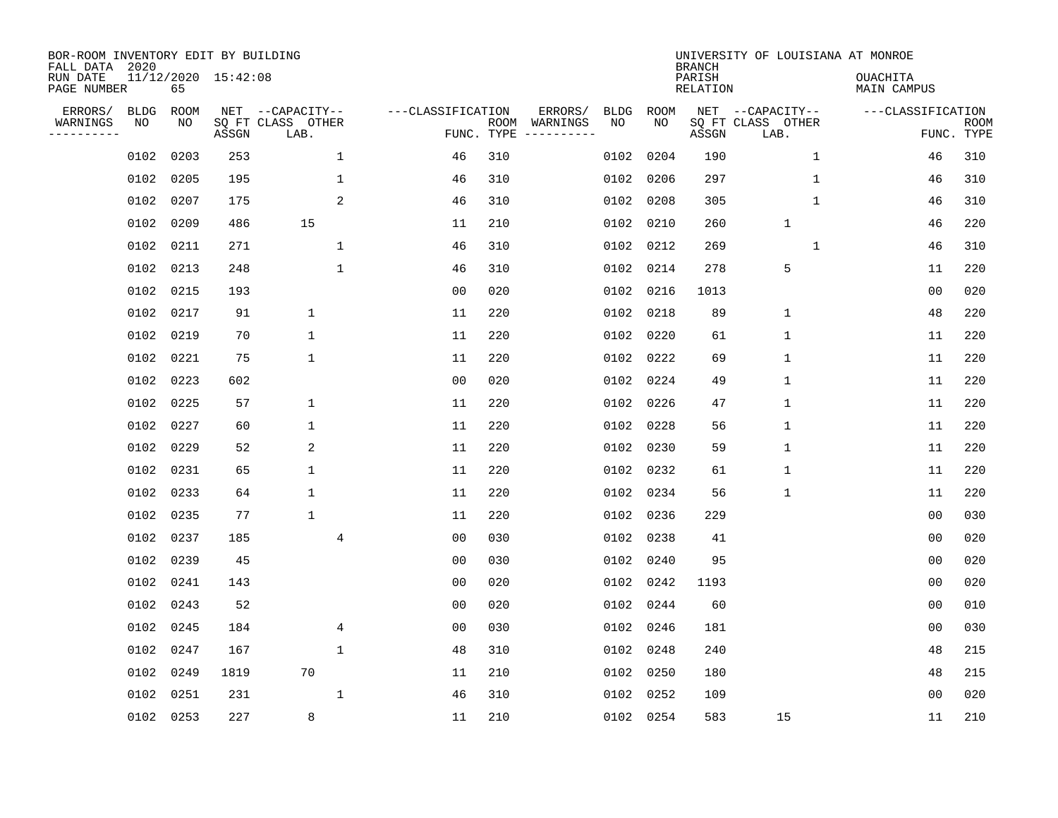BOR-ROOM INVENTORY EDIT BY BUILDING
FALL DATA 2020
RUN DATE 11/12/2020 15:42:08
PAGE NUMBER 65

UNIVERSITY OF LOUISIANA AT MONROE
BRANCH
PARISH OUACHITA
RELATION MAIN CAMPUS

| ERRORS/ WARNINGS | BLDG NO | ROOM NO | NET SQ FT ASSGN | CAPACITY CLASS LAB. | CAPACITY OTHER | CLASSIFICATION FUNC. | ROOM TYPE | ERRORS/ WARNINGS | BLDG NO | ROOM NO | NET SQ FT ASSGN | CAPACITY CLASS LAB. | CAPACITY OTHER | CLASSIFICATION FUNC. | ROOM TYPE |
|---|---|---|---|---|---|---|---|---|---|---|---|---|---|---|---|
| | 0102 | 0203 | 253 | | 1 | 46 | 310 | | 0102 | 0204 | 190 | | 1 | 46 | 310 |
| | 0102 | 0205 | 195 | | 1 | 46 | 310 | | 0102 | 0206 | 297 | | 1 | 46 | 310 |
| | 0102 | 0207 | 175 | | 2 | 46 | 310 | | 0102 | 0208 | 305 | | 1 | 46 | 310 |
| | 0102 | 0209 | 486 | 15 | | 11 | 210 | | 0102 | 0210 | 260 | 1 | | 46 | 220 |
| | 0102 | 0211 | 271 | | 1 | 46 | 310 | | 0102 | 0212 | 269 | | 1 | 46 | 310 |
| | 0102 | 0213 | 248 | | 1 | 46 | 310 | | 0102 | 0214 | 278 | 5 | | 11 | 220 |
| | 0102 | 0215 | 193 | | | 00 | 020 | | 0102 | 0216 | 1013 | | | 00 | 020 |
| | 0102 | 0217 | 91 | 1 | | 11 | 220 | | 0102 | 0218 | 89 | 1 | | 48 | 220 |
| | 0102 | 0219 | 70 | 1 | | 11 | 220 | | 0102 | 0220 | 61 | 1 | | 11 | 220 |
| | 0102 | 0221 | 75 | 1 | | 11 | 220 | | 0102 | 0222 | 69 | 1 | | 11 | 220 |
| | 0102 | 0223 | 602 | | | 00 | 020 | | 0102 | 0224 | 49 | 1 | | 11 | 220 |
| | 0102 | 0225 | 57 | 1 | | 11 | 220 | | 0102 | 0226 | 47 | 1 | | 11 | 220 |
| | 0102 | 0227 | 60 | 1 | | 11 | 220 | | 0102 | 0228 | 56 | 1 | | 11 | 220 |
| | 0102 | 0229 | 52 | 2 | | 11 | 220 | | 0102 | 0230 | 59 | 1 | | 11 | 220 |
| | 0102 | 0231 | 65 | 1 | | 11 | 220 | | 0102 | 0232 | 61 | 1 | | 11 | 220 |
| | 0102 | 0233 | 64 | 1 | | 11 | 220 | | 0102 | 0234 | 56 | 1 | | 11 | 220 |
| | 0102 | 0235 | 77 | 1 | | 11 | 220 | | 0102 | 0236 | 229 | | | 00 | 030 |
| | 0102 | 0237 | 185 | | 4 | 00 | 030 | | 0102 | 0238 | 41 | | | 00 | 020 |
| | 0102 | 0239 | 45 | | | 00 | 030 | | 0102 | 0240 | 95 | | | 00 | 020 |
| | 0102 | 0241 | 143 | | | 00 | 020 | | 0102 | 0242 | 1193 | | | 00 | 020 |
| | 0102 | 0243 | 52 | | | 00 | 020 | | 0102 | 0244 | 60 | | | 00 | 010 |
| | 0102 | 0245 | 184 | | 4 | 00 | 030 | | 0102 | 0246 | 181 | | | 00 | 030 |
| | 0102 | 0247 | 167 | | 1 | 48 | 310 | | 0102 | 0248 | 240 | | | 48 | 215 |
| | 0102 | 0249 | 1819 | 70 | | 11 | 210 | | 0102 | 0250 | 180 | | | 48 | 215 |
| | 0102 | 0251 | 231 | | 1 | 46 | 310 | | 0102 | 0252 | 109 | | | 00 | 020 |
| | 0102 | 0253 | 227 | 8 | | 11 | 210 | | 0102 | 0254 | 583 | 15 | | 11 | 210 |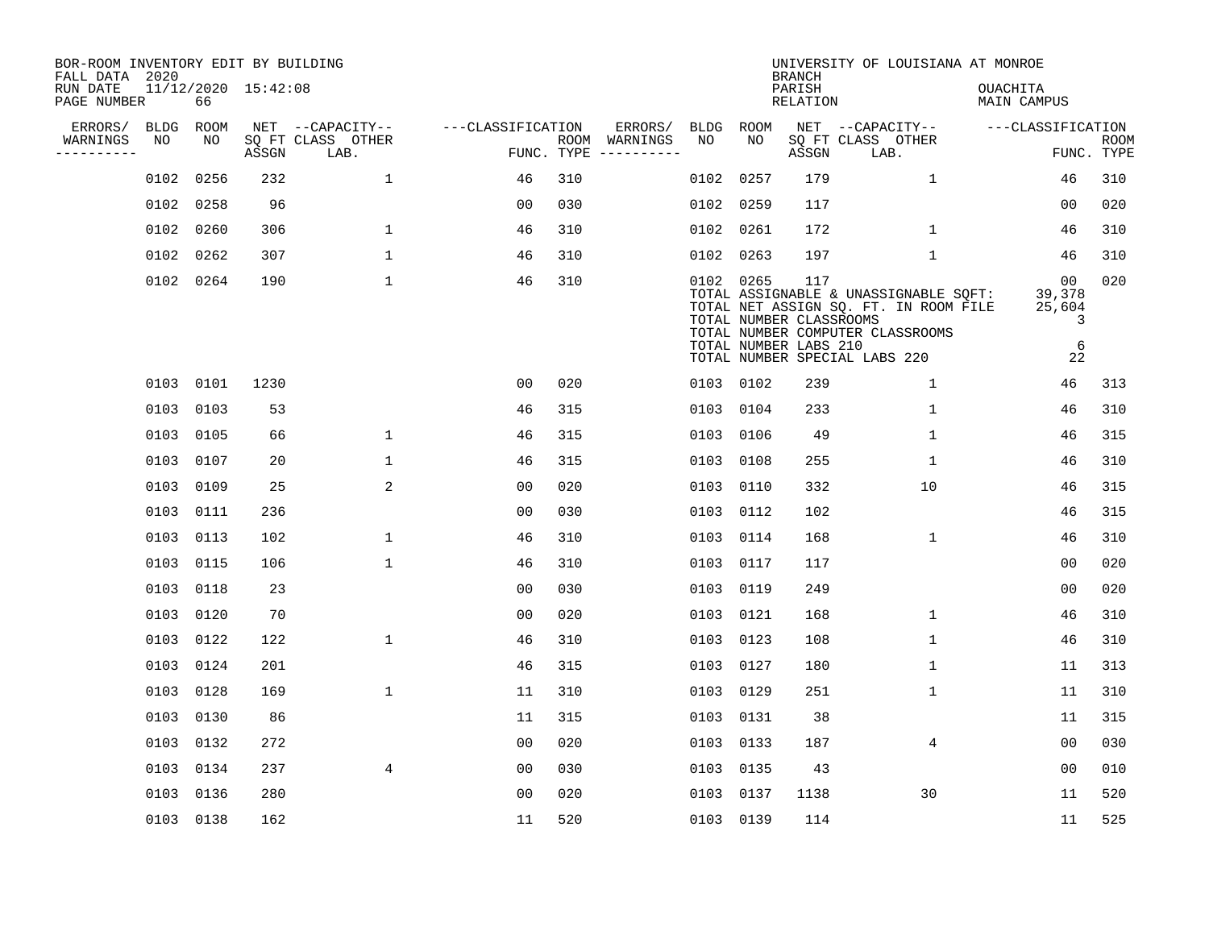BOR-ROOM INVENTORY EDIT BY BUILDING
FALL DATA 2020
RUN DATE 11/12/2020 15:42:08
PAGE NUMBER 66

UNIVERSITY OF LOUISIANA AT MONROE
BRANCH
PARISH OUACHITA
RELATION MAIN CAMPUS

| ERRORS/ WARNINGS | BLDG NO | ROOM NO | NET SQ FT ASSGN | CAPACITY CLASS LAB. | CAPACITY OTHER | CLASSIFICATION FUNC. | ROOM TYPE | ERRORS/ WARNINGS | BLDG NO | ROOM NO | NET SQ FT ASSGN | CAPACITY CLASS LAB. | CAPACITY OTHER | CLASSIFICATION FUNC. | ROOM TYPE |
|---|---|---|---|---|---|---|---|---|---|---|---|---|---|---|---|
| | 0102 | 0256 | 232 | | 1 | 46 | 310 | | 0102 | 0257 | 179 | | 1 | 46 | 310 |
| | 0102 | 0258 | 96 | | | 00 | 030 | | 0102 | 0259 | 117 | | | 00 | 020 |
| | 0102 | 0260 | 306 | | 1 | 46 | 310 | | 0102 | 0261 | 172 | | 1 | 46 | 310 |
| | 0102 | 0262 | 307 | | 1 | 46 | 310 | | 0102 | 0263 | 197 | | 1 | 46 | 310 |
| | 0102 | 0264 | 190 | | 1 | 46 | 310 | | 0102 | 0265 | 117 | | | 00 | 020 |

TOTAL ASSIGNABLE & UNASSIGNABLE SQFT: 39,378
TOTAL NET ASSIGN SQ. FT. IN ROOM FILE 25,604
TOTAL NUMBER CLASSROOMS 3
TOTAL NUMBER COMPUTER CLASSROOMS
TOTAL NUMBER LABS 210 6
TOTAL NUMBER SPECIAL LABS 220 22

| ERRORS/ WARNINGS | BLDG NO | ROOM NO | NET SQ FT ASSGN | CAPACITY CLASS LAB. | CAPACITY OTHER | CLASSIFICATION FUNC. | ROOM TYPE | ERRORS/ WARNINGS | BLDG NO | ROOM NO | NET SQ FT ASSGN | CAPACITY CLASS LAB. | CAPACITY OTHER | CLASSIFICATION FUNC. | ROOM TYPE |
|---|---|---|---|---|---|---|---|---|---|---|---|---|---|---|---|
| | 0103 | 0101 | 1230 | | | 00 | 020 | | 0103 | 0102 | 239 | | 1 | 46 | 313 |
| | 0103 | 0103 | 53 | | | 46 | 315 | | 0103 | 0104 | 233 | | 1 | 46 | 310 |
| | 0103 | 0105 | 66 | | 1 | 46 | 315 | | 0103 | 0106 | 49 | | 1 | 46 | 315 |
| | 0103 | 0107 | 20 | | 1 | 46 | 315 | | 0103 | 0108 | 255 | | 1 | 46 | 310 |
| | 0103 | 0109 | 25 | | 2 | 00 | 020 | | 0103 | 0110 | 332 | | 10 | 46 | 315 |
| | 0103 | 0111 | 236 | | | 00 | 030 | | 0103 | 0112 | 102 | | | 46 | 315 |
| | 0103 | 0113 | 102 | | 1 | 46 | 310 | | 0103 | 0114 | 168 | | 1 | 46 | 310 |
| | 0103 | 0115 | 106 | | 1 | 46 | 310 | | 0103 | 0117 | 117 | | | 00 | 020 |
| | 0103 | 0118 | 23 | | | 00 | 030 | | 0103 | 0119 | 249 | | | 00 | 020 |
| | 0103 | 0120 | 70 | | | 00 | 020 | | 0103 | 0121 | 168 | | 1 | 46 | 310 |
| | 0103 | 0122 | 122 | | 1 | 46 | 310 | | 0103 | 0123 | 108 | | 1 | 46 | 310 |
| | 0103 | 0124 | 201 | | | 46 | 315 | | 0103 | 0127 | 180 | | 1 | 11 | 313 |
| | 0103 | 0128 | 169 | | 1 | 11 | 310 | | 0103 | 0129 | 251 | | 1 | 11 | 310 |
| | 0103 | 0130 | 86 | | | 11 | 315 | | 0103 | 0131 | 38 | | | 11 | 315 |
| | 0103 | 0132 | 272 | | | 00 | 020 | | 0103 | 0133 | 187 | | 4 | 00 | 030 |
| | 0103 | 0134 | 237 | | 4 | 00 | 030 | | 0103 | 0135 | 43 | | | 00 | 010 |
| | 0103 | 0136 | 280 | | | 00 | 020 | | 0103 | 0137 | 1138 | | 30 | 11 | 520 |
| | 0103 | 0138 | 162 | | | 11 | 520 | | 0103 | 0139 | 114 | | | 11 | 525 |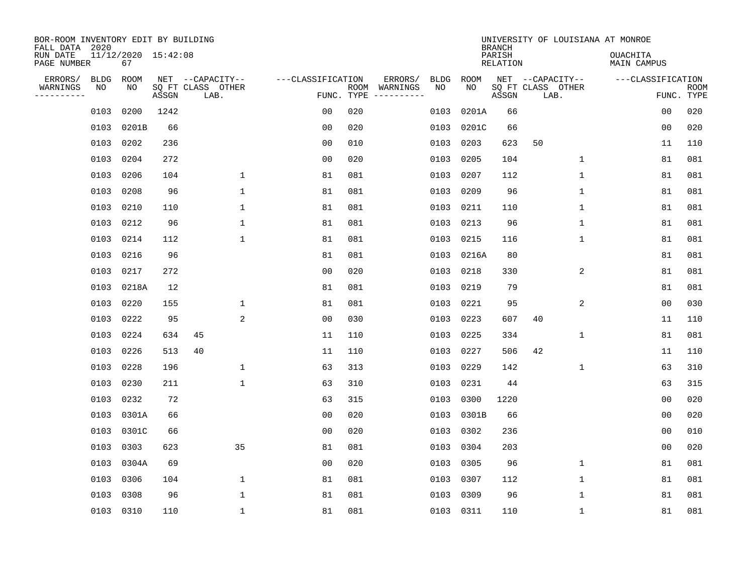BOR-ROOM INVENTORY EDIT BY BUILDING
FALL DATA 2020
RUN DATE 11/12/2020 15:42:08
PAGE NUMBER 67

UNIVERSITY OF LOUISIANA AT MONROE
BRANCH
PARISH OUACHITA
RELATION MAIN CAMPUS

| ERRORS/ WARNINGS | BLDG NO | ROOM NO | NET SQ FT ASSGN | CAPACITY CLASS | CAPACITY LAB. | CAPACITY OTHER | CLASSIFICATION FUNC. | ROOM TYPE | ERRORS/ WARNINGS | BLDG NO | ROOM NO | NET SQ FT ASSGN | CAPACITY CLASS | CAPACITY LAB. | CAPACITY OTHER | CLASSIFICATION FUNC. | ROOM TYPE |
|---|---|---|---|---|---|---|---|---|---|---|---|---|---|---|---|---|---|
| | 0103 | 0200 | 1242 | | | | 00 | 020 | | 0103 | 0201A | 66 | | | | 00 | 020 |
| | 0103 | 0201B | 66 | | | | 00 | 020 | | 0103 | 0201C | 66 | | | | 00 | 020 |
| | 0103 | 0202 | 236 | | | | 00 | 010 | | 0103 | 0203 | 623 | 50 | | | 11 | 110 |
| | 0103 | 0204 | 272 | | | | 00 | 020 | | 0103 | 0205 | 104 | | | 1 | 81 | 081 |
| | 0103 | 0206 | 104 | | | 1 | 81 | 081 | | 0103 | 0207 | 112 | | | 1 | 81 | 081 |
| | 0103 | 0208 | 96 | | | 1 | 81 | 081 | | 0103 | 0209 | 96 | | | 1 | 81 | 081 |
| | 0103 | 0210 | 110 | | | 1 | 81 | 081 | | 0103 | 0211 | 110 | | | 1 | 81 | 081 |
| | 0103 | 0212 | 96 | | | 1 | 81 | 081 | | 0103 | 0213 | 96 | | | 1 | 81 | 081 |
| | 0103 | 0214 | 112 | | | 1 | 81 | 081 | | 0103 | 0215 | 116 | | | 1 | 81 | 081 |
| | 0103 | 0216 | 96 | | | | 81 | 081 | | 0103 | 0216A | 80 | | | | 81 | 081 |
| | 0103 | 0217 | 272 | | | | 00 | 020 | | 0103 | 0218 | 330 | | | 2 | 81 | 081 |
| | 0103 | 0218A | 12 | | | | 81 | 081 | | 0103 | 0219 | 79 | | | | 81 | 081 |
| | 0103 | 0220 | 155 | | | 1 | 81 | 081 | | 0103 | 0221 | 95 | | | 2 | 00 | 030 |
| | 0103 | 0222 | 95 | | | 2 | 00 | 030 | | 0103 | 0223 | 607 | 40 | | | 11 | 110 |
| | 0103 | 0224 | 634 | 45 | | | 11 | 110 | | 0103 | 0225 | 334 | | | 1 | 81 | 081 |
| | 0103 | 0226 | 513 | 40 | | | 11 | 110 | | 0103 | 0227 | 506 | 42 | | | 11 | 110 |
| | 0103 | 0228 | 196 | | | 1 | 63 | 313 | | 0103 | 0229 | 142 | | | 1 | 63 | 310 |
| | 0103 | 0230 | 211 | | | 1 | 63 | 310 | | 0103 | 0231 | 44 | | | | 63 | 315 |
| | 0103 | 0232 | 72 | | | | 63 | 315 | | 0103 | 0300 | 1220 | | | | 00 | 020 |
| | 0103 | 0301A | 66 | | | | 00 | 020 | | 0103 | 0301B | 66 | | | | 00 | 020 |
| | 0103 | 0301C | 66 | | | | 00 | 020 | | 0103 | 0302 | 236 | | | | 00 | 010 |
| | 0103 | 0303 | 623 | | | 35 | 81 | 081 | | 0103 | 0304 | 203 | | | | 00 | 020 |
| | 0103 | 0304A | 69 | | | | 00 | 020 | | 0103 | 0305 | 96 | | | 1 | 81 | 081 |
| | 0103 | 0306 | 104 | | | 1 | 81 | 081 | | 0103 | 0307 | 112 | | | 1 | 81 | 081 |
| | 0103 | 0308 | 96 | | | 1 | 81 | 081 | | 0103 | 0309 | 96 | | | 1 | 81 | 081 |
| | 0103 | 0310 | 110 | | | 1 | 81 | 081 | | 0103 | 0311 | 110 | | | 1 | 81 | 081 |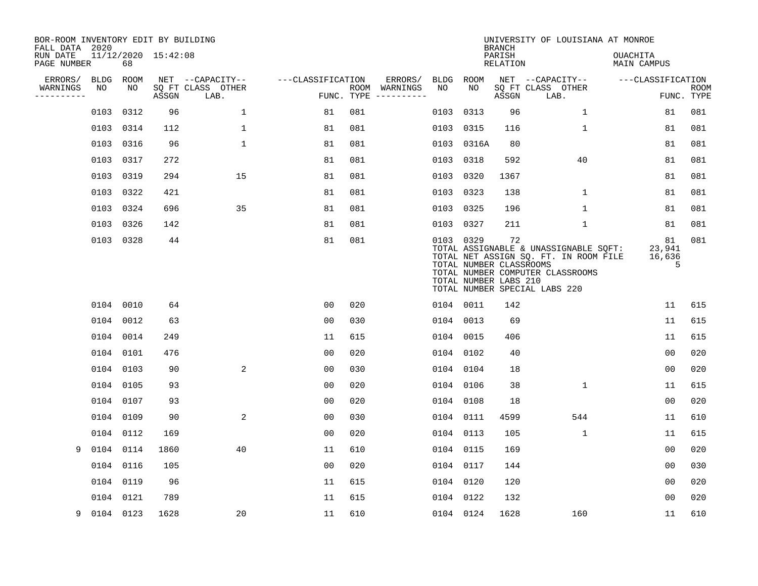BOR-ROOM INVENTORY EDIT BY BUILDING
FALL DATA 2020
RUN DATE 11/12/2020 15:42:08
PAGE NUMBER 68

UNIVERSITY OF LOUISIANA AT MONROE
BRANCH
PARISH OUACHITA
RELATION MAIN CAMPUS

| ERRORS/ WARNINGS | BLDG NO | ROOM NO | NET SQ FT ASSGN | --CAPACITY-- CLASS LAB. | OTHER | ---CLASSIFICATION FUNC. | ROOM TYPE | ERRORS/ WARNINGS | BLDG NO | ROOM NO | NET SQ FT ASSGN | --CAPACITY-- CLASS LAB. | OTHER | ---CLASSIFICATION FUNC. | ROOM TYPE |
|---|---|---|---|---|---|---|---|---|---|---|---|---|---|---|---|
| | 0103 | 0312 | 96 | | 1 | 81 | 081 | | 0103 | 0313 | 96 | | 1 | 81 | 081 |
| | 0103 | 0314 | 112 | | 1 | 81 | 081 | | 0103 | 0315 | 116 | | 1 | 81 | 081 |
| | 0103 | 0316 | 96 | | 1 | 81 | 081 | | 0103 | 0316A | 80 | | | 81 | 081 |
| | 0103 | 0317 | 272 | | | 81 | 081 | | 0103 | 0318 | 592 | | 40 | 81 | 081 |
| | 0103 | 0319 | 294 | | 15 | 81 | 081 | | 0103 | 0320 | 1367 | | | 81 | 081 |
| | 0103 | 0322 | 421 | | | 81 | 081 | | 0103 | 0323 | 138 | | 1 | 81 | 081 |
| | 0103 | 0324 | 696 | | 35 | 81 | 081 | | 0103 | 0325 | 196 | | 1 | 81 | 081 |
| | 0103 | 0326 | 142 | | | 81 | 081 | | 0103 | 0327 | 211 | | 1 | 81 | 081 |
| | 0103 | 0328 | 44 | | | 81 | 081 | | 0103 | 0329 | 72 | | | 81 | 081 |

TOTAL ASSIGNABLE & UNASSIGNABLE SQFT: 23,941
TOTAL NET ASSIGN SQ. FT. IN ROOM FILE 16,636
TOTAL NUMBER CLASSROOMS 5
TOTAL NUMBER COMPUTER CLASSROOMS
TOTAL NUMBER LABS 210
TOTAL NUMBER SPECIAL LABS 220

| ERRORS/ WARNINGS | BLDG NO | ROOM NO | NET SQ FT ASSGN | --CAPACITY-- CLASS LAB. | OTHER | ---CLASSIFICATION FUNC. | ROOM TYPE | ERRORS/ WARNINGS | BLDG NO | ROOM NO | NET SQ FT ASSGN | --CAPACITY-- CLASS LAB. | OTHER | ---CLASSIFICATION FUNC. | ROOM TYPE |
|---|---|---|---|---|---|---|---|---|---|---|---|---|---|---|---|
| | 0104 | 0010 | 64 | | | 00 | 020 | | 0104 | 0011 | 142 | | | 11 | 615 |
| | 0104 | 0012 | 63 | | | 00 | 030 | | 0104 | 0013 | 69 | | | 11 | 615 |
| | 0104 | 0014 | 249 | | | 11 | 615 | | 0104 | 0015 | 406 | | | 11 | 615 |
| | 0104 | 0101 | 476 | | | 00 | 020 | | 0104 | 0102 | 40 | | | 00 | 020 |
| | 0104 | 0103 | 90 | | 2 | 00 | 030 | | 0104 | 0104 | 18 | | | 00 | 020 |
| | 0104 | 0105 | 93 | | | 00 | 020 | | 0104 | 0106 | 38 | | 1 | 11 | 615 |
| | 0104 | 0107 | 93 | | | 00 | 020 | | 0104 | 0108 | 18 | | | 00 | 020 |
| | 0104 | 0109 | 90 | | 2 | 00 | 030 | | 0104 | 0111 | 4599 | | 544 | 11 | 610 |
| | 0104 | 0112 | 169 | | | 00 | 020 | | 0104 | 0113 | 105 | | 1 | 11 | 615 |
| 9 | 0104 | 0114 | 1860 | | 40 | 11 | 610 | | 0104 | 0115 | 169 | | | 00 | 020 |
| | 0104 | 0116 | 105 | | | 00 | 020 | | 0104 | 0117 | 144 | | | 00 | 030 |
| | 0104 | 0119 | 96 | | | 11 | 615 | | 0104 | 0120 | 120 | | | 00 | 020 |
| | 0104 | 0121 | 789 | | | 11 | 615 | | 0104 | 0122 | 132 | | | 00 | 020 |
| 9 | 0104 | 0123 | 1628 | | 20 | 11 | 610 | | 0104 | 0124 | 1628 | | 160 | 11 | 610 |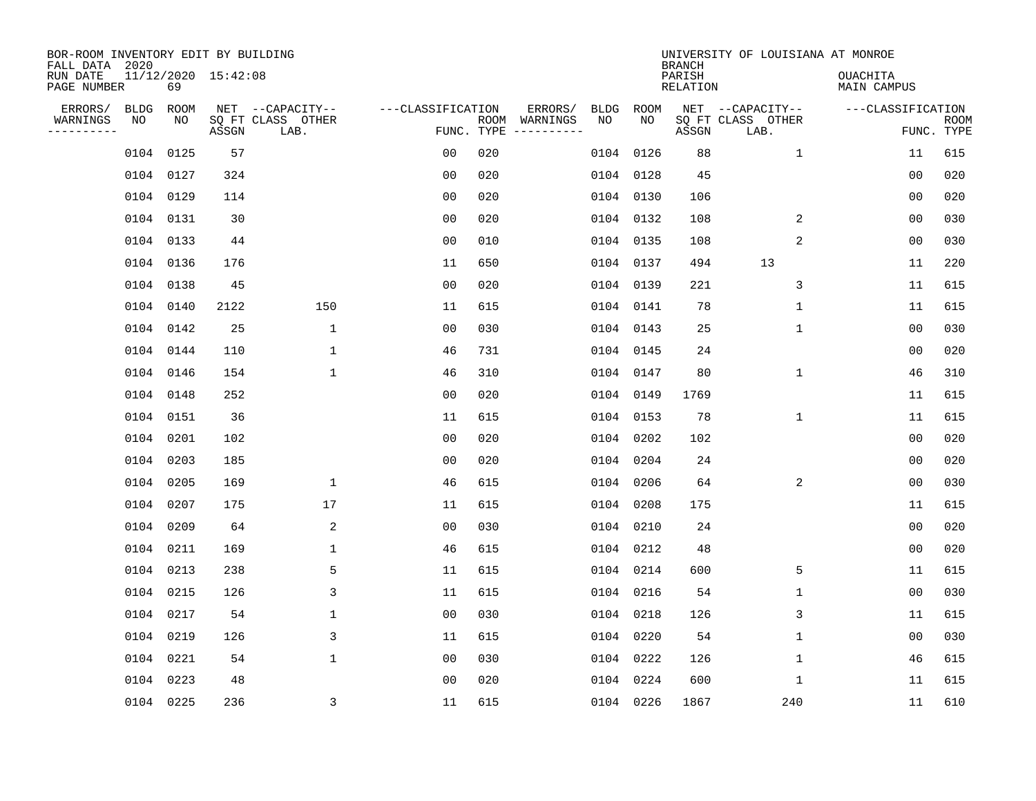BOR-ROOM INVENTORY EDIT BY BUILDING
FALL DATA 2020
RUN DATE 11/12/2020 15:42:08
PAGE NUMBER 69

UNIVERSITY OF LOUISIANA AT MONROE
BRANCH
PARISH OUACHITA
RELATION MAIN CAMPUS

| ERRORS/ WARNINGS | BLDG NO | ROOM NO | NET SQ FT ASSGN | CAPACITY-- CLASS LAB. | OTHER | FUNC. | ROOM TYPE | ERRORS/ WARNINGS | BLDG NO | ROOM NO | NET SQ FT ASSGN | CAPACITY-- CLASS LAB. | OTHER | FUNC. | ROOM TYPE |
|---|---|---|---|---|---|---|---|---|---|---|---|---|---|---|---|
| | 0104 | 0125 | 57 | | | 00 | 020 | | 0104 | 0126 | 88 | | 1 | 11 | 615 |
| | 0104 | 0127 | 324 | | | 00 | 020 | | 0104 | 0128 | 45 | | | 00 | 020 |
| | 0104 | 0129 | 114 | | | 00 | 020 | | 0104 | 0130 | 106 | | | 00 | 020 |
| | 0104 | 0131 | 30 | | | 00 | 020 | | 0104 | 0132 | 108 | | 2 | 00 | 030 |
| | 0104 | 0133 | 44 | | | 00 | 010 | | 0104 | 0135 | 108 | | 2 | 00 | 030 |
| | 0104 | 0136 | 176 | | | 11 | 650 | | 0104 | 0137 | 494 | 13 | | 11 | 220 |
| | 0104 | 0138 | 45 | | | 00 | 020 | | 0104 | 0139 | 221 | | 3 | 11 | 615 |
| | 0104 | 0140 | 2122 | | 150 | 11 | 615 | | 0104 | 0141 | 78 | | 1 | 11 | 615 |
| | 0104 | 0142 | 25 | | 1 | 00 | 030 | | 0104 | 0143 | 25 | | 1 | 00 | 030 |
| | 0104 | 0144 | 110 | | 1 | 46 | 731 | | 0104 | 0145 | 24 | | | 00 | 020 |
| | 0104 | 0146 | 154 | | 1 | 46 | 310 | | 0104 | 0147 | 80 | | 1 | 46 | 310 |
| | 0104 | 0148 | 252 | | | 00 | 020 | | 0104 | 0149 | 1769 | | | 11 | 615 |
| | 0104 | 0151 | 36 | | | 11 | 615 | | 0104 | 0153 | 78 | | 1 | 11 | 615 |
| | 0104 | 0201 | 102 | | | 00 | 020 | | 0104 | 0202 | 102 | | | 00 | 020 |
| | 0104 | 0203 | 185 | | | 00 | 020 | | 0104 | 0204 | 24 | | | 00 | 020 |
| | 0104 | 0205 | 169 | | 1 | 46 | 615 | | 0104 | 0206 | 64 | | 2 | 00 | 030 |
| | 0104 | 0207 | 175 | | 17 | 11 | 615 | | 0104 | 0208 | 175 | | | 11 | 615 |
| | 0104 | 0209 | 64 | | 2 | 00 | 030 | | 0104 | 0210 | 24 | | | 00 | 020 |
| | 0104 | 0211 | 169 | | 1 | 46 | 615 | | 0104 | 0212 | 48 | | | 00 | 020 |
| | 0104 | 0213 | 238 | | 5 | 11 | 615 | | 0104 | 0214 | 600 | | 5 | 11 | 615 |
| | 0104 | 0215 | 126 | | 3 | 11 | 615 | | 0104 | 0216 | 54 | | 1 | 00 | 030 |
| | 0104 | 0217 | 54 | | 1 | 00 | 030 | | 0104 | 0218 | 126 | | 3 | 11 | 615 |
| | 0104 | 0219 | 126 | | 3 | 11 | 615 | | 0104 | 0220 | 54 | | 1 | 00 | 030 |
| | 0104 | 0221 | 54 | | 1 | 00 | 030 | | 0104 | 0222 | 126 | | 1 | 46 | 615 |
| | 0104 | 0223 | 48 | | | 00 | 020 | | 0104 | 0224 | 600 | | 1 | 11 | 615 |
| | 0104 | 0225 | 236 | | 3 | 11 | 615 | | 0104 | 0226 | 1867 | | 240 | 11 | 610 |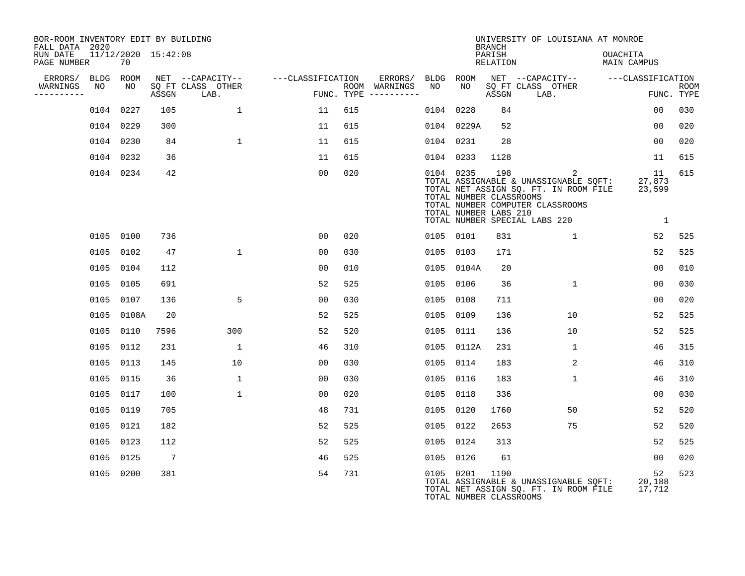BOR-ROOM INVENTORY EDIT BY BUILDING
FALL DATA 2020
RUN DATE 11/12/2020 15:42:08
PAGE NUMBER 70

UNIVERSITY OF LOUISIANA AT MONROE
BRANCH
PARISH OUACHITA
RELATION MAIN CAMPUS

| ERRORS/ WARNINGS | BLDG NO | ROOM NO | NET SQ FT ASSGN | CAPACITY CLASS | OTHER LAB. | CLASSIFICATION FUNC. | ROOM TYPE | ERRORS/ WARNINGS | BLDG NO | ROOM NO | NET SQ FT ASSGN | CAPACITY CLASS | OTHER LAB. | CLASSIFICATION FUNC. | ROOM TYPE |
|---|---|---|---|---|---|---|---|---|---|---|---|---|---|---|---|
| | 0104 | 0227 | 105 | | 1 | 11 | 615 | | 0104 | 0228 | 84 | | | 00 | 030 |
| | 0104 | 0229 | 300 | | | 11 | 615 | | 0104 | 0229A | 52 | | | 00 | 020 |
| | 0104 | 0230 | 84 | | 1 | 11 | 615 | | 0104 | 0231 | 28 | | | 00 | 020 |
| | 0104 | 0232 | 36 | | | 11 | 615 | | 0104 | 0233 | 1128 | | | 11 | 615 |
| | 0104 | 0234 | 42 | | | 00 | 020 | | 0104 | 0235 | 198 | | 2 | 11 | 615 |

TOTAL ASSIGNABLE & UNASSIGNABLE SQFT: 27,873
TOTAL NET ASSIGN SQ. FT. IN ROOM FILE 23,599
TOTAL NUMBER CLASSROOMS
TOTAL NUMBER COMPUTER CLASSROOMS
TOTAL NUMBER LABS 210
TOTAL NUMBER SPECIAL LABS 220 1

| ERRORS/ WARNINGS | BLDG NO | ROOM NO | NET SQ FT ASSGN | CAPACITY CLASS | OTHER LAB. | CLASSIFICATION FUNC. | ROOM TYPE | ERRORS/ WARNINGS | BLDG NO | ROOM NO | NET SQ FT ASSGN | CAPACITY CLASS | OTHER LAB. | CLASSIFICATION FUNC. | ROOM TYPE |
|---|---|---|---|---|---|---|---|---|---|---|---|---|---|---|---|
| | 0105 | 0100 | 736 | | | 00 | 020 | | 0105 | 0101 | 831 | | 1 | 52 | 525 |
| | 0105 | 0102 | 47 | | 1 | 00 | 030 | | 0105 | 0103 | 171 | | | 52 | 525 |
| | 0105 | 0104 | 112 | | | 00 | 010 | | 0105 | 0104A | 20 | | | 00 | 010 |
| | 0105 | 0105 | 691 | | | 52 | 525 | | 0105 | 0106 | 36 | | 1 | 00 | 030 |
| | 0105 | 0107 | 136 | | 5 | 00 | 030 | | 0105 | 0108 | 711 | | | 00 | 020 |
| | 0105 | 0108A | 20 | | | 52 | 525 | | 0105 | 0109 | 136 | | 10 | 52 | 525 |
| | 0105 | 0110 | 7596 | | 300 | 52 | 520 | | 0105 | 0111 | 136 | | 10 | 52 | 525 |
| | 0105 | 0112 | 231 | | 1 | 46 | 310 | | 0105 | 0112A | 231 | | 1 | 46 | 315 |
| | 0105 | 0113 | 145 | | 10 | 00 | 030 | | 0105 | 0114 | 183 | | 2 | 46 | 310 |
| | 0105 | 0115 | 36 | | 1 | 00 | 030 | | 0105 | 0116 | 183 | | 1 | 46 | 310 |
| | 0105 | 0117 | 100 | | 1 | 00 | 020 | | 0105 | 0118 | 336 | | | 00 | 030 |
| | 0105 | 0119 | 705 | | | 48 | 731 | | 0105 | 0120 | 1760 | | 50 | 52 | 520 |
| | 0105 | 0121 | 182 | | | 52 | 525 | | 0105 | 0122 | 2653 | | 75 | 52 | 520 |
| | 0105 | 0123 | 112 | | | 52 | 525 | | 0105 | 0124 | 313 | | | 52 | 525 |
| | 0105 | 0125 | 7 | | | 46 | 525 | | 0105 | 0126 | 61 | | | 00 | 020 |
| | 0105 | 0200 | 381 | | | 54 | 731 | | 0105 | 0201 | 1190 | | | 52 | 523 |

TOTAL ASSIGNABLE & UNASSIGNABLE SQFT: 20,188
TOTAL NET ASSIGN SQ. FT. IN ROOM FILE 17,712
TOTAL NUMBER CLASSROOMS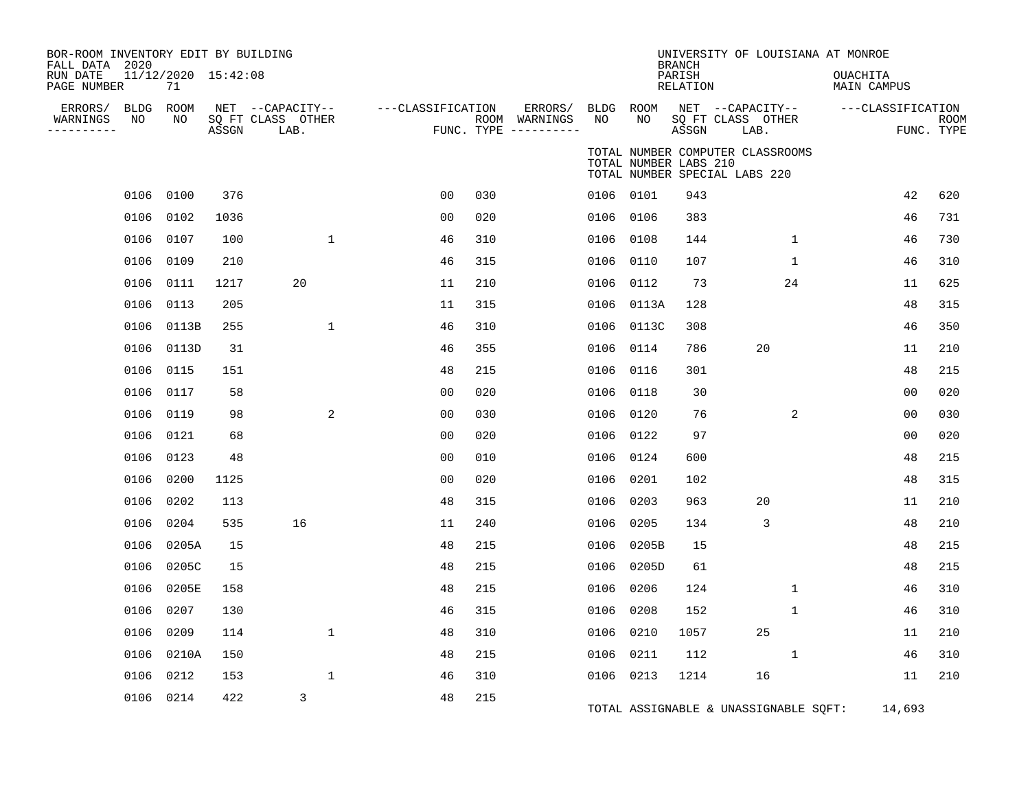BOR-ROOM INVENTORY EDIT BY BUILDING
FALL DATA 2020
RUN DATE 11/12/2020 15:42:08
PAGE NUMBER 71

UNIVERSITY OF LOUISIANA AT MONROE
BRANCH
PARISH OUACHITA
RELATION MAIN CAMPUS

TOTAL NUMBER COMPUTER CLASSROOMS
TOTAL NUMBER LABS 210
TOTAL NUMBER SPECIAL LABS 220

| ERRORS/ WARNINGS | BLDG NO | ROOM NO | NET SQ FT ASSGN | CAPACITY CLASS LAB. | CAPACITY OTHER | CLASSIFICATION FUNC. | ROOM TYPE | ERRORS/ WARNINGS | BLDG NO | ROOM NO | NET SQ FT ASSGN | CAPACITY CLASS LAB. | CAPACITY OTHER | CLASSIFICATION FUNC. | ROOM TYPE |
|---|---|---|---|---|---|---|---|---|---|---|---|---|---|---|---|
| | 0106 | 0100 | 376 | | | 00 | 030 | | 0106 | 0101 | 943 | | | 42 | 620 |
| | 0106 | 0102 | 1036 | | | 00 | 020 | | 0106 | 0106 | 383 | | | 46 | 731 |
| | 0106 | 0107 | 100 | | 1 | 46 | 310 | | 0106 | 0108 | 144 | | 1 | 46 | 730 |
| | 0106 | 0109 | 210 | | | 46 | 315 | | 0106 | 0110 | 107 | | 1 | 46 | 310 |
| | 0106 | 0111 | 1217 | 20 | | 11 | 210 | | 0106 | 0112 | 73 | | 24 | 11 | 625 |
| | 0106 | 0113 | 205 | | | 11 | 315 | | 0106 | 0113A | 128 | | | 48 | 315 |
| | 0106 | 0113B | 255 | | 1 | 46 | 310 | | 0106 | 0113C | 308 | | | 46 | 350 |
| | 0106 | 0113D | 31 | | | 46 | 355 | | 0106 | 0114 | 786 | 20 | | 11 | 210 |
| | 0106 | 0115 | 151 | | | 48 | 215 | | 0106 | 0116 | 301 | | | 48 | 215 |
| | 0106 | 0117 | 58 | | | 00 | 020 | | 0106 | 0118 | 30 | | | 00 | 020 |
| | 0106 | 0119 | 98 | | 2 | 00 | 030 | | 0106 | 0120 | 76 | | 2 | 00 | 030 |
| | 0106 | 0121 | 68 | | | 00 | 020 | | 0106 | 0122 | 97 | | | 00 | 020 |
| | 0106 | 0123 | 48 | | | 00 | 010 | | 0106 | 0124 | 600 | | | 48 | 215 |
| | 0106 | 0200 | 1125 | | | 00 | 020 | | 0106 | 0201 | 102 | | | 48 | 315 |
| | 0106 | 0202 | 113 | | | 48 | 315 | | 0106 | 0203 | 963 | 20 | | 11 | 210 |
| | 0106 | 0204 | 535 | 16 | | 11 | 240 | | 0106 | 0205 | 134 | 3 | | 48 | 210 |
| | 0106 | 0205A | 15 | | | 48 | 215 | | 0106 | 0205B | 15 | | | 48 | 215 |
| | 0106 | 0205C | 15 | | | 48 | 215 | | 0106 | 0205D | 61 | | | 48 | 215 |
| | 0106 | 0205E | 158 | | | 48 | 215 | | 0106 | 0206 | 124 | | 1 | 46 | 310 |
| | 0106 | 0207 | 130 | | | 46 | 315 | | 0106 | 0208 | 152 | | 1 | 46 | 310 |
| | 0106 | 0209 | 114 | | 1 | 48 | 310 | | 0106 | 0210 | 1057 | 25 | | 11 | 210 |
| | 0106 | 0210A | 150 | | | 48 | 215 | | 0106 | 0211 | 112 | | 1 | 46 | 310 |
| | 0106 | 0212 | 153 | | 1 | 46 | 310 | | 0106 | 0213 | 1214 | 16 | | 11 | 210 |
| | 0106 | 0214 | 422 | 3 | | 48 | 215 | | | | | | | | |

TOTAL ASSIGNABLE & UNASSIGNABLE SQFT: 14,693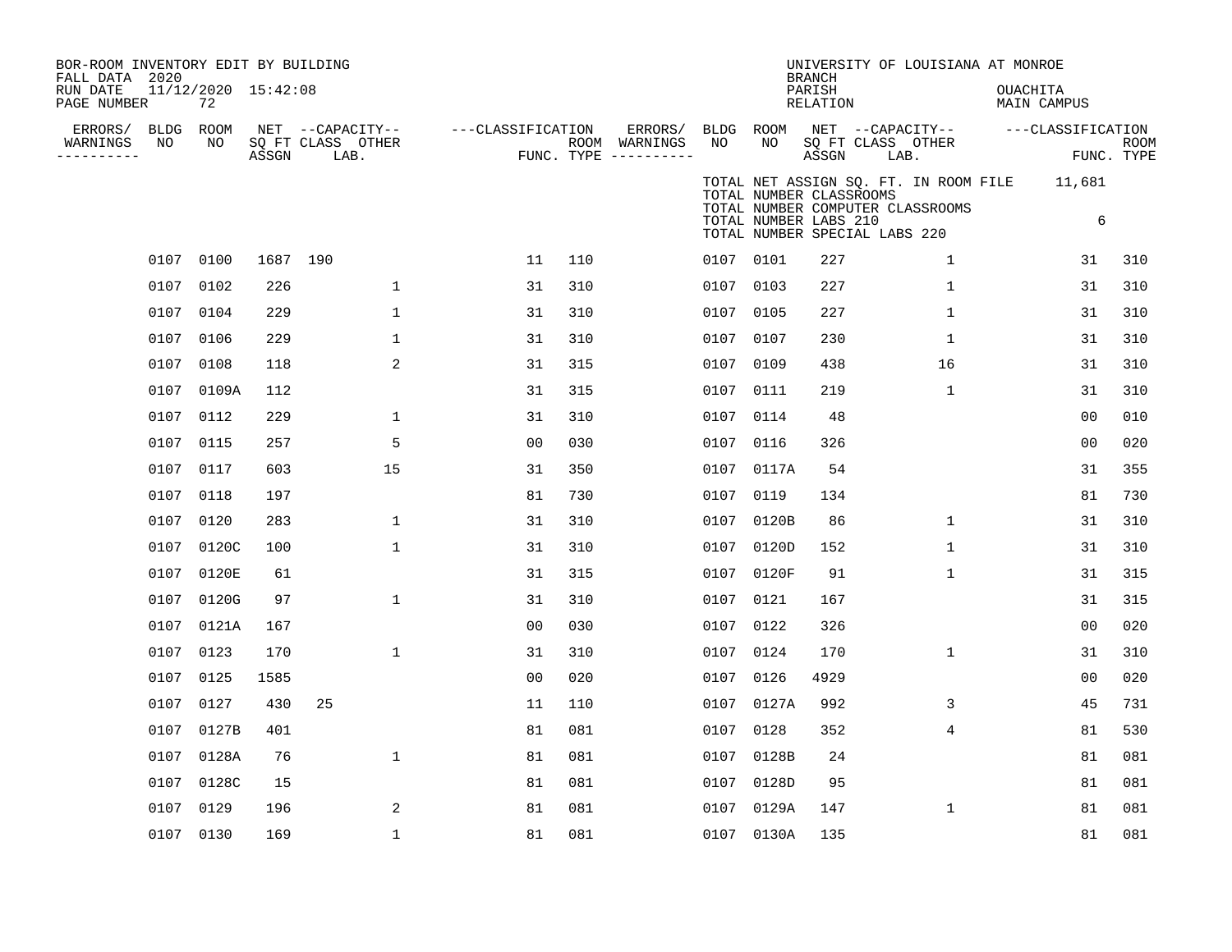BOR-ROOM INVENTORY EDIT BY BUILDING
FALL DATA 2020
RUN DATE 11/12/2020 15:42:08
PAGE NUMBER 72

UNIVERSITY OF LOUISIANA AT MONROE
BRANCH
PARISH OUACHITA
RELATION MAIN CAMPUS

TOTAL NET ASSIGN SQ. FT. IN ROOM FILE 11,681
TOTAL NUMBER CLASSROOMS
TOTAL NUMBER COMPUTER CLASSROOMS 6
TOTAL NUMBER LABS 210
TOTAL NUMBER SPECIAL LABS 220

| ERRORS/ WARNINGS | BLDG NO | ROOM NO | NET SQ FT ASSGN | CAPACITY CLASS | CAPACITY OTHER LAB. | CLASSIFICATION FUNC. | ROOM TYPE | ERRORS/ WARNINGS | BLDG NO | ROOM NO | NET SQ FT ASSGN | CAPACITY CLASS | CAPACITY OTHER LAB. | CLASSIFICATION FUNC. | ROOM TYPE |
|---|---|---|---|---|---|---|---|---|---|---|---|---|---|---|---|
| | 0107 | 0100 | 1687 | 190 | | 11 | 110 | | 0107 | 0101 | 227 | | 1 | 31 | 310 |
| | 0107 | 0102 | 226 | | 1 | 31 | 310 | | 0107 | 0103 | 227 | | 1 | 31 | 310 |
| | 0107 | 0104 | 229 | | 1 | 31 | 310 | | 0107 | 0105 | 227 | | 1 | 31 | 310 |
| | 0107 | 0106 | 229 | | 1 | 31 | 310 | | 0107 | 0107 | 230 | | 1 | 31 | 310 |
| | 0107 | 0108 | 118 | | 2 | 31 | 315 | | 0107 | 0109 | 438 | | 16 | 31 | 310 |
| | 0107 | 0109A | 112 | | | 31 | 315 | | 0107 | 0111 | 219 | | 1 | 31 | 310 |
| | 0107 | 0112 | 229 | | 1 | 31 | 310 | | 0107 | 0114 | 48 | | | 00 | 010 |
| | 0107 | 0115 | 257 | | 5 | 00 | 030 | | 0107 | 0116 | 326 | | | 00 | 020 |
| | 0107 | 0117 | 603 | | 15 | 31 | 350 | | 0107 | 0117A | 54 | | | 31 | 355 |
| | 0107 | 0118 | 197 | | | 81 | 730 | | 0107 | 0119 | 134 | | | 81 | 730 |
| | 0107 | 0120 | 283 | | 1 | 31 | 310 | | 0107 | 0120B | 86 | | 1 | 31 | 310 |
| | 0107 | 0120C | 100 | | 1 | 31 | 310 | | 0107 | 0120D | 152 | | 1 | 31 | 310 |
| | 0107 | 0120E | 61 | | | 31 | 315 | | 0107 | 0120F | 91 | | 1 | 31 | 315 |
| | 0107 | 0120G | 97 | | 1 | 31 | 310 | | 0107 | 0121 | 167 | | | 31 | 315 |
| | 0107 | 0121A | 167 | | | 00 | 030 | | 0107 | 0122 | 326 | | | 00 | 020 |
| | 0107 | 0123 | 170 | | 1 | 31 | 310 | | 0107 | 0124 | 170 | | 1 | 31 | 310 |
| | 0107 | 0125 | 1585 | | | 00 | 020 | | 0107 | 0126 | 4929 | | | 00 | 020 |
| | 0107 | 0127 | 430 | 25 | | 11 | 110 | | 0107 | 0127A | 992 | | 3 | 45 | 731 |
| | 0107 | 0127B | 401 | | | 81 | 081 | | 0107 | 0128 | 352 | | 4 | 81 | 530 |
| | 0107 | 0128A | 76 | | 1 | 81 | 081 | | 0107 | 0128B | 24 | | | 81 | 081 |
| | 0107 | 0128C | 15 | | | 81 | 081 | | 0107 | 0128D | 95 | | | 81 | 081 |
| | 0107 | 0129 | 196 | | 2 | 81 | 081 | | 0107 | 0129A | 147 | | 1 | 81 | 081 |
| | 0107 | 0130 | 169 | | 1 | 81 | 081 | | 0107 | 0130A | 135 | | | 81 | 081 |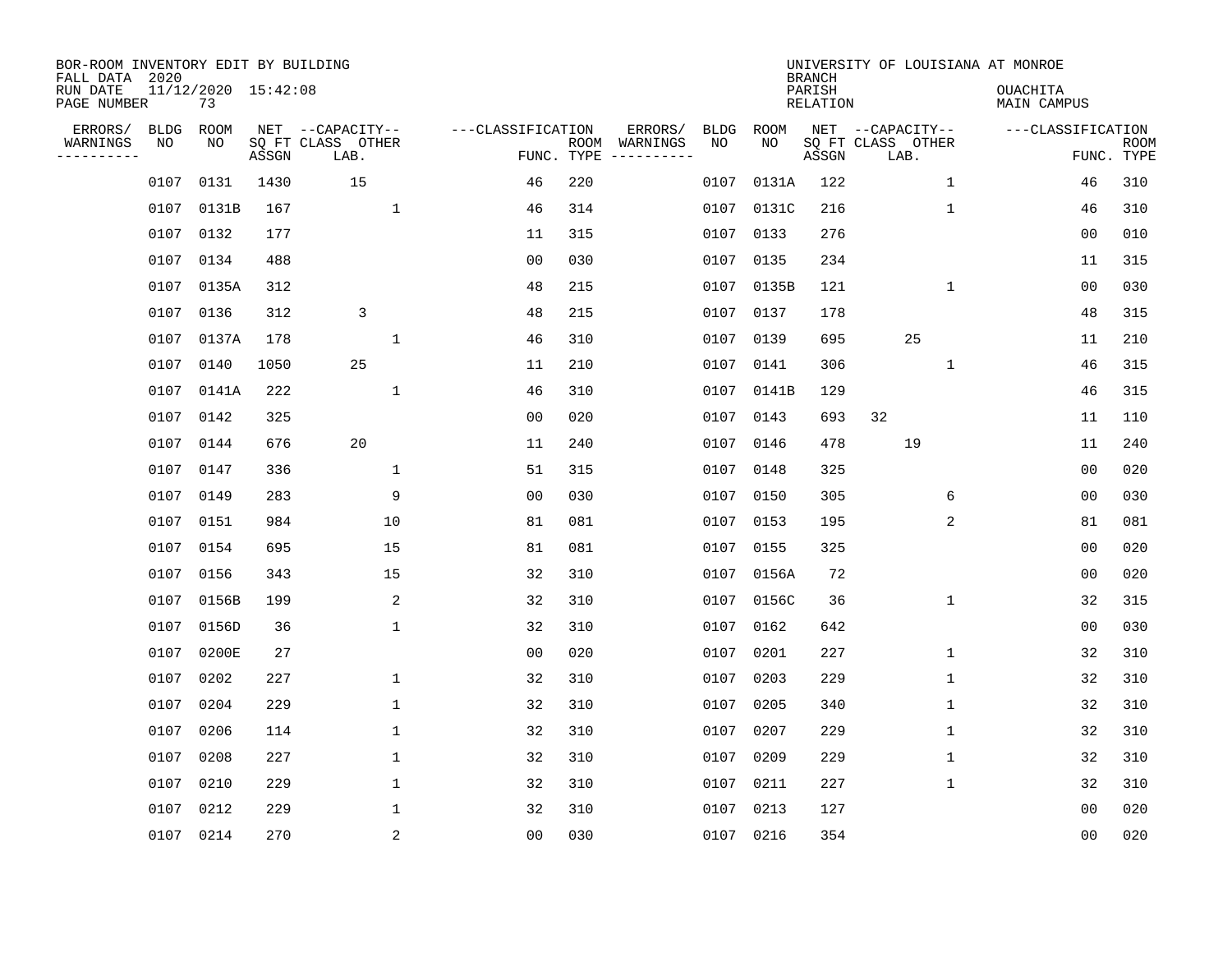BOR-ROOM INVENTORY EDIT BY BUILDING
FALL DATA 2020
RUN DATE 11/12/2020 15:42:08
PAGE NUMBER 73

UNIVERSITY OF LOUISIANA AT MONROE
BRANCH
PARISH OUACHITA
RELATION MAIN CAMPUS

| ERRORS/ WARNINGS | BLDG NO | ROOM NO | NET SQ FT ASSGN | CAPACITY CLASS LAB. | CAPACITY OTHER | CLASSIFICATION FUNC. | ROOM TYPE | ERRORS/ WARNINGS | BLDG NO | ROOM NO | NET SQ FT ASSGN | CAPACITY CLASS LAB. | CAPACITY OTHER | CLASSIFICATION FUNC. | ROOM TYPE |
|---|---|---|---|---|---|---|---|---|---|---|---|---|---|---|---|
| | 0107 | 0131 | 1430 | 15 | | 46 | 220 | | 0107 | 0131A | 122 | | 1 | 46 | 310 |
| | 0107 | 0131B | 167 | | 1 | 46 | 314 | | 0107 | 0131C | 216 | | 1 | 46 | 310 |
| | 0107 | 0132 | 177 | | | 11 | 315 | | 0107 | 0133 | 276 | | | 00 | 010 |
| | 0107 | 0134 | 488 | | | 00 | 030 | | 0107 | 0135 | 234 | | | 11 | 315 |
| | 0107 | 0135A | 312 | | | 48 | 215 | | 0107 | 0135B | 121 | | 1 | 00 | 030 |
| | 0107 | 0136 | 312 | 3 | | 48 | 215 | | 0107 | 0137 | 178 | | | 48 | 315 |
| | 0107 | 0137A | 178 | | 1 | 46 | 310 | | 0107 | 0139 | 695 | 25 | | 11 | 210 |
| | 0107 | 0140 | 1050 | 25 | | 11 | 210 | | 0107 | 0141 | 306 | | 1 | 46 | 315 |
| | 0107 | 0141A | 222 | | 1 | 46 | 310 | | 0107 | 0141B | 129 | | | 46 | 315 |
| | 0107 | 0142 | 325 | | | 00 | 020 | | 0107 | 0143 | 693 | 32 | | 11 | 110 |
| | 0107 | 0144 | 676 | 20 | | 11 | 240 | | 0107 | 0146 | 478 | 19 | | 11 | 240 |
| | 0107 | 0147 | 336 | | 1 | 51 | 315 | | 0107 | 0148 | 325 | | | 00 | 020 |
| | 0107 | 0149 | 283 | | 9 | 00 | 030 | | 0107 | 0150 | 305 | | 6 | 00 | 030 |
| | 0107 | 0151 | 984 | | 10 | 81 | 081 | | 0107 | 0153 | 195 | | 2 | 81 | 081 |
| | 0107 | 0154 | 695 | | 15 | 81 | 081 | | 0107 | 0155 | 325 | | | 00 | 020 |
| | 0107 | 0156 | 343 | | 15 | 32 | 310 | | 0107 | 0156A | 72 | | | 00 | 020 |
| | 0107 | 0156B | 199 | | 2 | 32 | 310 | | 0107 | 0156C | 36 | | 1 | 32 | 315 |
| | 0107 | 0156D | 36 | | 1 | 32 | 310 | | 0107 | 0162 | 642 | | | 00 | 030 |
| | 0107 | 0200E | 27 | | | 00 | 020 | | 0107 | 0201 | 227 | | 1 | 32 | 310 |
| | 0107 | 0202 | 227 | | 1 | 32 | 310 | | 0107 | 0203 | 229 | | 1 | 32 | 310 |
| | 0107 | 0204 | 229 | | 1 | 32 | 310 | | 0107 | 0205 | 340 | | 1 | 32 | 310 |
| | 0107 | 0206 | 114 | | 1 | 32 | 310 | | 0107 | 0207 | 229 | | 1 | 32 | 310 |
| | 0107 | 0208 | 227 | | 1 | 32 | 310 | | 0107 | 0209 | 229 | | 1 | 32 | 310 |
| | 0107 | 0210 | 229 | | 1 | 32 | 310 | | 0107 | 0211 | 227 | | 1 | 32 | 310 |
| | 0107 | 0212 | 229 | | 1 | 32 | 310 | | 0107 | 0213 | 127 | | | 00 | 020 |
| | 0107 | 0214 | 270 | | 2 | 00 | 030 | | 0107 | 0216 | 354 | | | 00 | 020 |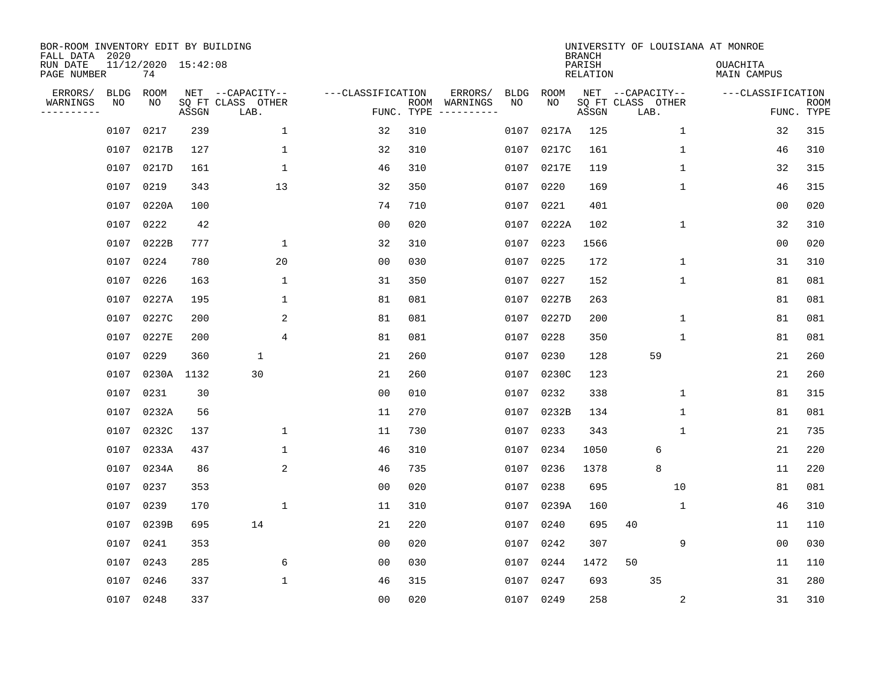BOR-ROOM INVENTORY EDIT BY BUILDING
FALL DATA 2020
RUN DATE 11/12/2020 15:42:08
PAGE NUMBER 74

UNIVERSITY OF LOUISIANA AT MONROE
BRANCH
PARISH OUACHITA
RELATION MAIN CAMPUS

| ERRORS/ WARNINGS | BLDG NO | ROOM NO | NET SQ FT ASSGN | CAPACITY CLASS LAB. | CAPACITY OTHER | CLASSIFICATION FUNC. | ROOM TYPE | ERRORS/ WARNINGS | BLDG NO | ROOM NO | NET SQ FT ASSGN | CAPACITY CLASS LAB. | CAPACITY OTHER | CLASSIFICATION FUNC. | ROOM TYPE |
|---|---|---|---|---|---|---|---|---|---|---|---|---|---|---|---|
| | 0107 | 0217 | 239 | | 1 | 32 | 310 | | 0107 | 0217A | 125 | | 1 | 32 | 315 |
| | 0107 | 0217B | 127 | | 1 | 32 | 310 | | 0107 | 0217C | 161 | | 1 | 46 | 310 |
| | 0107 | 0217D | 161 | | 1 | 46 | 310 | | 0107 | 0217E | 119 | | 1 | 32 | 315 |
| | 0107 | 0219 | 343 | | 13 | 32 | 350 | | 0107 | 0220 | 169 | | 1 | 46 | 315 |
| | 0107 | 0220A | 100 | | | 74 | 710 | | 0107 | 0221 | 401 | | | 00 | 020 |
| | 0107 | 0222 | 42 | | | 00 | 020 | | 0107 | 0222A | 102 | | 1 | 32 | 310 |
| | 0107 | 0222B | 777 | | 1 | 32 | 310 | | 0107 | 0223 | 1566 | | | 00 | 020 |
| | 0107 | 0224 | 780 | | 20 | 00 | 030 | | 0107 | 0225 | 172 | | 1 | 31 | 310 |
| | 0107 | 0226 | 163 | | 1 | 31 | 350 | | 0107 | 0227 | 152 | | 1 | 81 | 081 |
| | 0107 | 0227A | 195 | | 1 | 81 | 081 | | 0107 | 0227B | 263 | | | 81 | 081 |
| | 0107 | 0227C | 200 | | 2 | 81 | 081 | | 0107 | 0227D | 200 | | 1 | 81 | 081 |
| | 0107 | 0227E | 200 | | 4 | 81 | 081 | | 0107 | 0228 | 350 | | 1 | 81 | 081 |
| | 0107 | 0229 | 360 | 1 | | 21 | 260 | | 0107 | 0230 | 128 | 59 | | 21 | 260 |
| | 0107 | 0230A | 1132 | 30 | | 21 | 260 | | 0107 | 0230C | 123 | | | 21 | 260 |
| | 0107 | 0231 | 30 | | | 00 | 010 | | 0107 | 0232 | 338 | | 1 | 81 | 315 |
| | 0107 | 0232A | 56 | | | 11 | 270 | | 0107 | 0232B | 134 | | 1 | 81 | 081 |
| | 0107 | 0232C | 137 | | 1 | 11 | 730 | | 0107 | 0233 | 343 | | 1 | 21 | 735 |
| | 0107 | 0233A | 437 | | 1 | 46 | 310 | | 0107 | 0234 | 1050 | 6 | | 21 | 220 |
| | 0107 | 0234A | 86 | | 2 | 46 | 735 | | 0107 | 0236 | 1378 | 8 | | 11 | 220 |
| | 0107 | 0237 | 353 | | | 00 | 020 | | 0107 | 0238 | 695 | | 10 | 81 | 081 |
| | 0107 | 0239 | 170 | | 1 | 11 | 310 | | 0107 | 0239A | 160 | | 1 | 46 | 310 |
| | 0107 | 0239B | 695 | 14 | | 21 | 220 | | 0107 | 0240 | 695 | 40 | | 11 | 110 |
| | 0107 | 0241 | 353 | | | 00 | 020 | | 0107 | 0242 | 307 | | 9 | 00 | 030 |
| | 0107 | 0243 | 285 | | 6 | 00 | 030 | | 0107 | 0244 | 1472 | 50 | | 11 | 110 |
| | 0107 | 0246 | 337 | | 1 | 46 | 315 | | 0107 | 0247 | 693 | 35 | | 31 | 280 |
| | 0107 | 0248 | 337 | | | 00 | 020 | | 0107 | 0249 | 258 | | 2 | 31 | 310 |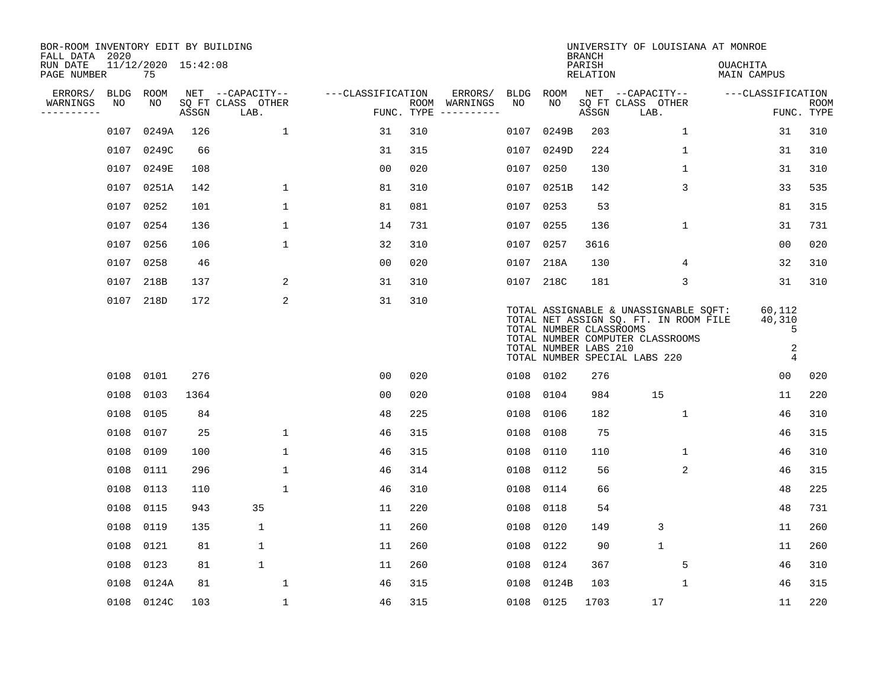BOR-ROOM INVENTORY EDIT BY BUILDING
FALL DATA 2020
RUN DATE 11/12/2020 15:42:08
PAGE NUMBER 75

UNIVERSITY OF LOUISIANA AT MONROE
BRANCH
PARISH OUACHITA
RELATION MAIN CAMPUS

| ERRORS/ WARNINGS | BLDG NO | ROOM NO | NET ASSGN SQ FT | CAPACITY CLASS | CAPACITY LAB. | CAPACITY OTHER | CLASSIFICATION FUNC. | ROOM TYPE | ERRORS/ WARNINGS | BLDG NO | ROOM NO | NET ASSGN SQ FT | CAPACITY CLASS | CAPACITY LAB. | CAPACITY OTHER | CLASSIFICATION FUNC. | ROOM TYPE |
|---|---|---|---|---|---|---|---|---|---|---|---|---|---|---|---|---|---|
| | 0107 | 0249A | 126 | | | 1 | 31 | 310 | | 0107 | 0249B | 203 | | | 1 | 31 | 310 |
| | 0107 | 0249C | 66 | | | | 31 | 315 | | 0107 | 0249D | 224 | | | 1 | 31 | 310 |
| | 0107 | 0249E | 108 | | | | 00 | 020 | | 0107 | 0250 | 130 | | | 1 | 31 | 310 |
| | 0107 | 0251A | 142 | | | 1 | 81 | 310 | | 0107 | 0251B | 142 | | | 3 | 33 | 535 |
| | 0107 | 0252 | 101 | | | 1 | 81 | 081 | | 0107 | 0253 | 53 | | | | 81 | 315 |
| | 0107 | 0254 | 136 | | | 1 | 14 | 731 | | 0107 | 0255 | 136 | | | 1 | 31 | 731 |
| | 0107 | 0256 | 106 | | | 1 | 32 | 310 | | 0107 | 0257 | 3616 | | | | 00 | 020 |
| | 0107 | 0258 | 46 | | | | 00 | 020 | | 0107 | 218A | 130 | | | 4 | 32 | 310 |
| | 0107 | 218B | 137 | | | 2 | 31 | 310 | | 0107 | 218C | 181 | | | 3 | 31 | 310 |
| | 0107 | 218D | 172 | | | 2 | 31 | 310 | | | | | | | | | |

TOTAL ASSIGNABLE & UNASSIGNABLE SQFT: 60,112
TOTAL NET ASSIGN SQ. FT. IN ROOM FILE 40,310
TOTAL NUMBER CLASSROOMS 5
TOTAL NUMBER COMPUTER CLASSROOMS
TOTAL NUMBER LABS 210 2
TOTAL NUMBER SPECIAL LABS 220 4

| ERRORS/ WARNINGS | BLDG NO | ROOM NO | NET ASSGN SQ FT | CAPACITY CLASS | CAPACITY LAB. | CAPACITY OTHER | CLASSIFICATION FUNC. | ROOM TYPE | ERRORS/ WARNINGS | BLDG NO | ROOM NO | NET ASSGN SQ FT | CAPACITY CLASS | CAPACITY LAB. | CAPACITY OTHER | CLASSIFICATION FUNC. | ROOM TYPE |
|---|---|---|---|---|---|---|---|---|---|---|---|---|---|---|---|---|---|
| | 0108 | 0101 | 276 | | | | 00 | 020 | | 0108 | 0102 | 276 | | | | 00 | 020 |
| | 0108 | 0103 | 1364 | | | | 00 | 020 | | 0108 | 0104 | 984 | 15 | | | 11 | 220 |
| | 0108 | 0105 | 84 | | | | 48 | 225 | | 0108 | 0106 | 182 | | | 1 | 46 | 310 |
| | 0108 | 0107 | 25 | | | 1 | 46 | 315 | | 0108 | 0108 | 75 | | | | 46 | 315 |
| | 0108 | 0109 | 100 | | | 1 | 46 | 315 | | 0108 | 0110 | 110 | | | 1 | 46 | 310 |
| | 0108 | 0111 | 296 | | | 1 | 46 | 314 | | 0108 | 0112 | 56 | | | 2 | 46 | 315 |
| | 0108 | 0113 | 110 | | | 1 | 46 | 310 | | 0108 | 0114 | 66 | | | | 48 | 225 |
| | 0108 | 0115 | 943 | 35 | | | 11 | 220 | | 0108 | 0118 | 54 | | | | 48 | 731 |
| | 0108 | 0119 | 135 | 1 | | | 11 | 260 | | 0108 | 0120 | 149 | 3 | | | 11 | 260 |
| | 0108 | 0121 | 81 | 1 | | | 11 | 260 | | 0108 | 0122 | 90 | 1 | | | 11 | 260 |
| | 0108 | 0123 | 81 | 1 | | | 11 | 260 | | 0108 | 0124 | 367 | | | 5 | 46 | 310 |
| | 0108 | 0124A | 81 | | | 1 | 46 | 315 | | 0108 | 0124B | 103 | | | 1 | 46 | 315 |
| | 0108 | 0124C | 103 | | | 1 | 46 | 315 | | 0108 | 0125 | 1703 | 17 | | | 11 | 220 |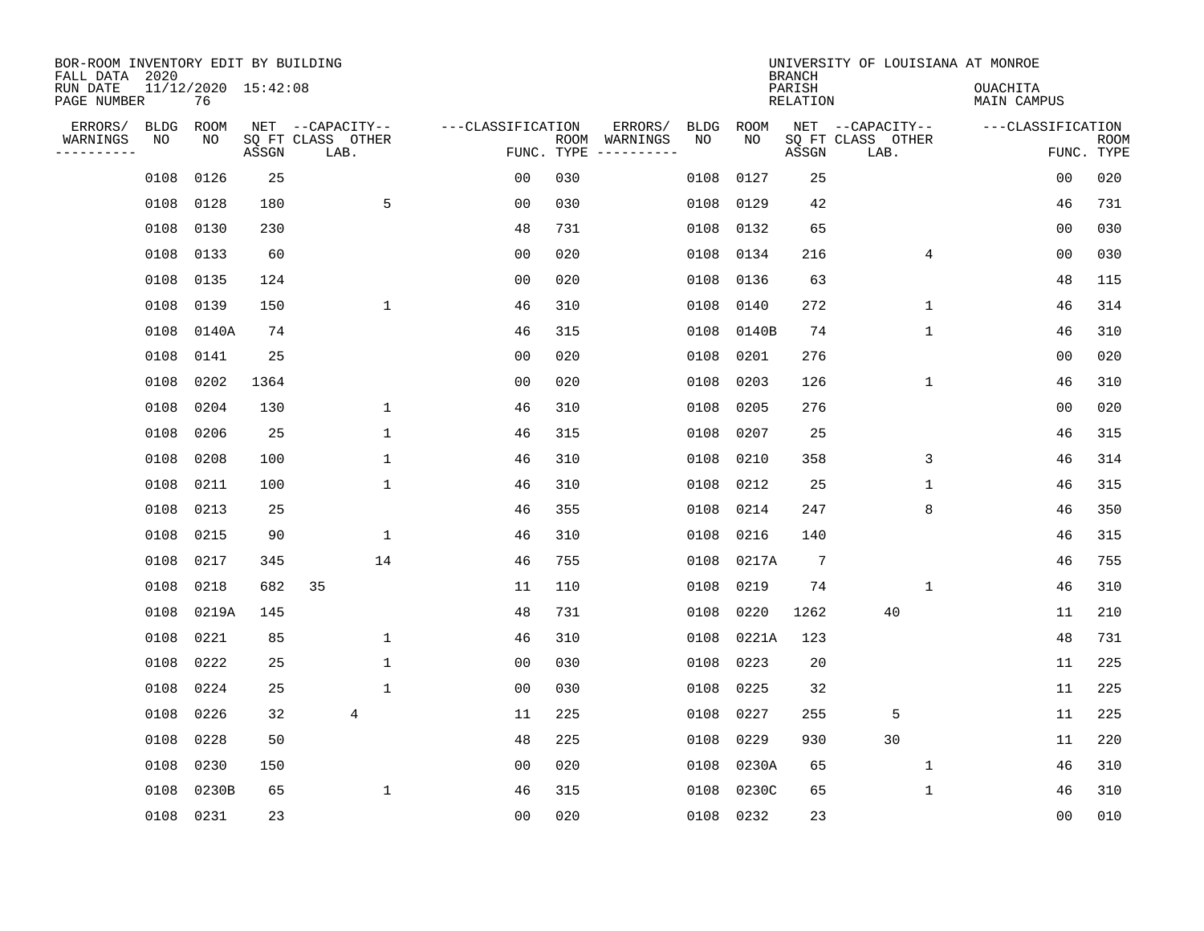BOR-ROOM INVENTORY EDIT BY BUILDING
FALL DATA 2020
RUN DATE 11/12/2020 15:42:08
PAGE NUMBER 76

UNIVERSITY OF LOUISIANA AT MONROE
BRANCH
PARISH OUACHITA
RELATION MAIN CAMPUS

| ERRORS/ WARNINGS | BLDG NO | ROOM NO | NET SQ FT ASSGN | CAPACITY CLASS LAB. | CAPACITY OTHER | FUNC. | ROOM TYPE | ERRORS/ WARNINGS | BLDG NO | ROOM NO | NET SQ FT ASSGN | CAPACITY CLASS LAB. | CAPACITY OTHER | FUNC. | ROOM TYPE |
|---|---|---|---|---|---|---|---|---|---|---|---|---|---|---|---|
| | 0108 | 0126 | 25 | | | 00 | 030 | | 0108 | 0127 | 25 | | | 00 | 020 |
| | 0108 | 0128 | 180 | | 5 | 00 | 030 | | 0108 | 0129 | 42 | | | 46 | 731 |
| | 0108 | 0130 | 230 | | | 48 | 731 | | 0108 | 0132 | 65 | | | 00 | 030 |
| | 0108 | 0133 | 60 | | | 00 | 020 | | 0108 | 0134 | 216 | | 4 | 00 | 030 |
| | 0108 | 0135 | 124 | | | 00 | 020 | | 0108 | 0136 | 63 | | | 48 | 115 |
| | 0108 | 0139 | 150 | | 1 | 46 | 310 | | 0108 | 0140 | 272 | | 1 | 46 | 314 |
| | 0108 | 0140A | 74 | | | 46 | 315 | | 0108 | 0140B | 74 | | 1 | 46 | 310 |
| | 0108 | 0141 | 25 | | | 00 | 020 | | 0108 | 0201 | 276 | | | 00 | 020 |
| | 0108 | 0202 | 1364 | | | 00 | 020 | | 0108 | 0203 | 126 | | 1 | 46 | 310 |
| | 0108 | 0204 | 130 | | 1 | 46 | 310 | | 0108 | 0205 | 276 | | | 00 | 020 |
| | 0108 | 0206 | 25 | | 1 | 46 | 315 | | 0108 | 0207 | 25 | | | 46 | 315 |
| | 0108 | 0208 | 100 | | 1 | 46 | 310 | | 0108 | 0210 | 358 | | 3 | 46 | 314 |
| | 0108 | 0211 | 100 | | 1 | 46 | 310 | | 0108 | 0212 | 25 | | 1 | 46 | 315 |
| | 0108 | 0213 | 25 | | | 46 | 355 | | 0108 | 0214 | 247 | | 8 | 46 | 350 |
| | 0108 | 0215 | 90 | | 1 | 46 | 310 | | 0108 | 0216 | 140 | | | 46 | 315 |
| | 0108 | 0217 | 345 | | 14 | 46 | 755 | | 0108 | 0217A | 7 | | | 46 | 755 |
| | 0108 | 0218 | 682 | 35 | | 11 | 110 | | 0108 | 0219 | 74 | | 1 | 46 | 310 |
| | 0108 | 0219A | 145 | | | 48 | 731 | | 0108 | 0220 | 1262 | 40 | | 11 | 210 |
| | 0108 | 0221 | 85 | | 1 | 46 | 310 | | 0108 | 0221A | 123 | | | 48 | 731 |
| | 0108 | 0222 | 25 | | 1 | 00 | 030 | | 0108 | 0223 | 20 | | | 11 | 225 |
| | 0108 | 0224 | 25 | | 1 | 00 | 030 | | 0108 | 0225 | 32 | | | 11 | 225 |
| | 0108 | 0226 | 32 | 4 | | 11 | 225 | | 0108 | 0227 | 255 | 5 | | 11 | 225 |
| | 0108 | 0228 | 50 | | | 48 | 225 | | 0108 | 0229 | 930 | 30 | | 11 | 220 |
| | 0108 | 0230 | 150 | | | 00 | 020 | | 0108 | 0230A | 65 | | 1 | 46 | 310 |
| | 0108 | 0230B | 65 | | 1 | 46 | 315 | | 0108 | 0230C | 65 | | 1 | 46 | 310 |
| | 0108 | 0231 | 23 | | | 00 | 020 | | 0108 | 0232 | 23 | | | 00 | 010 |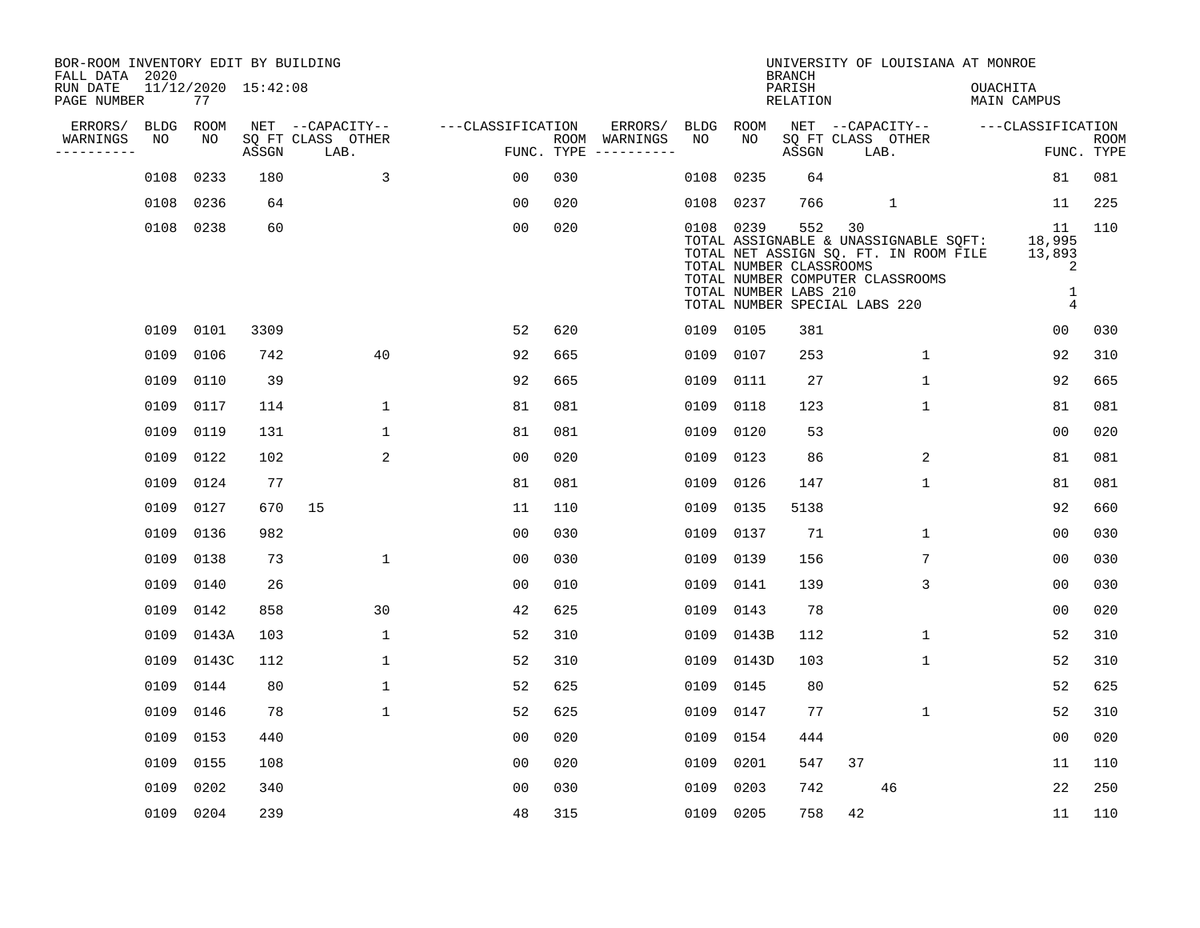BOR-ROOM INVENTORY EDIT BY BUILDING
FALL DATA 2020
RUN DATE 11/12/2020 15:42:08
PAGE NUMBER 77

UNIVERSITY OF LOUISIANA AT MONROE
BRANCH
PARISH OUACHITA
RELATION MAIN CAMPUS

| ERRORS/ WARNINGS | BLDG NO | ROOM NO | NET SQ FT ASSGN | CAPACITY CLASS | CAPACITY LAB. | CAPACITY OTHER | FUNC. | ROOM TYPE | ERRORS/ WARNINGS | BLDG NO | ROOM NO | NET SQ FT ASSGN | CAPACITY CLASS | CAPACITY LAB. | CAPACITY OTHER | FUNC. | ROOM TYPE |
|---|---|---|---|---|---|---|---|---|---|---|---|---|---|---|---|---|---|
| | 0108 | 0233 | 180 | | | 3 | 00 | 030 | | 0108 | 0235 | 64 | | | | 81 | 081 |
| | 0108 | 0236 | 64 | | | | 00 | 020 | | 0108 | 0237 | 766 | | 1 | | 11 | 225 |
| | 0108 | 0238 | 60 | | | | 00 | 020 | | 0108 | 0239 | 552 | 30 | | | 11 | 110 |

TOTAL ASSIGNABLE & UNASSIGNABLE SQFT: 18,995
TOTAL NET ASSIGN SQ. FT. IN ROOM FILE 13,893
TOTAL NUMBER CLASSROOMS 2
TOTAL NUMBER COMPUTER CLASSROOMS
TOTAL NUMBER LABS 210 1
TOTAL NUMBER SPECIAL LABS 220 4

| ERRORS/ WARNINGS | BLDG NO | ROOM NO | NET SQ FT ASSGN | CAPACITY CLASS | CAPACITY LAB. | CAPACITY OTHER | FUNC. | ROOM TYPE | ERRORS/ WARNINGS | BLDG NO | ROOM NO | NET SQ FT ASSGN | CAPACITY CLASS | CAPACITY LAB. | CAPACITY OTHER | FUNC. | ROOM TYPE |
|---|---|---|---|---|---|---|---|---|---|---|---|---|---|---|---|---|---|
| | 0109 | 0101 | 3309 | | | | 52 | 620 | | 0109 | 0105 | 381 | | | | 00 | 030 |
| | 0109 | 0106 | 742 | | | 40 | 92 | 665 | | 0109 | 0107 | 253 | | | 1 | 92 | 310 |
| | 0109 | 0110 | 39 | | | | 92 | 665 | | 0109 | 0111 | 27 | | | 1 | 92 | 665 |
| | 0109 | 0117 | 114 | | | 1 | 81 | 081 | | 0109 | 0118 | 123 | | | 1 | 81 | 081 |
| | 0109 | 0119 | 131 | | | 1 | 81 | 081 | | 0109 | 0120 | 53 | | | | 00 | 020 |
| | 0109 | 0122 | 102 | | | 2 | 00 | 020 | | 0109 | 0123 | 86 | | | 2 | 81 | 081 |
| | 0109 | 0124 | 77 | | | | 81 | 081 | | 0109 | 0126 | 147 | | | 1 | 81 | 081 |
| | 0109 | 0127 | 670 | 15 | | | 11 | 110 | | 0109 | 0135 | 5138 | | | | 92 | 660 |
| | 0109 | 0136 | 982 | | | | 00 | 030 | | 0109 | 0137 | 71 | | | 1 | 00 | 030 |
| | 0109 | 0138 | 73 | | | 1 | 00 | 030 | | 0109 | 0139 | 156 | | | 7 | 00 | 030 |
| | 0109 | 0140 | 26 | | | | 00 | 010 | | 0109 | 0141 | 139 | | | 3 | 00 | 030 |
| | 0109 | 0142 | 858 | | | 30 | 42 | 625 | | 0109 | 0143 | 78 | | | | 00 | 020 |
| | 0109 | 0143A | 103 | | | 1 | 52 | 310 | | 0109 | 0143B | 112 | | | 1 | 52 | 310 |
| | 0109 | 0143C | 112 | | | 1 | 52 | 310 | | 0109 | 0143D | 103 | | | 1 | 52 | 310 |
| | 0109 | 0144 | 80 | | | 1 | 52 | 625 | | 0109 | 0145 | 80 | | | | 52 | 625 |
| | 0109 | 0146 | 78 | | | 1 | 52 | 625 | | 0109 | 0147 | 77 | | | 1 | 52 | 310 |
| | 0109 | 0153 | 440 | | | | 00 | 020 | | 0109 | 0154 | 444 | | | | 00 | 020 |
| | 0109 | 0155 | 108 | | | | 00 | 020 | | 0109 | 0201 | 547 | 37 | | | 11 | 110 |
| | 0109 | 0202 | 340 | | | | 00 | 030 | | 0109 | 0203 | 742 | | 46 | | 22 | 250 |
| | 0109 | 0204 | 239 | | | | 48 | 315 | | 0109 | 0205 | 758 | 42 | | | 11 | 110 |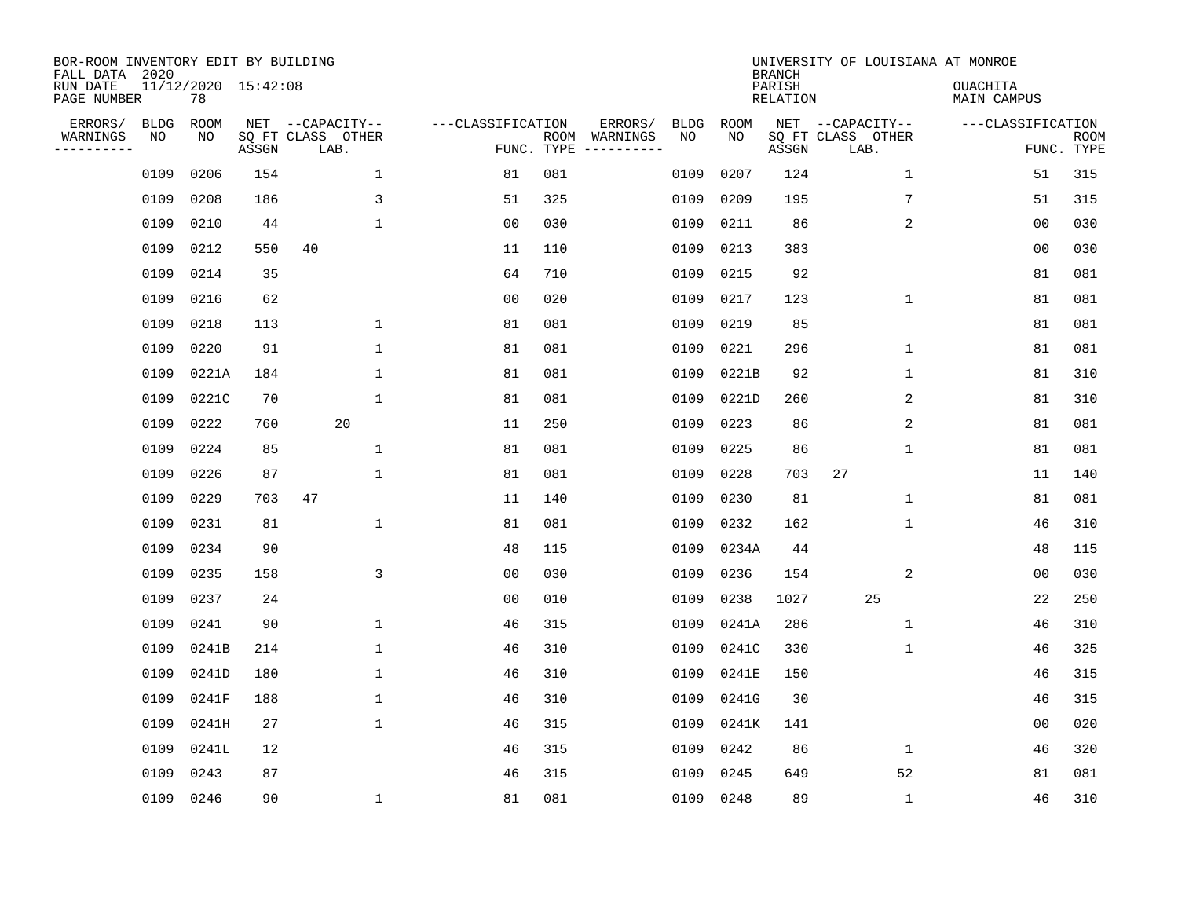BOR-ROOM INVENTORY EDIT BY BUILDING
FALL DATA 2020
RUN DATE 11/12/2020 15:42:08
PAGE NUMBER 78

UNIVERSITY OF LOUISIANA AT MONROE
BRANCH
PARISH OUACHITA
RELATION MAIN CAMPUS

| ERRORS/ WARNINGS | BLDG NO | ROOM NO | NET SQ FT ASSGN | CAPACITY CLASS LAB. | CAPACITY OTHER | CLASSIFICATION FUNC. | ROOM TYPE | ERRORS/ WARNINGS | BLDG NO | ROOM NO | NET SQ FT ASSGN | CAPACITY CLASS LAB. | CAPACITY OTHER | CLASSIFICATION FUNC. | ROOM TYPE |
|---|---|---|---|---|---|---|---|---|---|---|---|---|---|---|---|
| | 0109 | 0206 | 154 | | 1 | 81 | 081 | | 0109 | 0207 | 124 | | 1 | 51 | 315 |
| | 0109 | 0208 | 186 | | 3 | 51 | 325 | | 0109 | 0209 | 195 | | 7 | 51 | 315 |
| | 0109 | 0210 | 44 | | 1 | 00 | 030 | | 0109 | 0211 | 86 | | 2 | 00 | 030 |
| | 0109 | 0212 | 550 | 40 | | 11 | 110 | | 0109 | 0213 | 383 | | | 00 | 030 |
| | 0109 | 0214 | 35 | | | 64 | 710 | | 0109 | 0215 | 92 | | | 81 | 081 |
| | 0109 | 0216 | 62 | | | 00 | 020 | | 0109 | 0217 | 123 | | 1 | 81 | 081 |
| | 0109 | 0218 | 113 | | 1 | 81 | 081 | | 0109 | 0219 | 85 | | | 81 | 081 |
| | 0109 | 0220 | 91 | | 1 | 81 | 081 | | 0109 | 0221 | 296 | | 1 | 81 | 081 |
| | 0109 | 0221A | 184 | | 1 | 81 | 081 | | 0109 | 0221B | 92 | | 1 | 81 | 310 |
| | 0109 | 0221C | 70 | | 1 | 81 | 081 | | 0109 | 0221D | 260 | | 2 | 81 | 310 |
| | 0109 | 0222 | 760 | 20 | | 11 | 250 | | 0109 | 0223 | 86 | | 2 | 81 | 081 |
| | 0109 | 0224 | 85 | | 1 | 81 | 081 | | 0109 | 0225 | 86 | | 1 | 81 | 081 |
| | 0109 | 0226 | 87 | | 1 | 81 | 081 | | 0109 | 0228 | 703 | 27 | | 11 | 140 |
| | 0109 | 0229 | 703 | 47 | | 11 | 140 | | 0109 | 0230 | 81 | | 1 | 81 | 081 |
| | 0109 | 0231 | 81 | | 1 | 81 | 081 | | 0109 | 0232 | 162 | | 1 | 46 | 310 |
| | 0109 | 0234 | 90 | | | 48 | 115 | | 0109 | 0234A | 44 | | | 48 | 115 |
| | 0109 | 0235 | 158 | | 3 | 00 | 030 | | 0109 | 0236 | 154 | | 2 | 00 | 030 |
| | 0109 | 0237 | 24 | | | 00 | 010 | | 0109 | 0238 | 1027 | 25 | | 22 | 250 |
| | 0109 | 0241 | 90 | | 1 | 46 | 315 | | 0109 | 0241A | 286 | | 1 | 46 | 310 |
| | 0109 | 0241B | 214 | | 1 | 46 | 310 | | 0109 | 0241C | 330 | | 1 | 46 | 325 |
| | 0109 | 0241D | 180 | | 1 | 46 | 310 | | 0109 | 0241E | 150 | | | 46 | 315 |
| | 0109 | 0241F | 188 | | 1 | 46 | 310 | | 0109 | 0241G | 30 | | | 46 | 315 |
| | 0109 | 0241H | 27 | | 1 | 46 | 315 | | 0109 | 0241K | 141 | | | 00 | 020 |
| | 0109 | 0241L | 12 | | | 46 | 315 | | 0109 | 0242 | 86 | | 1 | 46 | 320 |
| | 0109 | 0243 | 87 | | | 46 | 315 | | 0109 | 0245 | 649 | | 52 | 81 | 081 |
| | 0109 | 0246 | 90 | | 1 | 81 | 081 | | 0109 | 0248 | 89 | | 1 | 46 | 310 |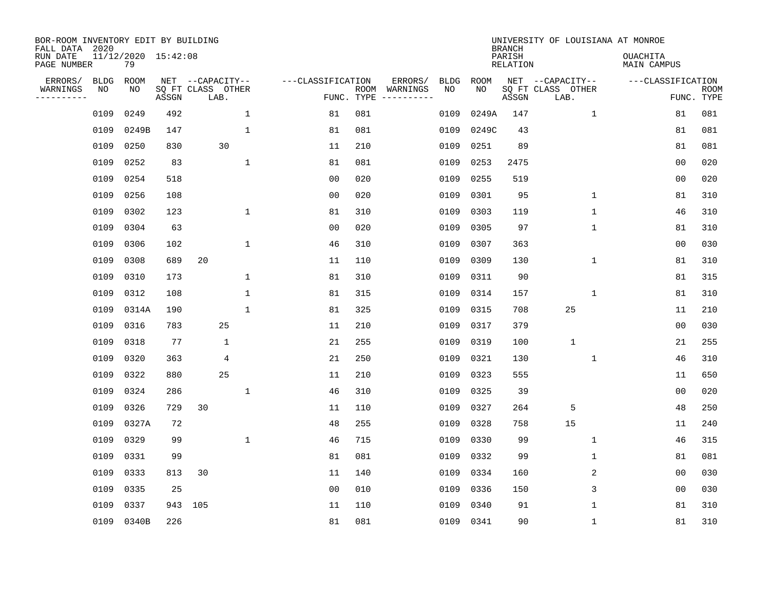BOR-ROOM INVENTORY EDIT BY BUILDING
FALL DATA 2020
RUN DATE 11/12/2020 15:42:08
PAGE NUMBER 79

UNIVERSITY OF LOUISIANA AT MONROE
BRANCH
PARISH OUACHITA
RELATION MAIN CAMPUS

| ERRORS/ WARNINGS | BLDG NO | ROOM NO | NET SQ FT ASSGN | CAPACITY CLASS LAB. | CAPACITY OTHER | CLASSIFICATION FUNC. | ROOM TYPE | ERRORS/ WARNINGS | BLDG NO | ROOM NO | NET SQ FT ASSGN | CAPACITY CLASS LAB. | CAPACITY OTHER | CLASSIFICATION FUNC. | ROOM TYPE |
|---|---|---|---|---|---|---|---|---|---|---|---|---|---|---|---|
| | 0109 | 0249 | 492 | | 1 | 81 | 081 | | 0109 | 0249A | 147 | | 1 | 81 | 081 |
| | 0109 | 0249B | 147 | | 1 | 81 | 081 | | 0109 | 0249C | 43 | | | 81 | 081 |
| | 0109 | 0250 | 830 | 30 | | 11 | 210 | | 0109 | 0251 | 89 | | | 81 | 081 |
| | 0109 | 0252 | 83 | | 1 | 81 | 081 | | 0109 | 0253 | 2475 | | | 00 | 020 |
| | 0109 | 0254 | 518 | | | 00 | 020 | | 0109 | 0255 | 519 | | | 00 | 020 |
| | 0109 | 0256 | 108 | | | 00 | 020 | | 0109 | 0301 | 95 | | 1 | 81 | 310 |
| | 0109 | 0302 | 123 | | 1 | 81 | 310 | | 0109 | 0303 | 119 | | 1 | 46 | 310 |
| | 0109 | 0304 | 63 | | | 00 | 020 | | 0109 | 0305 | 97 | | 1 | 81 | 310 |
| | 0109 | 0306 | 102 | | 1 | 46 | 310 | | 0109 | 0307 | 363 | | | 00 | 030 |
| | 0109 | 0308 | 689 | 20 | | 11 | 110 | | 0109 | 0309 | 130 | | 1 | 81 | 310 |
| | 0109 | 0310 | 173 | | 1 | 81 | 310 | | 0109 | 0311 | 90 | | | 81 | 315 |
| | 0109 | 0312 | 108 | | 1 | 81 | 315 | | 0109 | 0314 | 157 | | 1 | 81 | 310 |
| | 0109 | 0314A | 190 | | 1 | 81 | 325 | | 0109 | 0315 | 708 | 25 | | 11 | 210 |
| | 0109 | 0316 | 783 | 25 | | 11 | 210 | | 0109 | 0317 | 379 | | | 00 | 030 |
| | 0109 | 0318 | 77 | 1 | | 21 | 255 | | 0109 | 0319 | 100 | 1 | | 21 | 255 |
| | 0109 | 0320 | 363 | 4 | | 21 | 250 | | 0109 | 0321 | 130 | | 1 | 46 | 310 |
| | 0109 | 0322 | 880 | 25 | | 11 | 210 | | 0109 | 0323 | 555 | | | 11 | 650 |
| | 0109 | 0324 | 286 | | 1 | 46 | 310 | | 0109 | 0325 | 39 | | | 00 | 020 |
| | 0109 | 0326 | 729 | 30 | | 11 | 110 | | 0109 | 0327 | 264 | 5 | | 48 | 250 |
| | 0109 | 0327A | 72 | | | 48 | 255 | | 0109 | 0328 | 758 | 15 | | 11 | 240 |
| | 0109 | 0329 | 99 | | 1 | 46 | 715 | | 0109 | 0330 | 99 | | 1 | 46 | 315 |
| | 0109 | 0331 | 99 | | | 81 | 081 | | 0109 | 0332 | 99 | | 1 | 81 | 081 |
| | 0109 | 0333 | 813 | 30 | | 11 | 140 | | 0109 | 0334 | 160 | | 2 | 00 | 030 |
| | 0109 | 0335 | 25 | | | 00 | 010 | | 0109 | 0336 | 150 | | 3 | 00 | 030 |
| | 0109 | 0337 | 943 | 105 | | 11 | 110 | | 0109 | 0340 | 91 | | 1 | 81 | 310 |
| | 0109 | 0340B | 226 | | | 81 | 081 | | 0109 | 0341 | 90 | | 1 | 81 | 310 |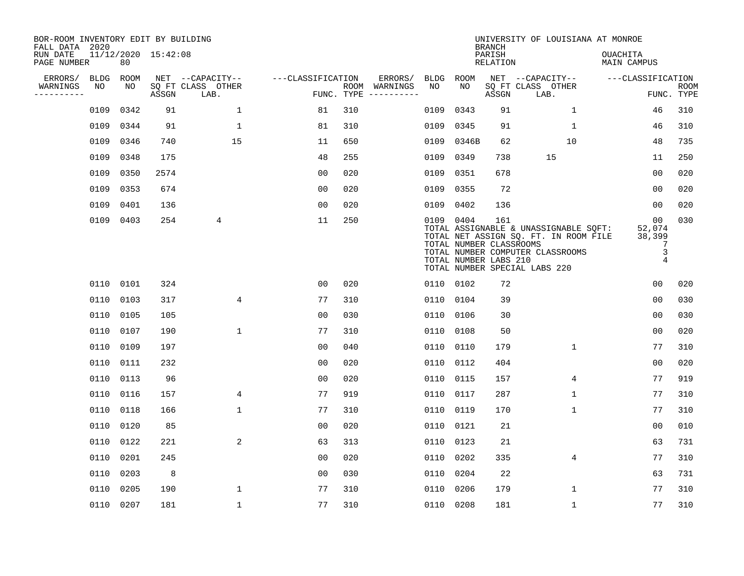BOR-ROOM INVENTORY EDIT BY BUILDING
FALL DATA 2020
RUN DATE 11/12/2020 15:42:08

UNIVERSITY OF LOUISIANA AT MONROE
BRANCH
PARISH OUACHITA
RELATION MAIN CAMPUS

| ERRORS/ WARNINGS | BLDG NO | ROOM NO | NET SQ FT ASSGN | CAPACITY LAB. | CAPACITY CLASS OTHER | CLASSIFICATION FUNC. | ROOM TYPE | ERRORS/ WARNINGS | BLDG NO | ROOM NO | NET SQ FT ASSGN | CAPACITY LAB. | CAPACITY CLASS OTHER | CLASSIFICATION FUNC. | ROOM TYPE |
|---|---|---|---|---|---|---|---|---|---|---|---|---|---|---|---|
| | 0109 | 0342 | 91 | | 1 | 81 | 310 | | 0109 | 0343 | 91 | | 1 | 46 | 310 |
| | 0109 | 0344 | 91 | | 1 | 81 | 310 | | 0109 | 0345 | 91 | | 1 | 46 | 310 |
| | 0109 | 0346 | 740 | | 15 | 11 | 650 | | 0109 | 0346B | 62 | | 10 | 48 | 735 |
| | 0109 | 0348 | 175 | | | 48 | 255 | | 0109 | 0349 | 738 | 15 | | 11 | 250 |
| | 0109 | 0350 | 2574 | | | 00 | 020 | | 0109 | 0351 | 678 | | | 00 | 020 |
| | 0109 | 0353 | 674 | | | 00 | 020 | | 0109 | 0355 | 72 | | | 00 | 020 |
| | 0109 | 0401 | 136 | | | 00 | 020 | | 0109 | 0402 | 136 | | | 00 | 020 |
| | 0109 | 0403 | 254 | 4 | | 11 | 250 | | 0109 | 0404 | 161 | | | 00 | 030 |

TOTAL ASSIGNABLE & UNASSIGNABLE SQFT: 52,074
TOTAL NET ASSIGN SQ. FT. IN ROOM FILE 38,399
TOTAL NUMBER CLASSROOMS 7
TOTAL NUMBER COMPUTER CLASSROOMS 3
TOTAL NUMBER LABS 210 4
TOTAL NUMBER SPECIAL LABS 220

| ERRORS/ WARNINGS | BLDG NO | ROOM NO | NET SQ FT ASSGN | CAPACITY LAB. | CAPACITY CLASS OTHER | CLASSIFICATION FUNC. | ROOM TYPE | ERRORS/ WARNINGS | BLDG NO | ROOM NO | NET SQ FT ASSGN | CAPACITY LAB. | CAPACITY CLASS OTHER | CLASSIFICATION FUNC. | ROOM TYPE |
|---|---|---|---|---|---|---|---|---|---|---|---|---|---|---|---|
| | 0110 | 0101 | 324 | | | 00 | 020 | | 0110 | 0102 | 72 | | | 00 | 020 |
| | 0110 | 0103 | 317 | | 4 | 77 | 310 | | 0110 | 0104 | 39 | | | 00 | 030 |
| | 0110 | 0105 | 105 | | | 00 | 030 | | 0110 | 0106 | 30 | | | 00 | 030 |
| | 0110 | 0107 | 190 | | 1 | 77 | 310 | | 0110 | 0108 | 50 | | | 00 | 020 |
| | 0110 | 0109 | 197 | | | 00 | 040 | | 0110 | 0110 | 179 | | 1 | 77 | 310 |
| | 0110 | 0111 | 232 | | | 00 | 020 | | 0110 | 0112 | 404 | | | 00 | 020 |
| | 0110 | 0113 | 96 | | | 00 | 020 | | 0110 | 0115 | 157 | | 4 | 77 | 919 |
| | 0110 | 0116 | 157 | | 4 | 77 | 919 | | 0110 | 0117 | 287 | | 1 | 77 | 310 |
| | 0110 | 0118 | 166 | | 1 | 77 | 310 | | 0110 | 0119 | 170 | | 1 | 77 | 310 |
| | 0110 | 0120 | 85 | | | 00 | 020 | | 0110 | 0121 | 21 | | | 00 | 010 |
| | 0110 | 0122 | 221 | | 2 | 63 | 313 | | 0110 | 0123 | 21 | | | 63 | 731 |
| | 0110 | 0201 | 245 | | | 00 | 020 | | 0110 | 0202 | 335 | | 4 | 77 | 310 |
| | 0110 | 0203 | 8 | | | 00 | 030 | | 0110 | 0204 | 22 | | | 63 | 731 |
| | 0110 | 0205 | 190 | | 1 | 77 | 310 | | 0110 | 0206 | 179 | | 1 | 77 | 310 |
| | 0110 | 0207 | 181 | | 1 | 77 | 310 | | 0110 | 0208 | 181 | | 1 | 77 | 310 |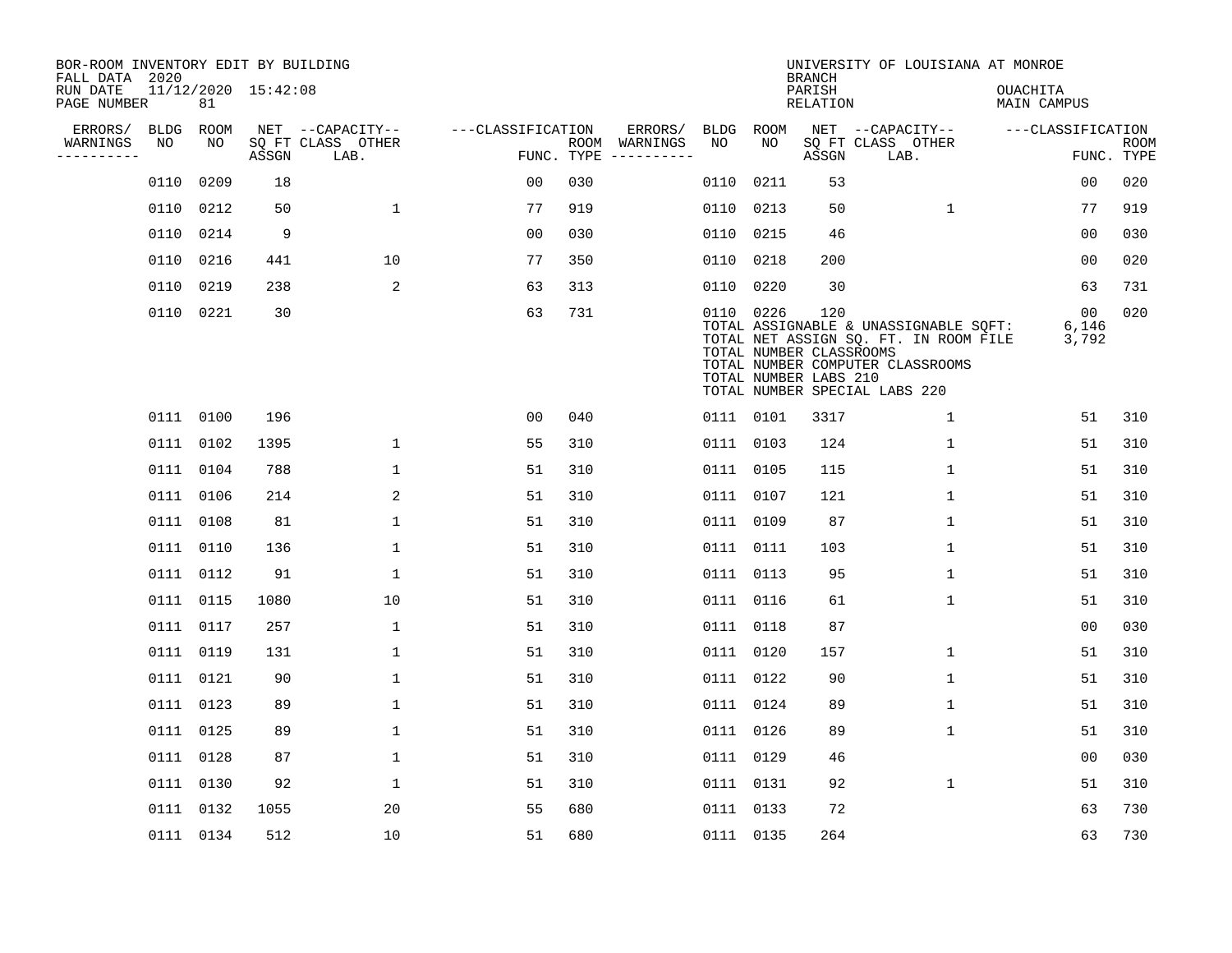BOR-ROOM INVENTORY EDIT BY BUILDING
FALL DATA 2020
RUN DATE 11/12/2020 15:42:08
PAGE NUMBER 81

UNIVERSITY OF LOUISIANA AT MONROE
BRANCH
PARISH OUACHITA
RELATION MAIN CAMPUS

| ERRORS/ WARNINGS | BLDG NO | ROOM NO | NET SQ FT ASSGN | CAPACITY CLASS LAB. | CAPACITY OTHER | CLASSIFICATION FUNC. | ROOM TYPE | ERRORS/ WARNINGS | BLDG NO | ROOM NO | NET SQ FT ASSGN | CAPACITY CLASS LAB. | CAPACITY OTHER | CLASSIFICATION FUNC. | ROOM TYPE |
|---|---|---|---|---|---|---|---|---|---|---|---|---|---|---|---|
| | 0110 | 0209 | 18 | | | 00 | 030 | | 0110 | 0211 | 53 | | | 00 | 020 |
| | 0110 | 0212 | 50 | | 1 | 77 | 919 | | 0110 | 0213 | 50 | | 1 | 77 | 919 |
| | 0110 | 0214 | 9 | | | 00 | 030 | | 0110 | 0215 | 46 | | | 00 | 030 |
| | 0110 | 0216 | 441 | | 10 | 77 | 350 | | 0110 | 0218 | 200 | | | 00 | 020 |
| | 0110 | 0219 | 238 | | 2 | 63 | 313 | | 0110 | 0220 | 30 | | | 63 | 731 |
| | 0110 | 0221 | 30 | | | 63 | 731 | | 0110 | 0226 | 120 | | | 00 | 020 |

TOTAL ASSIGNABLE & UNASSIGNABLE SQFT: 6,146
TOTAL NET ASSIGN SQ. FT. IN ROOM FILE 3,792
TOTAL NUMBER CLASSROOMS
TOTAL NUMBER COMPUTER CLASSROOMS
TOTAL NUMBER LABS 210
TOTAL NUMBER SPECIAL LABS 220

| ERRORS/ WARNINGS | BLDG NO | ROOM NO | NET SQ FT ASSGN | CAPACITY CLASS LAB. | CAPACITY OTHER | CLASSIFICATION FUNC. | ROOM TYPE | ERRORS/ WARNINGS | BLDG NO | ROOM NO | NET SQ FT ASSGN | CAPACITY CLASS LAB. | CAPACITY OTHER | CLASSIFICATION FUNC. | ROOM TYPE |
|---|---|---|---|---|---|---|---|---|---|---|---|---|---|---|---|
| | 0111 | 0100 | 196 | | | 00 | 040 | | 0111 | 0101 | 3317 | | 1 | 51 | 310 |
| | 0111 | 0102 | 1395 | | 1 | 55 | 310 | | 0111 | 0103 | 124 | | 1 | 51 | 310 |
| | 0111 | 0104 | 788 | | 1 | 51 | 310 | | 0111 | 0105 | 115 | | 1 | 51 | 310 |
| | 0111 | 0106 | 214 | | 2 | 51 | 310 | | 0111 | 0107 | 121 | | 1 | 51 | 310 |
| | 0111 | 0108 | 81 | | 1 | 51 | 310 | | 0111 | 0109 | 87 | | 1 | 51 | 310 |
| | 0111 | 0110 | 136 | | 1 | 51 | 310 | | 0111 | 0111 | 103 | | 1 | 51 | 310 |
| | 0111 | 0112 | 91 | | 1 | 51 | 310 | | 0111 | 0113 | 95 | | 1 | 51 | 310 |
| | 0111 | 0115 | 1080 | | 10 | 51 | 310 | | 0111 | 0116 | 61 | | 1 | 51 | 310 |
| | 0111 | 0117 | 257 | | 1 | 51 | 310 | | 0111 | 0118 | 87 | | | 00 | 030 |
| | 0111 | 0119 | 131 | | 1 | 51 | 310 | | 0111 | 0120 | 157 | | 1 | 51 | 310 |
| | 0111 | 0121 | 90 | | 1 | 51 | 310 | | 0111 | 0122 | 90 | | 1 | 51 | 310 |
| | 0111 | 0123 | 89 | | 1 | 51 | 310 | | 0111 | 0124 | 89 | | 1 | 51 | 310 |
| | 0111 | 0125 | 89 | | 1 | 51 | 310 | | 0111 | 0126 | 89 | | 1 | 51 | 310 |
| | 0111 | 0128 | 87 | | 1 | 51 | 310 | | 0111 | 0129 | 46 | | | 00 | 030 |
| | 0111 | 0130 | 92 | | 1 | 51 | 310 | | 0111 | 0131 | 92 | | 1 | 51 | 310 |
| | 0111 | 0132 | 1055 | | 20 | 55 | 680 | | 0111 | 0133 | 72 | | | 63 | 730 |
| | 0111 | 0134 | 512 | | 10 | 51 | 680 | | 0111 | 0135 | 264 | | | 63 | 730 |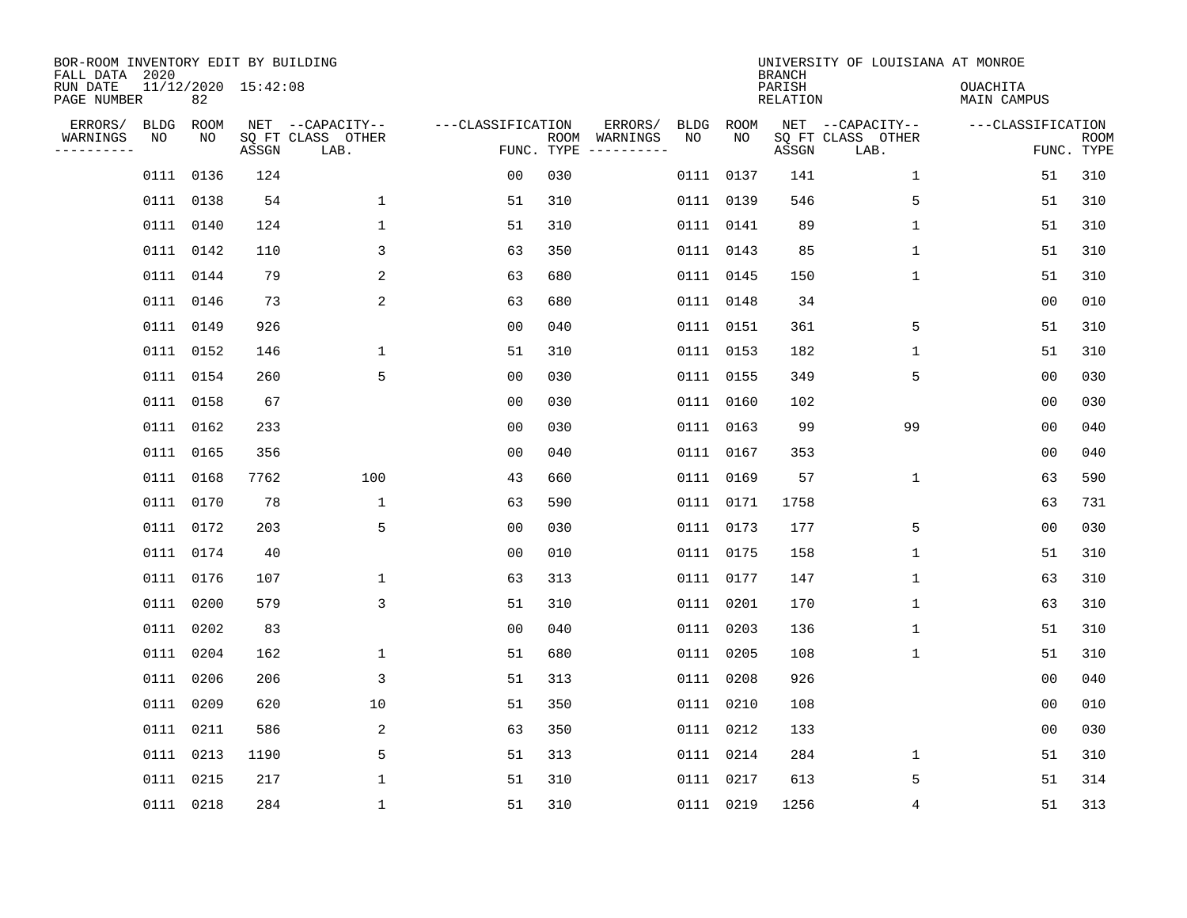BOR-ROOM INVENTORY EDIT BY BUILDING
FALL DATA 2020
RUN DATE 11/12/2020 15:42:08
PAGE NUMBER 82

UNIVERSITY OF LOUISIANA AT MONROE
BRANCH
PARISH OUACHITA
RELATION MAIN CAMPUS

| ERRORS/ WARNINGS | BLDG NO | ROOM NO | NET SQ FT ASSGN | CAPACITY CLASS LAB. | CAPACITY OTHER | CLASSIFICATION FUNC. | ROOM TYPE | ERRORS/ WARNINGS | BLDG NO | ROOM NO | NET SQ FT ASSGN | CAPACITY CLASS LAB. | CAPACITY OTHER | CLASSIFICATION FUNC. | ROOM TYPE |
|---|---|---|---|---|---|---|---|---|---|---|---|---|---|---|---|
| | 0111 | 0136 | 124 | | | 00 | 030 | | 0111 | 0137 | 141 | | 1 | 51 | 310 |
| | 0111 | 0138 | 54 | | 1 | 51 | 310 | | 0111 | 0139 | 546 | | 5 | 51 | 310 |
| | 0111 | 0140 | 124 | | 1 | 51 | 310 | | 0111 | 0141 | 89 | | 1 | 51 | 310 |
| | 0111 | 0142 | 110 | | 3 | 63 | 350 | | 0111 | 0143 | 85 | | 1 | 51 | 310 |
| | 0111 | 0144 | 79 | | 2 | 63 | 680 | | 0111 | 0145 | 150 | | 1 | 51 | 310 |
| | 0111 | 0146 | 73 | | 2 | 63 | 680 | | 0111 | 0148 | 34 | | | 00 | 010 |
| | 0111 | 0149 | 926 | | | 00 | 040 | | 0111 | 0151 | 361 | | 5 | 51 | 310 |
| | 0111 | 0152 | 146 | | 1 | 51 | 310 | | 0111 | 0153 | 182 | | 1 | 51 | 310 |
| | 0111 | 0154 | 260 | | 5 | 00 | 030 | | 0111 | 0155 | 349 | | 5 | 00 | 030 |
| | 0111 | 0158 | 67 | | | 00 | 030 | | 0111 | 0160 | 102 | | | 00 | 030 |
| | 0111 | 0162 | 233 | | | 00 | 030 | | 0111 | 0163 | 99 | | 99 | 00 | 040 |
| | 0111 | 0165 | 356 | | | 00 | 040 | | 0111 | 0167 | 353 | | | 00 | 040 |
| | 0111 | 0168 | 7762 | | 100 | 43 | 660 | | 0111 | 0169 | 57 | | 1 | 63 | 590 |
| | 0111 | 0170 | 78 | | 1 | 63 | 590 | | 0111 | 0171 | 1758 | | | 63 | 731 |
| | 0111 | 0172 | 203 | | 5 | 00 | 030 | | 0111 | 0173 | 177 | | 5 | 00 | 030 |
| | 0111 | 0174 | 40 | | | 00 | 010 | | 0111 | 0175 | 158 | | 1 | 51 | 310 |
| | 0111 | 0176 | 107 | | 1 | 63 | 313 | | 0111 | 0177 | 147 | | 1 | 63 | 310 |
| | 0111 | 0200 | 579 | | 3 | 51 | 310 | | 0111 | 0201 | 170 | | 1 | 63 | 310 |
| | 0111 | 0202 | 83 | | | 00 | 040 | | 0111 | 0203 | 136 | | 1 | 51 | 310 |
| | 0111 | 0204 | 162 | | 1 | 51 | 680 | | 0111 | 0205 | 108 | | 1 | 51 | 310 |
| | 0111 | 0206 | 206 | | 3 | 51 | 313 | | 0111 | 0208 | 926 | | | 00 | 040 |
| | 0111 | 0209 | 620 | | 10 | 51 | 350 | | 0111 | 0210 | 108 | | | 00 | 010 |
| | 0111 | 0211 | 586 | | 2 | 63 | 350 | | 0111 | 0212 | 133 | | | 00 | 030 |
| | 0111 | 0213 | 1190 | | 5 | 51 | 313 | | 0111 | 0214 | 284 | | 1 | 51 | 310 |
| | 0111 | 0215 | 217 | | 1 | 51 | 310 | | 0111 | 0217 | 613 | | 5 | 51 | 314 |
| | 0111 | 0218 | 284 | | 1 | 51 | 310 | | 0111 | 0219 | 1256 | | 4 | 51 | 313 |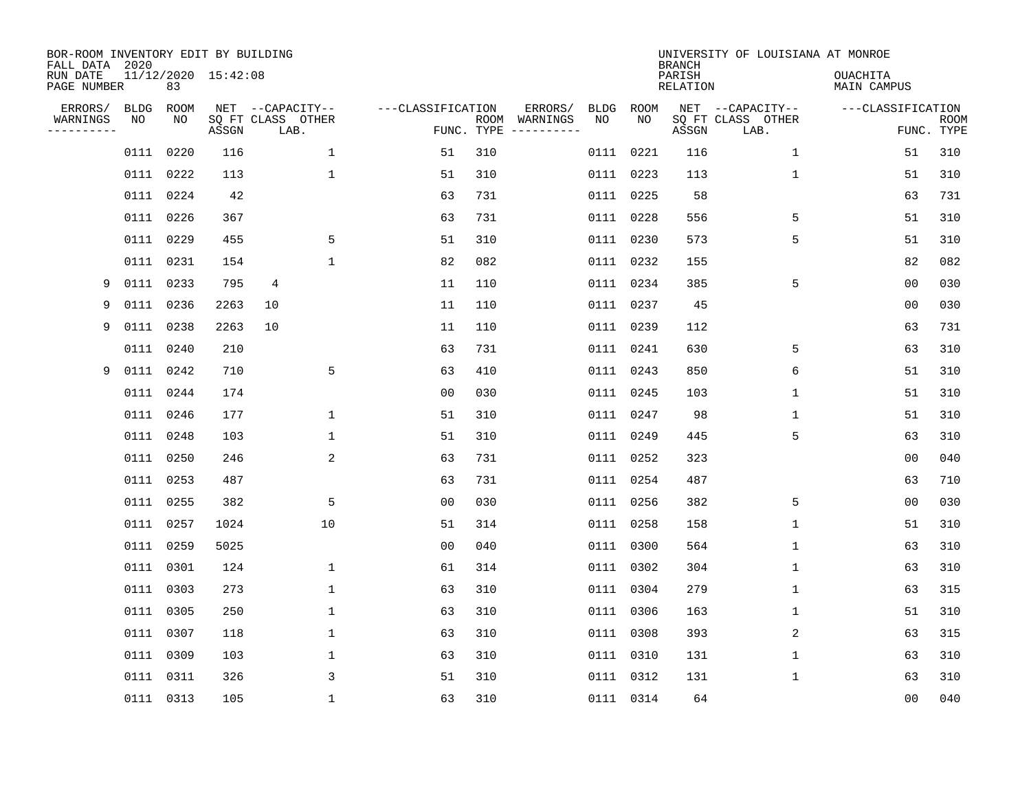BOR-ROOM INVENTORY EDIT BY BUILDING
FALL DATA 2020
RUN DATE 11/12/2020 15:42:08
PAGE NUMBER 83

UNIVERSITY OF LOUISIANA AT MONROE
BRANCH
PARISH OUACHITA
RELATION MAIN CAMPUS

| ERRORS/ WARNINGS | BLDG NO | ROOM NO | NET SQ FT ASSGN | CAPACITY CLASS LAB. | CAPACITY OTHER | CLASSIFICATION FUNC. | ROOM TYPE | ERRORS/ WARNINGS | BLDG NO | ROOM NO | NET SQ FT ASSGN | CAPACITY CLASS LAB. | CAPACITY OTHER | CLASSIFICATION FUNC. | ROOM TYPE |
|---|---|---|---|---|---|---|---|---|---|---|---|---|---|---|---|
| | 0111 | 0220 | 116 | | 1 | 51 | 310 | | 0111 | 0221 | 116 | | 1 | 51 | 310 |
| | 0111 | 0222 | 113 | | 1 | 51 | 310 | | 0111 | 0223 | 113 | | 1 | 51 | 310 |
| | 0111 | 0224 | 42 | | | 63 | 731 | | 0111 | 0225 | 58 | | | 63 | 731 |
| | 0111 | 0226 | 367 | | | 63 | 731 | | 0111 | 0228 | 556 | | 5 | 51 | 310 |
| | 0111 | 0229 | 455 | | 5 | 51 | 310 | | 0111 | 0230 | 573 | | 5 | 51 | 310 |
| | 0111 | 0231 | 154 | | 1 | 82 | 082 | | 0111 | 0232 | 155 | | | 82 | 082 |
| 9 | 0111 | 0233 | 795 | 4 | | 11 | 110 | | 0111 | 0234 | 385 | | 5 | 00 | 030 |
| 9 | 0111 | 0236 | 2263 | 10 | | 11 | 110 | | 0111 | 0237 | 45 | | | 00 | 030 |
| 9 | 0111 | 0238 | 2263 | 10 | | 11 | 110 | | 0111 | 0239 | 112 | | | 63 | 731 |
| | 0111 | 0240 | 210 | | | 63 | 731 | | 0111 | 0241 | 630 | | 5 | 63 | 310 |
| 9 | 0111 | 0242 | 710 | | 5 | 63 | 410 | | 0111 | 0243 | 850 | | 6 | 51 | 310 |
| | 0111 | 0244 | 174 | | | 00 | 030 | | 0111 | 0245 | 103 | | 1 | 51 | 310 |
| | 0111 | 0246 | 177 | | 1 | 51 | 310 | | 0111 | 0247 | 98 | | 1 | 51 | 310 |
| | 0111 | 0248 | 103 | | 1 | 51 | 310 | | 0111 | 0249 | 445 | | 5 | 63 | 310 |
| | 0111 | 0250 | 246 | | 2 | 63 | 731 | | 0111 | 0252 | 323 | | | 00 | 040 |
| | 0111 | 0253 | 487 | | | 63 | 731 | | 0111 | 0254 | 487 | | | 63 | 710 |
| | 0111 | 0255 | 382 | | 5 | 00 | 030 | | 0111 | 0256 | 382 | | 5 | 00 | 030 |
| | 0111 | 0257 | 1024 | | 10 | 51 | 314 | | 0111 | 0258 | 158 | | 1 | 51 | 310 |
| | 0111 | 0259 | 5025 | | | 00 | 040 | | 0111 | 0300 | 564 | | 1 | 63 | 310 |
| | 0111 | 0301 | 124 | | 1 | 61 | 314 | | 0111 | 0302 | 304 | | 1 | 63 | 310 |
| | 0111 | 0303 | 273 | | 1 | 63 | 310 | | 0111 | 0304 | 279 | | 1 | 63 | 315 |
| | 0111 | 0305 | 250 | | 1 | 63 | 310 | | 0111 | 0306 | 163 | | 1 | 51 | 310 |
| | 0111 | 0307 | 118 | | 1 | 63 | 310 | | 0111 | 0308 | 393 | | 2 | 63 | 315 |
| | 0111 | 0309 | 103 | | 1 | 63 | 310 | | 0111 | 0310 | 131 | | 1 | 63 | 310 |
| | 0111 | 0311 | 326 | | 3 | 51 | 310 | | 0111 | 0312 | 131 | | 1 | 63 | 310 |
| | 0111 | 0313 | 105 | | 1 | 63 | 310 | | 0111 | 0314 | 64 | | | 00 | 040 |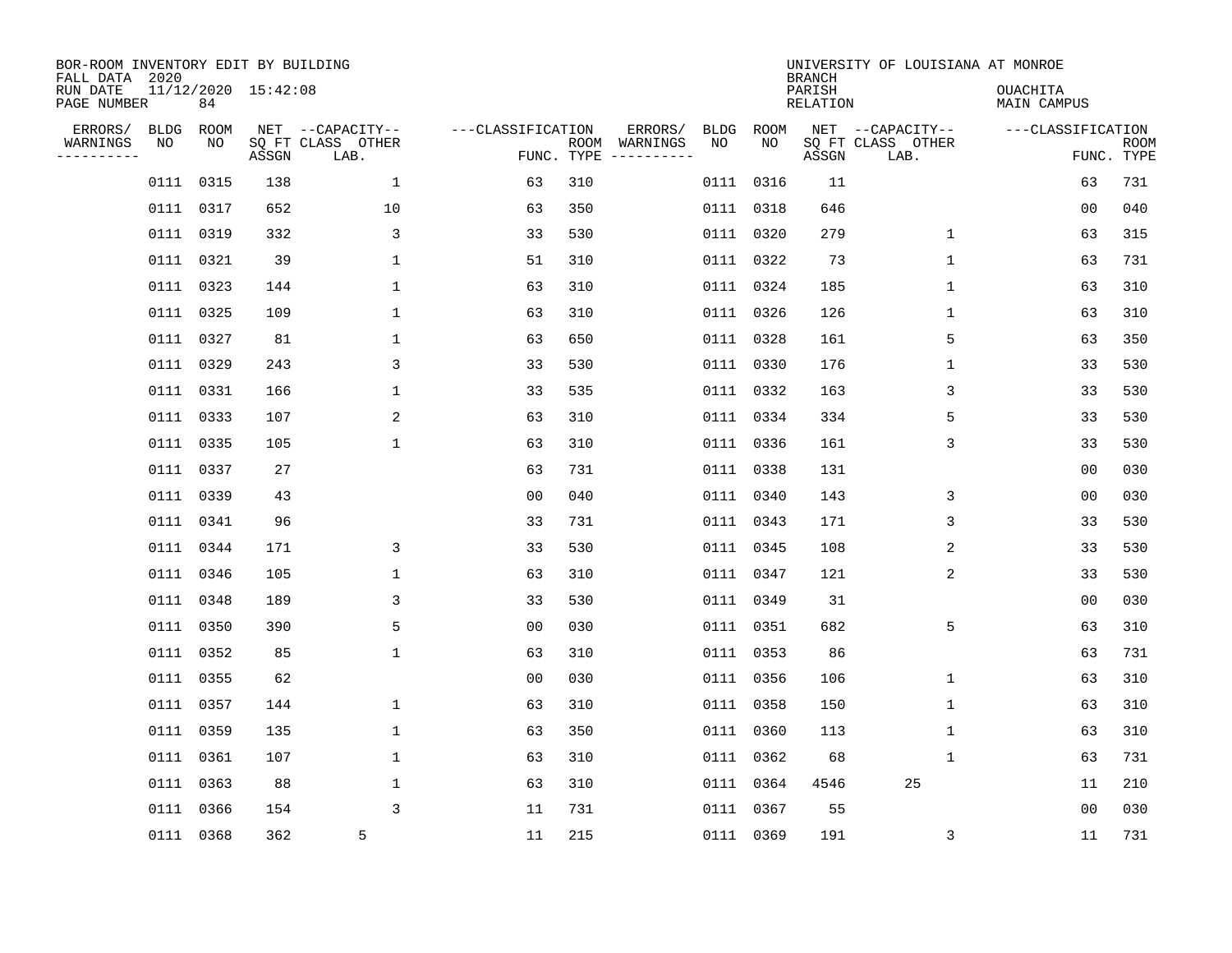BOR-ROOM INVENTORY EDIT BY BUILDING
FALL DATA 2020
RUN DATE 11/12/2020 15:42:08
PAGE NUMBER 84

UNIVERSITY OF LOUISIANA AT MONROE
BRANCH
PARISH OUACHITA
RELATION MAIN CAMPUS

| ERRORS/ WARNINGS | BLDG NO | ROOM NO | NET SQ FT ASSGN | CAPACITY CLASS LAB. | CAPACITY OTHER | CLASSIFICATION FUNC. | ROOM TYPE | ERRORS/ WARNINGS | BLDG NO | ROOM NO | NET SQ FT ASSGN | CAPACITY CLASS LAB. | CAPACITY OTHER | CLASSIFICATION FUNC. | ROOM TYPE |
|---|---|---|---|---|---|---|---|---|---|---|---|---|---|---|---|
| | 0111 | 0315 | 138 | | 1 | 63 | 310 | | 0111 | 0316 | 11 | | | 63 | 731 |
| | 0111 | 0317 | 652 | | 10 | 63 | 350 | | 0111 | 0318 | 646 | | | 00 | 040 |
| | 0111 | 0319 | 332 | | 3 | 33 | 530 | | 0111 | 0320 | 279 | | 1 | 63 | 315 |
| | 0111 | 0321 | 39 | | 1 | 51 | 310 | | 0111 | 0322 | 73 | | 1 | 63 | 731 |
| | 0111 | 0323 | 144 | | 1 | 63 | 310 | | 0111 | 0324 | 185 | | 1 | 63 | 310 |
| | 0111 | 0325 | 109 | | 1 | 63 | 310 | | 0111 | 0326 | 126 | | 1 | 63 | 310 |
| | 0111 | 0327 | 81 | | 1 | 63 | 650 | | 0111 | 0328 | 161 | | 5 | 63 | 350 |
| | 0111 | 0329 | 243 | | 3 | 33 | 530 | | 0111 | 0330 | 176 | | 1 | 33 | 530 |
| | 0111 | 0331 | 166 | | 1 | 33 | 535 | | 0111 | 0332 | 163 | | 3 | 33 | 530 |
| | 0111 | 0333 | 107 | | 2 | 63 | 310 | | 0111 | 0334 | 334 | | 5 | 33 | 530 |
| | 0111 | 0335 | 105 | | 1 | 63 | 310 | | 0111 | 0336 | 161 | | 3 | 33 | 530 |
| | 0111 | 0337 | 27 | | | 63 | 731 | | 0111 | 0338 | 131 | | | 00 | 030 |
| | 0111 | 0339 | 43 | | | 00 | 040 | | 0111 | 0340 | 143 | | 3 | 00 | 030 |
| | 0111 | 0341 | 96 | | | 33 | 731 | | 0111 | 0343 | 171 | | 3 | 33 | 530 |
| | 0111 | 0344 | 171 | | 3 | 33 | 530 | | 0111 | 0345 | 108 | | 2 | 33 | 530 |
| | 0111 | 0346 | 105 | | 1 | 63 | 310 | | 0111 | 0347 | 121 | | 2 | 33 | 530 |
| | 0111 | 0348 | 189 | | 3 | 33 | 530 | | 0111 | 0349 | 31 | | | 00 | 030 |
| | 0111 | 0350 | 390 | | 5 | 00 | 030 | | 0111 | 0351 | 682 | | 5 | 63 | 310 |
| | 0111 | 0352 | 85 | | 1 | 63 | 310 | | 0111 | 0353 | 86 | | | 63 | 731 |
| | 0111 | 0355 | 62 | | | 00 | 030 | | 0111 | 0356 | 106 | | 1 | 63 | 310 |
| | 0111 | 0357 | 144 | | 1 | 63 | 310 | | 0111 | 0358 | 150 | | 1 | 63 | 310 |
| | 0111 | 0359 | 135 | | 1 | 63 | 350 | | 0111 | 0360 | 113 | | 1 | 63 | 310 |
| | 0111 | 0361 | 107 | | 1 | 63 | 310 | | 0111 | 0362 | 68 | | 1 | 63 | 731 |
| | 0111 | 0363 | 88 | | 1 | 63 | 310 | | 0111 | 0364 | 4546 | 25 | | 11 | 210 |
| | 0111 | 0366 | 154 | | 3 | 11 | 731 | | 0111 | 0367 | 55 | | | 00 | 030 |
| | 0111 | 0368 | 362 | 5 | | 11 | 215 | | 0111 | 0369 | 191 | | 3 | 11 | 731 |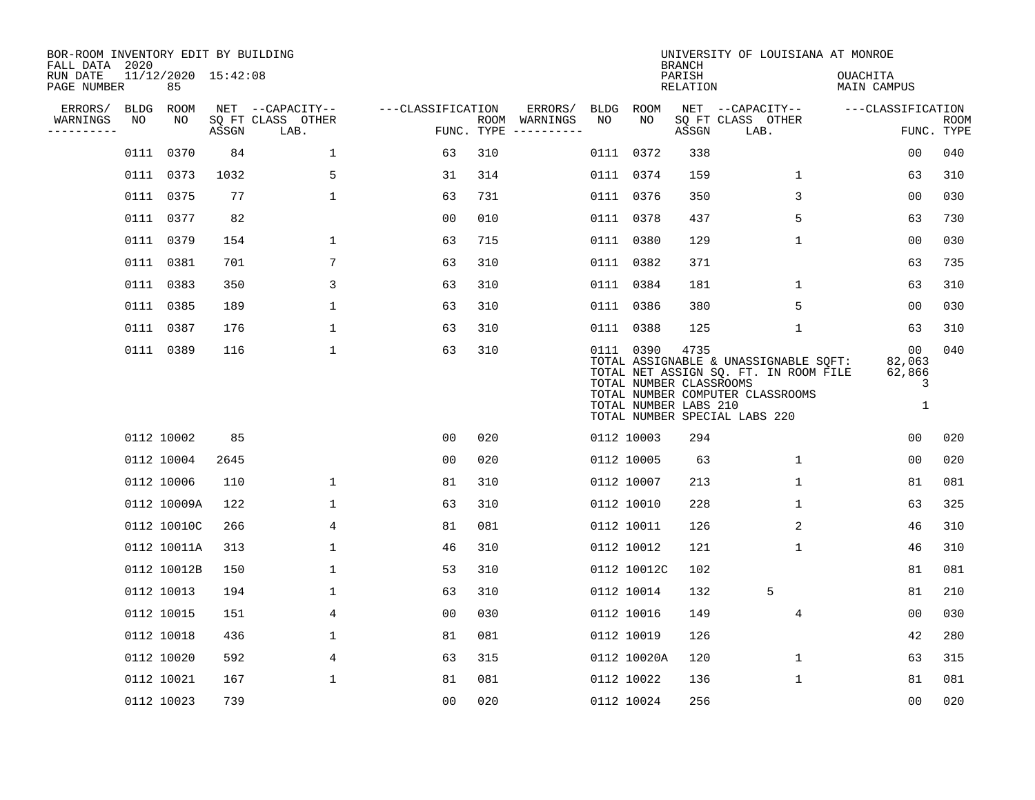BOR-ROOM INVENTORY EDIT BY BUILDING
FALL DATA 2020
RUN DATE 11/12/2020 15:42:08
PAGE NUMBER 85

UNIVERSITY OF LOUISIANA AT MONROE
BRANCH
PARISH OUACHITA
RELATION MAIN CAMPUS

| ERRORS/ WARNINGS | BLDG NO | ROOM NO | NET SQ FT ASSGN | CAPACITY CLASS LAB. | CAPACITY OTHER | CLASSIFICATION FUNC. | ROOM TYPE | ERRORS/ WARNINGS | BLDG NO | ROOM NO | NET SQ FT ASSGN | CAPACITY CLASS LAB. | CAPACITY OTHER | CLASSIFICATION FUNC. | ROOM TYPE |
|---|---|---|---|---|---|---|---|---|---|---|---|---|---|---|---|
| | 0111 | 0370 | 84 | | 1 | 63 | 310 | | 0111 | 0372 | 338 | | | 00 | 040 |
| | 0111 | 0373 | 1032 | | 5 | 31 | 314 | | 0111 | 0374 | 159 | | 1 | 63 | 310 |
| | 0111 | 0375 | 77 | | 1 | 63 | 731 | | 0111 | 0376 | 350 | | 3 | 00 | 030 |
| | 0111 | 0377 | 82 | | | 00 | 010 | | 0111 | 0378 | 437 | | 5 | 63 | 730 |
| | 0111 | 0379 | 154 | | 1 | 63 | 715 | | 0111 | 0380 | 129 | | 1 | 00 | 030 |
| | 0111 | 0381 | 701 | | 7 | 63 | 310 | | 0111 | 0382 | 371 | | | 63 | 735 |
| | 0111 | 0383 | 350 | | 3 | 63 | 310 | | 0111 | 0384 | 181 | | 1 | 63 | 310 |
| | 0111 | 0385 | 189 | | 1 | 63 | 310 | | 0111 | 0386 | 380 | | 5 | 00 | 030 |
| | 0111 | 0387 | 176 | | 1 | 63 | 310 | | 0111 | 0388 | 125 | | 1 | 63 | 310 |
| | 0111 | 0389 | 116 | | 1 | 63 | 310 | | 0111 | 0390 | 4735 | | | 00 | 040 |

TOTAL ASSIGNABLE & UNASSIGNABLE SQFT: 82,063
TOTAL NET ASSIGN SQ. FT. IN ROOM FILE 62,866
TOTAL NUMBER CLASSROOMS 3
TOTAL NUMBER COMPUTER CLASSROOMS
TOTAL NUMBER LABS 210 1
TOTAL NUMBER SPECIAL LABS 220

| ERRORS/ WARNINGS | BLDG NO | ROOM NO | NET SQ FT ASSGN | CAPACITY CLASS LAB. | CAPACITY OTHER | CLASSIFICATION FUNC. | ROOM TYPE | ERRORS/ WARNINGS | BLDG NO | ROOM NO | NET SQ FT ASSGN | CAPACITY CLASS LAB. | CAPACITY OTHER | CLASSIFICATION FUNC. | ROOM TYPE |
|---|---|---|---|---|---|---|---|---|---|---|---|---|---|---|---|
| | 0112 | 10002 | 85 | | | 00 | 020 | | 0112 | 10003 | 294 | | | 00 | 020 |
| | 0112 | 10004 | 2645 | | | 00 | 020 | | 0112 | 10005 | 63 | | 1 | 00 | 020 |
| | 0112 | 10006 | 110 | | 1 | 81 | 310 | | 0112 | 10007 | 213 | | 1 | 81 | 081 |
| | 0112 | 10009A | 122 | | 1 | 63 | 310 | | 0112 | 10010 | 228 | | 1 | 63 | 325 |
| | 0112 | 10010C | 266 | | 4 | 81 | 081 | | 0112 | 10011 | 126 | | 2 | 46 | 310 |
| | 0112 | 10011A | 313 | | 1 | 46 | 310 | | 0112 | 10012 | 121 | | 1 | 46 | 310 |
| | 0112 | 10012B | 150 | | 1 | 53 | 310 | | 0112 | 10012C | 102 | | | 81 | 081 |
| | 0112 | 10013 | 194 | | 1 | 63 | 310 | | 0112 | 10014 | 132 | 5 | | 81 | 210 |
| | 0112 | 10015 | 151 | | 4 | 00 | 030 | | 0112 | 10016 | 149 | | 4 | 00 | 030 |
| | 0112 | 10018 | 436 | | 1 | 81 | 081 | | 0112 | 10019 | 126 | | | 42 | 280 |
| | 0112 | 10020 | 592 | | 4 | 63 | 315 | | 0112 | 10020A | 120 | | 1 | 63 | 315 |
| | 0112 | 10021 | 167 | | 1 | 81 | 081 | | 0112 | 10022 | 136 | | 1 | 81 | 081 |
| | 0112 | 10023 | 739 | | | 00 | 020 | | 0112 | 10024 | 256 | | | 00 | 020 |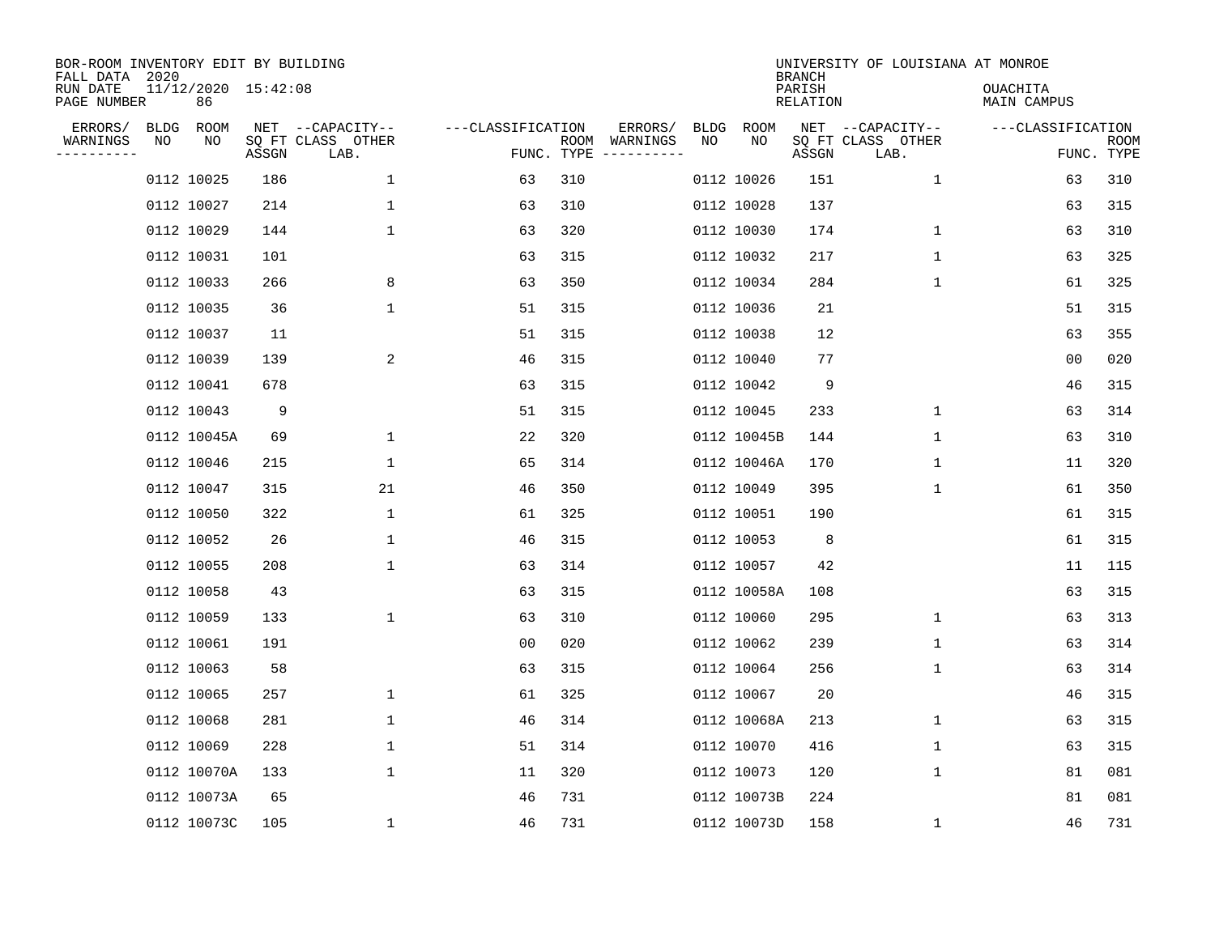BOR-ROOM INVENTORY EDIT BY BUILDING
FALL DATA 2020
RUN DATE 11/12/2020 15:42:08
PAGE NUMBER 86

UNIVERSITY OF LOUISIANA AT MONROE
BRANCH
PARISH OUACHITA
RELATION MAIN CAMPUS

| ERRORS/ WARNINGS | BLDG NO | ROOM NO | NET SQ FT ASSGN | CAPACITY-- CLASS LAB. | OTHER | CLASSIFICATION FUNC. | ROOM TYPE | ERRORS/ WARNINGS | BLDG NO | ROOM NO | NET SQ FT ASSGN | CAPACITY-- CLASS LAB. | OTHER | CLASSIFICATION FUNC. | ROOM TYPE |
|---|---|---|---|---|---|---|---|---|---|---|---|---|---|---|---|
| | 0112 | 10025 | 186 | | 1 | 63 | 310 | | 0112 | 10026 | 151 | | 1 | 63 | 310 |
| | 0112 | 10027 | 214 | | 1 | 63 | 310 | | 0112 | 10028 | 137 | | | 63 | 315 |
| | 0112 | 10029 | 144 | | 1 | 63 | 320 | | 0112 | 10030 | 174 | | 1 | 63 | 310 |
| | 0112 | 10031 | 101 | | | 63 | 315 | | 0112 | 10032 | 217 | | 1 | 63 | 325 |
| | 0112 | 10033 | 266 | | 8 | 63 | 350 | | 0112 | 10034 | 284 | | 1 | 61 | 325 |
| | 0112 | 10035 | 36 | | 1 | 51 | 315 | | 0112 | 10036 | 21 | | | 51 | 315 |
| | 0112 | 10037 | 11 | | | 51 | 315 | | 0112 | 10038 | 12 | | | 63 | 355 |
| | 0112 | 10039 | 139 | | 2 | 46 | 315 | | 0112 | 10040 | 77 | | | 00 | 020 |
| | 0112 | 10041 | 678 | | | 63 | 315 | | 0112 | 10042 | 9 | | | 46 | 315 |
| | 0112 | 10043 | 9 | | | 51 | 315 | | 0112 | 10045 | 233 | | 1 | 63 | 314 |
| | 0112 | 10045A | 69 | | 1 | 22 | 320 | | 0112 | 10045B | 144 | | 1 | 63 | 310 |
| | 0112 | 10046 | 215 | | 1 | 65 | 314 | | 0112 | 10046A | 170 | | 1 | 11 | 320 |
| | 0112 | 10047 | 315 | | 21 | 46 | 350 | | 0112 | 10049 | 395 | | 1 | 61 | 350 |
| | 0112 | 10050 | 322 | | 1 | 61 | 325 | | 0112 | 10051 | 190 | | | 61 | 315 |
| | 0112 | 10052 | 26 | | 1 | 46 | 315 | | 0112 | 10053 | 8 | | | 61 | 315 |
| | 0112 | 10055 | 208 | | 1 | 63 | 314 | | 0112 | 10057 | 42 | | | 11 | 115 |
| | 0112 | 10058 | 43 | | | 63 | 315 | | 0112 | 10058A | 108 | | | 63 | 315 |
| | 0112 | 10059 | 133 | | 1 | 63 | 310 | | 0112 | 10060 | 295 | | 1 | 63 | 313 |
| | 0112 | 10061 | 191 | | | 00 | 020 | | 0112 | 10062 | 239 | | 1 | 63 | 314 |
| | 0112 | 10063 | 58 | | | 63 | 315 | | 0112 | 10064 | 256 | | 1 | 63 | 314 |
| | 0112 | 10065 | 257 | | 1 | 61 | 325 | | 0112 | 10067 | 20 | | | 46 | 315 |
| | 0112 | 10068 | 281 | | 1 | 46 | 314 | | 0112 | 10068A | 213 | | 1 | 63 | 315 |
| | 0112 | 10069 | 228 | | 1 | 51 | 314 | | 0112 | 10070 | 416 | | 1 | 63 | 315 |
| | 0112 | 10070A | 133 | | 1 | 11 | 320 | | 0112 | 10073 | 120 | | 1 | 81 | 081 |
| | 0112 | 10073A | 65 | | | 46 | 731 | | 0112 | 10073B | 224 | | | 81 | 081 |
| | 0112 | 10073C | 105 | | 1 | 46 | 731 | | 0112 | 10073D | 158 | | 1 | 46 | 731 |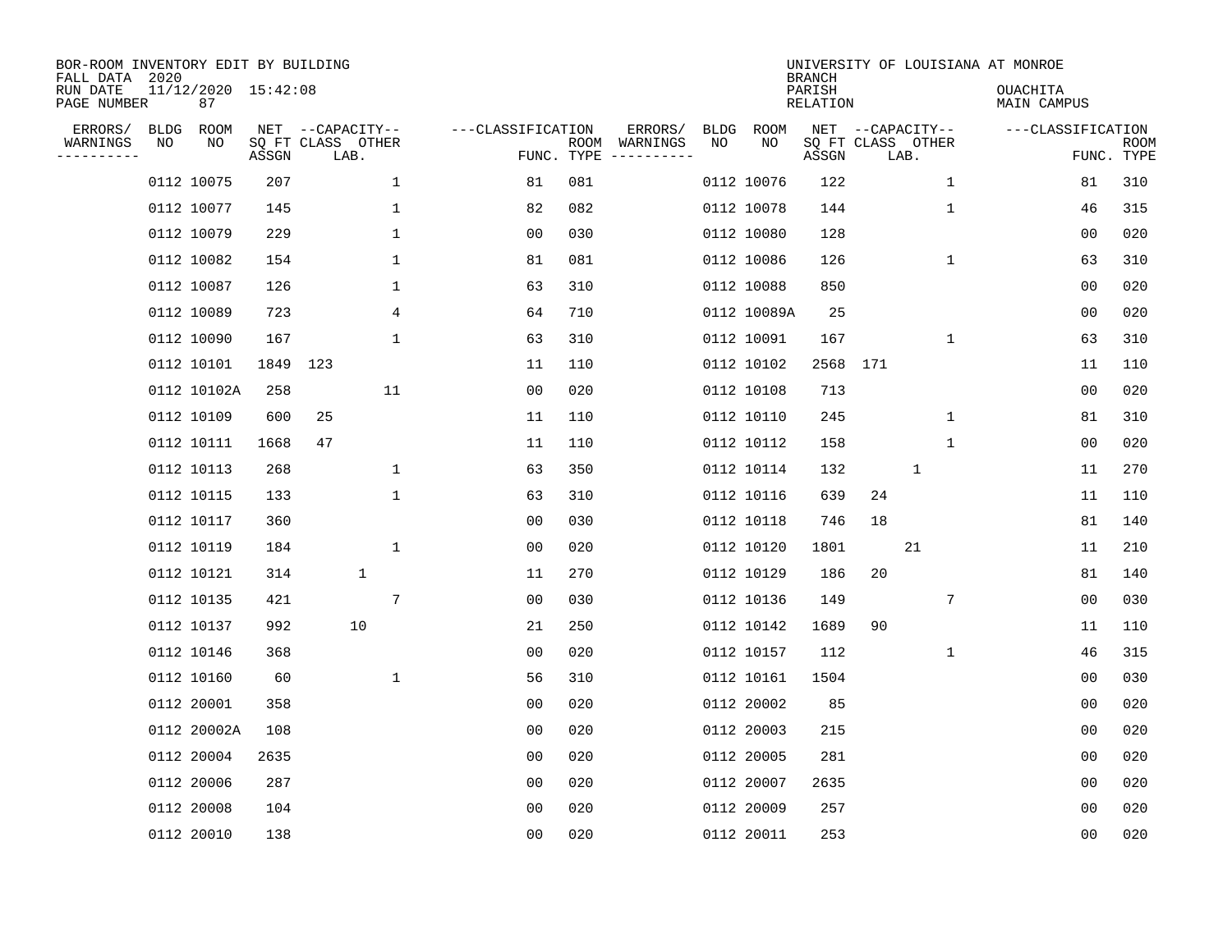BOR-ROOM INVENTORY EDIT BY BUILDING
FALL DATA 2020
RUN DATE 11/12/2020 15:42:08
PAGE NUMBER 87

UNIVERSITY OF LOUISIANA AT MONROE
BRANCH
PARISH OUACHITA
RELATION MAIN CAMPUS

| ERRORS/ WARNINGS | BLDG NO | ROOM NO | NET SQ FT ASSGN | CAPACITY CLASS | CAPACITY LAB. | CAPACITY OTHER | FUNC. | ROOM TYPE | ERRORS/ WARNINGS | BLDG NO | ROOM NO | NET SQ FT ASSGN | CAPACITY CLASS | CAPACITY LAB. | CAPACITY OTHER | FUNC. | ROOM TYPE |
|---|---|---|---|---|---|---|---|---|---|---|---|---|---|---|---|---|---|
| | 0112 | 10075 | 207 | | | 1 | 81 | 081 | | 0112 | 10076 | 122 | | | 1 | 81 | 310 |
| | 0112 | 10077 | 145 | | | 1 | 82 | 082 | | 0112 | 10078 | 144 | | | 1 | 46 | 315 |
| | 0112 | 10079 | 229 | | | 1 | 00 | 030 | | 0112 | 10080 | 128 | | | | 00 | 020 |
| | 0112 | 10082 | 154 | | | 1 | 81 | 081 | | 0112 | 10086 | 126 | | | 1 | 63 | 310 |
| | 0112 | 10087 | 126 | | | 1 | 63 | 310 | | 0112 | 10088 | 850 | | | | 00 | 020 |
| | 0112 | 10089 | 723 | | | 4 | 64 | 710 | | 0112 | 10089A | 25 | | | | 00 | 020 |
| | 0112 | 10090 | 167 | | | 1 | 63 | 310 | | 0112 | 10091 | 167 | | | 1 | 63 | 310 |
| | 0112 | 10101 | 1849 | 123 | | | 11 | 110 | | 0112 | 10102 | 2568 | 171 | | | 11 | 110 |
| | 0112 | 10102A | 258 | | | 11 | 00 | 020 | | 0112 | 10108 | 713 | | | | 00 | 020 |
| | 0112 | 10109 | 600 | 25 | | | 11 | 110 | | 0112 | 10110 | 245 | | | 1 | 81 | 310 |
| | 0112 | 10111 | 1668 | 47 | | | 11 | 110 | | 0112 | 10112 | 158 | | | 1 | 00 | 020 |
| | 0112 | 10113 | 268 | | | 1 | 63 | 350 | | 0112 | 10114 | 132 | | 1 | | 11 | 270 |
| | 0112 | 10115 | 133 | | | 1 | 63 | 310 | | 0112 | 10116 | 639 | 24 | | | 11 | 110 |
| | 0112 | 10117 | 360 | | | | 00 | 030 | | 0112 | 10118 | 746 | 18 | | | 81 | 140 |
| | 0112 | 10119 | 184 | | | 1 | 00 | 020 | | 0112 | 10120 | 1801 | | 21 | | 11 | 210 |
| | 0112 | 10121 | 314 | | 1 | | 11 | 270 | | 0112 | 10129 | 186 | 20 | | | 81 | 140 |
| | 0112 | 10135 | 421 | | | 7 | 00 | 030 | | 0112 | 10136 | 149 | | | 7 | 00 | 030 |
| | 0112 | 10137 | 992 | | 10 | | 21 | 250 | | 0112 | 10142 | 1689 | 90 | | | 11 | 110 |
| | 0112 | 10146 | 368 | | | | 00 | 020 | | 0112 | 10157 | 112 | | | 1 | 46 | 315 |
| | 0112 | 10160 | 60 | | | 1 | 56 | 310 | | 0112 | 10161 | 1504 | | | | 00 | 030 |
| | 0112 | 20001 | 358 | | | | 00 | 020 | | 0112 | 20002 | 85 | | | | 00 | 020 |
| | 0112 | 20002A | 108 | | | | 00 | 020 | | 0112 | 20003 | 215 | | | | 00 | 020 |
| | 0112 | 20004 | 2635 | | | | 00 | 020 | | 0112 | 20005 | 281 | | | | 00 | 020 |
| | 0112 | 20006 | 287 | | | | 00 | 020 | | 0112 | 20007 | 2635 | | | | 00 | 020 |
| | 0112 | 20008 | 104 | | | | 00 | 020 | | 0112 | 20009 | 257 | | | | 00 | 020 |
| | 0112 | 20010 | 138 | | | | 00 | 020 | | 0112 | 20011 | 253 | | | | 00 | 020 |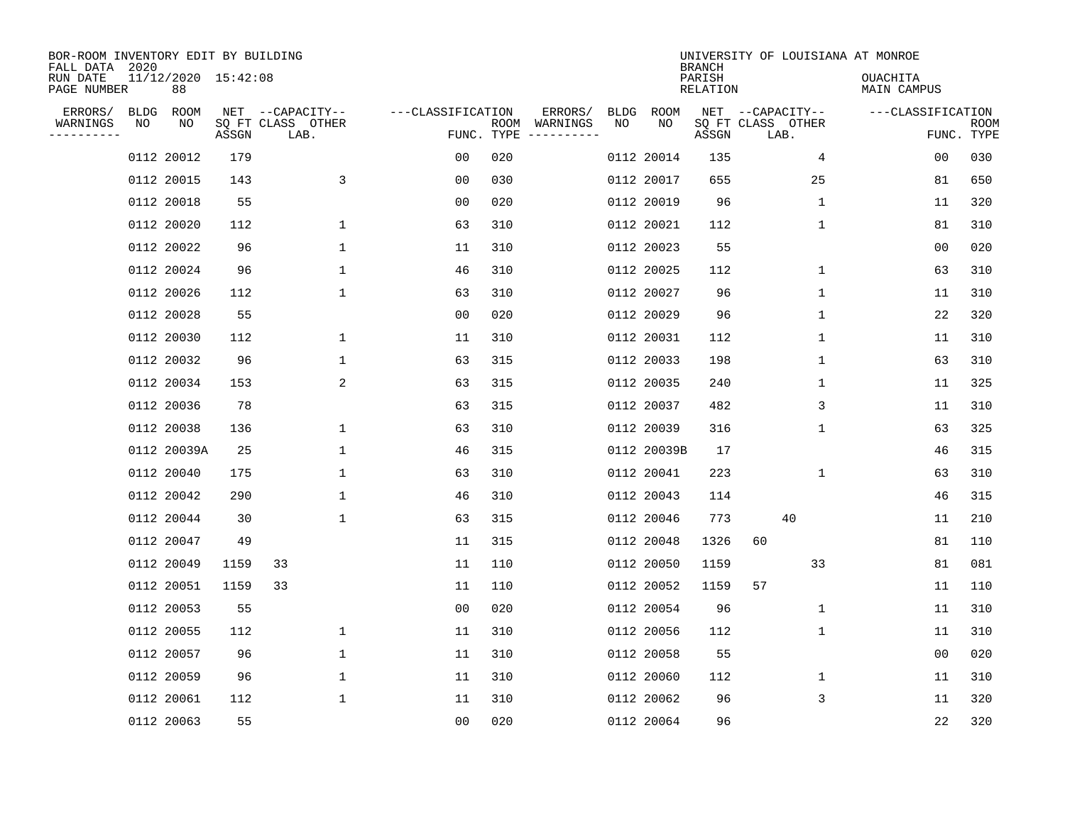BOR-ROOM INVENTORY EDIT BY BUILDING
FALL DATA 2020
RUN DATE 11/12/2020 15:42:08
PAGE NUMBER 88

UNIVERSITY OF LOUISIANA AT MONROE
BRANCH
PARISH OUACHITA
RELATION MAIN CAMPUS

| ERRORS/ WARNINGS | BLDG NO | ROOM NO | NET SQ FT ASSGN | CAPACITY CLASS | CAPACITY LAB. | CAPACITY OTHER | CLASSIFICATION FUNC. | ROOM TYPE | ERRORS/ WARNINGS | BLDG NO | ROOM NO | NET SQ FT ASSGN | CAPACITY CLASS | CAPACITY LAB. | CAPACITY OTHER | CLASSIFICATION FUNC. | ROOM TYPE |
|---|---|---|---|---|---|---|---|---|---|---|---|---|---|---|---|---|---|
| | 0112 | 20012 | 179 | | | | 00 | 020 | | 0112 | 20014 | 135 | | | 4 | 00 | 030 |
| | 0112 | 20015 | 143 | | | 3 | 00 | 030 | | 0112 | 20017 | 655 | | | 25 | 81 | 650 |
| | 0112 | 20018 | 55 | | | | 00 | 020 | | 0112 | 20019 | 96 | | | 1 | 11 | 320 |
| | 0112 | 20020 | 112 | | | 1 | 63 | 310 | | 0112 | 20021 | 112 | | | 1 | 81 | 310 |
| | 0112 | 20022 | 96 | | | 1 | 11 | 310 | | 0112 | 20023 | 55 | | | | 00 | 020 |
| | 0112 | 20024 | 96 | | | 1 | 46 | 310 | | 0112 | 20025 | 112 | | | 1 | 63 | 310 |
| | 0112 | 20026 | 112 | | | 1 | 63 | 310 | | 0112 | 20027 | 96 | | | 1 | 11 | 310 |
| | 0112 | 20028 | 55 | | | | 00 | 020 | | 0112 | 20029 | 96 | | | 1 | 22 | 320 |
| | 0112 | 20030 | 112 | | | 1 | 11 | 310 | | 0112 | 20031 | 112 | | | 1 | 11 | 310 |
| | 0112 | 20032 | 96 | | | 1 | 63 | 315 | | 0112 | 20033 | 198 | | | 1 | 63 | 310 |
| | 0112 | 20034 | 153 | | | 2 | 63 | 315 | | 0112 | 20035 | 240 | | | 1 | 11 | 325 |
| | 0112 | 20036 | 78 | | | | 63 | 315 | | 0112 | 20037 | 482 | | | 3 | 11 | 310 |
| | 0112 | 20038 | 136 | | | 1 | 63 | 310 | | 0112 | 20039 | 316 | | | 1 | 63 | 325 |
| | 0112 | 20039A | 25 | | | 1 | 46 | 315 | | 0112 | 20039B | 17 | | | | 46 | 315 |
| | 0112 | 20040 | 175 | | | 1 | 63 | 310 | | 0112 | 20041 | 223 | | | 1 | 63 | 310 |
| | 0112 | 20042 | 290 | | | 1 | 46 | 310 | | 0112 | 20043 | 114 | | | | 46 | 315 |
| | 0112 | 20044 | 30 | | | 1 | 63 | 315 | | 0112 | 20046 | 773 | | 40 | | 11 | 210 |
| | 0112 | 20047 | 49 | | | | 11 | 315 | | 0112 | 20048 | 1326 | 60 | | | 81 | 110 |
| | 0112 | 20049 | 1159 | 33 | | | 11 | 110 | | 0112 | 20050 | 1159 | | | 33 | 81 | 081 |
| | 0112 | 20051 | 1159 | 33 | | | 11 | 110 | | 0112 | 20052 | 1159 | 57 | | | 11 | 110 |
| | 0112 | 20053 | 55 | | | | 00 | 020 | | 0112 | 20054 | 96 | | | 1 | 11 | 310 |
| | 0112 | 20055 | 112 | | | 1 | 11 | 310 | | 0112 | 20056 | 112 | | | 1 | 11 | 310 |
| | 0112 | 20057 | 96 | | | 1 | 11 | 310 | | 0112 | 20058 | 55 | | | | 00 | 020 |
| | 0112 | 20059 | 96 | | | 1 | 11 | 310 | | 0112 | 20060 | 112 | | | 1 | 11 | 310 |
| | 0112 | 20061 | 112 | | | 1 | 11 | 310 | | 0112 | 20062 | 96 | | | 3 | 11 | 320 |
| | 0112 | 20063 | 55 | | | | 00 | 020 | | 0112 | 20064 | 96 | | | | 22 | 320 |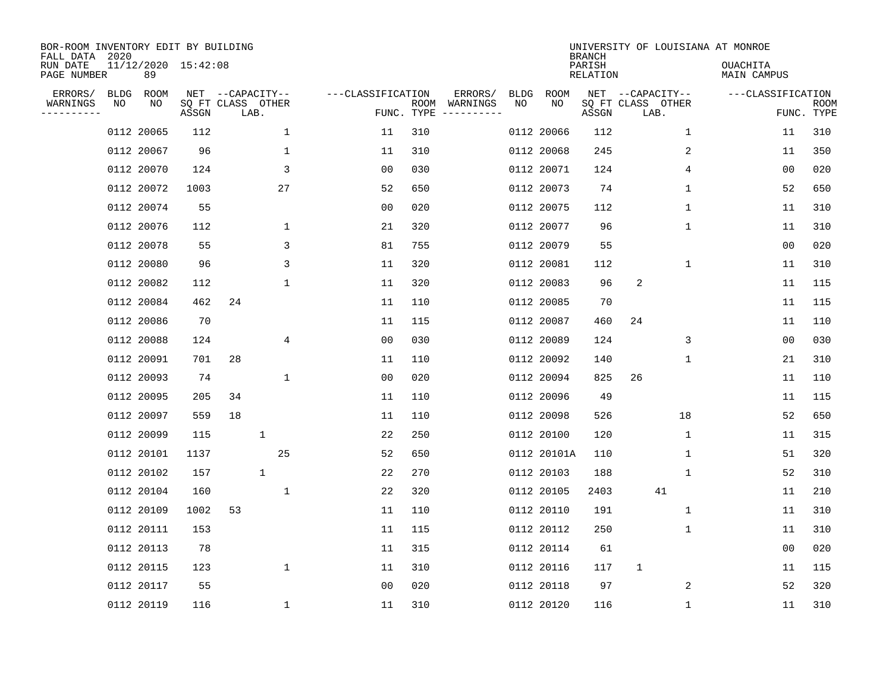BOR-ROOM INVENTORY EDIT BY BUILDING
FALL DATA 2020
RUN DATE 11/12/2020 15:42:08
PAGE NUMBER 89

UNIVERSITY OF LOUISIANA AT MONROE
BRANCH
PARISH OUACHITA
RELATION MAIN CAMPUS

| ERRORS/ WARNINGS | BLDG NO | ROOM NO | NET SQ FT ASSGN | CAPACITY CLASS | CAPACITY LAB. | CAPACITY OTHER | CLASSIFICATION FUNC. | ROOM TYPE | ERRORS/ WARNINGS | BLDG NO | ROOM NO | NET SQ FT ASSGN | CAPACITY CLASS | CAPACITY LAB. | CAPACITY OTHER | CLASSIFICATION FUNC. | ROOM TYPE |
|---|---|---|---|---|---|---|---|---|---|---|---|---|---|---|---|---|---|
| | 0112 | 20065 | 112 | | | 1 | 11 | 310 | | 0112 | 20066 | 112 | | | 1 | 11 | 310 |
| | 0112 | 20067 | 96 | | | 1 | 11 | 310 | | 0112 | 20068 | 245 | | | 2 | 11 | 350 |
| | 0112 | 20070 | 124 | | | 3 | 00 | 030 | | 0112 | 20071 | 124 | | | 4 | 00 | 020 |
| | 0112 | 20072 | 1003 | | | 27 | 52 | 650 | | 0112 | 20073 | 74 | | | 1 | 52 | 650 |
| | 0112 | 20074 | 55 | | | | 00 | 020 | | 0112 | 20075 | 112 | | | 1 | 11 | 310 |
| | 0112 | 20076 | 112 | | | 1 | 21 | 320 | | 0112 | 20077 | 96 | | | 1 | 11 | 310 |
| | 0112 | 20078 | 55 | | | 3 | 81 | 755 | | 0112 | 20079 | 55 | | | | 00 | 020 |
| | 0112 | 20080 | 96 | | | 3 | 11 | 320 | | 0112 | 20081 | 112 | | | 1 | 11 | 310 |
| | 0112 | 20082 | 112 | | | 1 | 11 | 320 | | 0112 | 20083 | 96 | 2 | | | 11 | 115 |
| | 0112 | 20084 | 462 | 24 | | | 11 | 110 | | 0112 | 20085 | 70 | | | | 11 | 115 |
| | 0112 | 20086 | 70 | | | | 11 | 115 | | 0112 | 20087 | 460 | 24 | | | 11 | 110 |
| | 0112 | 20088 | 124 | | | 4 | 00 | 030 | | 0112 | 20089 | 124 | | | 3 | 00 | 030 |
| | 0112 | 20091 | 701 | 28 | | | 11 | 110 | | 0112 | 20092 | 140 | | | 1 | 21 | 310 |
| | 0112 | 20093 | 74 | | | 1 | 00 | 020 | | 0112 | 20094 | 825 | 26 | | | 11 | 110 |
| | 0112 | 20095 | 205 | 34 | | | 11 | 110 | | 0112 | 20096 | 49 | | | | 11 | 115 |
| | 0112 | 20097 | 559 | 18 | | | 11 | 110 | | 0112 | 20098 | 526 | | | 18 | 52 | 650 |
| | 0112 | 20099 | 115 | | 1 | | 22 | 250 | | 0112 | 20100 | 120 | | | 1 | 11 | 315 |
| | 0112 | 20101 | 1137 | | | 25 | 52 | 650 | | 0112 | 20101A | 110 | | | 1 | 51 | 320 |
| | 0112 | 20102 | 157 | | 1 | | 22 | 270 | | 0112 | 20103 | 188 | | | 1 | 52 | 310 |
| | 0112 | 20104 | 160 | | | 1 | 22 | 320 | | 0112 | 20105 | 2403 | | 41 | | 11 | 210 |
| | 0112 | 20109 | 1002 | 53 | | | 11 | 110 | | 0112 | 20110 | 191 | | | 1 | 11 | 310 |
| | 0112 | 20111 | 153 | | | | 11 | 115 | | 0112 | 20112 | 250 | | | 1 | 11 | 310 |
| | 0112 | 20113 | 78 | | | | 11 | 315 | | 0112 | 20114 | 61 | | | | 00 | 020 |
| | 0112 | 20115 | 123 | | | 1 | 11 | 310 | | 0112 | 20116 | 117 | 1 | | | 11 | 115 |
| | 0112 | 20117 | 55 | | | | 00 | 020 | | 0112 | 20118 | 97 | | | 2 | 52 | 320 |
| | 0112 | 20119 | 116 | | | 1 | 11 | 310 | | 0112 | 20120 | 116 | | | 1 | 11 | 310 |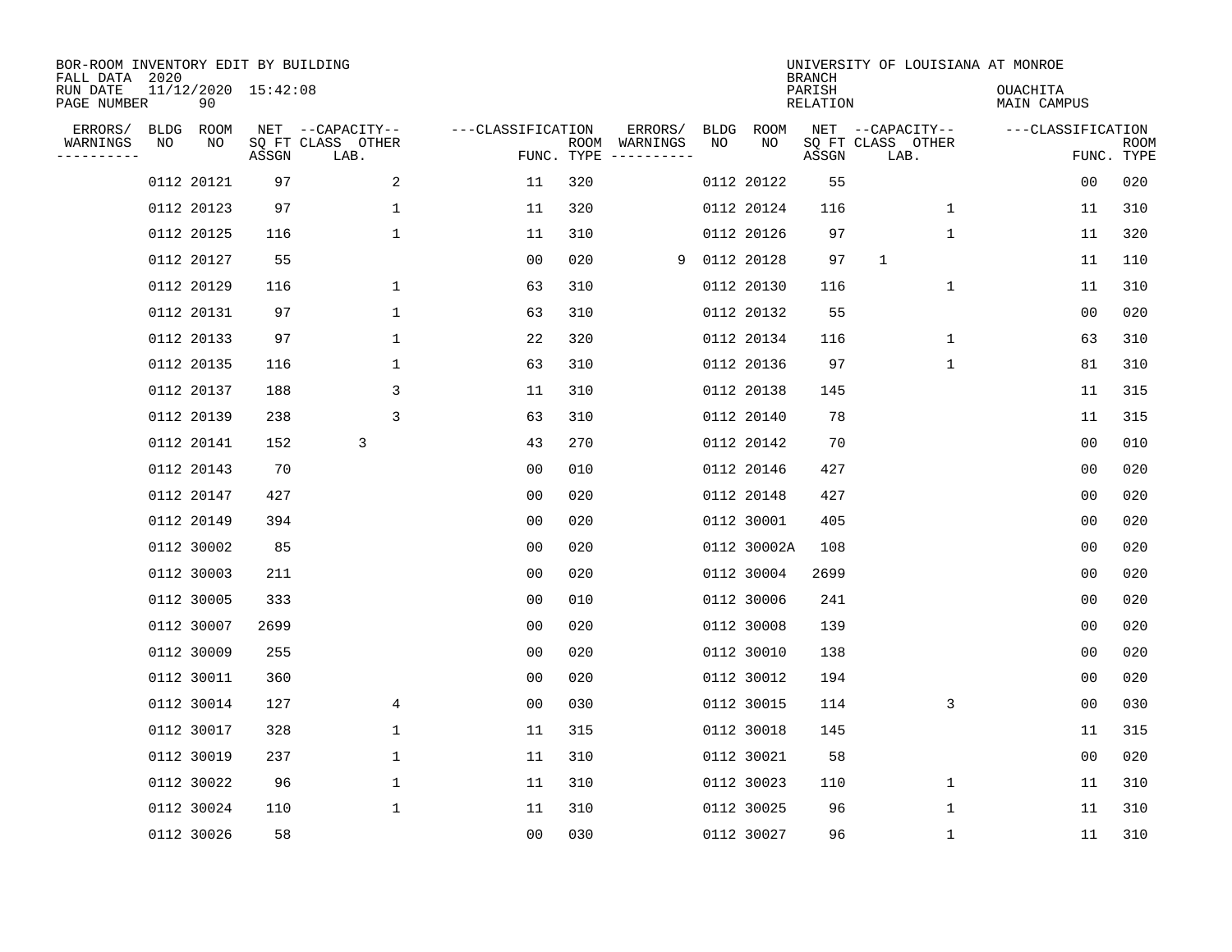BOR-ROOM INVENTORY EDIT BY BUILDING
FALL DATA 2020
RUN DATE 11/12/2020 15:42:08
PAGE NUMBER 90

UNIVERSITY OF LOUISIANA AT MONROE
BRANCH
PARISH OUACHITA
RELATION MAIN CAMPUS

| ERRORS/ WARNINGS | BLDG NO | ROOM NO | NET SQ FT ASSGN | CAPACITY CLASS LAB. | CAPACITY OTHER | CLASSIFICATION FUNC. | ROOM TYPE | ERRORS/ WARNINGS | BLDG NO | ROOM NO | NET SQ FT ASSGN | CAPACITY CLASS LAB. | CAPACITY OTHER | CLASSIFICATION FUNC. | ROOM TYPE |
|---|---|---|---|---|---|---|---|---|---|---|---|---|---|---|---|
| | 0112 | 20121 | 97 | | 2 | 11 | 320 | | 0112 | 20122 | 55 | | | 00 | 020 |
| | 0112 | 20123 | 97 | | 1 | 11 | 320 | | 0112 | 20124 | 116 | | 1 | 11 | 310 |
| | 0112 | 20125 | 116 | | 1 | 11 | 310 | | 0112 | 20126 | 97 | | 1 | 11 | 320 |
| | 0112 | 20127 | 55 | | | 00 | 020 | 9 | 0112 | 20128 | 97 | 1 | | 11 | 110 |
| | 0112 | 20129 | 116 | | 1 | 63 | 310 | | 0112 | 20130 | 116 | | 1 | 11 | 310 |
| | 0112 | 20131 | 97 | | 1 | 63 | 310 | | 0112 | 20132 | 55 | | | 00 | 020 |
| | 0112 | 20133 | 97 | | 1 | 22 | 320 | | 0112 | 20134 | 116 | | 1 | 63 | 310 |
| | 0112 | 20135 | 116 | | 1 | 63 | 310 | | 0112 | 20136 | 97 | | 1 | 81 | 310 |
| | 0112 | 20137 | 188 | | 3 | 11 | 310 | | 0112 | 20138 | 145 | | | 11 | 315 |
| | 0112 | 20139 | 238 | | 3 | 63 | 310 | | 0112 | 20140 | 78 | | | 11 | 315 |
| | 0112 | 20141 | 152 | 3 | | 43 | 270 | | 0112 | 20142 | 70 | | | 00 | 010 |
| | 0112 | 20143 | 70 | | | 00 | 010 | | 0112 | 20146 | 427 | | | 00 | 020 |
| | 0112 | 20147 | 427 | | | 00 | 020 | | 0112 | 20148 | 427 | | | 00 | 020 |
| | 0112 | 20149 | 394 | | | 00 | 020 | | 0112 | 30001 | 405 | | | 00 | 020 |
| | 0112 | 30002 | 85 | | | 00 | 020 | | 0112 | 30002A | 108 | | | 00 | 020 |
| | 0112 | 30003 | 211 | | | 00 | 020 | | 0112 | 30004 | 2699 | | | 00 | 020 |
| | 0112 | 30005 | 333 | | | 00 | 010 | | 0112 | 30006 | 241 | | | 00 | 020 |
| | 0112 | 30007 | 2699 | | | 00 | 020 | | 0112 | 30008 | 139 | | | 00 | 020 |
| | 0112 | 30009 | 255 | | | 00 | 020 | | 0112 | 30010 | 138 | | | 00 | 020 |
| | 0112 | 30011 | 360 | | | 00 | 020 | | 0112 | 30012 | 194 | | | 00 | 020 |
| | 0112 | 30014 | 127 | | 4 | 00 | 030 | | 0112 | 30015 | 114 | | 3 | 00 | 030 |
| | 0112 | 30017 | 328 | | 1 | 11 | 315 | | 0112 | 30018 | 145 | | | 11 | 315 |
| | 0112 | 30019 | 237 | | 1 | 11 | 310 | | 0112 | 30021 | 58 | | | 00 | 020 |
| | 0112 | 30022 | 96 | | 1 | 11 | 310 | | 0112 | 30023 | 110 | | 1 | 11 | 310 |
| | 0112 | 30024 | 110 | | 1 | 11 | 310 | | 0112 | 30025 | 96 | | 1 | 11 | 310 |
| | 0112 | 30026 | 58 | | | 00 | 030 | | 0112 | 30027 | 96 | | 1 | 11 | 310 |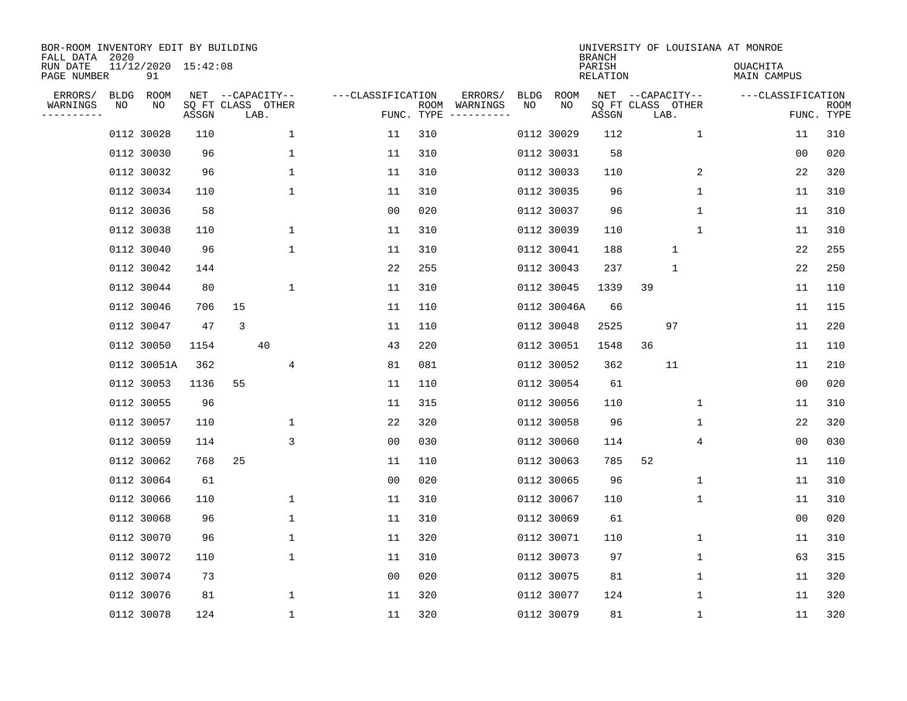BOR-ROOM INVENTORY EDIT BY BUILDING
FALL DATA 2020
RUN DATE 11/12/2020 15:42:08
PAGE NUMBER 91

UNIVERSITY OF LOUISIANA AT MONROE
BRANCH
PARISH OUACHITA
RELATION MAIN CAMPUS

| ERRORS/ WARNINGS | BLDG NO | ROOM NO | NET SQ FT ASSGN | CAPACITY CLASS | CAPACITY LAB. | CAPACITY OTHER | CLASSIFICATION FUNC. | ROOM TYPE | ERRORS/ WARNINGS | BLDG NO | ROOM NO | NET SQ FT ASSGN | CAPACITY CLASS | CAPACITY LAB. | CAPACITY OTHER | CLASSIFICATION FUNC. | ROOM TYPE |
|---|---|---|---|---|---|---|---|---|---|---|---|---|---|---|---|---|---|
| | 0112 | 30028 | 110 | | | 1 | 11 | 310 | | 0112 | 30029 | 112 | | | 1 | 11 | 310 |
| | 0112 | 30030 | 96 | | | 1 | 11 | 310 | | 0112 | 30031 | 58 | | | | 00 | 020 |
| | 0112 | 30032 | 96 | | | 1 | 11 | 310 | | 0112 | 30033 | 110 | | | 2 | 22 | 320 |
| | 0112 | 30034 | 110 | | | 1 | 11 | 310 | | 0112 | 30035 | 96 | | | 1 | 11 | 310 |
| | 0112 | 30036 | 58 | | | | 00 | 020 | | 0112 | 30037 | 96 | | | 1 | 11 | 310 |
| | 0112 | 30038 | 110 | | | 1 | 11 | 310 | | 0112 | 30039 | 110 | | | 1 | 11 | 310 |
| | 0112 | 30040 | 96 | | | 1 | 11 | 310 | | 0112 | 30041 | 188 | | 1 | | 22 | 255 |
| | 0112 | 30042 | 144 | | | | 22 | 255 | | 0112 | 30043 | 237 | | 1 | | 22 | 250 |
| | 0112 | 30044 | 80 | | | 1 | 11 | 310 | | 0112 | 30045 | 1339 | 39 | | | 11 | 110 |
| | 0112 | 30046 | 706 | 15 | | | 11 | 110 | | 0112 | 30046A | 66 | | | | 11 | 115 |
| | 0112 | 30047 | 47 | 3 | | | 11 | 110 | | 0112 | 30048 | 2525 | | 97 | | 11 | 220 |
| | 0112 | 30050 | 1154 | | 40 | | 43 | 220 | | 0112 | 30051 | 1548 | 36 | | | 11 | 110 |
| | 0112 | 30051A | 362 | | | 4 | 81 | 081 | | 0112 | 30052 | 362 | | 11 | | 11 | 210 |
| | 0112 | 30053 | 1136 | 55 | | | 11 | 110 | | 0112 | 30054 | 61 | | | | 00 | 020 |
| | 0112 | 30055 | 96 | | | | 11 | 315 | | 0112 | 30056 | 110 | | | 1 | 11 | 310 |
| | 0112 | 30057 | 110 | | | 1 | 22 | 320 | | 0112 | 30058 | 96 | | | 1 | 22 | 320 |
| | 0112 | 30059 | 114 | | | 3 | 00 | 030 | | 0112 | 30060 | 114 | | | 4 | 00 | 030 |
| | 0112 | 30062 | 768 | 25 | | | 11 | 110 | | 0112 | 30063 | 785 | 52 | | | 11 | 110 |
| | 0112 | 30064 | 61 | | | | 00 | 020 | | 0112 | 30065 | 96 | | | 1 | 11 | 310 |
| | 0112 | 30066 | 110 | | | 1 | 11 | 310 | | 0112 | 30067 | 110 | | | 1 | 11 | 310 |
| | 0112 | 30068 | 96 | | | 1 | 11 | 310 | | 0112 | 30069 | 61 | | | | 00 | 020 |
| | 0112 | 30070 | 96 | | | 1 | 11 | 320 | | 0112 | 30071 | 110 | | | 1 | 11 | 310 |
| | 0112 | 30072 | 110 | | | 1 | 11 | 310 | | 0112 | 30073 | 97 | | | 1 | 63 | 315 |
| | 0112 | 30074 | 73 | | | | 00 | 020 | | 0112 | 30075 | 81 | | | 1 | 11 | 320 |
| | 0112 | 30076 | 81 | | | 1 | 11 | 320 | | 0112 | 30077 | 124 | | | 1 | 11 | 320 |
| | 0112 | 30078 | 124 | | | 1 | 11 | 320 | | 0112 | 30079 | 81 | | | 1 | 11 | 320 |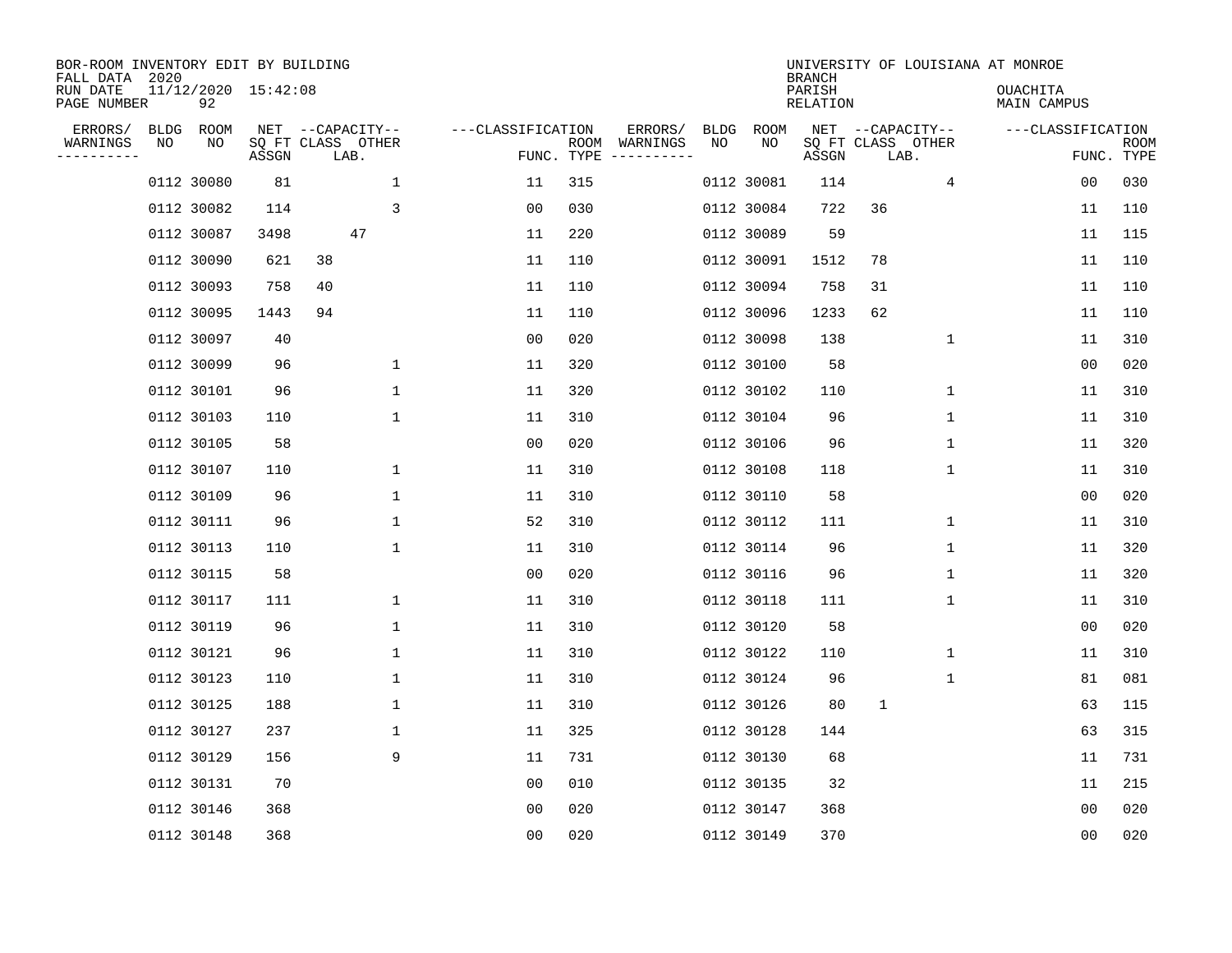BOR-ROOM INVENTORY EDIT BY BUILDING
FALL DATA 2020
RUN DATE 11/12/2020 15:42:08
PAGE NUMBER 92

UNIVERSITY OF LOUISIANA AT MONROE
BRANCH
PARISH OUACHITA
RELATION MAIN CAMPUS

| ERRORS/ WARNINGS | BLDG NO | ROOM NO | NET SQ FT ASSGN | CAPACITY CLASS LAB. | CAPACITY OTHER | CLASSIFICATION FUNC. | ROOM TYPE | ERRORS/ WARNINGS | BLDG NO | ROOM NO | NET SQ FT ASSGN | CAPACITY CLASS LAB. | CAPACITY OTHER | CLASSIFICATION FUNC. | ROOM TYPE |
|---|---|---|---|---|---|---|---|---|---|---|---|---|---|---|---|
| | 0112 | 30080 | 81 | | 1 | 11 | 315 | | 0112 | 30081 | 114 | | 4 | 00 | 030 |
| | 0112 | 30082 | 114 | | 3 | 00 | 030 | | 0112 | 30084 | 722 | 36 | | 11 | 110 |
| | 0112 | 30087 | 3498 | 47 | | 11 | 220 | | 0112 | 30089 | 59 | | | 11 | 115 |
| | 0112 | 30090 | 621 | 38 | | 11 | 110 | | 0112 | 30091 | 1512 | 78 | | 11 | 110 |
| | 0112 | 30093 | 758 | 40 | | 11 | 110 | | 0112 | 30094 | 758 | 31 | | 11 | 110 |
| | 0112 | 30095 | 1443 | 94 | | 11 | 110 | | 0112 | 30096 | 1233 | 62 | | 11 | 110 |
| | 0112 | 30097 | 40 | | | 00 | 020 | | 0112 | 30098 | 138 | | 1 | 11 | 310 |
| | 0112 | 30099 | 96 | | 1 | 11 | 320 | | 0112 | 30100 | 58 | | | 00 | 020 |
| | 0112 | 30101 | 96 | | 1 | 11 | 320 | | 0112 | 30102 | 110 | | 1 | 11 | 310 |
| | 0112 | 30103 | 110 | | 1 | 11 | 310 | | 0112 | 30104 | 96 | | 1 | 11 | 310 |
| | 0112 | 30105 | 58 | | | 00 | 020 | | 0112 | 30106 | 96 | | 1 | 11 | 320 |
| | 0112 | 30107 | 110 | | 1 | 11 | 310 | | 0112 | 30108 | 118 | | 1 | 11 | 310 |
| | 0112 | 30109 | 96 | | 1 | 11 | 310 | | 0112 | 30110 | 58 | | | 00 | 020 |
| | 0112 | 30111 | 96 | | 1 | 52 | 310 | | 0112 | 30112 | 111 | | 1 | 11 | 310 |
| | 0112 | 30113 | 110 | | 1 | 11 | 310 | | 0112 | 30114 | 96 | | 1 | 11 | 320 |
| | 0112 | 30115 | 58 | | | 00 | 020 | | 0112 | 30116 | 96 | | 1 | 11 | 320 |
| | 0112 | 30117 | 111 | | 1 | 11 | 310 | | 0112 | 30118 | 111 | | 1 | 11 | 310 |
| | 0112 | 30119 | 96 | | 1 | 11 | 310 | | 0112 | 30120 | 58 | | | 00 | 020 |
| | 0112 | 30121 | 96 | | 1 | 11 | 310 | | 0112 | 30122 | 110 | | 1 | 11 | 310 |
| | 0112 | 30123 | 110 | | 1 | 11 | 310 | | 0112 | 30124 | 96 | | 1 | 81 | 081 |
| | 0112 | 30125 | 188 | | 1 | 11 | 310 | | 0112 | 30126 | 80 | 1 | | 63 | 115 |
| | 0112 | 30127 | 237 | | 1 | 11 | 325 | | 0112 | 30128 | 144 | | | 63 | 315 |
| | 0112 | 30129 | 156 | | 9 | 11 | 731 | | 0112 | 30130 | 68 | | | 11 | 731 |
| | 0112 | 30131 | 70 | | | 00 | 010 | | 0112 | 30135 | 32 | | | 11 | 215 |
| | 0112 | 30146 | 368 | | | 00 | 020 | | 0112 | 30147 | 368 | | | 00 | 020 |
| | 0112 | 30148 | 368 | | | 00 | 020 | | 0112 | 30149 | 370 | | | 00 | 020 |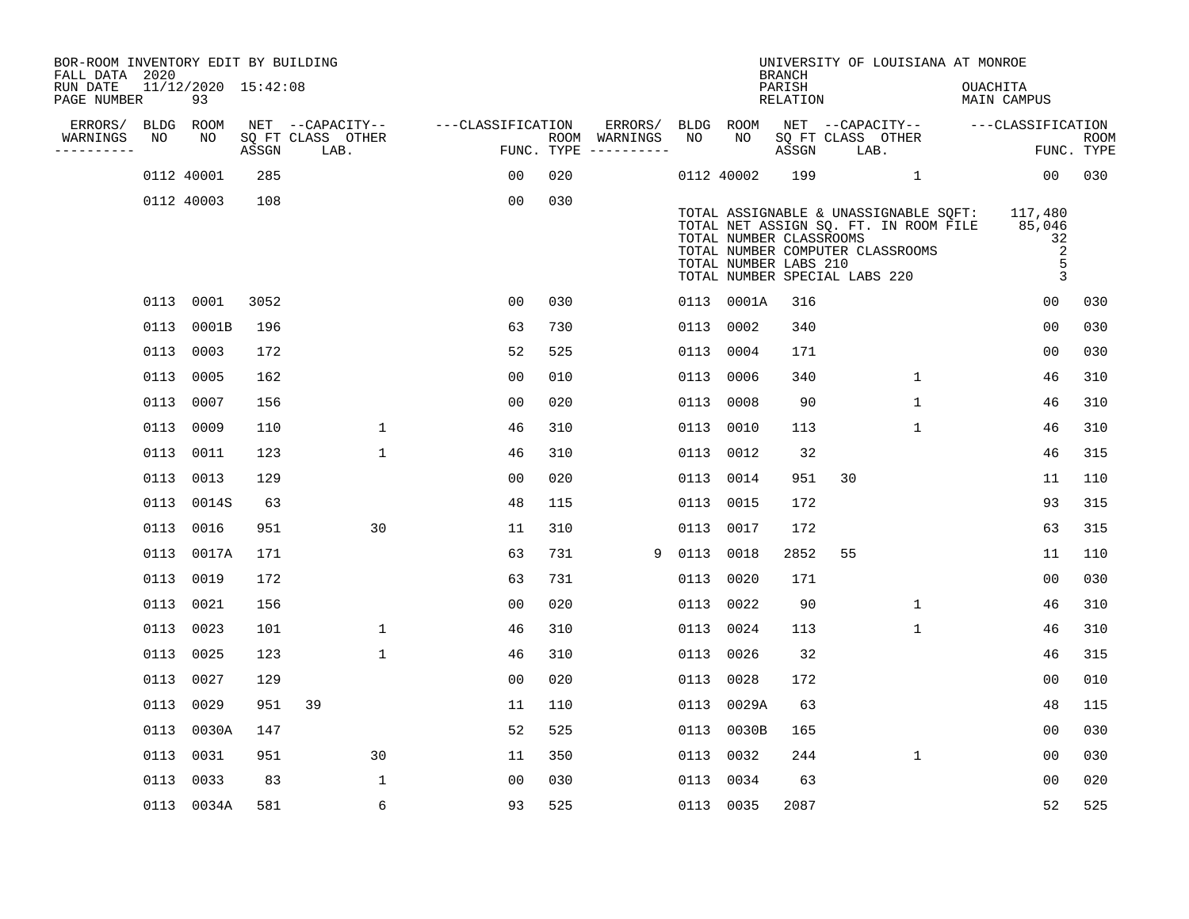BOR-ROOM INVENTORY EDIT BY BUILDING
FALL DATA 2020
RUN DATE 11/12/2020 15:42:08
PAGE NUMBER 93

UNIVERSITY OF LOUISIANA AT MONROE
BRANCH
PARISH OUACHITA
RELATION MAIN CAMPUS

| ERRORS/ WARNINGS | BLDG NO | ROOM NO | NET SQ FT ASSGN | CAPACITY CLASS LAB. | CAPACITY OTHER | CLASSIFICATION FUNC. | ROOM TYPE | ERRORS/ WARNINGS | BLDG NO | ROOM NO | NET SQ FT ASSGN | CAPACITY CLASS LAB. | CAPACITY OTHER | CLASSIFICATION FUNC. | ROOM TYPE |
|---|---|---|---|---|---|---|---|---|---|---|---|---|---|---|---|
| | 0112 | 40001 | 285 | | | 00 | 020 | | 0112 | 40002 | 199 | | 1 | 00 | 030 |
| | 0112 | 40003 | 108 | | | 00 | 030 | | | | | | | | |

TOTAL ASSIGNABLE & UNASSIGNABLE SQFT: 117,480
TOTAL NET ASSIGN SQ. FT. IN ROOM FILE 85,046
TOTAL NUMBER CLASSROOMS 32
TOTAL NUMBER COMPUTER CLASSROOMS 2
TOTAL NUMBER LABS 210 5
TOTAL NUMBER SPECIAL LABS 220 3

| ERRORS/ WARNINGS | BLDG NO | ROOM NO | NET SQ FT ASSGN | CAPACITY CLASS LAB. | CAPACITY OTHER | CLASSIFICATION FUNC. | ROOM TYPE | ERRORS/ WARNINGS | BLDG NO | ROOM NO | NET SQ FT ASSGN | CAPACITY CLASS LAB. | CAPACITY OTHER | CLASSIFICATION FUNC. | ROOM TYPE |
|---|---|---|---|---|---|---|---|---|---|---|---|---|---|---|---|
| | 0113 | 0001 | 3052 | | | 00 | 030 | | 0113 | 0001A | 316 | | | 00 | 030 |
| | 0113 | 0001B | 196 | | | 63 | 730 | | 0113 | 0002 | 340 | | | 00 | 030 |
| | 0113 | 0003 | 172 | | | 52 | 525 | | 0113 | 0004 | 171 | | | 00 | 030 |
| | 0113 | 0005 | 162 | | | 00 | 010 | | 0113 | 0006 | 340 | | 1 | 46 | 310 |
| | 0113 | 0007 | 156 | | | 00 | 020 | | 0113 | 0008 | 90 | | 1 | 46 | 310 |
| | 0113 | 0009 | 110 | | 1 | 46 | 310 | | 0113 | 0010 | 113 | | 1 | 46 | 310 |
| | 0113 | 0011 | 123 | | 1 | 46 | 310 | | 0113 | 0012 | 32 | | | 46 | 315 |
| | 0113 | 0013 | 129 | | | 00 | 020 | | 0113 | 0014 | 951 | 30 | | 11 | 110 |
| | 0113 | 0014S | 63 | | | 48 | 115 | | 0113 | 0015 | 172 | | | 93 | 315 |
| | 0113 | 0016 | 951 | | 30 | 11 | 310 | | 0113 | 0017 | 172 | | | 63 | 315 |
| | 0113 | 0017A | 171 | | | 63 | 731 | 9 | 0113 | 0018 | 2852 | 55 | | 11 | 110 |
| | 0113 | 0019 | 172 | | | 63 | 731 | | 0113 | 0020 | 171 | | | 00 | 030 |
| | 0113 | 0021 | 156 | | | 00 | 020 | | 0113 | 0022 | 90 | | 1 | 46 | 310 |
| | 0113 | 0023 | 101 | | 1 | 46 | 310 | | 0113 | 0024 | 113 | | 1 | 46 | 310 |
| | 0113 | 0025 | 123 | | 1 | 46 | 310 | | 0113 | 0026 | 32 | | | 46 | 315 |
| | 0113 | 0027 | 129 | | | 00 | 020 | | 0113 | 0028 | 172 | | | 00 | 010 |
| | 0113 | 0029 | 951 | 39 | | 11 | 110 | | 0113 | 0029A | 63 | | | 48 | 115 |
| | 0113 | 0030A | 147 | | | 52 | 525 | | 0113 | 0030B | 165 | | | 00 | 030 |
| | 0113 | 0031 | 951 | | 30 | 11 | 350 | | 0113 | 0032 | 244 | | 1 | 00 | 030 |
| | 0113 | 0033 | 83 | | 1 | 00 | 030 | | 0113 | 0034 | 63 | | | 00 | 020 |
| | 0113 | 0034A | 581 | | 6 | 93 | 525 | | 0113 | 0035 | 2087 | | | 52 | 525 |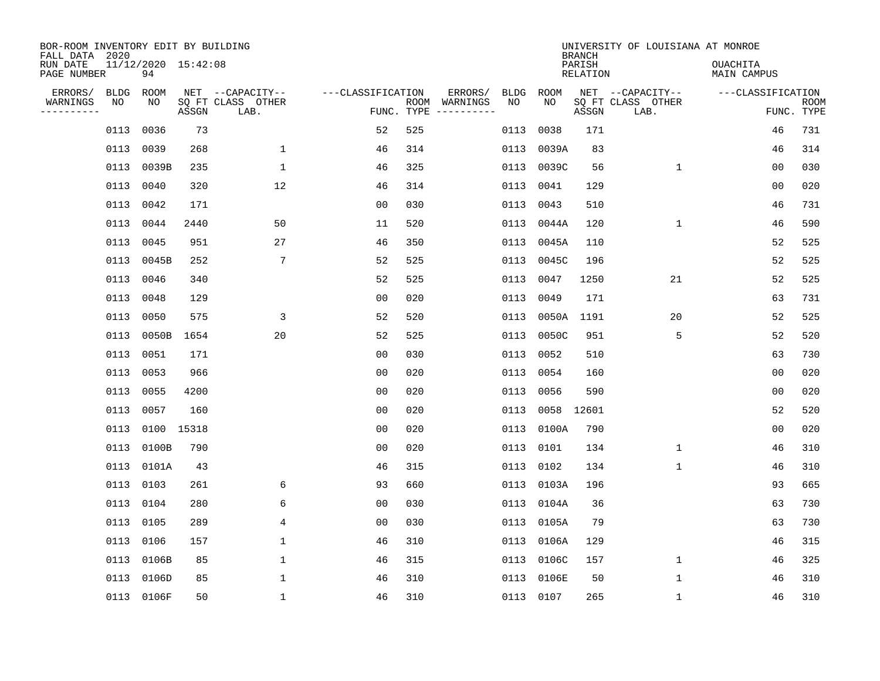BOR-ROOM INVENTORY EDIT BY BUILDING
FALL DATA 2020
RUN DATE 11/12/2020 15:42:08
PAGE NUMBER 94

UNIVERSITY OF LOUISIANA AT MONROE
BRANCH
PARISH OUACHITA
RELATION MAIN CAMPUS

| ERRORS/ WARNINGS | BLDG NO | ROOM NO | NET SQ FT ASSGN | CAPACITY CLASS LAB. | CAPACITY OTHER | CLASSIFICATION FUNC. | ROOM TYPE | ERRORS/ WARNINGS | BLDG NO | ROOM NO | NET SQ FT ASSGN | CAPACITY CLASS LAB. | CAPACITY OTHER | CLASSIFICATION FUNC. | ROOM TYPE |
|---|---|---|---|---|---|---|---|---|---|---|---|---|---|---|---|
| | 0113 | 0036 | 73 | | | 52 | 525 | | 0113 | 0038 | 171 | | | 46 | 731 |
| | 0113 | 0039 | 268 | | 1 | 46 | 314 | | 0113 | 0039A | 83 | | | 46 | 314 |
| | 0113 | 0039B | 235 | | 1 | 46 | 325 | | 0113 | 0039C | 56 | | 1 | 00 | 030 |
| | 0113 | 0040 | 320 | | 12 | 46 | 314 | | 0113 | 0041 | 129 | | | 00 | 020 |
| | 0113 | 0042 | 171 | | | 00 | 030 | | 0113 | 0043 | 510 | | | 46 | 731 |
| | 0113 | 0044 | 2440 | | 50 | 11 | 520 | | 0113 | 0044A | 120 | | 1 | 46 | 590 |
| | 0113 | 0045 | 951 | | 27 | 46 | 350 | | 0113 | 0045A | 110 | | | 52 | 525 |
| | 0113 | 0045B | 252 | | 7 | 52 | 525 | | 0113 | 0045C | 196 | | | 52 | 525 |
| | 0113 | 0046 | 340 | | | 52 | 525 | | 0113 | 0047 | 1250 | | 21 | 52 | 525 |
| | 0113 | 0048 | 129 | | | 00 | 020 | | 0113 | 0049 | 171 | | | 63 | 731 |
| | 0113 | 0050 | 575 | | 3 | 52 | 520 | | 0113 | 0050A | 1191 | | 20 | 52 | 525 |
| | 0113 | 0050B | 1654 | | 20 | 52 | 525 | | 0113 | 0050C | 951 | | 5 | 52 | 520 |
| | 0113 | 0051 | 171 | | | 00 | 030 | | 0113 | 0052 | 510 | | | 63 | 730 |
| | 0113 | 0053 | 966 | | | 00 | 020 | | 0113 | 0054 | 160 | | | 00 | 020 |
| | 0113 | 0055 | 4200 | | | 00 | 020 | | 0113 | 0056 | 590 | | | 00 | 020 |
| | 0113 | 0057 | 160 | | | 00 | 020 | | 0113 | 0058 | 12601 | | | 52 | 520 |
| | 0113 | 0100 | 15318 | | | 00 | 020 | | 0113 | 0100A | 790 | | | 00 | 020 |
| | 0113 | 0100B | 790 | | | 00 | 020 | | 0113 | 0101 | 134 | | 1 | 46 | 310 |
| | 0113 | 0101A | 43 | | | 46 | 315 | | 0113 | 0102 | 134 | | 1 | 46 | 310 |
| | 0113 | 0103 | 261 | | 6 | 93 | 660 | | 0113 | 0103A | 196 | | | 93 | 665 |
| | 0113 | 0104 | 280 | | 6 | 00 | 030 | | 0113 | 0104A | 36 | | | 63 | 730 |
| | 0113 | 0105 | 289 | | 4 | 00 | 030 | | 0113 | 0105A | 79 | | | 63 | 730 |
| | 0113 | 0106 | 157 | | 1 | 46 | 310 | | 0113 | 0106A | 129 | | | 46 | 315 |
| | 0113 | 0106B | 85 | | 1 | 46 | 315 | | 0113 | 0106C | 157 | | 1 | 46 | 325 |
| | 0113 | 0106D | 85 | | 1 | 46 | 310 | | 0113 | 0106E | 50 | | 1 | 46 | 310 |
| | 0113 | 0106F | 50 | | 1 | 46 | 310 | | 0113 | 0107 | 265 | | 1 | 46 | 310 |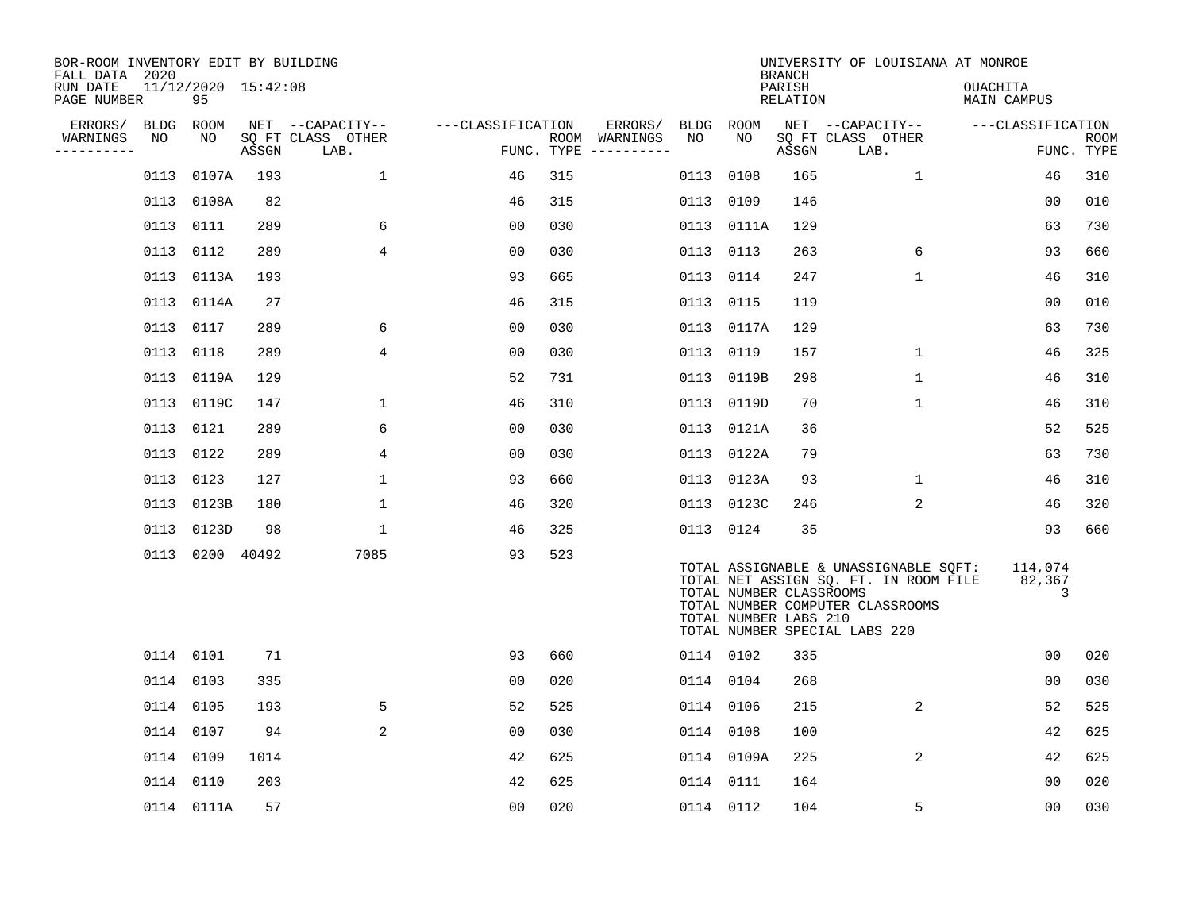BOR-ROOM INVENTORY EDIT BY BUILDING
FALL DATA 2020
RUN DATE 11/12/2020 15:42:08
PAGE NUMBER 95

UNIVERSITY OF LOUISIANA AT MONROE
BRANCH
PARISH OUACHITA
RELATION MAIN CAMPUS

| ERRORS/ WARNINGS | BLDG NO | ROOM NO | NET SQ FT ASSGN | CAPACITY CLASS LAB. | CAPACITY OTHER | CLASSIFICATION FUNC. | ROOM TYPE | ERRORS/ WARNINGS | BLDG NO | ROOM NO | NET SQ FT ASSGN | CAPACITY CLASS LAB. | CAPACITY OTHER | CLASSIFICATION FUNC. | ROOM TYPE |
|---|---|---|---|---|---|---|---|---|---|---|---|---|---|---|---|
| | 0113 | 0107A | 193 | | 1 | 46 | 315 | | 0113 | 0108 | 165 | | 1 | 46 | 310 |
| | 0113 | 0108A | 82 | | | 46 | 315 | | 0113 | 0109 | 146 | | | 00 | 010 |
| | 0113 | 0111 | 289 | | 6 | 00 | 030 | | 0113 | 0111A | 129 | | | 63 | 730 |
| | 0113 | 0112 | 289 | | 4 | 00 | 030 | | 0113 | 0113 | 263 | | 6 | 93 | 660 |
| | 0113 | 0113A | 193 | | | 93 | 665 | | 0113 | 0114 | 247 | | 1 | 46 | 310 |
| | 0113 | 0114A | 27 | | | 46 | 315 | | 0113 | 0115 | 119 | | | 00 | 010 |
| | 0113 | 0117 | 289 | | 6 | 00 | 030 | | 0113 | 0117A | 129 | | | 63 | 730 |
| | 0113 | 0118 | 289 | | 4 | 00 | 030 | | 0113 | 0119 | 157 | | 1 | 46 | 325 |
| | 0113 | 0119A | 129 | | | 52 | 731 | | 0113 | 0119B | 298 | | 1 | 46 | 310 |
| | 0113 | 0119C | 147 | | 1 | 46 | 310 | | 0113 | 0119D | 70 | | 1 | 46 | 310 |
| | 0113 | 0121 | 289 | | 6 | 00 | 030 | | 0113 | 0121A | 36 | | | 52 | 525 |
| | 0113 | 0122 | 289 | | 4 | 00 | 030 | | 0113 | 0122A | 79 | | | 63 | 730 |
| | 0113 | 0123 | 127 | | 1 | 93 | 660 | | 0113 | 0123A | 93 | | 1 | 46 | 310 |
| | 0113 | 0123B | 180 | | 1 | 46 | 320 | | 0113 | 0123C | 246 | | 2 | 46 | 320 |
| | 0113 | 0123D | 98 | | 1 | 46 | 325 | | 0113 | 0124 | 35 | | | 93 | 660 |
| | 0113 | 0200 | 40492 | | 7085 | 93 | 523 | | | | | | | | |

TOTAL ASSIGNABLE & UNASSIGNABLE SQFT: 114,074
TOTAL NET ASSIGN SQ. FT. IN ROOM FILE 82,367
TOTAL NUMBER CLASSROOMS 3
TOTAL NUMBER COMPUTER CLASSROOMS
TOTAL NUMBER LABS 210
TOTAL NUMBER SPECIAL LABS 220

| ERRORS/ WARNINGS | BLDG NO | ROOM NO | NET SQ FT ASSGN | CAPACITY CLASS LAB. | CAPACITY OTHER | CLASSIFICATION FUNC. | ROOM TYPE | ERRORS/ WARNINGS | BLDG NO | ROOM NO | NET SQ FT ASSGN | CAPACITY CLASS LAB. | CAPACITY OTHER | CLASSIFICATION FUNC. | ROOM TYPE |
|---|---|---|---|---|---|---|---|---|---|---|---|---|---|---|---|
| | 0114 | 0101 | 71 | | | 93 | 660 | | 0114 | 0102 | 335 | | | 00 | 020 |
| | 0114 | 0103 | 335 | | | 00 | 020 | | 0114 | 0104 | 268 | | | 00 | 030 |
| | 0114 | 0105 | 193 | | 5 | 52 | 525 | | 0114 | 0106 | 215 | | 2 | 52 | 525 |
| | 0114 | 0107 | 94 | | 2 | 00 | 030 | | 0114 | 0108 | 100 | | | 42 | 625 |
| | 0114 | 0109 | 1014 | | | 42 | 625 | | 0114 | 0109A | 225 | | 2 | 42 | 625 |
| | 0114 | 0110 | 203 | | | 42 | 625 | | 0114 | 0111 | 164 | | | 00 | 020 |
| | 0114 | 0111A | 57 | | | 00 | 020 | | 0114 | 0112 | 104 | | 5 | 00 | 030 |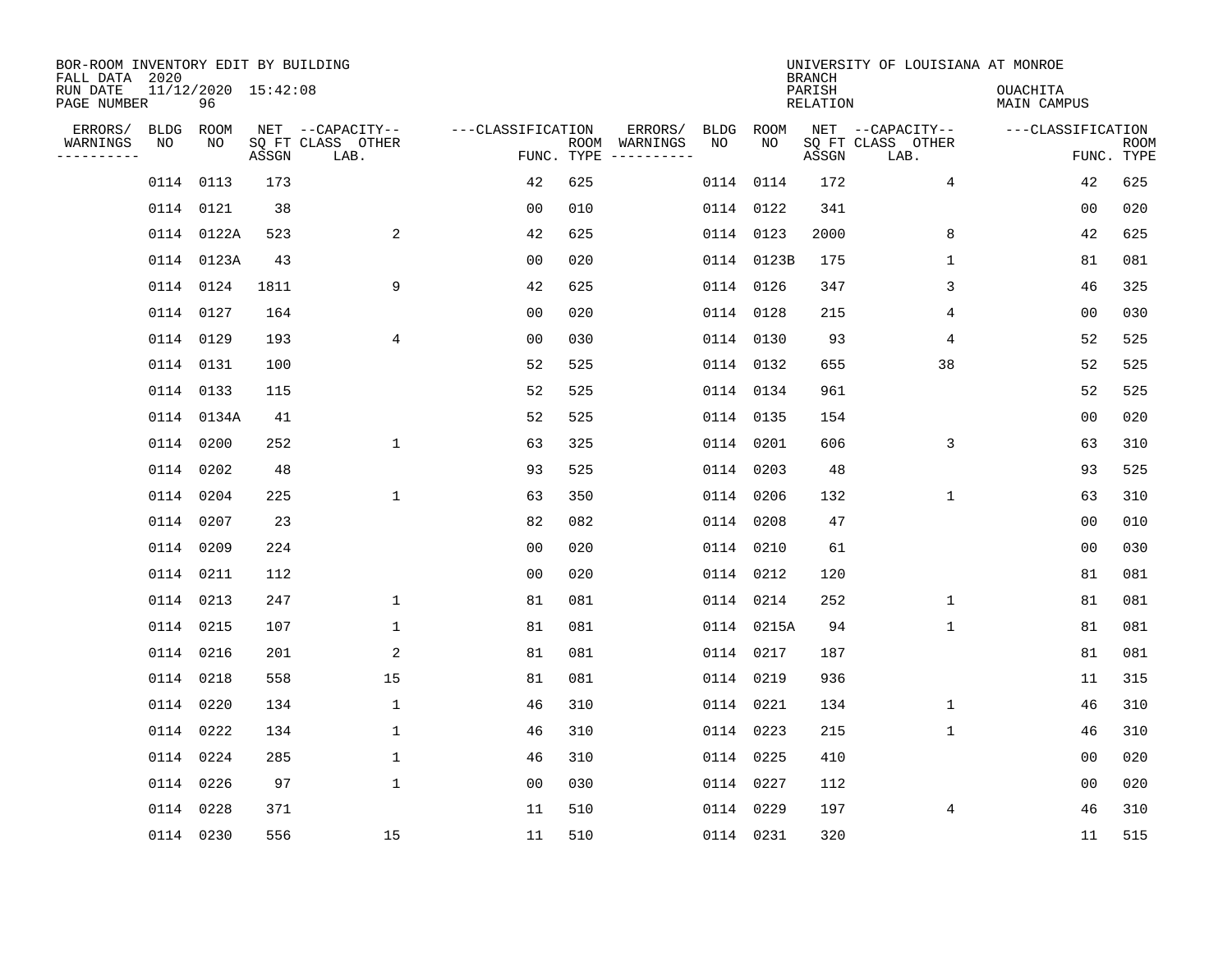BOR-ROOM INVENTORY EDIT BY BUILDING
FALL DATA 2020
RUN DATE 11/12/2020 15:42:08
PAGE NUMBER 96

UNIVERSITY OF LOUISIANA AT MONROE
BRANCH
PARISH OUACHITA
RELATION MAIN CAMPUS

| ERRORS/ WARNINGS | BLDG NO | ROOM NO | NET SQ FT ASSGN | CAPACITY CLASS LAB. | CAPACITY OTHER | CLASSIFICATION FUNC. | ROOM TYPE | ERRORS/ WARNINGS | BLDG NO | ROOM NO | NET SQ FT ASSGN | CAPACITY CLASS LAB. | CAPACITY OTHER | CLASSIFICATION FUNC. | ROOM TYPE |
|---|---|---|---|---|---|---|---|---|---|---|---|---|---|---|---|
| | 0114 | 0113 | 173 | | | 42 | 625 | | 0114 | 0114 | 172 | | 4 | 42 | 625 |
| | 0114 | 0121 | 38 | | | 00 | 010 | | 0114 | 0122 | 341 | | | 00 | 020 |
| | 0114 | 0122A | 523 | | 2 | 42 | 625 | | 0114 | 0123 | 2000 | | 8 | 42 | 625 |
| | 0114 | 0123A | 43 | | | 00 | 020 | | 0114 | 0123B | 175 | | 1 | 81 | 081 |
| | 0114 | 0124 | 1811 | | 9 | 42 | 625 | | 0114 | 0126 | 347 | | 3 | 46 | 325 |
| | 0114 | 0127 | 164 | | | 00 | 020 | | 0114 | 0128 | 215 | | 4 | 00 | 030 |
| | 0114 | 0129 | 193 | | 4 | 00 | 030 | | 0114 | 0130 | 93 | | 4 | 52 | 525 |
| | 0114 | 0131 | 100 | | | 52 | 525 | | 0114 | 0132 | 655 | | 38 | 52 | 525 |
| | 0114 | 0133 | 115 | | | 52 | 525 | | 0114 | 0134 | 961 | | | 52 | 525 |
| | 0114 | 0134A | 41 | | | 52 | 525 | | 0114 | 0135 | 154 | | | 00 | 020 |
| | 0114 | 0200 | 252 | | 1 | 63 | 325 | | 0114 | 0201 | 606 | | 3 | 63 | 310 |
| | 0114 | 0202 | 48 | | | 93 | 525 | | 0114 | 0203 | 48 | | | 93 | 525 |
| | 0114 | 0204 | 225 | | 1 | 63 | 350 | | 0114 | 0206 | 132 | | 1 | 63 | 310 |
| | 0114 | 0207 | 23 | | | 82 | 082 | | 0114 | 0208 | 47 | | | 00 | 010 |
| | 0114 | 0209 | 224 | | | 00 | 020 | | 0114 | 0210 | 61 | | | 00 | 030 |
| | 0114 | 0211 | 112 | | | 00 | 020 | | 0114 | 0212 | 120 | | | 81 | 081 |
| | 0114 | 0213 | 247 | | 1 | 81 | 081 | | 0114 | 0214 | 252 | | 1 | 81 | 081 |
| | 0114 | 0215 | 107 | | 1 | 81 | 081 | | 0114 | 0215A | 94 | | 1 | 81 | 081 |
| | 0114 | 0216 | 201 | | 2 | 81 | 081 | | 0114 | 0217 | 187 | | | 81 | 081 |
| | 0114 | 0218 | 558 | | 15 | 81 | 081 | | 0114 | 0219 | 936 | | | 11 | 315 |
| | 0114 | 0220 | 134 | | 1 | 46 | 310 | | 0114 | 0221 | 134 | | 1 | 46 | 310 |
| | 0114 | 0222 | 134 | | 1 | 46 | 310 | | 0114 | 0223 | 215 | | 1 | 46 | 310 |
| | 0114 | 0224 | 285 | | 1 | 46 | 310 | | 0114 | 0225 | 410 | | | 00 | 020 |
| | 0114 | 0226 | 97 | | 1 | 00 | 030 | | 0114 | 0227 | 112 | | | 00 | 020 |
| | 0114 | 0228 | 371 | | | 11 | 510 | | 0114 | 0229 | 197 | | 4 | 46 | 310 |
| | 0114 | 0230 | 556 | | 15 | 11 | 510 | | 0114 | 0231 | 320 | | | 11 | 515 |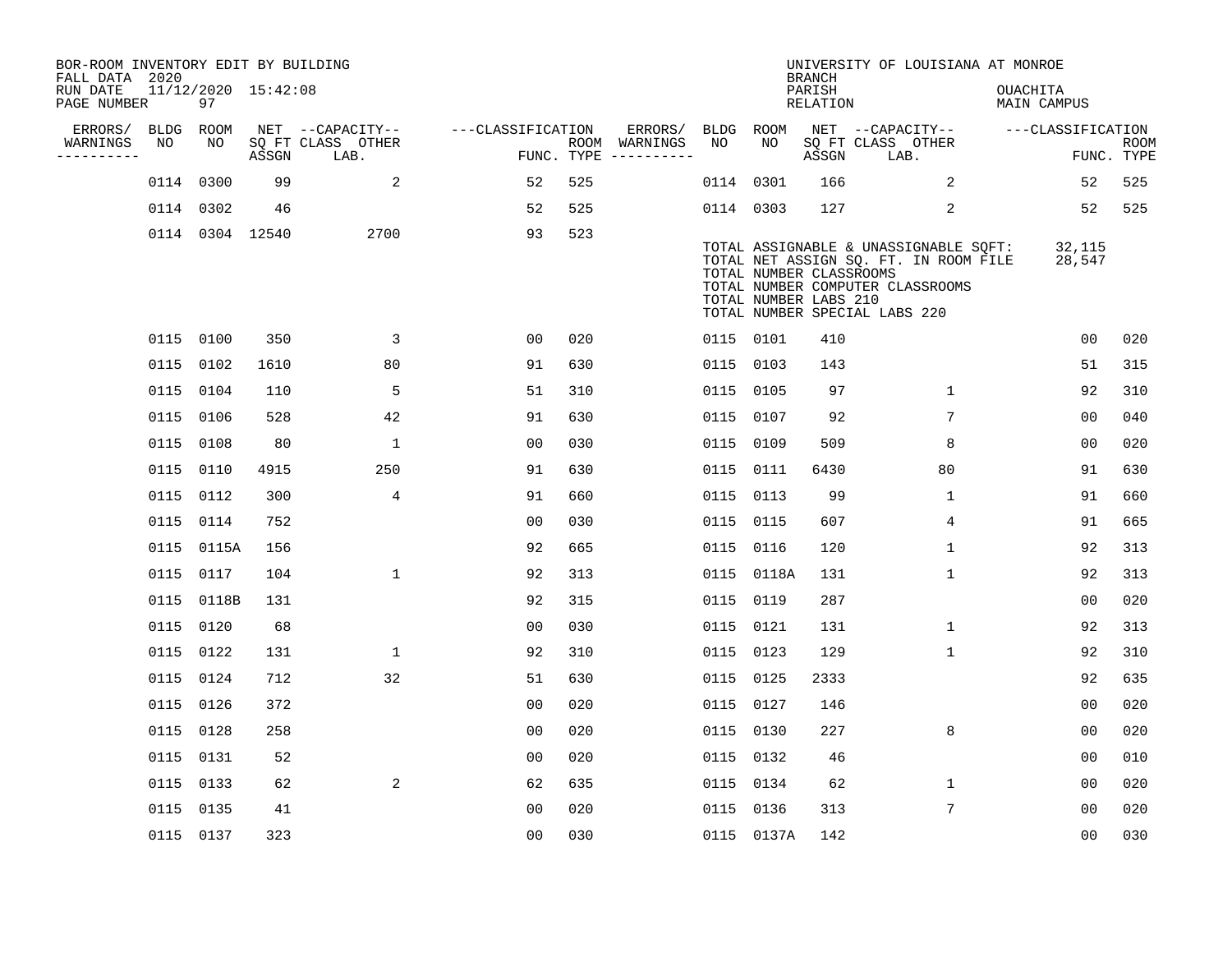BOR-ROOM INVENTORY EDIT BY BUILDING
FALL DATA 2020
RUN DATE 11/12/2020 15:42:08
PAGE NUMBER 97

UNIVERSITY OF LOUISIANA AT MONROE
BRANCH
PARISH OUACHITA
RELATION MAIN CAMPUS

| ERRORS/ WARNINGS | BLDG NO | ROOM NO | NET SQ FT ASSGN | CAPACITY-- CLASS LAB. | OTHER | ---CLASSIFICATION FUNC. | ROOM TYPE | ERRORS/ WARNINGS | BLDG NO | ROOM NO | NET SQ FT ASSGN | CAPACITY-- CLASS LAB. | OTHER | ---CLASSIFICATION FUNC. | ROOM TYPE |
|---|---|---|---|---|---|---|---|---|---|---|---|---|---|---|---|
| | 0114 | 0300 | 99 | | 2 | 52 | 525 | | 0114 | 0301 | 166 | | 2 | 52 | 525 |
| | 0114 | 0302 | 46 | | | 52 | 525 | | 0114 | 0303 | 127 | | 2 | 52 | 525 |
| | 0114 | 0304 | 12540 | | 2700 | 93 | 523 | | | | | | | | |

TOTAL ASSIGNABLE & UNASSIGNABLE SQFT: 32,115
TOTAL NET ASSIGN SQ. FT. IN ROOM FILE 28,547
TOTAL NUMBER CLASSROOMS
TOTAL NUMBER COMPUTER CLASSROOMS
TOTAL NUMBER LABS 210
TOTAL NUMBER SPECIAL LABS 220

| ERRORS/ WARNINGS | BLDG NO | ROOM NO | NET SQ FT ASSGN | CAPACITY-- CLASS LAB. | OTHER | ---CLASSIFICATION FUNC. | ROOM TYPE | ERRORS/ WARNINGS | BLDG NO | ROOM NO | NET SQ FT ASSGN | CAPACITY-- CLASS LAB. | OTHER | ---CLASSIFICATION FUNC. | ROOM TYPE |
|---|---|---|---|---|---|---|---|---|---|---|---|---|---|---|---|
| | 0115 | 0100 | 350 | | 3 | 00 | 020 | | 0115 | 0101 | 410 | | | 00 | 020 |
| | 0115 | 0102 | 1610 | | 80 | 91 | 630 | | 0115 | 0103 | 143 | | | 51 | 315 |
| | 0115 | 0104 | 110 | | 5 | 51 | 310 | | 0115 | 0105 | 97 | | 1 | 92 | 310 |
| | 0115 | 0106 | 528 | | 42 | 91 | 630 | | 0115 | 0107 | 92 | | 7 | 00 | 040 |
| | 0115 | 0108 | 80 | | 1 | 00 | 030 | | 0115 | 0109 | 509 | | 8 | 00 | 020 |
| | 0115 | 0110 | 4915 | | 250 | 91 | 630 | | 0115 | 0111 | 6430 | | 80 | 91 | 630 |
| | 0115 | 0112 | 300 | | 4 | 91 | 660 | | 0115 | 0113 | 99 | | 1 | 91 | 660 |
| | 0115 | 0114 | 752 | | | 00 | 030 | | 0115 | 0115 | 607 | | 4 | 91 | 665 |
| | 0115 | 0115A | 156 | | | 92 | 665 | | 0115 | 0116 | 120 | | 1 | 92 | 313 |
| | 0115 | 0117 | 104 | | 1 | 92 | 313 | | 0115 | 0118A | 131 | | 1 | 92 | 313 |
| | 0115 | 0118B | 131 | | | 92 | 315 | | 0115 | 0119 | 287 | | | 00 | 020 |
| | 0115 | 0120 | 68 | | | 00 | 030 | | 0115 | 0121 | 131 | | 1 | 92 | 313 |
| | 0115 | 0122 | 131 | | 1 | 92 | 310 | | 0115 | 0123 | 129 | | 1 | 92 | 310 |
| | 0115 | 0124 | 712 | | 32 | 51 | 630 | | 0115 | 0125 | 2333 | | | 92 | 635 |
| | 0115 | 0126 | 372 | | | 00 | 020 | | 0115 | 0127 | 146 | | | 00 | 020 |
| | 0115 | 0128 | 258 | | | 00 | 020 | | 0115 | 0130 | 227 | | 8 | 00 | 020 |
| | 0115 | 0131 | 52 | | | 00 | 020 | | 0115 | 0132 | 46 | | | 00 | 010 |
| | 0115 | 0133 | 62 | | 2 | 62 | 635 | | 0115 | 0134 | 62 | | 1 | 00 | 020 |
| | 0115 | 0135 | 41 | | | 00 | 020 | | 0115 | 0136 | 313 | | 7 | 00 | 020 |
| | 0115 | 0137 | 323 | | | 00 | 030 | | 0115 | 0137A | 142 | | | 00 | 030 |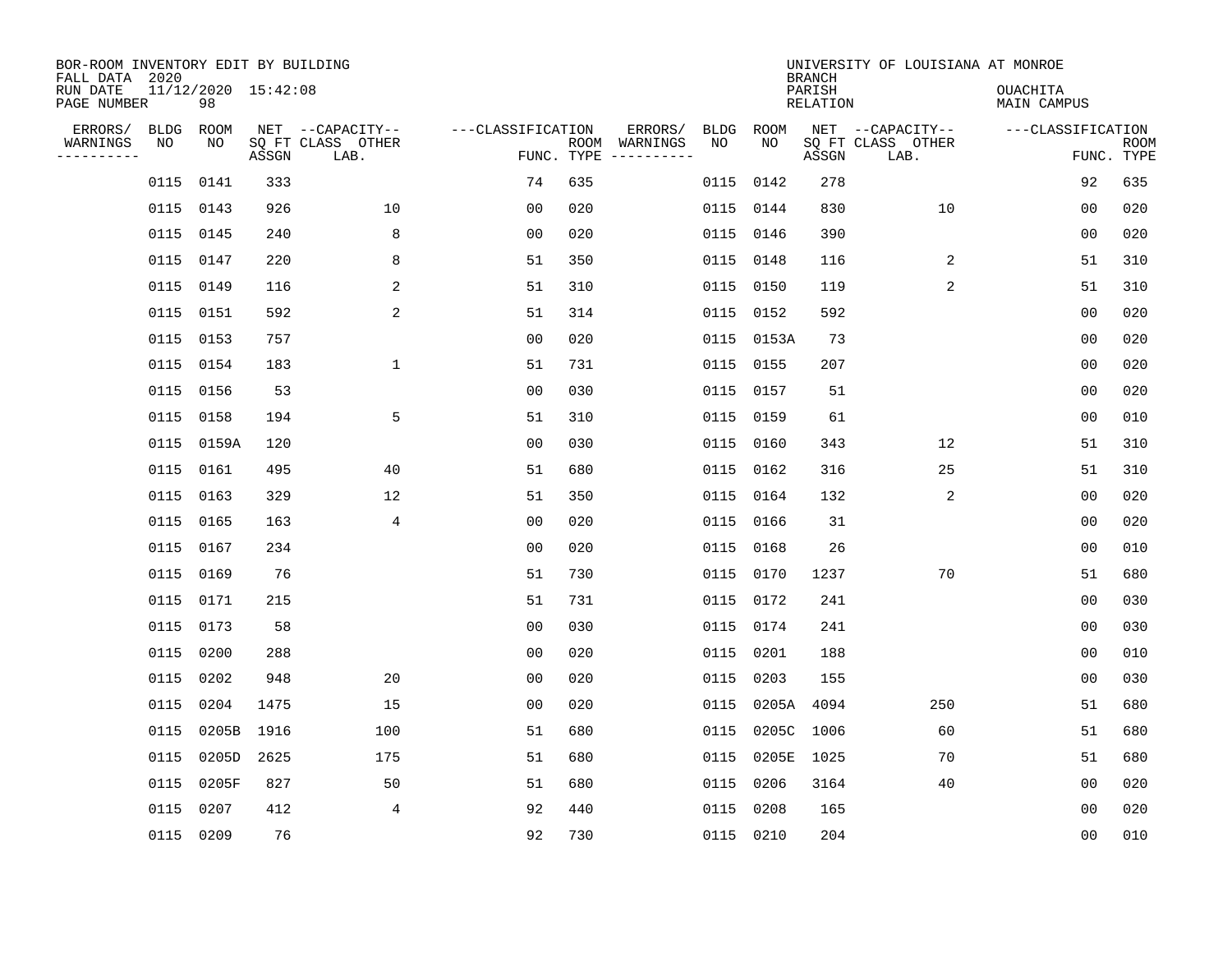BOR-ROOM INVENTORY EDIT BY BUILDING
FALL DATA 2020
RUN DATE 11/12/2020 15:42:08
PAGE NUMBER 98

UNIVERSITY OF LOUISIANA AT MONROE
BRANCH
PARISH OUACHITA
RELATION MAIN CAMPUS

| ERRORS/ WARNINGS | BLDG NO | ROOM NO | NET SQ FT ASSGN | CAPACITY CLASS LAB. | CAPACITY OTHER | CLASSIFICATION FUNC. | ROOM TYPE | ERRORS/ WARNINGS | BLDG NO | ROOM NO | NET SQ FT ASSGN | CAPACITY CLASS LAB. | CAPACITY OTHER | CLASSIFICATION FUNC. | ROOM TYPE |
|---|---|---|---|---|---|---|---|---|---|---|---|---|---|---|---|
| | 0115 | 0141 | 333 | | | 74 | 635 | | 0115 | 0142 | 278 | | | 92 | 635 |
| | 0115 | 0143 | 926 | | 10 | 00 | 020 | | 0115 | 0144 | 830 | | 10 | 00 | 020 |
| | 0115 | 0145 | 240 | | 8 | 00 | 020 | | 0115 | 0146 | 390 | | | 00 | 020 |
| | 0115 | 0147 | 220 | | 8 | 51 | 350 | | 0115 | 0148 | 116 | | 2 | 51 | 310 |
| | 0115 | 0149 | 116 | | 2 | 51 | 310 | | 0115 | 0150 | 119 | | 2 | 51 | 310 |
| | 0115 | 0151 | 592 | | 2 | 51 | 314 | | 0115 | 0152 | 592 | | | 00 | 020 |
| | 0115 | 0153 | 757 | | | 00 | 020 | | 0115 | 0153A | 73 | | | 00 | 020 |
| | 0115 | 0154 | 183 | | 1 | 51 | 731 | | 0115 | 0155 | 207 | | | 00 | 020 |
| | 0115 | 0156 | 53 | | | 00 | 030 | | 0115 | 0157 | 51 | | | 00 | 020 |
| | 0115 | 0158 | 194 | | 5 | 51 | 310 | | 0115 | 0159 | 61 | | | 00 | 010 |
| | 0115 | 0159A | 120 | | | 00 | 030 | | 0115 | 0160 | 343 | | 12 | 51 | 310 |
| | 0115 | 0161 | 495 | | 40 | 51 | 680 | | 0115 | 0162 | 316 | | 25 | 51 | 310 |
| | 0115 | 0163 | 329 | | 12 | 51 | 350 | | 0115 | 0164 | 132 | | 2 | 00 | 020 |
| | 0115 | 0165 | 163 | | 4 | 00 | 020 | | 0115 | 0166 | 31 | | | 00 | 020 |
| | 0115 | 0167 | 234 | | | 00 | 020 | | 0115 | 0168 | 26 | | | 00 | 010 |
| | 0115 | 0169 | 76 | | | 51 | 730 | | 0115 | 0170 | 1237 | | 70 | 51 | 680 |
| | 0115 | 0171 | 215 | | | 51 | 731 | | 0115 | 0172 | 241 | | | 00 | 030 |
| | 0115 | 0173 | 58 | | | 00 | 030 | | 0115 | 0174 | 241 | | | 00 | 030 |
| | 0115 | 0200 | 288 | | | 00 | 020 | | 0115 | 0201 | 188 | | | 00 | 010 |
| | 0115 | 0202 | 948 | | 20 | 00 | 020 | | 0115 | 0203 | 155 | | | 00 | 030 |
| | 0115 | 0204 | 1475 | | 15 | 00 | 020 | | 0115 | 0205A | 4094 | | 250 | 51 | 680 |
| | 0115 | 0205B | 1916 | | 100 | 51 | 680 | | 0115 | 0205C | 1006 | | 60 | 51 | 680 |
| | 0115 | 0205D | 2625 | | 175 | 51 | 680 | | 0115 | 0205E | 1025 | | 70 | 51 | 680 |
| | 0115 | 0205F | 827 | | 50 | 51 | 680 | | 0115 | 0206 | 3164 | | 40 | 00 | 020 |
| | 0115 | 0207 | 412 | | 4 | 92 | 440 | | 0115 | 0208 | 165 | | | 00 | 020 |
| | 0115 | 0209 | 76 | | | 92 | 730 | | 0115 | 0210 | 204 | | | 00 | 010 |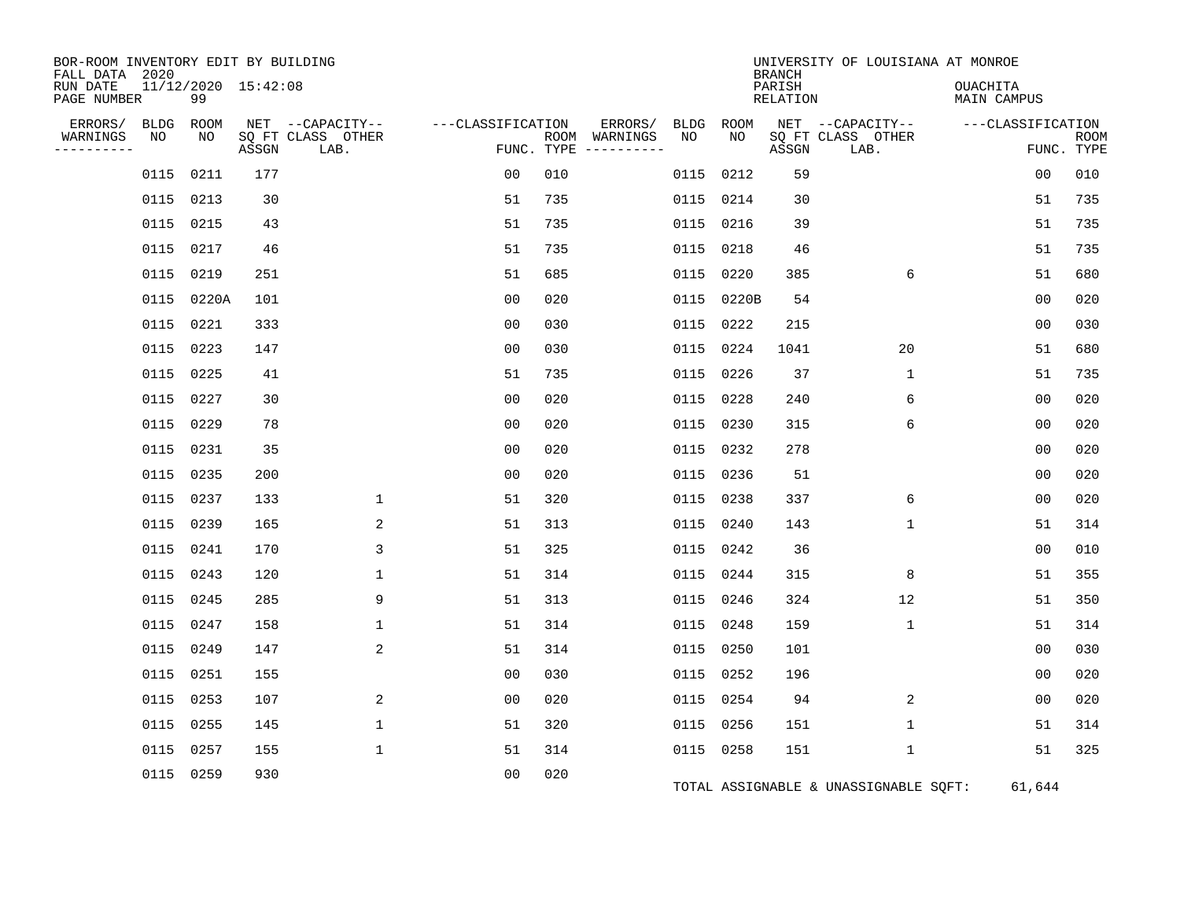BOR-ROOM INVENTORY EDIT BY BUILDING
FALL DATA 2020
RUN DATE 11/12/2020 15:42:08
PAGE NUMBER 99

UNIVERSITY OF LOUISIANA AT MONROE
BRANCH
PARISH OUACHITA
RELATION MAIN CAMPUS

| ERRORS/ WARNINGS | BLDG NO | ROOM NO | NET SQ FT ASSGN | CAPACITY CLASS LAB. | CAPACITY OTHER | CLASSIFICATION FUNC. | ROOM TYPE | ERRORS/ WARNINGS | BLDG NO | ROOM NO | NET SQ FT ASSGN | CAPACITY CLASS LAB. | CAPACITY OTHER | CLASSIFICATION FUNC. | ROOM TYPE |
|---|---|---|---|---|---|---|---|---|---|---|---|---|---|---|---|
| | 0115 | 0211 | 177 | | | 00 | 010 | | 0115 | 0212 | 59 | | | 00 | 010 |
| | 0115 | 0213 | 30 | | | 51 | 735 | | 0115 | 0214 | 30 | | | 51 | 735 |
| | 0115 | 0215 | 43 | | | 51 | 735 | | 0115 | 0216 | 39 | | | 51 | 735 |
| | 0115 | 0217 | 46 | | | 51 | 735 | | 0115 | 0218 | 46 | | | 51 | 735 |
| | 0115 | 0219 | 251 | | | 51 | 685 | | 0115 | 0220 | 385 | | 6 | 51 | 680 |
| | 0115 | 0220A | 101 | | | 00 | 020 | | 0115 | 0220B | 54 | | | 00 | 020 |
| | 0115 | 0221 | 333 | | | 00 | 030 | | 0115 | 0222 | 215 | | | 00 | 030 |
| | 0115 | 0223 | 147 | | | 00 | 030 | | 0115 | 0224 | 1041 | | 20 | 51 | 680 |
| | 0115 | 0225 | 41 | | | 51 | 735 | | 0115 | 0226 | 37 | | 1 | 51 | 735 |
| | 0115 | 0227 | 30 | | | 00 | 020 | | 0115 | 0228 | 240 | | 6 | 00 | 020 |
| | 0115 | 0229 | 78 | | | 00 | 020 | | 0115 | 0230 | 315 | | 6 | 00 | 020 |
| | 0115 | 0231 | 35 | | | 00 | 020 | | 0115 | 0232 | 278 | | | 00 | 020 |
| | 0115 | 0235 | 200 | | | 00 | 020 | | 0115 | 0236 | 51 | | | 00 | 020 |
| | 0115 | 0237 | 133 | | 1 | 51 | 320 | | 0115 | 0238 | 337 | | 6 | 00 | 020 |
| | 0115 | 0239 | 165 | | 2 | 51 | 313 | | 0115 | 0240 | 143 | | 1 | 51 | 314 |
| | 0115 | 0241 | 170 | | 3 | 51 | 325 | | 0115 | 0242 | 36 | | | 00 | 010 |
| | 0115 | 0243 | 120 | | 1 | 51 | 314 | | 0115 | 0244 | 315 | | 8 | 51 | 355 |
| | 0115 | 0245 | 285 | | 9 | 51 | 313 | | 0115 | 0246 | 324 | | 12 | 51 | 350 |
| | 0115 | 0247 | 158 | | 1 | 51 | 314 | | 0115 | 0248 | 159 | | 1 | 51 | 314 |
| | 0115 | 0249 | 147 | | 2 | 51 | 314 | | 0115 | 0250 | 101 | | | 00 | 030 |
| | 0115 | 0251 | 155 | | | 00 | 030 | | 0115 | 0252 | 196 | | | 00 | 020 |
| | 0115 | 0253 | 107 | | 2 | 00 | 020 | | 0115 | 0254 | 94 | | 2 | 00 | 020 |
| | 0115 | 0255 | 145 | | 1 | 51 | 320 | | 0115 | 0256 | 151 | | 1 | 51 | 314 |
| | 0115 | 0257 | 155 | | 1 | 51 | 314 | | 0115 | 0258 | 151 | | 1 | 51 | 325 |
| | 0115 | 0259 | 930 | | | 00 | 020 | | | | | | | | |

TOTAL ASSIGNABLE & UNASSIGNABLE SQFT: 61,644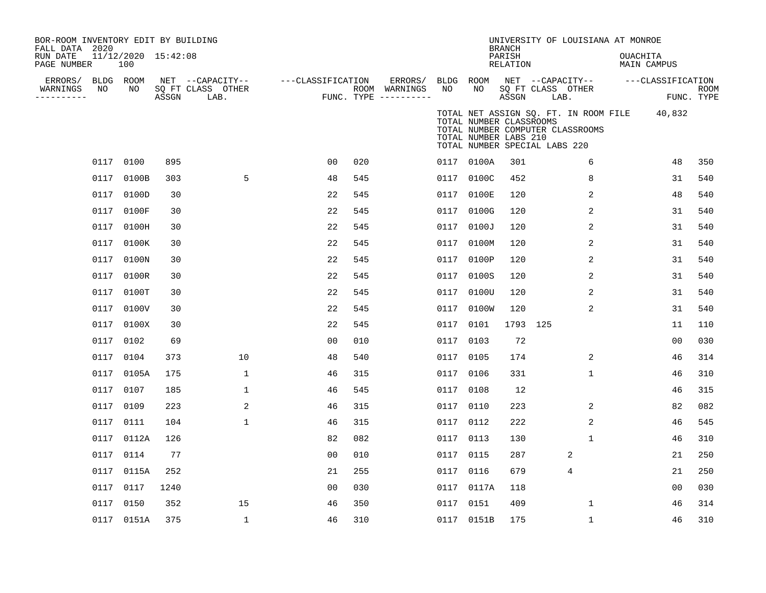BOR-ROOM INVENTORY EDIT BY BUILDING
FALL DATA 2020
RUN DATE 11/12/2020 15:42:08
PAGE NUMBER 100

UNIVERSITY OF LOUISIANA AT MONROE
BRANCH
PARISH OUACHITA
RELATION MAIN CAMPUS

TOTAL NET ASSIGN SQ. FT. IN ROOM FILE 40,832
TOTAL NUMBER CLASSROOMS
TOTAL NUMBER COMPUTER CLASSROOMS
TOTAL NUMBER LABS 210
TOTAL NUMBER SPECIAL LABS 220

| ERRORS/ WARNINGS | BLDG NO | ROOM NO | NET SQ FT ASSGN | CAPACITY CLASS | CAPACITY LAB. | CAPACITY OTHER | CLASSIFICATION FUNC. | ROOM TYPE | ERRORS/ WARNINGS | BLDG NO | ROOM NO | NET SQ FT ASSGN | CAPACITY CLASS | CAPACITY LAB. | CAPACITY OTHER | CLASSIFICATION FUNC. | ROOM TYPE |
|---|---|---|---|---|---|---|---|---|---|---|---|---|---|---|---|---|---|
| | 0117 | 0100 | 895 | | | | 00 | 020 | | 0117 | 0100A | 301 | | | 6 | 48 | 350 |
| | 0117 | 0100B | 303 | | | 5 | 48 | 545 | | 0117 | 0100C | 452 | | | 8 | 31 | 540 |
| | 0117 | 0100D | 30 | | | | 22 | 545 | | 0117 | 0100E | 120 | | | 2 | 48 | 540 |
| | 0117 | 0100F | 30 | | | | 22 | 545 | | 0117 | 0100G | 120 | | | 2 | 31 | 540 |
| | 0117 | 0100H | 30 | | | | 22 | 545 | | 0117 | 0100J | 120 | | | 2 | 31 | 540 |
| | 0117 | 0100K | 30 | | | | 22 | 545 | | 0117 | 0100M | 120 | | | 2 | 31 | 540 |
| | 0117 | 0100N | 30 | | | | 22 | 545 | | 0117 | 0100P | 120 | | | 2 | 31 | 540 |
| | 0117 | 0100R | 30 | | | | 22 | 545 | | 0117 | 0100S | 120 | | | 2 | 31 | 540 |
| | 0117 | 0100T | 30 | | | | 22 | 545 | | 0117 | 0100U | 120 | | | 2 | 31 | 540 |
| | 0117 | 0100V | 30 | | | | 22 | 545 | | 0117 | 0100W | 120 | | | 2 | 31 | 540 |
| | 0117 | 0100X | 30 | | | | 22 | 545 | | 0117 | 0101 | 1793 | 125 | | | 11 | 110 |
| | 0117 | 0102 | 69 | | | | 00 | 010 | | 0117 | 0103 | 72 | | | | 00 | 030 |
| | 0117 | 0104 | 373 | | | 10 | 48 | 540 | | 0117 | 0105 | 174 | | | 2 | 46 | 314 |
| | 0117 | 0105A | 175 | | | 1 | 46 | 315 | | 0117 | 0106 | 331 | | | 1 | 46 | 310 |
| | 0117 | 0107 | 185 | | | 1 | 46 | 545 | | 0117 | 0108 | 12 | | | | 46 | 315 |
| | 0117 | 0109 | 223 | | | 2 | 46 | 315 | | 0117 | 0110 | 223 | | | 2 | 82 | 082 |
| | 0117 | 0111 | 104 | | | 1 | 46 | 315 | | 0117 | 0112 | 222 | | | 2 | 46 | 545 |
| | 0117 | 0112A | 126 | | | | 82 | 082 | | 0117 | 0113 | 130 | | | 1 | 46 | 310 |
| | 0117 | 0114 | 77 | | | | 00 | 010 | | 0117 | 0115 | 287 | | 2 | | 21 | 250 |
| | 0117 | 0115A | 252 | | | | 21 | 255 | | 0117 | 0116 | 679 | | 4 | | 21 | 250 |
| | 0117 | 0117 | 1240 | | | | 00 | 030 | | 0117 | 0117A | 118 | | | | 00 | 030 |
| | 0117 | 0150 | 352 | | | 15 | 46 | 350 | | 0117 | 0151 | 409 | | | 1 | 46 | 314 |
| | 0117 | 0151A | 375 | | | 1 | 46 | 310 | | 0117 | 0151B | 175 | | | 1 | 46 | 310 |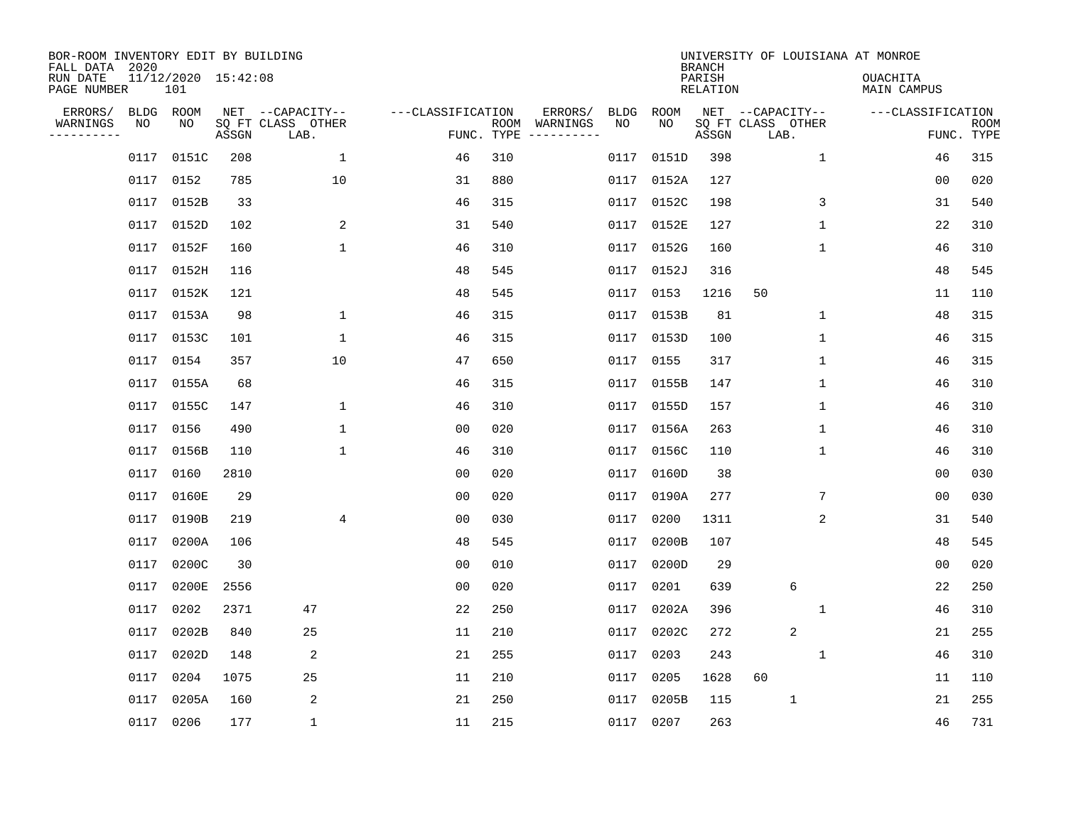BOR-ROOM INVENTORY EDIT BY BUILDING
FALL DATA 2020
RUN DATE 11/12/2020 15:42:08
PAGE NUMBER 101

UNIVERSITY OF LOUISIANA AT MONROE
BRANCH
PARISH OUACHITA
RELATION MAIN CAMPUS

| ERRORS/ WARNINGS | BLDG NO | ROOM NO | NET SQ FT ASSGN | CAPACITY CLASS LAB. | CAPACITY OTHER | CLASSIFICATION FUNC. | ROOM TYPE | ERRORS/ WARNINGS | BLDG NO | ROOM NO | NET SQ FT ASSGN | CAPACITY CLASS LAB. | CAPACITY OTHER | CLASSIFICATION FUNC. | ROOM TYPE |
|---|---|---|---|---|---|---|---|---|---|---|---|---|---|---|---|
| | 0117 | 0151C | 208 | | 1 | 46 | 310 | | 0117 | 0151D | 398 | | 1 | 46 | 315 |
| | 0117 | 0152 | 785 | | 10 | 31 | 880 | | 0117 | 0152A | 127 | | | 00 | 020 |
| | 0117 | 0152B | 33 | | | 46 | 315 | | 0117 | 0152C | 198 | | 3 | 31 | 540 |
| | 0117 | 0152D | 102 | | 2 | 31 | 540 | | 0117 | 0152E | 127 | | 1 | 22 | 310 |
| | 0117 | 0152F | 160 | | 1 | 46 | 310 | | 0117 | 0152G | 160 | | 1 | 46 | 310 |
| | 0117 | 0152H | 116 | | | 48 | 545 | | 0117 | 0152J | 316 | | | 48 | 545 |
| | 0117 | 0152K | 121 | | | 48 | 545 | | 0117 | 0153 | 1216 | 50 | | 11 | 110 |
| | 0117 | 0153A | 98 | | 1 | 46 | 315 | | 0117 | 0153B | 81 | | 1 | 48 | 315 |
| | 0117 | 0153C | 101 | | 1 | 46 | 315 | | 0117 | 0153D | 100 | | 1 | 46 | 315 |
| | 0117 | 0154 | 357 | | 10 | 47 | 650 | | 0117 | 0155 | 317 | | 1 | 46 | 315 |
| | 0117 | 0155A | 68 | | | 46 | 315 | | 0117 | 0155B | 147 | | 1 | 46 | 310 |
| | 0117 | 0155C | 147 | | 1 | 46 | 310 | | 0117 | 0155D | 157 | | 1 | 46 | 310 |
| | 0117 | 0156 | 490 | | 1 | 00 | 020 | | 0117 | 0156A | 263 | | 1 | 46 | 310 |
| | 0117 | 0156B | 110 | | 1 | 46 | 310 | | 0117 | 0156C | 110 | | 1 | 46 | 310 |
| | 0117 | 0160 | 2810 | | | 00 | 020 | | 0117 | 0160D | 38 | | | 00 | 030 |
| | 0117 | 0160E | 29 | | | 00 | 020 | | 0117 | 0190A | 277 | | 7 | 00 | 030 |
| | 0117 | 0190B | 219 | | 4 | 00 | 030 | | 0117 | 0200 | 1311 | | 2 | 31 | 540 |
| | 0117 | 0200A | 106 | | | 48 | 545 | | 0117 | 0200B | 107 | | | 48 | 545 |
| | 0117 | 0200C | 30 | | | 00 | 010 | | 0117 | 0200D | 29 | | | 00 | 020 |
| | 0117 | 0200E | 2556 | | | 00 | 020 | | 0117 | 0201 | 639 | 6 | | 22 | 250 |
| | 0117 | 0202 | 2371 | 47 | | 22 | 250 | | 0117 | 0202A | 396 | | 1 | 46 | 310 |
| | 0117 | 0202B | 840 | 25 | | 11 | 210 | | 0117 | 0202C | 272 | 2 | | 21 | 255 |
| | 0117 | 0202D | 148 | 2 | | 21 | 255 | | 0117 | 0203 | 243 | | 1 | 46 | 310 |
| | 0117 | 0204 | 1075 | 25 | | 11 | 210 | | 0117 | 0205 | 1628 | 60 | | 11 | 110 |
| | 0117 | 0205A | 160 | 2 | | 21 | 250 | | 0117 | 0205B | 115 | 1 | | 21 | 255 |
| | 0117 | 0206 | 177 | 1 | | 11 | 215 | | 0117 | 0207 | 263 | | | 46 | 731 |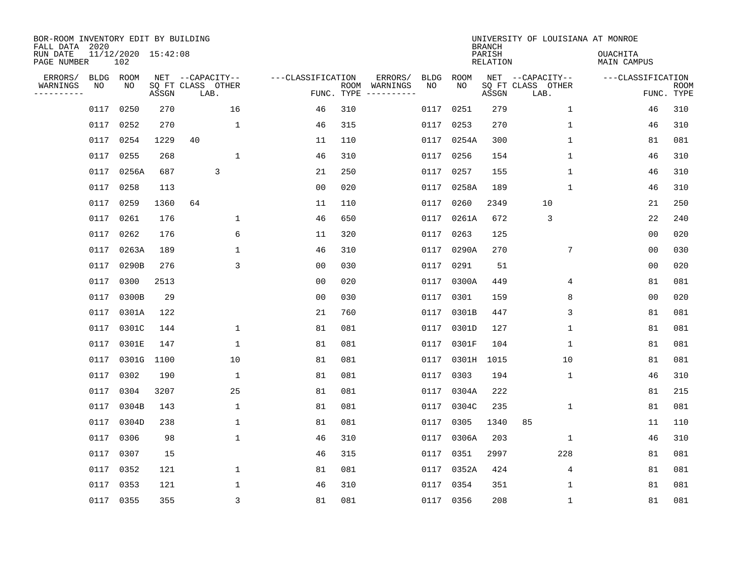BOR-ROOM INVENTORY EDIT BY BUILDING
FALL DATA 2020
RUN DATE 11/12/2020 15:42:08
PAGE NUMBER 102

UNIVERSITY OF LOUISIANA AT MONROE
BRANCH
PARISH OUACHITA
RELATION MAIN CAMPUS

| ERRORS/ WARNINGS | BLDG NO | ROOM NO | NET SQ FT ASSGN | CAPACITY CLASS LAB. | CAPACITY OTHER | FUNC. | ROOM TYPE | ERRORS/ WARNINGS | BLDG NO | ROOM NO | NET SQ FT ASSGN | CAPACITY CLASS LAB. | CAPACITY OTHER | FUNC. | ROOM TYPE |
|---|---|---|---|---|---|---|---|---|---|---|---|---|---|---|---|
| | 0117 | 0250 | 270 | | 16 | 46 | 310 | | 0117 | 0251 | 279 | | 1 | 46 | 310 |
| | 0117 | 0252 | 270 | | 1 | 46 | 315 | | 0117 | 0253 | 270 | | 1 | 46 | 310 |
| | 0117 | 0254 | 1229 | 40 | | 11 | 110 | | 0117 | 0254A | 300 | | 1 | 81 | 081 |
| | 0117 | 0255 | 268 | | 1 | 46 | 310 | | 0117 | 0256 | 154 | | 1 | 46 | 310 |
| | 0117 | 0256A | 687 | 3 | | 21 | 250 | | 0117 | 0257 | 155 | | 1 | 46 | 310 |
| | 0117 | 0258 | 113 | | | 00 | 020 | | 0117 | 0258A | 189 | | 1 | 46 | 310 |
| | 0117 | 0259 | 1360 | 64 | | 11 | 110 | | 0117 | 0260 | 2349 | 10 | | 21 | 250 |
| | 0117 | 0261 | 176 | | 1 | 46 | 650 | | 0117 | 0261A | 672 | 3 | | 22 | 240 |
| | 0117 | 0262 | 176 | | 6 | 11 | 320 | | 0117 | 0263 | 125 | | | 00 | 020 |
| | 0117 | 0263A | 189 | | 1 | 46 | 310 | | 0117 | 0290A | 270 | | 7 | 00 | 030 |
| | 0117 | 0290B | 276 | | 3 | 00 | 030 | | 0117 | 0291 | 51 | | | 00 | 020 |
| | 0117 | 0300 | 2513 | | | 00 | 020 | | 0117 | 0300A | 449 | | 4 | 81 | 081 |
| | 0117 | 0300B | 29 | | | 00 | 030 | | 0117 | 0301 | 159 | | 8 | 00 | 020 |
| | 0117 | 0301A | 122 | | | 21 | 760 | | 0117 | 0301B | 447 | | 3 | 81 | 081 |
| | 0117 | 0301C | 144 | | 1 | 81 | 081 | | 0117 | 0301D | 127 | | 1 | 81 | 081 |
| | 0117 | 0301E | 147 | | 1 | 81 | 081 | | 0117 | 0301F | 104 | | 1 | 81 | 081 |
| | 0117 | 0301G | 1100 | | 10 | 81 | 081 | | 0117 | 0301H | 1015 | | 10 | 81 | 081 |
| | 0117 | 0302 | 190 | | 1 | 81 | 081 | | 0117 | 0303 | 194 | | 1 | 46 | 310 |
| | 0117 | 0304 | 3207 | | 25 | 81 | 081 | | 0117 | 0304A | 222 | | | 81 | 215 |
| | 0117 | 0304B | 143 | | 1 | 81 | 081 | | 0117 | 0304C | 235 | | 1 | 81 | 081 |
| | 0117 | 0304D | 238 | | 1 | 81 | 081 | | 0117 | 0305 | 1340 | 85 | | 11 | 110 |
| | 0117 | 0306 | 98 | | 1 | 46 | 310 | | 0117 | 0306A | 203 | | 1 | 46 | 310 |
| | 0117 | 0307 | 15 | | | 46 | 315 | | 0117 | 0351 | 2997 | | 228 | 81 | 081 |
| | 0117 | 0352 | 121 | | 1 | 81 | 081 | | 0117 | 0352A | 424 | | 4 | 81 | 081 |
| | 0117 | 0353 | 121 | | 1 | 46 | 310 | | 0117 | 0354 | 351 | | 1 | 81 | 081 |
| | 0117 | 0355 | 355 | | 3 | 81 | 081 | | 0117 | 0356 | 208 | | 1 | 81 | 081 |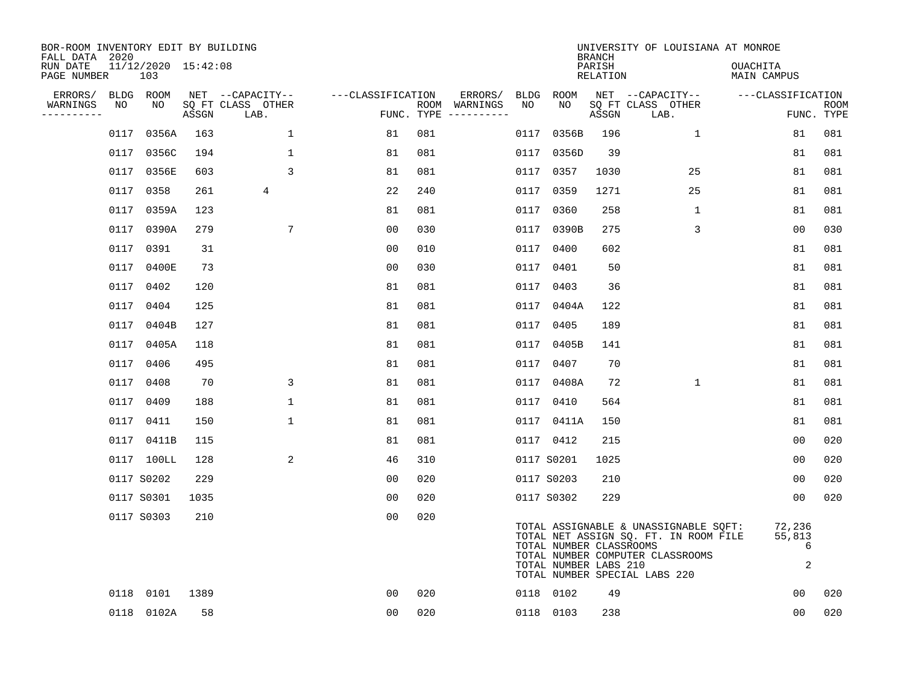BOR-ROOM INVENTORY EDIT BY BUILDING
FALL DATA 2020
RUN DATE 11/12/2020 15:42:08
PAGE NUMBER 103

UNIVERSITY OF LOUISIANA AT MONROE
BRANCH
PARISH OUACHITA
RELATION MAIN CAMPUS

| ERRORS/ WARNINGS | BLDG NO | ROOM NO | NET SQ FT ASSGN | CAPACITY CLASS LAB. | CAPACITY OTHER | CLASSIFICATION FUNC. | ROOM TYPE | ERRORS/ WARNINGS | BLDG NO | ROOM NO | NET SQ FT ASSGN | CAPACITY CLASS LAB. | CAPACITY OTHER | CLASSIFICATION FUNC. | ROOM TYPE |
|---|---|---|---|---|---|---|---|---|---|---|---|---|---|---|---|
| | 0117 | 0356A | 163 | | 1 | 81 | 081 | | 0117 | 0356B | 196 | | 1 | 81 | 081 |
| | 0117 | 0356C | 194 | | 1 | 81 | 081 | | 0117 | 0356D | 39 | | | 81 | 081 |
| | 0117 | 0356E | 603 | | 3 | 81 | 081 | | 0117 | 0357 | 1030 | | 25 | 81 | 081 |
| | 0117 | 0358 | 261 | 4 | | 22 | 240 | | 0117 | 0359 | 1271 | | 25 | 81 | 081 |
| | 0117 | 0359A | 123 | | | 81 | 081 | | 0117 | 0360 | 258 | | 1 | 81 | 081 |
| | 0117 | 0390A | 279 | | 7 | 00 | 030 | | 0117 | 0390B | 275 | | 3 | 00 | 030 |
| | 0117 | 0391 | 31 | | | 00 | 010 | | 0117 | 0400 | 602 | | | 81 | 081 |
| | 0117 | 0400E | 73 | | | 00 | 030 | | 0117 | 0401 | 50 | | | 81 | 081 |
| | 0117 | 0402 | 120 | | | 81 | 081 | | 0117 | 0403 | 36 | | | 81 | 081 |
| | 0117 | 0404 | 125 | | | 81 | 081 | | 0117 | 0404A | 122 | | | 81 | 081 |
| | 0117 | 0404B | 127 | | | 81 | 081 | | 0117 | 0405 | 189 | | | 81 | 081 |
| | 0117 | 0405A | 118 | | | 81 | 081 | | 0117 | 0405B | 141 | | | 81 | 081 |
| | 0117 | 0406 | 495 | | | 81 | 081 | | 0117 | 0407 | 70 | | | 81 | 081 |
| | 0117 | 0408 | 70 | | 3 | 81 | 081 | | 0117 | 0408A | 72 | | 1 | 81 | 081 |
| | 0117 | 0409 | 188 | | 1 | 81 | 081 | | 0117 | 0410 | 564 | | | 81 | 081 |
| | 0117 | 0411 | 150 | | 1 | 81 | 081 | | 0117 | 0411A | 150 | | | 81 | 081 |
| | 0117 | 0411B | 115 | | | 81 | 081 | | 0117 | 0412 | 215 | | | 00 | 020 |
| | 0117 | 100LL | 128 | | 2 | 46 | 310 | | 0117 | S0201 | 1025 | | | 00 | 020 |
| | 0117 | S0202 | 229 | | | 00 | 020 | | 0117 | S0203 | 210 | | | 00 | 020 |
| | 0117 | S0301 | 1035 | | | 00 | 020 | | 0117 | S0302 | 229 | | | 00 | 020 |
| | 0117 | S0303 | 210 | | | 00 | 020 | | | | | | | | |

| | |
|---|---|
| TOTAL ASSIGNABLE & UNASSIGNABLE SQFT: | 72,236 |
| TOTAL NET ASSIGN SQ. FT. IN ROOM FILE | 55,813 |
| TOTAL NUMBER CLASSROOMS | 6 |
| TOTAL NUMBER COMPUTER CLASSROOMS | |
| TOTAL NUMBER LABS 210 | 2 |
| TOTAL NUMBER SPECIAL LABS 220 | |

| ERRORS/ WARNINGS | BLDG NO | ROOM NO | NET SQ FT ASSGN | CAPACITY CLASS LAB. | CAPACITY OTHER | CLASSIFICATION FUNC. | ROOM TYPE | ERRORS/ WARNINGS | BLDG NO | ROOM NO | NET SQ FT ASSGN | CAPACITY CLASS LAB. | CAPACITY OTHER | CLASSIFICATION FUNC. | ROOM TYPE |
|---|---|---|---|---|---|---|---|---|---|---|---|---|---|---|---|
| | 0118 | 0101 | 1389 | | | 00 | 020 | | 0118 | 0102 | 49 | | | 00 | 020 |
| | 0118 | 0102A | 58 | | | 00 | 020 | | 0118 | 0103 | 238 | | | 00 | 020 |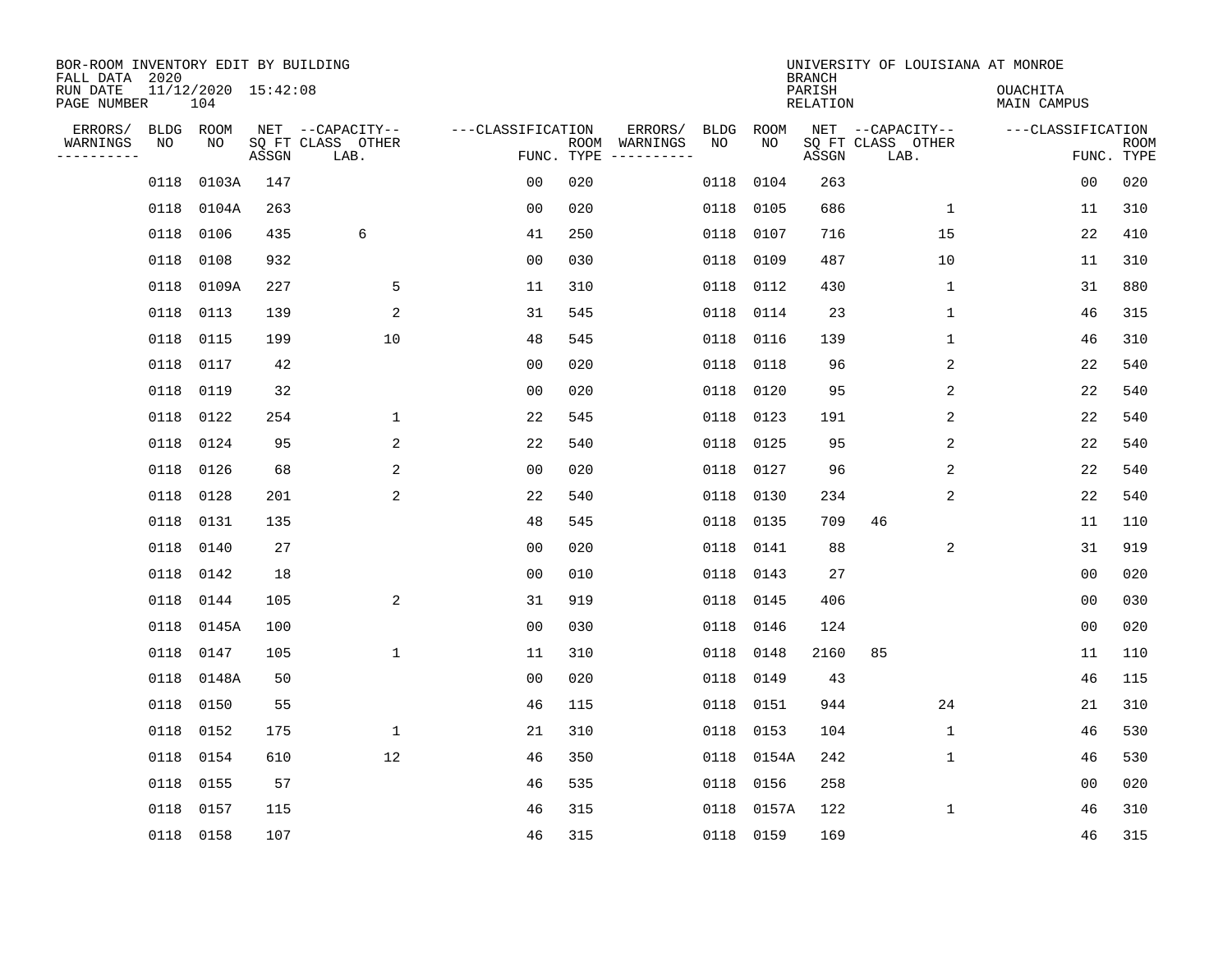BOR-ROOM INVENTORY EDIT BY BUILDING
FALL DATA 2020
RUN DATE 11/12/2020 15:42:08
PAGE NUMBER 104

UNIVERSITY OF LOUISIANA AT MONROE
BRANCH
PARISH OUACHITA
RELATION MAIN CAMPUS

| ERRORS/ WARNINGS | BLDG NO | ROOM NO | NET SQ FT ASSGN | CAPACITY CLASS LAB. | CAPACITY OTHER | CLASSIFICATION FUNC. | ROOM TYPE | ERRORS/ WARNINGS | BLDG NO | ROOM NO | NET SQ FT ASSGN | CAPACITY CLASS LAB. | CAPACITY OTHER | CLASSIFICATION FUNC. | ROOM TYPE |
|---|---|---|---|---|---|---|---|---|---|---|---|---|---|---|---|
| | 0118 | 0103A | 147 | | | 00 | 020 | | 0118 | 0104 | 263 | | | 00 | 020 |
| | 0118 | 0104A | 263 | | | 00 | 020 | | 0118 | 0105 | 686 | | 1 | 11 | 310 |
| | 0118 | 0106 | 435 | 6 | | 41 | 250 | | 0118 | 0107 | 716 | | 15 | 22 | 410 |
| | 0118 | 0108 | 932 | | | 00 | 030 | | 0118 | 0109 | 487 | | 10 | 11 | 310 |
| | 0118 | 0109A | 227 | | 5 | 11 | 310 | | 0118 | 0112 | 430 | | 1 | 31 | 880 |
| | 0118 | 0113 | 139 | | 2 | 31 | 545 | | 0118 | 0114 | 23 | | 1 | 46 | 315 |
| | 0118 | 0115 | 199 | | 10 | 48 | 545 | | 0118 | 0116 | 139 | | 1 | 46 | 310 |
| | 0118 | 0117 | 42 | | | 00 | 020 | | 0118 | 0118 | 96 | | 2 | 22 | 540 |
| | 0118 | 0119 | 32 | | | 00 | 020 | | 0118 | 0120 | 95 | | 2 | 22 | 540 |
| | 0118 | 0122 | 254 | | 1 | 22 | 545 | | 0118 | 0123 | 191 | | 2 | 22 | 540 |
| | 0118 | 0124 | 95 | | 2 | 22 | 540 | | 0118 | 0125 | 95 | | 2 | 22 | 540 |
| | 0118 | 0126 | 68 | | 2 | 00 | 020 | | 0118 | 0127 | 96 | | 2 | 22 | 540 |
| | 0118 | 0128 | 201 | | 2 | 22 | 540 | | 0118 | 0130 | 234 | | 2 | 22 | 540 |
| | 0118 | 0131 | 135 | | | 48 | 545 | | 0118 | 0135 | 709 | 46 | | 11 | 110 |
| | 0118 | 0140 | 27 | | | 00 | 020 | | 0118 | 0141 | 88 | | 2 | 31 | 919 |
| | 0118 | 0142 | 18 | | | 00 | 010 | | 0118 | 0143 | 27 | | | 00 | 020 |
| | 0118 | 0144 | 105 | | 2 | 31 | 919 | | 0118 | 0145 | 406 | | | 00 | 030 |
| | 0118 | 0145A | 100 | | | 00 | 030 | | 0118 | 0146 | 124 | | | 00 | 020 |
| | 0118 | 0147 | 105 | | 1 | 11 | 310 | | 0118 | 0148 | 2160 | 85 | | 11 | 110 |
| | 0118 | 0148A | 50 | | | 00 | 020 | | 0118 | 0149 | 43 | | | 46 | 115 |
| | 0118 | 0150 | 55 | | | 46 | 115 | | 0118 | 0151 | 944 | | 24 | 21 | 310 |
| | 0118 | 0152 | 175 | | 1 | 21 | 310 | | 0118 | 0153 | 104 | | 1 | 46 | 530 |
| | 0118 | 0154 | 610 | | 12 | 46 | 350 | | 0118 | 0154A | 242 | | 1 | 46 | 530 |
| | 0118 | 0155 | 57 | | | 46 | 535 | | 0118 | 0156 | 258 | | | 00 | 020 |
| | 0118 | 0157 | 115 | | | 46 | 315 | | 0118 | 0157A | 122 | | 1 | 46 | 310 |
| | 0118 | 0158 | 107 | | | 46 | 315 | | 0118 | 0159 | 169 | | | 46 | 315 |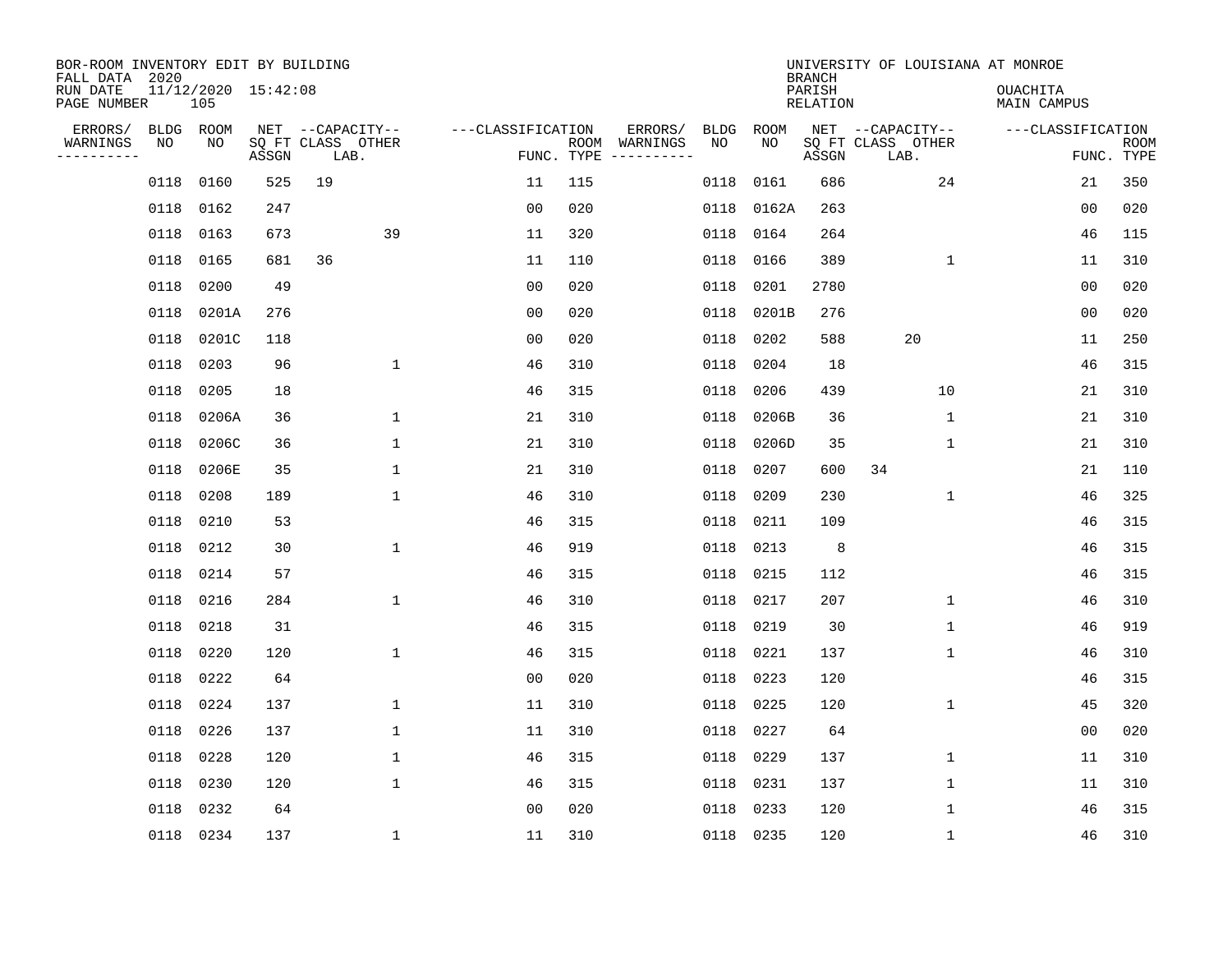BOR-ROOM INVENTORY EDIT BY BUILDING
FALL DATA 2020
RUN DATE 11/12/2020 15:42:08
PAGE NUMBER 105

UNIVERSITY OF LOUISIANA AT MONROE
BRANCH
PARISH OUACHITA
RELATION MAIN CAMPUS

| ERRORS/ WARNINGS | BLDG NO | ROOM NO | NET SQ FT ASSGN | CAPACITY CLASS LAB. | CAPACITY OTHER | CLASSIFICATION FUNC. | ROOM TYPE | ERRORS/ WARNINGS | BLDG NO | ROOM NO | NET SQ FT ASSGN | CAPACITY CLASS LAB. | CAPACITY OTHER | CLASSIFICATION FUNC. | ROOM TYPE |
|---|---|---|---|---|---|---|---|---|---|---|---|---|---|---|---|
| | 0118 | 0160 | 525 | 19 | | 11 | 115 | | 0118 | 0161 | 686 | | 24 | 21 | 350 |
| | 0118 | 0162 | 247 | | | 00 | 020 | | 0118 | 0162A | 263 | | | 00 | 020 |
| | 0118 | 0163 | 673 | | 39 | 11 | 320 | | 0118 | 0164 | 264 | | | 46 | 115 |
| | 0118 | 0165 | 681 | 36 | | 11 | 110 | | 0118 | 0166 | 389 | | 1 | 11 | 310 |
| | 0118 | 0200 | 49 | | | 00 | 020 | | 0118 | 0201 | 2780 | | | 00 | 020 |
| | 0118 | 0201A | 276 | | | 00 | 020 | | 0118 | 0201B | 276 | | | 00 | 020 |
| | 0118 | 0201C | 118 | | | 00 | 020 | | 0118 | 0202 | 588 | 20 | | 11 | 250 |
| | 0118 | 0203 | 96 | | 1 | 46 | 310 | | 0118 | 0204 | 18 | | | 46 | 315 |
| | 0118 | 0205 | 18 | | | 46 | 315 | | 0118 | 0206 | 439 | | 10 | 21 | 310 |
| | 0118 | 0206A | 36 | | 1 | 21 | 310 | | 0118 | 0206B | 36 | | 1 | 21 | 310 |
| | 0118 | 0206C | 36 | | 1 | 21 | 310 | | 0118 | 0206D | 35 | | 1 | 21 | 310 |
| | 0118 | 0206E | 35 | | 1 | 21 | 310 | | 0118 | 0207 | 600 | 34 | | 21 | 110 |
| | 0118 | 0208 | 189 | | 1 | 46 | 310 | | 0118 | 0209 | 230 | | 1 | 46 | 325 |
| | 0118 | 0210 | 53 | | | 46 | 315 | | 0118 | 0211 | 109 | | | 46 | 315 |
| | 0118 | 0212 | 30 | | 1 | 46 | 919 | | 0118 | 0213 | 8 | | | 46 | 315 |
| | 0118 | 0214 | 57 | | | 46 | 315 | | 0118 | 0215 | 112 | | | 46 | 315 |
| | 0118 | 0216 | 284 | | 1 | 46 | 310 | | 0118 | 0217 | 207 | | 1 | 46 | 310 |
| | 0118 | 0218 | 31 | | | 46 | 315 | | 0118 | 0219 | 30 | | 1 | 46 | 919 |
| | 0118 | 0220 | 120 | | 1 | 46 | 315 | | 0118 | 0221 | 137 | | 1 | 46 | 310 |
| | 0118 | 0222 | 64 | | | 00 | 020 | | 0118 | 0223 | 120 | | | 46 | 315 |
| | 0118 | 0224 | 137 | | 1 | 11 | 310 | | 0118 | 0225 | 120 | | 1 | 45 | 320 |
| | 0118 | 0226 | 137 | | 1 | 11 | 310 | | 0118 | 0227 | 64 | | | 00 | 020 |
| | 0118 | 0228 | 120 | | 1 | 46 | 315 | | 0118 | 0229 | 137 | | 1 | 11 | 310 |
| | 0118 | 0230 | 120 | | 1 | 46 | 315 | | 0118 | 0231 | 137 | | 1 | 11 | 310 |
| | 0118 | 0232 | 64 | | | 00 | 020 | | 0118 | 0233 | 120 | | 1 | 46 | 315 |
| | 0118 | 0234 | 137 | | 1 | 11 | 310 | | 0118 | 0235 | 120 | | 1 | 46 | 310 |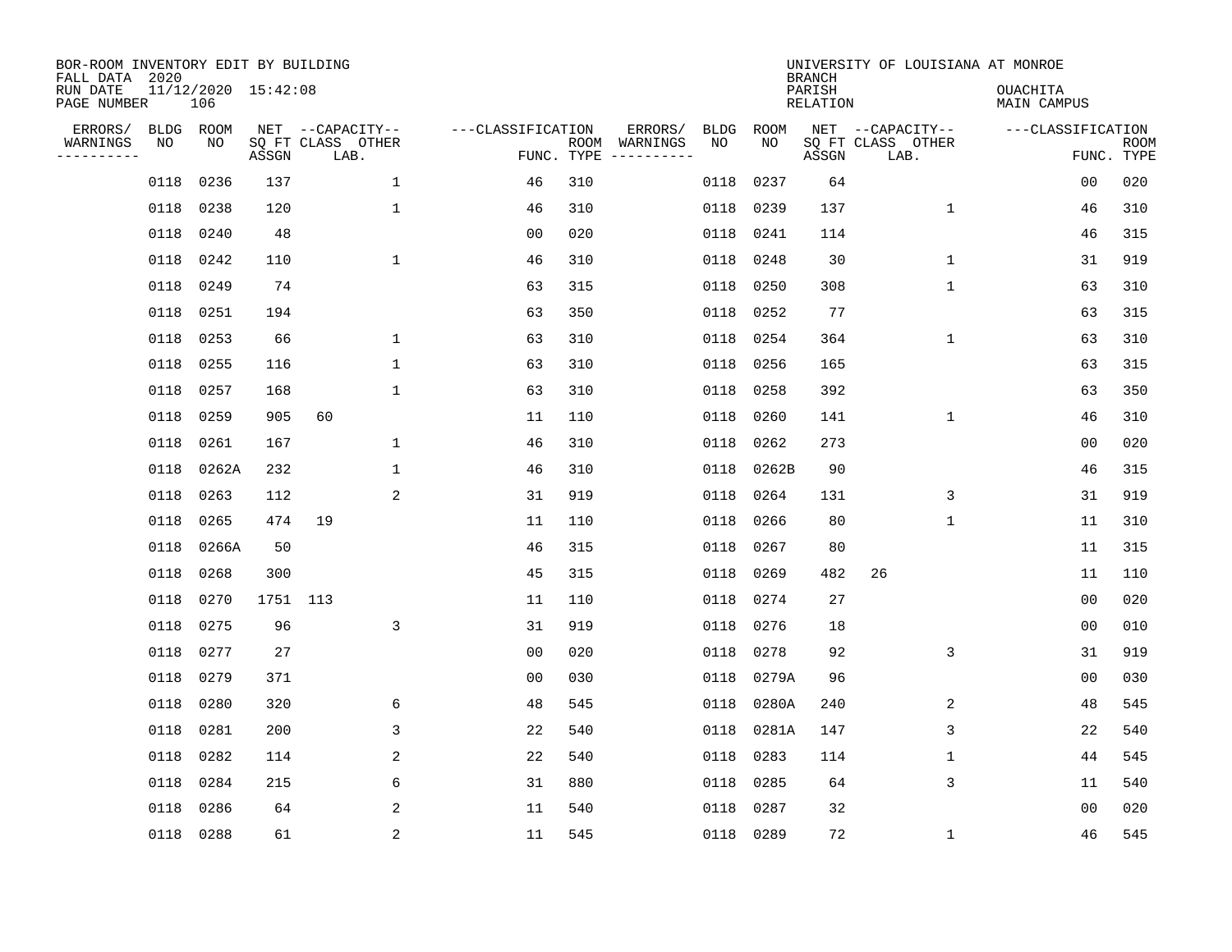BOR-ROOM INVENTORY EDIT BY BUILDING
FALL DATA 2020
RUN DATE 11/12/2020 15:42:08
PAGE NUMBER 106

UNIVERSITY OF LOUISIANA AT MONROE
BRANCH
PARISH OUACHITA
RELATION MAIN CAMPUS

| ERRORS/ WARNINGS | BLDG NO | ROOM NO | NET SQ FT ASSGN | CAPACITY CLASS | CAPACITY LAB. | CAPACITY OTHER | CLASSIFICATION FUNC. | ROOM TYPE | ERRORS/ WARNINGS | BLDG NO | ROOM NO | NET SQ FT ASSGN | CAPACITY CLASS | CAPACITY LAB. | CAPACITY OTHER | CLASSIFICATION FUNC. | ROOM TYPE |
|---|---|---|---|---|---|---|---|---|---|---|---|---|---|---|---|---|---|
| | 0118 | 0236 | 137 | | | 1 | 46 | 310 | | 0118 | 0237 | 64 | | | | 00 | 020 |
| | 0118 | 0238 | 120 | | | 1 | 46 | 310 | | 0118 | 0239 | 137 | | | 1 | 46 | 310 |
| | 0118 | 0240 | 48 | | | | 00 | 020 | | 0118 | 0241 | 114 | | | | 46 | 315 |
| | 0118 | 0242 | 110 | | | 1 | 46 | 310 | | 0118 | 0248 | 30 | | | 1 | 31 | 919 |
| | 0118 | 0249 | 74 | | | | 63 | 315 | | 0118 | 0250 | 308 | | | 1 | 63 | 310 |
| | 0118 | 0251 | 194 | | | | 63 | 350 | | 0118 | 0252 | 77 | | | | 63 | 315 |
| | 0118 | 0253 | 66 | | | 1 | 63 | 310 | | 0118 | 0254 | 364 | | | 1 | 63 | 310 |
| | 0118 | 0255 | 116 | | | 1 | 63 | 310 | | 0118 | 0256 | 165 | | | | 63 | 315 |
| | 0118 | 0257 | 168 | | | 1 | 63 | 310 | | 0118 | 0258 | 392 | | | | 63 | 350 |
| | 0118 | 0259 | 905 | 60 | | | 11 | 110 | | 0118 | 0260 | 141 | | | 1 | 46 | 310 |
| | 0118 | 0261 | 167 | | | 1 | 46 | 310 | | 0118 | 0262 | 273 | | | | 00 | 020 |
| | 0118 | 0262A | 232 | | | 1 | 46 | 310 | | 0118 | 0262B | 90 | | | | 46 | 315 |
| | 0118 | 0263 | 112 | | | 2 | 31 | 919 | | 0118 | 0264 | 131 | | | 3 | 31 | 919 |
| | 0118 | 0265 | 474 | 19 | | | 11 | 110 | | 0118 | 0266 | 80 | | | 1 | 11 | 310 |
| | 0118 | 0266A | 50 | | | | 46 | 315 | | 0118 | 0267 | 80 | | | | 11 | 315 |
| | 0118 | 0268 | 300 | | | | 45 | 315 | | 0118 | 0269 | 482 | 26 | | | 11 | 110 |
| | 0118 | 0270 | 1751 | 113 | | | 11 | 110 | | 0118 | 0274 | 27 | | | | 00 | 020 |
| | 0118 | 0275 | 96 | | | 3 | 31 | 919 | | 0118 | 0276 | 18 | | | | 00 | 010 |
| | 0118 | 0277 | 27 | | | | 00 | 020 | | 0118 | 0278 | 92 | | | 3 | 31 | 919 |
| | 0118 | 0279 | 371 | | | | 00 | 030 | | 0118 | 0279A | 96 | | | | 00 | 030 |
| | 0118 | 0280 | 320 | | | 6 | 48 | 545 | | 0118 | 0280A | 240 | | | 2 | 48 | 545 |
| | 0118 | 0281 | 200 | | | 3 | 22 | 540 | | 0118 | 0281A | 147 | | | 3 | 22 | 540 |
| | 0118 | 0282 | 114 | | | 2 | 22 | 540 | | 0118 | 0283 | 114 | | | 1 | 44 | 545 |
| | 0118 | 0284 | 215 | | | 6 | 31 | 880 | | 0118 | 0285 | 64 | | | 3 | 11 | 540 |
| | 0118 | 0286 | 64 | | | 2 | 11 | 540 | | 0118 | 0287 | 32 | | | | 00 | 020 |
| | 0118 | 0288 | 61 | | | 2 | 11 | 545 | | 0118 | 0289 | 72 | | | 1 | 46 | 545 |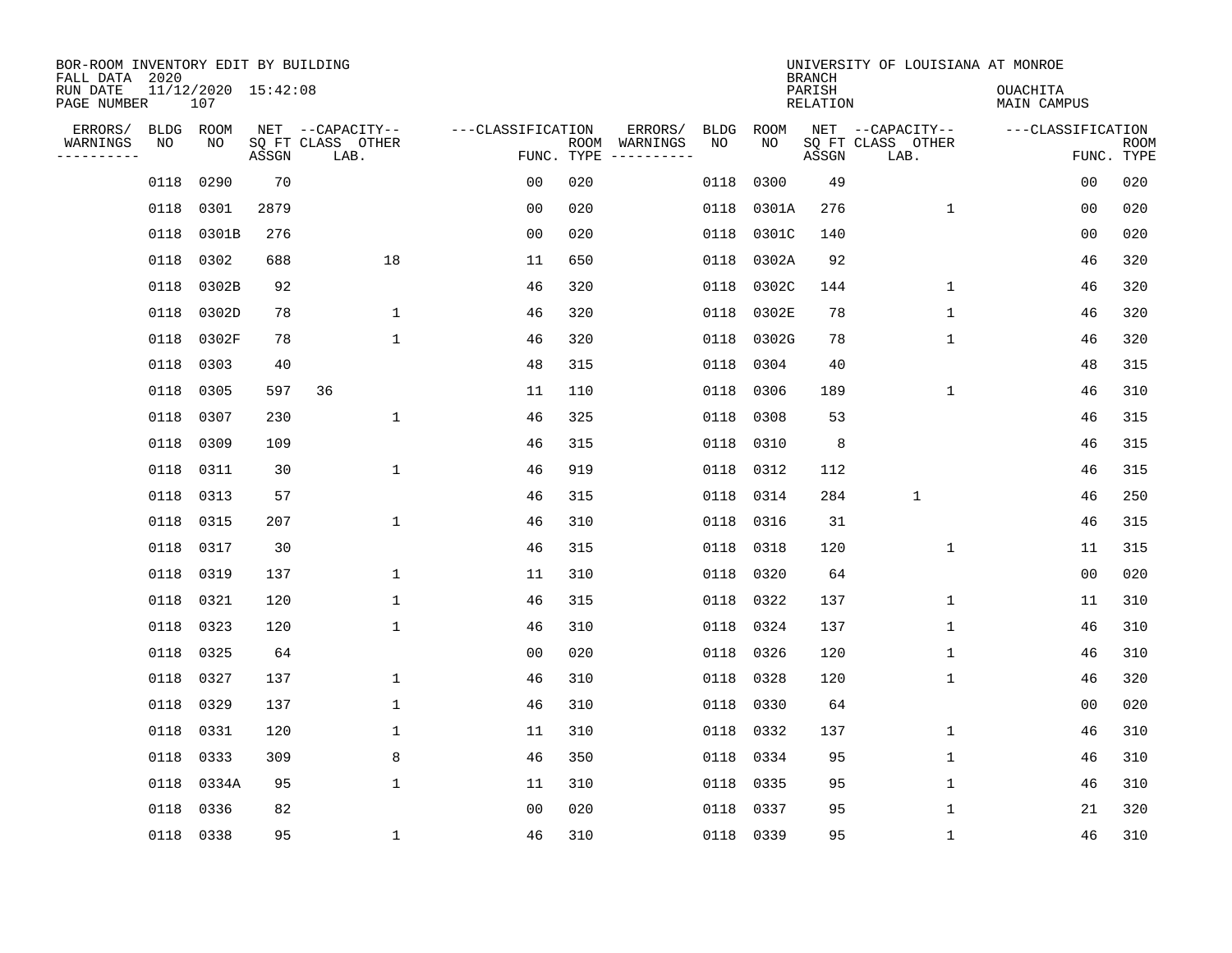BOR-ROOM INVENTORY EDIT BY BUILDING
FALL DATA 2020
RUN DATE 11/12/2020 15:42:08
PAGE NUMBER 107

UNIVERSITY OF LOUISIANA AT MONROE
BRANCH
PARISH OUACHITA
RELATION MAIN CAMPUS

| ERRORS/ WARNINGS | BLDG NO | ROOM NO | NET SQ FT ASSGN | CAPACITY CLASS | CAPACITY LAB. | CAPACITY OTHER | FUNC. | ROOM TYPE | ERRORS/ WARNINGS | BLDG NO | ROOM NO | NET SQ FT ASSGN | CAPACITY CLASS | CAPACITY LAB. | CAPACITY OTHER | FUNC. | ROOM TYPE |
|---|---|---|---|---|---|---|---|---|---|---|---|---|---|---|---|---|---|
| | 0118 | 0290 | 70 | | | | 00 | 020 | | 0118 | 0300 | 49 | | | | 00 | 020 |
| | 0118 | 0301 | 2879 | | | | 00 | 020 | | 0118 | 0301A | 276 | | | 1 | 00 | 020 |
| | 0118 | 0301B | 276 | | | | 00 | 020 | | 0118 | 0301C | 140 | | | | 00 | 020 |
| | 0118 | 0302 | 688 | | | 18 | 11 | 650 | | 0118 | 0302A | 92 | | | | 46 | 320 |
| | 0118 | 0302B | 92 | | | | 46 | 320 | | 0118 | 0302C | 144 | | | 1 | 46 | 320 |
| | 0118 | 0302D | 78 | | | 1 | 46 | 320 | | 0118 | 0302E | 78 | | | 1 | 46 | 320 |
| | 0118 | 0302F | 78 | | | 1 | 46 | 320 | | 0118 | 0302G | 78 | | | 1 | 46 | 320 |
| | 0118 | 0303 | 40 | | | | 48 | 315 | | 0118 | 0304 | 40 | | | | 48 | 315 |
| | 0118 | 0305 | 597 | 36 | | | 11 | 110 | | 0118 | 0306 | 189 | | | 1 | 46 | 310 |
| | 0118 | 0307 | 230 | | | 1 | 46 | 325 | | 0118 | 0308 | 53 | | | | 46 | 315 |
| | 0118 | 0309 | 109 | | | | 46 | 315 | | 0118 | 0310 | 8 | | | | 46 | 315 |
| | 0118 | 0311 | 30 | | | 1 | 46 | 919 | | 0118 | 0312 | 112 | | | | 46 | 315 |
| | 0118 | 0313 | 57 | | | | 46 | 315 | | 0118 | 0314 | 284 | | 1 | | 46 | 250 |
| | 0118 | 0315 | 207 | | | 1 | 46 | 310 | | 0118 | 0316 | 31 | | | | 46 | 315 |
| | 0118 | 0317 | 30 | | | | 46 | 315 | | 0118 | 0318 | 120 | | | 1 | 11 | 315 |
| | 0118 | 0319 | 137 | | | 1 | 11 | 310 | | 0118 | 0320 | 64 | | | | 00 | 020 |
| | 0118 | 0321 | 120 | | | 1 | 46 | 315 | | 0118 | 0322 | 137 | | | 1 | 11 | 310 |
| | 0118 | 0323 | 120 | | | 1 | 46 | 310 | | 0118 | 0324 | 137 | | | 1 | 46 | 310 |
| | 0118 | 0325 | 64 | | | | 00 | 020 | | 0118 | 0326 | 120 | | | 1 | 46 | 310 |
| | 0118 | 0327 | 137 | | | 1 | 46 | 310 | | 0118 | 0328 | 120 | | | 1 | 46 | 320 |
| | 0118 | 0329 | 137 | | | 1 | 46 | 310 | | 0118 | 0330 | 64 | | | | 00 | 020 |
| | 0118 | 0331 | 120 | | | 1 | 11 | 310 | | 0118 | 0332 | 137 | | | 1 | 46 | 310 |
| | 0118 | 0333 | 309 | | | 8 | 46 | 350 | | 0118 | 0334 | 95 | | | 1 | 46 | 310 |
| | 0118 | 0334A | 95 | | | 1 | 11 | 310 | | 0118 | 0335 | 95 | | | 1 | 46 | 310 |
| | 0118 | 0336 | 82 | | | | 00 | 020 | | 0118 | 0337 | 95 | | | 1 | 21 | 320 |
| | 0118 | 0338 | 95 | | | 1 | 46 | 310 | | 0118 | 0339 | 95 | | | 1 | 46 | 310 |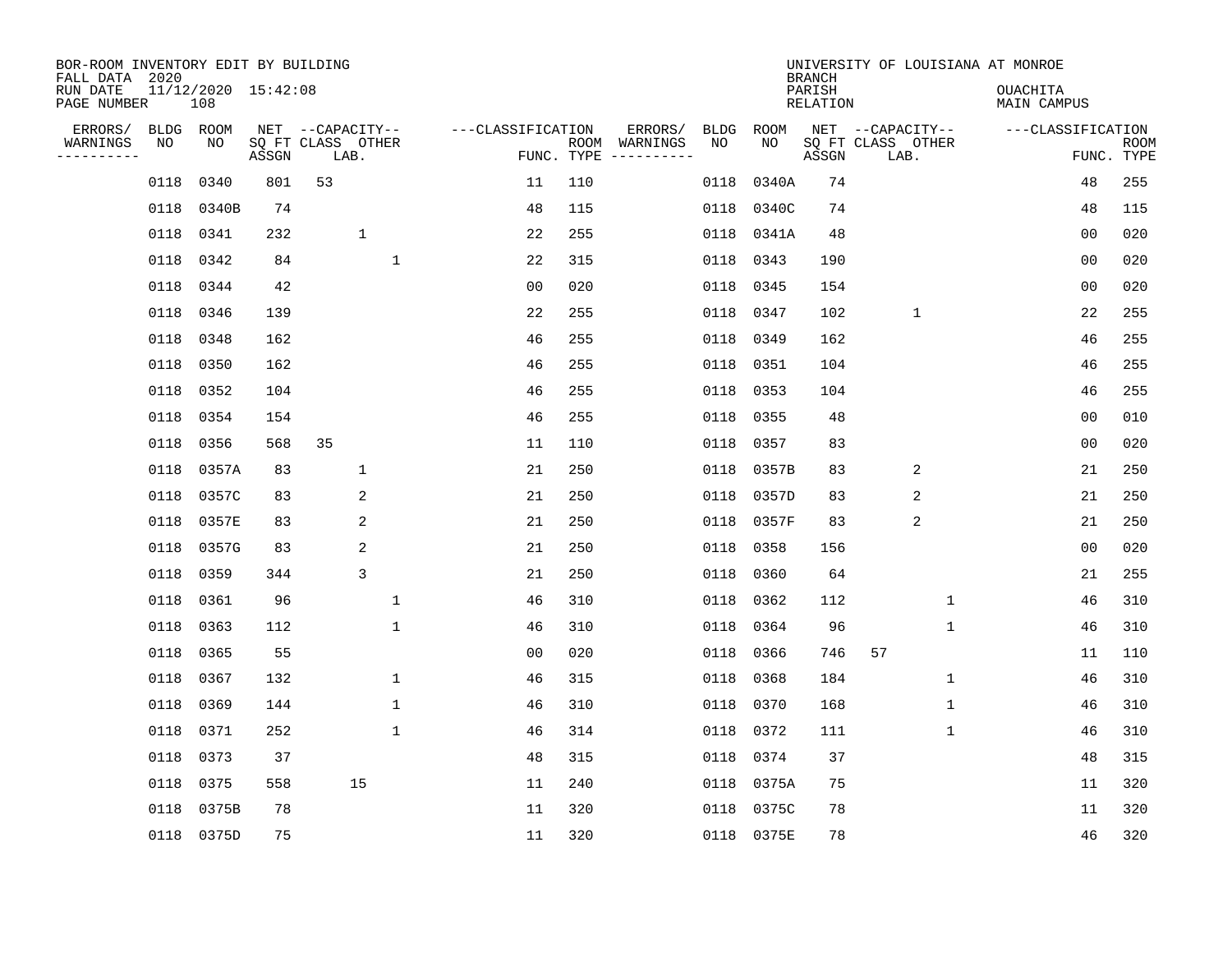BOR-ROOM INVENTORY EDIT BY BUILDING
FALL DATA 2020
RUN DATE 11/12/2020 15:42:08
PAGE NUMBER 108

UNIVERSITY OF LOUISIANA AT MONROE
BRANCH
PARISH OUACHITA
RELATION MAIN CAMPUS

| ERRORS/ WARNINGS | BLDG NO | ROOM NO | NET SQ FT ASSGN | CAPACITY CLASS LAB. | CAPACITY OTHER | | CLASSIFICATION FUNC. | ROOM TYPE | ERRORS/ WARNINGS | BLDG NO | ROOM NO | NET SQ FT ASSGN | CAPACITY CLASS LAB. | CAPACITY OTHER | | CLASSIFICATION FUNC. | ROOM TYPE |
|---|---|---|---|---|---|---|---|---|---|---|---|---|---|---|---|---|---|
| | 0118 | 0340 | 801 | 53 | | | 11 | 110 | | 0118 | 0340A | 74 | | | | 48 | 255 |
| | 0118 | 0340B | 74 | | | | 48 | 115 | | 0118 | 0340C | 74 | | | | 48 | 115 |
| | 0118 | 0341 | 232 | | 1 | | 22 | 255 | | 0118 | 0341A | 48 | | | | 00 | 020 |
| | 0118 | 0342 | 84 | | | 1 | 22 | 315 | | 0118 | 0343 | 190 | | | | 00 | 020 |
| | 0118 | 0344 | 42 | | | | 00 | 020 | | 0118 | 0345 | 154 | | | | 00 | 020 |
| | 0118 | 0346 | 139 | | | | 22 | 255 | | 0118 | 0347 | 102 | | 1 | | 22 | 255 |
| | 0118 | 0348 | 162 | | | | 46 | 255 | | 0118 | 0349 | 162 | | | | 46 | 255 |
| | 0118 | 0350 | 162 | | | | 46 | 255 | | 0118 | 0351 | 104 | | | | 46 | 255 |
| | 0118 | 0352 | 104 | | | | 46 | 255 | | 0118 | 0353 | 104 | | | | 46 | 255 |
| | 0118 | 0354 | 154 | | | | 46 | 255 | | 0118 | 0355 | 48 | | | | 00 | 010 |
| | 0118 | 0356 | 568 | 35 | | | 11 | 110 | | 0118 | 0357 | 83 | | | | 00 | 020 |
| | 0118 | 0357A | 83 | | 1 | | 21 | 250 | | 0118 | 0357B | 83 | | 2 | | 21 | 250 |
| | 0118 | 0357C | 83 | | 2 | | 21 | 250 | | 0118 | 0357D | 83 | | 2 | | 21 | 250 |
| | 0118 | 0357E | 83 | | 2 | | 21 | 250 | | 0118 | 0357F | 83 | | 2 | | 21 | 250 |
| | 0118 | 0357G | 83 | | 2 | | 21 | 250 | | 0118 | 0358 | 156 | | | | 00 | 020 |
| | 0118 | 0359 | 344 | | 3 | | 21 | 250 | | 0118 | 0360 | 64 | | | | 21 | 255 |
| | 0118 | 0361 | 96 | | | 1 | 46 | 310 | | 0118 | 0362 | 112 | | | 1 | 46 | 310 |
| | 0118 | 0363 | 112 | | | 1 | 46 | 310 | | 0118 | 0364 | 96 | | | 1 | 46 | 310 |
| | 0118 | 0365 | 55 | | | | 00 | 020 | | 0118 | 0366 | 746 | 57 | | | 11 | 110 |
| | 0118 | 0367 | 132 | | | 1 | 46 | 315 | | 0118 | 0368 | 184 | | | 1 | 46 | 310 |
| | 0118 | 0369 | 144 | | | 1 | 46 | 310 | | 0118 | 0370 | 168 | | | 1 | 46 | 310 |
| | 0118 | 0371 | 252 | | | 1 | 46 | 314 | | 0118 | 0372 | 111 | | | 1 | 46 | 310 |
| | 0118 | 0373 | 37 | | | | 48 | 315 | | 0118 | 0374 | 37 | | | | 48 | 315 |
| | 0118 | 0375 | 558 | | 15 | | 11 | 240 | | 0118 | 0375A | 75 | | | | 11 | 320 |
| | 0118 | 0375B | 78 | | | | 11 | 320 | | 0118 | 0375C | 78 | | | | 11 | 320 |
| | 0118 | 0375D | 75 | | | | 11 | 320 | | 0118 | 0375E | 78 | | | | 46 | 320 |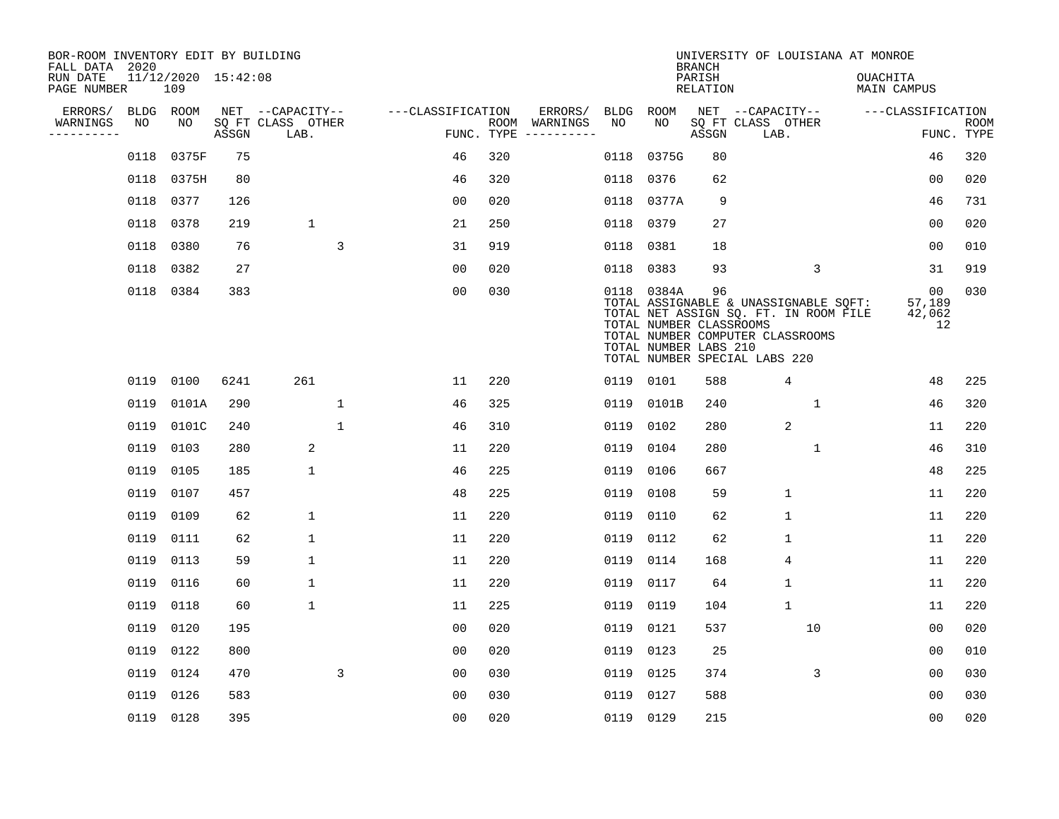BOR-ROOM INVENTORY EDIT BY BUILDING
FALL DATA 2020
RUN DATE 11/12/2020 15:42:08
PAGE NUMBER 109

UNIVERSITY OF LOUISIANA AT MONROE
BRANCH
PARISH OUACHITA
RELATION MAIN CAMPUS

| ERRORS/ WARNINGS | BLDG NO | ROOM NO | NET SQ FT ASSGN | CAPACITY CLASS LAB. | CAPACITY OTHER | CLASSIFICATION FUNC. | ROOM TYPE | ERRORS/ WARNINGS | BLDG NO | ROOM NO | NET SQ FT ASSGN | CAPACITY CLASS LAB. | CAPACITY OTHER | CLASSIFICATION FUNC. | ROOM TYPE |
|---|---|---|---|---|---|---|---|---|---|---|---|---|---|---|---|
| | 0118 | 0375F | 75 | | | 46 | 320 | | 0118 | 0375G | 80 | | | 46 | 320 |
| | 0118 | 0375H | 80 | | | 46 | 320 | | 0118 | 0376 | 62 | | | 00 | 020 |
| | 0118 | 0377 | 126 | | | 00 | 020 | | 0118 | 0377A | 9 | | | 46 | 731 |
| | 0118 | 0378 | 219 | 1 | | 21 | 250 | | 0118 | 0379 | 27 | | | 00 | 020 |
| | 0118 | 0380 | 76 | | 3 | 31 | 919 | | 0118 | 0381 | 18 | | | 00 | 010 |
| | 0118 | 0382 | 27 | | | 00 | 020 | | 0118 | 0383 | 93 | | 3 | 31 | 919 |
| | 0118 | 0384 | 383 | | | 00 | 030 | | 0118 | 0384A | 96 | | | 00 | 030 |

TOTAL ASSIGNABLE & UNASSIGNABLE SQFT: 57,189
TOTAL NET ASSIGN SQ. FT. IN ROOM FILE 42,062
TOTAL NUMBER CLASSROOMS 12
TOTAL NUMBER COMPUTER CLASSROOMS
TOTAL NUMBER LABS 210
TOTAL NUMBER SPECIAL LABS 220

| ERRORS/ WARNINGS | BLDG NO | ROOM NO | NET SQ FT ASSGN | CAPACITY CLASS LAB. | CAPACITY OTHER | CLASSIFICATION FUNC. | ROOM TYPE | ERRORS/ WARNINGS | BLDG NO | ROOM NO | NET SQ FT ASSGN | CAPACITY CLASS LAB. | CAPACITY OTHER | CLASSIFICATION FUNC. | ROOM TYPE |
|---|---|---|---|---|---|---|---|---|---|---|---|---|---|---|---|
| | 0119 | 0100 | 6241 | 261 | | 11 | 220 | | 0119 | 0101 | 588 | 4 | | 48 | 225 |
| | 0119 | 0101A | 290 | | 1 | 46 | 325 | | 0119 | 0101B | 240 | | 1 | 46 | 320 |
| | 0119 | 0101C | 240 | | 1 | 46 | 310 | | 0119 | 0102 | 280 | 2 | | 11 | 220 |
| | 0119 | 0103 | 280 | 2 | | 11 | 220 | | 0119 | 0104 | 280 | | 1 | 46 | 310 |
| | 0119 | 0105 | 185 | 1 | | 46 | 225 | | 0119 | 0106 | 667 | | | 48 | 225 |
| | 0119 | 0107 | 457 | | | 48 | 225 | | 0119 | 0108 | 59 | 1 | | 11 | 220 |
| | 0119 | 0109 | 62 | 1 | | 11 | 220 | | 0119 | 0110 | 62 | 1 | | 11 | 220 |
| | 0119 | 0111 | 62 | 1 | | 11 | 220 | | 0119 | 0112 | 62 | 1 | | 11 | 220 |
| | 0119 | 0113 | 59 | 1 | | 11 | 220 | | 0119 | 0114 | 168 | 4 | | 11 | 220 |
| | 0119 | 0116 | 60 | 1 | | 11 | 220 | | 0119 | 0117 | 64 | 1 | | 11 | 220 |
| | 0119 | 0118 | 60 | 1 | | 11 | 225 | | 0119 | 0119 | 104 | 1 | | 11 | 220 |
| | 0119 | 0120 | 195 | | | 00 | 020 | | 0119 | 0121 | 537 | | 10 | 00 | 020 |
| | 0119 | 0122 | 800 | | | 00 | 020 | | 0119 | 0123 | 25 | | | 00 | 010 |
| | 0119 | 0124 | 470 | | 3 | 00 | 030 | | 0119 | 0125 | 374 | | 3 | 00 | 030 |
| | 0119 | 0126 | 583 | | | 00 | 030 | | 0119 | 0127 | 588 | | | 00 | 030 |
| | 0119 | 0128 | 395 | | | 00 | 020 | | 0119 | 0129 | 215 | | | 00 | 020 |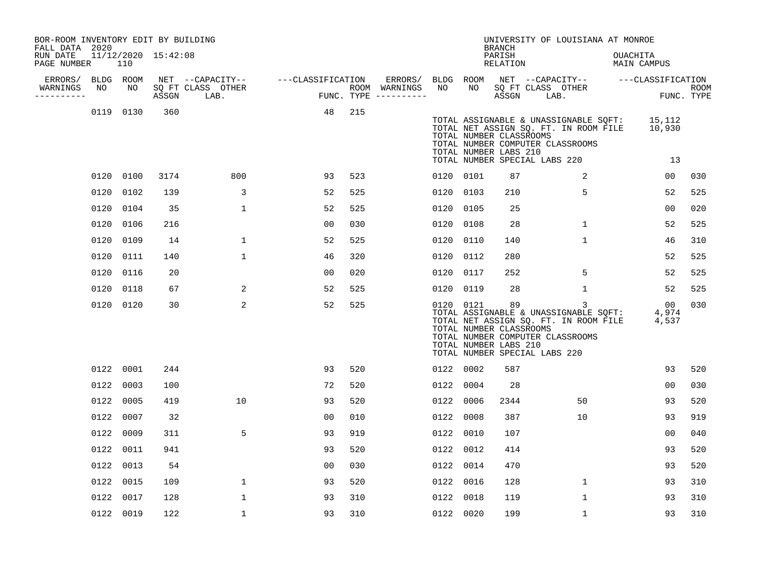BOR-ROOM INVENTORY EDIT BY BUILDING
FALL DATA 2020
RUN DATE 11/12/2020 15:42:08
PAGE NUMBER 110

UNIVERSITY OF LOUISIANA AT MONROE
BRANCH
PARISH OUACHITA
RELATION MAIN CAMPUS

| ERRORS/ WARNINGS | BLDG NO | ROOM NO | NET SQ FT ASSGN | CAPACITY CLASS LAB. | CAPACITY OTHER | CLASSIFICATION FUNC. | ROOM TYPE | ERRORS/ WARNINGS | BLDG NO | ROOM NO | NET SQ FT ASSGN | CAPACITY CLASS LAB. | CAPACITY OTHER | CLASSIFICATION FUNC. | ROOM TYPE |
|---|---|---|---|---|---|---|---|---|---|---|---|---|---|---|---|
| | 0119 | 0130 | 360 | | | 48 | 215 | | | | | | | | |

TOTAL ASSIGNABLE & UNASSIGNABLE SQFT: 15,112
TOTAL NET ASSIGN SQ. FT. IN ROOM FILE 10,930
TOTAL NUMBER CLASSROOMS
TOTAL NUMBER COMPUTER CLASSROOMS
TOTAL NUMBER LABS 210
TOTAL NUMBER SPECIAL LABS 220 13

| ERRORS/ WARNINGS | BLDG NO | ROOM NO | NET SQ FT ASSGN | CAPACITY CLASS LAB. | CAPACITY OTHER | CLASSIFICATION FUNC. | ROOM TYPE | ERRORS/ WARNINGS | BLDG NO | ROOM NO | NET SQ FT ASSGN | CAPACITY CLASS LAB. | CAPACITY OTHER | CLASSIFICATION FUNC. | ROOM TYPE |
|---|---|---|---|---|---|---|---|---|---|---|---|---|---|---|---|
| | 0120 | 0100 | 3174 | | 800 | 93 | 523 | | 0120 | 0101 | 87 | | 2 | 00 | 030 |
| | 0120 | 0102 | 139 | | 3 | 52 | 525 | | 0120 | 0103 | 210 | | 5 | 52 | 525 |
| | 0120 | 0104 | 35 | | 1 | 52 | 525 | | 0120 | 0105 | 25 | | | 00 | 020 |
| | 0120 | 0106 | 216 | | | 00 | 030 | | 0120 | 0108 | 28 | | 1 | 52 | 525 |
| | 0120 | 0109 | 14 | | 1 | 52 | 525 | | 0120 | 0110 | 140 | | 1 | 46 | 310 |
| | 0120 | 0111 | 140 | | 1 | 46 | 320 | | 0120 | 0112 | 280 | | | 52 | 525 |
| | 0120 | 0116 | 20 | | | 00 | 020 | | 0120 | 0117 | 252 | | 5 | 52 | 525 |
| | 0120 | 0118 | 67 | | 2 | 52 | 525 | | 0120 | 0119 | 28 | | 1 | 52 | 525 |
| | 0120 | 0120 | 30 | | 2 | 52 | 525 | | 0120 | 0121 | 89 | | 3 | 00 | 030 |

TOTAL ASSIGNABLE & UNASSIGNABLE SQFT: 4,974
TOTAL NET ASSIGN SQ. FT. IN ROOM FILE 4,537
TOTAL NUMBER CLASSROOMS
TOTAL NUMBER COMPUTER CLASSROOMS
TOTAL NUMBER LABS 210
TOTAL NUMBER SPECIAL LABS 220

| ERRORS/ WARNINGS | BLDG NO | ROOM NO | NET SQ FT ASSGN | CAPACITY CLASS LAB. | CAPACITY OTHER | CLASSIFICATION FUNC. | ROOM TYPE | ERRORS/ WARNINGS | BLDG NO | ROOM NO | NET SQ FT ASSGN | CAPACITY CLASS LAB. | CAPACITY OTHER | CLASSIFICATION FUNC. | ROOM TYPE |
|---|---|---|---|---|---|---|---|---|---|---|---|---|---|---|---|
| | 0122 | 0001 | 244 | | | 93 | 520 | | 0122 | 0002 | 587 | | | 93 | 520 |
| | 0122 | 0003 | 100 | | | 72 | 520 | | 0122 | 0004 | 28 | | | 00 | 030 |
| | 0122 | 0005 | 419 | | 10 | 93 | 520 | | 0122 | 0006 | 2344 | | 50 | 93 | 520 |
| | 0122 | 0007 | 32 | | | 00 | 010 | | 0122 | 0008 | 387 | | 10 | 93 | 919 |
| | 0122 | 0009 | 311 | | 5 | 93 | 919 | | 0122 | 0010 | 107 | | | 00 | 040 |
| | 0122 | 0011 | 941 | | | 93 | 520 | | 0122 | 0012 | 414 | | | 93 | 520 |
| | 0122 | 0013 | 54 | | | 00 | 030 | | 0122 | 0014 | 470 | | | 93 | 520 |
| | 0122 | 0015 | 109 | | 1 | 93 | 520 | | 0122 | 0016 | 128 | | 1 | 93 | 310 |
| | 0122 | 0017 | 128 | | 1 | 93 | 310 | | 0122 | 0018 | 119 | | 1 | 93 | 310 |
| | 0122 | 0019 | 122 | | 1 | 93 | 310 | | 0122 | 0020 | 199 | | 1 | 93 | 310 |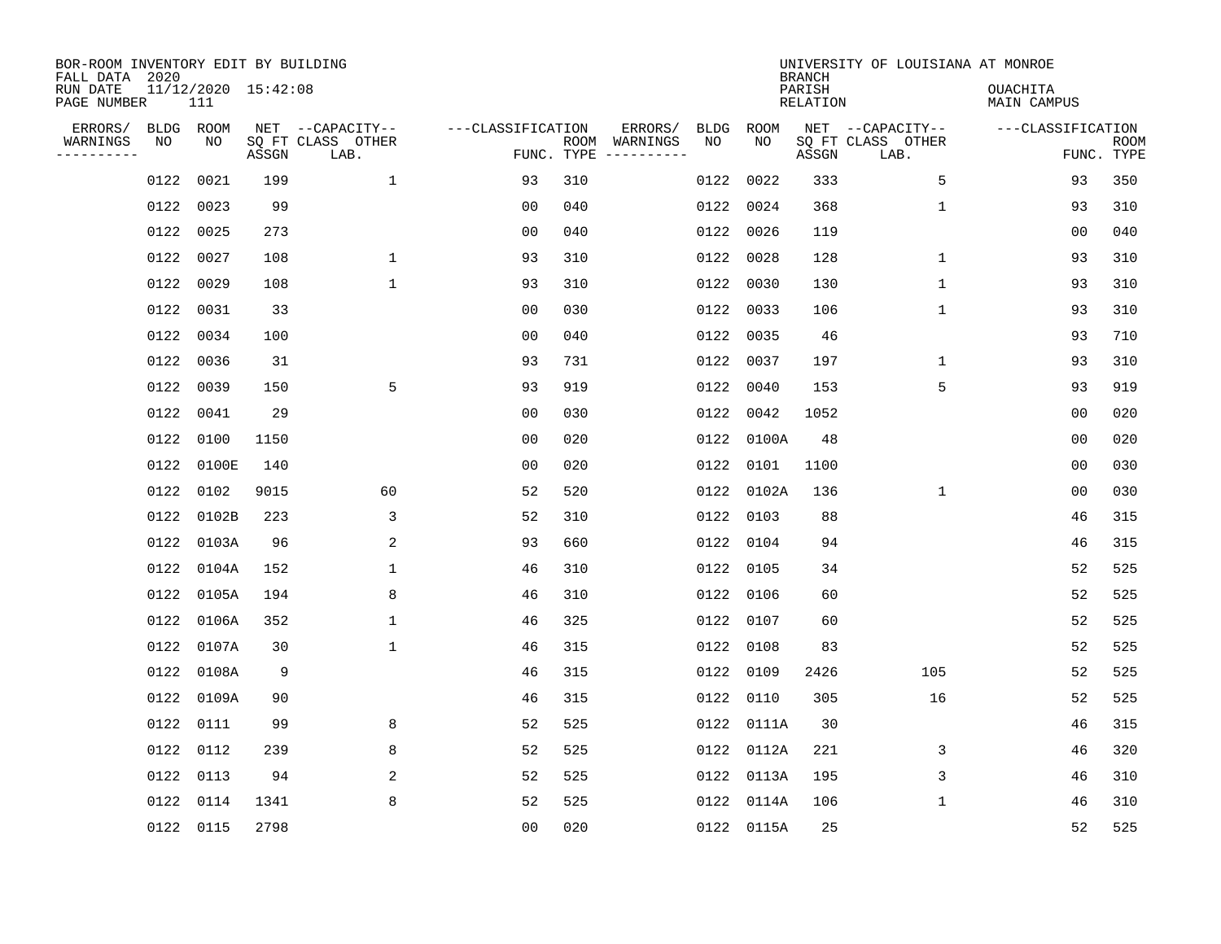BOR-ROOM INVENTORY EDIT BY BUILDING
FALL DATA 2020
RUN DATE 11/12/2020 15:42:08
PAGE NUMBER 111

UNIVERSITY OF LOUISIANA AT MONROE
BRANCH
PARISH OUACHITA
RELATION MAIN CAMPUS

| ERRORS/ WARNINGS | BLDG NO | ROOM NO | NET SQ FT ASSGN | --CAPACITY-- CLASS LAB. | OTHER | ---CLASSIFICATION FUNC. | ROOM TYPE | ERRORS/ WARNINGS | BLDG NO | ROOM NO | NET SQ FT ASSGN | --CAPACITY-- CLASS LAB. | OTHER | ---CLASSIFICATION FUNC. | ROOM TYPE |
|---|---|---|---|---|---|---|---|---|---|---|---|---|---|---|---|
| | 0122 | 0021 | 199 | | 1 | 93 | 310 | | 0122 | 0022 | 333 | | 5 | 93 | 350 |
| | 0122 | 0023 | 99 | | | 00 | 040 | | 0122 | 0024 | 368 | | 1 | 93 | 310 |
| | 0122 | 0025 | 273 | | | 00 | 040 | | 0122 | 0026 | 119 | | | 00 | 040 |
| | 0122 | 0027 | 108 | | 1 | 93 | 310 | | 0122 | 0028 | 128 | | 1 | 93 | 310 |
| | 0122 | 0029 | 108 | | 1 | 93 | 310 | | 0122 | 0030 | 130 | | 1 | 93 | 310 |
| | 0122 | 0031 | 33 | | | 00 | 030 | | 0122 | 0033 | 106 | | 1 | 93 | 310 |
| | 0122 | 0034 | 100 | | | 00 | 040 | | 0122 | 0035 | 46 | | | 93 | 710 |
| | 0122 | 0036 | 31 | | | 93 | 731 | | 0122 | 0037 | 197 | | 1 | 93 | 310 |
| | 0122 | 0039 | 150 | | 5 | 93 | 919 | | 0122 | 0040 | 153 | | 5 | 93 | 919 |
| | 0122 | 0041 | 29 | | | 00 | 030 | | 0122 | 0042 | 1052 | | | 00 | 020 |
| | 0122 | 0100 | 1150 | | | 00 | 020 | | 0122 | 0100A | 48 | | | 00 | 020 |
| | 0122 | 0100E | 140 | | | 00 | 020 | | 0122 | 0101 | 1100 | | | 00 | 030 |
| | 0122 | 0102 | 9015 | | 60 | 52 | 520 | | 0122 | 0102A | 136 | | 1 | 00 | 030 |
| | 0122 | 0102B | 223 | | 3 | 52 | 310 | | 0122 | 0103 | 88 | | | 46 | 315 |
| | 0122 | 0103A | 96 | | 2 | 93 | 660 | | 0122 | 0104 | 94 | | | 46 | 315 |
| | 0122 | 0104A | 152 | | 1 | 46 | 310 | | 0122 | 0105 | 34 | | | 52 | 525 |
| | 0122 | 0105A | 194 | | 8 | 46 | 310 | | 0122 | 0106 | 60 | | | 52 | 525 |
| | 0122 | 0106A | 352 | | 1 | 46 | 325 | | 0122 | 0107 | 60 | | | 52 | 525 |
| | 0122 | 0107A | 30 | | 1 | 46 | 315 | | 0122 | 0108 | 83 | | | 52 | 525 |
| | 0122 | 0108A | 9 | | | 46 | 315 | | 0122 | 0109 | 2426 | | 105 | 52 | 525 |
| | 0122 | 0109A | 90 | | | 46 | 315 | | 0122 | 0110 | 305 | | 16 | 52 | 525 |
| | 0122 | 0111 | 99 | | 8 | 52 | 525 | | 0122 | 0111A | 30 | | | 46 | 315 |
| | 0122 | 0112 | 239 | | 8 | 52 | 525 | | 0122 | 0112A | 221 | | 3 | 46 | 320 |
| | 0122 | 0113 | 94 | | 2 | 52 | 525 | | 0122 | 0113A | 195 | | 3 | 46 | 310 |
| | 0122 | 0114 | 1341 | | 8 | 52 | 525 | | 0122 | 0114A | 106 | | 1 | 46 | 310 |
| | 0122 | 0115 | 2798 | | | 00 | 020 | | 0122 | 0115A | 25 | | | 52 | 525 |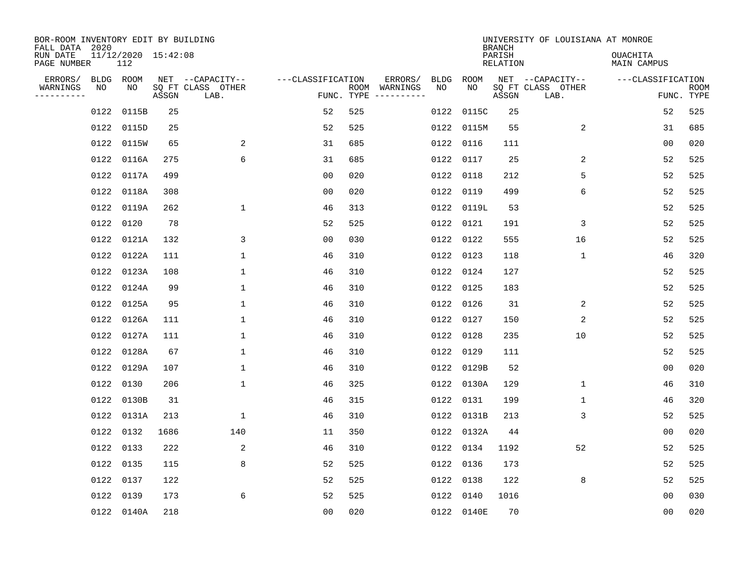BOR-ROOM INVENTORY EDIT BY BUILDING
FALL DATA 2020
RUN DATE 11/12/2020 15:42:08
PAGE NUMBER 112

UNIVERSITY OF LOUISIANA AT MONROE
BRANCH
PARISH OUACHITA
RELATION MAIN CAMPUS

| ERRORS/ WARNINGS | BLDG NO | ROOM NO | NET SQ FT ASSGN | --CAPACITY-- CLASS LAB. | OTHER | ---CLASSIFICATION FUNC. | ROOM TYPE | ERRORS/ WARNINGS | BLDG NO | ROOM NO | NET SQ FT ASSGN | --CAPACITY-- CLASS LAB. | OTHER | ---CLASSIFICATION FUNC. | ROOM TYPE |
|---|---|---|---|---|---|---|---|---|---|---|---|---|---|---|---|
| | 0122 | 0115B | 25 | | | 52 | 525 | | 0122 | 0115C | 25 | | | 52 | 525 |
| | 0122 | 0115D | 25 | | | 52 | 525 | | 0122 | 0115M | 55 | | 2 | 31 | 685 |
| | 0122 | 0115W | 65 | | 2 | 31 | 685 | | 0122 | 0116 | 111 | | | 00 | 020 |
| | 0122 | 0116A | 275 | | 6 | 31 | 685 | | 0122 | 0117 | 25 | | 2 | 52 | 525 |
| | 0122 | 0117A | 499 | | | 00 | 020 | | 0122 | 0118 | 212 | | 5 | 52 | 525 |
| | 0122 | 0118A | 308 | | | 00 | 020 | | 0122 | 0119 | 499 | | 6 | 52 | 525 |
| | 0122 | 0119A | 262 | | 1 | 46 | 313 | | 0122 | 0119L | 53 | | | 52 | 525 |
| | 0122 | 0120 | 78 | | | 52 | 525 | | 0122 | 0121 | 191 | | 3 | 52 | 525 |
| | 0122 | 0121A | 132 | | 3 | 00 | 030 | | 0122 | 0122 | 555 | | 16 | 52 | 525 |
| | 0122 | 0122A | 111 | | 1 | 46 | 310 | | 0122 | 0123 | 118 | | 1 | 46 | 320 |
| | 0122 | 0123A | 108 | | 1 | 46 | 310 | | 0122 | 0124 | 127 | | | 52 | 525 |
| | 0122 | 0124A | 99 | | 1 | 46 | 310 | | 0122 | 0125 | 183 | | | 52 | 525 |
| | 0122 | 0125A | 95 | | 1 | 46 | 310 | | 0122 | 0126 | 31 | | 2 | 52 | 525 |
| | 0122 | 0126A | 111 | | 1 | 46 | 310 | | 0122 | 0127 | 150 | | 2 | 52 | 525 |
| | 0122 | 0127A | 111 | | 1 | 46 | 310 | | 0122 | 0128 | 235 | | 10 | 52 | 525 |
| | 0122 | 0128A | 67 | | 1 | 46 | 310 | | 0122 | 0129 | 111 | | | 52 | 525 |
| | 0122 | 0129A | 107 | | 1 | 46 | 310 | | 0122 | 0129B | 52 | | | 00 | 020 |
| | 0122 | 0130 | 206 | | 1 | 46 | 325 | | 0122 | 0130A | 129 | | 1 | 46 | 310 |
| | 0122 | 0130B | 31 | | | 46 | 315 | | 0122 | 0131 | 199 | | 1 | 46 | 320 |
| | 0122 | 0131A | 213 | | 1 | 46 | 310 | | 0122 | 0131B | 213 | | 3 | 52 | 525 |
| | 0122 | 0132 | 1686 | | 140 | 11 | 350 | | 0122 | 0132A | 44 | | | 00 | 020 |
| | 0122 | 0133 | 222 | | 2 | 46 | 310 | | 0122 | 0134 | 1192 | | 52 | 52 | 525 |
| | 0122 | 0135 | 115 | | 8 | 52 | 525 | | 0122 | 0136 | 173 | | | 52 | 525 |
| | 0122 | 0137 | 122 | | | 52 | 525 | | 0122 | 0138 | 122 | | 8 | 52 | 525 |
| | 0122 | 0139 | 173 | | 6 | 52 | 525 | | 0122 | 0140 | 1016 | | | 00 | 030 |
| | 0122 | 0140A | 218 | | | 00 | 020 | | 0122 | 0140E | 70 | | | 00 | 020 |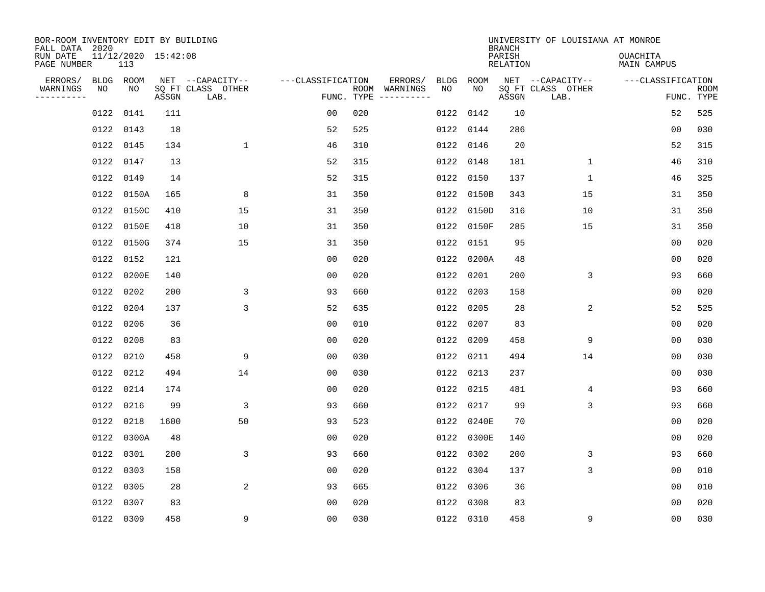BOR-ROOM INVENTORY EDIT BY BUILDING
FALL DATA 2020
RUN DATE 11/12/2020 15:42:08
PAGE NUMBER 113

UNIVERSITY OF LOUISIANA AT MONROE
BRANCH
PARISH OUACHITA
RELATION MAIN CAMPUS

| ERRORS/ WARNINGS | BLDG NO | ROOM NO | NET SQ FT ASSGN | CAPACITY-- CLASS LAB. | OTHER | ---CLASSIFICATION FUNC. | ROOM TYPE | ERRORS/ WARNINGS | BLDG NO | ROOM NO | NET SQ FT ASSGN | CAPACITY-- CLASS LAB. | OTHER | ---CLASSIFICATION FUNC. | ROOM TYPE |
|---|---|---|---|---|---|---|---|---|---|---|---|---|---|---|---|
| | 0122 | 0141 | 111 | | | 00 | 020 | | 0122 | 0142 | 10 | | | 52 | 525 |
| | 0122 | 0143 | 18 | | | 52 | 525 | | 0122 | 0144 | 286 | | | 00 | 030 |
| | 0122 | 0145 | 134 | | 1 | 46 | 310 | | 0122 | 0146 | 20 | | | 52 | 315 |
| | 0122 | 0147 | 13 | | | 52 | 315 | | 0122 | 0148 | 181 | | 1 | 46 | 310 |
| | 0122 | 0149 | 14 | | | 52 | 315 | | 0122 | 0150 | 137 | | 1 | 46 | 325 |
| | 0122 | 0150A | 165 | | 8 | 31 | 350 | | 0122 | 0150B | 343 | | 15 | 31 | 350 |
| | 0122 | 0150C | 410 | | 15 | 31 | 350 | | 0122 | 0150D | 316 | | 10 | 31 | 350 |
| | 0122 | 0150E | 418 | | 10 | 31 | 350 | | 0122 | 0150F | 285 | | 15 | 31 | 350 |
| | 0122 | 0150G | 374 | | 15 | 31 | 350 | | 0122 | 0151 | 95 | | | 00 | 020 |
| | 0122 | 0152 | 121 | | | 00 | 020 | | 0122 | 0200A | 48 | | | 00 | 020 |
| | 0122 | 0200E | 140 | | | 00 | 020 | | 0122 | 0201 | 200 | | 3 | 93 | 660 |
| | 0122 | 0202 | 200 | | 3 | 93 | 660 | | 0122 | 0203 | 158 | | | 00 | 020 |
| | 0122 | 0204 | 137 | | 3 | 52 | 635 | | 0122 | 0205 | 28 | | 2 | 52 | 525 |
| | 0122 | 0206 | 36 | | | 00 | 010 | | 0122 | 0207 | 83 | | | 00 | 020 |
| | 0122 | 0208 | 83 | | | 00 | 020 | | 0122 | 0209 | 458 | | 9 | 00 | 030 |
| | 0122 | 0210 | 458 | | 9 | 00 | 030 | | 0122 | 0211 | 494 | | 14 | 00 | 030 |
| | 0122 | 0212 | 494 | | 14 | 00 | 030 | | 0122 | 0213 | 237 | | | 00 | 030 |
| | 0122 | 0214 | 174 | | | 00 | 020 | | 0122 | 0215 | 481 | | 4 | 93 | 660 |
| | 0122 | 0216 | 99 | | 3 | 93 | 660 | | 0122 | 0217 | 99 | | 3 | 93 | 660 |
| | 0122 | 0218 | 1600 | | 50 | 93 | 523 | | 0122 | 0240E | 70 | | | 00 | 020 |
| | 0122 | 0300A | 48 | | | 00 | 020 | | 0122 | 0300E | 140 | | | 00 | 020 |
| | 0122 | 0301 | 200 | | 3 | 93 | 660 | | 0122 | 0302 | 200 | | 3 | 93 | 660 |
| | 0122 | 0303 | 158 | | | 00 | 020 | | 0122 | 0304 | 137 | | 3 | 00 | 010 |
| | 0122 | 0305 | 28 | | 2 | 93 | 665 | | 0122 | 0306 | 36 | | | 00 | 010 |
| | 0122 | 0307 | 83 | | | 00 | 020 | | 0122 | 0308 | 83 | | | 00 | 020 |
| | 0122 | 0309 | 458 | | 9 | 00 | 030 | | 0122 | 0310 | 458 | | 9 | 00 | 030 |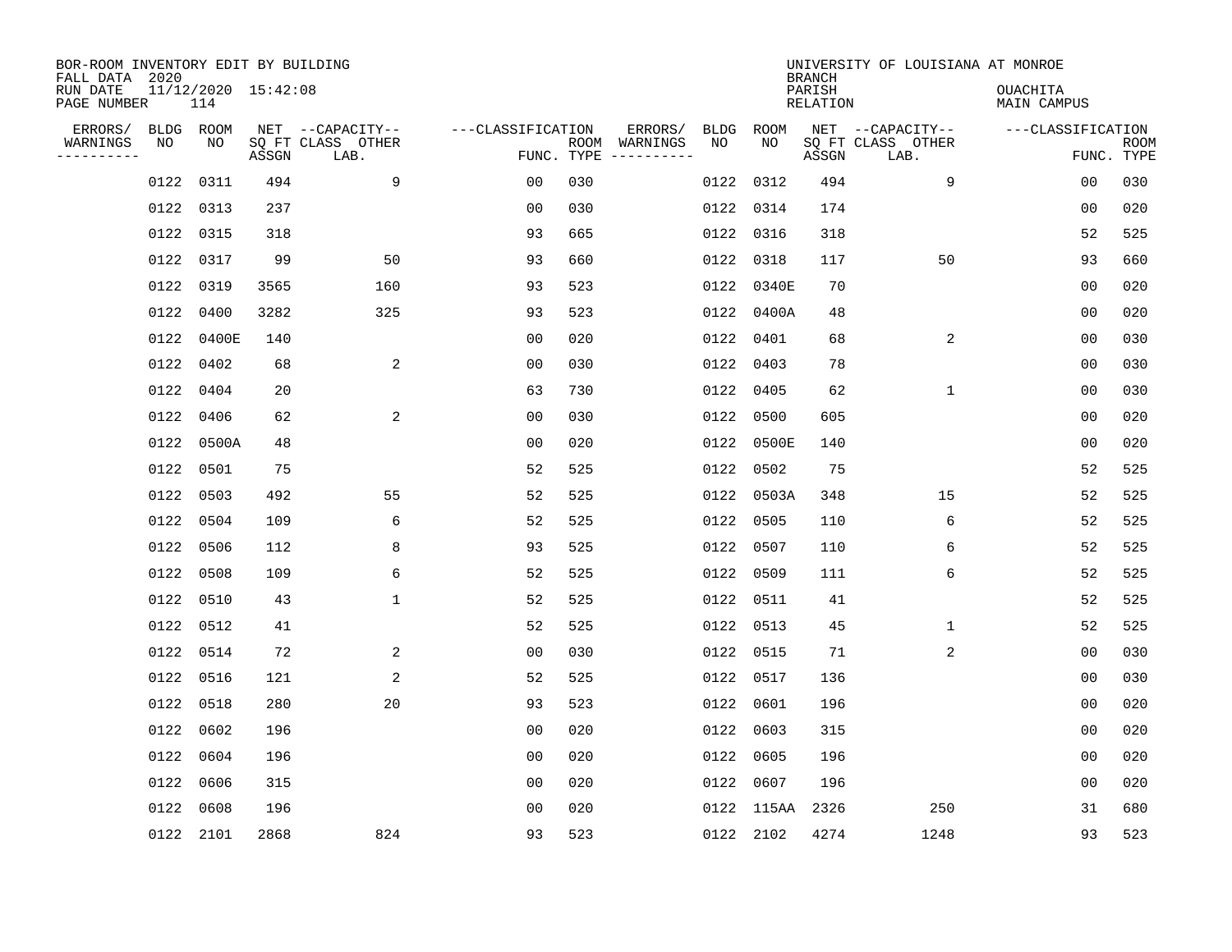BOR-ROOM INVENTORY EDIT BY BUILDING
FALL DATA 2020
RUN DATE 11/12/2020 15:42:08
PAGE NUMBER 114

UNIVERSITY OF LOUISIANA AT MONROE
BRANCH
PARISH OUACHITA
RELATION MAIN CAMPUS

| ERRORS/ WARNINGS | BLDG NO | ROOM NO | NET SQ FT ASSGN | --CAPACITY-- CLASS LAB. | OTHER | ---CLASSIFICATION FUNC. | ROOM TYPE | ERRORS/ WARNINGS | BLDG NO | ROOM NO | NET SQ FT ASSGN | --CAPACITY-- CLASS LAB. | OTHER | ---CLASSIFICATION FUNC. | ROOM TYPE |
|---|---|---|---|---|---|---|---|---|---|---|---|---|---|---|---|
| | 0122 | 0311 | 494 | | 9 | 00 | 030 | | 0122 | 0312 | 494 | | 9 | 00 | 030 |
| | 0122 | 0313 | 237 | | | 00 | 030 | | 0122 | 0314 | 174 | | | 00 | 020 |
| | 0122 | 0315 | 318 | | | 93 | 665 | | 0122 | 0316 | 318 | | | 52 | 525 |
| | 0122 | 0317 | 99 | | 50 | 93 | 660 | | 0122 | 0318 | 117 | | 50 | 93 | 660 |
| | 0122 | 0319 | 3565 | | 160 | 93 | 523 | | 0122 | 0340E | 70 | | | 00 | 020 |
| | 0122 | 0400 | 3282 | | 325 | 93 | 523 | | 0122 | 0400A | 48 | | | 00 | 020 |
| | 0122 | 0400E | 140 | | | 00 | 020 | | 0122 | 0401 | 68 | | 2 | 00 | 030 |
| | 0122 | 0402 | 68 | | 2 | 00 | 030 | | 0122 | 0403 | 78 | | | 00 | 030 |
| | 0122 | 0404 | 20 | | | 63 | 730 | | 0122 | 0405 | 62 | | 1 | 00 | 030 |
| | 0122 | 0406 | 62 | | 2 | 00 | 030 | | 0122 | 0500 | 605 | | | 00 | 020 |
| | 0122 | 0500A | 48 | | | 00 | 020 | | 0122 | 0500E | 140 | | | 00 | 020 |
| | 0122 | 0501 | 75 | | | 52 | 525 | | 0122 | 0502 | 75 | | | 52 | 525 |
| | 0122 | 0503 | 492 | | 55 | 52 | 525 | | 0122 | 0503A | 348 | | 15 | 52 | 525 |
| | 0122 | 0504 | 109 | | 6 | 52 | 525 | | 0122 | 0505 | 110 | | 6 | 52 | 525 |
| | 0122 | 0506 | 112 | | 8 | 93 | 525 | | 0122 | 0507 | 110 | | 6 | 52 | 525 |
| | 0122 | 0508 | 109 | | 6 | 52 | 525 | | 0122 | 0509 | 111 | | 6 | 52 | 525 |
| | 0122 | 0510 | 43 | | 1 | 52 | 525 | | 0122 | 0511 | 41 | | | 52 | 525 |
| | 0122 | 0512 | 41 | | | 52 | 525 | | 0122 | 0513 | 45 | | 1 | 52 | 525 |
| | 0122 | 0514 | 72 | | 2 | 00 | 030 | | 0122 | 0515 | 71 | | 2 | 00 | 030 |
| | 0122 | 0516 | 121 | | 2 | 52 | 525 | | 0122 | 0517 | 136 | | | 00 | 030 |
| | 0122 | 0518 | 280 | | 20 | 93 | 523 | | 0122 | 0601 | 196 | | | 00 | 020 |
| | 0122 | 0602 | 196 | | | 00 | 020 | | 0122 | 0603 | 315 | | | 00 | 020 |
| | 0122 | 0604 | 196 | | | 00 | 020 | | 0122 | 0605 | 196 | | | 00 | 020 |
| | 0122 | 0606 | 315 | | | 00 | 020 | | 0122 | 0607 | 196 | | | 00 | 020 |
| | 0122 | 0608 | 196 | | | 00 | 020 | | 0122 | 115AA | 2326 | | 250 | 31 | 680 |
| | 0122 | 2101 | 2868 | | 824 | 93 | 523 | | 0122 | 2102 | 4274 | | 1248 | 93 | 523 |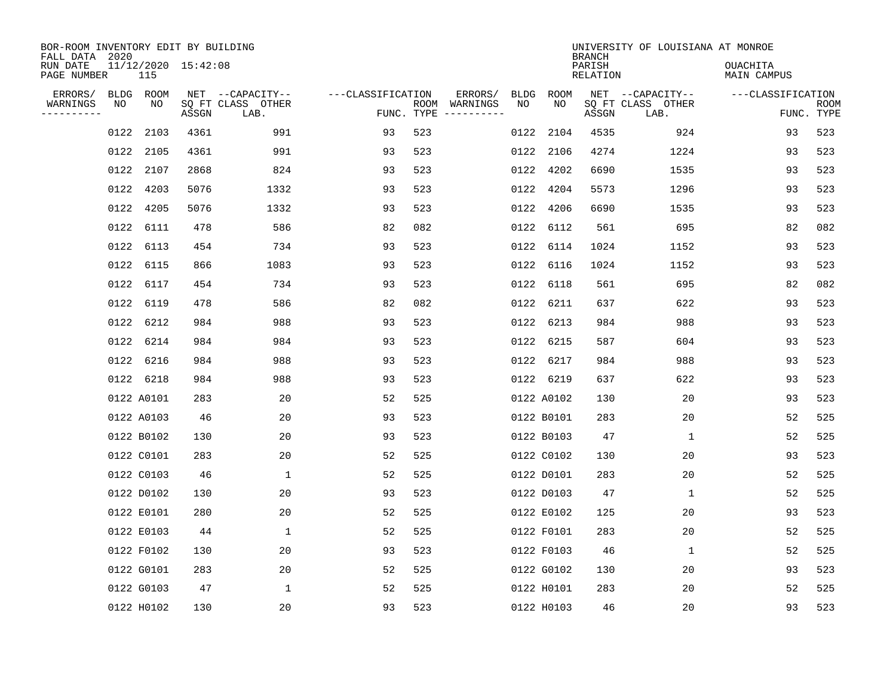BOR-ROOM INVENTORY EDIT BY BUILDING
FALL DATA 2020
RUN DATE 11/12/2020 15:42:08
PAGE NUMBER 115

UNIVERSITY OF LOUISIANA AT MONROE
BRANCH
PARISH OUACHITA
RELATION MAIN CAMPUS

| ERRORS/ WARNINGS | BLDG NO | ROOM NO | NET SQ FT ASSGN | --CAPACITY-- CLASS LAB. | OTHER | ---CLASSIFICATION FUNC. | ROOM TYPE | ERRORS/ WARNINGS | BLDG NO | ROOM NO | NET SQ FT ASSGN | --CAPACITY-- CLASS LAB. | OTHER | ---CLASSIFICATION FUNC. | ROOM TYPE |
|---|---|---|---|---|---|---|---|---|---|---|---|---|---|---|---|
| | 0122 | 2103 | 4361 | 991 | | 93 | 523 | | 0122 | 2104 | 4535 | 924 | | 93 | 523 |
| | 0122 | 2105 | 4361 | 991 | | 93 | 523 | | 0122 | 2106 | 4274 | 1224 | | 93 | 523 |
| | 0122 | 2107 | 2868 | 824 | | 93 | 523 | | 0122 | 4202 | 6690 | 1535 | | 93 | 523 |
| | 0122 | 4203 | 5076 | 1332 | | 93 | 523 | | 0122 | 4204 | 5573 | 1296 | | 93 | 523 |
| | 0122 | 4205 | 5076 | 1332 | | 93 | 523 | | 0122 | 4206 | 6690 | 1535 | | 93 | 523 |
| | 0122 | 6111 | 478 | 586 | | 82 | 082 | | 0122 | 6112 | 561 | 695 | | 82 | 082 |
| | 0122 | 6113 | 454 | 734 | | 93 | 523 | | 0122 | 6114 | 1024 | 1152 | | 93 | 523 |
| | 0122 | 6115 | 866 | 1083 | | 93 | 523 | | 0122 | 6116 | 1024 | 1152 | | 93 | 523 |
| | 0122 | 6117 | 454 | 734 | | 93 | 523 | | 0122 | 6118 | 561 | 695 | | 82 | 082 |
| | 0122 | 6119 | 478 | 586 | | 82 | 082 | | 0122 | 6211 | 637 | 622 | | 93 | 523 |
| | 0122 | 6212 | 984 | 988 | | 93 | 523 | | 0122 | 6213 | 984 | 988 | | 93 | 523 |
| | 0122 | 6214 | 984 | 984 | | 93 | 523 | | 0122 | 6215 | 587 | 604 | | 93 | 523 |
| | 0122 | 6216 | 984 | 988 | | 93 | 523 | | 0122 | 6217 | 984 | 988 | | 93 | 523 |
| | 0122 | 6218 | 984 | 988 | | 93 | 523 | | 0122 | 6219 | 637 | 622 | | 93 | 523 |
| | 0122 | A0101 | 283 | 20 | | 52 | 525 | | 0122 | A0102 | 130 | 20 | | 93 | 523 |
| | 0122 | A0103 | 46 | 20 | | 93 | 523 | | 0122 | B0101 | 283 | 20 | | 52 | 525 |
| | 0122 | B0102 | 130 | 20 | | 93 | 523 | | 0122 | B0103 | 47 | 1 | | 52 | 525 |
| | 0122 | C0101 | 283 | 20 | | 52 | 525 | | 0122 | C0102 | 130 | 20 | | 93 | 523 |
| | 0122 | C0103 | 46 | 1 | | 52 | 525 | | 0122 | D0101 | 283 | 20 | | 52 | 525 |
| | 0122 | D0102 | 130 | 20 | | 93 | 523 | | 0122 | D0103 | 47 | 1 | | 52 | 525 |
| | 0122 | E0101 | 280 | 20 | | 52 | 525 | | 0122 | E0102 | 125 | 20 | | 93 | 523 |
| | 0122 | E0103 | 44 | 1 | | 52 | 525 | | 0122 | F0101 | 283 | 20 | | 52 | 525 |
| | 0122 | F0102 | 130 | 20 | | 93 | 523 | | 0122 | F0103 | 46 | 1 | | 52 | 525 |
| | 0122 | G0101 | 283 | 20 | | 52 | 525 | | 0122 | G0102 | 130 | 20 | | 93 | 523 |
| | 0122 | G0103 | 47 | 1 | | 52 | 525 | | 0122 | H0101 | 283 | 20 | | 52 | 525 |
| | 0122 | H0102 | 130 | 20 | | 93 | 523 | | 0122 | H0103 | 46 | 20 | | 93 | 523 |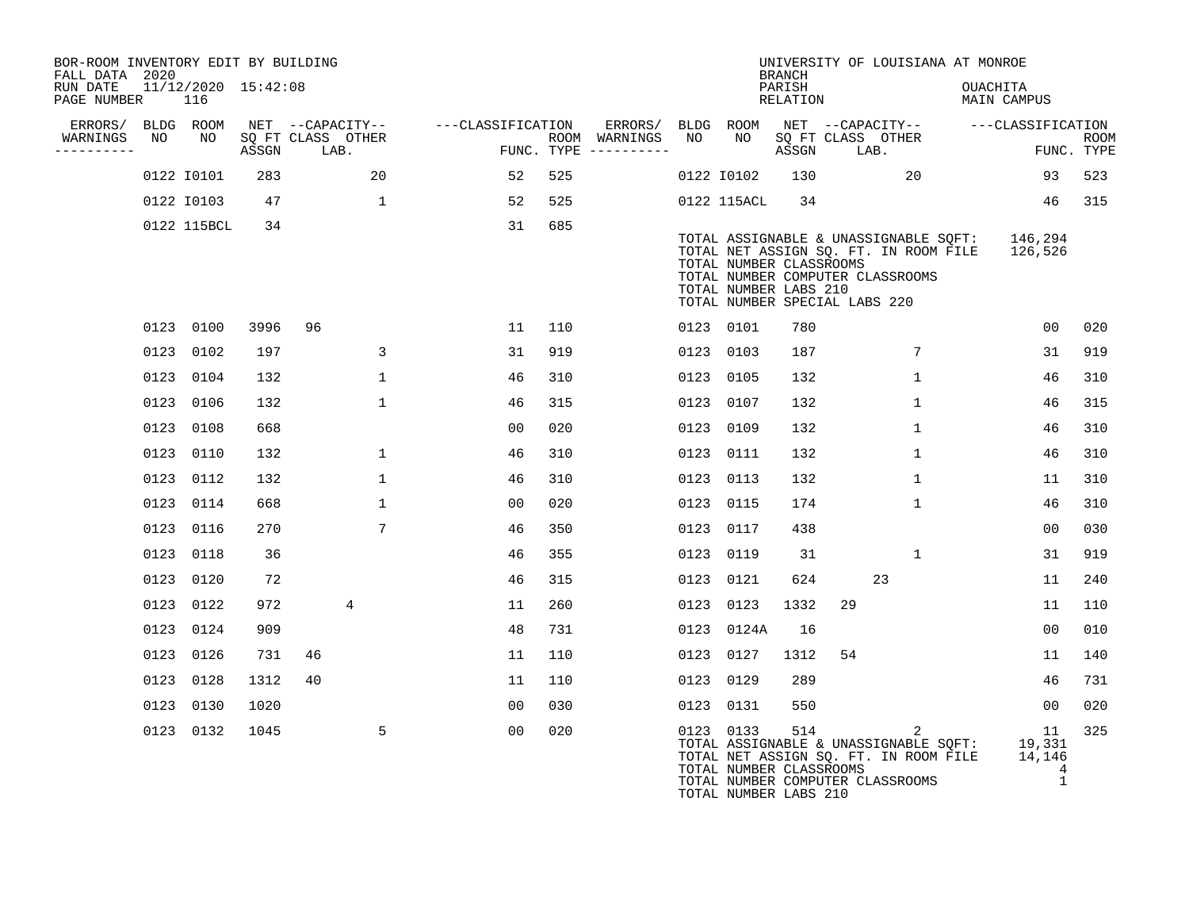BOR-ROOM INVENTORY EDIT BY BUILDING
FALL DATA 2020
RUN DATE 11/12/2020 15:42:08
PAGE NUMBER 116

UNIVERSITY OF LOUISIANA AT MONROE
BRANCH
PARISH OUACHITA
RELATION MAIN CAMPUS

| ERRORS/ WARNINGS | BLDG NO | ROOM NO | NET SQ FT ASSGN | CAPACITY CLASS | CAPACITY LAB. | CAPACITY OTHER | CLASSIFICATION FUNC. | ROOM TYPE | ERRORS/ WARNINGS | BLDG NO | ROOM NO | NET SQ FT ASSGN | CAPACITY CLASS | CAPACITY LAB. | CAPACITY OTHER | CLASSIFICATION FUNC. | ROOM TYPE |
|---|---|---|---|---|---|---|---|---|---|---|---|---|---|---|---|---|---|
| | 0122 | I0101 | 283 | | | 20 | 52 | 525 | | 0122 | I0102 | 130 | | | 20 | 93 | 523 |
| | 0122 | I0103 | 47 | | | 1 | 52 | 525 | | 0122 | 115ACL | 34 | | | | 46 | 315 |
| | 0122 | 115BCL | 34 | | | | 31 | 685 | | | | | | | | | |

TOTAL ASSIGNABLE & UNASSIGNABLE SQFT: 146,294
TOTAL NET ASSIGN SQ. FT. IN ROOM FILE 126,526
TOTAL NUMBER CLASSROOMS
TOTAL NUMBER COMPUTER CLASSROOMS
TOTAL NUMBER LABS 210
TOTAL NUMBER SPECIAL LABS 220

| ERRORS/ WARNINGS | BLDG NO | ROOM NO | NET SQ FT ASSGN | CAPACITY CLASS | CAPACITY LAB. | CAPACITY OTHER | CLASSIFICATION FUNC. | ROOM TYPE | ERRORS/ WARNINGS | BLDG NO | ROOM NO | NET SQ FT ASSGN | CAPACITY CLASS | CAPACITY LAB. | CAPACITY OTHER | CLASSIFICATION FUNC. | ROOM TYPE |
|---|---|---|---|---|---|---|---|---|---|---|---|---|---|---|---|---|---|
| | 0123 | 0100 | 3996 | 96 | | | 11 | 110 | | 0123 | 0101 | 780 | | | | 00 | 020 |
| | 0123 | 0102 | 197 | | | 3 | 31 | 919 | | 0123 | 0103 | 187 | | | 7 | 31 | 919 |
| | 0123 | 0104 | 132 | | | 1 | 46 | 310 | | 0123 | 0105 | 132 | | | 1 | 46 | 310 |
| | 0123 | 0106 | 132 | | | 1 | 46 | 315 | | 0123 | 0107 | 132 | | | 1 | 46 | 315 |
| | 0123 | 0108 | 668 | | | | 00 | 020 | | 0123 | 0109 | 132 | | | 1 | 46 | 310 |
| | 0123 | 0110 | 132 | | | 1 | 46 | 310 | | 0123 | 0111 | 132 | | | 1 | 46 | 310 |
| | 0123 | 0112 | 132 | | | 1 | 46 | 310 | | 0123 | 0113 | 132 | | | 1 | 11 | 310 |
| | 0123 | 0114 | 668 | | | 1 | 00 | 020 | | 0123 | 0115 | 174 | | | 1 | 46 | 310 |
| | 0123 | 0116 | 270 | | | 7 | 46 | 350 | | 0123 | 0117 | 438 | | | | 00 | 030 |
| | 0123 | 0118 | 36 | | | | 46 | 355 | | 0123 | 0119 | 31 | | | 1 | 31 | 919 |
| | 0123 | 0120 | 72 | | | | 46 | 315 | | 0123 | 0121 | 624 | | 23 | | 11 | 240 |
| | 0123 | 0122 | 972 | | 4 | | 11 | 260 | | 0123 | 0123 | 1332 | 29 | | | 11 | 110 |
| | 0123 | 0124 | 909 | | | | 48 | 731 | | 0123 | 0124A | 16 | | | | 00 | 010 |
| | 0123 | 0126 | 731 | 46 | | | 11 | 110 | | 0123 | 0127 | 1312 | 54 | | | 11 | 140 |
| | 0123 | 0128 | 1312 | 40 | | | 11 | 110 | | 0123 | 0129 | 289 | | | | 46 | 731 |
| | 0123 | 0130 | 1020 | | | | 00 | 030 | | 0123 | 0131 | 550 | | | | 00 | 020 |
| | 0123 | 0132 | 1045 | | | 5 | 00 | 020 | | 0123 | 0133 | 514 | | | 2 | 11 | 325 |

TOTAL ASSIGNABLE & UNASSIGNABLE SQFT: 19,331
TOTAL NET ASSIGN SQ. FT. IN ROOM FILE 14,146
TOTAL NUMBER CLASSROOMS 4
TOTAL NUMBER COMPUTER CLASSROOMS 1
TOTAL NUMBER LABS 210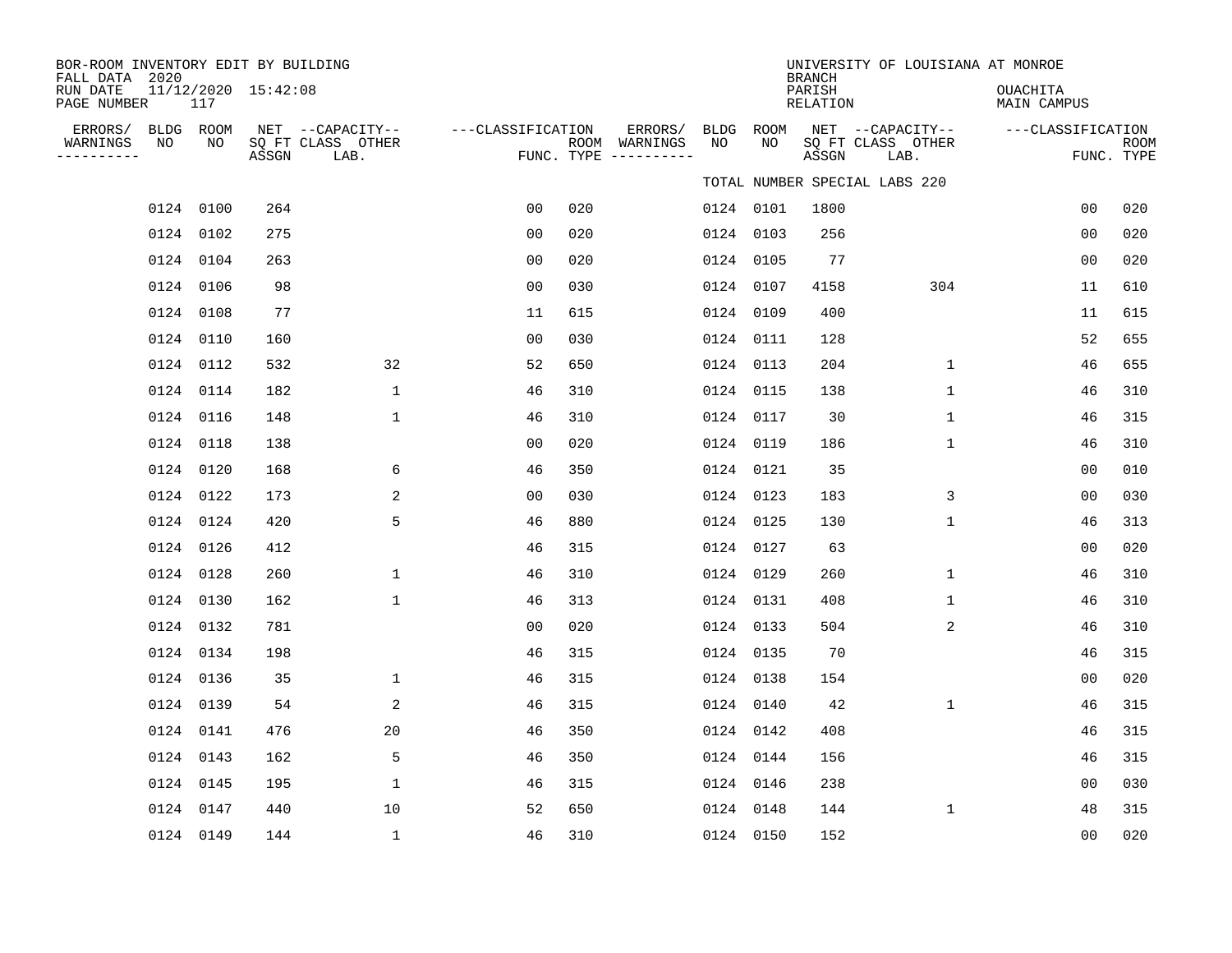BOR-ROOM INVENTORY EDIT BY BUILDING
FALL DATA 2020
RUN DATE 11/12/2020 15:42:08
PAGE NUMBER 117

UNIVERSITY OF LOUISIANA AT MONROE
BRANCH
PARISH OUACHITA
RELATION MAIN CAMPUS

TOTAL NUMBER SPECIAL LABS 220

| ERRORS/ WARNINGS | BLDG NO | ROOM NO | NET SQ FT ASSGN | CAPACITY CLASS LAB. | CAPACITY OTHER | CLASSIFICATION FUNC. | ROOM TYPE | ERRORS/ WARNINGS | BLDG NO | ROOM NO | NET SQ FT ASSGN | CAPACITY CLASS LAB. | CAPACITY OTHER | CLASSIFICATION FUNC. | ROOM TYPE |
|---|---|---|---|---|---|---|---|---|---|---|---|---|---|---|---|
| | 0124 | 0100 | 264 | | | 00 | 020 | | 0124 | 0101 | 1800 | | | 00 | 020 |
| | 0124 | 0102 | 275 | | | 00 | 020 | | 0124 | 0103 | 256 | | | 00 | 020 |
| | 0124 | 0104 | 263 | | | 00 | 020 | | 0124 | 0105 | 77 | | | 00 | 020 |
| | 0124 | 0106 | 98 | | | 00 | 030 | | 0124 | 0107 | 4158 | | 304 | 11 | 610 |
| | 0124 | 0108 | 77 | | | 11 | 615 | | 0124 | 0109 | 400 | | | 11 | 615 |
| | 0124 | 0110 | 160 | | | 00 | 030 | | 0124 | 0111 | 128 | | | 52 | 655 |
| | 0124 | 0112 | 532 | | 32 | 52 | 650 | | 0124 | 0113 | 204 | | 1 | 46 | 655 |
| | 0124 | 0114 | 182 | | 1 | 46 | 310 | | 0124 | 0115 | 138 | | 1 | 46 | 310 |
| | 0124 | 0116 | 148 | | 1 | 46 | 310 | | 0124 | 0117 | 30 | | 1 | 46 | 315 |
| | 0124 | 0118 | 138 | | | 00 | 020 | | 0124 | 0119 | 186 | | 1 | 46 | 310 |
| | 0124 | 0120 | 168 | | 6 | 46 | 350 | | 0124 | 0121 | 35 | | | 00 | 010 |
| | 0124 | 0122 | 173 | | 2 | 00 | 030 | | 0124 | 0123 | 183 | | 3 | 00 | 030 |
| | 0124 | 0124 | 420 | | 5 | 46 | 880 | | 0124 | 0125 | 130 | | 1 | 46 | 313 |
| | 0124 | 0126 | 412 | | | 46 | 315 | | 0124 | 0127 | 63 | | | 00 | 020 |
| | 0124 | 0128 | 260 | | 1 | 46 | 310 | | 0124 | 0129 | 260 | | 1 | 46 | 310 |
| | 0124 | 0130 | 162 | | 1 | 46 | 313 | | 0124 | 0131 | 408 | | 1 | 46 | 310 |
| | 0124 | 0132 | 781 | | | 00 | 020 | | 0124 | 0133 | 504 | | 2 | 46 | 310 |
| | 0124 | 0134 | 198 | | | 46 | 315 | | 0124 | 0135 | 70 | | | 46 | 315 |
| | 0124 | 0136 | 35 | | 1 | 46 | 315 | | 0124 | 0138 | 154 | | | 00 | 020 |
| | 0124 | 0139 | 54 | | 2 | 46 | 315 | | 0124 | 0140 | 42 | | 1 | 46 | 315 |
| | 0124 | 0141 | 476 | | 20 | 46 | 350 | | 0124 | 0142 | 408 | | | 46 | 315 |
| | 0124 | 0143 | 162 | | 5 | 46 | 350 | | 0124 | 0144 | 156 | | | 46 | 315 |
| | 0124 | 0145 | 195 | | 1 | 46 | 315 | | 0124 | 0146 | 238 | | | 00 | 030 |
| | 0124 | 0147 | 440 | | 10 | 52 | 650 | | 0124 | 0148 | 144 | | 1 | 48 | 315 |
| | 0124 | 0149 | 144 | | 1 | 46 | 310 | | 0124 | 0150 | 152 | | | 00 | 020 |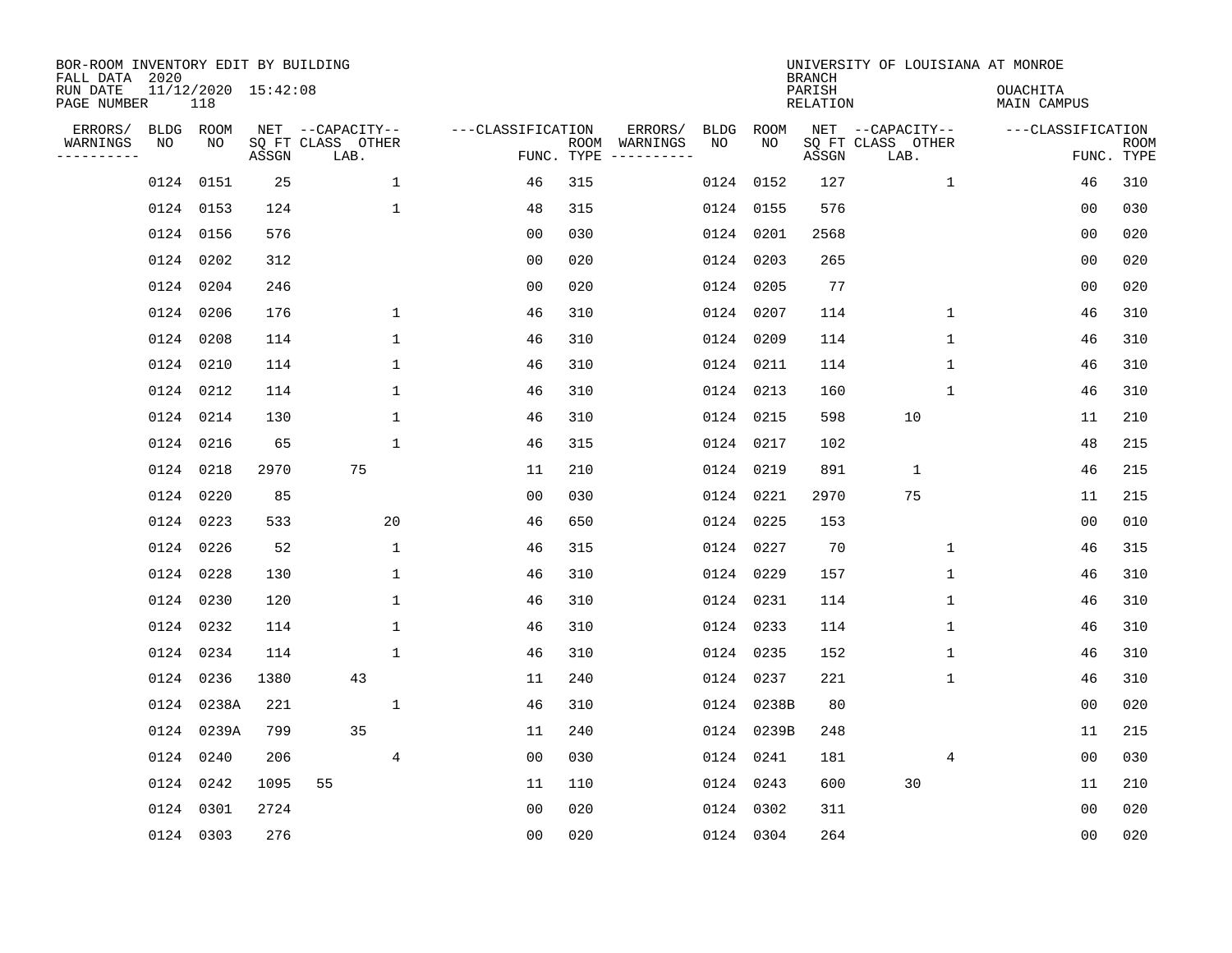BOR-ROOM INVENTORY EDIT BY BUILDING
FALL DATA 2020
RUN DATE 11/12/2020 15:42:08
PAGE NUMBER 118

UNIVERSITY OF LOUISIANA AT MONROE
BRANCH
PARISH OUACHITA
RELATION MAIN CAMPUS

| ERRORS/ WARNINGS | BLDG NO | ROOM NO | NET SQ FT ASSGN | CAPACITY CLASS LAB. | CAPACITY OTHER | CLASSIFICATION FUNC. | ROOM TYPE | ERRORS/ WARNINGS | BLDG NO | ROOM NO | NET SQ FT ASSGN | CAPACITY CLASS LAB. | CAPACITY OTHER | CLASSIFICATION FUNC. | ROOM TYPE |
|---|---|---|---|---|---|---|---|---|---|---|---|---|---|---|---|
| | 0124 | 0151 | 25 | | 1 | 46 | 315 | | 0124 | 0152 | 127 | | 1 | 46 | 310 |
| | 0124 | 0153 | 124 | | 1 | 48 | 315 | | 0124 | 0155 | 576 | | | 00 | 030 |
| | 0124 | 0156 | 576 | | | 00 | 030 | | 0124 | 0201 | 2568 | | | 00 | 020 |
| | 0124 | 0202 | 312 | | | 00 | 020 | | 0124 | 0203 | 265 | | | 00 | 020 |
| | 0124 | 0204 | 246 | | | 00 | 020 | | 0124 | 0205 | 77 | | | 00 | 020 |
| | 0124 | 0206 | 176 | | 1 | 46 | 310 | | 0124 | 0207 | 114 | | 1 | 46 | 310 |
| | 0124 | 0208 | 114 | | 1 | 46 | 310 | | 0124 | 0209 | 114 | | 1 | 46 | 310 |
| | 0124 | 0210 | 114 | | 1 | 46 | 310 | | 0124 | 0211 | 114 | | 1 | 46 | 310 |
| | 0124 | 0212 | 114 | | 1 | 46 | 310 | | 0124 | 0213 | 160 | | 1 | 46 | 310 |
| | 0124 | 0214 | 130 | | 1 | 46 | 310 | | 0124 | 0215 | 598 | 10 | | 11 | 210 |
| | 0124 | 0216 | 65 | | 1 | 46 | 315 | | 0124 | 0217 | 102 | | | 48 | 215 |
| | 0124 | 0218 | 2970 | 75 | | 11 | 210 | | 0124 | 0219 | 891 | 1 | | 46 | 215 |
| | 0124 | 0220 | 85 | | | 00 | 030 | | 0124 | 0221 | 2970 | 75 | | 11 | 215 |
| | 0124 | 0223 | 533 | | 20 | 46 | 650 | | 0124 | 0225 | 153 | | | 00 | 010 |
| | 0124 | 0226 | 52 | | 1 | 46 | 315 | | 0124 | 0227 | 70 | | 1 | 46 | 315 |
| | 0124 | 0228 | 130 | | 1 | 46 | 310 | | 0124 | 0229 | 157 | | 1 | 46 | 310 |
| | 0124 | 0230 | 120 | | 1 | 46 | 310 | | 0124 | 0231 | 114 | | 1 | 46 | 310 |
| | 0124 | 0232 | 114 | | 1 | 46 | 310 | | 0124 | 0233 | 114 | | 1 | 46 | 310 |
| | 0124 | 0234 | 114 | | 1 | 46 | 310 | | 0124 | 0235 | 152 | | 1 | 46 | 310 |
| | 0124 | 0236 | 1380 | 43 | | 11 | 240 | | 0124 | 0237 | 221 | | 1 | 46 | 310 |
| | 0124 | 0238A | 221 | | 1 | 46 | 310 | | 0124 | 0238B | 80 | | | 00 | 020 |
| | 0124 | 0239A | 799 | 35 | | 11 | 240 | | 0124 | 0239B | 248 | | | 11 | 215 |
| | 0124 | 0240 | 206 | | 4 | 00 | 030 | | 0124 | 0241 | 181 | | 4 | 00 | 030 |
| | 0124 | 0242 | 1095 | 55 | | 11 | 110 | | 0124 | 0243 | 600 | 30 | | 11 | 210 |
| | 0124 | 0301 | 2724 | | | 00 | 020 | | 0124 | 0302 | 311 | | | 00 | 020 |
| | 0124 | 0303 | 276 | | | 00 | 020 | | 0124 | 0304 | 264 | | | 00 | 020 |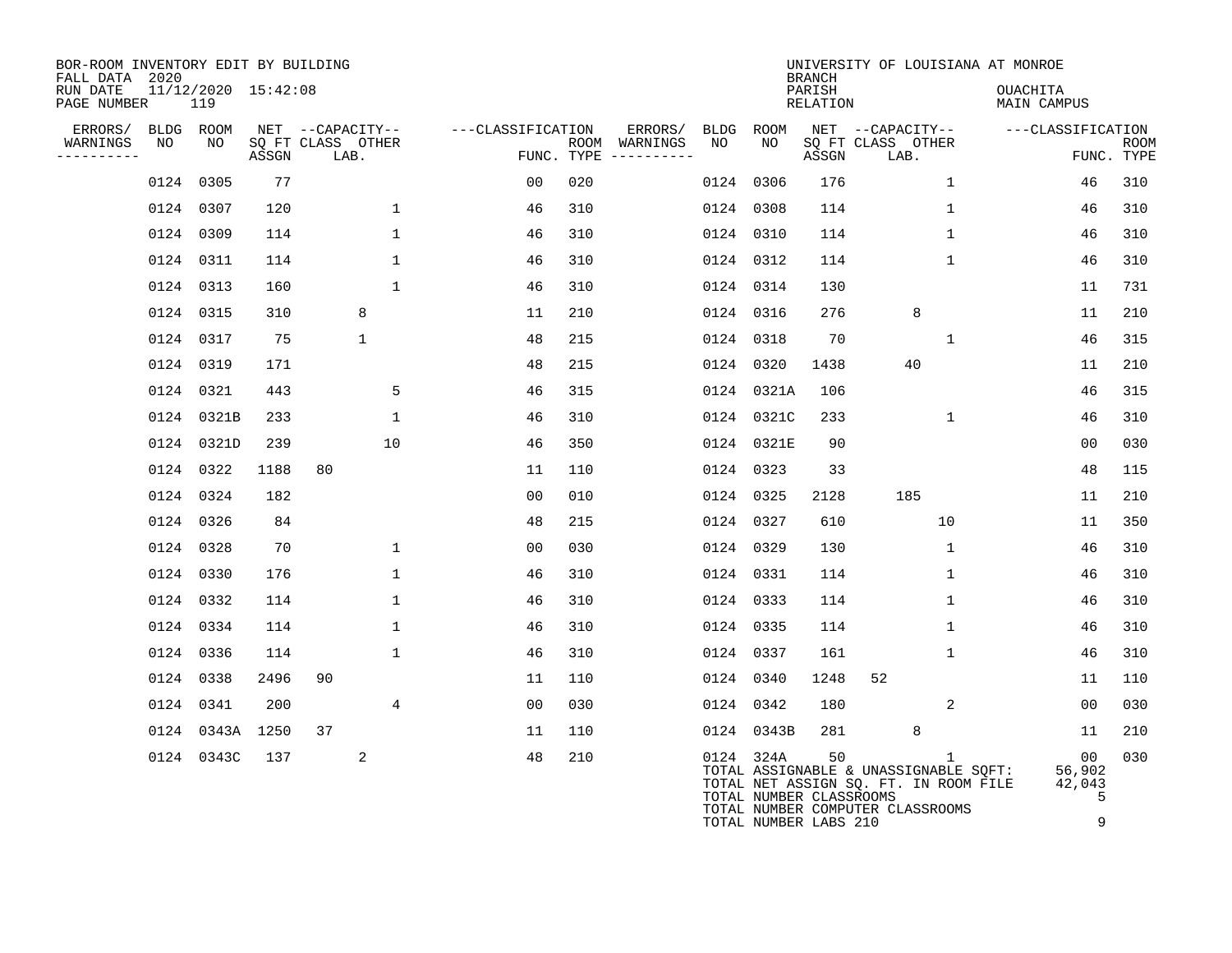BOR-ROOM INVENTORY EDIT BY BUILDING
FALL DATA 2020
RUN DATE 11/12/2020 15:42:08
PAGE NUMBER 119

UNIVERSITY OF LOUISIANA AT MONROE
BRANCH
PARISH OUACHITA
RELATION MAIN CAMPUS

| ERRORS/ WARNINGS | BLDG NO | ROOM NO | NET SQ FT ASSGN | CAPACITY CLASS LAB. | CAPACITY OTHER | CLASSIFICATION FUNC. | ROOM TYPE | ERRORS/ WARNINGS | BLDG NO | ROOM NO | NET SQ FT ASSGN | CAPACITY CLASS LAB. | CAPACITY OTHER | CLASSIFICATION FUNC. | ROOM TYPE |
|---|---|---|---|---|---|---|---|---|---|---|---|---|---|---|---|
| | 0124 | 0305 | 77 | | | 00 | 020 | | 0124 | 0306 | 176 | | 1 | 46 | 310 |
| | 0124 | 0307 | 120 | | 1 | 46 | 310 | | 0124 | 0308 | 114 | | 1 | 46 | 310 |
| | 0124 | 0309 | 114 | | 1 | 46 | 310 | | 0124 | 0310 | 114 | | 1 | 46 | 310 |
| | 0124 | 0311 | 114 | | 1 | 46 | 310 | | 0124 | 0312 | 114 | | 1 | 46 | 310 |
| | 0124 | 0313 | 160 | | 1 | 46 | 310 | | 0124 | 0314 | 130 | | | 11 | 731 |
| | 0124 | 0315 | 310 | 8 | | 11 | 210 | | 0124 | 0316 | 276 | 8 | | 11 | 210 |
| | 0124 | 0317 | 75 | 1 | | 48 | 215 | | 0124 | 0318 | 70 | | 1 | 46 | 315 |
| | 0124 | 0319 | 171 | | | 48 | 215 | | 0124 | 0320 | 1438 | 40 | | 11 | 210 |
| | 0124 | 0321 | 443 | | 5 | 46 | 315 | | 0124 | 0321A | 106 | | | 46 | 315 |
| | 0124 | 0321B | 233 | | 1 | 46 | 310 | | 0124 | 0321C | 233 | | 1 | 46 | 310 |
| | 0124 | 0321D | 239 | | 10 | 46 | 350 | | 0124 | 0321E | 90 | | | 00 | 030 |
| | 0124 | 0322 | 1188 | 80 | | 11 | 110 | | 0124 | 0323 | 33 | | | 48 | 115 |
| | 0124 | 0324 | 182 | | | 00 | 010 | | 0124 | 0325 | 2128 | 185 | | 11 | 210 |
| | 0124 | 0326 | 84 | | | 48 | 215 | | 0124 | 0327 | 610 | | 10 | 11 | 350 |
| | 0124 | 0328 | 70 | | 1 | 00 | 030 | | 0124 | 0329 | 130 | | 1 | 46 | 310 |
| | 0124 | 0330 | 176 | | 1 | 46 | 310 | | 0124 | 0331 | 114 | | 1 | 46 | 310 |
| | 0124 | 0332 | 114 | | 1 | 46 | 310 | | 0124 | 0333 | 114 | | 1 | 46 | 310 |
| | 0124 | 0334 | 114 | | 1 | 46 | 310 | | 0124 | 0335 | 114 | | 1 | 46 | 310 |
| | 0124 | 0336 | 114 | | 1 | 46 | 310 | | 0124 | 0337 | 161 | | 1 | 46 | 310 |
| | 0124 | 0338 | 2496 | 90 | | 11 | 110 | | 0124 | 0340 | 1248 | 52 | | 11 | 110 |
| | 0124 | 0341 | 200 | | 4 | 00 | 030 | | 0124 | 0342 | 180 | | 2 | 00 | 030 |
| | 0124 | 0343A | 1250 | 37 | | 11 | 110 | | 0124 | 0343B | 281 | 8 | | 11 | 210 |
| | 0124 | 0343C | 137 | 2 | | 48 | 210 | | 0124 | 324A | 50 | | 1 | 00 | 030 |

TOTAL ASSIGNABLE & UNASSIGNABLE SQFT: 56,902
TOTAL NET ASSIGN SQ. FT. IN ROOM FILE 42,043
TOTAL NUMBER CLASSROOMS 5
TOTAL NUMBER COMPUTER CLASSROOMS
TOTAL NUMBER LABS 210 9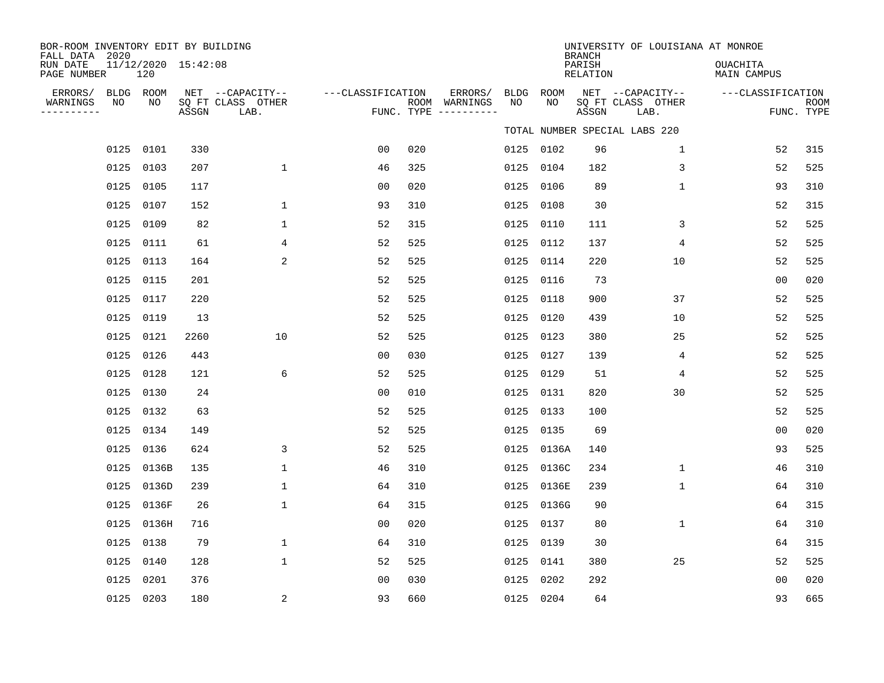BOR-ROOM INVENTORY EDIT BY BUILDING
FALL DATA 2020
RUN DATE 11/12/2020 15:42:08
PAGE NUMBER 120

UNIVERSITY OF LOUISIANA AT MONROE
BRANCH
PARISH OUACHITA
RELATION MAIN CAMPUS

TOTAL NUMBER SPECIAL LABS 220

| ERRORS/ WARNINGS | BLDG NO | ROOM NO | NET SQ FT ASSGN | CAPACITY CLASS LAB. | CAPACITY OTHER | CLASSIFICATION FUNC. | ROOM TYPE | ERRORS/ WARNINGS | BLDG NO | ROOM NO | NET SQ FT ASSGN | CAPACITY CLASS LAB. | CAPACITY OTHER | CLASSIFICATION FUNC. | ROOM TYPE |
|---|---|---|---|---|---|---|---|---|---|---|---|---|---|---|---|
| | 0125 | 0101 | 330 | | | 00 | 020 | | 0125 | 0102 | 96 | | 1 | 52 | 315 |
| | 0125 | 0103 | 207 | | 1 | 46 | 325 | | 0125 | 0104 | 182 | | 3 | 52 | 525 |
| | 0125 | 0105 | 117 | | | 00 | 020 | | 0125 | 0106 | 89 | | 1 | 93 | 310 |
| | 0125 | 0107 | 152 | | 1 | 93 | 310 | | 0125 | 0108 | 30 | | | 52 | 315 |
| | 0125 | 0109 | 82 | | 1 | 52 | 315 | | 0125 | 0110 | 111 | | 3 | 52 | 525 |
| | 0125 | 0111 | 61 | | 4 | 52 | 525 | | 0125 | 0112 | 137 | | 4 | 52 | 525 |
| | 0125 | 0113 | 164 | | 2 | 52 | 525 | | 0125 | 0114 | 220 | | 10 | 52 | 525 |
| | 0125 | 0115 | 201 | | | 52 | 525 | | 0125 | 0116 | 73 | | | 00 | 020 |
| | 0125 | 0117 | 220 | | | 52 | 525 | | 0125 | 0118 | 900 | | 37 | 52 | 525 |
| | 0125 | 0119 | 13 | | | 52 | 525 | | 0125 | 0120 | 439 | | 10 | 52 | 525 |
| | 0125 | 0121 | 2260 | | 10 | 52 | 525 | | 0125 | 0123 | 380 | | 25 | 52 | 525 |
| | 0125 | 0126 | 443 | | | 00 | 030 | | 0125 | 0127 | 139 | | 4 | 52 | 525 |
| | 0125 | 0128 | 121 | | 6 | 52 | 525 | | 0125 | 0129 | 51 | | 4 | 52 | 525 |
| | 0125 | 0130 | 24 | | | 00 | 010 | | 0125 | 0131 | 820 | | 30 | 52 | 525 |
| | 0125 | 0132 | 63 | | | 52 | 525 | | 0125 | 0133 | 100 | | | 52 | 525 |
| | 0125 | 0134 | 149 | | | 52 | 525 | | 0125 | 0135 | 69 | | | 00 | 020 |
| | 0125 | 0136 | 624 | | 3 | 52 | 525 | | 0125 | 0136A | 140 | | | 93 | 525 |
| | 0125 | 0136B | 135 | | 1 | 46 | 310 | | 0125 | 0136C | 234 | | 1 | 46 | 310 |
| | 0125 | 0136D | 239 | | 1 | 64 | 310 | | 0125 | 0136E | 239 | | 1 | 64 | 310 |
| | 0125 | 0136F | 26 | | 1 | 64 | 315 | | 0125 | 0136G | 90 | | | 64 | 315 |
| | 0125 | 0136H | 716 | | | 00 | 020 | | 0125 | 0137 | 80 | | 1 | 64 | 310 |
| | 0125 | 0138 | 79 | | 1 | 64 | 310 | | 0125 | 0139 | 30 | | | 64 | 315 |
| | 0125 | 0140 | 128 | | 1 | 52 | 525 | | 0125 | 0141 | 380 | | 25 | 52 | 525 |
| | 0125 | 0201 | 376 | | | 00 | 030 | | 0125 | 0202 | 292 | | | 00 | 020 |
| | 0125 | 0203 | 180 | | 2 | 93 | 660 | | 0125 | 0204 | 64 | | | 93 | 665 |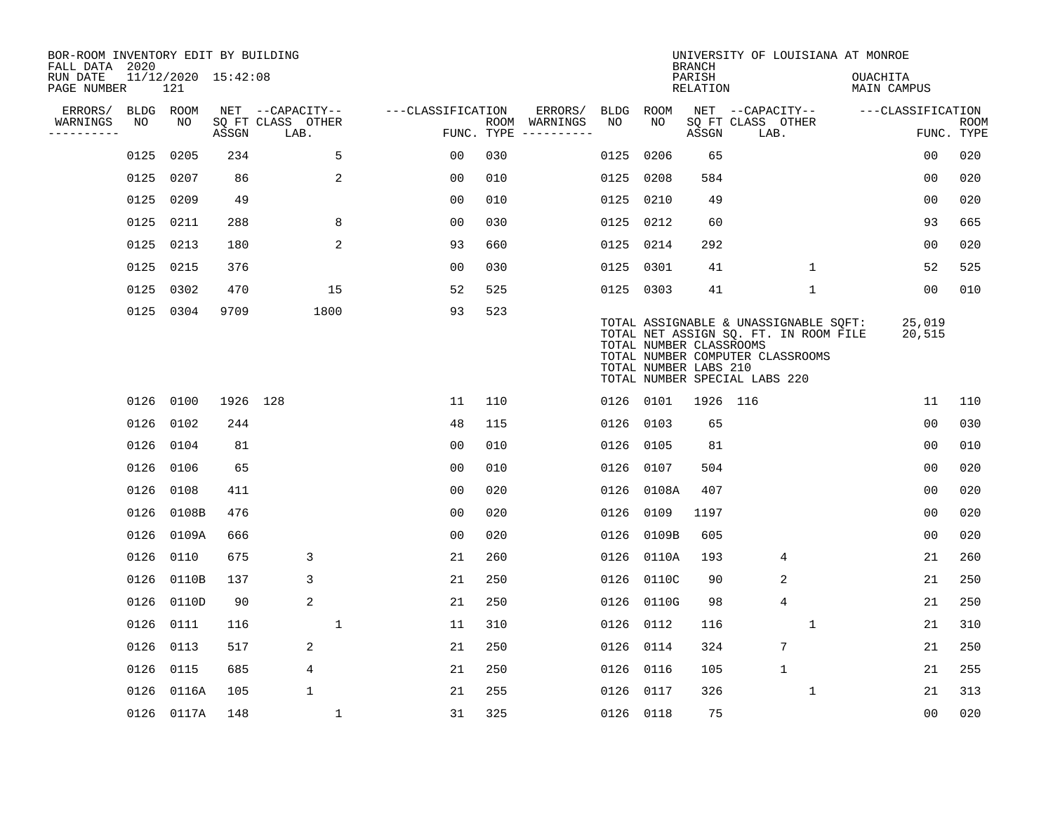BOR-ROOM INVENTORY EDIT BY BUILDING
FALL DATA 2020
RUN DATE 11/12/2020 15:42:08
PAGE NUMBER 121

UNIVERSITY OF LOUISIANA AT MONROE
BRANCH
PARISH OUACHITA
RELATION MAIN CAMPUS

| ERRORS/ WARNINGS | BLDG NO | ROOM NO | NET SQ FT ASSGN | CAPACITY CLASS | CAPACITY LAB. | CAPACITY OTHER | CLASSIFICATION FUNC. | ROOM TYPE | ERRORS/ WARNINGS | BLDG NO | ROOM NO | NET SQ FT ASSGN | CAPACITY CLASS | CAPACITY LAB. | CAPACITY OTHER | CLASSIFICATION FUNC. | ROOM TYPE |
|---|---|---|---|---|---|---|---|---|---|---|---|---|---|---|---|---|---|
| | 0125 | 0205 | 234 | | | 5 | 00 | 030 | | 0125 | 0206 | 65 | | | | 00 | 020 |
| | 0125 | 0207 | 86 | | | 2 | 00 | 010 | | 0125 | 0208 | 584 | | | | 00 | 020 |
| | 0125 | 0209 | 49 | | | | 00 | 010 | | 0125 | 0210 | 49 | | | | 00 | 020 |
| | 0125 | 0211 | 288 | | | 8 | 00 | 030 | | 0125 | 0212 | 60 | | | | 93 | 665 |
| | 0125 | 0213 | 180 | | | 2 | 93 | 660 | | 0125 | 0214 | 292 | | | | 00 | 020 |
| | 0125 | 0215 | 376 | | | | 00 | 030 | | 0125 | 0301 | 41 | | | 1 | 52 | 525 |
| | 0125 | 0302 | 470 | | | 15 | 52 | 525 | | 0125 | 0303 | 41 | | | 1 | 00 | 010 |
| | 0125 | 0304 | 9709 | | | 1800 | 93 | 523 | | | | | | | | | |

TOTAL ASSIGNABLE & UNASSIGNABLE SQFT: 25,019
TOTAL NET ASSIGN SQ. FT. IN ROOM FILE 20,515
TOTAL NUMBER CLASSROOMS
TOTAL NUMBER COMPUTER CLASSROOMS
TOTAL NUMBER LABS 210
TOTAL NUMBER SPECIAL LABS 220

| ERRORS/ WARNINGS | BLDG NO | ROOM NO | NET SQ FT ASSGN | CAPACITY CLASS | CAPACITY LAB. | CAPACITY OTHER | CLASSIFICATION FUNC. | ROOM TYPE | ERRORS/ WARNINGS | BLDG NO | ROOM NO | NET SQ FT ASSGN | CAPACITY CLASS | CAPACITY LAB. | CAPACITY OTHER | CLASSIFICATION FUNC. | ROOM TYPE |
|---|---|---|---|---|---|---|---|---|---|---|---|---|---|---|---|---|---|
| | 0126 | 0100 | 1926 | 128 | | | 11 | 110 | | 0126 | 0101 | 1926 | 116 | | | 11 | 110 |
| | 0126 | 0102 | 244 | | | | 48 | 115 | | 0126 | 0103 | 65 | | | | 00 | 030 |
| | 0126 | 0104 | 81 | | | | 00 | 010 | | 0126 | 0105 | 81 | | | | 00 | 010 |
| | 0126 | 0106 | 65 | | | | 00 | 010 | | 0126 | 0107 | 504 | | | | 00 | 020 |
| | 0126 | 0108 | 411 | | | | 00 | 020 | | 0126 | 0108A | 407 | | | | 00 | 020 |
| | 0126 | 0108B | 476 | | | | 00 | 020 | | 0126 | 0109 | 1197 | | | | 00 | 020 |
| | 0126 | 0109A | 666 | | | | 00 | 020 | | 0126 | 0109B | 605 | | | | 00 | 020 |
| | 0126 | 0110 | 675 | | 3 | | 21 | 260 | | 0126 | 0110A | 193 | | 4 | | 21 | 260 |
| | 0126 | 0110B | 137 | | 3 | | 21 | 250 | | 0126 | 0110C | 90 | | 2 | | 21 | 250 |
| | 0126 | 0110D | 90 | | 2 | | 21 | 250 | | 0126 | 0110G | 98 | | 4 | | 21 | 250 |
| | 0126 | 0111 | 116 | | | 1 | 11 | 310 | | 0126 | 0112 | 116 | | | 1 | 21 | 310 |
| | 0126 | 0113 | 517 | | 2 | | 21 | 250 | | 0126 | 0114 | 324 | | 7 | | 21 | 250 |
| | 0126 | 0115 | 685 | | 4 | | 21 | 250 | | 0126 | 0116 | 105 | | 1 | | 21 | 255 |
| | 0126 | 0116A | 105 | | 1 | | 21 | 255 | | 0126 | 0117 | 326 | | | 1 | 21 | 313 |
| | 0126 | 0117A | 148 | | | 1 | 31 | 325 | | 0126 | 0118 | 75 | | | | 00 | 020 |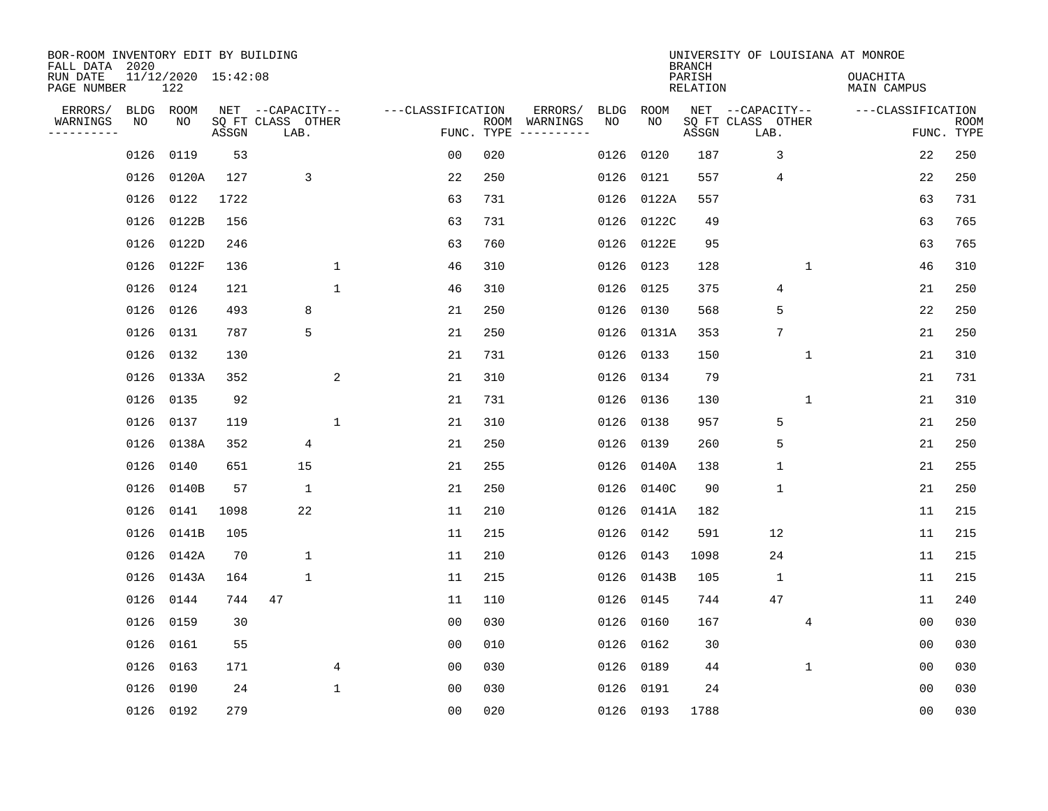BOR-ROOM INVENTORY EDIT BY BUILDING
FALL DATA 2020
RUN DATE 11/12/2020 15:42:08
PAGE NUMBER 122

UNIVERSITY OF LOUISIANA AT MONROE
BRANCH
PARISH OUACHITA
RELATION MAIN CAMPUS

| ERRORS/ WARNINGS | BLDG NO | ROOM NO | NET SQ FT ASSGN | CAPACITY CLASS | CAPACITY LAB. | CAPACITY OTHER | CLASSIFICATION FUNC. | ROOM TYPE | ERRORS/ WARNINGS | BLDG NO | ROOM NO | NET SQ FT ASSGN | CAPACITY CLASS | CAPACITY LAB. | CAPACITY OTHER | CLASSIFICATION FUNC. | ROOM TYPE |
|---|---|---|---|---|---|---|---|---|---|---|---|---|---|---|---|---|---|
| | 0126 | 0119 | 53 | | | | 00 | 020 | | 0126 | 0120 | 187 | | 3 | | 22 | 250 |
| | 0126 | 0120A | 127 | | 3 | | 22 | 250 | | 0126 | 0121 | 557 | | 4 | | 22 | 250 |
| | 0126 | 0122 | 1722 | | | | 63 | 731 | | 0126 | 0122A | 557 | | | | 63 | 731 |
| | 0126 | 0122B | 156 | | | | 63 | 731 | | 0126 | 0122C | 49 | | | | 63 | 765 |
| | 0126 | 0122D | 246 | | | | 63 | 760 | | 0126 | 0122E | 95 | | | | 63 | 765 |
| | 0126 | 0122F | 136 | | | 1 | 46 | 310 | | 0126 | 0123 | 128 | | | 1 | 46 | 310 |
| | 0126 | 0124 | 121 | | | 1 | 46 | 310 | | 0126 | 0125 | 375 | | 4 | | 21 | 250 |
| | 0126 | 0126 | 493 | | 8 | | 21 | 250 | | 0126 | 0130 | 568 | | 5 | | 22 | 250 |
| | 0126 | 0131 | 787 | | 5 | | 21 | 250 | | 0126 | 0131A | 353 | | 7 | | 21 | 250 |
| | 0126 | 0132 | 130 | | | | 21 | 731 | | 0126 | 0133 | 150 | | | 1 | 21 | 310 |
| | 0126 | 0133A | 352 | | | 2 | 21 | 310 | | 0126 | 0134 | 79 | | | | 21 | 731 |
| | 0126 | 0135 | 92 | | | | 21 | 731 | | 0126 | 0136 | 130 | | | 1 | 21 | 310 |
| | 0126 | 0137 | 119 | | | 1 | 21 | 310 | | 0126 | 0138 | 957 | | 5 | | 21 | 250 |
| | 0126 | 0138A | 352 | | 4 | | 21 | 250 | | 0126 | 0139 | 260 | | 5 | | 21 | 250 |
| | 0126 | 0140 | 651 | | 15 | | 21 | 255 | | 0126 | 0140A | 138 | | 1 | | 21 | 255 |
| | 0126 | 0140B | 57 | | 1 | | 21 | 250 | | 0126 | 0140C | 90 | | 1 | | 21 | 250 |
| | 0126 | 0141 | 1098 | | 22 | | 11 | 210 | | 0126 | 0141A | 182 | | | | 11 | 215 |
| | 0126 | 0141B | 105 | | | | 11 | 215 | | 0126 | 0142 | 591 | | 12 | | 11 | 215 |
| | 0126 | 0142A | 70 | | 1 | | 11 | 210 | | 0126 | 0143 | 1098 | | 24 | | 11 | 215 |
| | 0126 | 0143A | 164 | | 1 | | 11 | 215 | | 0126 | 0143B | 105 | | 1 | | 11 | 215 |
| | 0126 | 0144 | 744 | 47 | | | 11 | 110 | | 0126 | 0145 | 744 | | 47 | | 11 | 240 |
| | 0126 | 0159 | 30 | | | | 00 | 030 | | 0126 | 0160 | 167 | | | 4 | 00 | 030 |
| | 0126 | 0161 | 55 | | | | 00 | 010 | | 0126 | 0162 | 30 | | | | 00 | 030 |
| | 0126 | 0163 | 171 | | | 4 | 00 | 030 | | 0126 | 0189 | 44 | | | 1 | 00 | 030 |
| | 0126 | 0190 | 24 | | | 1 | 00 | 030 | | 0126 | 0191 | 24 | | | | 00 | 030 |
| | 0126 | 0192 | 279 | | | | 00 | 020 | | 0126 | 0193 | 1788 | | | | 00 | 030 |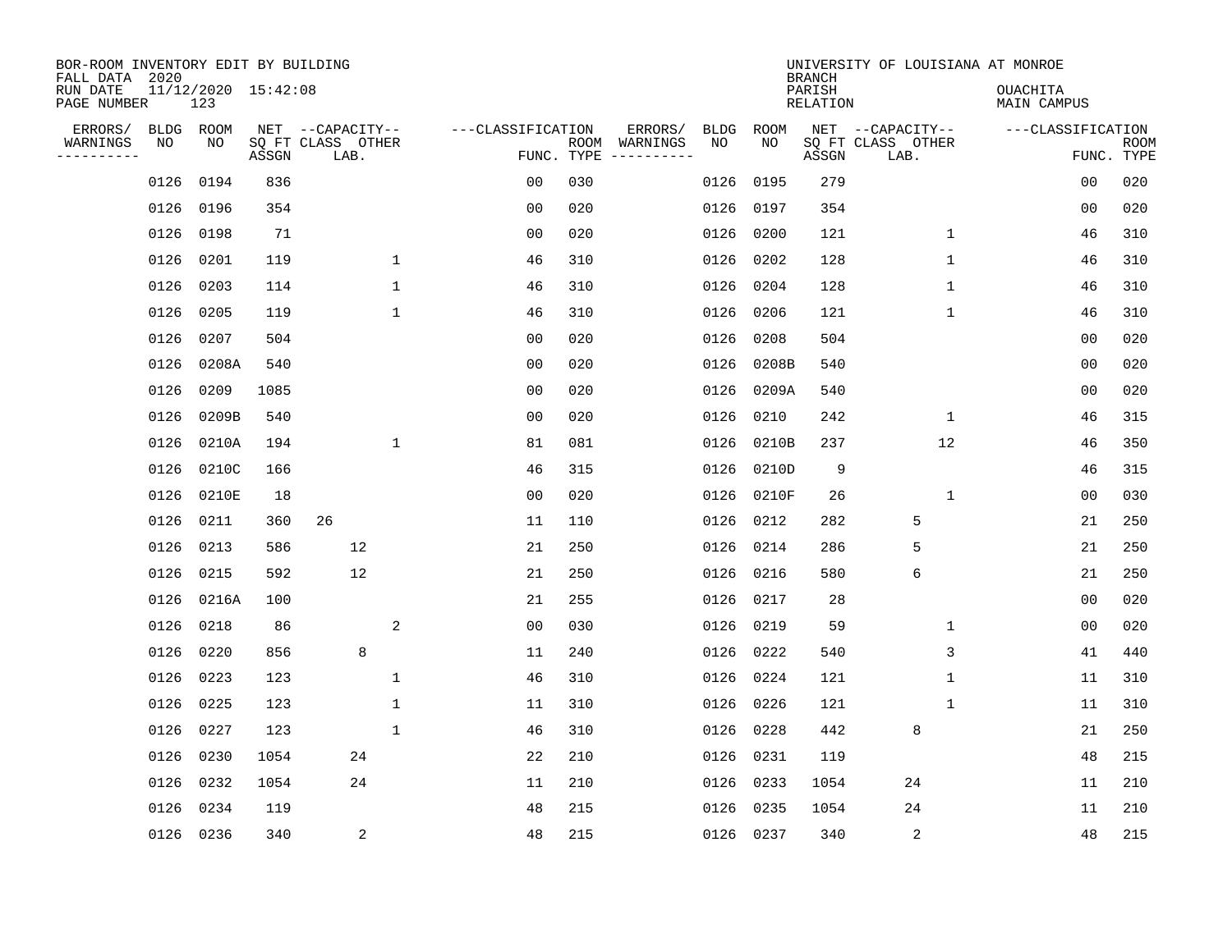BOR-ROOM INVENTORY EDIT BY BUILDING
FALL DATA 2020
RUN DATE 11/12/2020 15:42:08
PAGE NUMBER 123

UNIVERSITY OF LOUISIANA AT MONROE
BRANCH
PARISH OUACHITA
RELATION MAIN CAMPUS

| ERRORS/ WARNINGS | BLDG NO | ROOM NO | NET SQ FT ASSGN | CAPACITY CLASS LAB. | CAPACITY OTHER | CLASSIFICATION FUNC. | ROOM TYPE | ERRORS/ WARNINGS | BLDG NO | ROOM NO | NET SQ FT ASSGN | CAPACITY CLASS LAB. | CAPACITY OTHER | CLASSIFICATION FUNC. | ROOM TYPE |
|---|---|---|---|---|---|---|---|---|---|---|---|---|---|---|---|
| | 0126 | 0194 | 836 | | | 00 | 030 | | 0126 | 0195 | 279 | | | 00 | 020 |
| | 0126 | 0196 | 354 | | | 00 | 020 | | 0126 | 0197 | 354 | | | 00 | 020 |
| | 0126 | 0198 | 71 | | | 00 | 020 | | 0126 | 0200 | 121 | | 1 | 46 | 310 |
| | 0126 | 0201 | 119 | | 1 | 46 | 310 | | 0126 | 0202 | 128 | | 1 | 46 | 310 |
| | 0126 | 0203 | 114 | | 1 | 46 | 310 | | 0126 | 0204 | 128 | | 1 | 46 | 310 |
| | 0126 | 0205 | 119 | | 1 | 46 | 310 | | 0126 | 0206 | 121 | | 1 | 46 | 310 |
| | 0126 | 0207 | 504 | | | 00 | 020 | | 0126 | 0208 | 504 | | | 00 | 020 |
| | 0126 | 0208A | 540 | | | 00 | 020 | | 0126 | 0208B | 540 | | | 00 | 020 |
| | 0126 | 0209 | 1085 | | | 00 | 020 | | 0126 | 0209A | 540 | | | 00 | 020 |
| | 0126 | 0209B | 540 | | | 00 | 020 | | 0126 | 0210 | 242 | | 1 | 46 | 315 |
| | 0126 | 0210A | 194 | | 1 | 81 | 081 | | 0126 | 0210B | 237 | | 12 | 46 | 350 |
| | 0126 | 0210C | 166 | | | 46 | 315 | | 0126 | 0210D | 9 | | | 46 | 315 |
| | 0126 | 0210E | 18 | | | 00 | 020 | | 0126 | 0210F | 26 | | 1 | 00 | 030 |
| | 0126 | 0211 | 360 | 26 | | 11 | 110 | | 0126 | 0212 | 282 | 5 | | 21 | 250 |
| | 0126 | 0213 | 586 | 12 | | 21 | 250 | | 0126 | 0214 | 286 | 5 | | 21 | 250 |
| | 0126 | 0215 | 592 | 12 | | 21 | 250 | | 0126 | 0216 | 580 | 6 | | 21 | 250 |
| | 0126 | 0216A | 100 | | | 21 | 255 | | 0126 | 0217 | 28 | | | 00 | 020 |
| | 0126 | 0218 | 86 | | 2 | 00 | 030 | | 0126 | 0219 | 59 | | 1 | 00 | 020 |
| | 0126 | 0220 | 856 | 8 | | 11 | 240 | | 0126 | 0222 | 540 | | 3 | 41 | 440 |
| | 0126 | 0223 | 123 | | 1 | 46 | 310 | | 0126 | 0224 | 121 | | 1 | 11 | 310 |
| | 0126 | 0225 | 123 | | 1 | 11 | 310 | | 0126 | 0226 | 121 | | 1 | 11 | 310 |
| | 0126 | 0227 | 123 | | 1 | 46 | 310 | | 0126 | 0228 | 442 | 8 | | 21 | 250 |
| | 0126 | 0230 | 1054 | 24 | | 22 | 210 | | 0126 | 0231 | 119 | | | 48 | 215 |
| | 0126 | 0232 | 1054 | 24 | | 11 | 210 | | 0126 | 0233 | 1054 | 24 | | 11 | 210 |
| | 0126 | 0234 | 119 | | | 48 | 215 | | 0126 | 0235 | 1054 | 24 | | 11 | 210 |
| | 0126 | 0236 | 340 | 2 | | 48 | 215 | | 0126 | 0237 | 340 | 2 | | 48 | 215 |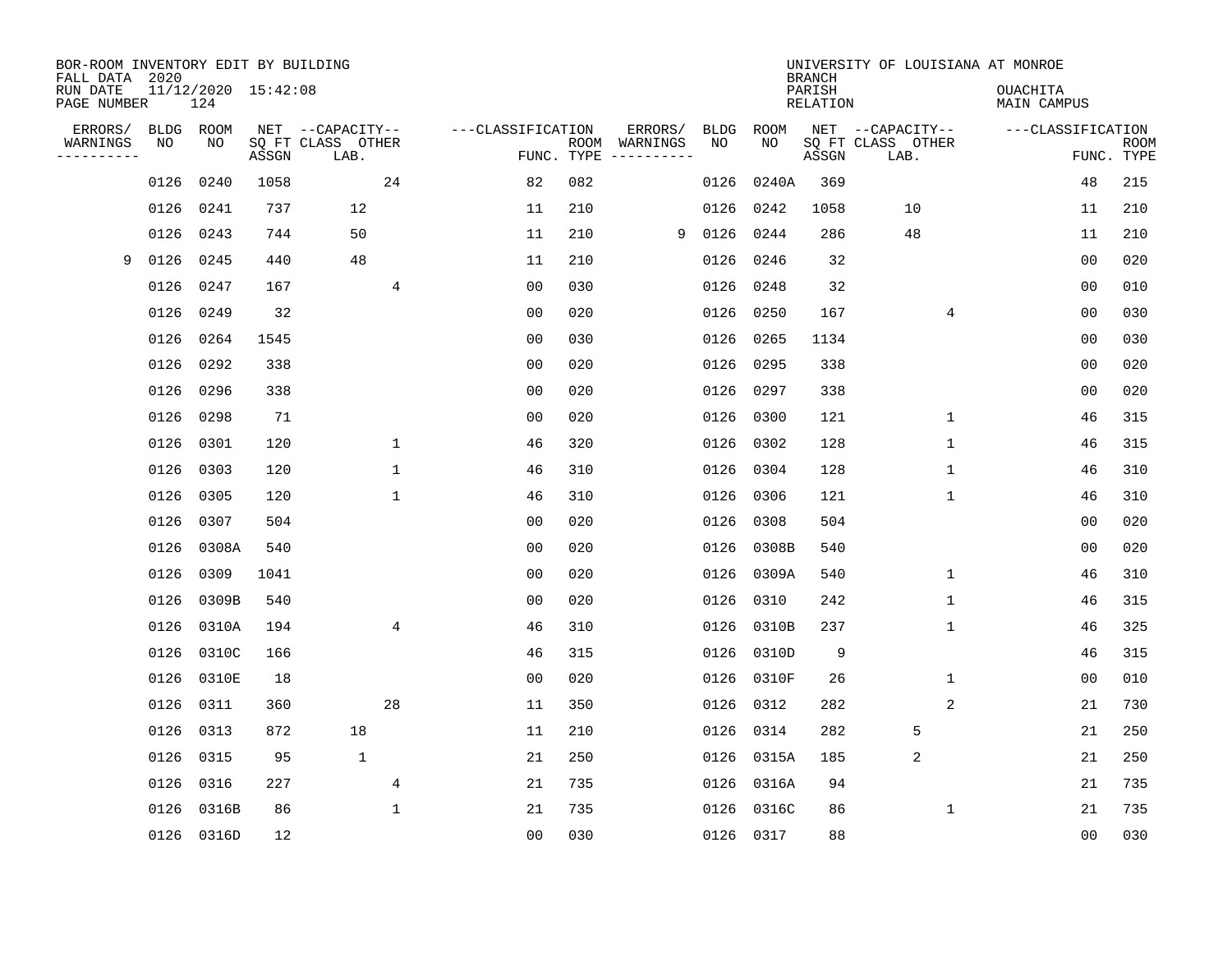BOR-ROOM INVENTORY EDIT BY BUILDING
FALL DATA 2020
RUN DATE 11/12/2020 15:42:08
PAGE NUMBER 124

UNIVERSITY OF LOUISIANA AT MONROE
BRANCH
PARISH OUACHITA
RELATION MAIN CAMPUS

| ERRORS/ WARNINGS | BLDG NO | ROOM NO | NET SQ FT ASSGN | CAPACITY CLASS LAB. | CAPACITY OTHER | CLASSIFICATION FUNC. | ROOM TYPE | ERRORS/ WARNINGS | BLDG NO | ROOM NO | NET SQ FT ASSGN | CAPACITY CLASS LAB. | CAPACITY OTHER | CLASSIFICATION FUNC. | ROOM TYPE |
|---|---|---|---|---|---|---|---|---|---|---|---|---|---|---|---|
| | 0126 | 0240 | 1058 | | 24 | 82 | 082 | | 0126 | 0240A | 369 | | | 48 | 215 |
| | 0126 | 0241 | 737 | 12 | | 11 | 210 | | 0126 | 0242 | 1058 | 10 | | 11 | 210 |
| | 0126 | 0243 | 744 | 50 | | 11 | 210 | 9 | 0126 | 0244 | 286 | 48 | | 11 | 210 |
| 9 | 0126 | 0245 | 440 | 48 | | 11 | 210 | | 0126 | 0246 | 32 | | | 00 | 020 |
| | 0126 | 0247 | 167 | | 4 | 00 | 030 | | 0126 | 0248 | 32 | | | 00 | 010 |
| | 0126 | 0249 | 32 | | | 00 | 020 | | 0126 | 0250 | 167 | | 4 | 00 | 030 |
| | 0126 | 0264 | 1545 | | | 00 | 030 | | 0126 | 0265 | 1134 | | | 00 | 030 |
| | 0126 | 0292 | 338 | | | 00 | 020 | | 0126 | 0295 | 338 | | | 00 | 020 |
| | 0126 | 0296 | 338 | | | 00 | 020 | | 0126 | 0297 | 338 | | | 00 | 020 |
| | 0126 | 0298 | 71 | | | 00 | 020 | | 0126 | 0300 | 121 | | 1 | 46 | 315 |
| | 0126 | 0301 | 120 | | 1 | 46 | 320 | | 0126 | 0302 | 128 | | 1 | 46 | 315 |
| | 0126 | 0303 | 120 | | 1 | 46 | 310 | | 0126 | 0304 | 128 | | 1 | 46 | 310 |
| | 0126 | 0305 | 120 | | 1 | 46 | 310 | | 0126 | 0306 | 121 | | 1 | 46 | 310 |
| | 0126 | 0307 | 504 | | | 00 | 020 | | 0126 | 0308 | 504 | | | 00 | 020 |
| | 0126 | 0308A | 540 | | | 00 | 020 | | 0126 | 0308B | 540 | | | 00 | 020 |
| | 0126 | 0309 | 1041 | | | 00 | 020 | | 0126 | 0309A | 540 | | 1 | 46 | 310 |
| | 0126 | 0309B | 540 | | | 00 | 020 | | 0126 | 0310 | 242 | | 1 | 46 | 315 |
| | 0126 | 0310A | 194 | | 4 | 46 | 310 | | 0126 | 0310B | 237 | | 1 | 46 | 325 |
| | 0126 | 0310C | 166 | | | 46 | 315 | | 0126 | 0310D | 9 | | | 46 | 315 |
| | 0126 | 0310E | 18 | | | 00 | 020 | | 0126 | 0310F | 26 | | 1 | 00 | 010 |
| | 0126 | 0311 | 360 | | 28 | 11 | 350 | | 0126 | 0312 | 282 | | 2 | 21 | 730 |
| | 0126 | 0313 | 872 | 18 | | 11 | 210 | | 0126 | 0314 | 282 | 5 | | 21 | 250 |
| | 0126 | 0315 | 95 | 1 | | 21 | 250 | | 0126 | 0315A | 185 | 2 | | 21 | 250 |
| | 0126 | 0316 | 227 | | 4 | 21 | 735 | | 0126 | 0316A | 94 | | | 21 | 735 |
| | 0126 | 0316B | 86 | | 1 | 21 | 735 | | 0126 | 0316C | 86 | | 1 | 21 | 735 |
| | 0126 | 0316D | 12 | | | 00 | 030 | | 0126 | 0317 | 88 | | | 00 | 030 |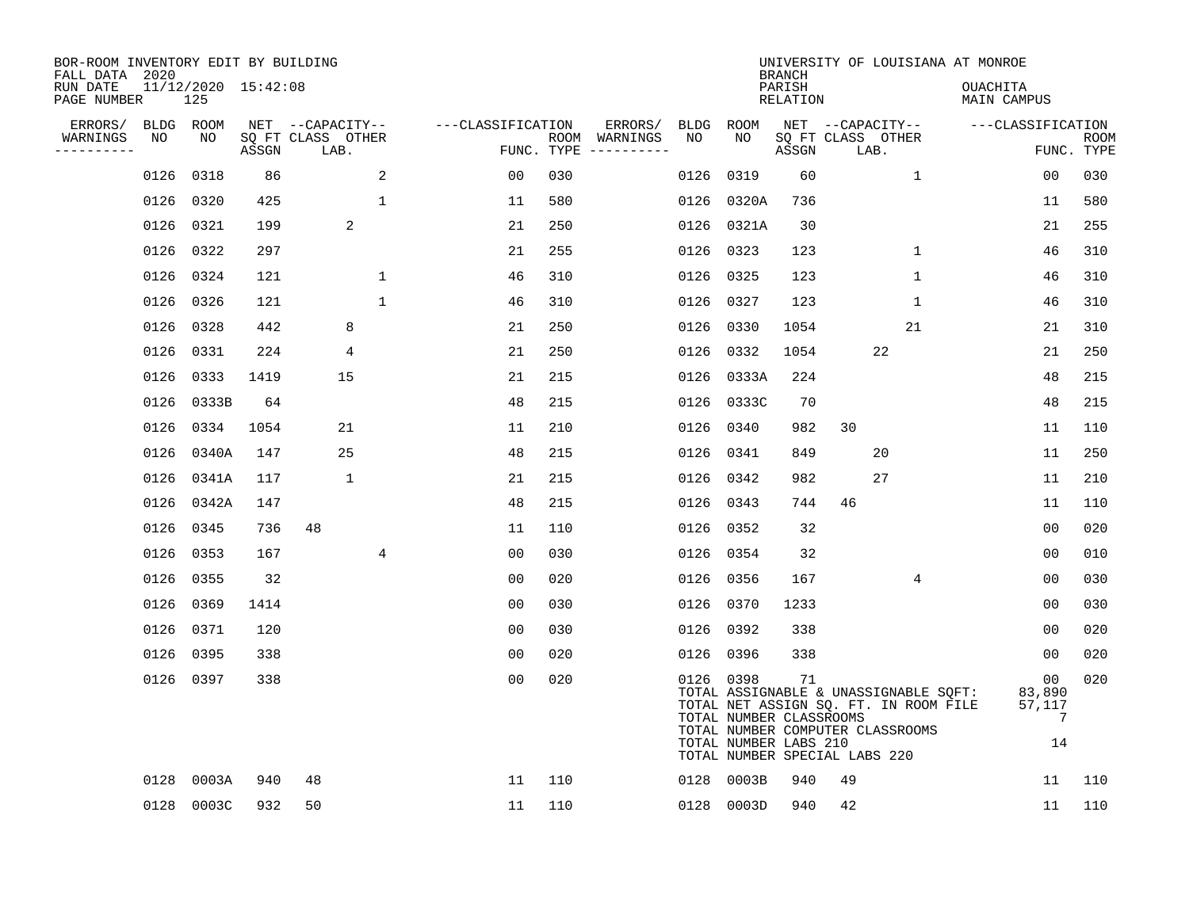BOR-ROOM INVENTORY EDIT BY BUILDING
FALL DATA 2020
RUN DATE 11/12/2020 15:42:08
PAGE NUMBER 125

UNIVERSITY OF LOUISIANA AT MONROE
BRANCH
PARISH OUACHITA
RELATION MAIN CAMPUS

| ERRORS/ WARNINGS | BLDG NO | ROOM NO | NET SQ FT ASSGN | CAPACITY CLASS | CAPACITY LAB. | CAPACITY OTHER | FUNC. | ROOM TYPE | ERRORS/ WARNINGS | BLDG NO | ROOM NO | NET SQ FT ASSGN | CAPACITY CLASS | CAPACITY LAB. | CAPACITY OTHER | FUNC. | ROOM TYPE |
|---|---|---|---|---|---|---|---|---|---|---|---|---|---|---|---|---|---|
| | 0126 | 0318 | 86 | | | 2 | 00 | 030 | | 0126 | 0319 | 60 | | | 1 | 00 | 030 |
| | 0126 | 0320 | 425 | | | 1 | 11 | 580 | | 0126 | 0320A | 736 | | | | 11 | 580 |
| | 0126 | 0321 | 199 | | 2 | | 21 | 250 | | 0126 | 0321A | 30 | | | | 21 | 255 |
| | 0126 | 0322 | 297 | | | | 21 | 255 | | 0126 | 0323 | 123 | | | 1 | 46 | 310 |
| | 0126 | 0324 | 121 | | | 1 | 46 | 310 | | 0126 | 0325 | 123 | | | 1 | 46 | 310 |
| | 0126 | 0326 | 121 | | | 1 | 46 | 310 | | 0126 | 0327 | 123 | | | 1 | 46 | 310 |
| | 0126 | 0328 | 442 | | 8 | | 21 | 250 | | 0126 | 0330 | 1054 | | | 21 | 21 | 310 |
| | 0126 | 0331 | 224 | | 4 | | 21 | 250 | | 0126 | 0332 | 1054 | | 22 | | 21 | 250 |
| | 0126 | 0333 | 1419 | | 15 | | 21 | 215 | | 0126 | 0333A | 224 | | | | 48 | 215 |
| | 0126 | 0333B | 64 | | | | 48 | 215 | | 0126 | 0333C | 70 | | | | 48 | 215 |
| | 0126 | 0334 | 1054 | | 21 | | 11 | 210 | | 0126 | 0340 | 982 | 30 | | | 11 | 110 |
| | 0126 | 0340A | 147 | | 25 | | 48 | 215 | | 0126 | 0341 | 849 | | 20 | | 11 | 250 |
| | 0126 | 0341A | 117 | | 1 | | 21 | 215 | | 0126 | 0342 | 982 | | 27 | | 11 | 210 |
| | 0126 | 0342A | 147 | | | | 48 | 215 | | 0126 | 0343 | 744 | 46 | | | 11 | 110 |
| | 0126 | 0345 | 736 | 48 | | | 11 | 110 | | 0126 | 0352 | 32 | | | | 00 | 020 |
| | 0126 | 0353 | 167 | | | 4 | 00 | 030 | | 0126 | 0354 | 32 | | | | 00 | 010 |
| | 0126 | 0355 | 32 | | | | 00 | 020 | | 0126 | 0356 | 167 | | | 4 | 00 | 030 |
| | 0126 | 0369 | 1414 | | | | 00 | 030 | | 0126 | 0370 | 1233 | | | | 00 | 030 |
| | 0126 | 0371 | 120 | | | | 00 | 030 | | 0126 | 0392 | 338 | | | | 00 | 020 |
| | 0126 | 0395 | 338 | | | | 00 | 020 | | 0126 | 0396 | 338 | | | | 00 | 020 |
| | 0126 | 0397 | 338 | | | | 00 | 020 | | 0126 | 0398 | 71 | | | | 00 | 020 |
| | 0128 | 0003A | 940 | 48 | | | 11 | 110 | | 0128 | 0003B | 940 | 49 | | | 11 | 110 |
| | 0128 | 0003C | 932 | 50 | | | 11 | 110 | | 0128 | 0003D | 940 | 42 | | | 11 | 110 |

TOTAL ASSIGNABLE & UNASSIGNABLE SQFT: 83,890
TOTAL NET ASSIGN SQ. FT. IN ROOM FILE 57,117
TOTAL NUMBER CLASSROOMS 7
TOTAL NUMBER COMPUTER CLASSROOMS
TOTAL NUMBER LABS 210 14
TOTAL NUMBER SPECIAL LABS 220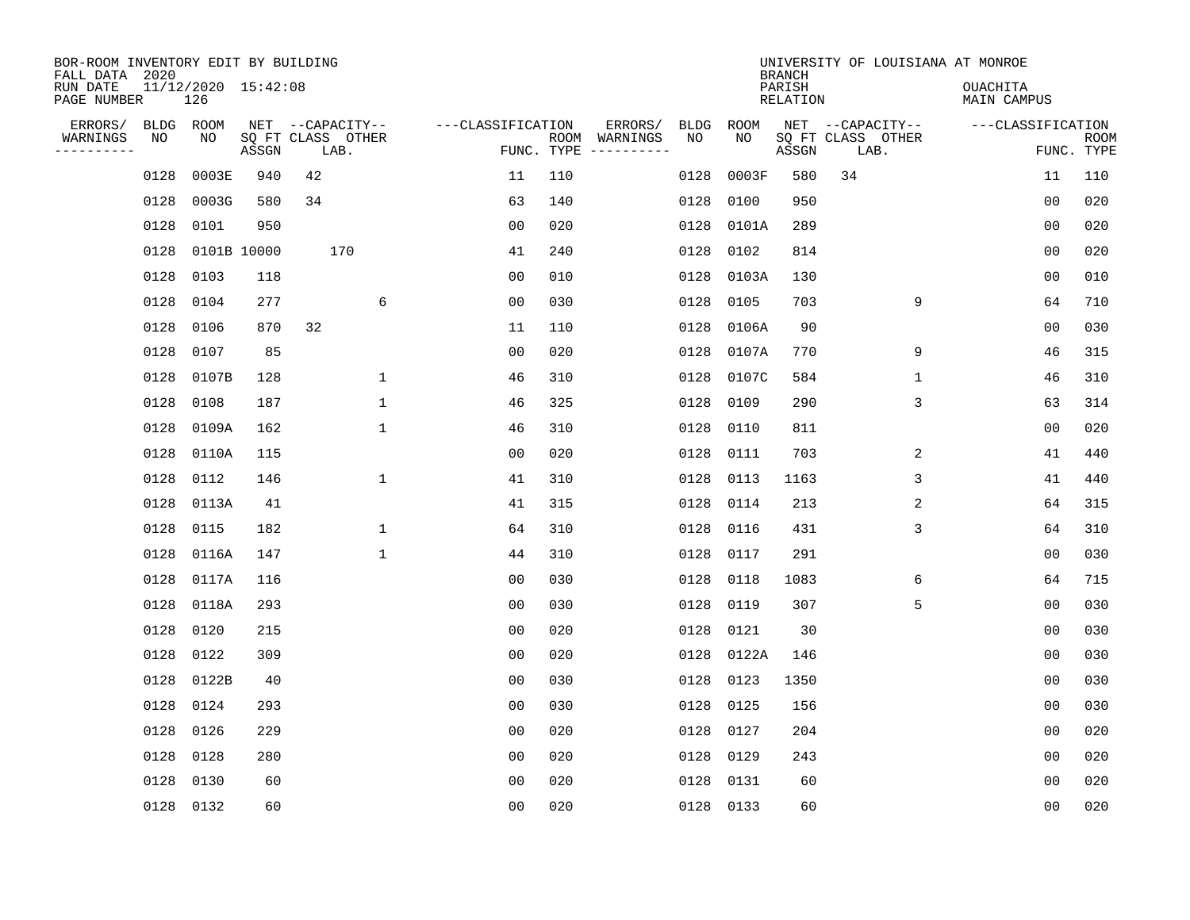BOR-ROOM INVENTORY EDIT BY BUILDING
FALL DATA 2020
RUN DATE 11/12/2020 15:42:08
PAGE NUMBER 126

UNIVERSITY OF LOUISIANA AT MONROE
BRANCH
PARISH OUACHITA
RELATION MAIN CAMPUS

| ERRORS/ WARNINGS | BLDG NO | ROOM NO | NET SQ FT ASSGN | CAPACITY CLASS | LAB. | OTHER | FUNC. | ROOM TYPE | ERRORS/ WARNINGS | BLDG NO | ROOM NO | NET SQ FT ASSGN | CAPACITY CLASS | LAB. | OTHER | FUNC. | ROOM TYPE |
|---|---|---|---|---|---|---|---|---|---|---|---|---|---|---|---|---|---|
| | 0128 | 0003E | 940 | 42 | | | 11 | 110 | | 0128 | 0003F | 580 | 34 | | | 11 | 110 |
| | 0128 | 0003G | 580 | 34 | | | 63 | 140 | | 0128 | 0100 | 950 | | | | 00 | 020 |
| | 0128 | 0101 | 950 | | | | 00 | 020 | | 0128 | 0101A | 289 | | | | 00 | 020 |
| | 0128 | 0101B | 10000 | | 170 | | 41 | 240 | | 0128 | 0102 | 814 | | | | 00 | 020 |
| | 0128 | 0103 | 118 | | | | 00 | 010 | | 0128 | 0103A | 130 | | | | 00 | 010 |
| | 0128 | 0104 | 277 | | | 6 | 00 | 030 | | 0128 | 0105 | 703 | | | 9 | 64 | 710 |
| | 0128 | 0106 | 870 | 32 | | | 11 | 110 | | 0128 | 0106A | 90 | | | | 00 | 030 |
| | 0128 | 0107 | 85 | | | | 00 | 020 | | 0128 | 0107A | 770 | | | 9 | 46 | 315 |
| | 0128 | 0107B | 128 | | | 1 | 46 | 310 | | 0128 | 0107C | 584 | | | 1 | 46 | 310 |
| | 0128 | 0108 | 187 | | | 1 | 46 | 325 | | 0128 | 0109 | 290 | | | 3 | 63 | 314 |
| | 0128 | 0109A | 162 | | | 1 | 46 | 310 | | 0128 | 0110 | 811 | | | | 00 | 020 |
| | 0128 | 0110A | 115 | | | | 00 | 020 | | 0128 | 0111 | 703 | | | 2 | 41 | 440 |
| | 0128 | 0112 | 146 | | | 1 | 41 | 310 | | 0128 | 0113 | 1163 | | | 3 | 41 | 440 |
| | 0128 | 0113A | 41 | | | | 41 | 315 | | 0128 | 0114 | 213 | | | 2 | 64 | 315 |
| | 0128 | 0115 | 182 | | | 1 | 64 | 310 | | 0128 | 0116 | 431 | | | 3 | 64 | 310 |
| | 0128 | 0116A | 147 | | | 1 | 44 | 310 | | 0128 | 0117 | 291 | | | | 00 | 030 |
| | 0128 | 0117A | 116 | | | | 00 | 030 | | 0128 | 0118 | 1083 | | | 6 | 64 | 715 |
| | 0128 | 0118A | 293 | | | | 00 | 030 | | 0128 | 0119 | 307 | | | 5 | 00 | 030 |
| | 0128 | 0120 | 215 | | | | 00 | 020 | | 0128 | 0121 | 30 | | | | 00 | 030 |
| | 0128 | 0122 | 309 | | | | 00 | 020 | | 0128 | 0122A | 146 | | | | 00 | 030 |
| | 0128 | 0122B | 40 | | | | 00 | 030 | | 0128 | 0123 | 1350 | | | | 00 | 030 |
| | 0128 | 0124 | 293 | | | | 00 | 030 | | 0128 | 0125 | 156 | | | | 00 | 030 |
| | 0128 | 0126 | 229 | | | | 00 | 020 | | 0128 | 0127 | 204 | | | | 00 | 020 |
| | 0128 | 0128 | 280 | | | | 00 | 020 | | 0128 | 0129 | 243 | | | | 00 | 020 |
| | 0128 | 0130 | 60 | | | | 00 | 020 | | 0128 | 0131 | 60 | | | | 00 | 020 |
| | 0128 | 0132 | 60 | | | | 00 | 020 | | 0128 | 0133 | 60 | | | | 00 | 020 |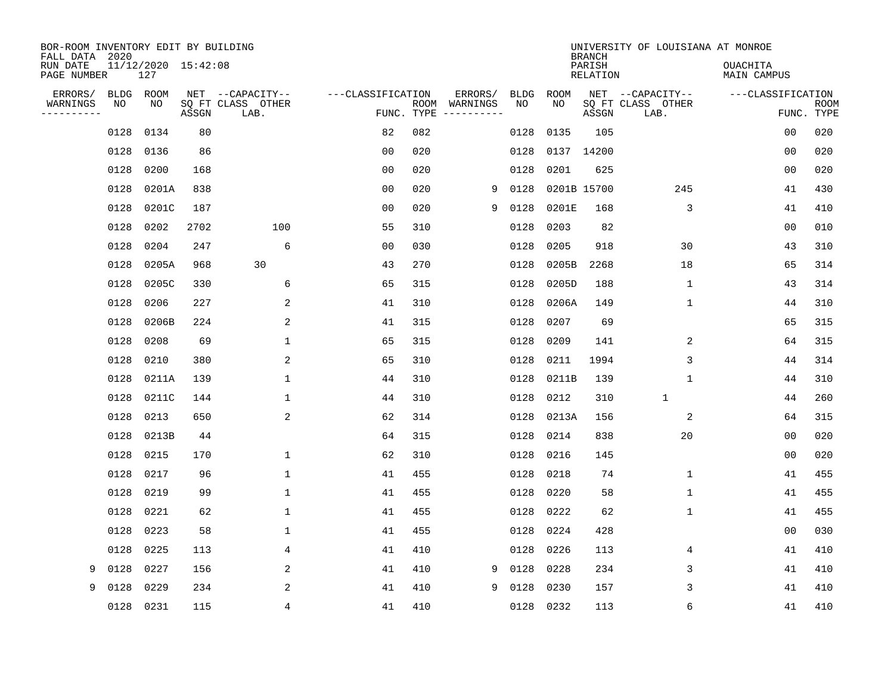BOR-ROOM INVENTORY EDIT BY BUILDING
FALL DATA 2020
RUN DATE 11/12/2020 15:42:08
PAGE NUMBER 127

UNIVERSITY OF LOUISIANA AT MONROE
BRANCH
PARISH OUACHITA
RELATION MAIN CAMPUS

| ERRORS/ WARNINGS | BLDG NO | ROOM NO | NET SQ FT ASSGN | CAPACITY CLASS LAB. | CAPACITY OTHER | CLASSIFICATION FUNC. | ROOM TYPE | ERRORS/ WARNINGS | BLDG NO | ROOM NO | NET SQ FT ASSGN | CAPACITY CLASS LAB. | CAPACITY OTHER | CLASSIFICATION FUNC. | ROOM TYPE |
|---|---|---|---|---|---|---|---|---|---|---|---|---|---|---|---|
| | 0128 | 0134 | 80 | | | 82 | 082 | | 0128 | 0135 | 105 | | | 00 | 020 |
| | 0128 | 0136 | 86 | | | 00 | 020 | | 0128 | 0137 | 14200 | | | 00 | 020 |
| | 0128 | 0200 | 168 | | | 00 | 020 | | 0128 | 0201 | 625 | | | 00 | 020 |
| | 0128 | 0201A | 838 | | | 00 | 020 | 9 | 0128 | 0201B | 15700 | | 245 | 41 | 430 |
| | 0128 | 0201C | 187 | | | 00 | 020 | 9 | 0128 | 0201E | 168 | | 3 | 41 | 410 |
| | 0128 | 0202 | 2702 | | 100 | 55 | 310 | | 0128 | 0203 | 82 | | | 00 | 010 |
| | 0128 | 0204 | 247 | | 6 | 00 | 030 | | 0128 | 0205 | 918 | | 30 | 43 | 310 |
| | 0128 | 0205A | 968 | 30 | | 43 | 270 | | 0128 | 0205B | 2268 | | 18 | 65 | 314 |
| | 0128 | 0205C | 330 | | 6 | 65 | 315 | | 0128 | 0205D | 188 | | 1 | 43 | 314 |
| | 0128 | 0206 | 227 | | 2 | 41 | 310 | | 0128 | 0206A | 149 | | 1 | 44 | 310 |
| | 0128 | 0206B | 224 | | 2 | 41 | 315 | | 0128 | 0207 | 69 | | | 65 | 315 |
| | 0128 | 0208 | 69 | | 1 | 65 | 315 | | 0128 | 0209 | 141 | | 2 | 64 | 315 |
| | 0128 | 0210 | 380 | | 2 | 65 | 310 | | 0128 | 0211 | 1994 | | 3 | 44 | 314 |
| | 0128 | 0211A | 139 | | 1 | 44 | 310 | | 0128 | 0211B | 139 | | 1 | 44 | 310 |
| | 0128 | 0211C | 144 | | 1 | 44 | 310 | | 0128 | 0212 | 310 | 1 | | 44 | 260 |
| | 0128 | 0213 | 650 | | 2 | 62 | 314 | | 0128 | 0213A | 156 | | 2 | 64 | 315 |
| | 0128 | 0213B | 44 | | | 64 | 315 | | 0128 | 0214 | 838 | | 20 | 00 | 020 |
| | 0128 | 0215 | 170 | | 1 | 62 | 310 | | 0128 | 0216 | 145 | | | 00 | 020 |
| | 0128 | 0217 | 96 | | 1 | 41 | 455 | | 0128 | 0218 | 74 | | 1 | 41 | 455 |
| | 0128 | 0219 | 99 | | 1 | 41 | 455 | | 0128 | 0220 | 58 | | 1 | 41 | 455 |
| | 0128 | 0221 | 62 | | 1 | 41 | 455 | | 0128 | 0222 | 62 | | 1 | 41 | 455 |
| | 0128 | 0223 | 58 | | 1 | 41 | 455 | | 0128 | 0224 | 428 | | | 00 | 030 |
| | 0128 | 0225 | 113 | | 4 | 41 | 410 | | 0128 | 0226 | 113 | | 4 | 41 | 410 |
| 9 | 0128 | 0227 | 156 | | 2 | 41 | 410 | 9 | 0128 | 0228 | 234 | | 3 | 41 | 410 |
| 9 | 0128 | 0229 | 234 | | 2 | 41 | 410 | 9 | 0128 | 0230 | 157 | | 3 | 41 | 410 |
| | 0128 | 0231 | 115 | | 4 | 41 | 410 | | 0128 | 0232 | 113 | | 6 | 41 | 410 |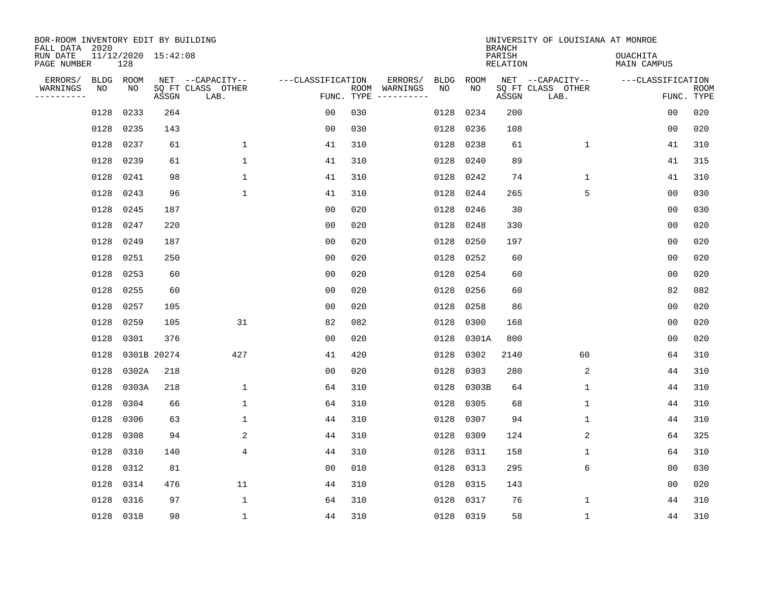BOR-ROOM INVENTORY EDIT BY BUILDING
FALL DATA 2020
RUN DATE 11/12/2020 15:42:08
PAGE NUMBER 128

UNIVERSITY OF LOUISIANA AT MONROE
BRANCH
PARISH OUACHITA
RELATION MAIN CAMPUS

| ERRORS/ WARNINGS | BLDG NO | ROOM NO | NET SQ FT ASSGN | CAPACITY CLASS LAB. | CAPACITY OTHER | CLASSIFICATION FUNC. | ROOM TYPE | ERRORS/ WARNINGS | BLDG NO | ROOM NO | NET SQ FT ASSGN | CAPACITY CLASS LAB. | CAPACITY OTHER | CLASSIFICATION FUNC. | ROOM TYPE |
|---|---|---|---|---|---|---|---|---|---|---|---|---|---|---|---|
| | 0128 | 0233 | 264 | | | 00 | 030 | | 0128 | 0234 | 200 | | | 00 | 020 |
| | 0128 | 0235 | 143 | | | 00 | 030 | | 0128 | 0236 | 108 | | | 00 | 020 |
| | 0128 | 0237 | 61 | | 1 | 41 | 310 | | 0128 | 0238 | 61 | | 1 | 41 | 310 |
| | 0128 | 0239 | 61 | | 1 | 41 | 310 | | 0128 | 0240 | 89 | | | 41 | 315 |
| | 0128 | 0241 | 98 | | 1 | 41 | 310 | | 0128 | 0242 | 74 | | 1 | 41 | 310 |
| | 0128 | 0243 | 96 | | 1 | 41 | 310 | | 0128 | 0244 | 265 | | 5 | 00 | 030 |
| | 0128 | 0245 | 187 | | | 00 | 020 | | 0128 | 0246 | 30 | | | 00 | 030 |
| | 0128 | 0247 | 220 | | | 00 | 020 | | 0128 | 0248 | 330 | | | 00 | 020 |
| | 0128 | 0249 | 187 | | | 00 | 020 | | 0128 | 0250 | 197 | | | 00 | 020 |
| | 0128 | 0251 | 250 | | | 00 | 020 | | 0128 | 0252 | 60 | | | 00 | 020 |
| | 0128 | 0253 | 60 | | | 00 | 020 | | 0128 | 0254 | 60 | | | 00 | 020 |
| | 0128 | 0255 | 60 | | | 00 | 020 | | 0128 | 0256 | 60 | | | 82 | 082 |
| | 0128 | 0257 | 105 | | | 00 | 020 | | 0128 | 0258 | 86 | | | 00 | 020 |
| | 0128 | 0259 | 105 | | 31 | 82 | 082 | | 0128 | 0300 | 168 | | | 00 | 020 |
| | 0128 | 0301 | 376 | | | 00 | 020 | | 0128 | 0301A | 800 | | | 00 | 020 |
| | 0128 | 0301B | 20274 | | 427 | 41 | 420 | | 0128 | 0302 | 2140 | | 60 | 64 | 310 |
| | 0128 | 0302A | 218 | | | 00 | 020 | | 0128 | 0303 | 280 | | 2 | 44 | 310 |
| | 0128 | 0303A | 218 | | 1 | 64 | 310 | | 0128 | 0303B | 64 | | 1 | 44 | 310 |
| | 0128 | 0304 | 66 | | 1 | 64 | 310 | | 0128 | 0305 | 68 | | 1 | 44 | 310 |
| | 0128 | 0306 | 63 | | 1 | 44 | 310 | | 0128 | 0307 | 94 | | 1 | 44 | 310 |
| | 0128 | 0308 | 94 | | 2 | 44 | 310 | | 0128 | 0309 | 124 | | 2 | 64 | 325 |
| | 0128 | 0310 | 140 | | 4 | 44 | 310 | | 0128 | 0311 | 158 | | 1 | 64 | 310 |
| | 0128 | 0312 | 81 | | | 00 | 010 | | 0128 | 0313 | 295 | | 6 | 00 | 030 |
| | 0128 | 0314 | 476 | | 11 | 44 | 310 | | 0128 | 0315 | 143 | | | 00 | 020 |
| | 0128 | 0316 | 97 | | 1 | 64 | 310 | | 0128 | 0317 | 76 | | 1 | 44 | 310 |
| | 0128 | 0318 | 98 | | 1 | 44 | 310 | | 0128 | 0319 | 58 | | 1 | 44 | 310 |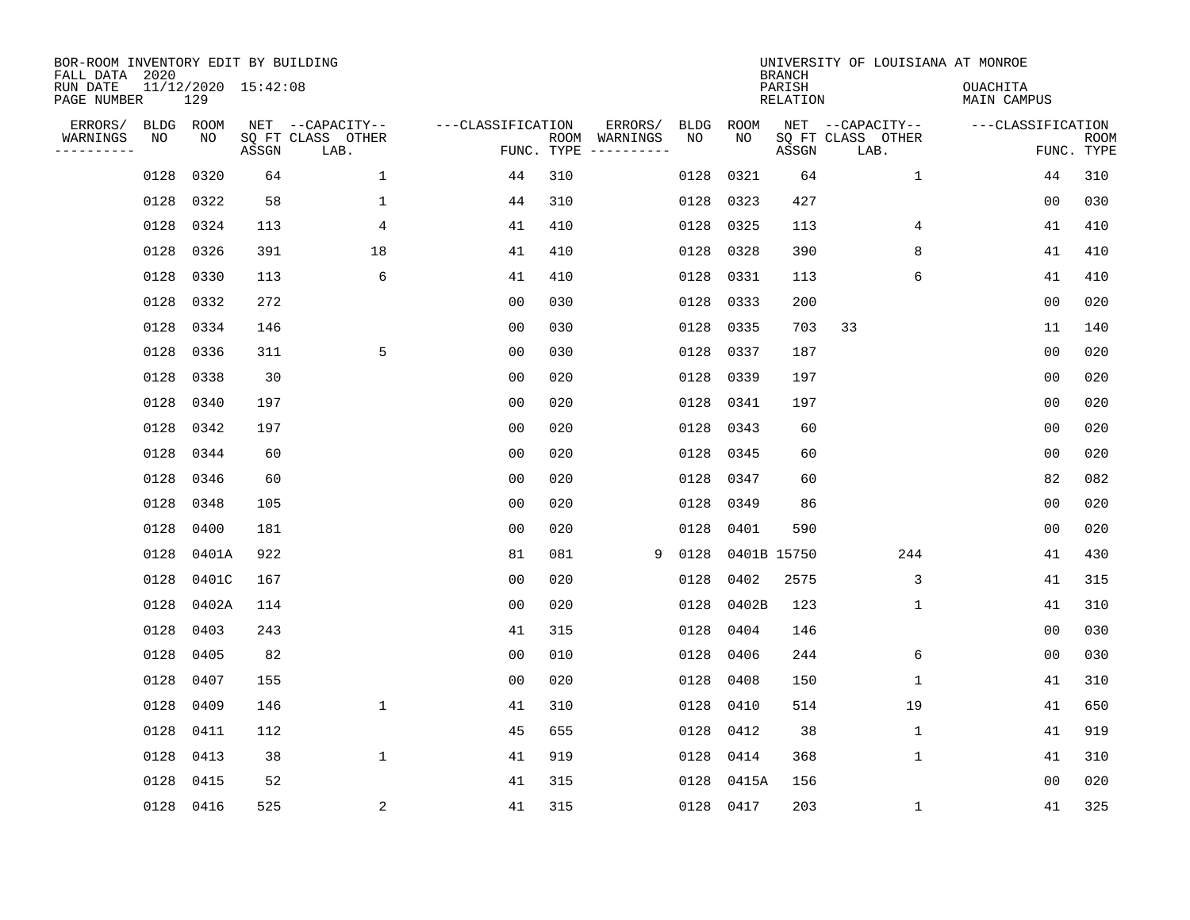BOR-ROOM INVENTORY EDIT BY BUILDING
FALL DATA 2020
RUN DATE 11/12/2020 15:42:08
PAGE NUMBER 129

UNIVERSITY OF LOUISIANA AT MONROE
BRANCH
PARISH OUACHITA
RELATION MAIN CAMPUS

| ERRORS/ WARNINGS | BLDG NO | ROOM NO | NET SQ FT ASSGN | CAPACITY CLASS | CAPACITY OTHER LAB. | FUNC. | ROOM TYPE | ERRORS/ WARNINGS | BLDG NO | ROOM NO | NET SQ FT ASSGN | CAPACITY CLASS | CAPACITY OTHER LAB. | FUNC. | ROOM TYPE |
|---|---|---|---|---|---|---|---|---|---|---|---|---|---|---|---|
| | 0128 | 0320 | 64 | | 1 | 44 | 310 | | 0128 | 0321 | 64 | | 1 | 44 | 310 |
| | 0128 | 0322 | 58 | | 1 | 44 | 310 | | 0128 | 0323 | 427 | | | 00 | 030 |
| | 0128 | 0324 | 113 | | 4 | 41 | 410 | | 0128 | 0325 | 113 | | 4 | 41 | 410 |
| | 0128 | 0326 | 391 | | 18 | 41 | 410 | | 0128 | 0328 | 390 | | 8 | 41 | 410 |
| | 0128 | 0330 | 113 | | 6 | 41 | 410 | | 0128 | 0331 | 113 | | 6 | 41 | 410 |
| | 0128 | 0332 | 272 | | | 00 | 030 | | 0128 | 0333 | 200 | | | 00 | 020 |
| | 0128 | 0334 | 146 | | | 00 | 030 | | 0128 | 0335 | 703 | 33 | | 11 | 140 |
| | 0128 | 0336 | 311 | | 5 | 00 | 030 | | 0128 | 0337 | 187 | | | 00 | 020 |
| | 0128 | 0338 | 30 | | | 00 | 020 | | 0128 | 0339 | 197 | | | 00 | 020 |
| | 0128 | 0340 | 197 | | | 00 | 020 | | 0128 | 0341 | 197 | | | 00 | 020 |
| | 0128 | 0342 | 197 | | | 00 | 020 | | 0128 | 0343 | 60 | | | 00 | 020 |
| | 0128 | 0344 | 60 | | | 00 | 020 | | 0128 | 0345 | 60 | | | 00 | 020 |
| | 0128 | 0346 | 60 | | | 00 | 020 | | 0128 | 0347 | 60 | | | 82 | 082 |
| | 0128 | 0348 | 105 | | | 00 | 020 | | 0128 | 0349 | 86 | | | 00 | 020 |
| | 0128 | 0400 | 181 | | | 00 | 020 | | 0128 | 0401 | 590 | | | 00 | 020 |
| | 0128 | 0401A | 922 | | | 81 | 081 | 9 | 0128 | 0401B | 15750 | | 244 | 41 | 430 |
| | 0128 | 0401C | 167 | | | 00 | 020 | | 0128 | 0402 | 2575 | | 3 | 41 | 315 |
| | 0128 | 0402A | 114 | | | 00 | 020 | | 0128 | 0402B | 123 | | 1 | 41 | 310 |
| | 0128 | 0403 | 243 | | | 41 | 315 | | 0128 | 0404 | 146 | | | 00 | 030 |
| | 0128 | 0405 | 82 | | | 00 | 010 | | 0128 | 0406 | 244 | | 6 | 00 | 030 |
| | 0128 | 0407 | 155 | | | 00 | 020 | | 0128 | 0408 | 150 | | 1 | 41 | 310 |
| | 0128 | 0409 | 146 | | 1 | 41 | 310 | | 0128 | 0410 | 514 | | 19 | 41 | 650 |
| | 0128 | 0411 | 112 | | | 45 | 655 | | 0128 | 0412 | 38 | | 1 | 41 | 919 |
| | 0128 | 0413 | 38 | | 1 | 41 | 919 | | 0128 | 0414 | 368 | | 1 | 41 | 310 |
| | 0128 | 0415 | 52 | | | 41 | 315 | | 0128 | 0415A | 156 | | | 00 | 020 |
| | 0128 | 0416 | 525 | | 2 | 41 | 315 | | 0128 | 0417 | 203 | | 1 | 41 | 325 |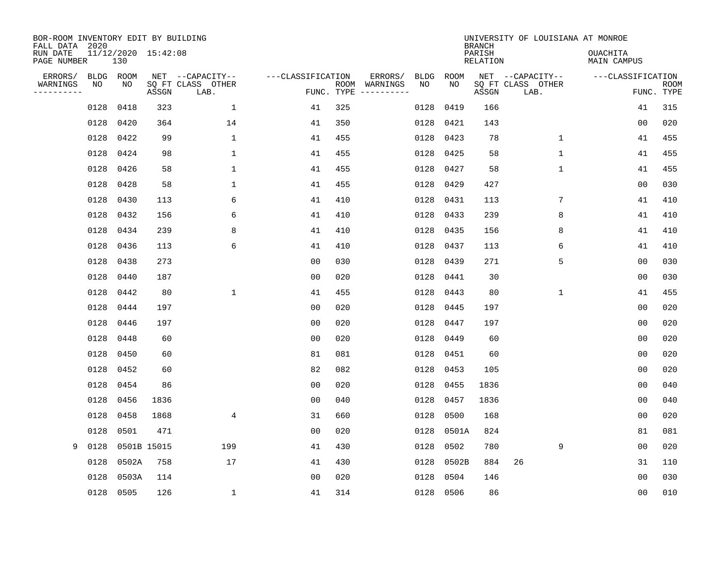BOR-ROOM INVENTORY EDIT BY BUILDING
FALL DATA 2020
RUN DATE 11/12/2020 15:42:08
PAGE NUMBER 130

UNIVERSITY OF LOUISIANA AT MONROE
BRANCH
PARISH OUACHITA
RELATION MAIN CAMPUS

| ERRORS/ WARNINGS | BLDG NO | ROOM NO | NET SQ FT ASSGN | --CAPACITY-- CLASS LAB. | OTHER | ---CLASSIFICATION FUNC. | ROOM TYPE | ERRORS/ WARNINGS | BLDG NO | ROOM NO | NET SQ FT ASSGN | --CAPACITY-- CLASS LAB. | OTHER | ---CLASSIFICATION FUNC. | ROOM TYPE |
|---|---|---|---|---|---|---|---|---|---|---|---|---|---|---|---|
| | 0128 | 0418 | 323 | | 1 | 41 | 325 | | 0128 | 0419 | 166 | | | 41 | 315 |
| | 0128 | 0420 | 364 | | 14 | 41 | 350 | | 0128 | 0421 | 143 | | | 00 | 020 |
| | 0128 | 0422 | 99 | | 1 | 41 | 455 | | 0128 | 0423 | 78 | | 1 | 41 | 455 |
| | 0128 | 0424 | 98 | | 1 | 41 | 455 | | 0128 | 0425 | 58 | | 1 | 41 | 455 |
| | 0128 | 0426 | 58 | | 1 | 41 | 455 | | 0128 | 0427 | 58 | | 1 | 41 | 455 |
| | 0128 | 0428 | 58 | | 1 | 41 | 455 | | 0128 | 0429 | 427 | | | 00 | 030 |
| | 0128 | 0430 | 113 | | 6 | 41 | 410 | | 0128 | 0431 | 113 | | 7 | 41 | 410 |
| | 0128 | 0432 | 156 | | 6 | 41 | 410 | | 0128 | 0433 | 239 | | 8 | 41 | 410 |
| | 0128 | 0434 | 239 | | 8 | 41 | 410 | | 0128 | 0435 | 156 | | 8 | 41 | 410 |
| | 0128 | 0436 | 113 | | 6 | 41 | 410 | | 0128 | 0437 | 113 | | 6 | 41 | 410 |
| | 0128 | 0438 | 273 | | | 00 | 030 | | 0128 | 0439 | 271 | | 5 | 00 | 030 |
| | 0128 | 0440 | 187 | | | 00 | 020 | | 0128 | 0441 | 30 | | | 00 | 030 |
| | 0128 | 0442 | 80 | | 1 | 41 | 455 | | 0128 | 0443 | 80 | | 1 | 41 | 455 |
| | 0128 | 0444 | 197 | | | 00 | 020 | | 0128 | 0445 | 197 | | | 00 | 020 |
| | 0128 | 0446 | 197 | | | 00 | 020 | | 0128 | 0447 | 197 | | | 00 | 020 |
| | 0128 | 0448 | 60 | | | 00 | 020 | | 0128 | 0449 | 60 | | | 00 | 020 |
| | 0128 | 0450 | 60 | | | 81 | 081 | | 0128 | 0451 | 60 | | | 00 | 020 |
| | 0128 | 0452 | 60 | | | 82 | 082 | | 0128 | 0453 | 105 | | | 00 | 020 |
| | 0128 | 0454 | 86 | | | 00 | 020 | | 0128 | 0455 | 1836 | | | 00 | 040 |
| | 0128 | 0456 | 1836 | | | 00 | 040 | | 0128 | 0457 | 1836 | | | 00 | 040 |
| | 0128 | 0458 | 1868 | | 4 | 31 | 660 | | 0128 | 0500 | 168 | | | 00 | 020 |
| | 0128 | 0501 | 471 | | | 00 | 020 | | 0128 | 0501A | 824 | | | 81 | 081 |
| 9 | 0128 | 0501B | 15015 | | 199 | 41 | 430 | | 0128 | 0502 | 780 | | 9 | 00 | 020 |
| | 0128 | 0502A | 758 | | 17 | 41 | 430 | | 0128 | 0502B | 884 | 26 | | 31 | 110 |
| | 0128 | 0503A | 114 | | | 00 | 020 | | 0128 | 0504 | 146 | | | 00 | 030 |
| | 0128 | 0505 | 126 | | 1 | 41 | 314 | | 0128 | 0506 | 86 | | | 00 | 010 |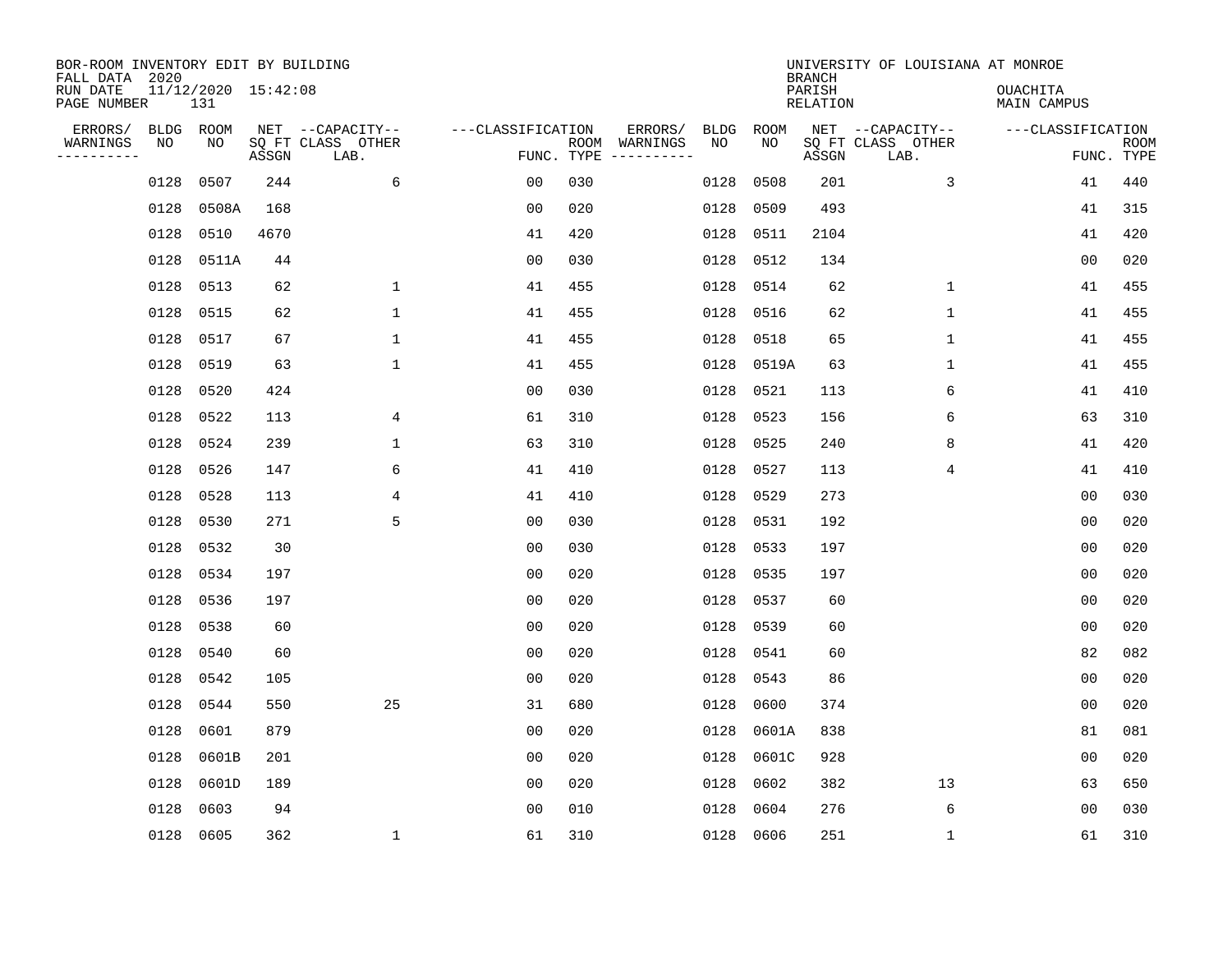BOR-ROOM INVENTORY EDIT BY BUILDING
FALL DATA 2020
RUN DATE 11/12/2020 15:42:08
PAGE NUMBER 131

UNIVERSITY OF LOUISIANA AT MONROE
BRANCH
PARISH OUACHITA
RELATION MAIN CAMPUS

| ERRORS/ WARNINGS | BLDG NO | ROOM NO | NET SQ FT ASSGN | CAPACITY CLASS LAB. | CAPACITY OTHER | CLASSIFICATION FUNC. | ROOM TYPE | ERRORS/ WARNINGS | BLDG NO | ROOM NO | NET SQ FT ASSGN | CAPACITY CLASS LAB. | CAPACITY OTHER | CLASSIFICATION FUNC. | ROOM TYPE |
|---|---|---|---|---|---|---|---|---|---|---|---|---|---|---|---|
| | 0128 | 0507 | 244 | | 6 | 00 | 030 | | 0128 | 0508 | 201 | | 3 | 41 | 440 |
| | 0128 | 0508A | 168 | | | 00 | 020 | | 0128 | 0509 | 493 | | | 41 | 315 |
| | 0128 | 0510 | 4670 | | | 41 | 420 | | 0128 | 0511 | 2104 | | | 41 | 420 |
| | 0128 | 0511A | 44 | | | 00 | 030 | | 0128 | 0512 | 134 | | | 00 | 020 |
| | 0128 | 0513 | 62 | | 1 | 41 | 455 | | 0128 | 0514 | 62 | | 1 | 41 | 455 |
| | 0128 | 0515 | 62 | | 1 | 41 | 455 | | 0128 | 0516 | 62 | | 1 | 41 | 455 |
| | 0128 | 0517 | 67 | | 1 | 41 | 455 | | 0128 | 0518 | 65 | | 1 | 41 | 455 |
| | 0128 | 0519 | 63 | | 1 | 41 | 455 | | 0128 | 0519A | 63 | | 1 | 41 | 455 |
| | 0128 | 0520 | 424 | | | 00 | 030 | | 0128 | 0521 | 113 | | 6 | 41 | 410 |
| | 0128 | 0522 | 113 | | 4 | 61 | 310 | | 0128 | 0523 | 156 | | 6 | 63 | 310 |
| | 0128 | 0524 | 239 | | 1 | 63 | 310 | | 0128 | 0525 | 240 | | 8 | 41 | 420 |
| | 0128 | 0526 | 147 | | 6 | 41 | 410 | | 0128 | 0527 | 113 | | 4 | 41 | 410 |
| | 0128 | 0528 | 113 | | 4 | 41 | 410 | | 0128 | 0529 | 273 | | | 00 | 030 |
| | 0128 | 0530 | 271 | | 5 | 00 | 030 | | 0128 | 0531 | 192 | | | 00 | 020 |
| | 0128 | 0532 | 30 | | | 00 | 030 | | 0128 | 0533 | 197 | | | 00 | 020 |
| | 0128 | 0534 | 197 | | | 00 | 020 | | 0128 | 0535 | 197 | | | 00 | 020 |
| | 0128 | 0536 | 197 | | | 00 | 020 | | 0128 | 0537 | 60 | | | 00 | 020 |
| | 0128 | 0538 | 60 | | | 00 | 020 | | 0128 | 0539 | 60 | | | 00 | 020 |
| | 0128 | 0540 | 60 | | | 00 | 020 | | 0128 | 0541 | 60 | | | 82 | 082 |
| | 0128 | 0542 | 105 | | | 00 | 020 | | 0128 | 0543 | 86 | | | 00 | 020 |
| | 0128 | 0544 | 550 | | 25 | 31 | 680 | | 0128 | 0600 | 374 | | | 00 | 020 |
| | 0128 | 0601 | 879 | | | 00 | 020 | | 0128 | 0601A | 838 | | | 81 | 081 |
| | 0128 | 0601B | 201 | | | 00 | 020 | | 0128 | 0601C | 928 | | | 00 | 020 |
| | 0128 | 0601D | 189 | | | 00 | 020 | | 0128 | 0602 | 382 | | 13 | 63 | 650 |
| | 0128 | 0603 | 94 | | | 00 | 010 | | 0128 | 0604 | 276 | | 6 | 00 | 030 |
| | 0128 | 0605 | 362 | | 1 | 61 | 310 | | 0128 | 0606 | 251 | | 1 | 61 | 310 |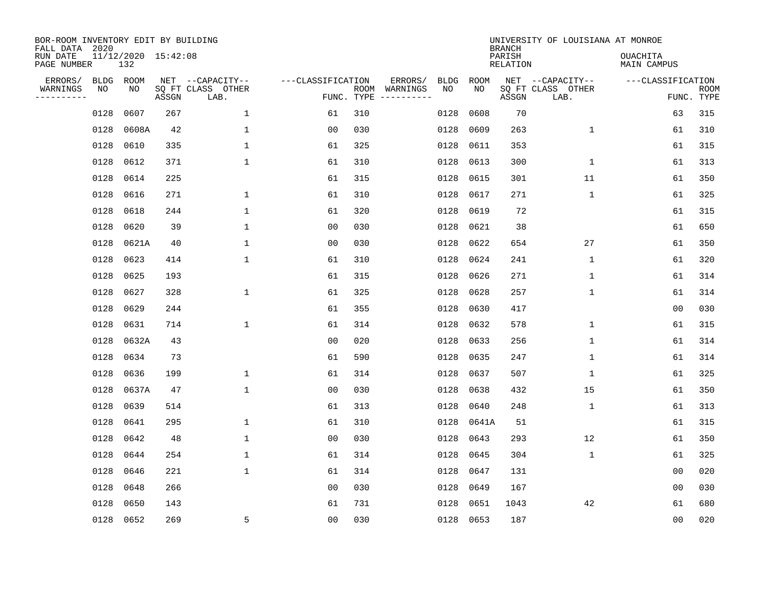BOR-ROOM INVENTORY EDIT BY BUILDING
FALL DATA 2020
RUN DATE 11/12/2020 15:42:08
PAGE NUMBER 132

UNIVERSITY OF LOUISIANA AT MONROE
BRANCH
PARISH OUACHITA
RELATION MAIN CAMPUS

| ERRORS/ WARNINGS | BLDG NO | ROOM NO | NET SQ FT ASSGN | CAPACITY CLASS LAB. | CAPACITY OTHER | CLASSIFICATION FUNC. | ROOM TYPE | ERRORS/ WARNINGS | BLDG NO | ROOM NO | NET SQ FT ASSGN | CAPACITY CLASS LAB. | CAPACITY OTHER | CLASSIFICATION FUNC. | ROOM TYPE |
|---|---|---|---|---|---|---|---|---|---|---|---|---|---|---|---|
| | 0128 | 0607 | 267 | | 1 | 61 | 310 | | 0128 | 0608 | 70 | | | 63 | 315 |
| | 0128 | 0608A | 42 | | 1 | 00 | 030 | | 0128 | 0609 | 263 | | 1 | 61 | 310 |
| | 0128 | 0610 | 335 | | 1 | 61 | 325 | | 0128 | 0611 | 353 | | | 61 | 315 |
| | 0128 | 0612 | 371 | | 1 | 61 | 310 | | 0128 | 0613 | 300 | | 1 | 61 | 313 |
| | 0128 | 0614 | 225 | | | 61 | 315 | | 0128 | 0615 | 301 | | 11 | 61 | 350 |
| | 0128 | 0616 | 271 | | 1 | 61 | 310 | | 0128 | 0617 | 271 | | 1 | 61 | 325 |
| | 0128 | 0618 | 244 | | 1 | 61 | 320 | | 0128 | 0619 | 72 | | | 61 | 315 |
| | 0128 | 0620 | 39 | | 1 | 00 | 030 | | 0128 | 0621 | 38 | | | 61 | 650 |
| | 0128 | 0621A | 40 | | 1 | 00 | 030 | | 0128 | 0622 | 654 | | 27 | 61 | 350 |
| | 0128 | 0623 | 414 | | 1 | 61 | 310 | | 0128 | 0624 | 241 | | 1 | 61 | 320 |
| | 0128 | 0625 | 193 | | | 61 | 315 | | 0128 | 0626 | 271 | | 1 | 61 | 314 |
| | 0128 | 0627 | 328 | | 1 | 61 | 325 | | 0128 | 0628 | 257 | | 1 | 61 | 314 |
| | 0128 | 0629 | 244 | | | 61 | 355 | | 0128 | 0630 | 417 | | | 00 | 030 |
| | 0128 | 0631 | 714 | | 1 | 61 | 314 | | 0128 | 0632 | 578 | | 1 | 61 | 315 |
| | 0128 | 0632A | 43 | | | 00 | 020 | | 0128 | 0633 | 256 | | 1 | 61 | 314 |
| | 0128 | 0634 | 73 | | | 61 | 590 | | 0128 | 0635 | 247 | | 1 | 61 | 314 |
| | 0128 | 0636 | 199 | | 1 | 61 | 314 | | 0128 | 0637 | 507 | | 1 | 61 | 325 |
| | 0128 | 0637A | 47 | | 1 | 00 | 030 | | 0128 | 0638 | 432 | | 15 | 61 | 350 |
| | 0128 | 0639 | 514 | | | 61 | 313 | | 0128 | 0640 | 248 | | 1 | 61 | 313 |
| | 0128 | 0641 | 295 | | 1 | 61 | 310 | | 0128 | 0641A | 51 | | | 61 | 315 |
| | 0128 | 0642 | 48 | | 1 | 00 | 030 | | 0128 | 0643 | 293 | | 12 | 61 | 350 |
| | 0128 | 0644 | 254 | | 1 | 61 | 314 | | 0128 | 0645 | 304 | | 1 | 61 | 325 |
| | 0128 | 0646 | 221 | | 1 | 61 | 314 | | 0128 | 0647 | 131 | | | 00 | 020 |
| | 0128 | 0648 | 266 | | | 00 | 030 | | 0128 | 0649 | 167 | | | 00 | 030 |
| | 0128 | 0650 | 143 | | | 61 | 731 | | 0128 | 0651 | 1043 | | 42 | 61 | 680 |
| | 0128 | 0652 | 269 | | 5 | 00 | 030 | | 0128 | 0653 | 187 | | | 00 | 020 |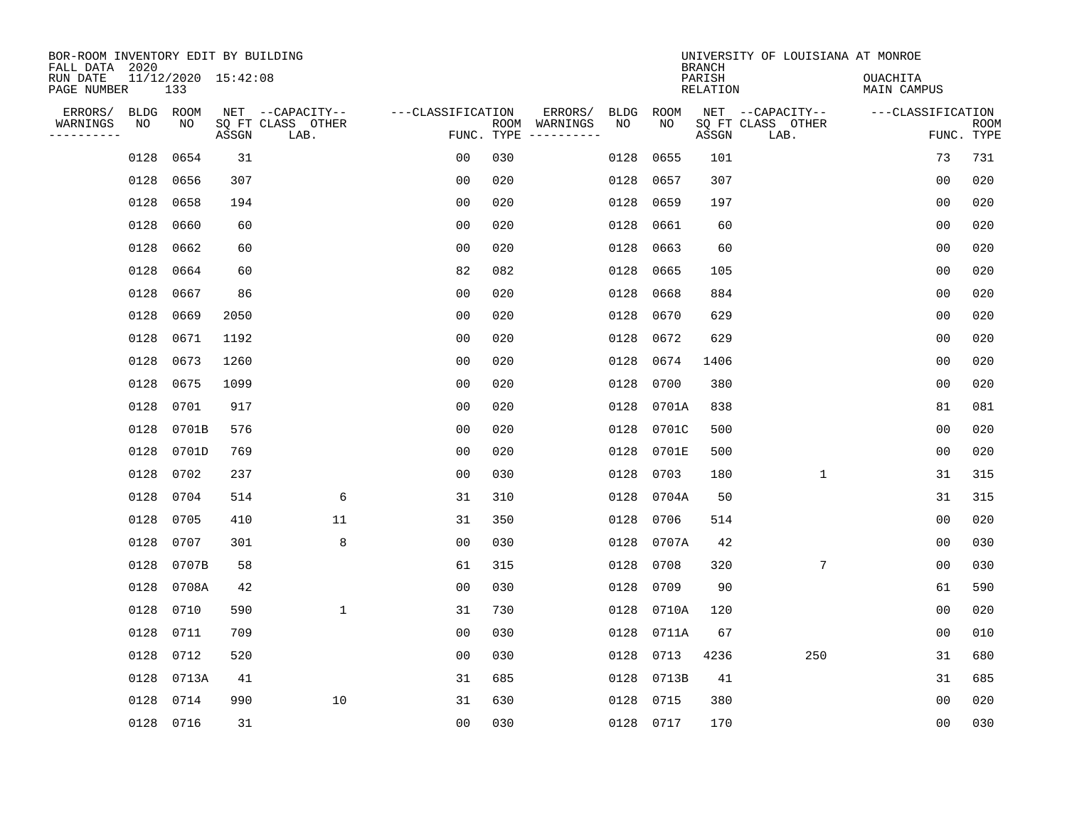BOR-ROOM INVENTORY EDIT BY BUILDING
FALL DATA 2020
RUN DATE 11/12/2020 15:42:08
PAGE NUMBER 133

UNIVERSITY OF LOUISIANA AT MONROE
BRANCH
PARISH OUACHITA
RELATION MAIN CAMPUS

| ERRORS/ WARNINGS | BLDG NO | ROOM NO | NET SQ FT ASSGN | CAPACITY CLASS LAB. | CAPACITY OTHER | CLASSIFICATION FUNC. | ROOM TYPE | ERRORS/ WARNINGS | BLDG NO | ROOM NO | NET SQ FT ASSGN | CAPACITY CLASS LAB. | CAPACITY OTHER | CLASSIFICATION FUNC. | ROOM TYPE |
|---|---|---|---|---|---|---|---|---|---|---|---|---|---|---|---|
| | 0128 | 0654 | 31 | | | 00 | 030 | | 0128 | 0655 | 101 | | | 73 | 731 |
| | 0128 | 0656 | 307 | | | 00 | 020 | | 0128 | 0657 | 307 | | | 00 | 020 |
| | 0128 | 0658 | 194 | | | 00 | 020 | | 0128 | 0659 | 197 | | | 00 | 020 |
| | 0128 | 0660 | 60 | | | 00 | 020 | | 0128 | 0661 | 60 | | | 00 | 020 |
| | 0128 | 0662 | 60 | | | 00 | 020 | | 0128 | 0663 | 60 | | | 00 | 020 |
| | 0128 | 0664 | 60 | | | 82 | 082 | | 0128 | 0665 | 105 | | | 00 | 020 |
| | 0128 | 0667 | 86 | | | 00 | 020 | | 0128 | 0668 | 884 | | | 00 | 020 |
| | 0128 | 0669 | 2050 | | | 00 | 020 | | 0128 | 0670 | 629 | | | 00 | 020 |
| | 0128 | 0671 | 1192 | | | 00 | 020 | | 0128 | 0672 | 629 | | | 00 | 020 |
| | 0128 | 0673 | 1260 | | | 00 | 020 | | 0128 | 0674 | 1406 | | | 00 | 020 |
| | 0128 | 0675 | 1099 | | | 00 | 020 | | 0128 | 0700 | 380 | | | 00 | 020 |
| | 0128 | 0701 | 917 | | | 00 | 020 | | 0128 | 0701A | 838 | | | 81 | 081 |
| | 0128 | 0701B | 576 | | | 00 | 020 | | 0128 | 0701C | 500 | | | 00 | 020 |
| | 0128 | 0701D | 769 | | | 00 | 020 | | 0128 | 0701E | 500 | | | 00 | 020 |
| | 0128 | 0702 | 237 | | | 00 | 030 | | 0128 | 0703 | 180 | | 1 | 31 | 315 |
| | 0128 | 0704 | 514 | | 6 | 31 | 310 | | 0128 | 0704A | 50 | | | 31 | 315 |
| | 0128 | 0705 | 410 | | 11 | 31 | 350 | | 0128 | 0706 | 514 | | | 00 | 020 |
| | 0128 | 0707 | 301 | | 8 | 00 | 030 | | 0128 | 0707A | 42 | | | 00 | 030 |
| | 0128 | 0707B | 58 | | | 61 | 315 | | 0128 | 0708 | 320 | | 7 | 00 | 030 |
| | 0128 | 0708A | 42 | | | 00 | 030 | | 0128 | 0709 | 90 | | | 61 | 590 |
| | 0128 | 0710 | 590 | | 1 | 31 | 730 | | 0128 | 0710A | 120 | | | 00 | 020 |
| | 0128 | 0711 | 709 | | | 00 | 030 | | 0128 | 0711A | 67 | | | 00 | 010 |
| | 0128 | 0712 | 520 | | | 00 | 030 | | 0128 | 0713 | 4236 | | 250 | 31 | 680 |
| | 0128 | 0713A | 41 | | | 31 | 685 | | 0128 | 0713B | 41 | | | 31 | 685 |
| | 0128 | 0714 | 990 | | 10 | 31 | 630 | | 0128 | 0715 | 380 | | | 00 | 020 |
| | 0128 | 0716 | 31 | | | 00 | 030 | | 0128 | 0717 | 170 | | | 00 | 030 |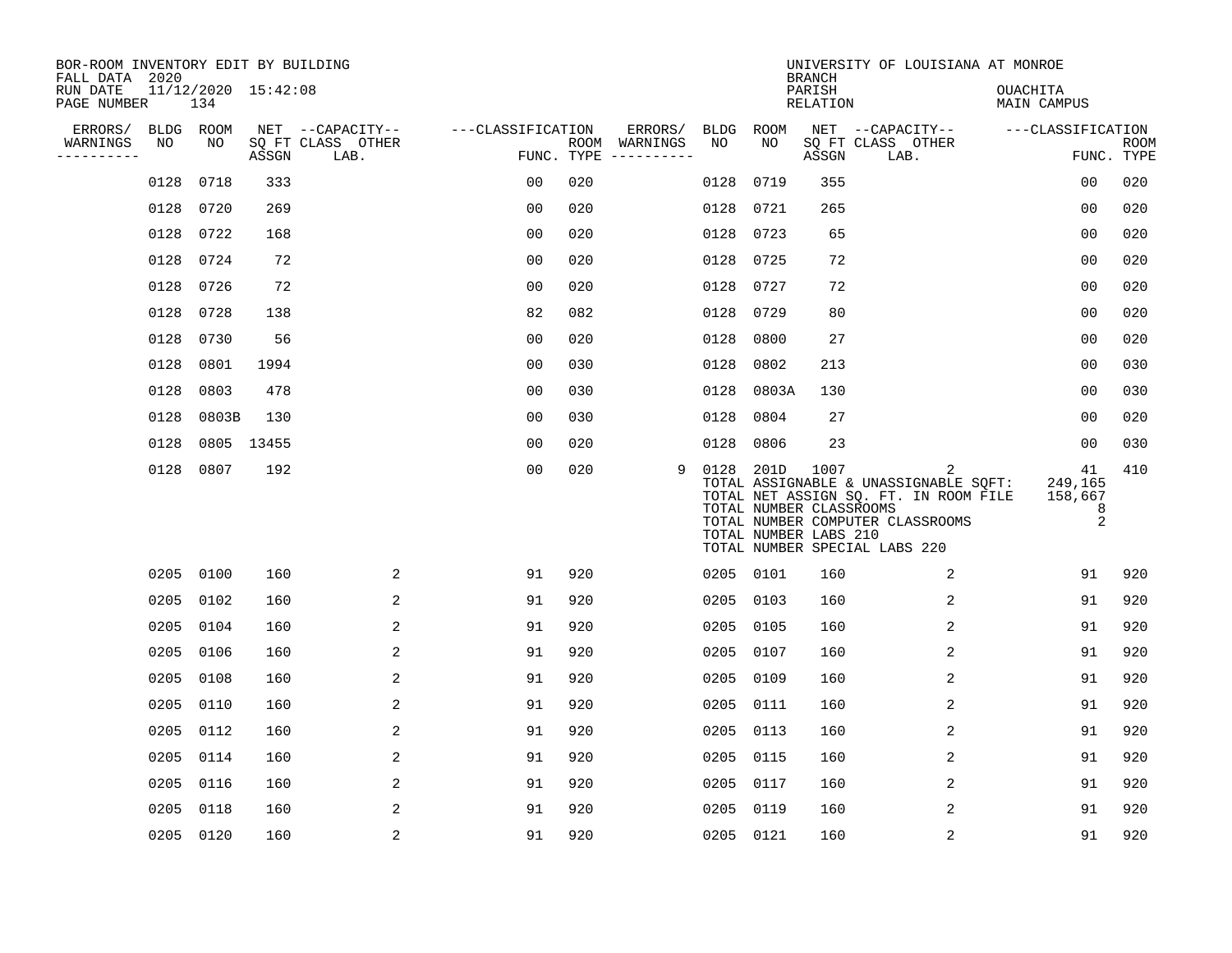BOR-ROOM INVENTORY EDIT BY BUILDING
FALL DATA 2020
RUN DATE 11/12/2020 15:42:08
PAGE NUMBER 134

UNIVERSITY OF LOUISIANA AT MONROE
BRANCH
PARISH OUACHITA
RELATION MAIN CAMPUS

| ERRORS/ WARNINGS | BLDG NO | ROOM NO | NET SQ FT ASSGN | CAPACITY CLASS LAB. | CAPACITY OTHER | CLASSIFICATION FUNC. | ROOM TYPE | ERRORS/ WARNINGS | BLDG NO | ROOM NO | NET SQ FT ASSGN | CAPACITY CLASS LAB. | CAPACITY OTHER | CLASSIFICATION FUNC. | ROOM TYPE |
|---|---|---|---|---|---|---|---|---|---|---|---|---|---|---|---|
| | 0128 | 0718 | 333 | | | 00 | 020 | | 0128 | 0719 | 355 | | | 00 | 020 |
| | 0128 | 0720 | 269 | | | 00 | 020 | | 0128 | 0721 | 265 | | | 00 | 020 |
| | 0128 | 0722 | 168 | | | 00 | 020 | | 0128 | 0723 | 65 | | | 00 | 020 |
| | 0128 | 0724 | 72 | | | 00 | 020 | | 0128 | 0725 | 72 | | | 00 | 020 |
| | 0128 | 0726 | 72 | | | 00 | 020 | | 0128 | 0727 | 72 | | | 00 | 020 |
| | 0128 | 0728 | 138 | | | 82 | 082 | | 0128 | 0729 | 80 | | | 00 | 020 |
| | 0128 | 0730 | 56 | | | 00 | 020 | | 0128 | 0800 | 27 | | | 00 | 020 |
| | 0128 | 0801 | 1994 | | | 00 | 030 | | 0128 | 0802 | 213 | | | 00 | 030 |
| | 0128 | 0803 | 478 | | | 00 | 030 | | 0128 | 0803A | 130 | | | 00 | 030 |
| | 0128 | 0803B | 130 | | | 00 | 030 | | 0128 | 0804 | 27 | | | 00 | 020 |
| | 0128 | 0805 | 13455 | | | 00 | 020 | | 0128 | 0806 | 23 | | | 00 | 030 |
| | 0128 | 0807 | 192 | | | 00 | 020 | 9 | 0128 | 201D | 1007 | | 2 | 41 | 410 |

TOTAL ASSIGNABLE & UNASSIGNABLE SQFT: 249,165
TOTAL NET ASSIGN SQ. FT. IN ROOM FILE 158,667
TOTAL NUMBER CLASSROOMS 8
TOTAL NUMBER COMPUTER CLASSROOMS 2
TOTAL NUMBER LABS 210
TOTAL NUMBER SPECIAL LABS 220

| ERRORS/ WARNINGS | BLDG NO | ROOM NO | NET SQ FT ASSGN | CAPACITY CLASS LAB. | CAPACITY OTHER | CLASSIFICATION FUNC. | ROOM TYPE | ERRORS/ WARNINGS | BLDG NO | ROOM NO | NET SQ FT ASSGN | CAPACITY CLASS LAB. | CAPACITY OTHER | CLASSIFICATION FUNC. | ROOM TYPE |
|---|---|---|---|---|---|---|---|---|---|---|---|---|---|---|---|
| | 0205 | 0100 | 160 | | 2 | 91 | 920 | | 0205 | 0101 | 160 | | 2 | 91 | 920 |
| | 0205 | 0102 | 160 | | 2 | 91 | 920 | | 0205 | 0103 | 160 | | 2 | 91 | 920 |
| | 0205 | 0104 | 160 | | 2 | 91 | 920 | | 0205 | 0105 | 160 | | 2 | 91 | 920 |
| | 0205 | 0106 | 160 | | 2 | 91 | 920 | | 0205 | 0107 | 160 | | 2 | 91 | 920 |
| | 0205 | 0108 | 160 | | 2 | 91 | 920 | | 0205 | 0109 | 160 | | 2 | 91 | 920 |
| | 0205 | 0110 | 160 | | 2 | 91 | 920 | | 0205 | 0111 | 160 | | 2 | 91 | 920 |
| | 0205 | 0112 | 160 | | 2 | 91 | 920 | | 0205 | 0113 | 160 | | 2 | 91 | 920 |
| | 0205 | 0114 | 160 | | 2 | 91 | 920 | | 0205 | 0115 | 160 | | 2 | 91 | 920 |
| | 0205 | 0116 | 160 | | 2 | 91 | 920 | | 0205 | 0117 | 160 | | 2 | 91 | 920 |
| | 0205 | 0118 | 160 | | 2 | 91 | 920 | | 0205 | 0119 | 160 | | 2 | 91 | 920 |
| | 0205 | 0120 | 160 | | 2 | 91 | 920 | | 0205 | 0121 | 160 | | 2 | 91 | 920 |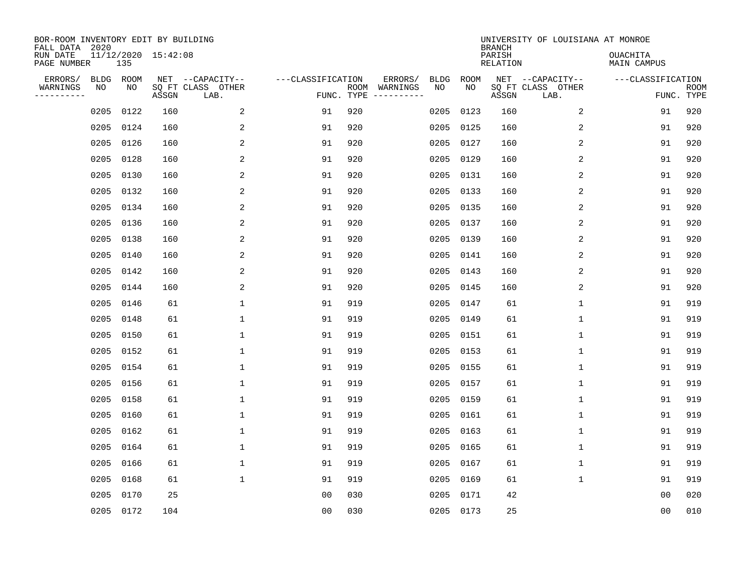BOR-ROOM INVENTORY EDIT BY BUILDING
FALL DATA 2020
RUN DATE 11/12/2020 15:42:08
PAGE NUMBER 135

UNIVERSITY OF LOUISIANA AT MONROE
BRANCH
PARISH OUACHITA
RELATION MAIN CAMPUS

| ERRORS/ WARNINGS | BLDG NO | ROOM NO | NET SQ FT ASSGN | --CAPACITY-- CLASS LAB. | OTHER | ---CLASSIFICATION FUNC. | ROOM TYPE | ERRORS/ WARNINGS | BLDG NO | ROOM NO | NET SQ FT ASSGN | --CAPACITY-- CLASS LAB. | OTHER | ---CLASSIFICATION FUNC. | ROOM TYPE |
|---|---|---|---|---|---|---|---|---|---|---|---|---|---|---|---|
| | 0205 | 0122 | 160 | | 2 | 91 | 920 | | 0205 | 0123 | 160 | | 2 | 91 | 920 |
| | 0205 | 0124 | 160 | | 2 | 91 | 920 | | 0205 | 0125 | 160 | | 2 | 91 | 920 |
| | 0205 | 0126 | 160 | | 2 | 91 | 920 | | 0205 | 0127 | 160 | | 2 | 91 | 920 |
| | 0205 | 0128 | 160 | | 2 | 91 | 920 | | 0205 | 0129 | 160 | | 2 | 91 | 920 |
| | 0205 | 0130 | 160 | | 2 | 91 | 920 | | 0205 | 0131 | 160 | | 2 | 91 | 920 |
| | 0205 | 0132 | 160 | | 2 | 91 | 920 | | 0205 | 0133 | 160 | | 2 | 91 | 920 |
| | 0205 | 0134 | 160 | | 2 | 91 | 920 | | 0205 | 0135 | 160 | | 2 | 91 | 920 |
| | 0205 | 0136 | 160 | | 2 | 91 | 920 | | 0205 | 0137 | 160 | | 2 | 91 | 920 |
| | 0205 | 0138 | 160 | | 2 | 91 | 920 | | 0205 | 0139 | 160 | | 2 | 91 | 920 |
| | 0205 | 0140 | 160 | | 2 | 91 | 920 | | 0205 | 0141 | 160 | | 2 | 91 | 920 |
| | 0205 | 0142 | 160 | | 2 | 91 | 920 | | 0205 | 0143 | 160 | | 2 | 91 | 920 |
| | 0205 | 0144 | 160 | | 2 | 91 | 920 | | 0205 | 0145 | 160 | | 2 | 91 | 920 |
| | 0205 | 0146 | 61 | | 1 | 91 | 919 | | 0205 | 0147 | 61 | | 1 | 91 | 919 |
| | 0205 | 0148 | 61 | | 1 | 91 | 919 | | 0205 | 0149 | 61 | | 1 | 91 | 919 |
| | 0205 | 0150 | 61 | | 1 | 91 | 919 | | 0205 | 0151 | 61 | | 1 | 91 | 919 |
| | 0205 | 0152 | 61 | | 1 | 91 | 919 | | 0205 | 0153 | 61 | | 1 | 91 | 919 |
| | 0205 | 0154 | 61 | | 1 | 91 | 919 | | 0205 | 0155 | 61 | | 1 | 91 | 919 |
| | 0205 | 0156 | 61 | | 1 | 91 | 919 | | 0205 | 0157 | 61 | | 1 | 91 | 919 |
| | 0205 | 0158 | 61 | | 1 | 91 | 919 | | 0205 | 0159 | 61 | | 1 | 91 | 919 |
| | 0205 | 0160 | 61 | | 1 | 91 | 919 | | 0205 | 0161 | 61 | | 1 | 91 | 919 |
| | 0205 | 0162 | 61 | | 1 | 91 | 919 | | 0205 | 0163 | 61 | | 1 | 91 | 919 |
| | 0205 | 0164 | 61 | | 1 | 91 | 919 | | 0205 | 0165 | 61 | | 1 | 91 | 919 |
| | 0205 | 0166 | 61 | | 1 | 91 | 919 | | 0205 | 0167 | 61 | | 1 | 91 | 919 |
| | 0205 | 0168 | 61 | | 1 | 91 | 919 | | 0205 | 0169 | 61 | | 1 | 91 | 919 |
| | 0205 | 0170 | 25 | | | 00 | 030 | | 0205 | 0171 | 42 | | | 00 | 020 |
| | 0205 | 0172 | 104 | | | 00 | 030 | | 0205 | 0173 | 25 | | | 00 | 010 |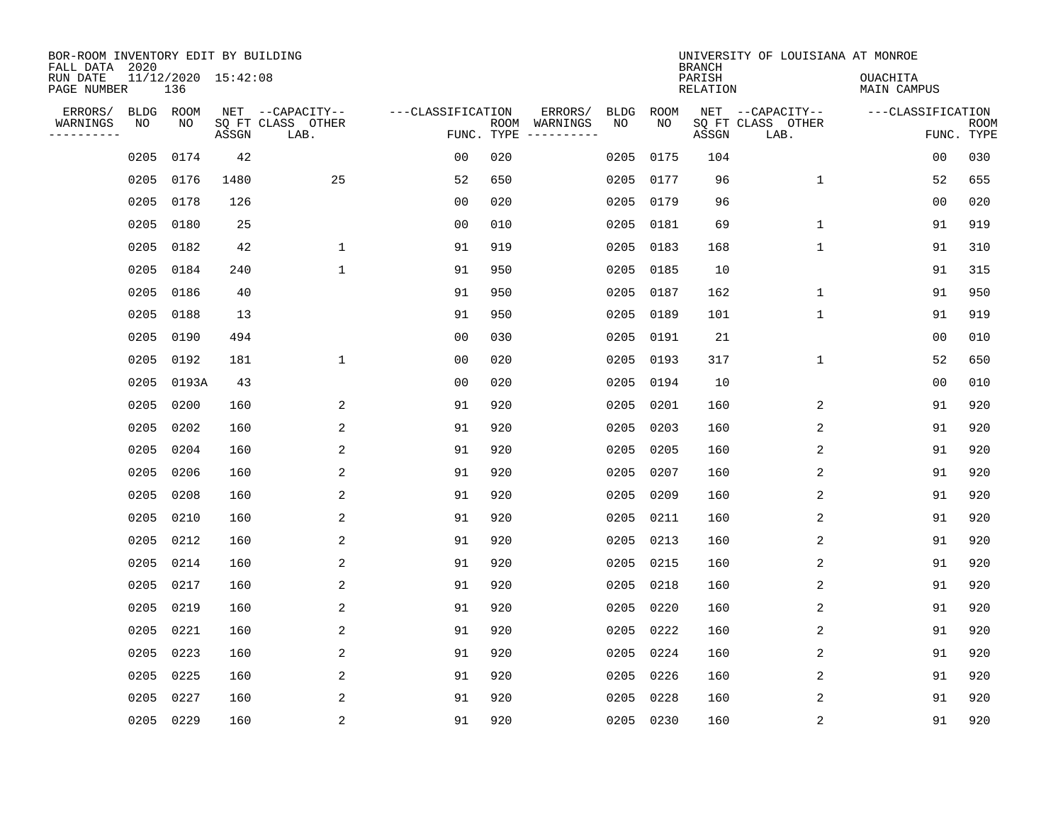BOR-ROOM INVENTORY EDIT BY BUILDING
FALL DATA 2020
RUN DATE 11/12/2020 15:42:08
PAGE NUMBER 136

UNIVERSITY OF LOUISIANA AT MONROE
BRANCH
PARISH OUACHITA
RELATION MAIN CAMPUS

| ERRORS/ WARNINGS | BLDG NO | ROOM NO | NET SQ FT ASSGN | CAPACITY CLASS LAB. | CAPACITY OTHER | CLASSIFICATION FUNC. | ROOM TYPE | ERRORS/ WARNINGS | BLDG NO | ROOM NO | NET SQ FT ASSGN | CAPACITY CLASS LAB. | CAPACITY OTHER | CLASSIFICATION FUNC. | ROOM TYPE |
|---|---|---|---|---|---|---|---|---|---|---|---|---|---|---|---|
| | 0205 | 0174 | 42 | | | 00 | 020 | | 0205 | 0175 | 104 | | | 00 | 030 |
| | 0205 | 0176 | 1480 | | 25 | 52 | 650 | | 0205 | 0177 | 96 | | 1 | 52 | 655 |
| | 0205 | 0178 | 126 | | | 00 | 020 | | 0205 | 0179 | 96 | | | 00 | 020 |
| | 0205 | 0180 | 25 | | | 00 | 010 | | 0205 | 0181 | 69 | | 1 | 91 | 919 |
| | 0205 | 0182 | 42 | | 1 | 91 | 919 | | 0205 | 0183 | 168 | | 1 | 91 | 310 |
| | 0205 | 0184 | 240 | | 1 | 91 | 950 | | 0205 | 0185 | 10 | | | 91 | 315 |
| | 0205 | 0186 | 40 | | | 91 | 950 | | 0205 | 0187 | 162 | | 1 | 91 | 950 |
| | 0205 | 0188 | 13 | | | 91 | 950 | | 0205 | 0189 | 101 | | 1 | 91 | 919 |
| | 0205 | 0190 | 494 | | | 00 | 030 | | 0205 | 0191 | 21 | | | 00 | 010 |
| | 0205 | 0192 | 181 | | 1 | 00 | 020 | | 0205 | 0193 | 317 | | 1 | 52 | 650 |
| | 0205 | 0193A | 43 | | | 00 | 020 | | 0205 | 0194 | 10 | | | 00 | 010 |
| | 0205 | 0200 | 160 | | 2 | 91 | 920 | | 0205 | 0201 | 160 | | 2 | 91 | 920 |
| | 0205 | 0202 | 160 | | 2 | 91 | 920 | | 0205 | 0203 | 160 | | 2 | 91 | 920 |
| | 0205 | 0204 | 160 | | 2 | 91 | 920 | | 0205 | 0205 | 160 | | 2 | 91 | 920 |
| | 0205 | 0206 | 160 | | 2 | 91 | 920 | | 0205 | 0207 | 160 | | 2 | 91 | 920 |
| | 0205 | 0208 | 160 | | 2 | 91 | 920 | | 0205 | 0209 | 160 | | 2 | 91 | 920 |
| | 0205 | 0210 | 160 | | 2 | 91 | 920 | | 0205 | 0211 | 160 | | 2 | 91 | 920 |
| | 0205 | 0212 | 160 | | 2 | 91 | 920 | | 0205 | 0213 | 160 | | 2 | 91 | 920 |
| | 0205 | 0214 | 160 | | 2 | 91 | 920 | | 0205 | 0215 | 160 | | 2 | 91 | 920 |
| | 0205 | 0217 | 160 | | 2 | 91 | 920 | | 0205 | 0218 | 160 | | 2 | 91 | 920 |
| | 0205 | 0219 | 160 | | 2 | 91 | 920 | | 0205 | 0220 | 160 | | 2 | 91 | 920 |
| | 0205 | 0221 | 160 | | 2 | 91 | 920 | | 0205 | 0222 | 160 | | 2 | 91 | 920 |
| | 0205 | 0223 | 160 | | 2 | 91 | 920 | | 0205 | 0224 | 160 | | 2 | 91 | 920 |
| | 0205 | 0225 | 160 | | 2 | 91 | 920 | | 0205 | 0226 | 160 | | 2 | 91 | 920 |
| | 0205 | 0227 | 160 | | 2 | 91 | 920 | | 0205 | 0228 | 160 | | 2 | 91 | 920 |
| | 0205 | 0229 | 160 | | 2 | 91 | 920 | | 0205 | 0230 | 160 | | 2 | 91 | 920 |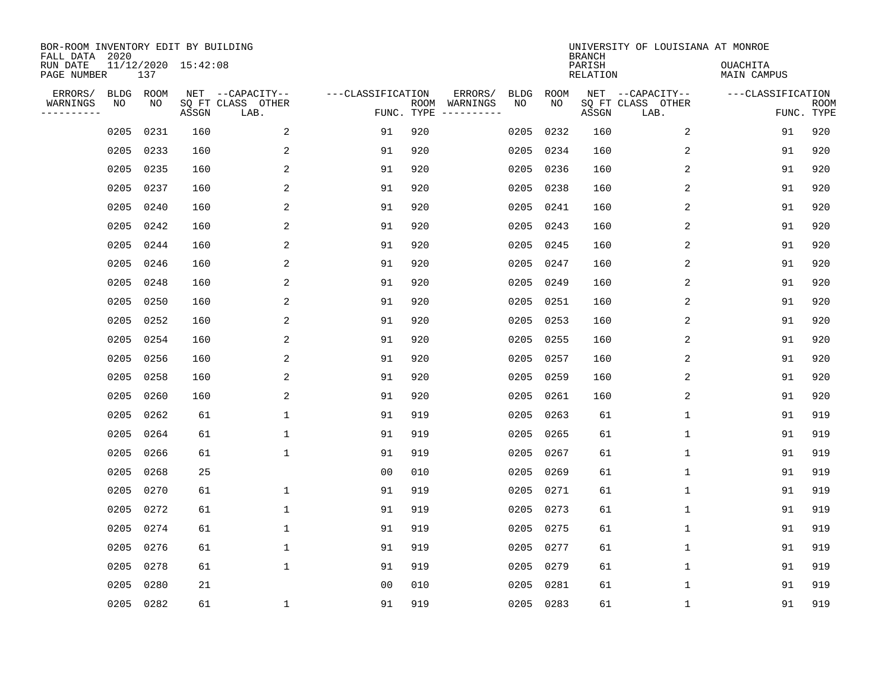BOR-ROOM INVENTORY EDIT BY BUILDING
FALL DATA 2020
RUN DATE 11/12/2020 15:42:08
PAGE NUMBER 137

UNIVERSITY OF LOUISIANA AT MONROE
BRANCH
PARISH OUACHITA
RELATION MAIN CAMPUS

| ERRORS/ WARNINGS | BLDG NO | ROOM NO | NET SQ FT ASSGN | --CAPACITY-- CLASS LAB. | OTHER | ---CLASSIFICATION FUNC. | ROOM TYPE | ERRORS/ WARNINGS | BLDG NO | ROOM NO | NET SQ FT ASSGN | --CAPACITY-- CLASS LAB. | OTHER | ---CLASSIFICATION FUNC. | ROOM TYPE |
|---|---|---|---|---|---|---|---|---|---|---|---|---|---|---|---|
| | 0205 | 0231 | 160 | | 2 | 91 | 920 | | 0205 | 0232 | 160 | | 2 | 91 | 920 |
| | 0205 | 0233 | 160 | | 2 | 91 | 920 | | 0205 | 0234 | 160 | | 2 | 91 | 920 |
| | 0205 | 0235 | 160 | | 2 | 91 | 920 | | 0205 | 0236 | 160 | | 2 | 91 | 920 |
| | 0205 | 0237 | 160 | | 2 | 91 | 920 | | 0205 | 0238 | 160 | | 2 | 91 | 920 |
| | 0205 | 0240 | 160 | | 2 | 91 | 920 | | 0205 | 0241 | 160 | | 2 | 91 | 920 |
| | 0205 | 0242 | 160 | | 2 | 91 | 920 | | 0205 | 0243 | 160 | | 2 | 91 | 920 |
| | 0205 | 0244 | 160 | | 2 | 91 | 920 | | 0205 | 0245 | 160 | | 2 | 91 | 920 |
| | 0205 | 0246 | 160 | | 2 | 91 | 920 | | 0205 | 0247 | 160 | | 2 | 91 | 920 |
| | 0205 | 0248 | 160 | | 2 | 91 | 920 | | 0205 | 0249 | 160 | | 2 | 91 | 920 |
| | 0205 | 0250 | 160 | | 2 | 91 | 920 | | 0205 | 0251 | 160 | | 2 | 91 | 920 |
| | 0205 | 0252 | 160 | | 2 | 91 | 920 | | 0205 | 0253 | 160 | | 2 | 91 | 920 |
| | 0205 | 0254 | 160 | | 2 | 91 | 920 | | 0205 | 0255 | 160 | | 2 | 91 | 920 |
| | 0205 | 0256 | 160 | | 2 | 91 | 920 | | 0205 | 0257 | 160 | | 2 | 91 | 920 |
| | 0205 | 0258 | 160 | | 2 | 91 | 920 | | 0205 | 0259 | 160 | | 2 | 91 | 920 |
| | 0205 | 0260 | 160 | | 2 | 91 | 920 | | 0205 | 0261 | 160 | | 2 | 91 | 920 |
| | 0205 | 0262 | 61 | | 1 | 91 | 919 | | 0205 | 0263 | 61 | | 1 | 91 | 919 |
| | 0205 | 0264 | 61 | | 1 | 91 | 919 | | 0205 | 0265 | 61 | | 1 | 91 | 919 |
| | 0205 | 0266 | 61 | | 1 | 91 | 919 | | 0205 | 0267 | 61 | | 1 | 91 | 919 |
| | 0205 | 0268 | 25 | | | 00 | 010 | | 0205 | 0269 | 61 | | 1 | 91 | 919 |
| | 0205 | 0270 | 61 | | 1 | 91 | 919 | | 0205 | 0271 | 61 | | 1 | 91 | 919 |
| | 0205 | 0272 | 61 | | 1 | 91 | 919 | | 0205 | 0273 | 61 | | 1 | 91 | 919 |
| | 0205 | 0274 | 61 | | 1 | 91 | 919 | | 0205 | 0275 | 61 | | 1 | 91 | 919 |
| | 0205 | 0276 | 61 | | 1 | 91 | 919 | | 0205 | 0277 | 61 | | 1 | 91 | 919 |
| | 0205 | 0278 | 61 | | 1 | 91 | 919 | | 0205 | 0279 | 61 | | 1 | 91 | 919 |
| | 0205 | 0280 | 21 | | | 00 | 010 | | 0205 | 0281 | 61 | | 1 | 91 | 919 |
| | 0205 | 0282 | 61 | | 1 | 91 | 919 | | 0205 | 0283 | 61 | | 1 | 91 | 919 |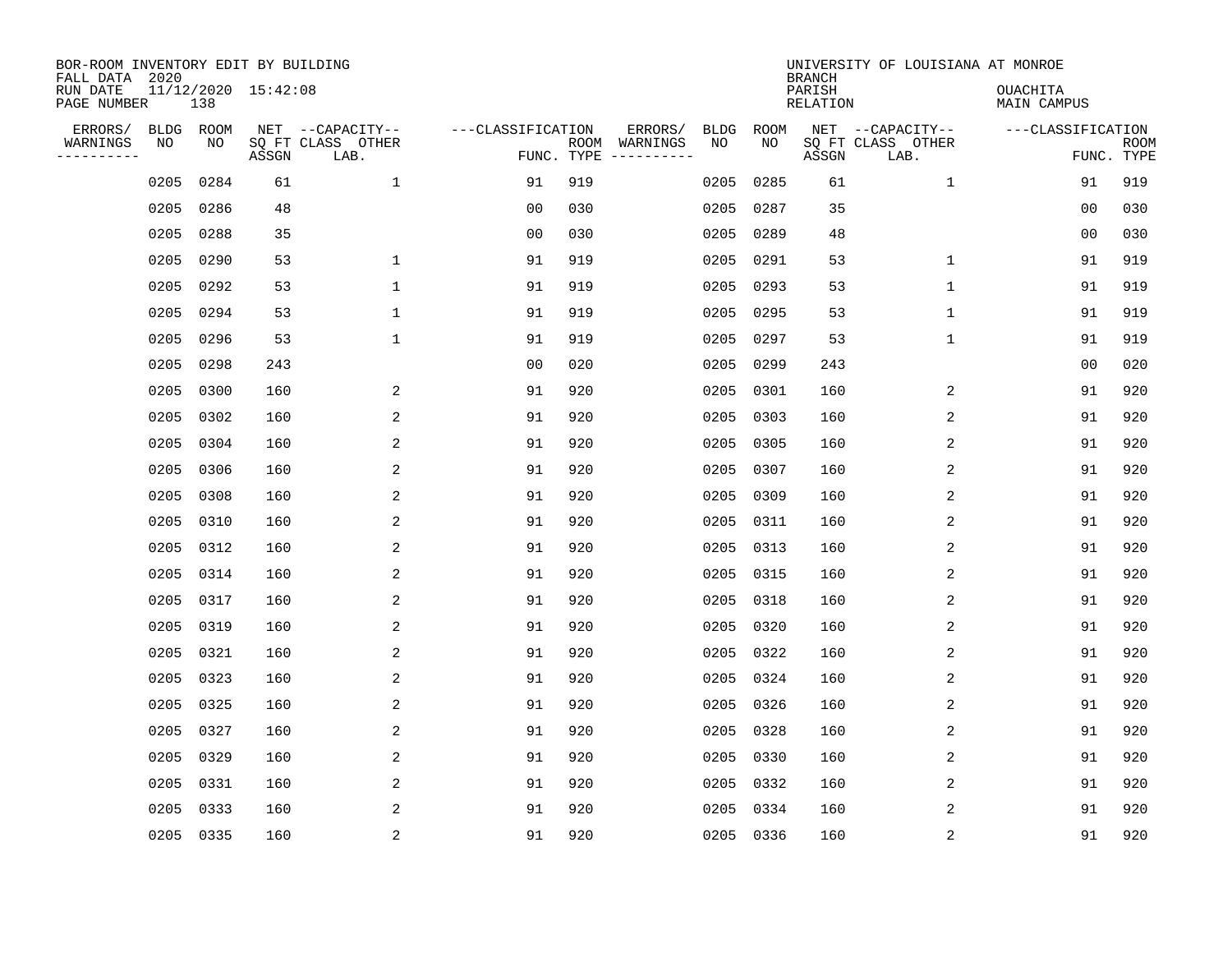BOR-ROOM INVENTORY EDIT BY BUILDING
FALL DATA 2020
RUN DATE 11/12/2020 15:42:08
PAGE NUMBER 138

UNIVERSITY OF LOUISIANA AT MONROE
BRANCH
PARISH OUACHITA
RELATION MAIN CAMPUS

| ERRORS/ WARNINGS | BLDG NO | ROOM NO | NET SQ FT ASSGN | CAPACITY CLASS LAB. | CAPACITY OTHER | CLASSIFICATION FUNC. | ROOM TYPE | ERRORS/ WARNINGS | BLDG NO | ROOM NO | NET SQ FT ASSGN | CAPACITY CLASS LAB. | CAPACITY OTHER | CLASSIFICATION FUNC. | ROOM TYPE |
|---|---|---|---|---|---|---|---|---|---|---|---|---|---|---|---|
| | 0205 | 0284 | 61 | | 1 | 91 | 919 | | 0205 | 0285 | 61 | | 1 | 91 | 919 |
| | 0205 | 0286 | 48 | | | 00 | 030 | | 0205 | 0287 | 35 | | | 00 | 030 |
| | 0205 | 0288 | 35 | | | 00 | 030 | | 0205 | 0289 | 48 | | | 00 | 030 |
| | 0205 | 0290 | 53 | | 1 | 91 | 919 | | 0205 | 0291 | 53 | | 1 | 91 | 919 |
| | 0205 | 0292 | 53 | | 1 | 91 | 919 | | 0205 | 0293 | 53 | | 1 | 91 | 919 |
| | 0205 | 0294 | 53 | | 1 | 91 | 919 | | 0205 | 0295 | 53 | | 1 | 91 | 919 |
| | 0205 | 0296 | 53 | | 1 | 91 | 919 | | 0205 | 0297 | 53 | | 1 | 91 | 919 |
| | 0205 | 0298 | 243 | | | 00 | 020 | | 0205 | 0299 | 243 | | | 00 | 020 |
| | 0205 | 0300 | 160 | | 2 | 91 | 920 | | 0205 | 0301 | 160 | | 2 | 91 | 920 |
| | 0205 | 0302 | 160 | | 2 | 91 | 920 | | 0205 | 0303 | 160 | | 2 | 91 | 920 |
| | 0205 | 0304 | 160 | | 2 | 91 | 920 | | 0205 | 0305 | 160 | | 2 | 91 | 920 |
| | 0205 | 0306 | 160 | | 2 | 91 | 920 | | 0205 | 0307 | 160 | | 2 | 91 | 920 |
| | 0205 | 0308 | 160 | | 2 | 91 | 920 | | 0205 | 0309 | 160 | | 2 | 91 | 920 |
| | 0205 | 0310 | 160 | | 2 | 91 | 920 | | 0205 | 0311 | 160 | | 2 | 91 | 920 |
| | 0205 | 0312 | 160 | | 2 | 91 | 920 | | 0205 | 0313 | 160 | | 2 | 91 | 920 |
| | 0205 | 0314 | 160 | | 2 | 91 | 920 | | 0205 | 0315 | 160 | | 2 | 91 | 920 |
| | 0205 | 0317 | 160 | | 2 | 91 | 920 | | 0205 | 0318 | 160 | | 2 | 91 | 920 |
| | 0205 | 0319 | 160 | | 2 | 91 | 920 | | 0205 | 0320 | 160 | | 2 | 91 | 920 |
| | 0205 | 0321 | 160 | | 2 | 91 | 920 | | 0205 | 0322 | 160 | | 2 | 91 | 920 |
| | 0205 | 0323 | 160 | | 2 | 91 | 920 | | 0205 | 0324 | 160 | | 2 | 91 | 920 |
| | 0205 | 0325 | 160 | | 2 | 91 | 920 | | 0205 | 0326 | 160 | | 2 | 91 | 920 |
| | 0205 | 0327 | 160 | | 2 | 91 | 920 | | 0205 | 0328 | 160 | | 2 | 91 | 920 |
| | 0205 | 0329 | 160 | | 2 | 91 | 920 | | 0205 | 0330 | 160 | | 2 | 91 | 920 |
| | 0205 | 0331 | 160 | | 2 | 91 | 920 | | 0205 | 0332 | 160 | | 2 | 91 | 920 |
| | 0205 | 0333 | 160 | | 2 | 91 | 920 | | 0205 | 0334 | 160 | | 2 | 91 | 920 |
| | 0205 | 0335 | 160 | | 2 | 91 | 920 | | 0205 | 0336 | 160 | | 2 | 91 | 920 |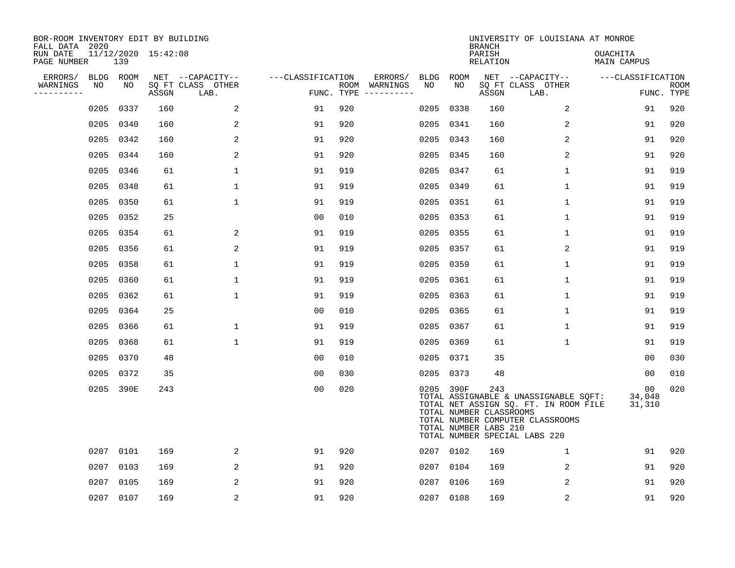BOR-ROOM INVENTORY EDIT BY BUILDING
FALL DATA 2020
RUN DATE 11/12/2020 15:42:08
PAGE NUMBER 139

UNIVERSITY OF LOUISIANA AT MONROE
BRANCH
PARISH OUACHITA
RELATION MAIN CAMPUS

| ERRORS/ WARNINGS | BLDG NO | ROOM NO | NET SQ FT ASSGN | CAPACITY CLASS LAB. | CAPACITY OTHER | CLASSIFICATION FUNC. | ROOM TYPE | ERRORS/ WARNINGS | BLDG NO | ROOM NO | NET SQ FT ASSGN | CAPACITY CLASS LAB. | CAPACITY OTHER | CLASSIFICATION FUNC. | ROOM TYPE |
|---|---|---|---|---|---|---|---|---|---|---|---|---|---|---|---|
| | 0205 | 0337 | 160 | | 2 | 91 | 920 | | 0205 | 0338 | 160 | | 2 | 91 | 920 |
| | 0205 | 0340 | 160 | | 2 | 91 | 920 | | 0205 | 0341 | 160 | | 2 | 91 | 920 |
| | 0205 | 0342 | 160 | | 2 | 91 | 920 | | 0205 | 0343 | 160 | | 2 | 91 | 920 |
| | 0205 | 0344 | 160 | | 2 | 91 | 920 | | 0205 | 0345 | 160 | | 2 | 91 | 920 |
| | 0205 | 0346 | 61 | | 1 | 91 | 919 | | 0205 | 0347 | 61 | | 1 | 91 | 919 |
| | 0205 | 0348 | 61 | | 1 | 91 | 919 | | 0205 | 0349 | 61 | | 1 | 91 | 919 |
| | 0205 | 0350 | 61 | | 1 | 91 | 919 | | 0205 | 0351 | 61 | | 1 | 91 | 919 |
| | 0205 | 0352 | 25 | | | 00 | 010 | | 0205 | 0353 | 61 | | 1 | 91 | 919 |
| | 0205 | 0354 | 61 | | 2 | 91 | 919 | | 0205 | 0355 | 61 | | 1 | 91 | 919 |
| | 0205 | 0356 | 61 | | 2 | 91 | 919 | | 0205 | 0357 | 61 | | 2 | 91 | 919 |
| | 0205 | 0358 | 61 | | 1 | 91 | 919 | | 0205 | 0359 | 61 | | 1 | 91 | 919 |
| | 0205 | 0360 | 61 | | 1 | 91 | 919 | | 0205 | 0361 | 61 | | 1 | 91 | 919 |
| | 0205 | 0362 | 61 | | 1 | 91 | 919 | | 0205 | 0363 | 61 | | 1 | 91 | 919 |
| | 0205 | 0364 | 25 | | | 00 | 010 | | 0205 | 0365 | 61 | | 1 | 91 | 919 |
| | 0205 | 0366 | 61 | | 1 | 91 | 919 | | 0205 | 0367 | 61 | | 1 | 91 | 919 |
| | 0205 | 0368 | 61 | | 1 | 91 | 919 | | 0205 | 0369 | 61 | | 1 | 91 | 919 |
| | 0205 | 0370 | 48 | | | 00 | 010 | | 0205 | 0371 | 35 | | | 00 | 030 |
| | 0205 | 0372 | 35 | | | 00 | 030 | | 0205 | 0373 | 48 | | | 00 | 010 |
| | 0205 | 390E | 243 | | | 00 | 020 | | 0205 | 390F | 243 | | | 00 | 020 |

TOTAL ASSIGNABLE & UNASSIGNABLE SQFT: 34,048
TOTAL NET ASSIGN SQ. FT. IN ROOM FILE 31,310
TOTAL NUMBER CLASSROOMS
TOTAL NUMBER COMPUTER CLASSROOMS
TOTAL NUMBER LABS 210
TOTAL NUMBER SPECIAL LABS 220

| ERRORS/ WARNINGS | BLDG NO | ROOM NO | NET SQ FT ASSGN | CAPACITY CLASS LAB. | CAPACITY OTHER | CLASSIFICATION FUNC. | ROOM TYPE | ERRORS/ WARNINGS | BLDG NO | ROOM NO | NET SQ FT ASSGN | CAPACITY CLASS LAB. | CAPACITY OTHER | CLASSIFICATION FUNC. | ROOM TYPE |
|---|---|---|---|---|---|---|---|---|---|---|---|---|---|---|---|
| | 0207 | 0101 | 169 | | 2 | 91 | 920 | | 0207 | 0102 | 169 | | 1 | 91 | 920 |
| | 0207 | 0103 | 169 | | 2 | 91 | 920 | | 0207 | 0104 | 169 | | 2 | 91 | 920 |
| | 0207 | 0105 | 169 | | 2 | 91 | 920 | | 0207 | 0106 | 169 | | 2 | 91 | 920 |
| | 0207 | 0107 | 169 | | 2 | 91 | 920 | | 0207 | 0108 | 169 | | 2 | 91 | 920 |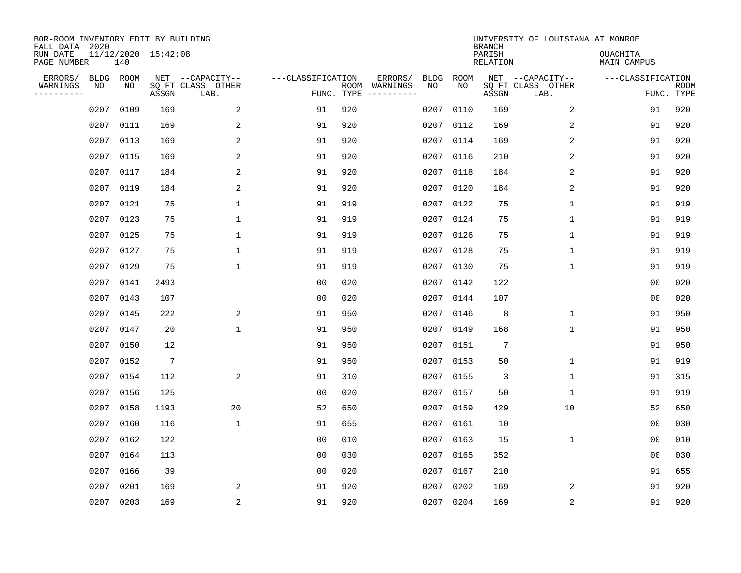BOR-ROOM INVENTORY EDIT BY BUILDING
FALL DATA 2020
RUN DATE 11/12/2020 15:42:08
PAGE NUMBER 140

UNIVERSITY OF LOUISIANA AT MONROE
BRANCH
PARISH OUACHITA
RELATION MAIN CAMPUS

| ERRORS/ WARNINGS | BLDG NO | ROOM NO | NET SQ FT ASSGN | CAPACITY-- CLASS LAB. | OTHER | FUNC. | ROOM TYPE | ERRORS/ WARNINGS | BLDG NO | ROOM NO | NET SQ FT ASSGN | CAPACITY-- CLASS LAB. | OTHER | FUNC. | ROOM TYPE |
|---|---|---|---|---|---|---|---|---|---|---|---|---|---|---|---|
| | 0207 | 0109 | 169 | | 2 | 91 | 920 | | 0207 | 0110 | 169 | | 2 | 91 | 920 |
| | 0207 | 0111 | 169 | | 2 | 91 | 920 | | 0207 | 0112 | 169 | | 2 | 91 | 920 |
| | 0207 | 0113 | 169 | | 2 | 91 | 920 | | 0207 | 0114 | 169 | | 2 | 91 | 920 |
| | 0207 | 0115 | 169 | | 2 | 91 | 920 | | 0207 | 0116 | 210 | | 2 | 91 | 920 |
| | 0207 | 0117 | 184 | | 2 | 91 | 920 | | 0207 | 0118 | 184 | | 2 | 91 | 920 |
| | 0207 | 0119 | 184 | | 2 | 91 | 920 | | 0207 | 0120 | 184 | | 2 | 91 | 920 |
| | 0207 | 0121 | 75 | | 1 | 91 | 919 | | 0207 | 0122 | 75 | | 1 | 91 | 919 |
| | 0207 | 0123 | 75 | | 1 | 91 | 919 | | 0207 | 0124 | 75 | | 1 | 91 | 919 |
| | 0207 | 0125 | 75 | | 1 | 91 | 919 | | 0207 | 0126 | 75 | | 1 | 91 | 919 |
| | 0207 | 0127 | 75 | | 1 | 91 | 919 | | 0207 | 0128 | 75 | | 1 | 91 | 919 |
| | 0207 | 0129 | 75 | | 1 | 91 | 919 | | 0207 | 0130 | 75 | | 1 | 91 | 919 |
| | 0207 | 0141 | 2493 | | | 00 | 020 | | 0207 | 0142 | 122 | | | 00 | 020 |
| | 0207 | 0143 | 107 | | | 00 | 020 | | 0207 | 0144 | 107 | | | 00 | 020 |
| | 0207 | 0145 | 222 | | 2 | 91 | 950 | | 0207 | 0146 | 8 | | 1 | 91 | 950 |
| | 0207 | 0147 | 20 | | 1 | 91 | 950 | | 0207 | 0149 | 168 | | 1 | 91 | 950 |
| | 0207 | 0150 | 12 | | | 91 | 950 | | 0207 | 0151 | 7 | | | 91 | 950 |
| | 0207 | 0152 | 7 | | | 91 | 950 | | 0207 | 0153 | 50 | | 1 | 91 | 919 |
| | 0207 | 0154 | 112 | | 2 | 91 | 310 | | 0207 | 0155 | 3 | | 1 | 91 | 315 |
| | 0207 | 0156 | 125 | | | 00 | 020 | | 0207 | 0157 | 50 | | 1 | 91 | 919 |
| | 0207 | 0158 | 1193 | | 20 | 52 | 650 | | 0207 | 0159 | 429 | | 10 | 52 | 650 |
| | 0207 | 0160 | 116 | | 1 | 91 | 655 | | 0207 | 0161 | 10 | | | 00 | 030 |
| | 0207 | 0162 | 122 | | | 00 | 010 | | 0207 | 0163 | 15 | | 1 | 00 | 010 |
| | 0207 | 0164 | 113 | | | 00 | 030 | | 0207 | 0165 | 352 | | | 00 | 030 |
| | 0207 | 0166 | 39 | | | 00 | 020 | | 0207 | 0167 | 210 | | | 91 | 655 |
| | 0207 | 0201 | 169 | | 2 | 91 | 920 | | 0207 | 0202 | 169 | | 2 | 91 | 920 |
| | 0207 | 0203 | 169 | | 2 | 91 | 920 | | 0207 | 0204 | 169 | | 2 | 91 | 920 |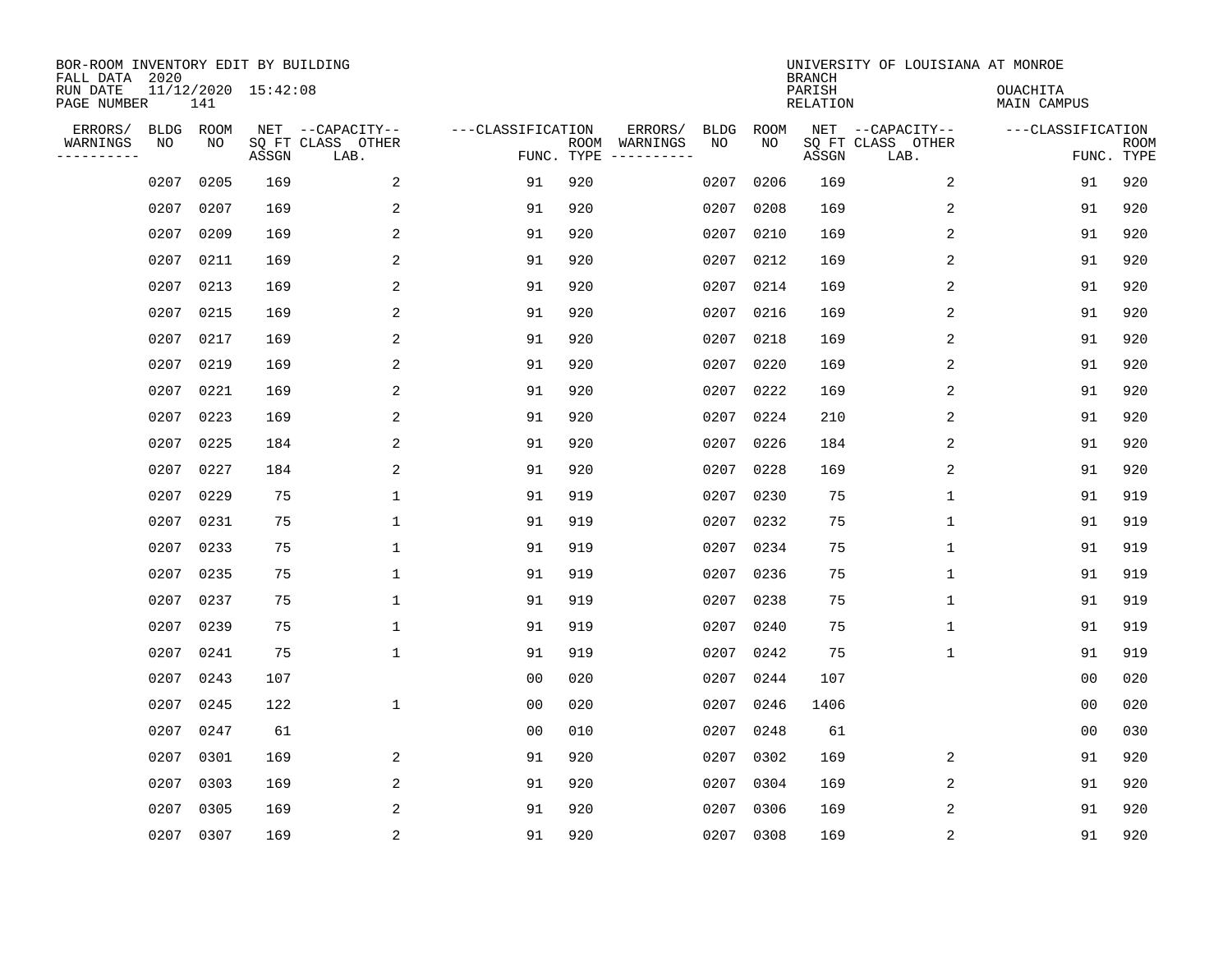BOR-ROOM INVENTORY EDIT BY BUILDING
FALL DATA 2020
RUN DATE 11/12/2020 15:42:08
PAGE NUMBER 141

UNIVERSITY OF LOUISIANA AT MONROE
BRANCH
PARISH OUACHITA
RELATION MAIN CAMPUS

| ERRORS/ WARNINGS | BLDG NO | ROOM NO | NET SQ FT ASSGN | CAPACITY CLASS LAB. | CAPACITY OTHER | CLASSIFICATION FUNC. | ROOM TYPE | ERRORS/ WARNINGS | BLDG NO | ROOM NO | NET SQ FT ASSGN | CAPACITY CLASS LAB. | CAPACITY OTHER | CLASSIFICATION FUNC. | ROOM TYPE |
|---|---|---|---|---|---|---|---|---|---|---|---|---|---|---|---|
| | 0207 | 0205 | 169 | | 2 | 91 | 920 | | 0207 | 0206 | 169 | | 2 | 91 | 920 |
| | 0207 | 0207 | 169 | | 2 | 91 | 920 | | 0207 | 0208 | 169 | | 2 | 91 | 920 |
| | 0207 | 0209 | 169 | | 2 | 91 | 920 | | 0207 | 0210 | 169 | | 2 | 91 | 920 |
| | 0207 | 0211 | 169 | | 2 | 91 | 920 | | 0207 | 0212 | 169 | | 2 | 91 | 920 |
| | 0207 | 0213 | 169 | | 2 | 91 | 920 | | 0207 | 0214 | 169 | | 2 | 91 | 920 |
| | 0207 | 0215 | 169 | | 2 | 91 | 920 | | 0207 | 0216 | 169 | | 2 | 91 | 920 |
| | 0207 | 0217 | 169 | | 2 | 91 | 920 | | 0207 | 0218 | 169 | | 2 | 91 | 920 |
| | 0207 | 0219 | 169 | | 2 | 91 | 920 | | 0207 | 0220 | 169 | | 2 | 91 | 920 |
| | 0207 | 0221 | 169 | | 2 | 91 | 920 | | 0207 | 0222 | 169 | | 2 | 91 | 920 |
| | 0207 | 0223 | 169 | | 2 | 91 | 920 | | 0207 | 0224 | 210 | | 2 | 91 | 920 |
| | 0207 | 0225 | 184 | | 2 | 91 | 920 | | 0207 | 0226 | 184 | | 2 | 91 | 920 |
| | 0207 | 0227 | 184 | | 2 | 91 | 920 | | 0207 | 0228 | 169 | | 2 | 91 | 920 |
| | 0207 | 0229 | 75 | | 1 | 91 | 919 | | 0207 | 0230 | 75 | | 1 | 91 | 919 |
| | 0207 | 0231 | 75 | | 1 | 91 | 919 | | 0207 | 0232 | 75 | | 1 | 91 | 919 |
| | 0207 | 0233 | 75 | | 1 | 91 | 919 | | 0207 | 0234 | 75 | | 1 | 91 | 919 |
| | 0207 | 0235 | 75 | | 1 | 91 | 919 | | 0207 | 0236 | 75 | | 1 | 91 | 919 |
| | 0207 | 0237 | 75 | | 1 | 91 | 919 | | 0207 | 0238 | 75 | | 1 | 91 | 919 |
| | 0207 | 0239 | 75 | | 1 | 91 | 919 | | 0207 | 0240 | 75 | | 1 | 91 | 919 |
| | 0207 | 0241 | 75 | | 1 | 91 | 919 | | 0207 | 0242 | 75 | | 1 | 91 | 919 |
| | 0207 | 0243 | 107 | | | 00 | 020 | | 0207 | 0244 | 107 | | | 00 | 020 |
| | 0207 | 0245 | 122 | | 1 | 00 | 020 | | 0207 | 0246 | 1406 | | | 00 | 020 |
| | 0207 | 0247 | 61 | | | 00 | 010 | | 0207 | 0248 | 61 | | | 00 | 030 |
| | 0207 | 0301 | 169 | | 2 | 91 | 920 | | 0207 | 0302 | 169 | | 2 | 91 | 920 |
| | 0207 | 0303 | 169 | | 2 | 91 | 920 | | 0207 | 0304 | 169 | | 2 | 91 | 920 |
| | 0207 | 0305 | 169 | | 2 | 91 | 920 | | 0207 | 0306 | 169 | | 2 | 91 | 920 |
| | 0207 | 0307 | 169 | | 2 | 91 | 920 | | 0207 | 0308 | 169 | | 2 | 91 | 920 |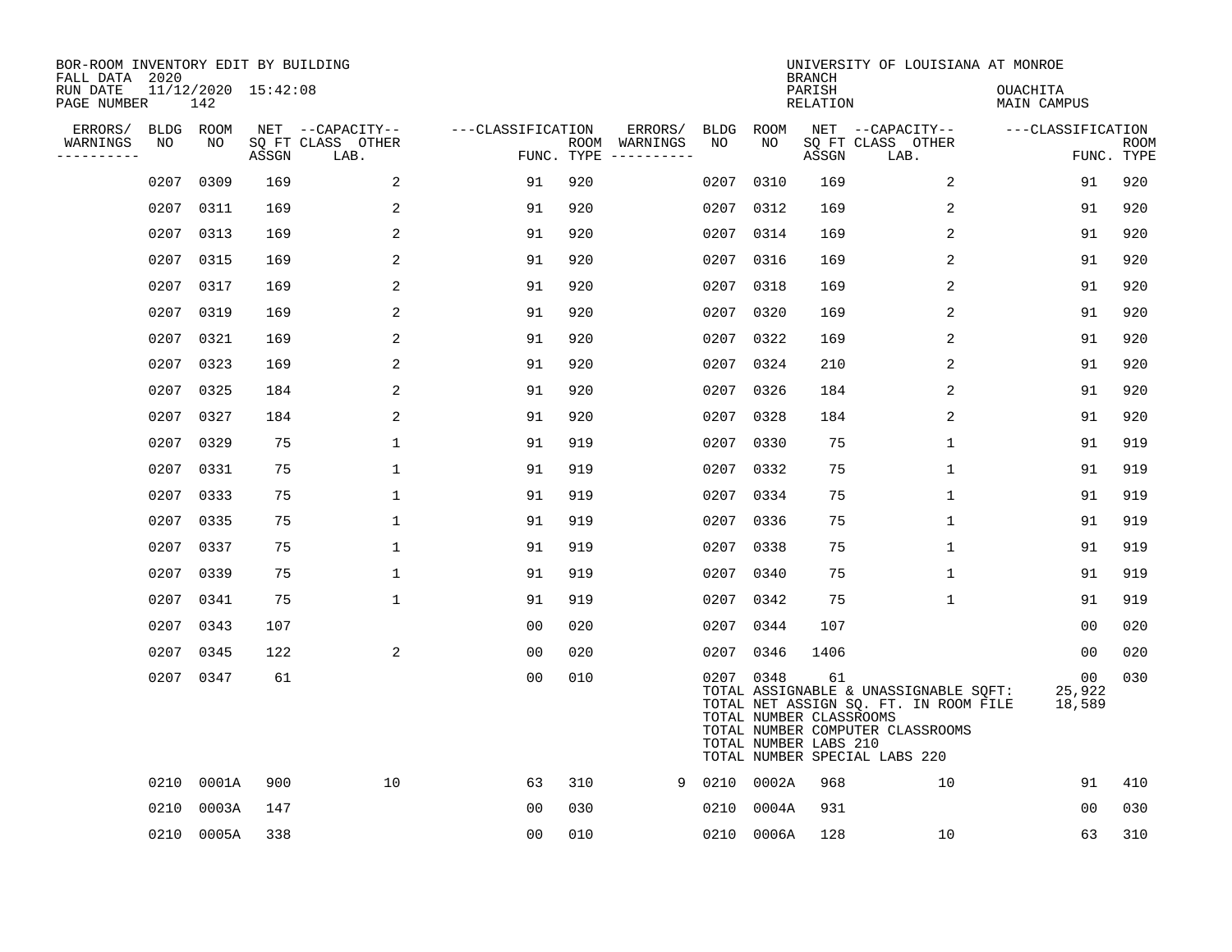BOR-ROOM INVENTORY EDIT BY BUILDING
FALL DATA 2020
RUN DATE 11/12/2020 15:42:08
PAGE NUMBER 142

UNIVERSITY OF LOUISIANA AT MONROE
BRANCH
PARISH OUACHITA
RELATION MAIN CAMPUS

| ERRORS/ WARNINGS | BLDG NO | ROOM NO | NET SQ FT ASSGN | --CAPACITY-- CLASS LAB. | OTHER | ---CLASSIFICATION FUNC. | ROOM TYPE | ERRORS/ WARNINGS | BLDG NO | ROOM NO | NET SQ FT ASSGN | --CAPACITY-- CLASS LAB. | OTHER | ---CLASSIFICATION FUNC. | ROOM TYPE |
|---|---|---|---|---|---|---|---|---|---|---|---|---|---|---|---|
| | 0207 | 0309 | 169 | | 2 | 91 | 920 | | 0207 | 0310 | 169 | | 2 | 91 | 920 |
| | 0207 | 0311 | 169 | | 2 | 91 | 920 | | 0207 | 0312 | 169 | | 2 | 91 | 920 |
| | 0207 | 0313 | 169 | | 2 | 91 | 920 | | 0207 | 0314 | 169 | | 2 | 91 | 920 |
| | 0207 | 0315 | 169 | | 2 | 91 | 920 | | 0207 | 0316 | 169 | | 2 | 91 | 920 |
| | 0207 | 0317 | 169 | | 2 | 91 | 920 | | 0207 | 0318 | 169 | | 2 | 91 | 920 |
| | 0207 | 0319 | 169 | | 2 | 91 | 920 | | 0207 | 0320 | 169 | | 2 | 91 | 920 |
| | 0207 | 0321 | 169 | | 2 | 91 | 920 | | 0207 | 0322 | 169 | | 2 | 91 | 920 |
| | 0207 | 0323 | 169 | | 2 | 91 | 920 | | 0207 | 0324 | 210 | | 2 | 91 | 920 |
| | 0207 | 0325 | 184 | | 2 | 91 | 920 | | 0207 | 0326 | 184 | | 2 | 91 | 920 |
| | 0207 | 0327 | 184 | | 2 | 91 | 920 | | 0207 | 0328 | 184 | | 2 | 91 | 920 |
| | 0207 | 0329 | 75 | | 1 | 91 | 919 | | 0207 | 0330 | 75 | | 1 | 91 | 919 |
| | 0207 | 0331 | 75 | | 1 | 91 | 919 | | 0207 | 0332 | 75 | | 1 | 91 | 919 |
| | 0207 | 0333 | 75 | | 1 | 91 | 919 | | 0207 | 0334 | 75 | | 1 | 91 | 919 |
| | 0207 | 0335 | 75 | | 1 | 91 | 919 | | 0207 | 0336 | 75 | | 1 | 91 | 919 |
| | 0207 | 0337 | 75 | | 1 | 91 | 919 | | 0207 | 0338 | 75 | | 1 | 91 | 919 |
| | 0207 | 0339 | 75 | | 1 | 91 | 919 | | 0207 | 0340 | 75 | | 1 | 91 | 919 |
| | 0207 | 0341 | 75 | | 1 | 91 | 919 | | 0207 | 0342 | 75 | | 1 | 91 | 919 |
| | 0207 | 0343 | 107 | | | 00 | 020 | | 0207 | 0344 | 107 | | | 00 | 020 |
| | 0207 | 0345 | 122 | | 2 | 00 | 020 | | 0207 | 0346 | 1406 | | | 00 | 020 |
| | 0207 | 0347 | 61 | | | 00 | 010 | | 0207 | 0348 | 61 | | | 00 | 030 |
| | | | | | | | | | TOTAL ASSIGNABLE & UNASSIGNABLE SQFT: | | | | | 25,922 | |
| | | | | | | | | | TOTAL NET ASSIGN SQ. FT. IN ROOM FILE | | | | | 18,589 | |
| | | | | | | | | | TOTAL NUMBER CLASSROOMS | | | | | | |
| | | | | | | | | | TOTAL NUMBER COMPUTER CLASSROOMS | | | | | | |
| | | | | | | | | | TOTAL NUMBER LABS 210 | | | | | | |
| | | | | | | | | | TOTAL NUMBER SPECIAL LABS 220 | | | | | | |
| | 0210 | 0001A | 900 | | 10 | 63 | 310 | 9 | 0210 | 0002A | 968 | | 10 | 91 | 410 |
| | 0210 | 0003A | 147 | | | 00 | 030 | | 0210 | 0004A | 931 | | | 00 | 030 |
| | 0210 | 0005A | 338 | | | 00 | 010 | | 0210 | 0006A | 128 | | 10 | 63 | 310 |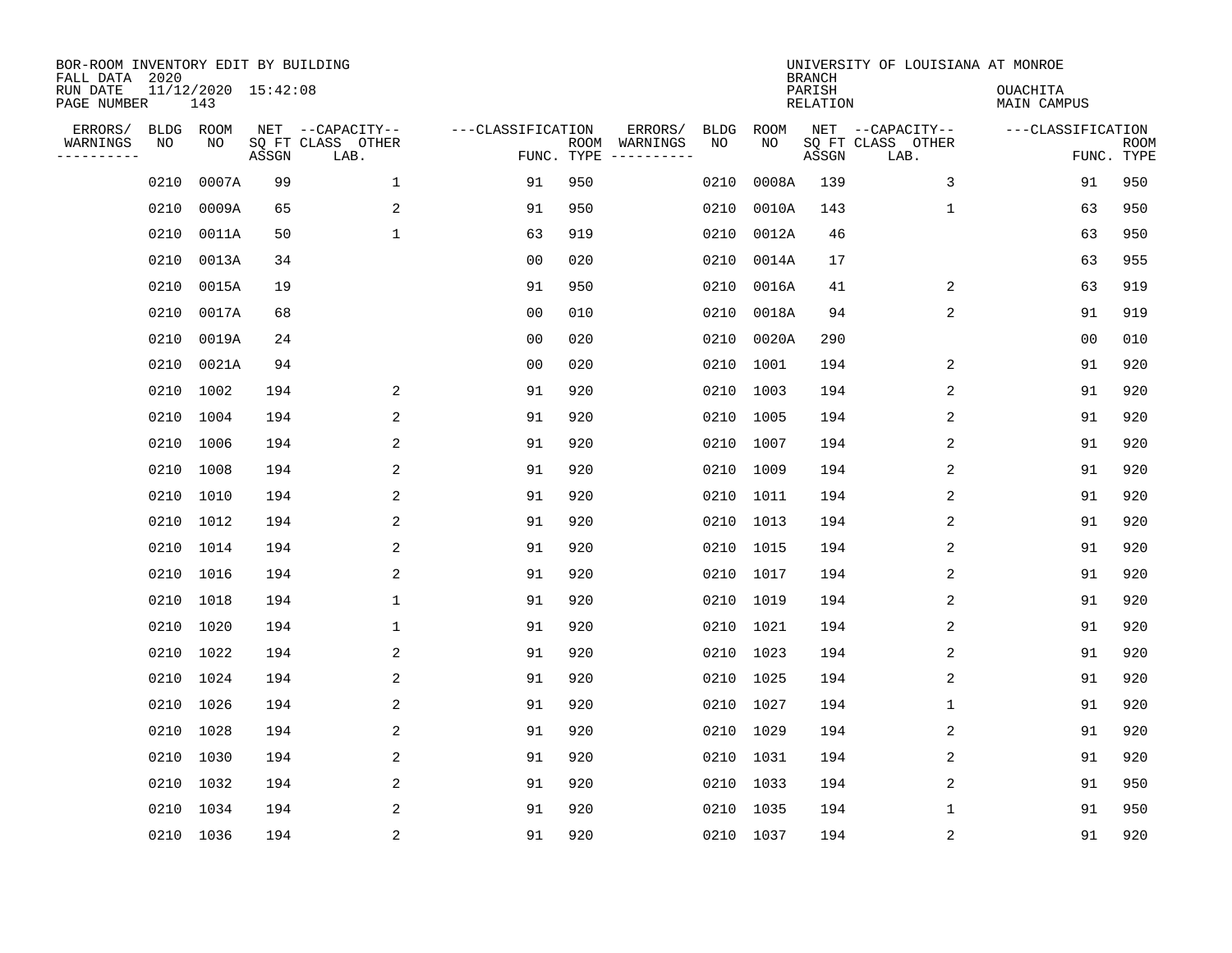BOR-ROOM INVENTORY EDIT BY BUILDING
FALL DATA 2020
RUN DATE 11/12/2020 15:42:08
PAGE NUMBER 143

UNIVERSITY OF LOUISIANA AT MONROE
BRANCH
PARISH OUACHITA
RELATION MAIN CAMPUS

| ERRORS/ WARNINGS | BLDG NO | ROOM NO | NET SQ FT ASSGN | CAPACITY CLASS LAB. | CAPACITY OTHER | CLASSIFICATION FUNC. | ROOM TYPE | ERRORS/ WARNINGS | BLDG NO | ROOM NO | NET SQ FT ASSGN | CAPACITY CLASS LAB. | CAPACITY OTHER | CLASSIFICATION FUNC. | ROOM TYPE |
|---|---|---|---|---|---|---|---|---|---|---|---|---|---|---|---|
| | 0210 | 0007A | 99 | | 1 | 91 | 950 | | 0210 | 0008A | 139 | | 3 | 91 | 950 |
| | 0210 | 0009A | 65 | | 2 | 91 | 950 | | 0210 | 0010A | 143 | | 1 | 63 | 950 |
| | 0210 | 0011A | 50 | | 1 | 63 | 919 | | 0210 | 0012A | 46 | | | 63 | 950 |
| | 0210 | 0013A | 34 | | | 00 | 020 | | 0210 | 0014A | 17 | | | 63 | 955 |
| | 0210 | 0015A | 19 | | | 91 | 950 | | 0210 | 0016A | 41 | | 2 | 63 | 919 |
| | 0210 | 0017A | 68 | | | 00 | 010 | | 0210 | 0018A | 94 | | 2 | 91 | 919 |
| | 0210 | 0019A | 24 | | | 00 | 020 | | 0210 | 0020A | 290 | | | 00 | 010 |
| | 0210 | 0021A | 94 | | | 00 | 020 | | 0210 | 1001 | 194 | | 2 | 91 | 920 |
| | 0210 | 1002 | 194 | | 2 | 91 | 920 | | 0210 | 1003 | 194 | | 2 | 91 | 920 |
| | 0210 | 1004 | 194 | | 2 | 91 | 920 | | 0210 | 1005 | 194 | | 2 | 91 | 920 |
| | 0210 | 1006 | 194 | | 2 | 91 | 920 | | 0210 | 1007 | 194 | | 2 | 91 | 920 |
| | 0210 | 1008 | 194 | | 2 | 91 | 920 | | 0210 | 1009 | 194 | | 2 | 91 | 920 |
| | 0210 | 1010 | 194 | | 2 | 91 | 920 | | 0210 | 1011 | 194 | | 2 | 91 | 920 |
| | 0210 | 1012 | 194 | | 2 | 91 | 920 | | 0210 | 1013 | 194 | | 2 | 91 | 920 |
| | 0210 | 1014 | 194 | | 2 | 91 | 920 | | 0210 | 1015 | 194 | | 2 | 91 | 920 |
| | 0210 | 1016 | 194 | | 2 | 91 | 920 | | 0210 | 1017 | 194 | | 2 | 91 | 920 |
| | 0210 | 1018 | 194 | | 1 | 91 | 920 | | 0210 | 1019 | 194 | | 2 | 91 | 920 |
| | 0210 | 1020 | 194 | | 1 | 91 | 920 | | 0210 | 1021 | 194 | | 2 | 91 | 920 |
| | 0210 | 1022 | 194 | | 2 | 91 | 920 | | 0210 | 1023 | 194 | | 2 | 91 | 920 |
| | 0210 | 1024 | 194 | | 2 | 91 | 920 | | 0210 | 1025 | 194 | | 2 | 91 | 920 |
| | 0210 | 1026 | 194 | | 2 | 91 | 920 | | 0210 | 1027 | 194 | | 1 | 91 | 920 |
| | 0210 | 1028 | 194 | | 2 | 91 | 920 | | 0210 | 1029 | 194 | | 2 | 91 | 920 |
| | 0210 | 1030 | 194 | | 2 | 91 | 920 | | 0210 | 1031 | 194 | | 2 | 91 | 920 |
| | 0210 | 1032 | 194 | | 2 | 91 | 920 | | 0210 | 1033 | 194 | | 2 | 91 | 950 |
| | 0210 | 1034 | 194 | | 2 | 91 | 920 | | 0210 | 1035 | 194 | | 1 | 91 | 950 |
| | 0210 | 1036 | 194 | | 2 | 91 | 920 | | 0210 | 1037 | 194 | | 2 | 91 | 920 |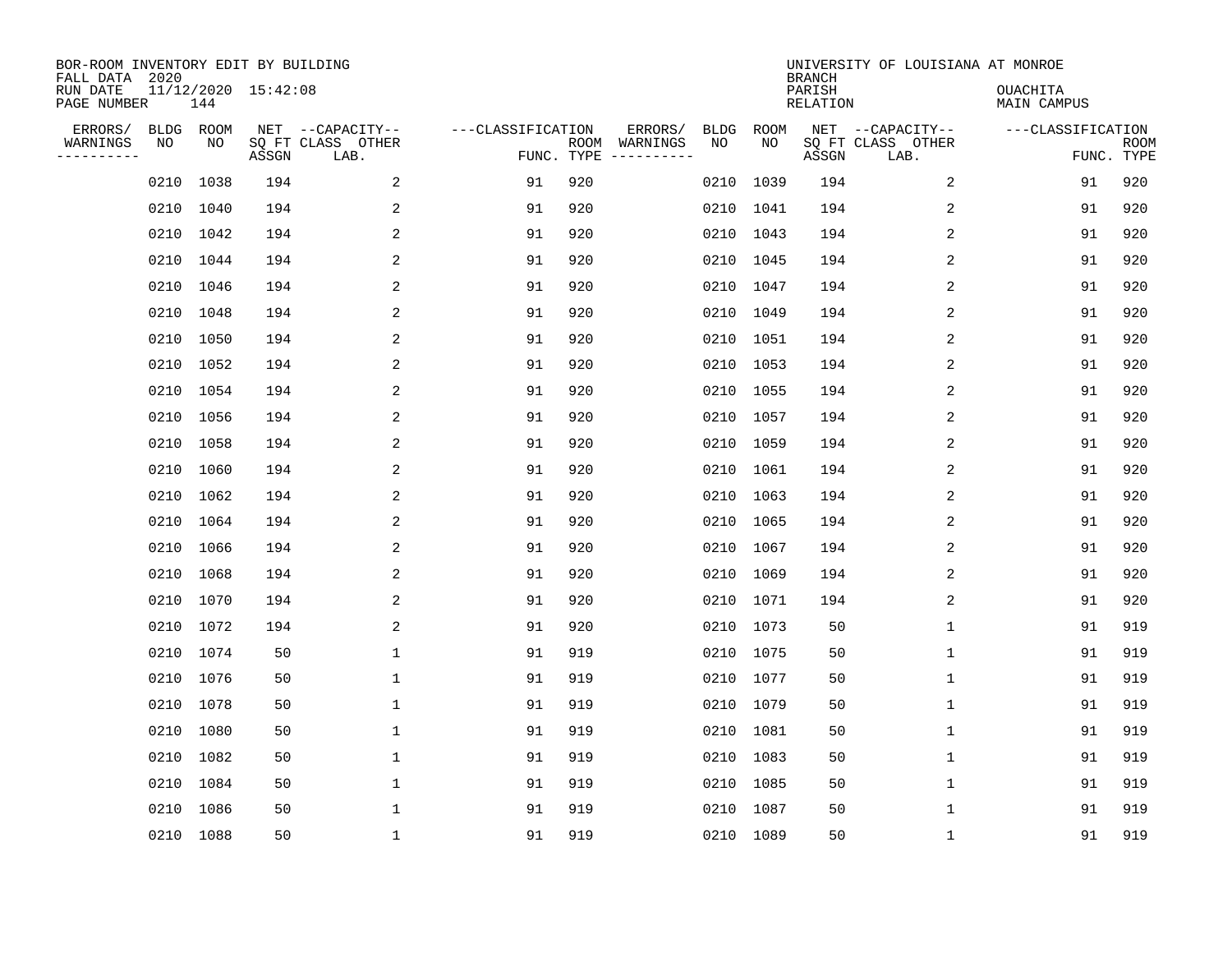BOR-ROOM INVENTORY EDIT BY BUILDING
FALL DATA 2020
RUN DATE 11/12/2020 15:42:08
PAGE NUMBER 144

UNIVERSITY OF LOUISIANA AT MONROE
BRANCH
PARISH OUACHITA
RELATION MAIN CAMPUS

| ERRORS/ WARNINGS | BLDG NO | ROOM NO | NET SQ FT ASSGN | CAPACITY CLASS LAB. | CAPACITY OTHER | CLASSIFICATION FUNC. | ROOM TYPE | ERRORS/ WARNINGS | BLDG NO | ROOM NO | NET SQ FT ASSGN | CAPACITY CLASS LAB. | CAPACITY OTHER | CLASSIFICATION FUNC. | ROOM TYPE |
|---|---|---|---|---|---|---|---|---|---|---|---|---|---|---|---|
| | 0210 | 1038 | 194 | | 2 | 91 | 920 | | 0210 | 1039 | 194 | | 2 | 91 | 920 |
| | 0210 | 1040 | 194 | | 2 | 91 | 920 | | 0210 | 1041 | 194 | | 2 | 91 | 920 |
| | 0210 | 1042 | 194 | | 2 | 91 | 920 | | 0210 | 1043 | 194 | | 2 | 91 | 920 |
| | 0210 | 1044 | 194 | | 2 | 91 | 920 | | 0210 | 1045 | 194 | | 2 | 91 | 920 |
| | 0210 | 1046 | 194 | | 2 | 91 | 920 | | 0210 | 1047 | 194 | | 2 | 91 | 920 |
| | 0210 | 1048 | 194 | | 2 | 91 | 920 | | 0210 | 1049 | 194 | | 2 | 91 | 920 |
| | 0210 | 1050 | 194 | | 2 | 91 | 920 | | 0210 | 1051 | 194 | | 2 | 91 | 920 |
| | 0210 | 1052 | 194 | | 2 | 91 | 920 | | 0210 | 1053 | 194 | | 2 | 91 | 920 |
| | 0210 | 1054 | 194 | | 2 | 91 | 920 | | 0210 | 1055 | 194 | | 2 | 91 | 920 |
| | 0210 | 1056 | 194 | | 2 | 91 | 920 | | 0210 | 1057 | 194 | | 2 | 91 | 920 |
| | 0210 | 1058 | 194 | | 2 | 91 | 920 | | 0210 | 1059 | 194 | | 2 | 91 | 920 |
| | 0210 | 1060 | 194 | | 2 | 91 | 920 | | 0210 | 1061 | 194 | | 2 | 91 | 920 |
| | 0210 | 1062 | 194 | | 2 | 91 | 920 | | 0210 | 1063 | 194 | | 2 | 91 | 920 |
| | 0210 | 1064 | 194 | | 2 | 91 | 920 | | 0210 | 1065 | 194 | | 2 | 91 | 920 |
| | 0210 | 1066 | 194 | | 2 | 91 | 920 | | 0210 | 1067 | 194 | | 2 | 91 | 920 |
| | 0210 | 1068 | 194 | | 2 | 91 | 920 | | 0210 | 1069 | 194 | | 2 | 91 | 920 |
| | 0210 | 1070 | 194 | | 2 | 91 | 920 | | 0210 | 1071 | 194 | | 2 | 91 | 920 |
| | 0210 | 1072 | 194 | | 2 | 91 | 920 | | 0210 | 1073 | 50 | | 1 | 91 | 919 |
| | 0210 | 1074 | 50 | | 1 | 91 | 919 | | 0210 | 1075 | 50 | | 1 | 91 | 919 |
| | 0210 | 1076 | 50 | | 1 | 91 | 919 | | 0210 | 1077 | 50 | | 1 | 91 | 919 |
| | 0210 | 1078 | 50 | | 1 | 91 | 919 | | 0210 | 1079 | 50 | | 1 | 91 | 919 |
| | 0210 | 1080 | 50 | | 1 | 91 | 919 | | 0210 | 1081 | 50 | | 1 | 91 | 919 |
| | 0210 | 1082 | 50 | | 1 | 91 | 919 | | 0210 | 1083 | 50 | | 1 | 91 | 919 |
| | 0210 | 1084 | 50 | | 1 | 91 | 919 | | 0210 | 1085 | 50 | | 1 | 91 | 919 |
| | 0210 | 1086 | 50 | | 1 | 91 | 919 | | 0210 | 1087 | 50 | | 1 | 91 | 919 |
| | 0210 | 1088 | 50 | | 1 | 91 | 919 | | 0210 | 1089 | 50 | | 1 | 91 | 919 |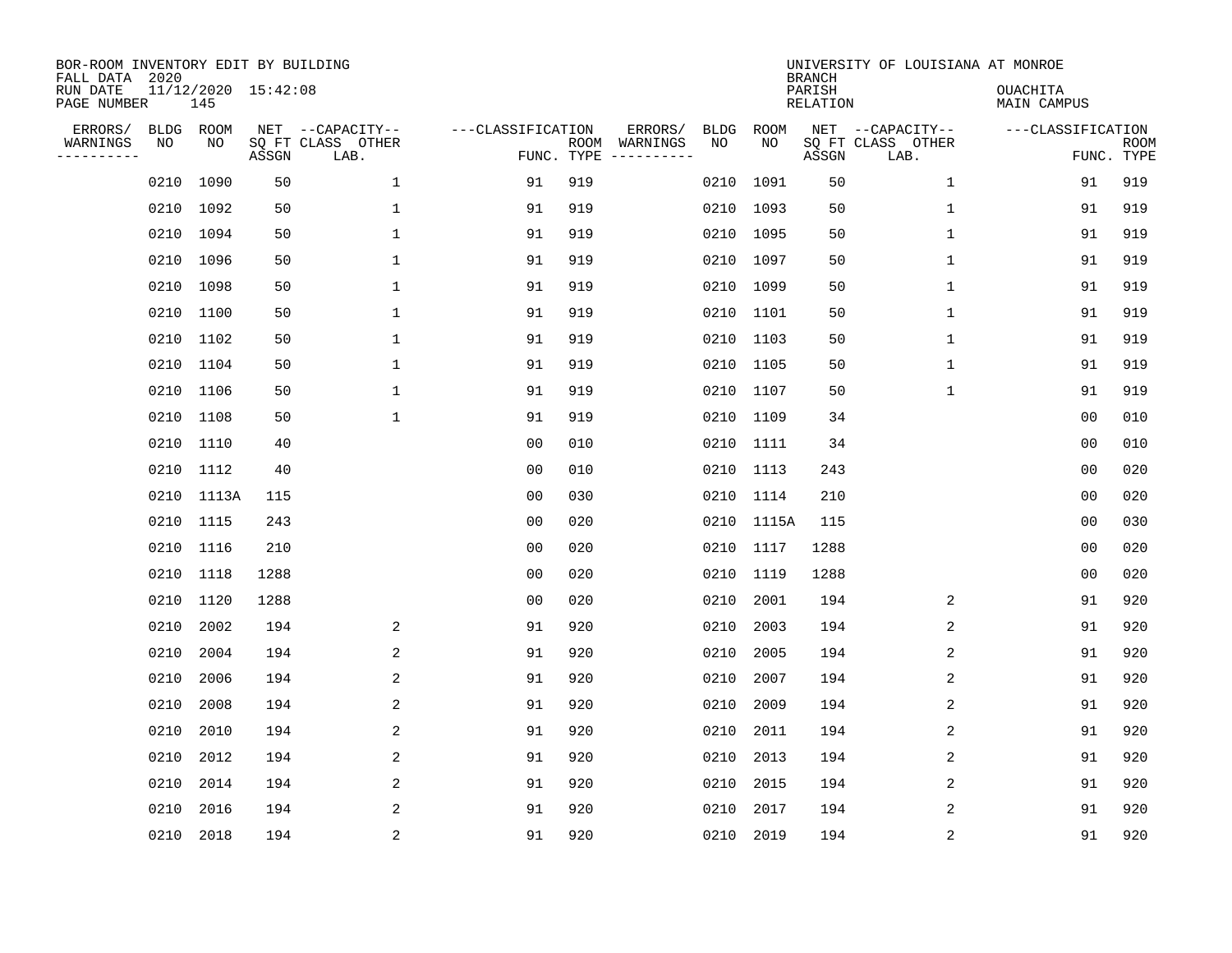BOR-ROOM INVENTORY EDIT BY BUILDING
FALL DATA 2020
RUN DATE 11/12/2020 15:42:08
PAGE NUMBER 145

UNIVERSITY OF LOUISIANA AT MONROE
BRANCH
PARISH OUACHITA
RELATION MAIN CAMPUS

| ERRORS/ WARNINGS | BLDG NO | ROOM NO | NET SQ FT ASSGN | --CAPACITY-- CLASS LAB. | OTHER | ---CLASSIFICATION FUNC. | ROOM TYPE | ERRORS/ WARNINGS | BLDG NO | ROOM NO | NET SQ FT ASSGN | --CAPACITY-- CLASS LAB. | OTHER | ---CLASSIFICATION FUNC. | ROOM TYPE |
|---|---|---|---|---|---|---|---|---|---|---|---|---|---|---|---|
| | 0210 | 1090 | 50 | | 1 | 91 | 919 | | 0210 | 1091 | 50 | | 1 | 91 | 919 |
| | 0210 | 1092 | 50 | | 1 | 91 | 919 | | 0210 | 1093 | 50 | | 1 | 91 | 919 |
| | 0210 | 1094 | 50 | | 1 | 91 | 919 | | 0210 | 1095 | 50 | | 1 | 91 | 919 |
| | 0210 | 1096 | 50 | | 1 | 91 | 919 | | 0210 | 1097 | 50 | | 1 | 91 | 919 |
| | 0210 | 1098 | 50 | | 1 | 91 | 919 | | 0210 | 1099 | 50 | | 1 | 91 | 919 |
| | 0210 | 1100 | 50 | | 1 | 91 | 919 | | 0210 | 1101 | 50 | | 1 | 91 | 919 |
| | 0210 | 1102 | 50 | | 1 | 91 | 919 | | 0210 | 1103 | 50 | | 1 | 91 | 919 |
| | 0210 | 1104 | 50 | | 1 | 91 | 919 | | 0210 | 1105 | 50 | | 1 | 91 | 919 |
| | 0210 | 1106 | 50 | | 1 | 91 | 919 | | 0210 | 1107 | 50 | | 1 | 91 | 919 |
| | 0210 | 1108 | 50 | | 1 | 91 | 919 | | 0210 | 1109 | 34 | | | 00 | 010 |
| | 0210 | 1110 | 40 | | | 00 | 010 | | 0210 | 1111 | 34 | | | 00 | 010 |
| | 0210 | 1112 | 40 | | | 00 | 010 | | 0210 | 1113 | 243 | | | 00 | 020 |
| | 0210 | 1113A | 115 | | | 00 | 030 | | 0210 | 1114 | 210 | | | 00 | 020 |
| | 0210 | 1115 | 243 | | | 00 | 020 | | 0210 | 1115A | 115 | | | 00 | 030 |
| | 0210 | 1116 | 210 | | | 00 | 020 | | 0210 | 1117 | 1288 | | | 00 | 020 |
| | 0210 | 1118 | 1288 | | | 00 | 020 | | 0210 | 1119 | 1288 | | | 00 | 020 |
| | 0210 | 1120 | 1288 | | | 00 | 020 | | 0210 | 2001 | 194 | | 2 | 91 | 920 |
| | 0210 | 2002 | 194 | | 2 | 91 | 920 | | 0210 | 2003 | 194 | | 2 | 91 | 920 |
| | 0210 | 2004 | 194 | | 2 | 91 | 920 | | 0210 | 2005 | 194 | | 2 | 91 | 920 |
| | 0210 | 2006 | 194 | | 2 | 91 | 920 | | 0210 | 2007 | 194 | | 2 | 91 | 920 |
| | 0210 | 2008 | 194 | | 2 | 91 | 920 | | 0210 | 2009 | 194 | | 2 | 91 | 920 |
| | 0210 | 2010 | 194 | | 2 | 91 | 920 | | 0210 | 2011 | 194 | | 2 | 91 | 920 |
| | 0210 | 2012 | 194 | | 2 | 91 | 920 | | 0210 | 2013 | 194 | | 2 | 91 | 920 |
| | 0210 | 2014 | 194 | | 2 | 91 | 920 | | 0210 | 2015 | 194 | | 2 | 91 | 920 |
| | 0210 | 2016 | 194 | | 2 | 91 | 920 | | 0210 | 2017 | 194 | | 2 | 91 | 920 |
| | 0210 | 2018 | 194 | | 2 | 91 | 920 | | 0210 | 2019 | 194 | | 2 | 91 | 920 |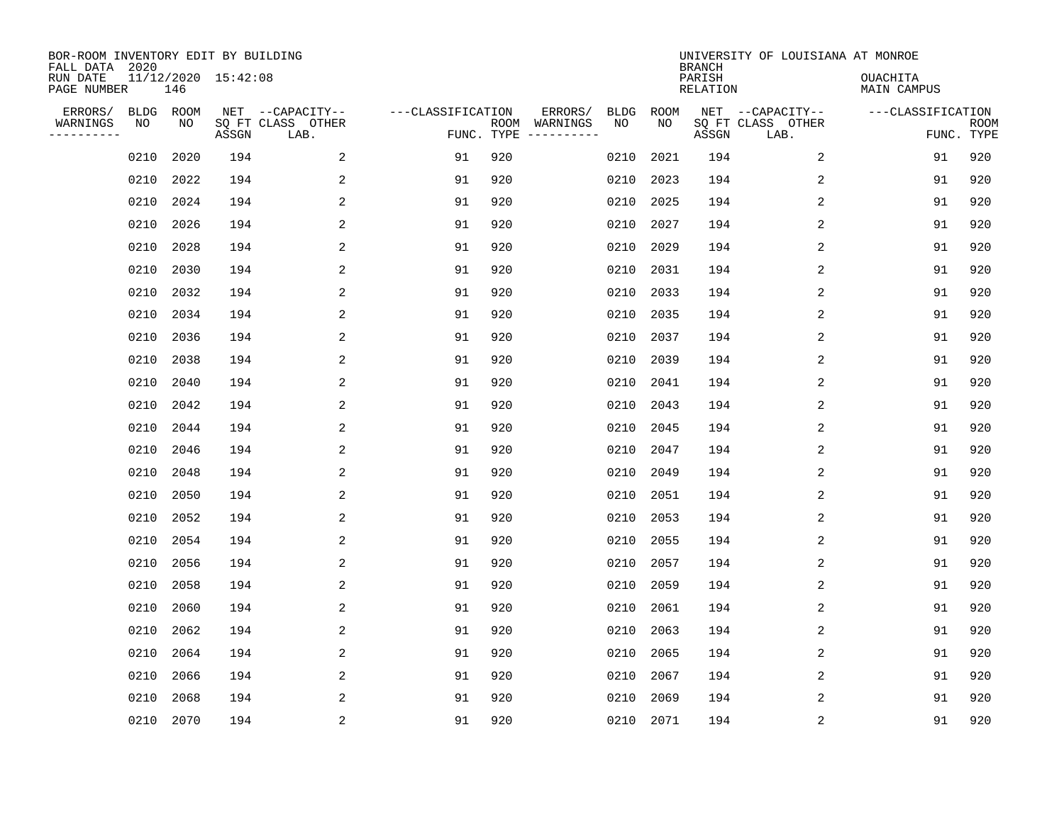BOR-ROOM INVENTORY EDIT BY BUILDING
FALL DATA 2020
RUN DATE 11/12/2020 15:42:08
PAGE NUMBER 146

UNIVERSITY OF LOUISIANA AT MONROE
BRANCH
PARISH OUACHITA
RELATION MAIN CAMPUS

| ERRORS/ WARNINGS | BLDG NO | ROOM NO | NET SQ FT ASSGN | CAPACITY CLASS LAB. | CAPACITY OTHER | CLASSIFICATION FUNC. | ROOM TYPE | ERRORS/ WARNINGS | BLDG NO | ROOM NO | NET SQ FT ASSGN | CAPACITY CLASS LAB. | CAPACITY OTHER | CLASSIFICATION FUNC. | ROOM TYPE |
|---|---|---|---|---|---|---|---|---|---|---|---|---|---|---|---|
| | 0210 | 2020 | 194 | | 2 | 91 | 920 | | 0210 | 2021 | 194 | | 2 | 91 | 920 |
| | 0210 | 2022 | 194 | | 2 | 91 | 920 | | 0210 | 2023 | 194 | | 2 | 91 | 920 |
| | 0210 | 2024 | 194 | | 2 | 91 | 920 | | 0210 | 2025 | 194 | | 2 | 91 | 920 |
| | 0210 | 2026 | 194 | | 2 | 91 | 920 | | 0210 | 2027 | 194 | | 2 | 91 | 920 |
| | 0210 | 2028 | 194 | | 2 | 91 | 920 | | 0210 | 2029 | 194 | | 2 | 91 | 920 |
| | 0210 | 2030 | 194 | | 2 | 91 | 920 | | 0210 | 2031 | 194 | | 2 | 91 | 920 |
| | 0210 | 2032 | 194 | | 2 | 91 | 920 | | 0210 | 2033 | 194 | | 2 | 91 | 920 |
| | 0210 | 2034 | 194 | | 2 | 91 | 920 | | 0210 | 2035 | 194 | | 2 | 91 | 920 |
| | 0210 | 2036 | 194 | | 2 | 91 | 920 | | 0210 | 2037 | 194 | | 2 | 91 | 920 |
| | 0210 | 2038 | 194 | | 2 | 91 | 920 | | 0210 | 2039 | 194 | | 2 | 91 | 920 |
| | 0210 | 2040 | 194 | | 2 | 91 | 920 | | 0210 | 2041 | 194 | | 2 | 91 | 920 |
| | 0210 | 2042 | 194 | | 2 | 91 | 920 | | 0210 | 2043 | 194 | | 2 | 91 | 920 |
| | 0210 | 2044 | 194 | | 2 | 91 | 920 | | 0210 | 2045 | 194 | | 2 | 91 | 920 |
| | 0210 | 2046 | 194 | | 2 | 91 | 920 | | 0210 | 2047 | 194 | | 2 | 91 | 920 |
| | 0210 | 2048 | 194 | | 2 | 91 | 920 | | 0210 | 2049 | 194 | | 2 | 91 | 920 |
| | 0210 | 2050 | 194 | | 2 | 91 | 920 | | 0210 | 2051 | 194 | | 2 | 91 | 920 |
| | 0210 | 2052 | 194 | | 2 | 91 | 920 | | 0210 | 2053 | 194 | | 2 | 91 | 920 |
| | 0210 | 2054 | 194 | | 2 | 91 | 920 | | 0210 | 2055 | 194 | | 2 | 91 | 920 |
| | 0210 | 2056 | 194 | | 2 | 91 | 920 | | 0210 | 2057 | 194 | | 2 | 91 | 920 |
| | 0210 | 2058 | 194 | | 2 | 91 | 920 | | 0210 | 2059 | 194 | | 2 | 91 | 920 |
| | 0210 | 2060 | 194 | | 2 | 91 | 920 | | 0210 | 2061 | 194 | | 2 | 91 | 920 |
| | 0210 | 2062 | 194 | | 2 | 91 | 920 | | 0210 | 2063 | 194 | | 2 | 91 | 920 |
| | 0210 | 2064 | 194 | | 2 | 91 | 920 | | 0210 | 2065 | 194 | | 2 | 91 | 920 |
| | 0210 | 2066 | 194 | | 2 | 91 | 920 | | 0210 | 2067 | 194 | | 2 | 91 | 920 |
| | 0210 | 2068 | 194 | | 2 | 91 | 920 | | 0210 | 2069 | 194 | | 2 | 91 | 920 |
| | 0210 | 2070 | 194 | | 2 | 91 | 920 | | 0210 | 2071 | 194 | | 2 | 91 | 920 |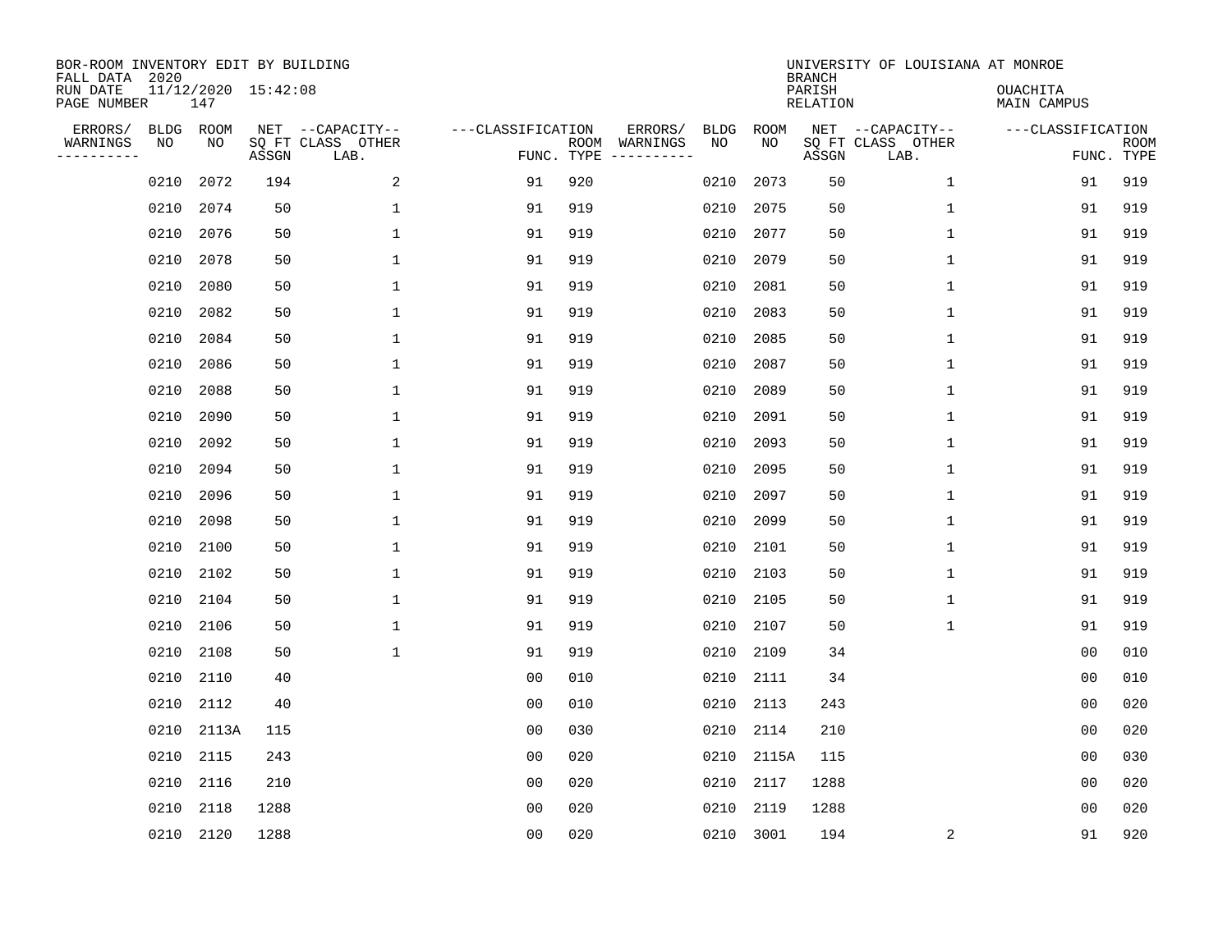BOR-ROOM INVENTORY EDIT BY BUILDING
FALL DATA 2020
RUN DATE 11/12/2020 15:42:08
PAGE NUMBER 147

UNIVERSITY OF LOUISIANA AT MONROE
BRANCH
PARISH OUACHITA
RELATION MAIN CAMPUS

| ERRORS/ WARNINGS | BLDG NO | ROOM NO | NET SQ FT ASSGN | CAPACITY CLASS LAB. | CAPACITY OTHER | CLASSIFICATION FUNC. | ROOM TYPE | ERRORS/ WARNINGS | BLDG NO | ROOM NO | NET SQ FT ASSGN | CAPACITY CLASS LAB. | CAPACITY OTHER | CLASSIFICATION FUNC. | ROOM TYPE |
|---|---|---|---|---|---|---|---|---|---|---|---|---|---|---|---|
| | 0210 | 2072 | 194 | | 2 | 91 | 920 | | 0210 | 2073 | 50 | | 1 | 91 | 919 |
| | 0210 | 2074 | 50 | | 1 | 91 | 919 | | 0210 | 2075 | 50 | | 1 | 91 | 919 |
| | 0210 | 2076 | 50 | | 1 | 91 | 919 | | 0210 | 2077 | 50 | | 1 | 91 | 919 |
| | 0210 | 2078 | 50 | | 1 | 91 | 919 | | 0210 | 2079 | 50 | | 1 | 91 | 919 |
| | 0210 | 2080 | 50 | | 1 | 91 | 919 | | 0210 | 2081 | 50 | | 1 | 91 | 919 |
| | 0210 | 2082 | 50 | | 1 | 91 | 919 | | 0210 | 2083 | 50 | | 1 | 91 | 919 |
| | 0210 | 2084 | 50 | | 1 | 91 | 919 | | 0210 | 2085 | 50 | | 1 | 91 | 919 |
| | 0210 | 2086 | 50 | | 1 | 91 | 919 | | 0210 | 2087 | 50 | | 1 | 91 | 919 |
| | 0210 | 2088 | 50 | | 1 | 91 | 919 | | 0210 | 2089 | 50 | | 1 | 91 | 919 |
| | 0210 | 2090 | 50 | | 1 | 91 | 919 | | 0210 | 2091 | 50 | | 1 | 91 | 919 |
| | 0210 | 2092 | 50 | | 1 | 91 | 919 | | 0210 | 2093 | 50 | | 1 | 91 | 919 |
| | 0210 | 2094 | 50 | | 1 | 91 | 919 | | 0210 | 2095 | 50 | | 1 | 91 | 919 |
| | 0210 | 2096 | 50 | | 1 | 91 | 919 | | 0210 | 2097 | 50 | | 1 | 91 | 919 |
| | 0210 | 2098 | 50 | | 1 | 91 | 919 | | 0210 | 2099 | 50 | | 1 | 91 | 919 |
| | 0210 | 2100 | 50 | | 1 | 91 | 919 | | 0210 | 2101 | 50 | | 1 | 91 | 919 |
| | 0210 | 2102 | 50 | | 1 | 91 | 919 | | 0210 | 2103 | 50 | | 1 | 91 | 919 |
| | 0210 | 2104 | 50 | | 1 | 91 | 919 | | 0210 | 2105 | 50 | | 1 | 91 | 919 |
| | 0210 | 2106 | 50 | | 1 | 91 | 919 | | 0210 | 2107 | 50 | | 1 | 91 | 919 |
| | 0210 | 2108 | 50 | | 1 | 91 | 919 | | 0210 | 2109 | 34 | | | 00 | 010 |
| | 0210 | 2110 | 40 | | | 00 | 010 | | 0210 | 2111 | 34 | | | 00 | 010 |
| | 0210 | 2112 | 40 | | | 00 | 010 | | 0210 | 2113 | 243 | | | 00 | 020 |
| | 0210 | 2113A | 115 | | | 00 | 030 | | 0210 | 2114 | 210 | | | 00 | 020 |
| | 0210 | 2115 | 243 | | | 00 | 020 | | 0210 | 2115A | 115 | | | 00 | 030 |
| | 0210 | 2116 | 210 | | | 00 | 020 | | 0210 | 2117 | 1288 | | | 00 | 020 |
| | 0210 | 2118 | 1288 | | | 00 | 020 | | 0210 | 2119 | 1288 | | | 00 | 020 |
| | 0210 | 2120 | 1288 | | | 00 | 020 | | 0210 | 3001 | 194 | | 2 | 91 | 920 |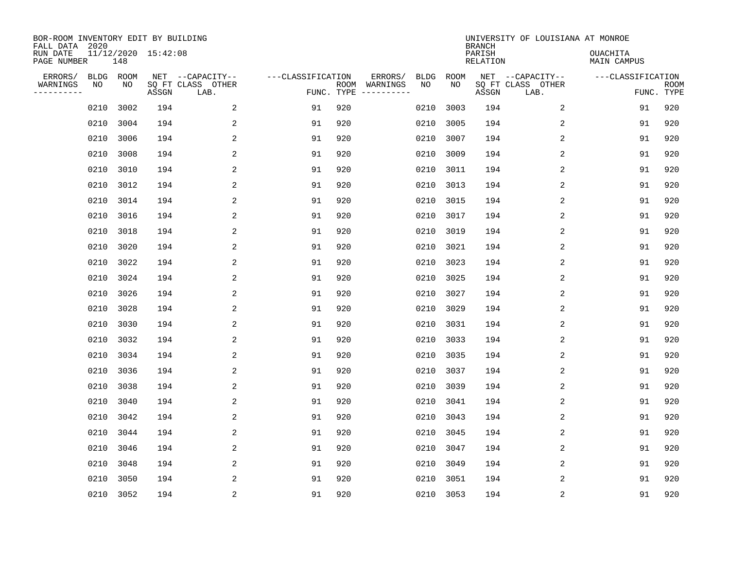BOR-ROOM INVENTORY EDIT BY BUILDING
FALL DATA 2020
RUN DATE 11/12/2020 15:42:08
PAGE NUMBER 148

UNIVERSITY OF LOUISIANA AT MONROE
BRANCH
PARISH OUACHITA
RELATION MAIN CAMPUS

| ERRORS/ WARNINGS | BLDG NO | ROOM NO | NET SQ FT ASSGN | CAPACITY CLASS LAB. | CAPACITY OTHER | CLASSIFICATION FUNC. | ROOM TYPE | ERRORS/ WARNINGS | BLDG NO | ROOM NO | NET SQ FT ASSGN | CAPACITY CLASS LAB. | CAPACITY OTHER | CLASSIFICATION FUNC. | ROOM TYPE |
|---|---|---|---|---|---|---|---|---|---|---|---|---|---|---|---|
| | 0210 | 3002 | 194 | | 2 | 91 | 920 | | 0210 | 3003 | 194 | | 2 | 91 | 920 |
| | 0210 | 3004 | 194 | | 2 | 91 | 920 | | 0210 | 3005 | 194 | | 2 | 91 | 920 |
| | 0210 | 3006 | 194 | | 2 | 91 | 920 | | 0210 | 3007 | 194 | | 2 | 91 | 920 |
| | 0210 | 3008 | 194 | | 2 | 91 | 920 | | 0210 | 3009 | 194 | | 2 | 91 | 920 |
| | 0210 | 3010 | 194 | | 2 | 91 | 920 | | 0210 | 3011 | 194 | | 2 | 91 | 920 |
| | 0210 | 3012 | 194 | | 2 | 91 | 920 | | 0210 | 3013 | 194 | | 2 | 91 | 920 |
| | 0210 | 3014 | 194 | | 2 | 91 | 920 | | 0210 | 3015 | 194 | | 2 | 91 | 920 |
| | 0210 | 3016 | 194 | | 2 | 91 | 920 | | 0210 | 3017 | 194 | | 2 | 91 | 920 |
| | 0210 | 3018 | 194 | | 2 | 91 | 920 | | 0210 | 3019 | 194 | | 2 | 91 | 920 |
| | 0210 | 3020 | 194 | | 2 | 91 | 920 | | 0210 | 3021 | 194 | | 2 | 91 | 920 |
| | 0210 | 3022 | 194 | | 2 | 91 | 920 | | 0210 | 3023 | 194 | | 2 | 91 | 920 |
| | 0210 | 3024 | 194 | | 2 | 91 | 920 | | 0210 | 3025 | 194 | | 2 | 91 | 920 |
| | 0210 | 3026 | 194 | | 2 | 91 | 920 | | 0210 | 3027 | 194 | | 2 | 91 | 920 |
| | 0210 | 3028 | 194 | | 2 | 91 | 920 | | 0210 | 3029 | 194 | | 2 | 91 | 920 |
| | 0210 | 3030 | 194 | | 2 | 91 | 920 | | 0210 | 3031 | 194 | | 2 | 91 | 920 |
| | 0210 | 3032 | 194 | | 2 | 91 | 920 | | 0210 | 3033 | 194 | | 2 | 91 | 920 |
| | 0210 | 3034 | 194 | | 2 | 91 | 920 | | 0210 | 3035 | 194 | | 2 | 91 | 920 |
| | 0210 | 3036 | 194 | | 2 | 91 | 920 | | 0210 | 3037 | 194 | | 2 | 91 | 920 |
| | 0210 | 3038 | 194 | | 2 | 91 | 920 | | 0210 | 3039 | 194 | | 2 | 91 | 920 |
| | 0210 | 3040 | 194 | | 2 | 91 | 920 | | 0210 | 3041 | 194 | | 2 | 91 | 920 |
| | 0210 | 3042 | 194 | | 2 | 91 | 920 | | 0210 | 3043 | 194 | | 2 | 91 | 920 |
| | 0210 | 3044 | 194 | | 2 | 91 | 920 | | 0210 | 3045 | 194 | | 2 | 91 | 920 |
| | 0210 | 3046 | 194 | | 2 | 91 | 920 | | 0210 | 3047 | 194 | | 2 | 91 | 920 |
| | 0210 | 3048 | 194 | | 2 | 91 | 920 | | 0210 | 3049 | 194 | | 2 | 91 | 920 |
| | 0210 | 3050 | 194 | | 2 | 91 | 920 | | 0210 | 3051 | 194 | | 2 | 91 | 920 |
| | 0210 | 3052 | 194 | | 2 | 91 | 920 | | 0210 | 3053 | 194 | | 2 | 91 | 920 |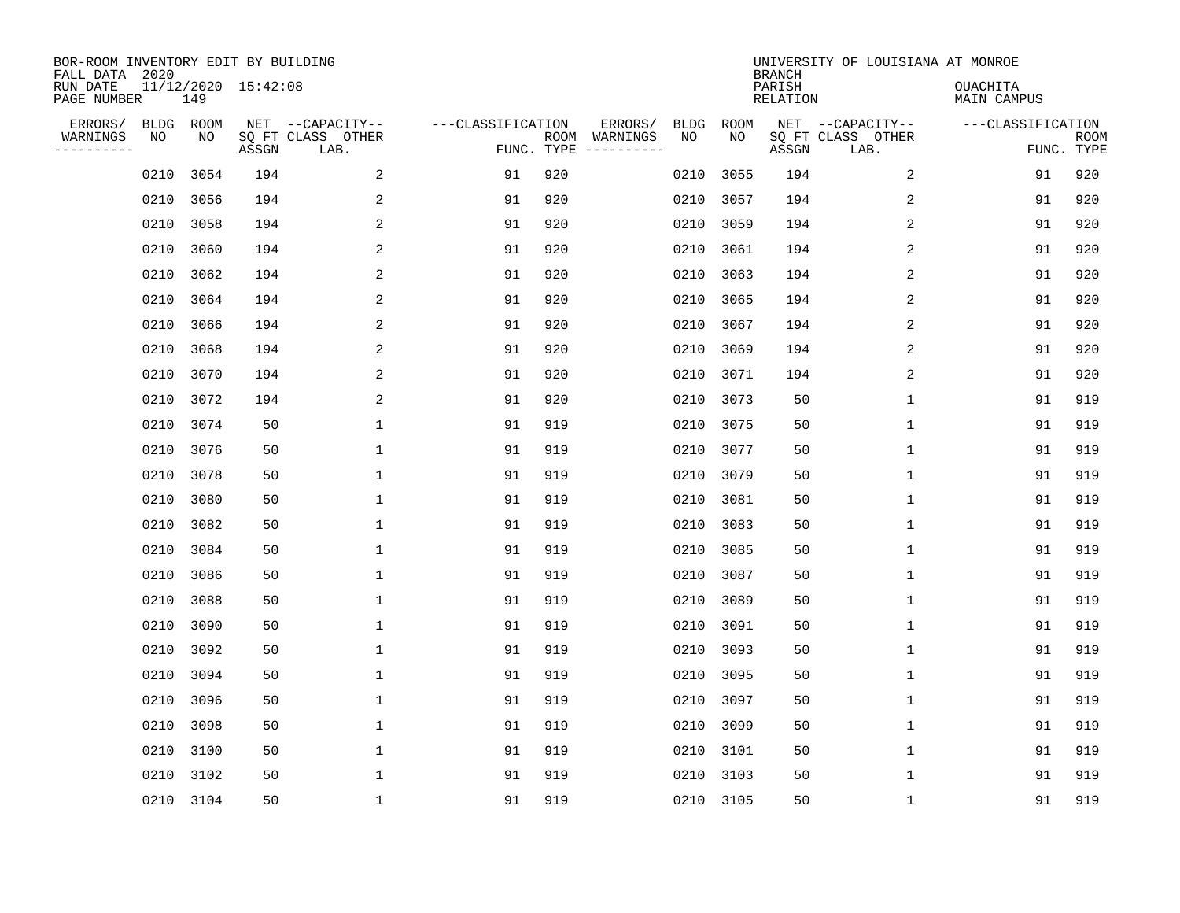BOR-ROOM INVENTORY EDIT BY BUILDING
FALL DATA 2020
RUN DATE 11/12/2020 15:42:08
PAGE NUMBER 149

UNIVERSITY OF LOUISIANA AT MONROE
BRANCH
PARISH OUACHITA
RELATION MAIN CAMPUS

| ERRORS/ WARNINGS | BLDG NO | ROOM NO | NET SQ FT ASSGN | CAPACITY CLASS LAB. | CAPACITY OTHER | CLASSIFICATION FUNC. | ROOM TYPE | ERRORS/ WARNINGS | BLDG NO | ROOM NO | NET SQ FT ASSGN | CAPACITY CLASS LAB. | CAPACITY OTHER | CLASSIFICATION FUNC. | ROOM TYPE |
|---|---|---|---|---|---|---|---|---|---|---|---|---|---|---|---|
| | 0210 | 3054 | 194 | | 2 | 91 | 920 | | 0210 | 3055 | 194 | | 2 | 91 | 920 |
| | 0210 | 3056 | 194 | | 2 | 91 | 920 | | 0210 | 3057 | 194 | | 2 | 91 | 920 |
| | 0210 | 3058 | 194 | | 2 | 91 | 920 | | 0210 | 3059 | 194 | | 2 | 91 | 920 |
| | 0210 | 3060 | 194 | | 2 | 91 | 920 | | 0210 | 3061 | 194 | | 2 | 91 | 920 |
| | 0210 | 3062 | 194 | | 2 | 91 | 920 | | 0210 | 3063 | 194 | | 2 | 91 | 920 |
| | 0210 | 3064 | 194 | | 2 | 91 | 920 | | 0210 | 3065 | 194 | | 2 | 91 | 920 |
| | 0210 | 3066 | 194 | | 2 | 91 | 920 | | 0210 | 3067 | 194 | | 2 | 91 | 920 |
| | 0210 | 3068 | 194 | | 2 | 91 | 920 | | 0210 | 3069 | 194 | | 2 | 91 | 920 |
| | 0210 | 3070 | 194 | | 2 | 91 | 920 | | 0210 | 3071 | 194 | | 2 | 91 | 920 |
| | 0210 | 3072 | 194 | | 2 | 91 | 920 | | 0210 | 3073 | 50 | | 1 | 91 | 919 |
| | 0210 | 3074 | 50 | | 1 | 91 | 919 | | 0210 | 3075 | 50 | | 1 | 91 | 919 |
| | 0210 | 3076 | 50 | | 1 | 91 | 919 | | 0210 | 3077 | 50 | | 1 | 91 | 919 |
| | 0210 | 3078 | 50 | | 1 | 91 | 919 | | 0210 | 3079 | 50 | | 1 | 91 | 919 |
| | 0210 | 3080 | 50 | | 1 | 91 | 919 | | 0210 | 3081 | 50 | | 1 | 91 | 919 |
| | 0210 | 3082 | 50 | | 1 | 91 | 919 | | 0210 | 3083 | 50 | | 1 | 91 | 919 |
| | 0210 | 3084 | 50 | | 1 | 91 | 919 | | 0210 | 3085 | 50 | | 1 | 91 | 919 |
| | 0210 | 3086 | 50 | | 1 | 91 | 919 | | 0210 | 3087 | 50 | | 1 | 91 | 919 |
| | 0210 | 3088 | 50 | | 1 | 91 | 919 | | 0210 | 3089 | 50 | | 1 | 91 | 919 |
| | 0210 | 3090 | 50 | | 1 | 91 | 919 | | 0210 | 3091 | 50 | | 1 | 91 | 919 |
| | 0210 | 3092 | 50 | | 1 | 91 | 919 | | 0210 | 3093 | 50 | | 1 | 91 | 919 |
| | 0210 | 3094 | 50 | | 1 | 91 | 919 | | 0210 | 3095 | 50 | | 1 | 91 | 919 |
| | 0210 | 3096 | 50 | | 1 | 91 | 919 | | 0210 | 3097 | 50 | | 1 | 91 | 919 |
| | 0210 | 3098 | 50 | | 1 | 91 | 919 | | 0210 | 3099 | 50 | | 1 | 91 | 919 |
| | 0210 | 3100 | 50 | | 1 | 91 | 919 | | 0210 | 3101 | 50 | | 1 | 91 | 919 |
| | 0210 | 3102 | 50 | | 1 | 91 | 919 | | 0210 | 3103 | 50 | | 1 | 91 | 919 |
| | 0210 | 3104 | 50 | | 1 | 91 | 919 | | 0210 | 3105 | 50 | | 1 | 91 | 919 |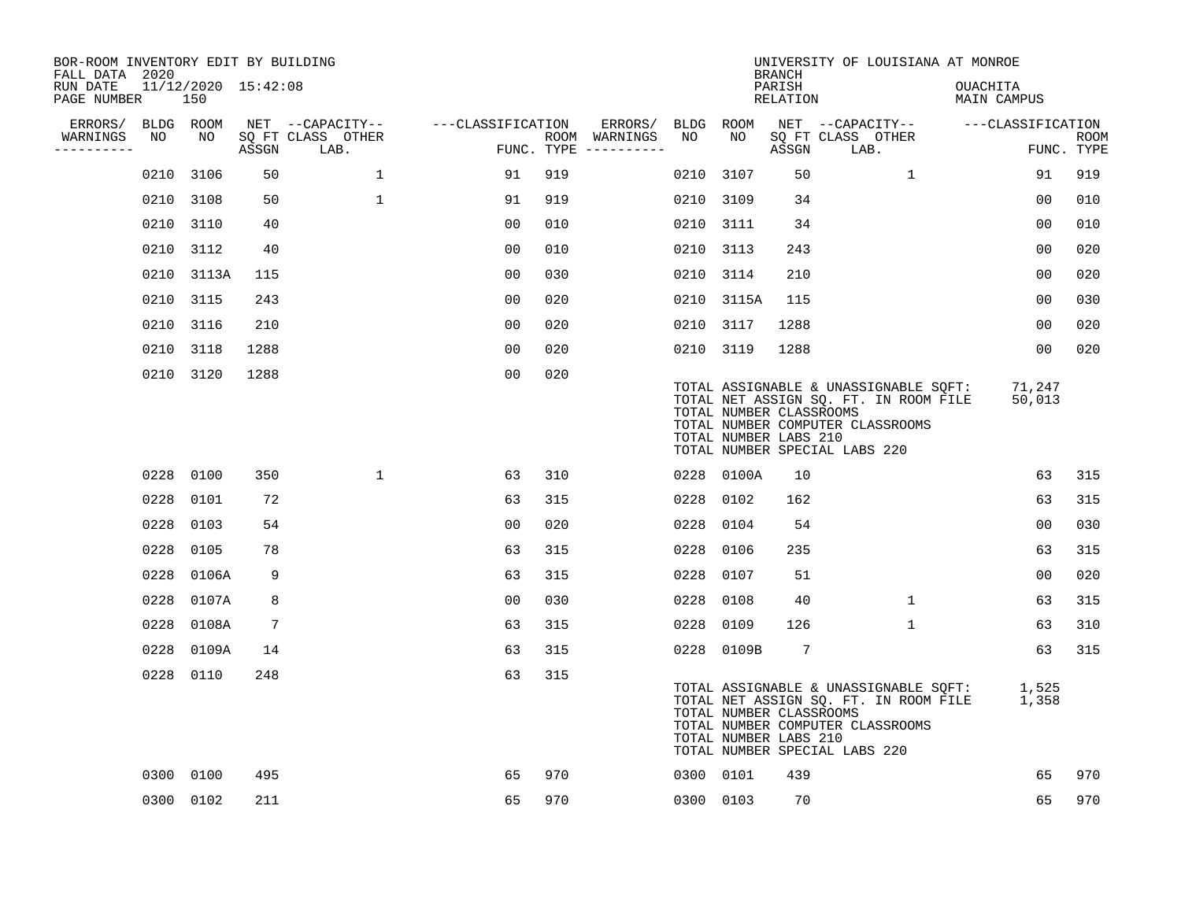BOR-ROOM INVENTORY EDIT BY BUILDING
FALL DATA 2020
RUN DATE 11/12/2020 15:42:08
PAGE NUMBER 150

UNIVERSITY OF LOUISIANA AT MONROE
BRANCH
PARISH OUACHITA
RELATION MAIN CAMPUS

| ERRORS/ WARNINGS | BLDG NO | ROOM NO | NET SQ FT ASSGN | CAPACITY-- CLASS LAB. | OTHER | CLASSIFICATION FUNC. | ROOM TYPE | ERRORS/ WARNINGS | BLDG NO | ROOM NO | NET SQ FT ASSGN | CAPACITY-- CLASS LAB. | OTHER | CLASSIFICATION FUNC. | ROOM TYPE |
|---|---|---|---|---|---|---|---|---|---|---|---|---|---|---|---|
| | 0210 | 3106 | 50 | | 1 | 91 | 919 | | 0210 | 3107 | 50 | | 1 | 91 | 919 |
| | 0210 | 3108 | 50 | | 1 | 91 | 919 | | 0210 | 3109 | 34 | | | 00 | 010 |
| | 0210 | 3110 | 40 | | | 00 | 010 | | 0210 | 3111 | 34 | | | 00 | 010 |
| | 0210 | 3112 | 40 | | | 00 | 010 | | 0210 | 3113 | 243 | | | 00 | 020 |
| | 0210 | 3113A | 115 | | | 00 | 030 | | 0210 | 3114 | 210 | | | 00 | 020 |
| | 0210 | 3115 | 243 | | | 00 | 020 | | 0210 | 3115A | 115 | | | 00 | 030 |
| | 0210 | 3116 | 210 | | | 00 | 020 | | 0210 | 3117 | 1288 | | | 00 | 020 |
| | 0210 | 3118 | 1288 | | | 00 | 020 | | 0210 | 3119 | 1288 | | | 00 | 020 |
| | 0210 | 3120 | 1288 | | | 00 | 020 | | | | | | | | |

TOTAL ASSIGNABLE & UNASSIGNABLE SQFT: 71,247
TOTAL NET ASSIGN SQ. FT. IN ROOM FILE 50,013
TOTAL NUMBER CLASSROOMS
TOTAL NUMBER COMPUTER CLASSROOMS
TOTAL NUMBER LABS 210
TOTAL NUMBER SPECIAL LABS 220

| ERRORS/ WARNINGS | BLDG NO | ROOM NO | NET SQ FT ASSGN | CAPACITY-- CLASS LAB. | OTHER | CLASSIFICATION FUNC. | ROOM TYPE | ERRORS/ WARNINGS | BLDG NO | ROOM NO | NET SQ FT ASSGN | CAPACITY-- CLASS LAB. | OTHER | CLASSIFICATION FUNC. | ROOM TYPE |
|---|---|---|---|---|---|---|---|---|---|---|---|---|---|---|---|
| | 0228 | 0100 | 350 | | 1 | 63 | 310 | | 0228 | 0100A | 10 | | | 63 | 315 |
| | 0228 | 0101 | 72 | | | 63 | 315 | | 0228 | 0102 | 162 | | | 63 | 315 |
| | 0228 | 0103 | 54 | | | 00 | 020 | | 0228 | 0104 | 54 | | | 00 | 030 |
| | 0228 | 0105 | 78 | | | 63 | 315 | | 0228 | 0106 | 235 | | | 63 | 315 |
| | 0228 | 0106A | 9 | | | 63 | 315 | | 0228 | 0107 | 51 | | | 00 | 020 |
| | 0228 | 0107A | 8 | | | 00 | 030 | | 0228 | 0108 | 40 | | 1 | 63 | 315 |
| | 0228 | 0108A | 7 | | | 63 | 315 | | 0228 | 0109 | 126 | | 1 | 63 | 310 |
| | 0228 | 0109A | 14 | | | 63 | 315 | | 0228 | 0109B | 7 | | | 63 | 315 |
| | 0228 | 0110 | 248 | | | 63 | 315 | | | | | | | | |

TOTAL ASSIGNABLE & UNASSIGNABLE SQFT: 1,525
TOTAL NET ASSIGN SQ. FT. IN ROOM FILE 1,358
TOTAL NUMBER CLASSROOMS
TOTAL NUMBER COMPUTER CLASSROOMS
TOTAL NUMBER LABS 210
TOTAL NUMBER SPECIAL LABS 220

| ERRORS/ WARNINGS | BLDG NO | ROOM NO | NET SQ FT ASSGN | CAPACITY-- CLASS LAB. | OTHER | CLASSIFICATION FUNC. | ROOM TYPE | ERRORS/ WARNINGS | BLDG NO | ROOM NO | NET SQ FT ASSGN | CAPACITY-- CLASS LAB. | OTHER | CLASSIFICATION FUNC. | ROOM TYPE |
|---|---|---|---|---|---|---|---|---|---|---|---|---|---|---|---|
| | 0300 | 0100 | 495 | | | 65 | 970 | | 0300 | 0101 | 439 | | | 65 | 970 |
| | 0300 | 0102 | 211 | | | 65 | 970 | | 0300 | 0103 | 70 | | | 65 | 970 |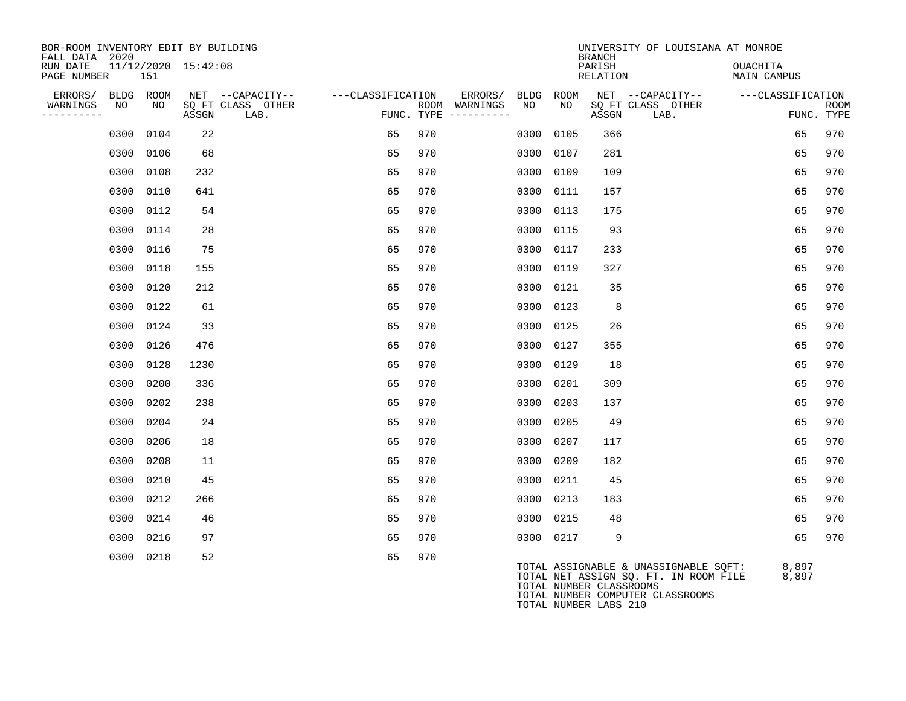BOR-ROOM INVENTORY EDIT BY BUILDING
FALL DATA 2020
RUN DATE 11/12/2020 15:42:08
PAGE NUMBER 151

UNIVERSITY OF LOUISIANA AT MONROE
BRANCH
PARISH OUACHITA
RELATION MAIN CAMPUS

| ERRORS/ WARNINGS | BLDG NO | ROOM NO | NET SQ FT ASSGN | CAPACITY CLASS LAB. | CAPACITY OTHER | CLASSIFICATION FUNC. | ROOM TYPE | ERRORS/ WARNINGS | BLDG NO | ROOM NO | NET SQ FT ASSGN | CAPACITY CLASS LAB. | CAPACITY OTHER | CLASSIFICATION FUNC. | ROOM TYPE |
|---|---|---|---|---|---|---|---|---|---|---|---|---|---|---|---|
| | 0300 | 0104 | 22 | | | 65 | 970 | | 0300 | 0105 | 366 | | | 65 | 970 |
| | 0300 | 0106 | 68 | | | 65 | 970 | | 0300 | 0107 | 281 | | | 65 | 970 |
| | 0300 | 0108 | 232 | | | 65 | 970 | | 0300 | 0109 | 109 | | | 65 | 970 |
| | 0300 | 0110 | 641 | | | 65 | 970 | | 0300 | 0111 | 157 | | | 65 | 970 |
| | 0300 | 0112 | 54 | | | 65 | 970 | | 0300 | 0113 | 175 | | | 65 | 970 |
| | 0300 | 0114 | 28 | | | 65 | 970 | | 0300 | 0115 | 93 | | | 65 | 970 |
| | 0300 | 0116 | 75 | | | 65 | 970 | | 0300 | 0117 | 233 | | | 65 | 970 |
| | 0300 | 0118 | 155 | | | 65 | 970 | | 0300 | 0119 | 327 | | | 65 | 970 |
| | 0300 | 0120 | 212 | | | 65 | 970 | | 0300 | 0121 | 35 | | | 65 | 970 |
| | 0300 | 0122 | 61 | | | 65 | 970 | | 0300 | 0123 | 8 | | | 65 | 970 |
| | 0300 | 0124 | 33 | | | 65 | 970 | | 0300 | 0125 | 26 | | | 65 | 970 |
| | 0300 | 0126 | 476 | | | 65 | 970 | | 0300 | 0127 | 355 | | | 65 | 970 |
| | 0300 | 0128 | 1230 | | | 65 | 970 | | 0300 | 0129 | 18 | | | 65 | 970 |
| | 0300 | 0200 | 336 | | | 65 | 970 | | 0300 | 0201 | 309 | | | 65 | 970 |
| | 0300 | 0202 | 238 | | | 65 | 970 | | 0300 | 0203 | 137 | | | 65 | 970 |
| | 0300 | 0204 | 24 | | | 65 | 970 | | 0300 | 0205 | 49 | | | 65 | 970 |
| | 0300 | 0206 | 18 | | | 65 | 970 | | 0300 | 0207 | 117 | | | 65 | 970 |
| | 0300 | 0208 | 11 | | | 65 | 970 | | 0300 | 0209 | 182 | | | 65 | 970 |
| | 0300 | 0210 | 45 | | | 65 | 970 | | 0300 | 0211 | 45 | | | 65 | 970 |
| | 0300 | 0212 | 266 | | | 65 | 970 | | 0300 | 0213 | 183 | | | 65 | 970 |
| | 0300 | 0214 | 46 | | | 65 | 970 | | 0300 | 0215 | 48 | | | 65 | 970 |
| | 0300 | 0216 | 97 | | | 65 | 970 | | 0300 | 0217 | 9 | | | 65 | 970 |
| | 0300 | 0218 | 52 | | | 65 | 970 | | | | | | | | |

TOTAL ASSIGNABLE & UNASSIGNABLE SQFT: 8,897
TOTAL NET ASSIGN SQ. FT. IN ROOM FILE 8,897
TOTAL NUMBER CLASSROOMS
TOTAL NUMBER COMPUTER CLASSROOMS
TOTAL NUMBER LABS 210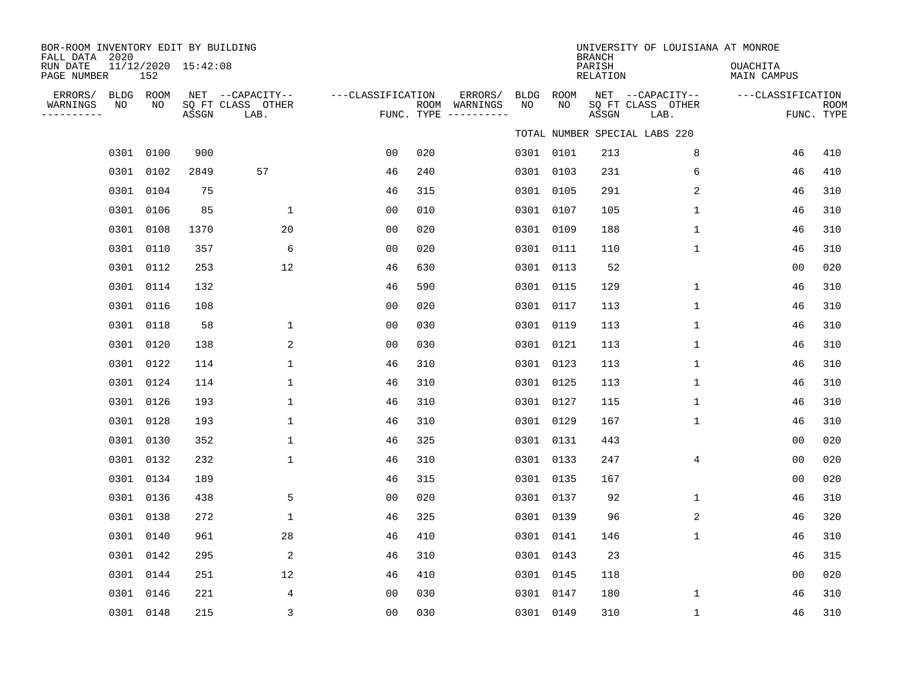BOR-ROOM INVENTORY EDIT BY BUILDING
FALL DATA 2020
RUN DATE 11/12/2020 15:42:08
PAGE NUMBER 152

UNIVERSITY OF LOUISIANA AT MONROE
BRANCH
PARISH OUACHITA
RELATION MAIN CAMPUS

TOTAL NUMBER SPECIAL LABS 220

| ERRORS/ WARNINGS | BLDG NO | ROOM NO | NET SQ FT ASSGN | CAPACITY CLASS LAB. | CAPACITY OTHER | CLASSIFICATION FUNC. | ROOM TYPE | ERRORS/ WARNINGS | BLDG NO | ROOM NO | NET SQ FT ASSGN | CAPACITY CLASS LAB. | CAPACITY OTHER | CLASSIFICATION FUNC. | ROOM TYPE |
|---|---|---|---|---|---|---|---|---|---|---|---|---|---|---|---|
| | 0301 | 0100 | 900 | | | 00 | 020 | | 0301 | 0101 | 213 | | 8 | 46 | 410 |
| | 0301 | 0102 | 2849 | 57 | | 46 | 240 | | 0301 | 0103 | 231 | | 6 | 46 | 410 |
| | 0301 | 0104 | 75 | | | 46 | 315 | | 0301 | 0105 | 291 | | 2 | 46 | 310 |
| | 0301 | 0106 | 85 | | 1 | 00 | 010 | | 0301 | 0107 | 105 | | 1 | 46 | 310 |
| | 0301 | 0108 | 1370 | | 20 | 00 | 020 | | 0301 | 0109 | 188 | | 1 | 46 | 310 |
| | 0301 | 0110 | 357 | | 6 | 00 | 020 | | 0301 | 0111 | 110 | | 1 | 46 | 310 |
| | 0301 | 0112 | 253 | | 12 | 46 | 630 | | 0301 | 0113 | 52 | | | 00 | 020 |
| | 0301 | 0114 | 132 | | | 46 | 590 | | 0301 | 0115 | 129 | | 1 | 46 | 310 |
| | 0301 | 0116 | 108 | | | 00 | 020 | | 0301 | 0117 | 113 | | 1 | 46 | 310 |
| | 0301 | 0118 | 58 | | 1 | 00 | 030 | | 0301 | 0119 | 113 | | 1 | 46 | 310 |
| | 0301 | 0120 | 138 | | 2 | 00 | 030 | | 0301 | 0121 | 113 | | 1 | 46 | 310 |
| | 0301 | 0122 | 114 | | 1 | 46 | 310 | | 0301 | 0123 | 113 | | 1 | 46 | 310 |
| | 0301 | 0124 | 114 | | 1 | 46 | 310 | | 0301 | 0125 | 113 | | 1 | 46 | 310 |
| | 0301 | 0126 | 193 | | 1 | 46 | 310 | | 0301 | 0127 | 115 | | 1 | 46 | 310 |
| | 0301 | 0128 | 193 | | 1 | 46 | 310 | | 0301 | 0129 | 167 | | 1 | 46 | 310 |
| | 0301 | 0130 | 352 | | 1 | 46 | 325 | | 0301 | 0131 | 443 | | | 00 | 020 |
| | 0301 | 0132 | 232 | | 1 | 46 | 310 | | 0301 | 0133 | 247 | | 4 | 00 | 020 |
| | 0301 | 0134 | 189 | | | 46 | 315 | | 0301 | 0135 | 167 | | | 00 | 020 |
| | 0301 | 0136 | 438 | | 5 | 00 | 020 | | 0301 | 0137 | 92 | | 1 | 46 | 310 |
| | 0301 | 0138 | 272 | | 1 | 46 | 325 | | 0301 | 0139 | 96 | | 2 | 46 | 320 |
| | 0301 | 0140 | 961 | | 28 | 46 | 410 | | 0301 | 0141 | 146 | | 1 | 46 | 310 |
| | 0301 | 0142 | 295 | | 2 | 46 | 310 | | 0301 | 0143 | 23 | | | 46 | 315 |
| | 0301 | 0144 | 251 | | 12 | 46 | 410 | | 0301 | 0145 | 118 | | | 00 | 020 |
| | 0301 | 0146 | 221 | | 4 | 00 | 030 | | 0301 | 0147 | 180 | | 1 | 46 | 310 |
| | 0301 | 0148 | 215 | | 3 | 00 | 030 | | 0301 | 0149 | 310 | | 1 | 46 | 310 |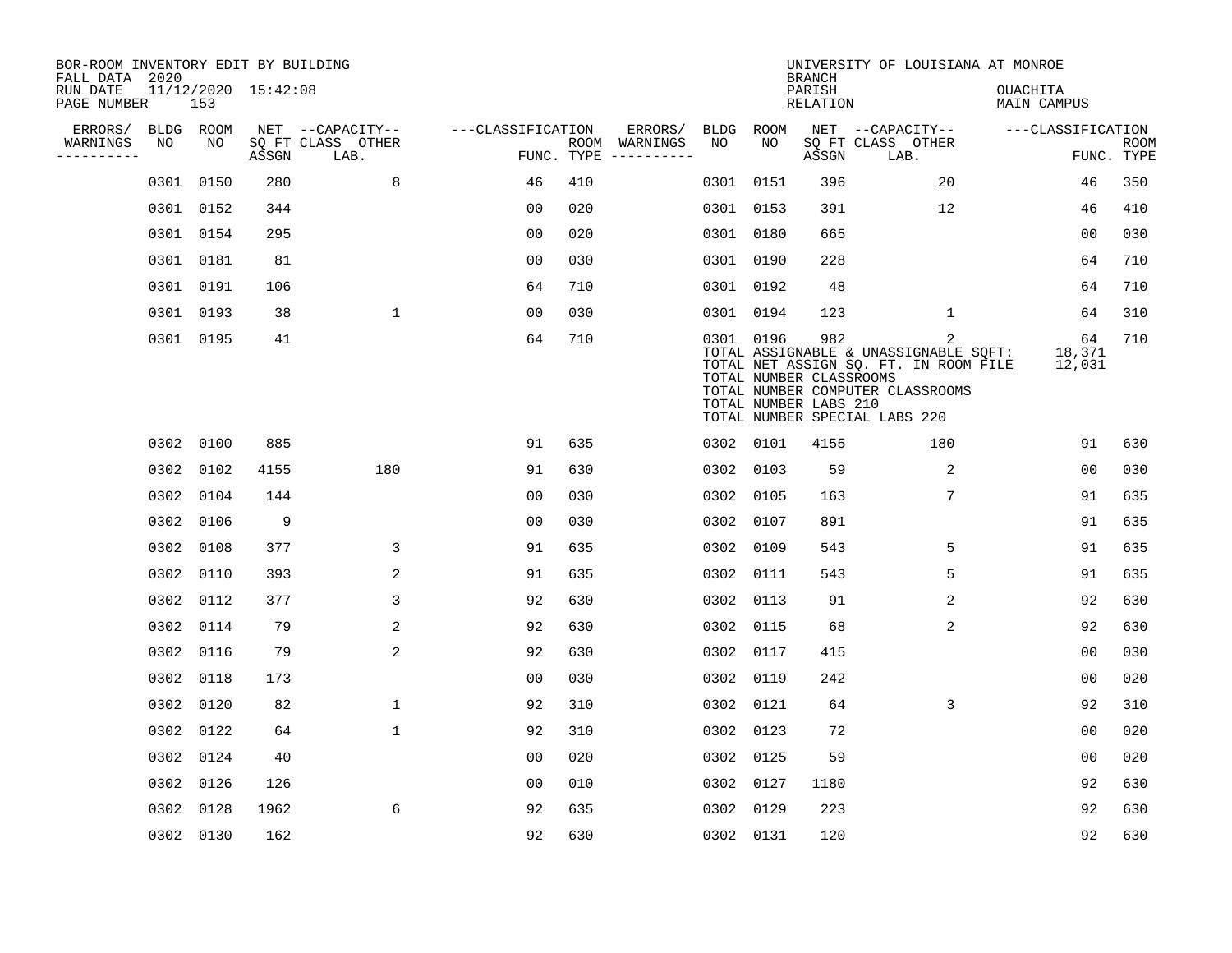BOR-ROOM INVENTORY EDIT BY BUILDING
FALL DATA 2020
RUN DATE 11/12/2020 15:42:08
PAGE NUMBER 153

UNIVERSITY OF LOUISIANA AT MONROE
BRANCH
PARISH OUACHITA
RELATION MAIN CAMPUS

| ERRORS/ WARNINGS | BLDG NO | ROOM NO | NET SQ FT ASSGN | --CAPACITY-- CLASS | OTHER LAB. | ---CLASSIFICATION FUNC. | ROOM TYPE | ERRORS/ WARNINGS | BLDG NO | ROOM NO | NET SQ FT ASSGN | --CAPACITY-- CLASS | OTHER LAB. | ---CLASSIFICATION FUNC. | ROOM TYPE |
|---|---|---|---|---|---|---|---|---|---|---|---|---|---|---|---|
| | 0301 | 0150 | 280 | | 8 | 46 | 410 | | 0301 | 0151 | 396 | | 20 | 46 | 350 |
| | 0301 | 0152 | 344 | | | 00 | 020 | | 0301 | 0153 | 391 | | 12 | 46 | 410 |
| | 0301 | 0154 | 295 | | | 00 | 020 | | 0301 | 0180 | 665 | | | 00 | 030 |
| | 0301 | 0181 | 81 | | | 00 | 030 | | 0301 | 0190 | 228 | | | 64 | 710 |
| | 0301 | 0191 | 106 | | | 64 | 710 | | 0301 | 0192 | 48 | | | 64 | 710 |
| | 0301 | 0193 | 38 | | 1 | 00 | 030 | | 0301 | 0194 | 123 | | 1 | 64 | 310 |
| | 0301 | 0195 | 41 | | | 64 | 710 | | 0301 | 0196 | 982 | | 2 | 64 | 710 |

TOTAL ASSIGNABLE & UNASSIGNABLE SQFT: 18,371
TOTAL NET ASSIGN SQ. FT. IN ROOM FILE 12,031
TOTAL NUMBER CLASSROOMS
TOTAL NUMBER COMPUTER CLASSROOMS
TOTAL NUMBER LABS 210
TOTAL NUMBER SPECIAL LABS 220

| ERRORS/ WARNINGS | BLDG NO | ROOM NO | NET SQ FT ASSGN | --CAPACITY-- CLASS | OTHER LAB. | ---CLASSIFICATION FUNC. | ROOM TYPE | ERRORS/ WARNINGS | BLDG NO | ROOM NO | NET SQ FT ASSGN | --CAPACITY-- CLASS | OTHER LAB. | ---CLASSIFICATION FUNC. | ROOM TYPE |
|---|---|---|---|---|---|---|---|---|---|---|---|---|---|---|---|
| | 0302 | 0100 | 885 | | | 91 | 635 | | 0302 | 0101 | 4155 | | 180 | 91 | 630 |
| | 0302 | 0102 | 4155 | | 180 | 91 | 630 | | 0302 | 0103 | 59 | | 2 | 00 | 030 |
| | 0302 | 0104 | 144 | | | 00 | 030 | | 0302 | 0105 | 163 | | 7 | 91 | 635 |
| | 0302 | 0106 | 9 | | | 00 | 030 | | 0302 | 0107 | 891 | | | 91 | 635 |
| | 0302 | 0108 | 377 | | 3 | 91 | 635 | | 0302 | 0109 | 543 | | 5 | 91 | 635 |
| | 0302 | 0110 | 393 | | 2 | 91 | 635 | | 0302 | 0111 | 543 | | 5 | 91 | 635 |
| | 0302 | 0112 | 377 | | 3 | 92 | 630 | | 0302 | 0113 | 91 | | 2 | 92 | 630 |
| | 0302 | 0114 | 79 | | 2 | 92 | 630 | | 0302 | 0115 | 68 | | 2 | 92 | 630 |
| | 0302 | 0116 | 79 | | 2 | 92 | 630 | | 0302 | 0117 | 415 | | | 00 | 030 |
| | 0302 | 0118 | 173 | | | 00 | 030 | | 0302 | 0119 | 242 | | | 00 | 020 |
| | 0302 | 0120 | 82 | | 1 | 92 | 310 | | 0302 | 0121 | 64 | | 3 | 92 | 310 |
| | 0302 | 0122 | 64 | | 1 | 92 | 310 | | 0302 | 0123 | 72 | | | 00 | 020 |
| | 0302 | 0124 | 40 | | | 00 | 020 | | 0302 | 0125 | 59 | | | 00 | 020 |
| | 0302 | 0126 | 126 | | | 00 | 010 | | 0302 | 0127 | 1180 | | | 92 | 630 |
| | 0302 | 0128 | 1962 | | 6 | 92 | 635 | | 0302 | 0129 | 223 | | | 92 | 630 |
| | 0302 | 0130 | 162 | | | 92 | 630 | | 0302 | 0131 | 120 | | | 92 | 630 |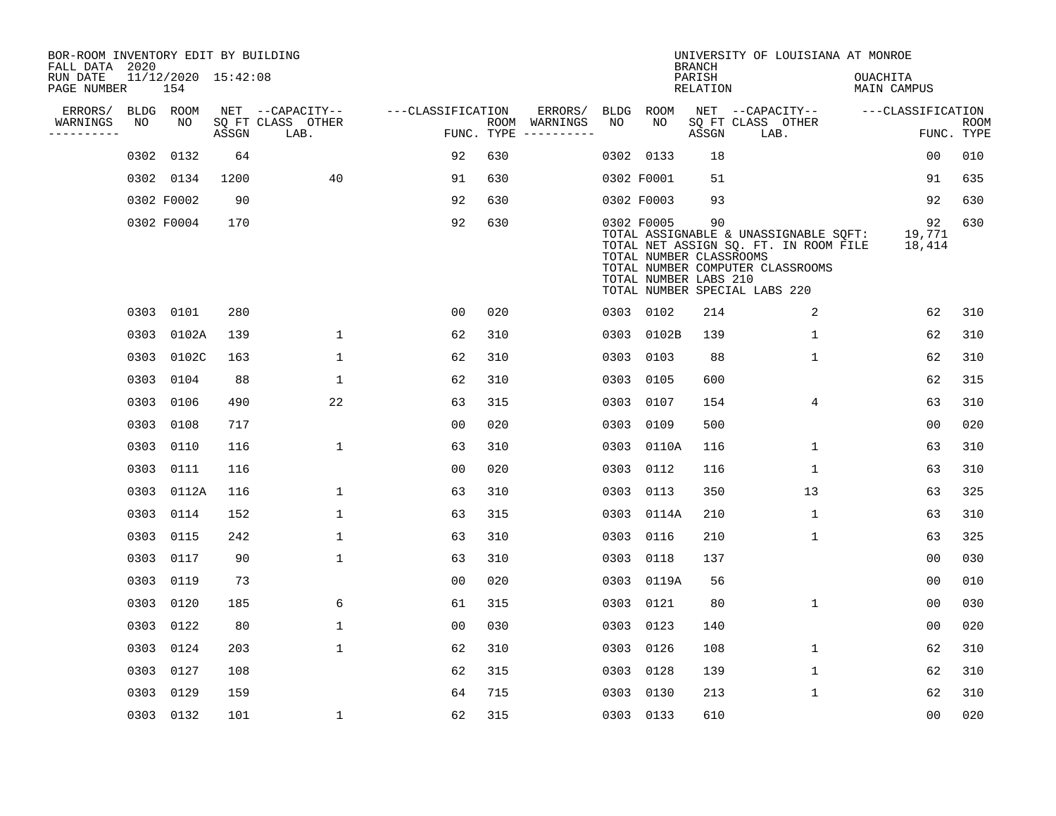BOR-ROOM INVENTORY EDIT BY BUILDING
FALL DATA 2020
RUN DATE 11/12/2020 15:42:08
PAGE NUMBER 154

UNIVERSITY OF LOUISIANA AT MONROE
BRANCH
PARISH OUACHITA
RELATION MAIN CAMPUS

| ERRORS/ WARNINGS | BLDG NO | ROOM NO | NET SQ FT ASSGN | CAPACITY-- CLASS LAB. | OTHER | FUNC. | ROOM TYPE | ERRORS/ WARNINGS | BLDG NO | ROOM NO | NET SQ FT ASSGN | CAPACITY-- CLASS LAB. | OTHER | FUNC. | ROOM TYPE |
|---|---|---|---|---|---|---|---|---|---|---|---|---|---|---|---|
| | 0302 | 0132 | 64 | | | 92 | 630 | | 0302 | 0133 | 18 | | | 00 | 010 |
| | 0302 | 0134 | 1200 | | 40 | 91 | 630 | | 0302 | F0001 | 51 | | | 91 | 635 |
| | 0302 | F0002 | 90 | | | 92 | 630 | | 0302 | F0003 | 93 | | | 92 | 630 |
| | 0302 | F0004 | 170 | | | 92 | 630 | | 0302 | F0005 | 90 | | | 92 | 630 |

TOTAL ASSIGNABLE & UNASSIGNABLE SQFT: 19,771
TOTAL NET ASSIGN SQ. FT. IN ROOM FILE 18,414
TOTAL NUMBER CLASSROOMS
TOTAL NUMBER COMPUTER CLASSROOMS
TOTAL NUMBER LABS 210
TOTAL NUMBER SPECIAL LABS 220

| ERRORS/ WARNINGS | BLDG NO | ROOM NO | NET SQ FT ASSGN | CAPACITY-- CLASS LAB. | OTHER | FUNC. | ROOM TYPE | ERRORS/ WARNINGS | BLDG NO | ROOM NO | NET SQ FT ASSGN | CAPACITY-- CLASS LAB. | OTHER | FUNC. | ROOM TYPE |
|---|---|---|---|---|---|---|---|---|---|---|---|---|---|---|---|
| | 0303 | 0101 | 280 | | | 00 | 020 | | 0303 | 0102 | 214 | | 2 | 62 | 310 |
| | 0303 | 0102A | 139 | | 1 | 62 | 310 | | 0303 | 0102B | 139 | | 1 | 62 | 310 |
| | 0303 | 0102C | 163 | | 1 | 62 | 310 | | 0303 | 0103 | 88 | | 1 | 62 | 310 |
| | 0303 | 0104 | 88 | | 1 | 62 | 310 | | 0303 | 0105 | 600 | | | 62 | 315 |
| | 0303 | 0106 | 490 | | 22 | 63 | 315 | | 0303 | 0107 | 154 | | 4 | 63 | 310 |
| | 0303 | 0108 | 717 | | | 00 | 020 | | 0303 | 0109 | 500 | | | 00 | 020 |
| | 0303 | 0110 | 116 | | 1 | 63 | 310 | | 0303 | 0110A | 116 | | 1 | 63 | 310 |
| | 0303 | 0111 | 116 | | | 00 | 020 | | 0303 | 0112 | 116 | | 1 | 63 | 310 |
| | 0303 | 0112A | 116 | | 1 | 63 | 310 | | 0303 | 0113 | 350 | | 13 | 63 | 325 |
| | 0303 | 0114 | 152 | | 1 | 63 | 315 | | 0303 | 0114A | 210 | | 1 | 63 | 310 |
| | 0303 | 0115 | 242 | | 1 | 63 | 310 | | 0303 | 0116 | 210 | | 1 | 63 | 325 |
| | 0303 | 0117 | 90 | | 1 | 63 | 310 | | 0303 | 0118 | 137 | | | 00 | 030 |
| | 0303 | 0119 | 73 | | | 00 | 020 | | 0303 | 0119A | 56 | | | 00 | 010 |
| | 0303 | 0120 | 185 | | 6 | 61 | 315 | | 0303 | 0121 | 80 | | 1 | 00 | 030 |
| | 0303 | 0122 | 80 | | 1 | 00 | 030 | | 0303 | 0123 | 140 | | | 00 | 020 |
| | 0303 | 0124 | 203 | | 1 | 62 | 310 | | 0303 | 0126 | 108 | | 1 | 62 | 310 |
| | 0303 | 0127 | 108 | | | 62 | 315 | | 0303 | 0128 | 139 | | 1 | 62 | 310 |
| | 0303 | 0129 | 159 | | | 64 | 715 | | 0303 | 0130 | 213 | | 1 | 62 | 310 |
| | 0303 | 0132 | 101 | | 1 | 62 | 315 | | 0303 | 0133 | 610 | | | 00 | 020 |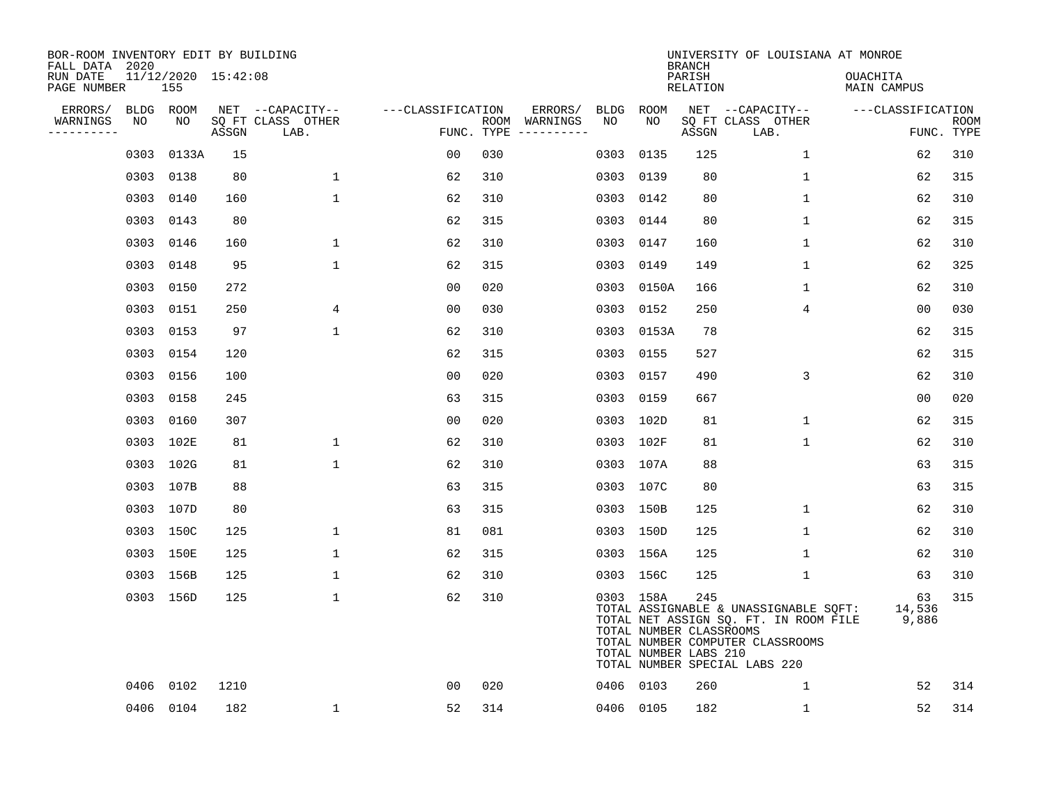BOR-ROOM INVENTORY EDIT BY BUILDING
FALL DATA 2020
RUN DATE 11/12/2020 15:42:08
PAGE NUMBER 155

UNIVERSITY OF LOUISIANA AT MONROE
BRANCH
PARISH OUACHITA
RELATION MAIN CAMPUS

| ERRORS/ WARNINGS | BLDG NO | ROOM NO | NET SQ FT ASSGN | --CAPACITY-- CLASS LAB. | OTHER | ---CLASSIFICATION FUNC. | ROOM TYPE | ERRORS/ WARNINGS | BLDG NO | ROOM NO | NET SQ FT ASSGN | --CAPACITY-- CLASS LAB. | OTHER | ---CLASSIFICATION FUNC. | ROOM TYPE |
|---|---|---|---|---|---|---|---|---|---|---|---|---|---|---|---|
| | 0303 | 0133A | 15 | | | 00 | 030 | | 0303 | 0135 | 125 | | 1 | 62 | 310 |
| | 0303 | 0138 | 80 | | 1 | 62 | 310 | | 0303 | 0139 | 80 | | 1 | 62 | 315 |
| | 0303 | 0140 | 160 | | 1 | 62 | 310 | | 0303 | 0142 | 80 | | 1 | 62 | 310 |
| | 0303 | 0143 | 80 | | | 62 | 315 | | 0303 | 0144 | 80 | | 1 | 62 | 315 |
| | 0303 | 0146 | 160 | | 1 | 62 | 310 | | 0303 | 0147 | 160 | | 1 | 62 | 310 |
| | 0303 | 0148 | 95 | | 1 | 62 | 315 | | 0303 | 0149 | 149 | | 1 | 62 | 325 |
| | 0303 | 0150 | 272 | | | 00 | 020 | | 0303 | 0150A | 166 | | 1 | 62 | 310 |
| | 0303 | 0151 | 250 | | 4 | 00 | 030 | | 0303 | 0152 | 250 | | 4 | 00 | 030 |
| | 0303 | 0153 | 97 | | 1 | 62 | 310 | | 0303 | 0153A | 78 | | | 62 | 315 |
| | 0303 | 0154 | 120 | | | 62 | 315 | | 0303 | 0155 | 527 | | | 62 | 315 |
| | 0303 | 0156 | 100 | | | 00 | 020 | | 0303 | 0157 | 490 | | 3 | 62 | 310 |
| | 0303 | 0158 | 245 | | | 63 | 315 | | 0303 | 0159 | 667 | | | 00 | 020 |
| | 0303 | 0160 | 307 | | | 00 | 020 | | 0303 | 102D | 81 | | 1 | 62 | 315 |
| | 0303 | 102E | 81 | | 1 | 62 | 310 | | 0303 | 102F | 81 | | 1 | 62 | 310 |
| | 0303 | 102G | 81 | | 1 | 62 | 310 | | 0303 | 107A | 88 | | | 63 | 315 |
| | 0303 | 107B | 88 | | | 63 | 315 | | 0303 | 107C | 80 | | | 63 | 315 |
| | 0303 | 107D | 80 | | | 63 | 315 | | 0303 | 150B | 125 | | 1 | 62 | 310 |
| | 0303 | 150C | 125 | | 1 | 81 | 081 | | 0303 | 150D | 125 | | 1 | 62 | 310 |
| | 0303 | 150E | 125 | | 1 | 62 | 315 | | 0303 | 156A | 125 | | 1 | 62 | 310 |
| | 0303 | 156B | 125 | | 1 | 62 | 310 | | 0303 | 156C | 125 | | 1 | 63 | 310 |
| | 0303 | 156D | 125 | | 1 | 62 | 310 | | 0303 | 158A | 245 | | | 63 | 315 |

TOTAL ASSIGNABLE & UNASSIGNABLE SQFT: 14,536
TOTAL NET ASSIGN SQ. FT. IN ROOM FILE 9,886
TOTAL NUMBER CLASSROOMS
TOTAL NUMBER COMPUTER CLASSROOMS
TOTAL NUMBER LABS 210
TOTAL NUMBER SPECIAL LABS 220

| ERRORS/ WARNINGS | BLDG NO | ROOM NO | NET SQ FT ASSGN | --CAPACITY-- CLASS LAB. | OTHER | ---CLASSIFICATION FUNC. | ROOM TYPE | ERRORS/ WARNINGS | BLDG NO | ROOM NO | NET SQ FT ASSGN | --CAPACITY-- CLASS LAB. | OTHER | ---CLASSIFICATION FUNC. | ROOM TYPE |
|---|---|---|---|---|---|---|---|---|---|---|---|---|---|---|---|
| | 0406 | 0102 | 1210 | | | 00 | 020 | | 0406 | 0103 | 260 | | 1 | 52 | 314 |
| | 0406 | 0104 | 182 | | 1 | 52 | 314 | | 0406 | 0105 | 182 | | 1 | 52 | 314 |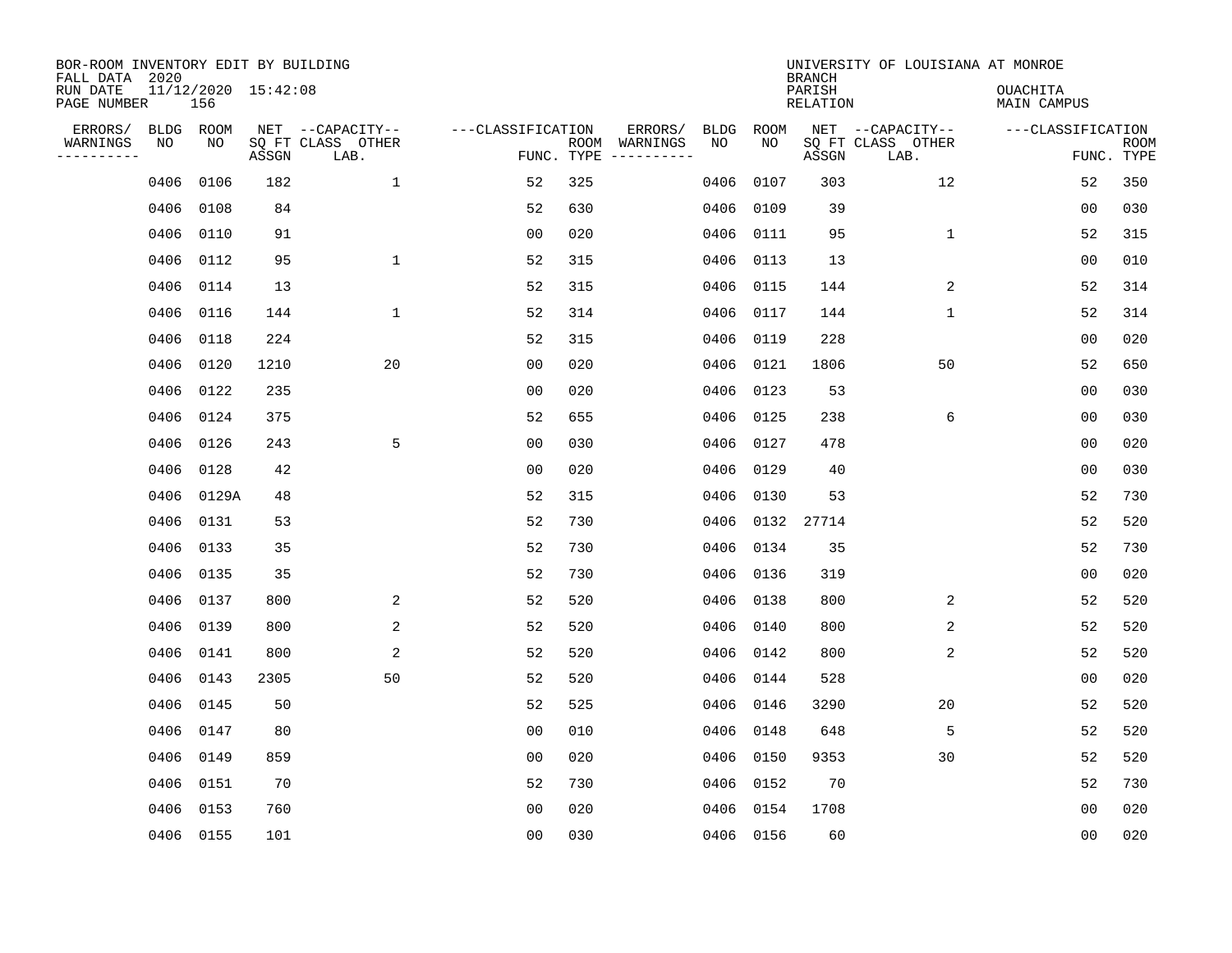BOR-ROOM INVENTORY EDIT BY BUILDING
FALL DATA 2020
RUN DATE 11/12/2020 15:42:08
PAGE NUMBER 156

UNIVERSITY OF LOUISIANA AT MONROE
BRANCH
PARISH OUACHITA
RELATION MAIN CAMPUS

| ERRORS/ WARNINGS | BLDG NO | ROOM NO | NET SQ FT ASSGN | CAPACITY CLASS LAB. | CAPACITY OTHER | CLASSIFICATION FUNC. | ROOM TYPE | ERRORS/ WARNINGS | BLDG NO | ROOM NO | NET SQ FT ASSGN | CAPACITY CLASS LAB. | CAPACITY OTHER | CLASSIFICATION FUNC. | ROOM TYPE |
|---|---|---|---|---|---|---|---|---|---|---|---|---|---|---|---|
| | 0406 | 0106 | 182 | | 1 | 52 | 325 | | 0406 | 0107 | 303 | | 12 | 52 | 350 |
| | 0406 | 0108 | 84 | | | 52 | 630 | | 0406 | 0109 | 39 | | | 00 | 030 |
| | 0406 | 0110 | 91 | | | 00 | 020 | | 0406 | 0111 | 95 | | 1 | 52 | 315 |
| | 0406 | 0112 | 95 | | 1 | 52 | 315 | | 0406 | 0113 | 13 | | | 00 | 010 |
| | 0406 | 0114 | 13 | | | 52 | 315 | | 0406 | 0115 | 144 | | 2 | 52 | 314 |
| | 0406 | 0116 | 144 | | 1 | 52 | 314 | | 0406 | 0117 | 144 | | 1 | 52 | 314 |
| | 0406 | 0118 | 224 | | | 52 | 315 | | 0406 | 0119 | 228 | | | 00 | 020 |
| | 0406 | 0120 | 1210 | | 20 | 00 | 020 | | 0406 | 0121 | 1806 | | 50 | 52 | 650 |
| | 0406 | 0122 | 235 | | | 00 | 020 | | 0406 | 0123 | 53 | | | 00 | 030 |
| | 0406 | 0124 | 375 | | | 52 | 655 | | 0406 | 0125 | 238 | | 6 | 00 | 030 |
| | 0406 | 0126 | 243 | | 5 | 00 | 030 | | 0406 | 0127 | 478 | | | 00 | 020 |
| | 0406 | 0128 | 42 | | | 00 | 020 | | 0406 | 0129 | 40 | | | 00 | 030 |
| | 0406 | 0129A | 48 | | | 52 | 315 | | 0406 | 0130 | 53 | | | 52 | 730 |
| | 0406 | 0131 | 53 | | | 52 | 730 | | 0406 | 0132 | 27714 | | | 52 | 520 |
| | 0406 | 0133 | 35 | | | 52 | 730 | | 0406 | 0134 | 35 | | | 52 | 730 |
| | 0406 | 0135 | 35 | | | 52 | 730 | | 0406 | 0136 | 319 | | | 00 | 020 |
| | 0406 | 0137 | 800 | | 2 | 52 | 520 | | 0406 | 0138 | 800 | | 2 | 52 | 520 |
| | 0406 | 0139 | 800 | | 2 | 52 | 520 | | 0406 | 0140 | 800 | | 2 | 52 | 520 |
| | 0406 | 0141 | 800 | | 2 | 52 | 520 | | 0406 | 0142 | 800 | | 2 | 52 | 520 |
| | 0406 | 0143 | 2305 | | 50 | 52 | 520 | | 0406 | 0144 | 528 | | | 00 | 020 |
| | 0406 | 0145 | 50 | | | 52 | 525 | | 0406 | 0146 | 3290 | | 20 | 52 | 520 |
| | 0406 | 0147 | 80 | | | 00 | 010 | | 0406 | 0148 | 648 | | 5 | 52 | 520 |
| | 0406 | 0149 | 859 | | | 00 | 020 | | 0406 | 0150 | 9353 | | 30 | 52 | 520 |
| | 0406 | 0151 | 70 | | | 52 | 730 | | 0406 | 0152 | 70 | | | 52 | 730 |
| | 0406 | 0153 | 760 | | | 00 | 020 | | 0406 | 0154 | 1708 | | | 00 | 020 |
| | 0406 | 0155 | 101 | | | 00 | 030 | | 0406 | 0156 | 60 | | | 00 | 020 |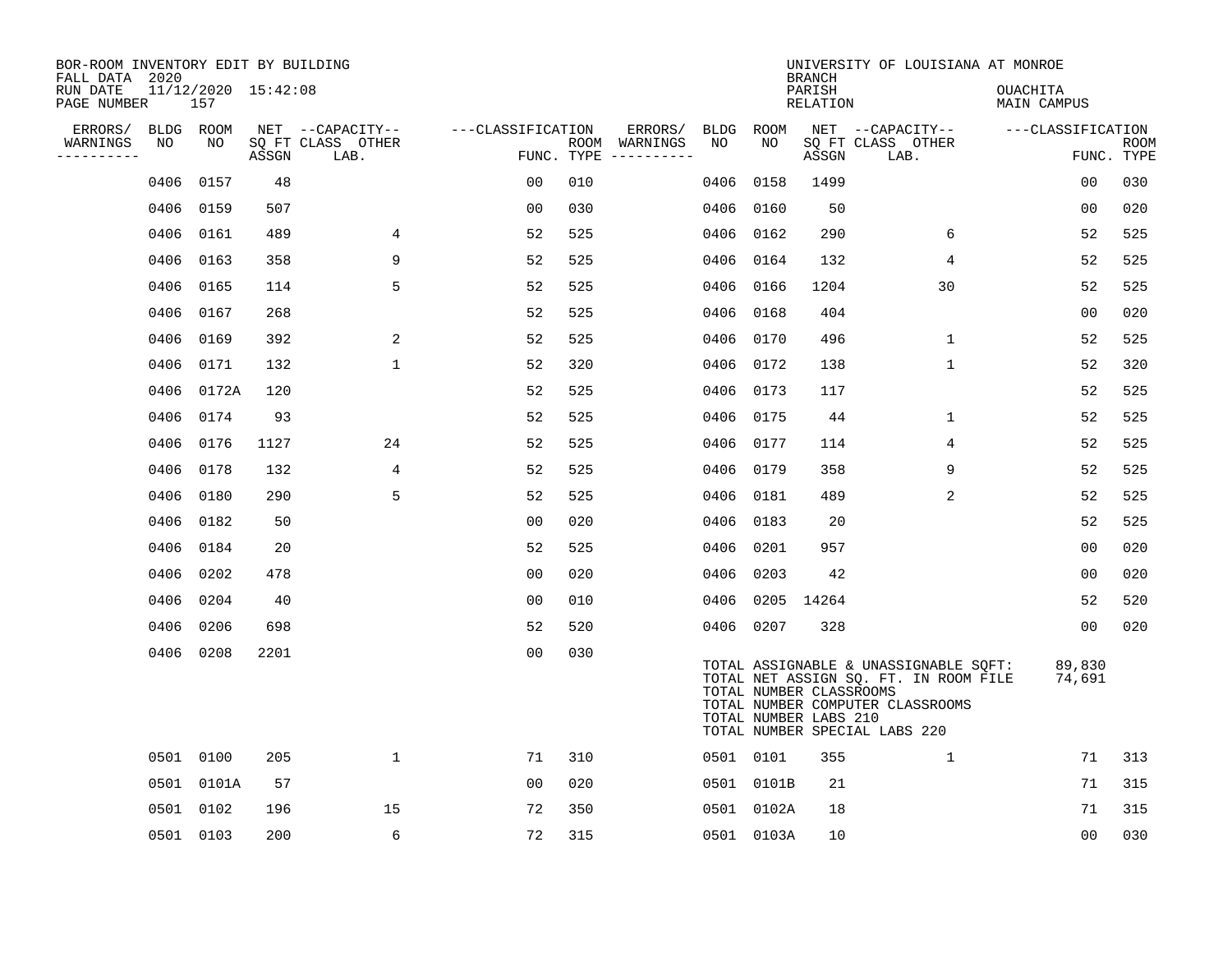BOR-ROOM INVENTORY EDIT BY BUILDING
FALL DATA 2020
RUN DATE 11/12/2020 15:42:08
PAGE NUMBER 157

UNIVERSITY OF LOUISIANA AT MONROE
BRANCH
PARISH OUACHITA
RELATION MAIN CAMPUS

| ERRORS/ WARNINGS | BLDG NO | ROOM NO | NET SQ FT ASSGN | CAPACITY CLASS | CAPACITY OTHER LAB. | CLASSIFICATION FUNC. | ROOM TYPE | ERRORS/ WARNINGS | BLDG NO | ROOM NO | NET SQ FT ASSGN | CAPACITY CLASS | CAPACITY OTHER LAB. | CLASSIFICATION FUNC. | ROOM TYPE |
|---|---|---|---|---|---|---|---|---|---|---|---|---|---|---|---|
| | 0406 | 0157 | 48 | | | 00 | 010 | | 0406 | 0158 | 1499 | | | 00 | 030 |
| | 0406 | 0159 | 507 | | | 00 | 030 | | 0406 | 0160 | 50 | | | 00 | 020 |
| | 0406 | 0161 | 489 | | 4 | 52 | 525 | | 0406 | 0162 | 290 | | 6 | 52 | 525 |
| | 0406 | 0163 | 358 | | 9 | 52 | 525 | | 0406 | 0164 | 132 | | 4 | 52 | 525 |
| | 0406 | 0165 | 114 | | 5 | 52 | 525 | | 0406 | 0166 | 1204 | | 30 | 52 | 525 |
| | 0406 | 0167 | 268 | | | 52 | 525 | | 0406 | 0168 | 404 | | | 00 | 020 |
| | 0406 | 0169 | 392 | | 2 | 52 | 525 | | 0406 | 0170 | 496 | | 1 | 52 | 525 |
| | 0406 | 0171 | 132 | | 1 | 52 | 320 | | 0406 | 0172 | 138 | | 1 | 52 | 320 |
| | 0406 | 0172A | 120 | | | 52 | 525 | | 0406 | 0173 | 117 | | | 52 | 525 |
| | 0406 | 0174 | 93 | | | 52 | 525 | | 0406 | 0175 | 44 | | 1 | 52 | 525 |
| | 0406 | 0176 | 1127 | | 24 | 52 | 525 | | 0406 | 0177 | 114 | | 4 | 52 | 525 |
| | 0406 | 0178 | 132 | | 4 | 52 | 525 | | 0406 | 0179 | 358 | | 9 | 52 | 525 |
| | 0406 | 0180 | 290 | | 5 | 52 | 525 | | 0406 | 0181 | 489 | | 2 | 52 | 525 |
| | 0406 | 0182 | 50 | | | 00 | 020 | | 0406 | 0183 | 20 | | | 52 | 525 |
| | 0406 | 0184 | 20 | | | 52 | 525 | | 0406 | 0201 | 957 | | | 00 | 020 |
| | 0406 | 0202 | 478 | | | 00 | 020 | | 0406 | 0203 | 42 | | | 00 | 020 |
| | 0406 | 0204 | 40 | | | 00 | 010 | | 0406 | 0205 | 14264 | | | 52 | 520 |
| | 0406 | 0206 | 698 | | | 52 | 520 | | 0406 | 0207 | 328 | | | 00 | 020 |
| | 0406 | 0208 | 2201 | | | 00 | 030 | | | | | | | | |

TOTAL ASSIGNABLE & UNASSIGNABLE SQFT: 89,830
TOTAL NET ASSIGN SQ. FT. IN ROOM FILE 74,691
TOTAL NUMBER CLASSROOMS
TOTAL NUMBER COMPUTER CLASSROOMS
TOTAL NUMBER LABS 210
TOTAL NUMBER SPECIAL LABS 220

| ERRORS/ WARNINGS | BLDG NO | ROOM NO | NET SQ FT ASSGN | CAPACITY CLASS | CAPACITY OTHER LAB. | CLASSIFICATION FUNC. | ROOM TYPE | ERRORS/ WARNINGS | BLDG NO | ROOM NO | NET SQ FT ASSGN | CAPACITY CLASS | CAPACITY OTHER LAB. | CLASSIFICATION FUNC. | ROOM TYPE |
|---|---|---|---|---|---|---|---|---|---|---|---|---|---|---|---|
| | 0501 | 0100 | 205 | | 1 | 71 | 310 | | 0501 | 0101 | 355 | | 1 | 71 | 313 |
| | 0501 | 0101A | 57 | | | 00 | 020 | | 0501 | 0101B | 21 | | | 71 | 315 |
| | 0501 | 0102 | 196 | | 15 | 72 | 350 | | 0501 | 0102A | 18 | | | 71 | 315 |
| | 0501 | 0103 | 200 | | 6 | 72 | 315 | | 0501 | 0103A | 10 | | | 00 | 030 |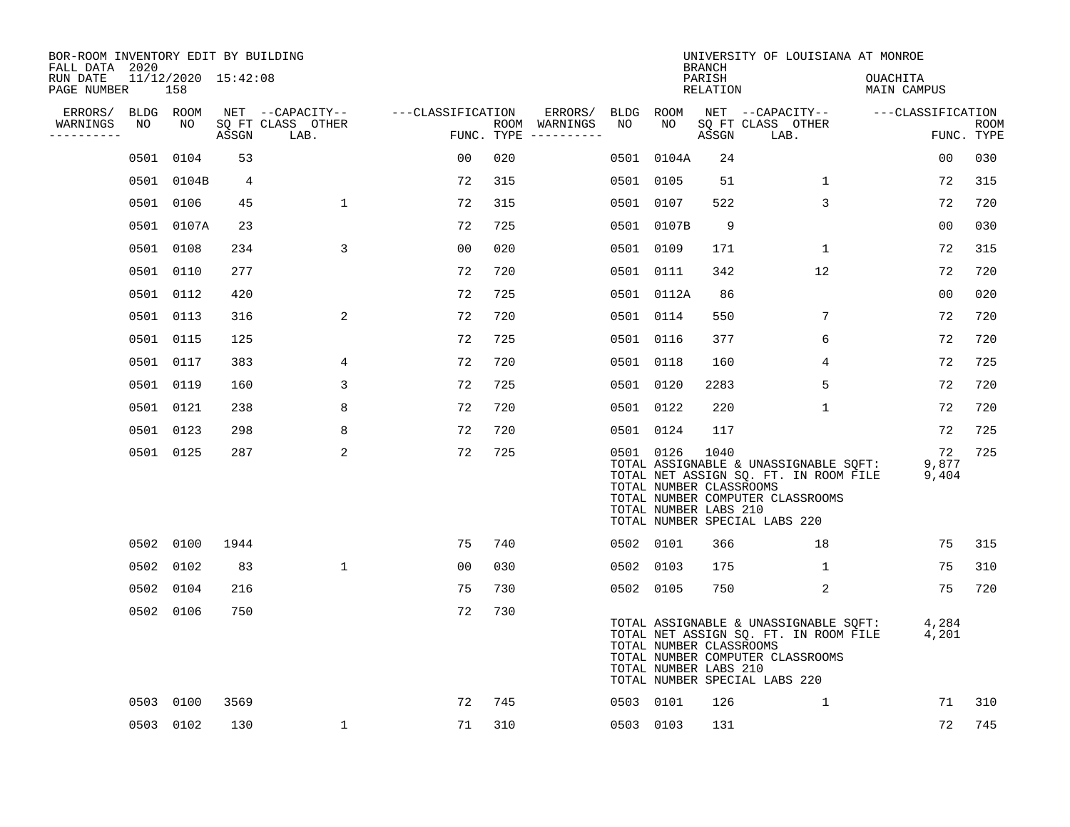BOR-ROOM INVENTORY EDIT BY BUILDING
FALL DATA 2020
RUN DATE 11/12/2020 15:42:08
PAGE NUMBER 158

UNIVERSITY OF LOUISIANA AT MONROE
BRANCH
PARISH OUACHITA
RELATION MAIN CAMPUS

| ERRORS/ WARNINGS | BLDG NO | ROOM NO | NET SQ FT ASSGN | CAPACITY CLASS LAB. | OTHER | CLASSIFICATION FUNC. | ROOM TYPE | ERRORS/ WARNINGS | BLDG NO | ROOM NO | NET SQ FT ASSGN | CAPACITY CLASS LAB. | OTHER | CLASSIFICATION FUNC. | ROOM TYPE |
|---|---|---|---|---|---|---|---|---|---|---|---|---|---|---|---|
| | 0501 | 0104 | 53 | | | 00 | 020 | | 0501 | 0104A | 24 | | | 00 | 030 |
| | 0501 | 0104B | 4 | | | 72 | 315 | | 0501 | 0105 | 51 | | 1 | 72 | 315 |
| | 0501 | 0106 | 45 | | 1 | 72 | 315 | | 0501 | 0107 | 522 | | 3 | 72 | 720 |
| | 0501 | 0107A | 23 | | | 72 | 725 | | 0501 | 0107B | 9 | | | 00 | 030 |
| | 0501 | 0108 | 234 | | 3 | 00 | 020 | | 0501 | 0109 | 171 | | 1 | 72 | 315 |
| | 0501 | 0110 | 277 | | | 72 | 720 | | 0501 | 0111 | 342 | | 12 | 72 | 720 |
| | 0501 | 0112 | 420 | | | 72 | 725 | | 0501 | 0112A | 86 | | | 00 | 020 |
| | 0501 | 0113 | 316 | | 2 | 72 | 720 | | 0501 | 0114 | 550 | | 7 | 72 | 720 |
| | 0501 | 0115 | 125 | | | 72 | 725 | | 0501 | 0116 | 377 | | 6 | 72 | 720 |
| | 0501 | 0117 | 383 | | 4 | 72 | 720 | | 0501 | 0118 | 160 | | 4 | 72 | 725 |
| | 0501 | 0119 | 160 | | 3 | 72 | 725 | | 0501 | 0120 | 2283 | | 5 | 72 | 720 |
| | 0501 | 0121 | 238 | | 8 | 72 | 720 | | 0501 | 0122 | 220 | | 1 | 72 | 720 |
| | 0501 | 0123 | 298 | | 8 | 72 | 720 | | 0501 | 0124 | 117 | | | 72 | 725 |
| | 0501 | 0125 | 287 | | 2 | 72 | 725 | | 0501 | 0126 | 1040 | | | 72 | 725 |

TOTAL ASSIGNABLE & UNASSIGNABLE SQFT: 9,877
TOTAL NET ASSIGN SQ. FT. IN ROOM FILE 9,404
TOTAL NUMBER CLASSROOMS
TOTAL NUMBER COMPUTER CLASSROOMS
TOTAL NUMBER LABS 210
TOTAL NUMBER SPECIAL LABS 220

| ERRORS/ WARNINGS | BLDG NO | ROOM NO | NET SQ FT ASSGN | CAPACITY CLASS LAB. | OTHER | CLASSIFICATION FUNC. | ROOM TYPE | ERRORS/ WARNINGS | BLDG NO | ROOM NO | NET SQ FT ASSGN | CAPACITY CLASS LAB. | OTHER | CLASSIFICATION FUNC. | ROOM TYPE |
|---|---|---|---|---|---|---|---|---|---|---|---|---|---|---|---|
| | 0502 | 0100 | 1944 | | | 75 | 740 | | 0502 | 0101 | 366 | | 18 | 75 | 315 |
| | 0502 | 0102 | 83 | | 1 | 00 | 030 | | 0502 | 0103 | 175 | | 1 | 75 | 310 |
| | 0502 | 0104 | 216 | | | 75 | 730 | | 0502 | 0105 | 750 | | 2 | 75 | 720 |
| | 0502 | 0106 | 750 | | | 72 | 730 | | | | | | | | |

TOTAL ASSIGNABLE & UNASSIGNABLE SQFT: 4,284
TOTAL NET ASSIGN SQ. FT. IN ROOM FILE 4,201
TOTAL NUMBER CLASSROOMS
TOTAL NUMBER COMPUTER CLASSROOMS
TOTAL NUMBER LABS 210
TOTAL NUMBER SPECIAL LABS 220

| ERRORS/ WARNINGS | BLDG NO | ROOM NO | NET SQ FT ASSGN | CAPACITY CLASS LAB. | OTHER | CLASSIFICATION FUNC. | ROOM TYPE | ERRORS/ WARNINGS | BLDG NO | ROOM NO | NET SQ FT ASSGN | CAPACITY CLASS LAB. | OTHER | CLASSIFICATION FUNC. | ROOM TYPE |
|---|---|---|---|---|---|---|---|---|---|---|---|---|---|---|---|
| | 0503 | 0100 | 3569 | | | 72 | 745 | | 0503 | 0101 | 126 | | 1 | 71 | 310 |
| | 0503 | 0102 | 130 | | 1 | 71 | 310 | | 0503 | 0103 | 131 | | | 72 | 745 |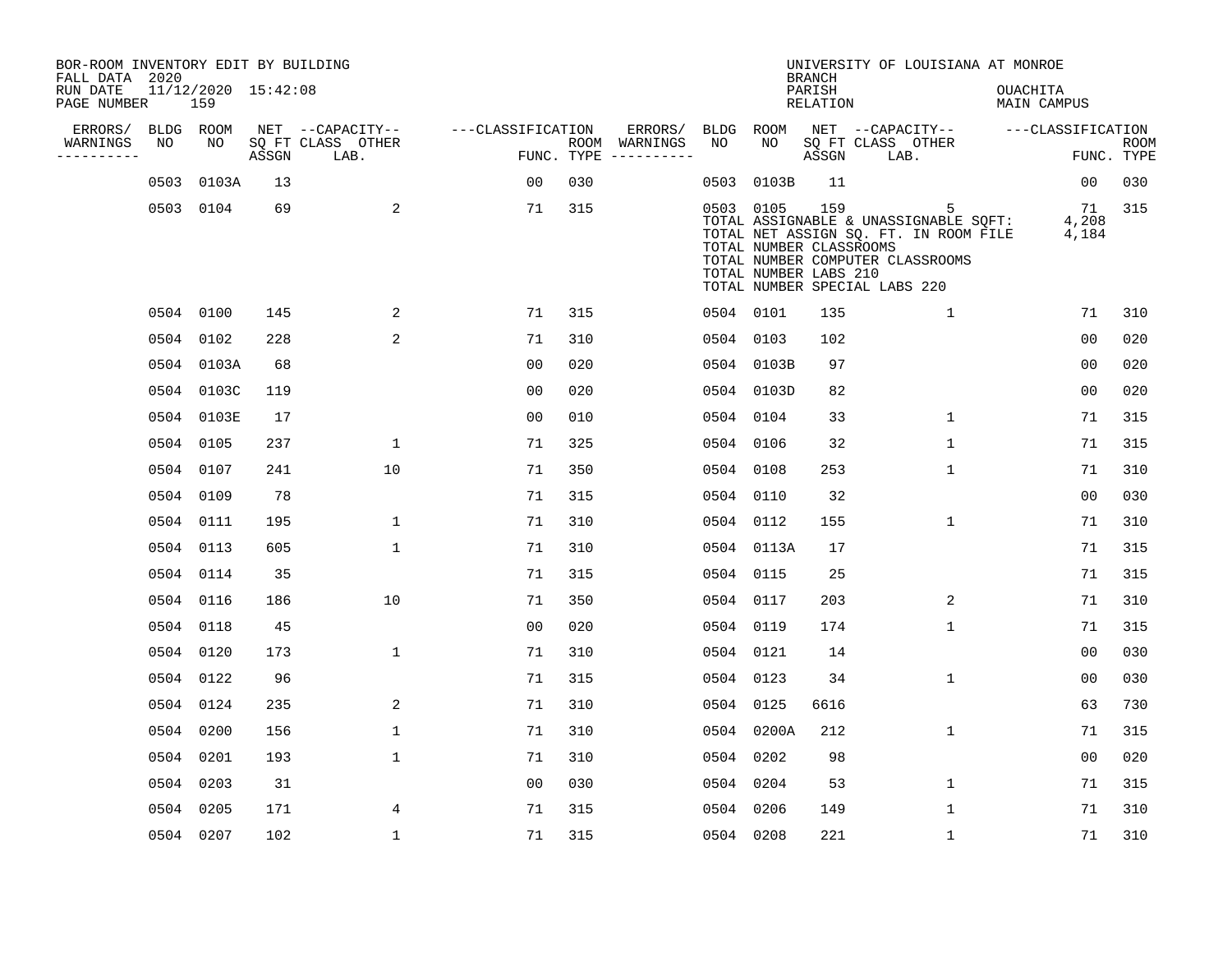BOR-ROOM INVENTORY EDIT BY BUILDING
FALL DATA 2020
RUN DATE 11/12/2020 15:42:08
PAGE NUMBER 159

UNIVERSITY OF LOUISIANA AT MONROE
BRANCH
PARISH OUACHITA
RELATION MAIN CAMPUS

| ERRORS/ WARNINGS | BLDG NO | ROOM NO | NET SQ FT ASSGN | CAPACITY-- CLASS LAB. | OTHER | ---CLASSIFICATION FUNC. | ROOM TYPE | ERRORS/ WARNINGS | BLDG NO | ROOM NO | NET SQ FT ASSGN | CAPACITY-- CLASS LAB. | OTHER | ---CLASSIFICATION FUNC. | ROOM TYPE |
|---|---|---|---|---|---|---|---|---|---|---|---|---|---|---|---|
| | 0503 | 0103A | 13 | | | 00 | 030 | | 0503 | 0103B | 11 | | | 00 | 030 |
| | 0503 | 0104 | 69 | | 2 | 71 | 315 | | 0503 | 0105 | 159 | | 5 | 71 | 315 |
| | | | | | | | | | TOTAL ASSIGNABLE & UNASSIGNABLE SQFT: | | | | | 4,208 | |
| | | | | | | | | | TOTAL NET ASSIGN SQ. FT. IN ROOM FILE | | | | | 4,184 | |
| | | | | | | | | | TOTAL NUMBER CLASSROOMS | | | | | | |
| | | | | | | | | | TOTAL NUMBER COMPUTER CLASSROOMS | | | | | | |
| | | | | | | | | | TOTAL NUMBER LABS 210 | | | | | | |
| | | | | | | | | | TOTAL NUMBER SPECIAL LABS 220 | | | | | | |
| | 0504 | 0100 | 145 | | 2 | 71 | 315 | | 0504 | 0101 | 135 | | 1 | 71 | 310 |
| | 0504 | 0102 | 228 | | 2 | 71 | 310 | | 0504 | 0103 | 102 | | | 00 | 020 |
| | 0504 | 0103A | 68 | | | 00 | 020 | | 0504 | 0103B | 97 | | | 00 | 020 |
| | 0504 | 0103C | 119 | | | 00 | 020 | | 0504 | 0103D | 82 | | | 00 | 020 |
| | 0504 | 0103E | 17 | | | 00 | 010 | | 0504 | 0104 | 33 | | 1 | 71 | 315 |
| | 0504 | 0105 | 237 | | 1 | 71 | 325 | | 0504 | 0106 | 32 | | 1 | 71 | 315 |
| | 0504 | 0107 | 241 | | 10 | 71 | 350 | | 0504 | 0108 | 253 | | 1 | 71 | 310 |
| | 0504 | 0109 | 78 | | | 71 | 315 | | 0504 | 0110 | 32 | | | 00 | 030 |
| | 0504 | 0111 | 195 | | 1 | 71 | 310 | | 0504 | 0112 | 155 | | 1 | 71 | 310 |
| | 0504 | 0113 | 605 | | 1 | 71 | 310 | | 0504 | 0113A | 17 | | | 71 | 315 |
| | 0504 | 0114 | 35 | | | 71 | 315 | | 0504 | 0115 | 25 | | | 71 | 315 |
| | 0504 | 0116 | 186 | | 10 | 71 | 350 | | 0504 | 0117 | 203 | | 2 | 71 | 310 |
| | 0504 | 0118 | 45 | | | 00 | 020 | | 0504 | 0119 | 174 | | 1 | 71 | 315 |
| | 0504 | 0120 | 173 | | 1 | 71 | 310 | | 0504 | 0121 | 14 | | | 00 | 030 |
| | 0504 | 0122 | 96 | | | 71 | 315 | | 0504 | 0123 | 34 | | 1 | 00 | 030 |
| | 0504 | 0124 | 235 | | 2 | 71 | 310 | | 0504 | 0125 | 6616 | | | 63 | 730 |
| | 0504 | 0200 | 156 | | 1 | 71 | 310 | | 0504 | 0200A | 212 | | 1 | 71 | 315 |
| | 0504 | 0201 | 193 | | 1 | 71 | 310 | | 0504 | 0202 | 98 | | | 00 | 020 |
| | 0504 | 0203 | 31 | | | 00 | 030 | | 0504 | 0204 | 53 | | 1 | 71 | 315 |
| | 0504 | 0205 | 171 | | 4 | 71 | 315 | | 0504 | 0206 | 149 | | 1 | 71 | 310 |
| | 0504 | 0207 | 102 | | 1 | 71 | 315 | | 0504 | 0208 | 221 | | 1 | 71 | 310 |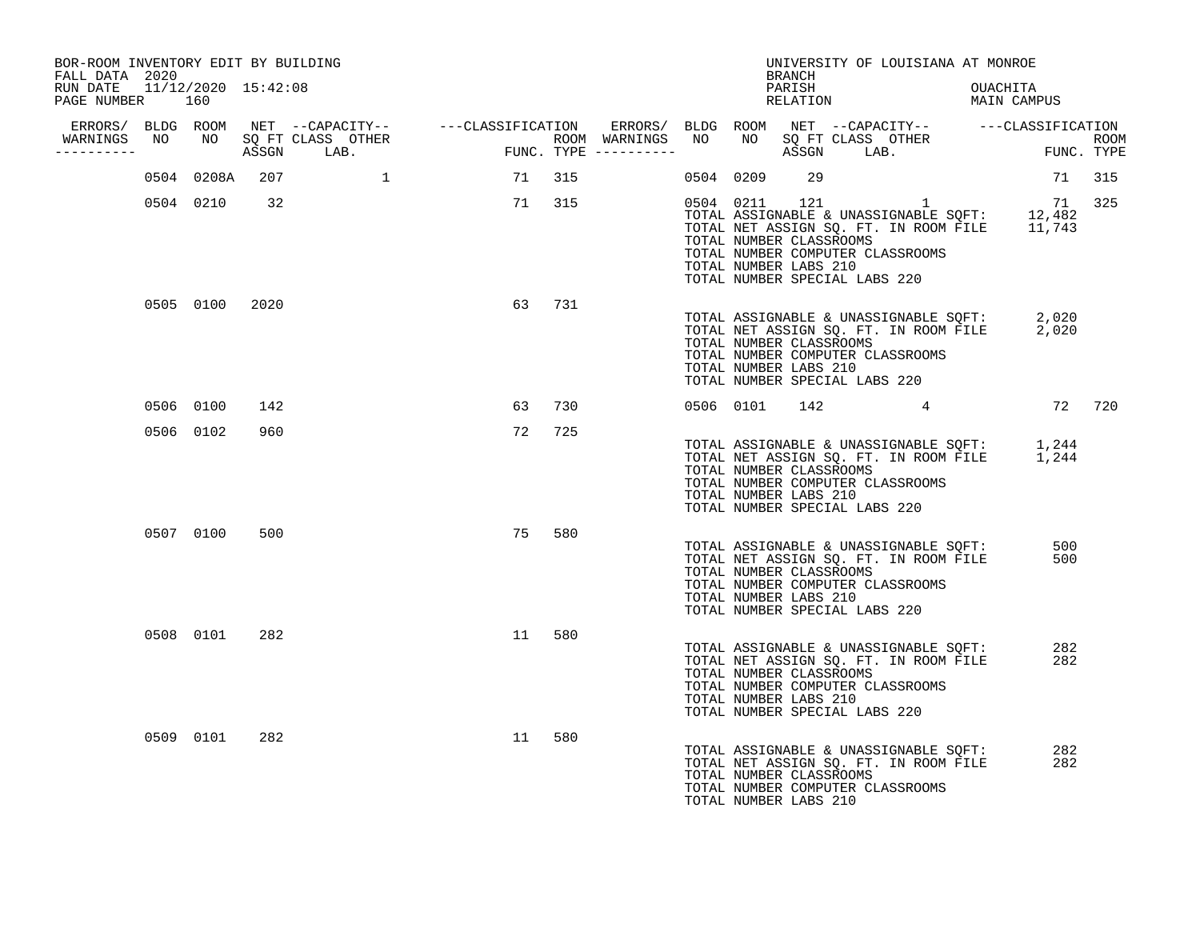BOR-ROOM INVENTORY EDIT BY BUILDING
FALL DATA 2020
RUN DATE 11/12/2020 15:42:08

UNIVERSITY OF LOUISIANA AT MONROE
BRANCH
PARISH OUACHITA
RELATION MAIN CAMPUS

| ERRORS/ WARNINGS | BLDG NO | ROOM NO | NET SQ FT ASSGN | CAPACITY CLASS LAB. | CAPACITY OTHER | CLASSIFICATION FUNC. | ROOM TYPE | ERRORS/ WARNINGS | BLDG NO | ROOM NO | NET SQ FT ASSGN | CAPACITY CLASS LAB. | CAPACITY OTHER | CLASSIFICATION FUNC. | ROOM TYPE |
|---|---|---|---|---|---|---|---|---|---|---|---|---|---|---|---|
| | 0504 | 0208A | 207 | | 1 | 71 | 315 | | 0504 | 0209 | 29 | | | 71 | 315 |
| | 0504 | 0210 | 32 | | | 71 | 315 | | 0504 | 0211 | 121 | | 1 | 71 | 325 |

TOTAL ASSIGNABLE & UNASSIGNABLE SQFT: 12,482
TOTAL NET ASSIGN SQ. FT. IN ROOM FILE 11,743
TOTAL NUMBER CLASSROOMS
TOTAL NUMBER COMPUTER CLASSROOMS
TOTAL NUMBER LABS 210
TOTAL NUMBER SPECIAL LABS 220

| ERRORS/ WARNINGS | BLDG NO | ROOM NO | NET SQ FT ASSGN | CAPACITY CLASS LAB. | CAPACITY OTHER | CLASSIFICATION FUNC. | ROOM TYPE |
|---|---|---|---|---|---|---|---|
| | 0505 | 0100 | 2020 | | | 63 | 731 |

TOTAL ASSIGNABLE & UNASSIGNABLE SQFT: 2,020
TOTAL NET ASSIGN SQ. FT. IN ROOM FILE 2,020
TOTAL NUMBER CLASSROOMS
TOTAL NUMBER COMPUTER CLASSROOMS
TOTAL NUMBER LABS 210
TOTAL NUMBER SPECIAL LABS 220

| ERRORS/ WARNINGS | BLDG NO | ROOM NO | NET SQ FT ASSGN | CAPACITY CLASS LAB. | CAPACITY OTHER | CLASSIFICATION FUNC. | ROOM TYPE | ERRORS/ WARNINGS | BLDG NO | ROOM NO | NET SQ FT ASSGN | CAPACITY CLASS LAB. | CAPACITY OTHER | CLASSIFICATION FUNC. | ROOM TYPE |
|---|---|---|---|---|---|---|---|---|---|---|---|---|---|---|---|
| | 0506 | 0100 | 142 | | | 63 | 730 | | 0506 | 0101 | 142 | | 4 | 72 | 720 |
| | 0506 | 0102 | 960 | | | 72 | 725 | | | | | | | | |

TOTAL ASSIGNABLE & UNASSIGNABLE SQFT: 1,244
TOTAL NET ASSIGN SQ. FT. IN ROOM FILE 1,244
TOTAL NUMBER CLASSROOMS
TOTAL NUMBER COMPUTER CLASSROOMS
TOTAL NUMBER LABS 210
TOTAL NUMBER SPECIAL LABS 220

| ERRORS/ WARNINGS | BLDG NO | ROOM NO | NET SQ FT ASSGN | CAPACITY CLASS LAB. | CAPACITY OTHER | CLASSIFICATION FUNC. | ROOM TYPE |
|---|---|---|---|---|---|---|---|
| | 0507 | 0100 | 500 | | | 75 | 580 |

TOTAL ASSIGNABLE & UNASSIGNABLE SQFT: 500
TOTAL NET ASSIGN SQ. FT. IN ROOM FILE 500
TOTAL NUMBER CLASSROOMS
TOTAL NUMBER COMPUTER CLASSROOMS
TOTAL NUMBER LABS 210
TOTAL NUMBER SPECIAL LABS 220

| ERRORS/ WARNINGS | BLDG NO | ROOM NO | NET SQ FT ASSGN | CAPACITY CLASS LAB. | CAPACITY OTHER | CLASSIFICATION FUNC. | ROOM TYPE |
|---|---|---|---|---|---|---|---|
| | 0508 | 0101 | 282 | | | 11 | 580 |

TOTAL ASSIGNABLE & UNASSIGNABLE SQFT: 282
TOTAL NET ASSIGN SQ. FT. IN ROOM FILE 282
TOTAL NUMBER CLASSROOMS
TOTAL NUMBER COMPUTER CLASSROOMS
TOTAL NUMBER LABS 210
TOTAL NUMBER SPECIAL LABS 220

| ERRORS/ WARNINGS | BLDG NO | ROOM NO | NET SQ FT ASSGN | CAPACITY CLASS LAB. | CAPACITY OTHER | CLASSIFICATION FUNC. | ROOM TYPE |
|---|---|---|---|---|---|---|---|
| | 0509 | 0101 | 282 | | | 11 | 580 |

TOTAL ASSIGNABLE & UNASSIGNABLE SQFT: 282
TOTAL NET ASSIGN SQ. FT. IN ROOM FILE 282
TOTAL NUMBER CLASSROOMS
TOTAL NUMBER COMPUTER CLASSROOMS
TOTAL NUMBER LABS 210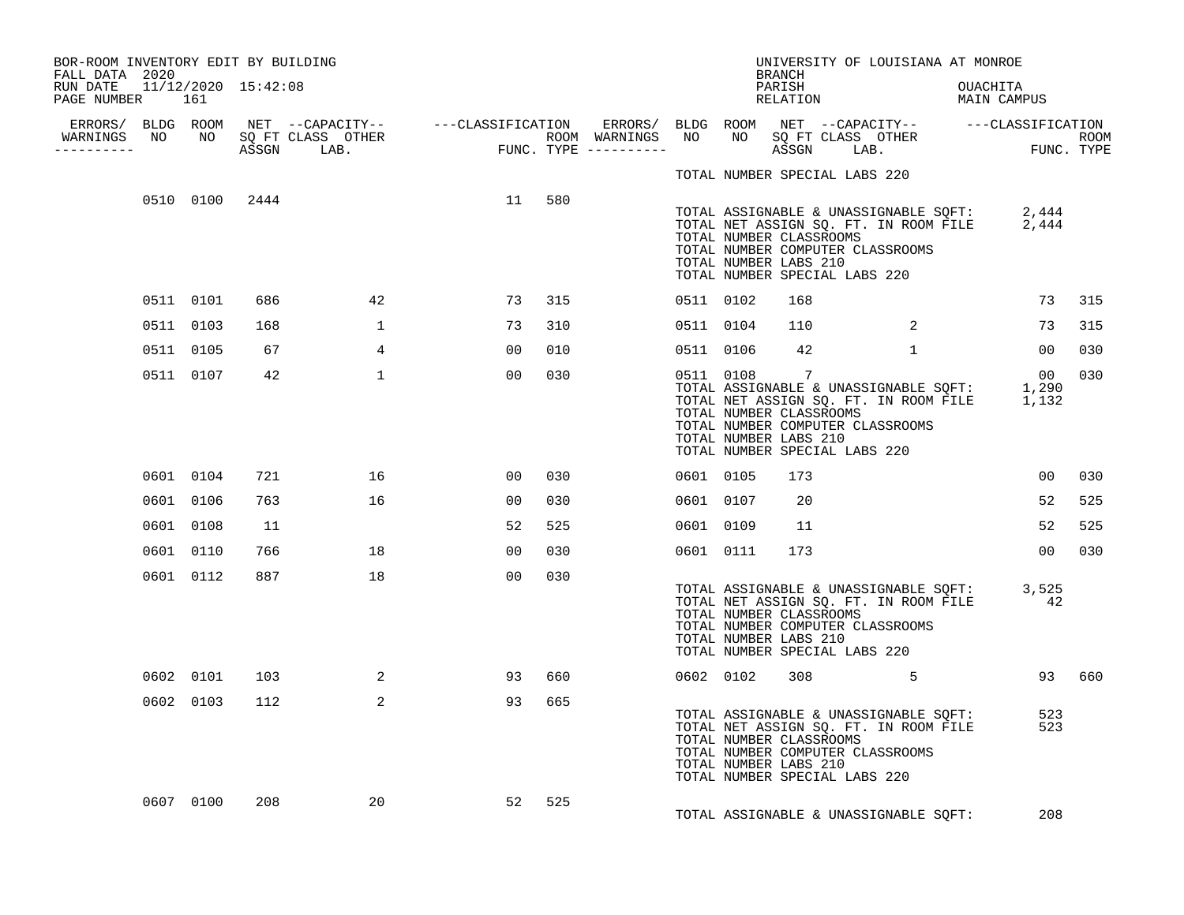BOR-ROOM INVENTORY EDIT BY BUILDING
FALL DATA 2020
RUN DATE 11/12/2020 15:42:08

UNIVERSITY OF LOUISIANA AT MONROE
BRANCH
PARISH OUACHITA
RELATION MAIN CAMPUS

| ERRORS/ WARNINGS | BLDG NO | ROOM NO | NET SQ FT ASSGN | CAPACITY CLASS | CAPACITY OTHER LAB. | CLASSIFICATION FUNC. | ROOM TYPE | ERRORS/ WARNINGS | BLDG NO | ROOM NO | NET SQ FT ASSGN | CAPACITY CLASS | CAPACITY OTHER LAB. | CLASSIFICATION FUNC. | ROOM TYPE |
|---|---|---|---|---|---|---|---|---|---|---|---|---|---|---|---|
| | | | | | | | | | TOTAL NUMBER SPECIAL LABS 220 | | | | | | |
| | 0510 | 0100 | 2444 | | | 11 | 580 | | | | | | | | |

TOTAL ASSIGNABLE & UNASSIGNABLE SQFT: 2,444
TOTAL NET ASSIGN SQ. FT. IN ROOM FILE 2,444
TOTAL NUMBER CLASSROOMS
TOTAL NUMBER COMPUTER CLASSROOMS
TOTAL NUMBER LABS 210
TOTAL NUMBER SPECIAL LABS 220

| ERRORS/ WARNINGS | BLDG NO | ROOM NO | NET SQ FT ASSGN | CAPACITY CLASS | CAPACITY OTHER LAB. | CLASSIFICATION FUNC. | ROOM TYPE | ERRORS/ WARNINGS | BLDG NO | ROOM NO | NET SQ FT ASSGN | CAPACITY CLASS | CAPACITY OTHER LAB. | CLASSIFICATION FUNC. | ROOM TYPE |
|---|---|---|---|---|---|---|---|---|---|---|---|---|---|---|---|
| | 0511 | 0101 | 686 | | 42 | 73 | 315 | | 0511 | 0102 | 168 | | | 73 | 315 |
| | 0511 | 0103 | 168 | | 1 | 73 | 310 | | 0511 | 0104 | 110 | | 2 | 73 | 315 |
| | 0511 | 0105 | 67 | | 4 | 00 | 010 | | 0511 | 0106 | 42 | | 1 | 00 | 030 |
| | 0511 | 0107 | 42 | | 1 | 00 | 030 | | 0511 | 0108 | 7 | | | 00 | 030 |

TOTAL ASSIGNABLE & UNASSIGNABLE SQFT: 1,290
TOTAL NET ASSIGN SQ. FT. IN ROOM FILE 1,132
TOTAL NUMBER CLASSROOMS
TOTAL NUMBER COMPUTER CLASSROOMS
TOTAL NUMBER LABS 210
TOTAL NUMBER SPECIAL LABS 220

| ERRORS/ WARNINGS | BLDG NO | ROOM NO | NET SQ FT ASSGN | CAPACITY CLASS | CAPACITY OTHER LAB. | CLASSIFICATION FUNC. | ROOM TYPE | ERRORS/ WARNINGS | BLDG NO | ROOM NO | NET SQ FT ASSGN | CAPACITY CLASS | CAPACITY OTHER LAB. | CLASSIFICATION FUNC. | ROOM TYPE |
|---|---|---|---|---|---|---|---|---|---|---|---|---|---|---|---|
| | 0601 | 0104 | 721 | | 16 | 00 | 030 | | 0601 | 0105 | 173 | | | 00 | 030 |
| | 0601 | 0106 | 763 | | 16 | 00 | 030 | | 0601 | 0107 | 20 | | | 52 | 525 |
| | 0601 | 0108 | 11 | | | 52 | 525 | | 0601 | 0109 | 11 | | | 52 | 525 |
| | 0601 | 0110 | 766 | | 18 | 00 | 030 | | 0601 | 0111 | 173 | | | 00 | 030 |
| | 0601 | 0112 | 887 | | 18 | 00 | 030 | | | | | | | | |

TOTAL ASSIGNABLE & UNASSIGNABLE SQFT: 3,525
TOTAL NET ASSIGN SQ. FT. IN ROOM FILE 42
TOTAL NUMBER CLASSROOMS
TOTAL NUMBER COMPUTER CLASSROOMS
TOTAL NUMBER LABS 210
TOTAL NUMBER SPECIAL LABS 220

| ERRORS/ WARNINGS | BLDG NO | ROOM NO | NET SQ FT ASSGN | CAPACITY CLASS | CAPACITY OTHER LAB. | CLASSIFICATION FUNC. | ROOM TYPE | ERRORS/ WARNINGS | BLDG NO | ROOM NO | NET SQ FT ASSGN | CAPACITY CLASS | CAPACITY OTHER LAB. | CLASSIFICATION FUNC. | ROOM TYPE |
|---|---|---|---|---|---|---|---|---|---|---|---|---|---|---|---|
| | 0602 | 0101 | 103 | | 2 | 93 | 660 | | 0602 | 0102 | 308 | | 5 | 93 | 660 |
| | 0602 | 0103 | 112 | | 2 | 93 | 665 | | | | | | | | |

TOTAL ASSIGNABLE & UNASSIGNABLE SQFT: 523
TOTAL NET ASSIGN SQ. FT. IN ROOM FILE 523
TOTAL NUMBER CLASSROOMS
TOTAL NUMBER COMPUTER CLASSROOMS
TOTAL NUMBER LABS 210
TOTAL NUMBER SPECIAL LABS 220

| ERRORS/ WARNINGS | BLDG NO | ROOM NO | NET SQ FT ASSGN | CAPACITY CLASS | CAPACITY OTHER LAB. | CLASSIFICATION FUNC. | ROOM TYPE |
|---|---|---|---|---|---|---|---|
| | 0607 | 0100 | 208 | | 20 | 52 | 525 |

TOTAL ASSIGNABLE & UNASSIGNABLE SQFT: 208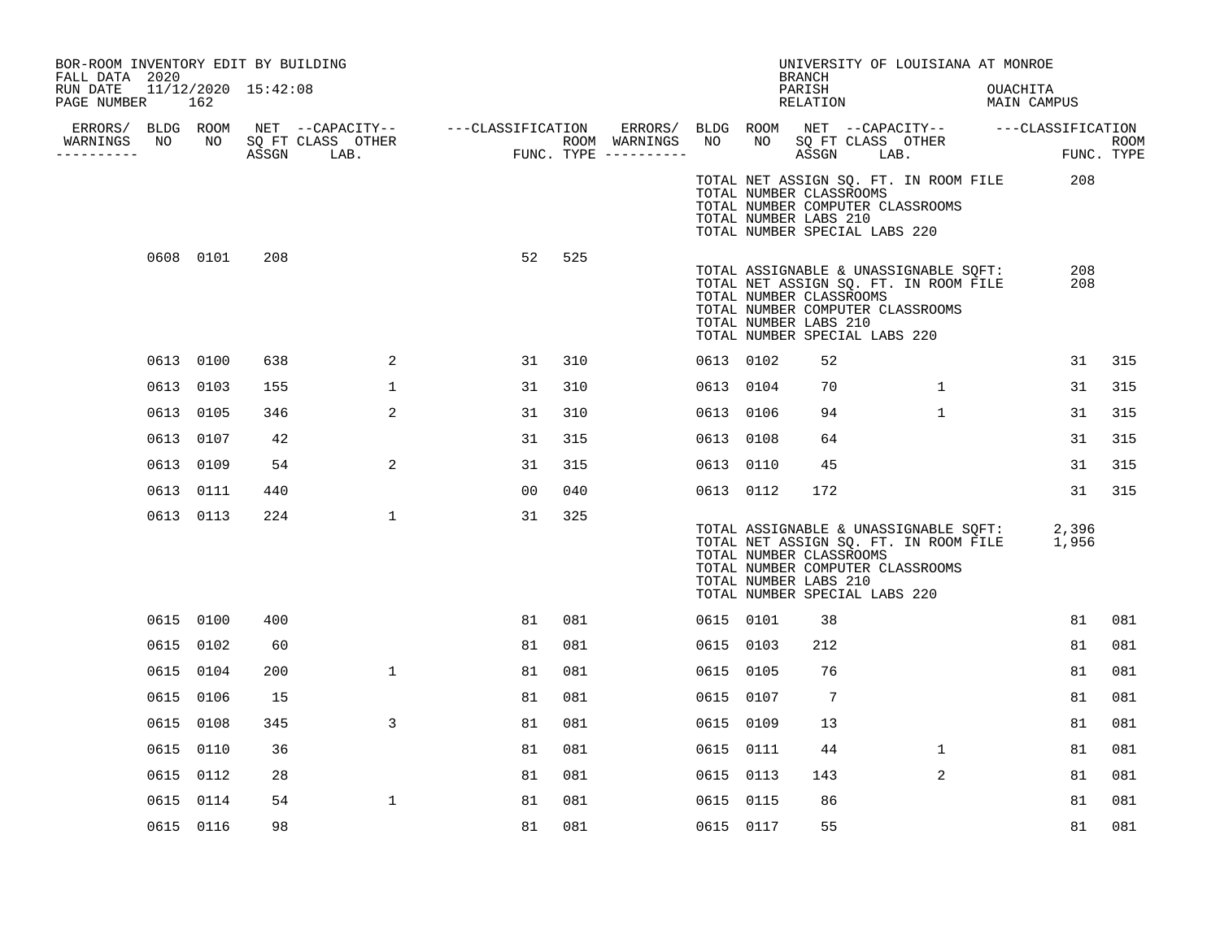BOR-ROOM INVENTORY EDIT BY BUILDING
FALL DATA 2020
RUN DATE 11/12/2020 15:42:08
PAGE NUMBER 162

UNIVERSITY OF LOUISIANA AT MONROE
BRANCH
PARISH OUACHITA
RELATION MAIN CAMPUS

| ERRORS/ WARNINGS | BLDG NO | ROOM NO | NET SQ FT ASSGN | CAPACITY CLASS LAB. | CAPACITY OTHER | CLASSIFICATION FUNC. | ROOM TYPE | ERRORS/ WARNINGS | BLDG NO | ROOM NO | NET SQ FT ASSGN | CAPACITY CLASS LAB. | CAPACITY OTHER | CLASSIFICATION FUNC. | ROOM TYPE |
|---|---|---|---|---|---|---|---|---|---|---|---|---|---|---|---|
| | | | | | | | | | | | | | | | |

TOTAL NET ASSIGN SQ. FT. IN ROOM FILE 208
TOTAL NUMBER CLASSROOMS
TOTAL NUMBER COMPUTER CLASSROOMS
TOTAL NUMBER LABS 210
TOTAL NUMBER SPECIAL LABS 220

| ERRORS/ WARNINGS | BLDG NO | ROOM NO | NET SQ FT ASSGN | CAPACITY CLASS LAB. | CAPACITY OTHER | CLASSIFICATION FUNC. | ROOM TYPE | ERRORS/ WARNINGS | BLDG NO | ROOM NO | NET SQ FT ASSGN | CAPACITY CLASS LAB. | CAPACITY OTHER | CLASSIFICATION FUNC. | ROOM TYPE |
|---|---|---|---|---|---|---|---|---|---|---|---|---|---|---|---|
| | 0608 | 0101 | 208 | | | 52 | 525 | | | | | | | | |

TOTAL ASSIGNABLE & UNASSIGNABLE SQFT: 208
TOTAL NET ASSIGN SQ. FT. IN ROOM FILE 208
TOTAL NUMBER CLASSROOMS
TOTAL NUMBER COMPUTER CLASSROOMS
TOTAL NUMBER LABS 210
TOTAL NUMBER SPECIAL LABS 220

| ERRORS/ WARNINGS | BLDG NO | ROOM NO | NET SQ FT ASSGN | CAPACITY CLASS LAB. | CAPACITY OTHER | CLASSIFICATION FUNC. | ROOM TYPE | ERRORS/ WARNINGS | BLDG NO | ROOM NO | NET SQ FT ASSGN | CAPACITY CLASS LAB. | CAPACITY OTHER | CLASSIFICATION FUNC. | ROOM TYPE |
|---|---|---|---|---|---|---|---|---|---|---|---|---|---|---|---|
| | 0613 | 0100 | 638 | | 2 | 31 | 310 | | 0613 | 0102 | 52 | | | 31 | 315 |
| | 0613 | 0103 | 155 | | 1 | 31 | 310 | | 0613 | 0104 | 70 | | 1 | 31 | 315 |
| | 0613 | 0105 | 346 | | 2 | 31 | 310 | | 0613 | 0106 | 94 | | 1 | 31 | 315 |
| | 0613 | 0107 | 42 | | | 31 | 315 | | 0613 | 0108 | 64 | | | 31 | 315 |
| | 0613 | 0109 | 54 | | 2 | 31 | 315 | | 0613 | 0110 | 45 | | | 31 | 315 |
| | 0613 | 0111 | 440 | | | 00 | 040 | | 0613 | 0112 | 172 | | | 31 | 315 |
| | 0613 | 0113 | 224 | | 1 | 31 | 325 | | | | | | | | |

TOTAL ASSIGNABLE & UNASSIGNABLE SQFT: 2,396
TOTAL NET ASSIGN SQ. FT. IN ROOM FILE 1,956
TOTAL NUMBER CLASSROOMS
TOTAL NUMBER COMPUTER CLASSROOMS
TOTAL NUMBER LABS 210
TOTAL NUMBER SPECIAL LABS 220

| ERRORS/ WARNINGS | BLDG NO | ROOM NO | NET SQ FT ASSGN | CAPACITY CLASS LAB. | CAPACITY OTHER | CLASSIFICATION FUNC. | ROOM TYPE | ERRORS/ WARNINGS | BLDG NO | ROOM NO | NET SQ FT ASSGN | CAPACITY CLASS LAB. | CAPACITY OTHER | CLASSIFICATION FUNC. | ROOM TYPE |
|---|---|---|---|---|---|---|---|---|---|---|---|---|---|---|---|
| | 0615 | 0100 | 400 | | | 81 | 081 | | 0615 | 0101 | 38 | | | 81 | 081 |
| | 0615 | 0102 | 60 | | | 81 | 081 | | 0615 | 0103 | 212 | | | 81 | 081 |
| | 0615 | 0104 | 200 | | 1 | 81 | 081 | | 0615 | 0105 | 76 | | | 81 | 081 |
| | 0615 | 0106 | 15 | | | 81 | 081 | | 0615 | 0107 | 7 | | | 81 | 081 |
| | 0615 | 0108 | 345 | | 3 | 81 | 081 | | 0615 | 0109 | 13 | | | 81 | 081 |
| | 0615 | 0110 | 36 | | | 81 | 081 | | 0615 | 0111 | 44 | | 1 | 81 | 081 |
| | 0615 | 0112 | 28 | | | 81 | 081 | | 0615 | 0113 | 143 | | 2 | 81 | 081 |
| | 0615 | 0114 | 54 | | 1 | 81 | 081 | | 0615 | 0115 | 86 | | | 81 | 081 |
| | 0615 | 0116 | 98 | | | 81 | 081 | | 0615 | 0117 | 55 | | | 81 | 081 |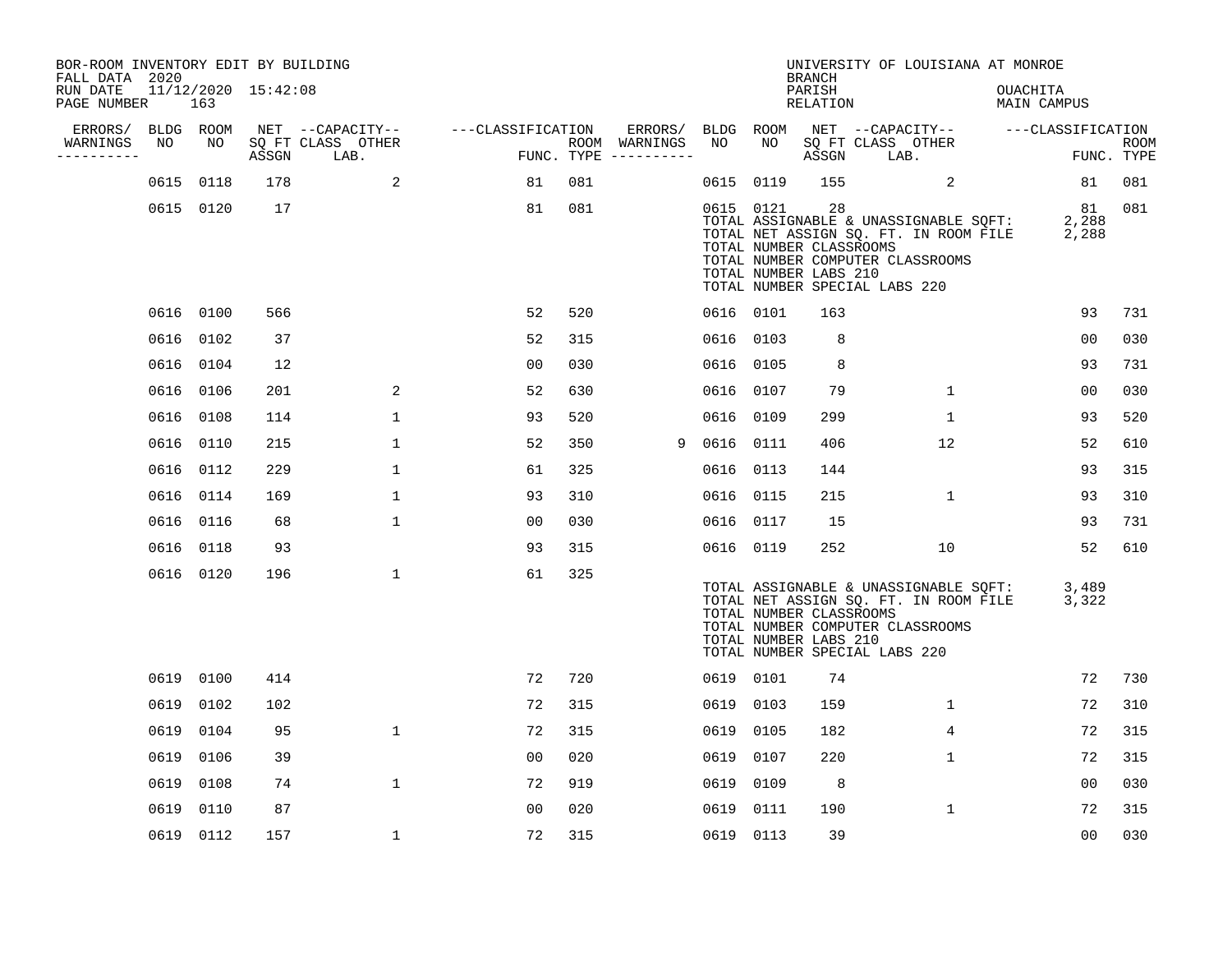BOR-ROOM INVENTORY EDIT BY BUILDING
FALL DATA 2020
RUN DATE 11/12/2020 15:42:08
PAGE NUMBER 163

UNIVERSITY OF LOUISIANA AT MONROE
BRANCH
PARISH OUACHITA
RELATION MAIN CAMPUS

| ERRORS/ WARNINGS | BLDG NO | ROOM NO | NET ASSGN | CAPACITY CLASS | CAPACITY OTHER LAB. | FUNC. | ROOM TYPE | ERRORS/ WARNINGS | BLDG NO | ROOM NO | NET ASSGN | CAPACITY CLASS | CAPACITY OTHER LAB. | FUNC. | ROOM TYPE |
|---|---|---|---|---|---|---|---|---|---|---|---|---|---|---|---|
| | 0615 | 0118 | 178 | | 2 | 81 | 081 | | 0615 | 0119 | 155 | | 2 | 81 | 081 |
| | 0615 | 0120 | 17 | | | 81 | 081 | | 0615 | 0121 | 28 | | | 81 | 081 |

TOTAL ASSIGNABLE & UNASSIGNABLE SQFT: 2,288
TOTAL NET ASSIGN SQ. FT. IN ROOM FILE 2,288
TOTAL NUMBER CLASSROOMS
TOTAL NUMBER COMPUTER CLASSROOMS
TOTAL NUMBER LABS 210
TOTAL NUMBER SPECIAL LABS 220

| ERRORS/ WARNINGS | BLDG NO | ROOM NO | NET ASSGN | CAPACITY CLASS | CAPACITY OTHER LAB. | FUNC. | ROOM TYPE | ERRORS/ WARNINGS | BLDG NO | ROOM NO | NET ASSGN | CAPACITY CLASS | CAPACITY OTHER LAB. | FUNC. | ROOM TYPE |
|---|---|---|---|---|---|---|---|---|---|---|---|---|---|---|---|
| | 0616 | 0100 | 566 | | | 52 | 520 | | 0616 | 0101 | 163 | | | 93 | 731 |
| | 0616 | 0102 | 37 | | | 52 | 315 | | 0616 | 0103 | 8 | | | 00 | 030 |
| | 0616 | 0104 | 12 | | | 00 | 030 | | 0616 | 0105 | 8 | | | 93 | 731 |
| | 0616 | 0106 | 201 | | 2 | 52 | 630 | | 0616 | 0107 | 79 | | 1 | 00 | 030 |
| | 0616 | 0108 | 114 | | 1 | 93 | 520 | | 0616 | 0109 | 299 | | 1 | 93 | 520 |
| | 0616 | 0110 | 215 | | 1 | 52 | 350 | 9 | 0616 | 0111 | 406 | | 12 | 52 | 610 |
| | 0616 | 0112 | 229 | | 1 | 61 | 325 | | 0616 | 0113 | 144 | | | 93 | 315 |
| | 0616 | 0114 | 169 | | 1 | 93 | 310 | | 0616 | 0115 | 215 | | 1 | 93 | 310 |
| | 0616 | 0116 | 68 | | 1 | 00 | 030 | | 0616 | 0117 | 15 | | | 93 | 731 |
| | 0616 | 0118 | 93 | | | 93 | 315 | | 0616 | 0119 | 252 | | 10 | 52 | 610 |
| | 0616 | 0120 | 196 | | 1 | 61 | 325 | | | | | | | | |

TOTAL ASSIGNABLE & UNASSIGNABLE SQFT: 3,489
TOTAL NET ASSIGN SQ. FT. IN ROOM FILE 3,322
TOTAL NUMBER CLASSROOMS
TOTAL NUMBER COMPUTER CLASSROOMS
TOTAL NUMBER LABS 210
TOTAL NUMBER SPECIAL LABS 220

| ERRORS/ WARNINGS | BLDG NO | ROOM NO | NET ASSGN | CAPACITY CLASS | CAPACITY OTHER LAB. | FUNC. | ROOM TYPE | ERRORS/ WARNINGS | BLDG NO | ROOM NO | NET ASSGN | CAPACITY CLASS | CAPACITY OTHER LAB. | FUNC. | ROOM TYPE |
|---|---|---|---|---|---|---|---|---|---|---|---|---|---|---|---|
| | 0619 | 0100 | 414 | | | 72 | 720 | | 0619 | 0101 | 74 | | | 72 | 730 |
| | 0619 | 0102 | 102 | | | 72 | 315 | | 0619 | 0103 | 159 | | 1 | 72 | 310 |
| | 0619 | 0104 | 95 | | 1 | 72 | 315 | | 0619 | 0105 | 182 | | 4 | 72 | 315 |
| | 0619 | 0106 | 39 | | | 00 | 020 | | 0619 | 0107 | 220 | | 1 | 72 | 315 |
| | 0619 | 0108 | 74 | | 1 | 72 | 919 | | 0619 | 0109 | 8 | | | 00 | 030 |
| | 0619 | 0110 | 87 | | | 00 | 020 | | 0619 | 0111 | 190 | | 1 | 72 | 315 |
| | 0619 | 0112 | 157 | | 1 | 72 | 315 | | 0619 | 0113 | 39 | | | 00 | 030 |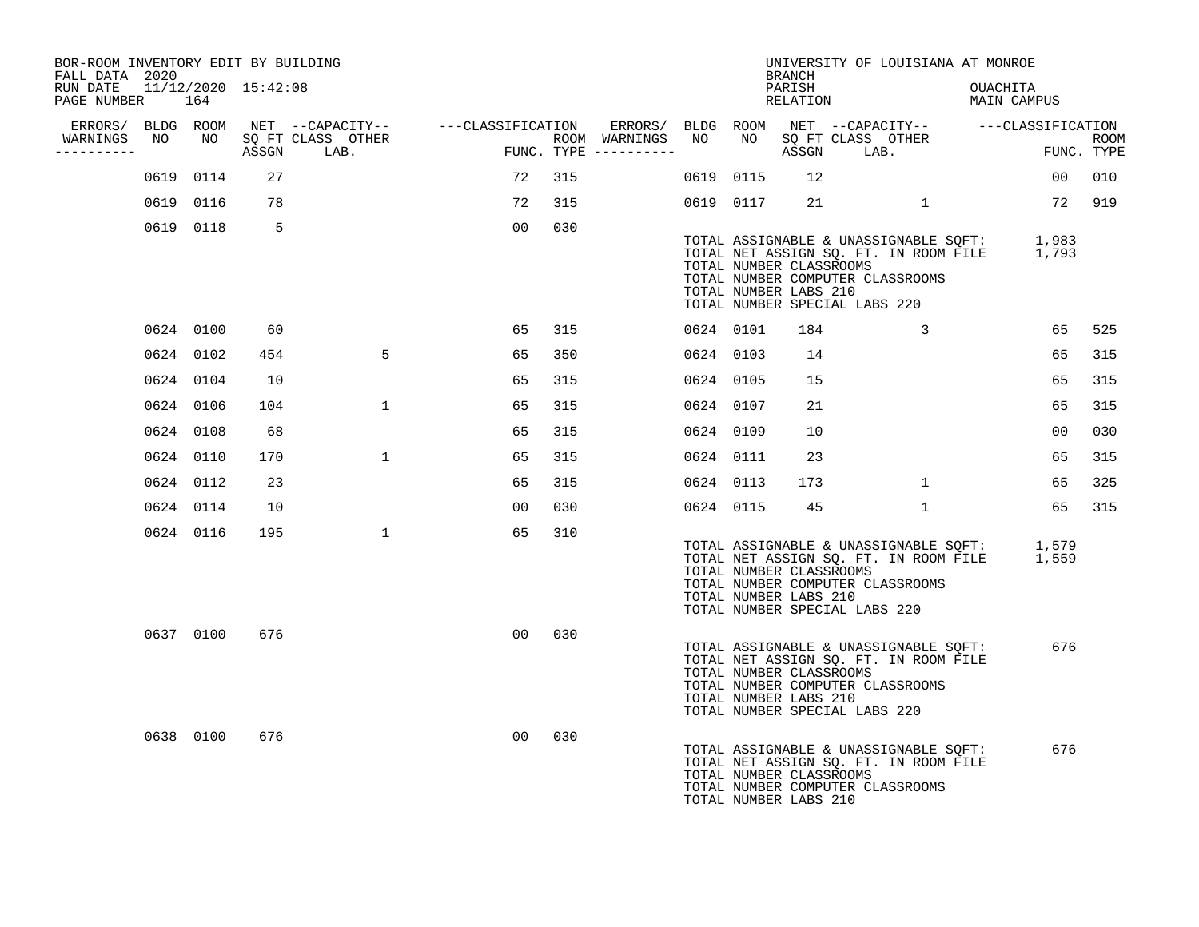BOR-ROOM INVENTORY EDIT BY BUILDING
FALL DATA 2020
RUN DATE 11/12/2020 15:42:08
PAGE NUMBER 164

UNIVERSITY OF LOUISIANA AT MONROE
BRANCH
PARISH OUACHITA
RELATION MAIN CAMPUS

| ERRORS/ WARNINGS | BLDG NO | ROOM NO | NET SQ FT ASSGN | CAPACITY CLASS LAB. | CAPACITY OTHER | CLASSIFICATION FUNC. | ROOM TYPE | ERRORS/ WARNINGS | BLDG NO | ROOM NO | NET SQ FT ASSGN | CAPACITY CLASS LAB. | CAPACITY OTHER | CLASSIFICATION FUNC. | ROOM TYPE |
|---|---|---|---|---|---|---|---|---|---|---|---|---|---|---|---|
| | 0619 | 0114 | 27 | | | 72 | 315 | | 0619 | 0115 | 12 | | | 00 | 010 |
| | 0619 | 0116 | 78 | | | 72 | 315 | | 0619 | 0117 | 21 | | 1 | 72 | 919 |
| | 0619 | 0118 | 5 | | | 00 | 030 | | | | | | | | |

TOTAL ASSIGNABLE & UNASSIGNABLE SQFT: 1,983
TOTAL NET ASSIGN SQ. FT. IN ROOM FILE 1,793
TOTAL NUMBER CLASSROOMS
TOTAL NUMBER COMPUTER CLASSROOMS
TOTAL NUMBER LABS 210
TOTAL NUMBER SPECIAL LABS 220

| ERRORS/ WARNINGS | BLDG NO | ROOM NO | NET SQ FT ASSGN | CAPACITY CLASS LAB. | CAPACITY OTHER | CLASSIFICATION FUNC. | ROOM TYPE | ERRORS/ WARNINGS | BLDG NO | ROOM NO | NET SQ FT ASSGN | CAPACITY CLASS LAB. | CAPACITY OTHER | CLASSIFICATION FUNC. | ROOM TYPE |
|---|---|---|---|---|---|---|---|---|---|---|---|---|---|---|---|
| | 0624 | 0100 | 60 | | | 65 | 315 | | 0624 | 0101 | 184 | | 3 | 65 | 525 |
| | 0624 | 0102 | 454 | | 5 | 65 | 350 | | 0624 | 0103 | 14 | | | 65 | 315 |
| | 0624 | 0104 | 10 | | | 65 | 315 | | 0624 | 0105 | 15 | | | 65 | 315 |
| | 0624 | 0106 | 104 | | 1 | 65 | 315 | | 0624 | 0107 | 21 | | | 65 | 315 |
| | 0624 | 0108 | 68 | | | 65 | 315 | | 0624 | 0109 | 10 | | | 00 | 030 |
| | 0624 | 0110 | 170 | | 1 | 65 | 315 | | 0624 | 0111 | 23 | | | 65 | 315 |
| | 0624 | 0112 | 23 | | | 65 | 315 | | 0624 | 0113 | 173 | | 1 | 65 | 325 |
| | 0624 | 0114 | 10 | | | 00 | 030 | | 0624 | 0115 | 45 | | 1 | 65 | 315 |
| | 0624 | 0116 | 195 | | 1 | 65 | 310 | | | | | | | | |

TOTAL ASSIGNABLE & UNASSIGNABLE SQFT: 1,579
TOTAL NET ASSIGN SQ. FT. IN ROOM FILE 1,559
TOTAL NUMBER CLASSROOMS
TOTAL NUMBER COMPUTER CLASSROOMS
TOTAL NUMBER LABS 210
TOTAL NUMBER SPECIAL LABS 220

| ERRORS/ WARNINGS | BLDG NO | ROOM NO | NET SQ FT ASSGN | CAPACITY CLASS LAB. | CAPACITY OTHER | CLASSIFICATION FUNC. | ROOM TYPE |
|---|---|---|---|---|---|---|---|
| | 0637 | 0100 | 676 | | | 00 | 030 |

TOTAL ASSIGNABLE & UNASSIGNABLE SQFT: 676
TOTAL NET ASSIGN SQ. FT. IN ROOM FILE
TOTAL NUMBER CLASSROOMS
TOTAL NUMBER COMPUTER CLASSROOMS
TOTAL NUMBER LABS 210
TOTAL NUMBER SPECIAL LABS 220

| ERRORS/ WARNINGS | BLDG NO | ROOM NO | NET SQ FT ASSGN | CAPACITY CLASS LAB. | CAPACITY OTHER | CLASSIFICATION FUNC. | ROOM TYPE |
|---|---|---|---|---|---|---|---|
| | 0638 | 0100 | 676 | | | 00 | 030 |

TOTAL ASSIGNABLE & UNASSIGNABLE SQFT: 676
TOTAL NET ASSIGN SQ. FT. IN ROOM FILE
TOTAL NUMBER CLASSROOMS
TOTAL NUMBER COMPUTER CLASSROOMS
TOTAL NUMBER LABS 210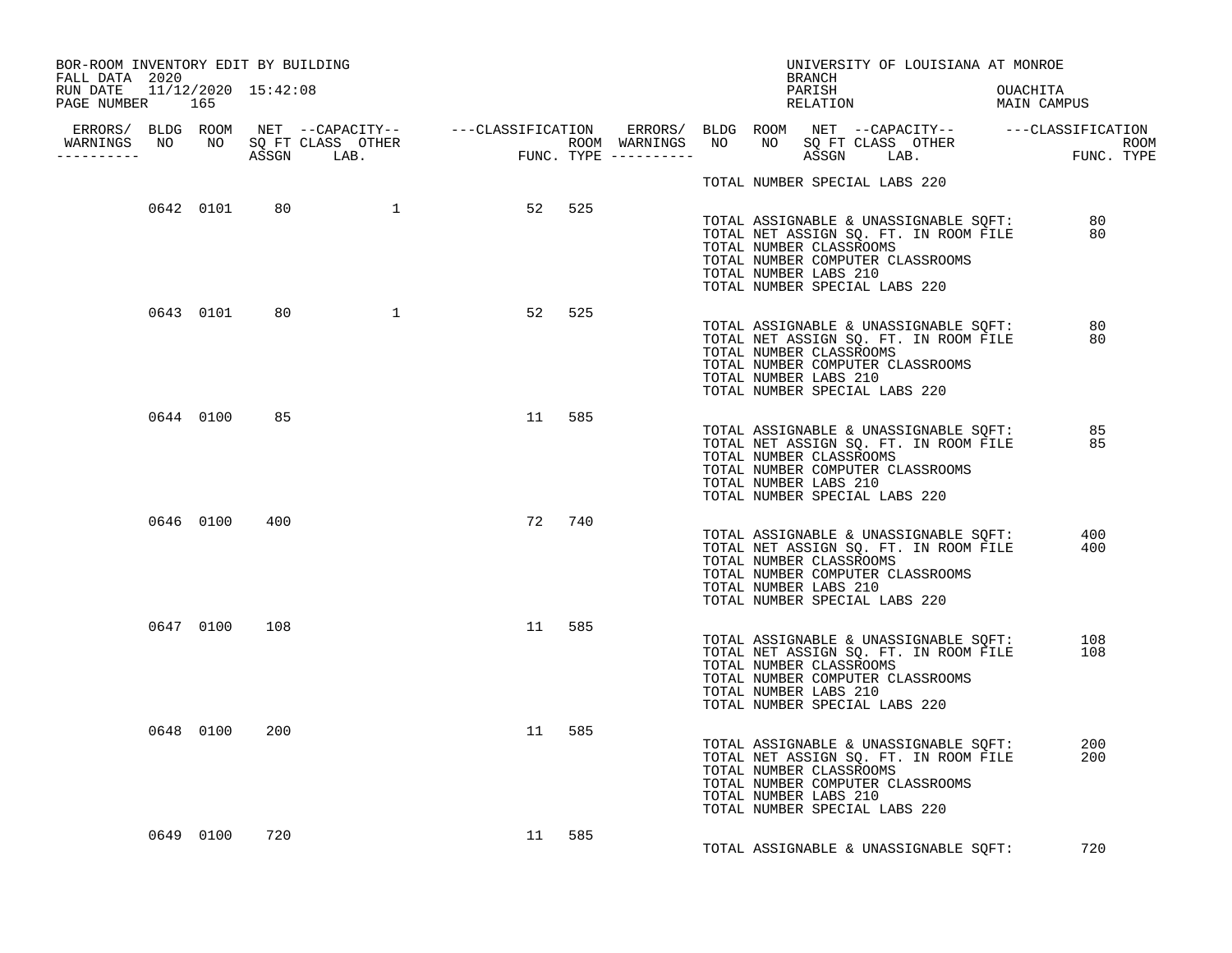BOR-ROOM INVENTORY EDIT BY BUILDING
FALL DATA 2020
RUN DATE 11/12/2020 15:42:08

UNIVERSITY OF LOUISIANA AT MONROE
BRANCH
PARISH OUACHITA
RELATION MAIN CAMPUS

| ERRORS/ WARNINGS | BLDG NO | ROOM NO | NET SQ FT ASSGN | CAPACITY CLASS LAB. | CAPACITY OTHER | CLASSIFICATION FUNC. | ROOM TYPE | ERRORS/ ROOM WARNINGS |
|---|---|---|---|---|---|---|---|---|
| | 0642 | 0101 | 80 | | 1 | 52 | 525 | |
| | 0643 | 0101 | 80 | | 1 | 52 | 525 | |
| | 0644 | 0100 | 85 | | | 11 | 585 | |
| | 0646 | 0100 | 400 | | | 72 | 740 | |
| | 0647 | 0100 | 108 | | | 11 | 585 | |
| | 0648 | 0100 | 200 | | | 11 | 585 | |
| | 0649 | 0100 | 720 | | | 11 | 585 | |

TOTAL NUMBER SPECIAL LABS 220

**Building 0642**

TOTAL ASSIGNABLE & UNASSIGNABLE SQFT: 80
TOTAL NET ASSIGN SQ. FT. IN ROOM FILE 80
TOTAL NUMBER CLASSROOMS
TOTAL NUMBER COMPUTER CLASSROOMS
TOTAL NUMBER LABS 210
TOTAL NUMBER SPECIAL LABS 220

**Building 0643**

TOTAL ASSIGNABLE & UNASSIGNABLE SQFT: 80
TOTAL NET ASSIGN SQ. FT. IN ROOM FILE 80
TOTAL NUMBER CLASSROOMS
TOTAL NUMBER COMPUTER CLASSROOMS
TOTAL NUMBER LABS 210
TOTAL NUMBER SPECIAL LABS 220

**Building 0644**

TOTAL ASSIGNABLE & UNASSIGNABLE SQFT: 85
TOTAL NET ASSIGN SQ. FT. IN ROOM FILE 85
TOTAL NUMBER CLASSROOMS
TOTAL NUMBER COMPUTER CLASSROOMS
TOTAL NUMBER LABS 210
TOTAL NUMBER SPECIAL LABS 220

**Building 0646**

TOTAL ASSIGNABLE & UNASSIGNABLE SQFT: 400
TOTAL NET ASSIGN SQ. FT. IN ROOM FILE 400
TOTAL NUMBER CLASSROOMS
TOTAL NUMBER COMPUTER CLASSROOMS
TOTAL NUMBER LABS 210
TOTAL NUMBER SPECIAL LABS 220

**Building 0647**

TOTAL ASSIGNABLE & UNASSIGNABLE SQFT: 108
TOTAL NET ASSIGN SQ. FT. IN ROOM FILE 108
TOTAL NUMBER CLASSROOMS
TOTAL NUMBER COMPUTER CLASSROOMS
TOTAL NUMBER LABS 210
TOTAL NUMBER SPECIAL LABS 220

**Building 0648**

TOTAL ASSIGNABLE & UNASSIGNABLE SQFT: 200
TOTAL NET ASSIGN SQ. FT. IN ROOM FILE 200
TOTAL NUMBER CLASSROOMS
TOTAL NUMBER COMPUTER CLASSROOMS
TOTAL NUMBER LABS 210
TOTAL NUMBER SPECIAL LABS 220

**Building 0649**

TOTAL ASSIGNABLE & UNASSIGNABLE SQFT: 720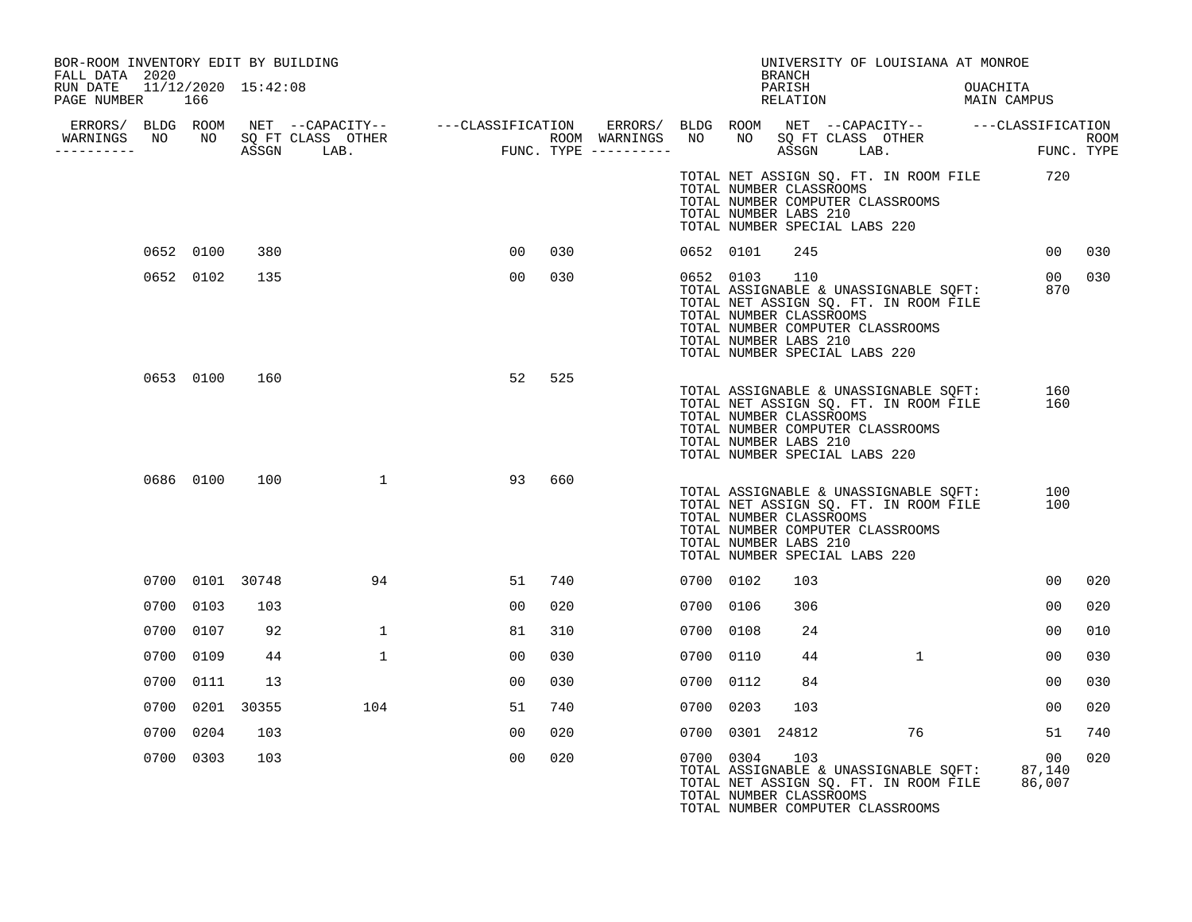BOR-ROOM INVENTORY EDIT BY BUILDING
FALL DATA 2020
RUN DATE 11/12/2020 15:42:08
PAGE NUMBER 166

UNIVERSITY OF LOUISIANA AT MONROE
BRANCH
PARISH OUACHITA
RELATION MAIN CAMPUS

| ERRORS/ WARNINGS | BLDG NO | ROOM NO | NET SQ FT ASSGN | CAPACITY CLASS LAB. | CAPACITY OTHER | CLASSIFICATION FUNC. | ROOM TYPE | ERRORS/ WARNINGS | BLDG NO | ROOM NO | NET SQ FT ASSGN | CAPACITY CLASS LAB. | CAPACITY OTHER | CLASSIFICATION FUNC. | ROOM TYPE |
|---|---|---|---|---|---|---|---|---|---|---|---|---|---|---|---|
| | | | | | | | | | TOTAL NET ASSIGN SQ. FT. IN ROOM FILE | | 720 | | | | |
| | | | | | | | | | TOTAL NUMBER CLASSROOMS | | | | | | |
| | | | | | | | | | TOTAL NUMBER COMPUTER CLASSROOMS | | | | | | |
| | | | | | | | | | TOTAL NUMBER LABS 210 | | | | | | |
| | | | | | | | | | TOTAL NUMBER SPECIAL LABS 220 | | | | | | |
| | 0652 | 0100 | 380 | | | 00 | 030 | | 0652 | 0101 | 245 | | | 00 | 030 |
| | 0652 | 0102 | 135 | | | 00 | 030 | | 0652 | 0103 | 110 | | | 00 | 030 |
| | | | | | | | | | TOTAL ASSIGNABLE & UNASSIGNABLE SQFT: | | 870 | | | | |
| | | | | | | | | | TOTAL NET ASSIGN SQ. FT. IN ROOM FILE | | | | | | |
| | | | | | | | | | TOTAL NUMBER CLASSROOMS | | | | | | |
| | | | | | | | | | TOTAL NUMBER COMPUTER CLASSROOMS | | | | | | |
| | | | | | | | | | TOTAL NUMBER LABS 210 | | | | | | |
| | | | | | | | | | TOTAL NUMBER SPECIAL LABS 220 | | | | | | |
| | 0653 | 0100 | 160 | | | 52 | 525 | | | | | | | | |
| | | | | | | | | | TOTAL ASSIGNABLE & UNASSIGNABLE SQFT: | | 160 | | | | |
| | | | | | | | | | TOTAL NET ASSIGN SQ. FT. IN ROOM FILE | | 160 | | | | |
| | | | | | | | | | TOTAL NUMBER CLASSROOMS | | | | | | |
| | | | | | | | | | TOTAL NUMBER COMPUTER CLASSROOMS | | | | | | |
| | | | | | | | | | TOTAL NUMBER LABS 210 | | | | | | |
| | | | | | | | | | TOTAL NUMBER SPECIAL LABS 220 | | | | | | |
| | 0686 | 0100 | 100 | | 1 | 93 | 660 | | | | | | | | |
| | | | | | | | | | TOTAL ASSIGNABLE & UNASSIGNABLE SQFT: | | 100 | | | | |
| | | | | | | | | | TOTAL NET ASSIGN SQ. FT. IN ROOM FILE | | 100 | | | | |
| | | | | | | | | | TOTAL NUMBER CLASSROOMS | | | | | | |
| | | | | | | | | | TOTAL NUMBER COMPUTER CLASSROOMS | | | | | | |
| | | | | | | | | | TOTAL NUMBER LABS 210 | | | | | | |
| | | | | | | | | | TOTAL NUMBER SPECIAL LABS 220 | | | | | | |
| | 0700 | 0101 | 30748 | | 94 | 51 | 740 | | 0700 | 0102 | 103 | | | 00 | 020 |
| | 0700 | 0103 | 103 | | | 00 | 020 | | 0700 | 0106 | 306 | | | 00 | 020 |
| | 0700 | 0107 | 92 | | 1 | 81 | 310 | | 0700 | 0108 | 24 | | | 00 | 010 |
| | 0700 | 0109 | 44 | | 1 | 00 | 030 | | 0700 | 0110 | 44 | | 1 | 00 | 030 |
| | 0700 | 0111 | 13 | | | 00 | 030 | | 0700 | 0112 | 84 | | | 00 | 030 |
| | 0700 | 0201 | 30355 | | 104 | 51 | 740 | | 0700 | 0203 | 103 | | | 00 | 020 |
| | 0700 | 0204 | 103 | | | 00 | 020 | | 0700 | 0301 | 24812 | | 76 | 51 | 740 |
| | 0700 | 0303 | 103 | | | 00 | 020 | | 0700 | 0304 | 103 | | | 00 | 020 |
| | | | | | | | | | TOTAL ASSIGNABLE & UNASSIGNABLE SQFT: | | 87,140 | | | | |
| | | | | | | | | | TOTAL NET ASSIGN SQ. FT. IN ROOM FILE | | 86,007 | | | | |
| | | | | | | | | | TOTAL NUMBER CLASSROOMS | | | | | | |
| | | | | | | | | | TOTAL NUMBER COMPUTER CLASSROOMS | | | | | | |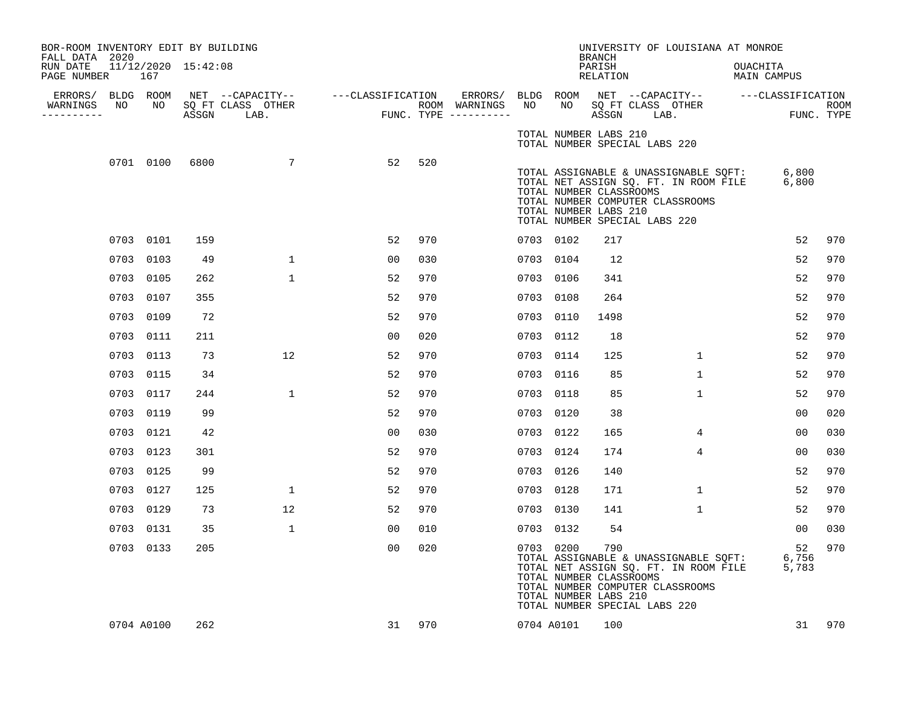BOR-ROOM INVENTORY EDIT BY BUILDING
FALL DATA 2020
RUN DATE 11/12/2020 15:42:08
PAGE NUMBER 167

UNIVERSITY OF LOUISIANA AT MONROE
BRANCH
PARISH OUACHITA
RELATION MAIN CAMPUS

| ERRORS/ WARNINGS | BLDG NO | ROOM NO | NET ASSGN SQ FT | CAPACITY CLASS LAB. | CAPACITY OTHER | CLASSIFICATION FUNC. | ROOM TYPE | ERRORS/ WARNINGS | BLDG NO | ROOM NO | NET ASSGN SQ FT | CAPACITY CLASS LAB. | CAPACITY OTHER | CLASSIFICATION FUNC. | ROOM TYPE |
|---|---|---|---|---|---|---|---|---|---|---|---|---|---|---|---|
| | | | | | | | | | TOTAL NUMBER LABS 210 | | | | | | |
| | | | | | | | | | TOTAL NUMBER SPECIAL LABS 220 | | | | | | |
| | 0701 | 0100 | 6800 | | 7 | 52 | 520 | | TOTAL ASSIGNABLE & UNASSIGNABLE SQFT: | | | | | 6,800 | |
| | | | | | | | | | TOTAL NET ASSIGN SQ. FT. IN ROOM FILE | | | | | 6,800 | |
| | | | | | | | | | TOTAL NUMBER CLASSROOMS | | | | | | |
| | | | | | | | | | TOTAL NUMBER COMPUTER CLASSROOMS | | | | | | |
| | | | | | | | | | TOTAL NUMBER LABS 210 | | | | | | |
| | | | | | | | | | TOTAL NUMBER SPECIAL LABS 220 | | | | | | |
| | 0703 | 0101 | 159 | | | 52 | 970 | | 0703 | 0102 | 217 | | | 52 | 970 |
| | 0703 | 0103 | 49 | | 1 | 00 | 030 | | 0703 | 0104 | 12 | | | 52 | 970 |
| | 0703 | 0105 | 262 | | 1 | 52 | 970 | | 0703 | 0106 | 341 | | | 52 | 970 |
| | 0703 | 0107 | 355 | | | 52 | 970 | | 0703 | 0108 | 264 | | | 52 | 970 |
| | 0703 | 0109 | 72 | | | 52 | 970 | | 0703 | 0110 | 1498 | | | 52 | 970 |
| | 0703 | 0111 | 211 | | | 00 | 020 | | 0703 | 0112 | 18 | | | 52 | 970 |
| | 0703 | 0113 | 73 | | 12 | 52 | 970 | | 0703 | 0114 | 125 | | 1 | 52 | 970 |
| | 0703 | 0115 | 34 | | | 52 | 970 | | 0703 | 0116 | 85 | | 1 | 52 | 970 |
| | 0703 | 0117 | 244 | | 1 | 52 | 970 | | 0703 | 0118 | 85 | | 1 | 52 | 970 |
| | 0703 | 0119 | 99 | | | 52 | 970 | | 0703 | 0120 | 38 | | | 00 | 020 |
| | 0703 | 0121 | 42 | | | 00 | 030 | | 0703 | 0122 | 165 | | 4 | 00 | 030 |
| | 0703 | 0123 | 301 | | | 52 | 970 | | 0703 | 0124 | 174 | | 4 | 00 | 030 |
| | 0703 | 0125 | 99 | | | 52 | 970 | | 0703 | 0126 | 140 | | | 52 | 970 |
| | 0703 | 0127 | 125 | | 1 | 52 | 970 | | 0703 | 0128 | 171 | | 1 | 52 | 970 |
| | 0703 | 0129 | 73 | | 12 | 52 | 970 | | 0703 | 0130 | 141 | | 1 | 52 | 970 |
| | 0703 | 0131 | 35 | | 1 | 00 | 010 | | 0703 | 0132 | 54 | | | 00 | 030 |
| | 0703 | 0133 | 205 | | | 00 | 020 | | 0703 | 0200 | 790 | | | 52 | 970 |
| | | | | | | | | | TOTAL ASSIGNABLE & UNASSIGNABLE SQFT: | | | | | 6,756 | |
| | | | | | | | | | TOTAL NET ASSIGN SQ. FT. IN ROOM FILE | | | | | 5,783 | |
| | | | | | | | | | TOTAL NUMBER CLASSROOMS | | | | | | |
| | | | | | | | | | TOTAL NUMBER COMPUTER CLASSROOMS | | | | | | |
| | | | | | | | | | TOTAL NUMBER LABS 210 | | | | | | |
| | | | | | | | | | TOTAL NUMBER SPECIAL LABS 220 | | | | | | |
| | 0704 | A0100 | 262 | | | 31 | 970 | | 0704 | A0101 | 100 | | | 31 | 970 |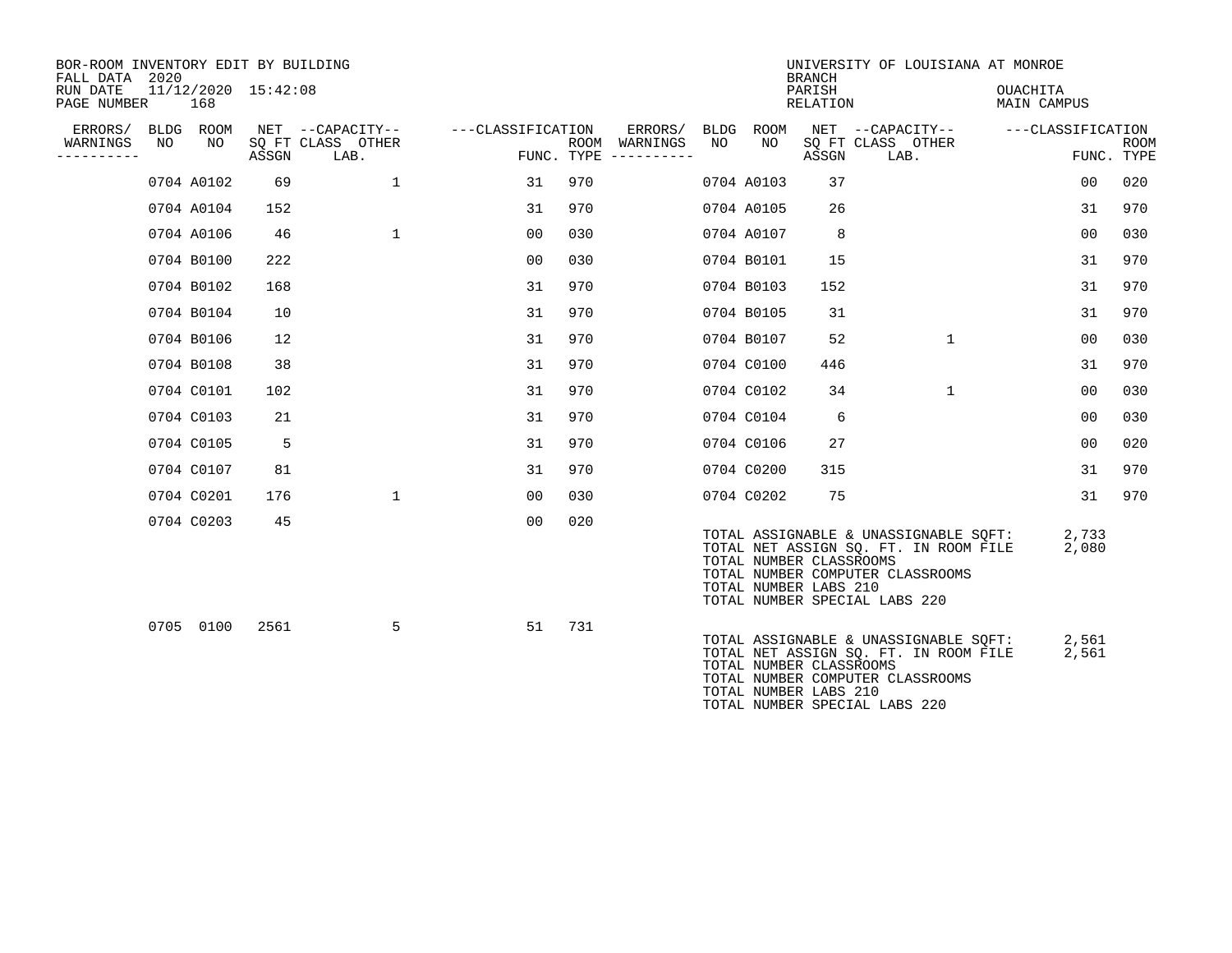BOR-ROOM INVENTORY EDIT BY BUILDING
FALL DATA 2020
RUN DATE 11/12/2020 15:42:08
PAGE NUMBER 168

UNIVERSITY OF LOUISIANA AT MONROE
BRANCH
PARISH OUACHITA
RELATION MAIN CAMPUS

| ERRORS/ WARNINGS | BLDG NO | ROOM NO | NET SQ FT ASSGN | CAPACITY CLASS LAB. | CAPACITY OTHER | CLASSIFICATION FUNC. | ROOM TYPE | ERRORS/ WARNINGS | BLDG NO | ROOM NO | NET SQ FT ASSGN | CAPACITY CLASS LAB. | CAPACITY OTHER | CLASSIFICATION FUNC. | ROOM TYPE |
|---|---|---|---|---|---|---|---|---|---|---|---|---|---|---|---|
| | 0704 | A0102 | 69 | | 1 | 31 | 970 | | 0704 | A0103 | 37 | | | 00 | 020 |
| | 0704 | A0104 | 152 | | | 31 | 970 | | 0704 | A0105 | 26 | | | 31 | 970 |
| | 0704 | A0106 | 46 | | 1 | 00 | 030 | | 0704 | A0107 | 8 | | | 00 | 030 |
| | 0704 | B0100 | 222 | | | 00 | 030 | | 0704 | B0101 | 15 | | | 31 | 970 |
| | 0704 | B0102 | 168 | | | 31 | 970 | | 0704 | B0103 | 152 | | | 31 | 970 |
| | 0704 | B0104 | 10 | | | 31 | 970 | | 0704 | B0105 | 31 | | | 31 | 970 |
| | 0704 | B0106 | 12 | | | 31 | 970 | | 0704 | B0107 | 52 | | 1 | 00 | 030 |
| | 0704 | B0108 | 38 | | | 31 | 970 | | 0704 | C0100 | 446 | | | 31 | 970 |
| | 0704 | C0101 | 102 | | | 31 | 970 | | 0704 | C0102 | 34 | | 1 | 00 | 030 |
| | 0704 | C0103 | 21 | | | 31 | 970 | | 0704 | C0104 | 6 | | | 00 | 030 |
| | 0704 | C0105 | 5 | | | 31 | 970 | | 0704 | C0106 | 27 | | | 00 | 020 |
| | 0704 | C0107 | 81 | | | 31 | 970 | | 0704 | C0200 | 315 | | | 31 | 970 |
| | 0704 | C0201 | 176 | | 1 | 00 | 030 | | 0704 | C0202 | 75 | | | 31 | 970 |
| | 0704 | C0203 | 45 | | | 00 | 020 | | | | | | | | |

TOTAL ASSIGNABLE & UNASSIGNABLE SQFT: 2,733
TOTAL NET ASSIGN SQ. FT. IN ROOM FILE 2,080
TOTAL NUMBER CLASSROOMS
TOTAL NUMBER COMPUTER CLASSROOMS
TOTAL NUMBER LABS 210
TOTAL NUMBER SPECIAL LABS 220

| ERRORS/ WARNINGS | BLDG NO | ROOM NO | NET SQ FT ASSGN | CAPACITY CLASS LAB. | CAPACITY OTHER | CLASSIFICATION FUNC. | ROOM TYPE |
|---|---|---|---|---|---|---|---|
| | 0705 | 0100 | 2561 | | 5 | 51 | 731 |

TOTAL ASSIGNABLE & UNASSIGNABLE SQFT: 2,561
TOTAL NET ASSIGN SQ. FT. IN ROOM FILE 2,561
TOTAL NUMBER CLASSROOMS
TOTAL NUMBER COMPUTER CLASSROOMS
TOTAL NUMBER LABS 210
TOTAL NUMBER SPECIAL LABS 220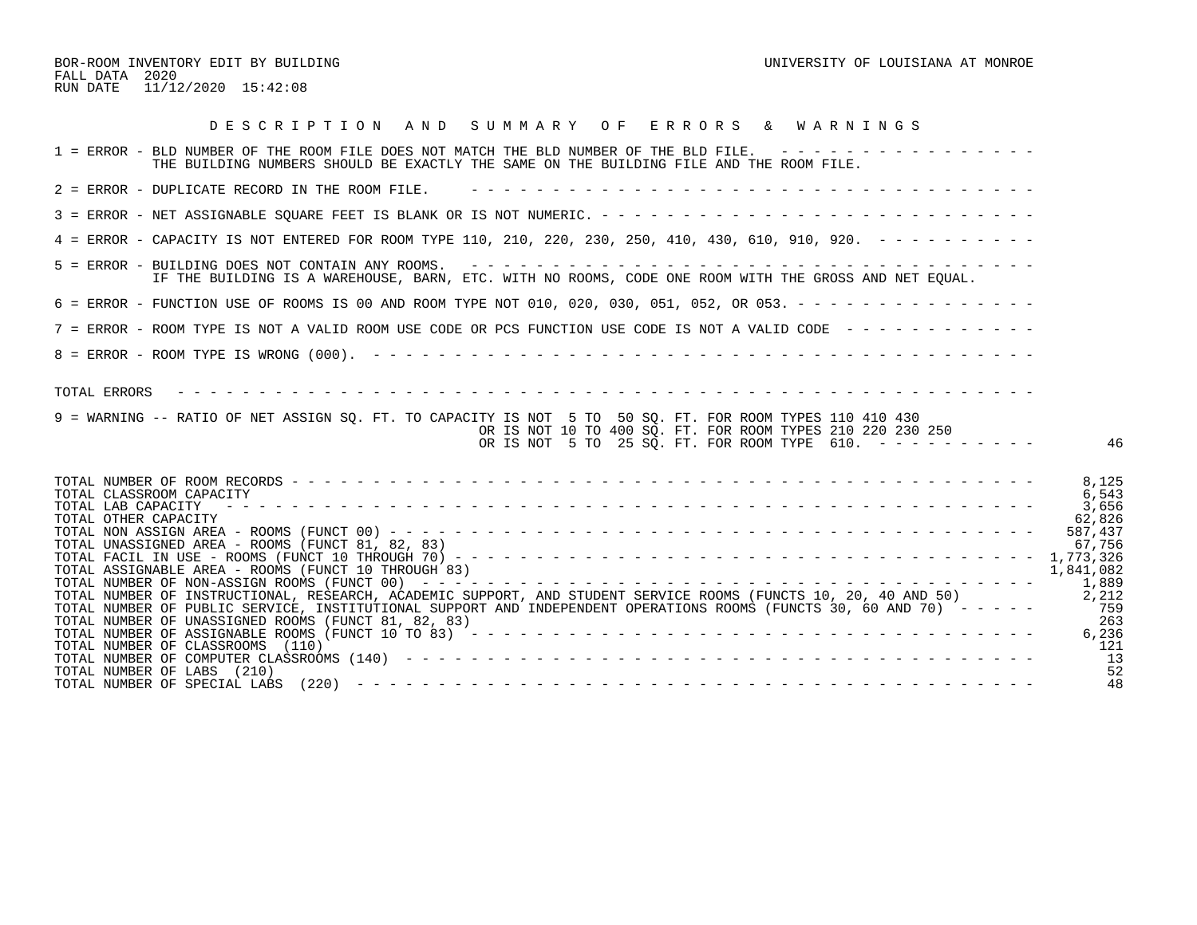BOR-ROOM INVENTORY EDIT BY BUILDING
FALL DATA 2020
RUN DATE 11/12/2020 15:42:08

UNIVERSITY OF LOUISIANA AT MONROE

## D E S C R I P T I O N   A N D   S U M M A R Y   O F   E R R O R S   &   W A R N I N G S

| | |
|---|---|
| 1 = ERROR - BLD NUMBER OF THE ROOM FILE DOES NOT MATCH THE BLD NUMBER OF THE BLD FILE. THE BUILDING NUMBERS SHOULD BE EXACTLY THE SAME ON THE BUILDING FILE AND THE ROOM FILE. | |
| 2 = ERROR - DUPLICATE RECORD IN THE ROOM FILE. | |
| 3 = ERROR - NET ASSIGNABLE SQUARE FEET IS BLANK OR IS NOT NUMERIC. | |
| 4 = ERROR - CAPACITY IS NOT ENTERED FOR ROOM TYPE 110, 210, 220, 230, 250, 410, 430, 610, 910, 920. | |
| 5 = ERROR - BUILDING DOES NOT CONTAIN ANY ROOMS. IF THE BUILDING IS A WAREHOUSE, BARN, ETC. WITH NO ROOMS, CODE ONE ROOM WITH THE GROSS AND NET EQUAL. | |
| 6 = ERROR - FUNCTION USE OF ROOMS IS 00 AND ROOM TYPE NOT 010, 020, 030, 051, 052, OR 053. | |
| 7 = ERROR - ROOM TYPE IS NOT A VALID ROOM USE CODE OR PCS FUNCTION USE CODE IS NOT A VALID CODE | |
| 8 = ERROR - ROOM TYPE IS WRONG (000). | |
| TOTAL ERRORS | |
| 9 = WARNING -- RATIO OF NET ASSIGN SQ. FT. TO CAPACITY IS NOT 5 TO 50 SQ. FT. FOR ROOM TYPES 110 410 430 OR IS NOT 10 TO 400 SQ. FT. FOR ROOM TYPES 210 220 230 250 OR IS NOT 5 TO 25 SQ. FT. FOR ROOM TYPE 610. | 46 |

| | |
|---|---:|
| TOTAL NUMBER OF ROOM RECORDS | 8,125 |
| TOTAL CLASSROOM CAPACITY | 6,543 |
| TOTAL LAB CAPACITY | 3,656 |
| TOTAL OTHER CAPACITY | 62,826 |
| TOTAL NON ASSIGN AREA - ROOMS (FUNCT 00) | 587,437 |
| TOTAL UNASSIGNED AREA - ROOMS (FUNCT 81, 82, 83) | 67,756 |
| TOTAL FACIL IN USE - ROOMS (FUNCT 10 THROUGH 70) | 1,773,326 |
| TOTAL ASSIGNABLE AREA - ROOMS (FUNCT 10 THROUGH 83) | 1,841,082 |
| TOTAL NUMBER OF NON-ASSIGN ROOMS (FUNCT 00) | 1,889 |
| TOTAL NUMBER OF INSTRUCTIONAL, RESEARCH, ACADEMIC SUPPORT, AND STUDENT SERVICE ROOMS (FUNCTS 10, 20, 40 AND 50) | 2,212 |
| TOTAL NUMBER OF PUBLIC SERVICE, INSTITUTIONAL SUPPORT AND INDEPENDENT OPERATIONS ROOMS (FUNCTS 30, 60 AND 70) | 759 |
| TOTAL NUMBER OF UNASSIGNED ROOMS (FUNCT 81, 82, 83) | 263 |
| TOTAL NUMBER OF ASSIGNABLE ROOMS (FUNCT 10 TO 83) | 6,236 |
| TOTAL NUMBER OF CLASSROOMS (110) | 121 |
| TOTAL NUMBER OF COMPUTER CLASSROOMS (140) | 13 |
| TOTAL NUMBER OF LABS (210) | 52 |
| TOTAL NUMBER OF SPECIAL LABS (220) | 48 |